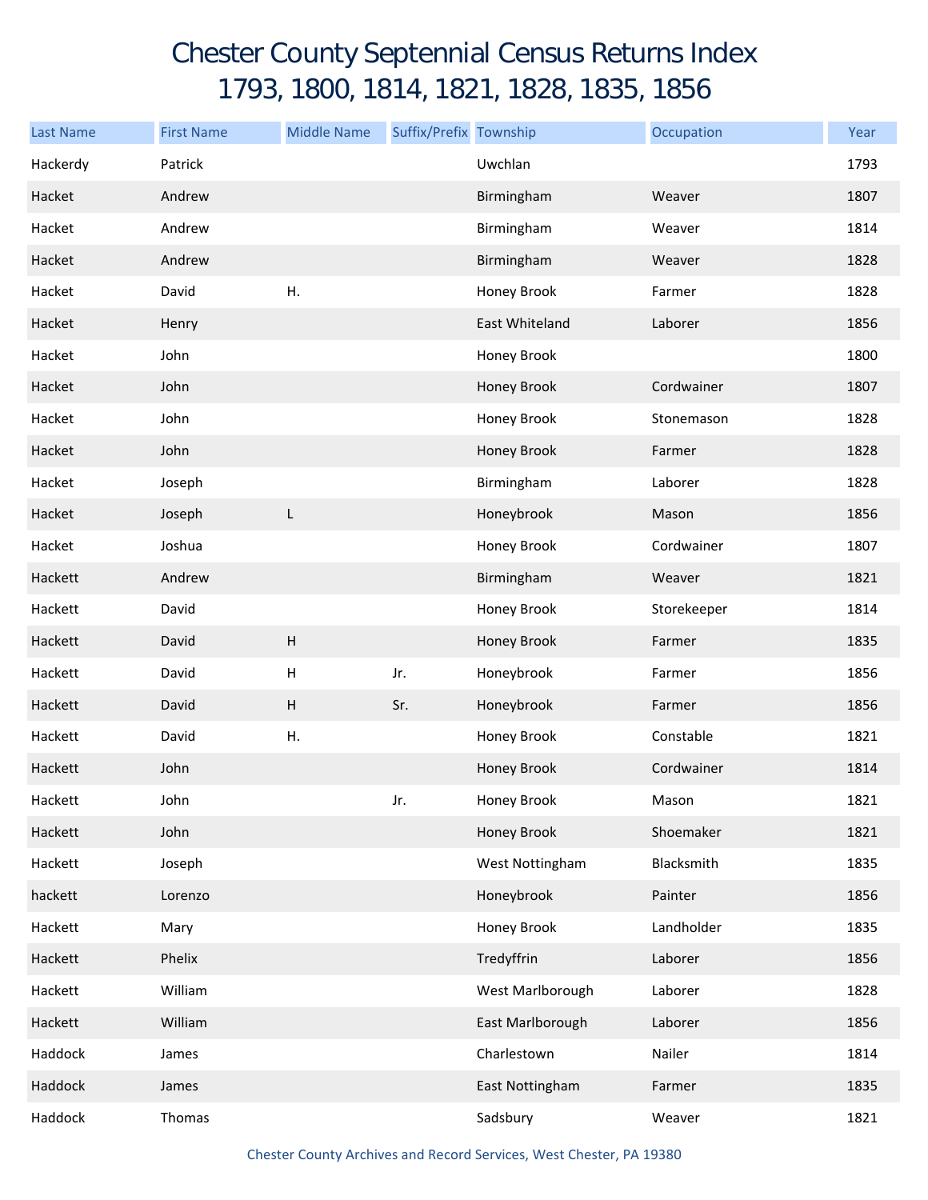# Chester County Septennial Census Returns Index
# 1793, 1800, 1814, 1821, 1828, 1835, 1856

| Last Name | First Name | Middle Name | Suffix/Prefix | Township | Occupation | Year |
|---|---|---|---|---|---|---|
| Hackerdy | Patrick | | | Uwchlan | | 1793 |
| Hacket | Andrew | | | Birmingham | Weaver | 1807 |
| Hacket | Andrew | | | Birmingham | Weaver | 1814 |
| Hacket | Andrew | | | Birmingham | Weaver | 1828 |
| Hacket | David | H. | | Honey Brook | Farmer | 1828 |
| Hacket | Henry | | | East Whiteland | Laborer | 1856 |
| Hacket | John | | | Honey Brook | | 1800 |
| Hacket | John | | | Honey Brook | Cordwainer | 1807 |
| Hacket | John | | | Honey Brook | Stonemason | 1828 |
| Hacket | John | | | Honey Brook | Farmer | 1828 |
| Hacket | Joseph | | | Birmingham | Laborer | 1828 |
| Hacket | Joseph | L | | Honeybrook | Mason | 1856 |
| Hacket | Joshua | | | Honey Brook | Cordwainer | 1807 |
| Hackett | Andrew | | | Birmingham | Weaver | 1821 |
| Hackett | David | | | Honey Brook | Storekeeper | 1814 |
| Hackett | David | H | | Honey Brook | Farmer | 1835 |
| Hackett | David | H | Jr. | Honeybrook | Farmer | 1856 |
| Hackett | David | H | Sr. | Honeybrook | Farmer | 1856 |
| Hackett | David | H. | | Honey Brook | Constable | 1821 |
| Hackett | John | | | Honey Brook | Cordwainer | 1814 |
| Hackett | John | | Jr. | Honey Brook | Mason | 1821 |
| Hackett | John | | | Honey Brook | Shoemaker | 1821 |
| Hackett | Joseph | | | West Nottingham | Blacksmith | 1835 |
| hackett | Lorenzo | | | Honeybrook | Painter | 1856 |
| Hackett | Mary | | | Honey Brook | Landholder | 1835 |
| Hackett | Phelix | | | Tredyffrin | Laborer | 1856 |
| Hackett | William | | | West Marlborough | Laborer | 1828 |
| Hackett | William | | | East Marlborough | Laborer | 1856 |
| Haddock | James | | | Charlestown | Nailer | 1814 |
| Haddock | James | | | East Nottingham | Farmer | 1835 |
| Haddock | Thomas | | | Sadsbury | Weaver | 1821 |

Chester County Archives and Record Services, West Chester, PA 19380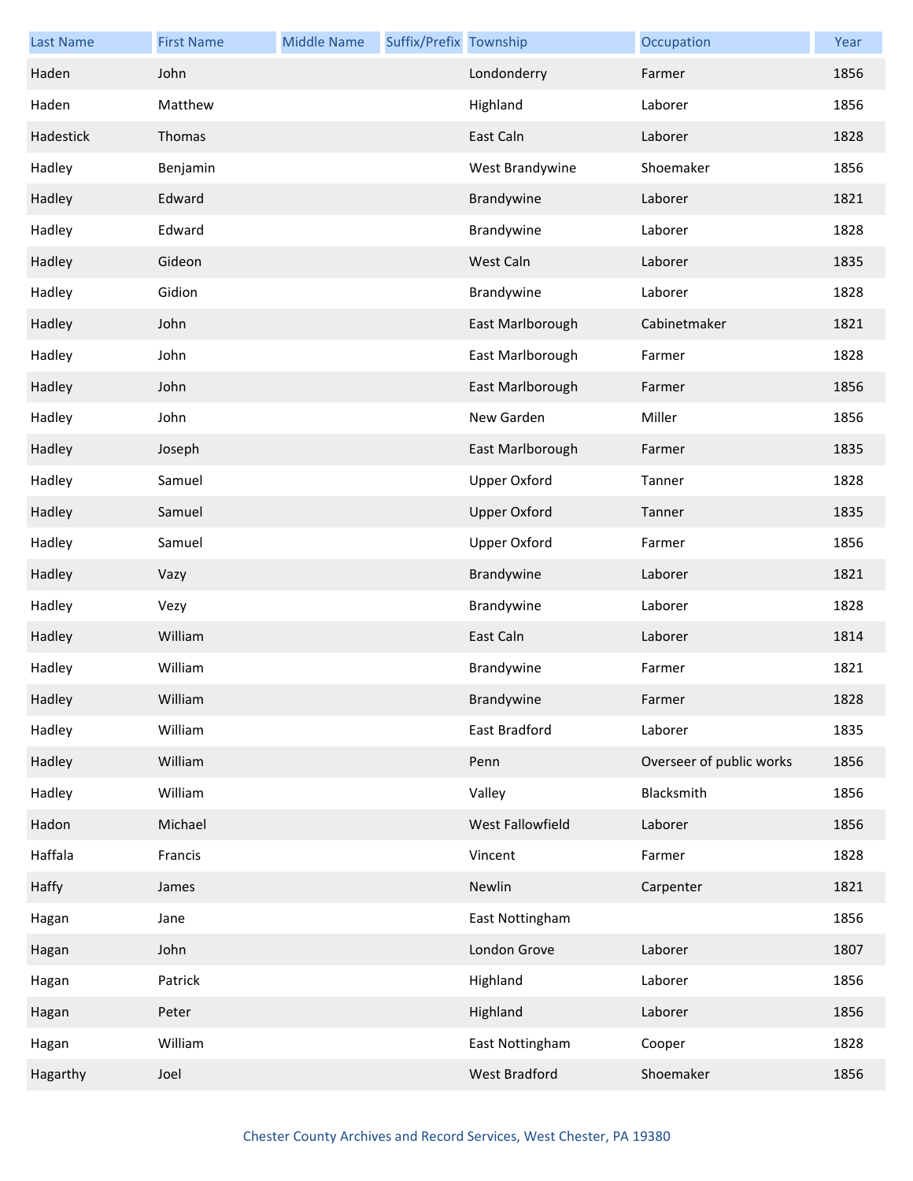| Last Name | First Name | Middle Name | Suffix/Prefix | Township | Occupation | Year |
|---|---|---|---|---|---|---|
| Haden | John | | | Londonderry | Farmer | 1856 |
| Haden | Matthew | | | Highland | Laborer | 1856 |
| Hadestick | Thomas | | | East Caln | Laborer | 1828 |
| Hadley | Benjamin | | | West Brandywine | Shoemaker | 1856 |
| Hadley | Edward | | | Brandywine | Laborer | 1821 |
| Hadley | Edward | | | Brandywine | Laborer | 1828 |
| Hadley | Gideon | | | West Caln | Laborer | 1835 |
| Hadley | Gidion | | | Brandywine | Laborer | 1828 |
| Hadley | John | | | East Marlborough | Cabinetmaker | 1821 |
| Hadley | John | | | East Marlborough | Farmer | 1828 |
| Hadley | John | | | East Marlborough | Farmer | 1856 |
| Hadley | John | | | New Garden | Miller | 1856 |
| Hadley | Joseph | | | East Marlborough | Farmer | 1835 |
| Hadley | Samuel | | | Upper Oxford | Tanner | 1828 |
| Hadley | Samuel | | | Upper Oxford | Tanner | 1835 |
| Hadley | Samuel | | | Upper Oxford | Farmer | 1856 |
| Hadley | Vazy | | | Brandywine | Laborer | 1821 |
| Hadley | Vezy | | | Brandywine | Laborer | 1828 |
| Hadley | William | | | East Caln | Laborer | 1814 |
| Hadley | William | | | Brandywine | Farmer | 1821 |
| Hadley | William | | | Brandywine | Farmer | 1828 |
| Hadley | William | | | East Bradford | Laborer | 1835 |
| Hadley | William | | | Penn | Overseer of public works | 1856 |
| Hadley | William | | | Valley | Blacksmith | 1856 |
| Hadon | Michael | | | West Fallowfield | Laborer | 1856 |
| Haffala | Francis | | | Vincent | Farmer | 1828 |
| Haffy | James | | | Newlin | Carpenter | 1821 |
| Hagan | Jane | | | East Nottingham | | 1856 |
| Hagan | John | | | London Grove | Laborer | 1807 |
| Hagan | Patrick | | | Highland | Laborer | 1856 |
| Hagan | Peter | | | Highland | Laborer | 1856 |
| Hagan | William | | | East Nottingham | Cooper | 1828 |
| Hagarthy | Joel | | | West Bradford | Shoemaker | 1856 |

Chester County Archives and Record Services, West Chester, PA 19380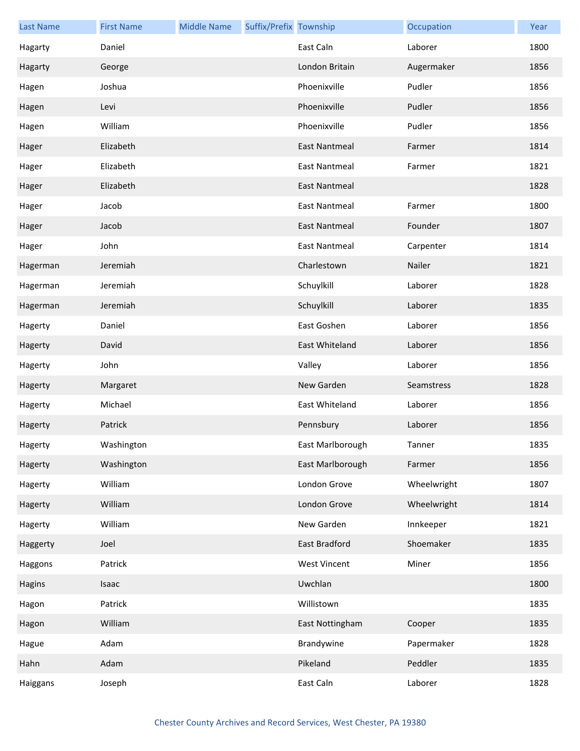| Last Name | First Name | Middle Name | Suffix/Prefix | Township | Occupation | Year |
|---|---|---|---|---|---|---|
| Hagarty | Daniel | | | East Caln | Laborer | 1800 |
| Hagarty | George | | | London Britain | Augermaker | 1856 |
| Hagen | Joshua | | | Phoenixville | Pudler | 1856 |
| Hagen | Levi | | | Phoenixville | Pudler | 1856 |
| Hagen | William | | | Phoenixville | Pudler | 1856 |
| Hager | Elizabeth | | | East Nantmeal | Farmer | 1814 |
| Hager | Elizabeth | | | East Nantmeal | Farmer | 1821 |
| Hager | Elizabeth | | | East Nantmeal | | 1828 |
| Hager | Jacob | | | East Nantmeal | Farmer | 1800 |
| Hager | Jacob | | | East Nantmeal | Founder | 1807 |
| Hager | John | | | East Nantmeal | Carpenter | 1814 |
| Hagerman | Jeremiah | | | Charlestown | Nailer | 1821 |
| Hagerman | Jeremiah | | | Schuylkill | Laborer | 1828 |
| Hagerman | Jeremiah | | | Schuylkill | Laborer | 1835 |
| Hagerty | Daniel | | | East Goshen | Laborer | 1856 |
| Hagerty | David | | | East Whiteland | Laborer | 1856 |
| Hagerty | John | | | Valley | Laborer | 1856 |
| Hagerty | Margaret | | | New Garden | Seamstress | 1828 |
| Hagerty | Michael | | | East Whiteland | Laborer | 1856 |
| Hagerty | Patrick | | | Pennsbury | Laborer | 1856 |
| Hagerty | Washington | | | East Marlborough | Tanner | 1835 |
| Hagerty | Washington | | | East Marlborough | Farmer | 1856 |
| Hagerty | William | | | London Grove | Wheelwright | 1807 |
| Hagerty | William | | | London Grove | Wheelwright | 1814 |
| Hagerty | William | | | New Garden | Innkeeper | 1821 |
| Haggerty | Joel | | | East Bradford | Shoemaker | 1835 |
| Haggons | Patrick | | | West Vincent | Miner | 1856 |
| Hagins | Isaac | | | Uwchlan | | 1800 |
| Hagon | Patrick | | | Willistown | | 1835 |
| Hagon | William | | | East Nottingham | Cooper | 1835 |
| Hague | Adam | | | Brandywine | Papermaker | 1828 |
| Hahn | Adam | | | Pikeland | Peddler | 1835 |
| Haiggans | Joseph | | | East Caln | Laborer | 1828 |

Chester County Archives and Record Services, West Chester, PA 19380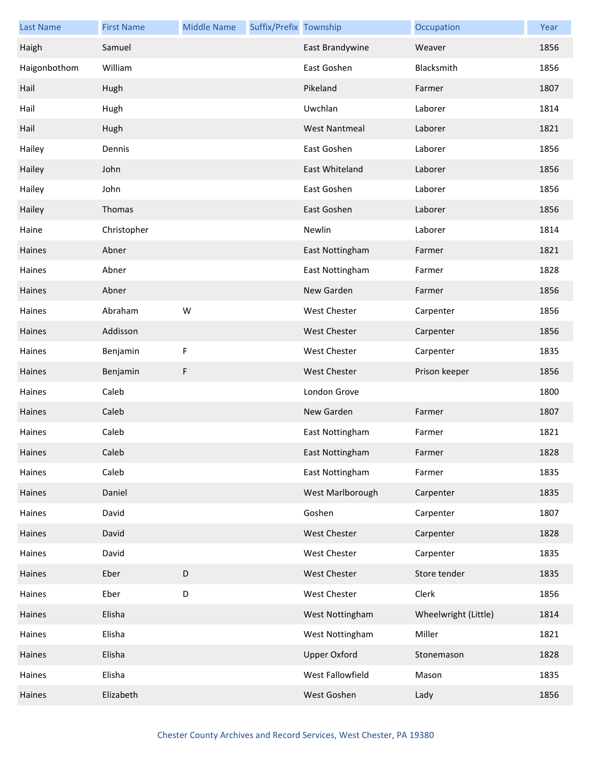| Last Name | First Name | Middle Name | Suffix/Prefix | Township | Occupation | Year |
|---|---|---|---|---|---|---|
| Haigh | Samuel | | | East Brandywine | Weaver | 1856 |
| Haigonbothom | William | | | East Goshen | Blacksmith | 1856 |
| Hail | Hugh | | | Pikeland | Farmer | 1807 |
| Hail | Hugh | | | Uwchlan | Laborer | 1814 |
| Hail | Hugh | | | West Nantmeal | Laborer | 1821 |
| Hailey | Dennis | | | East Goshen | Laborer | 1856 |
| Hailey | John | | | East Whiteland | Laborer | 1856 |
| Hailey | John | | | East Goshen | Laborer | 1856 |
| Hailey | Thomas | | | East Goshen | Laborer | 1856 |
| Haine | Christopher | | | Newlin | Laborer | 1814 |
| Haines | Abner | | | East Nottingham | Farmer | 1821 |
| Haines | Abner | | | East Nottingham | Farmer | 1828 |
| Haines | Abner | | | New Garden | Farmer | 1856 |
| Haines | Abraham | W | | West Chester | Carpenter | 1856 |
| Haines | Addisson | | | West Chester | Carpenter | 1856 |
| Haines | Benjamin | F | | West Chester | Carpenter | 1835 |
| Haines | Benjamin | F | | West Chester | Prison keeper | 1856 |
| Haines | Caleb | | | London Grove | | 1800 |
| Haines | Caleb | | | New Garden | Farmer | 1807 |
| Haines | Caleb | | | East Nottingham | Farmer | 1821 |
| Haines | Caleb | | | East Nottingham | Farmer | 1828 |
| Haines | Caleb | | | East Nottingham | Farmer | 1835 |
| Haines | Daniel | | | West Marlborough | Carpenter | 1835 |
| Haines | David | | | Goshen | Carpenter | 1807 |
| Haines | David | | | West Chester | Carpenter | 1828 |
| Haines | David | | | West Chester | Carpenter | 1835 |
| Haines | Eber | D | | West Chester | Store tender | 1835 |
| Haines | Eber | D | | West Chester | Clerk | 1856 |
| Haines | Elisha | | | West Nottingham | Wheelwright (Little) | 1814 |
| Haines | Elisha | | | West Nottingham | Miller | 1821 |
| Haines | Elisha | | | Upper Oxford | Stonemason | 1828 |
| Haines | Elisha | | | West Fallowfield | Mason | 1835 |
| Haines | Elizabeth | | | West Goshen | Lady | 1856 |

Chester County Archives and Record Services, West Chester, PA 19380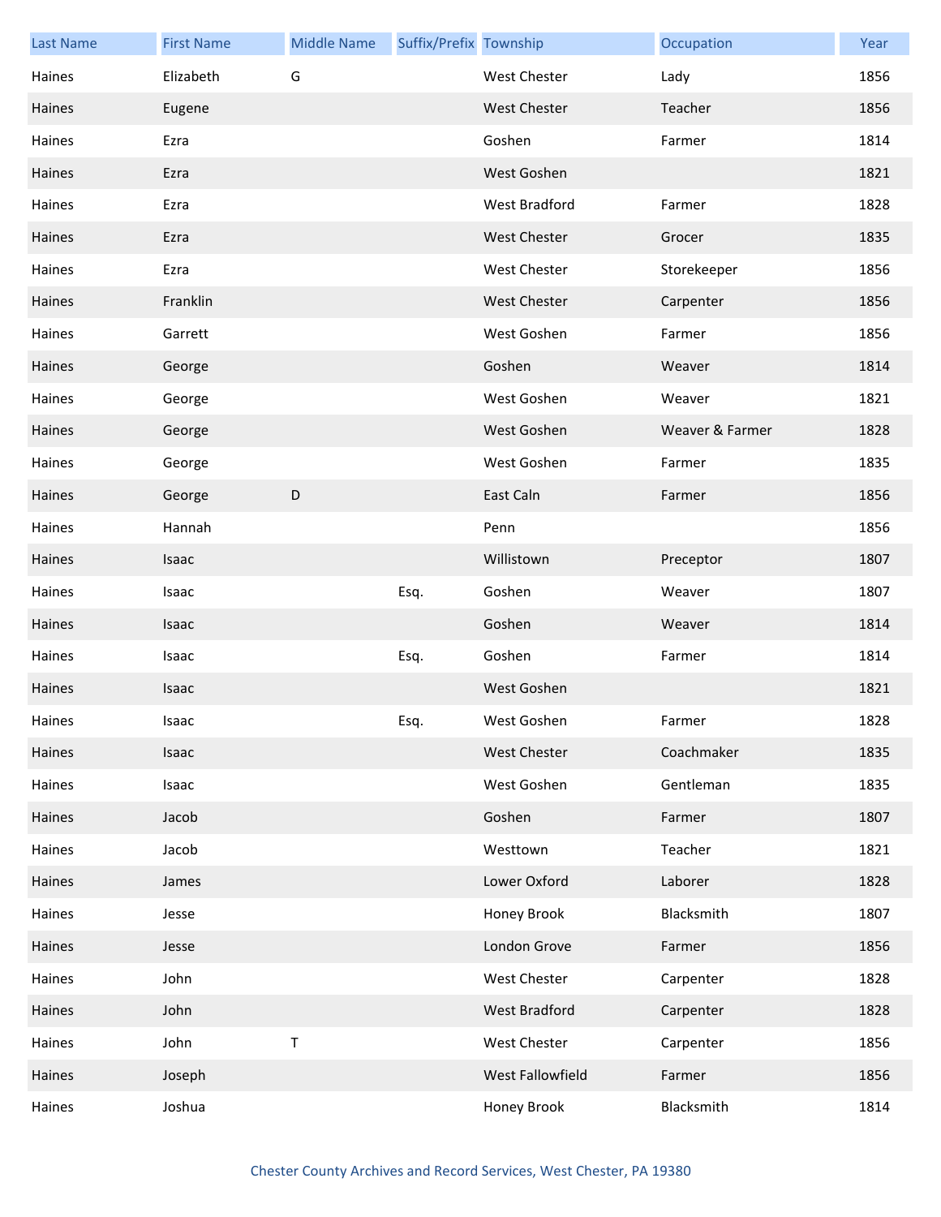| Last Name | First Name | Middle Name | Suffix/Prefix | Township | Occupation | Year |
| --- | --- | --- | --- | --- | --- | --- |
| Haines | Elizabeth | G | | West Chester | Lady | 1856 |
| Haines | Eugene | | | West Chester | Teacher | 1856 |
| Haines | Ezra | | | Goshen | Farmer | 1814 |
| Haines | Ezra | | | West Goshen | | 1821 |
| Haines | Ezra | | | West Bradford | Farmer | 1828 |
| Haines | Ezra | | | West Chester | Grocer | 1835 |
| Haines | Ezra | | | West Chester | Storekeeper | 1856 |
| Haines | Franklin | | | West Chester | Carpenter | 1856 |
| Haines | Garrett | | | West Goshen | Farmer | 1856 |
| Haines | George | | | Goshen | Weaver | 1814 |
| Haines | George | | | West Goshen | Weaver | 1821 |
| Haines | George | | | West Goshen | Weaver & Farmer | 1828 |
| Haines | George | | | West Goshen | Farmer | 1835 |
| Haines | George | D | | East Caln | Farmer | 1856 |
| Haines | Hannah | | | Penn | | 1856 |
| Haines | Isaac | | | Willistown | Preceptor | 1807 |
| Haines | Isaac | | Esq. | Goshen | Weaver | 1807 |
| Haines | Isaac | | | Goshen | Weaver | 1814 |
| Haines | Isaac | | Esq. | Goshen | Farmer | 1814 |
| Haines | Isaac | | | West Goshen | | 1821 |
| Haines | Isaac | | Esq. | West Goshen | Farmer | 1828 |
| Haines | Isaac | | | West Chester | Coachmaker | 1835 |
| Haines | Isaac | | | West Goshen | Gentleman | 1835 |
| Haines | Jacob | | | Goshen | Farmer | 1807 |
| Haines | Jacob | | | Westtown | Teacher | 1821 |
| Haines | James | | | Lower Oxford | Laborer | 1828 |
| Haines | Jesse | | | Honey Brook | Blacksmith | 1807 |
| Haines | Jesse | | | London Grove | Farmer | 1856 |
| Haines | John | | | West Chester | Carpenter | 1828 |
| Haines | John | | | West Bradford | Carpenter | 1828 |
| Haines | John | T | | West Chester | Carpenter | 1856 |
| Haines | Joseph | | | West Fallowfield | Farmer | 1856 |
| Haines | Joshua | | | Honey Brook | Blacksmith | 1814 |

Chester County Archives and Record Services, West Chester, PA 19380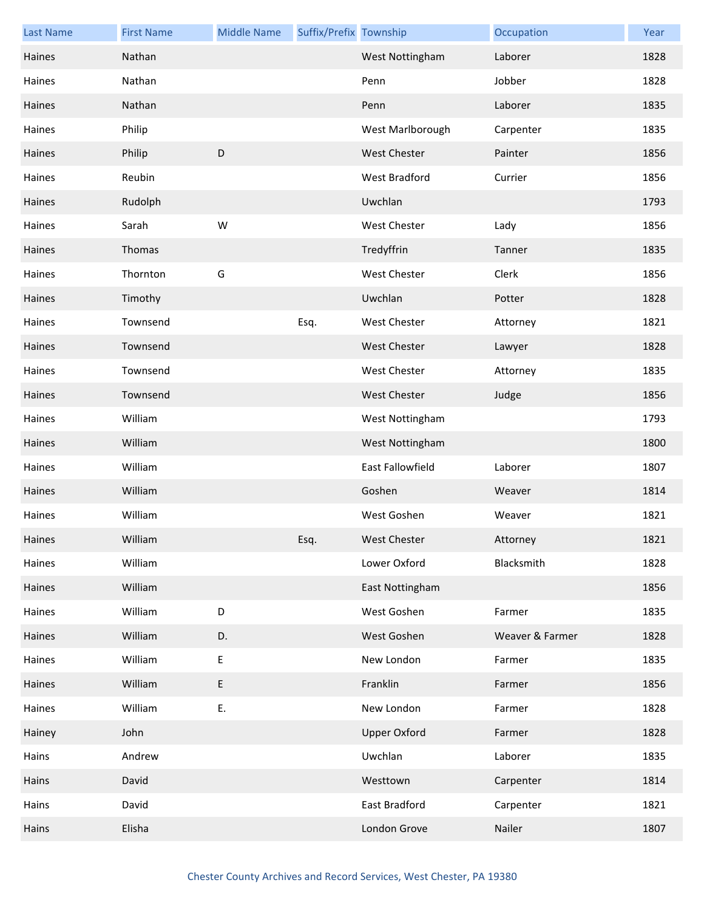| Last Name | First Name | Middle Name | Suffix/Prefix | Township | Occupation | Year |
|---|---|---|---|---|---|---|
| Haines | Nathan | | | West Nottingham | Laborer | 1828 |
| Haines | Nathan | | | Penn | Jobber | 1828 |
| Haines | Nathan | | | Penn | Laborer | 1835 |
| Haines | Philip | | | West Marlborough | Carpenter | 1835 |
| Haines | Philip | D | | West Chester | Painter | 1856 |
| Haines | Reubin | | | West Bradford | Currier | 1856 |
| Haines | Rudolph | | | Uwchlan | | 1793 |
| Haines | Sarah | W | | West Chester | Lady | 1856 |
| Haines | Thomas | | | Tredyffrin | Tanner | 1835 |
| Haines | Thornton | G | | West Chester | Clerk | 1856 |
| Haines | Timothy | | | Uwchlan | Potter | 1828 |
| Haines | Townsend | | Esq. | West Chester | Attorney | 1821 |
| Haines | Townsend | | | West Chester | Lawyer | 1828 |
| Haines | Townsend | | | West Chester | Attorney | 1835 |
| Haines | Townsend | | | West Chester | Judge | 1856 |
| Haines | William | | | West Nottingham | | 1793 |
| Haines | William | | | West Nottingham | | 1800 |
| Haines | William | | | East Fallowfield | Laborer | 1807 |
| Haines | William | | | Goshen | Weaver | 1814 |
| Haines | William | | | West Goshen | Weaver | 1821 |
| Haines | William | | Esq. | West Chester | Attorney | 1821 |
| Haines | William | | | Lower Oxford | Blacksmith | 1828 |
| Haines | William | | | East Nottingham | | 1856 |
| Haines | William | D | | West Goshen | Farmer | 1835 |
| Haines | William | D. | | West Goshen | Weaver & Farmer | 1828 |
| Haines | William | E | | New London | Farmer | 1835 |
| Haines | William | E | | Franklin | Farmer | 1856 |
| Haines | William | E. | | New London | Farmer | 1828 |
| Hainey | John | | | Upper Oxford | Farmer | 1828 |
| Hains | Andrew | | | Uwchlan | Laborer | 1835 |
| Hains | David | | | Westtown | Carpenter | 1814 |
| Hains | David | | | East Bradford | Carpenter | 1821 |
| Hains | Elisha | | | London Grove | Nailer | 1807 |

Chester County Archives and Record Services, West Chester, PA 19380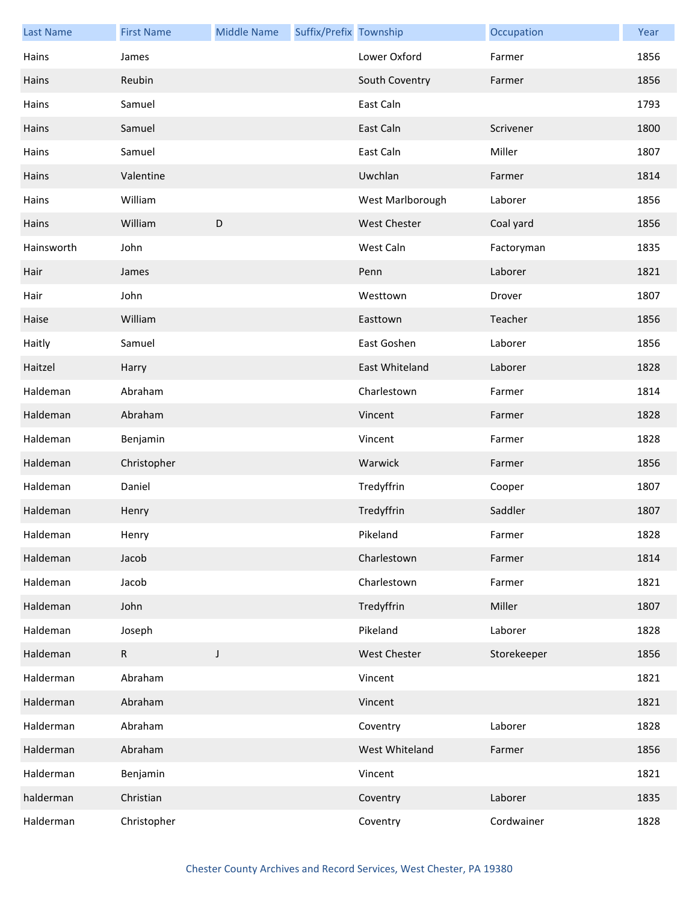| Last Name | First Name | Middle Name | Suffix/Prefix | Township | Occupation | Year |
|---|---|---|---|---|---|---|
| Hains | James | | | Lower Oxford | Farmer | 1856 |
| Hains | Reubin | | | South Coventry | Farmer | 1856 |
| Hains | Samuel | | | East Caln | | 1793 |
| Hains | Samuel | | | East Caln | Scrivener | 1800 |
| Hains | Samuel | | | East Caln | Miller | 1807 |
| Hains | Valentine | | | Uwchlan | Farmer | 1814 |
| Hains | William | | | West Marlborough | Laborer | 1856 |
| Hains | William | D | | West Chester | Coal yard | 1856 |
| Hainsworth | John | | | West Caln | Factoryman | 1835 |
| Hair | James | | | Penn | Laborer | 1821 |
| Hair | John | | | Westtown | Drover | 1807 |
| Haise | William | | | Easttown | Teacher | 1856 |
| Haitly | Samuel | | | East Goshen | Laborer | 1856 |
| Haitzel | Harry | | | East Whiteland | Laborer | 1828 |
| Haldeman | Abraham | | | Charlestown | Farmer | 1814 |
| Haldeman | Abraham | | | Vincent | Farmer | 1828 |
| Haldeman | Benjamin | | | Vincent | Farmer | 1828 |
| Haldeman | Christopher | | | Warwick | Farmer | 1856 |
| Haldeman | Daniel | | | Tredyffrin | Cooper | 1807 |
| Haldeman | Henry | | | Tredyffrin | Saddler | 1807 |
| Haldeman | Henry | | | Pikeland | Farmer | 1828 |
| Haldeman | Jacob | | | Charlestown | Farmer | 1814 |
| Haldeman | Jacob | | | Charlestown | Farmer | 1821 |
| Haldeman | John | | | Tredyffrin | Miller | 1807 |
| Haldeman | Joseph | | | Pikeland | Laborer | 1828 |
| Haldeman | R | J | | West Chester | Storekeeper | 1856 |
| Halderman | Abraham | | | Vincent | | 1821 |
| Halderman | Abraham | | | Vincent | | 1821 |
| Halderman | Abraham | | | Coventry | Laborer | 1828 |
| Halderman | Abraham | | | West Whiteland | Farmer | 1856 |
| Halderman | Benjamin | | | Vincent | | 1821 |
| halderman | Christian | | | Coventry | Laborer | 1835 |
| Halderman | Christopher | | | Coventry | Cordwainer | 1828 |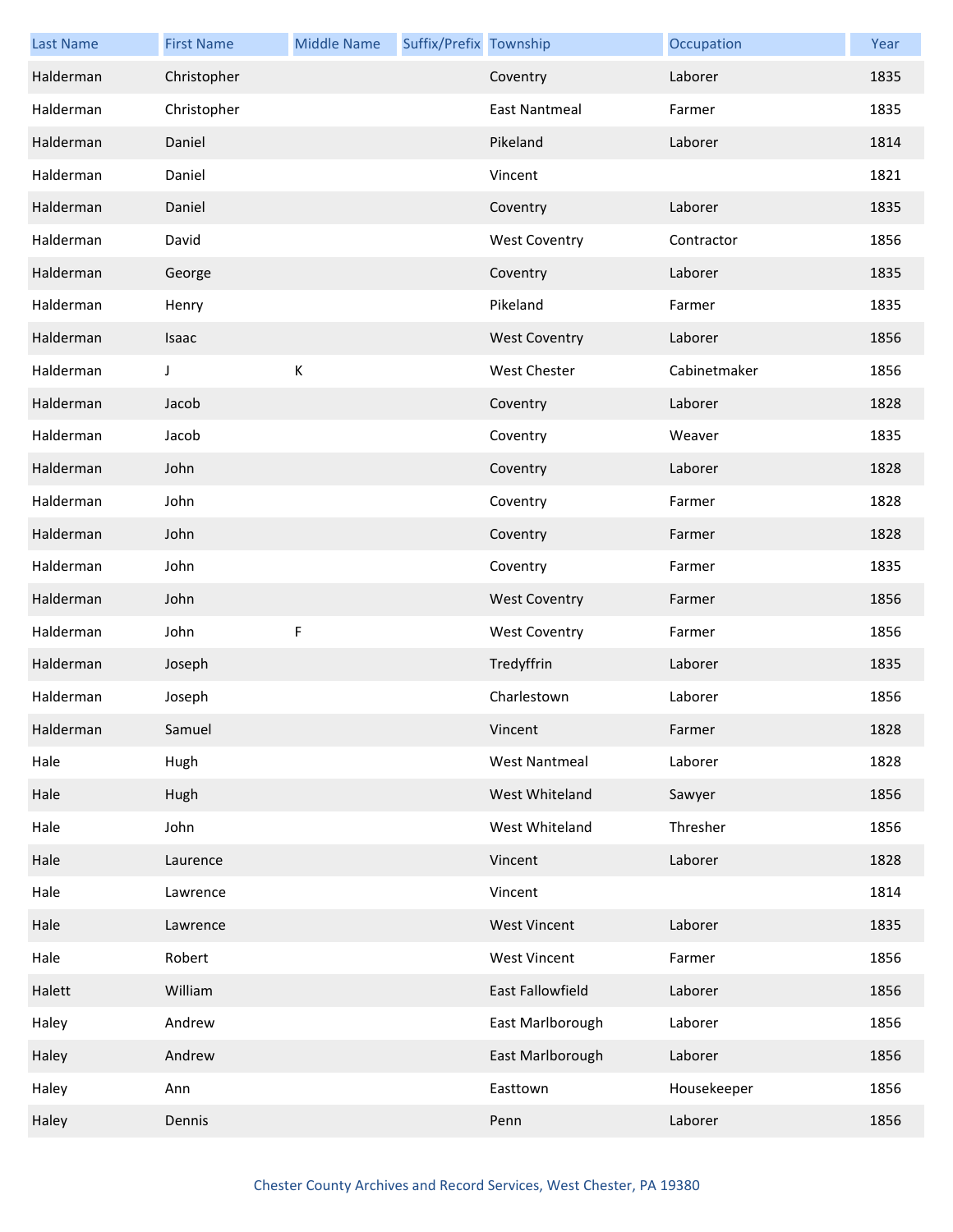| Last Name | First Name | Middle Name | Suffix/Prefix | Township | Occupation | Year |
| --- | --- | --- | --- | --- | --- | --- |
| Halderman | Christopher | | | Coventry | Laborer | 1835 |
| Halderman | Christopher | | | East Nantmeal | Farmer | 1835 |
| Halderman | Daniel | | | Pikeland | Laborer | 1814 |
| Halderman | Daniel | | | Vincent | | 1821 |
| Halderman | Daniel | | | Coventry | Laborer | 1835 |
| Halderman | David | | | West Coventry | Contractor | 1856 |
| Halderman | George | | | Coventry | Laborer | 1835 |
| Halderman | Henry | | | Pikeland | Farmer | 1835 |
| Halderman | Isaac | | | West Coventry | Laborer | 1856 |
| Halderman | J | K | | West Chester | Cabinetmaker | 1856 |
| Halderman | Jacob | | | Coventry | Laborer | 1828 |
| Halderman | Jacob | | | Coventry | Weaver | 1835 |
| Halderman | John | | | Coventry | Laborer | 1828 |
| Halderman | John | | | Coventry | Farmer | 1828 |
| Halderman | John | | | Coventry | Farmer | 1828 |
| Halderman | John | | | Coventry | Farmer | 1835 |
| Halderman | John | | | West Coventry | Farmer | 1856 |
| Halderman | John | F | | West Coventry | Farmer | 1856 |
| Halderman | Joseph | | | Tredyffrin | Laborer | 1835 |
| Halderman | Joseph | | | Charlestown | Laborer | 1856 |
| Halderman | Samuel | | | Vincent | Farmer | 1828 |
| Hale | Hugh | | | West Nantmeal | Laborer | 1828 |
| Hale | Hugh | | | West Whiteland | Sawyer | 1856 |
| Hale | John | | | West Whiteland | Thresher | 1856 |
| Hale | Laurence | | | Vincent | Laborer | 1828 |
| Hale | Lawrence | | | Vincent | | 1814 |
| Hale | Lawrence | | | West Vincent | Laborer | 1835 |
| Hale | Robert | | | West Vincent | Farmer | 1856 |
| Halett | William | | | East Fallowfield | Laborer | 1856 |
| Haley | Andrew | | | East Marlborough | Laborer | 1856 |
| Haley | Andrew | | | East Marlborough | Laborer | 1856 |
| Haley | Ann | | | Easttown | Housekeeper | 1856 |
| Haley | Dennis | | | Penn | Laborer | 1856 |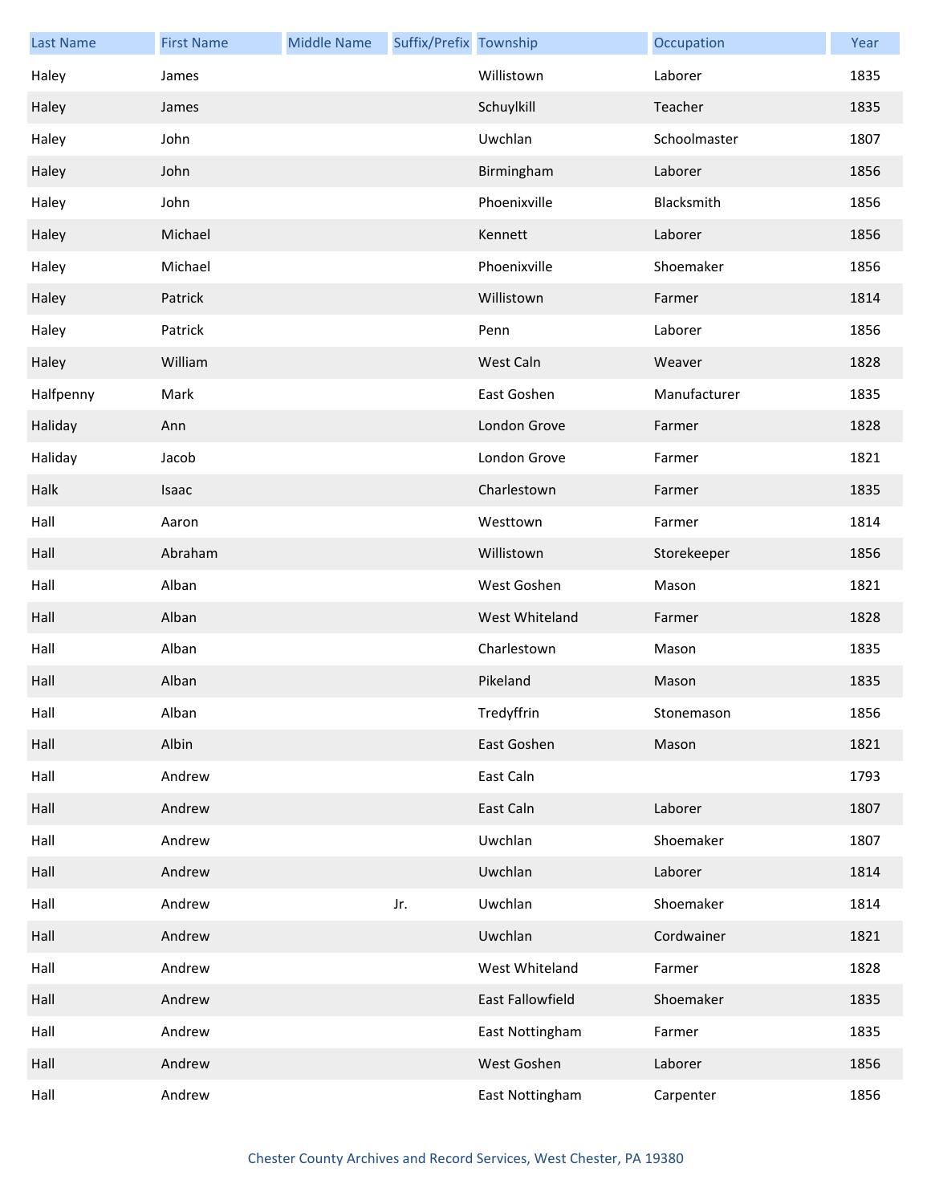| Last Name | First Name | Middle Name | Suffix/Prefix | Township | Occupation | Year |
|---|---|---|---|---|---|---|
| Haley | James | | | Willistown | Laborer | 1835 |
| Haley | James | | | Schuylkill | Teacher | 1835 |
| Haley | John | | | Uwchlan | Schoolmaster | 1807 |
| Haley | John | | | Birmingham | Laborer | 1856 |
| Haley | John | | | Phoenixville | Blacksmith | 1856 |
| Haley | Michael | | | Kennett | Laborer | 1856 |
| Haley | Michael | | | Phoenixville | Shoemaker | 1856 |
| Haley | Patrick | | | Willistown | Farmer | 1814 |
| Haley | Patrick | | | Penn | Laborer | 1856 |
| Haley | William | | | West Caln | Weaver | 1828 |
| Halfpenny | Mark | | | East Goshen | Manufacturer | 1835 |
| Haliday | Ann | | | London Grove | Farmer | 1828 |
| Haliday | Jacob | | | London Grove | Farmer | 1821 |
| Halk | Isaac | | | Charlestown | Farmer | 1835 |
| Hall | Aaron | | | Westtown | Farmer | 1814 |
| Hall | Abraham | | | Willistown | Storekeeper | 1856 |
| Hall | Alban | | | West Goshen | Mason | 1821 |
| Hall | Alban | | | West Whiteland | Farmer | 1828 |
| Hall | Alban | | | Charlestown | Mason | 1835 |
| Hall | Alban | | | Pikeland | Mason | 1835 |
| Hall | Alban | | | Tredyffrin | Stonemason | 1856 |
| Hall | Albin | | | East Goshen | Mason | 1821 |
| Hall | Andrew | | | East Caln | | 1793 |
| Hall | Andrew | | | East Caln | Laborer | 1807 |
| Hall | Andrew | | | Uwchlan | Shoemaker | 1807 |
| Hall | Andrew | | | Uwchlan | Laborer | 1814 |
| Hall | Andrew | | Jr. | Uwchlan | Shoemaker | 1814 |
| Hall | Andrew | | | Uwchlan | Cordwainer | 1821 |
| Hall | Andrew | | | West Whiteland | Farmer | 1828 |
| Hall | Andrew | | | East Fallowfield | Shoemaker | 1835 |
| Hall | Andrew | | | East Nottingham | Farmer | 1835 |
| Hall | Andrew | | | West Goshen | Laborer | 1856 |
| Hall | Andrew | | | East Nottingham | Carpenter | 1856 |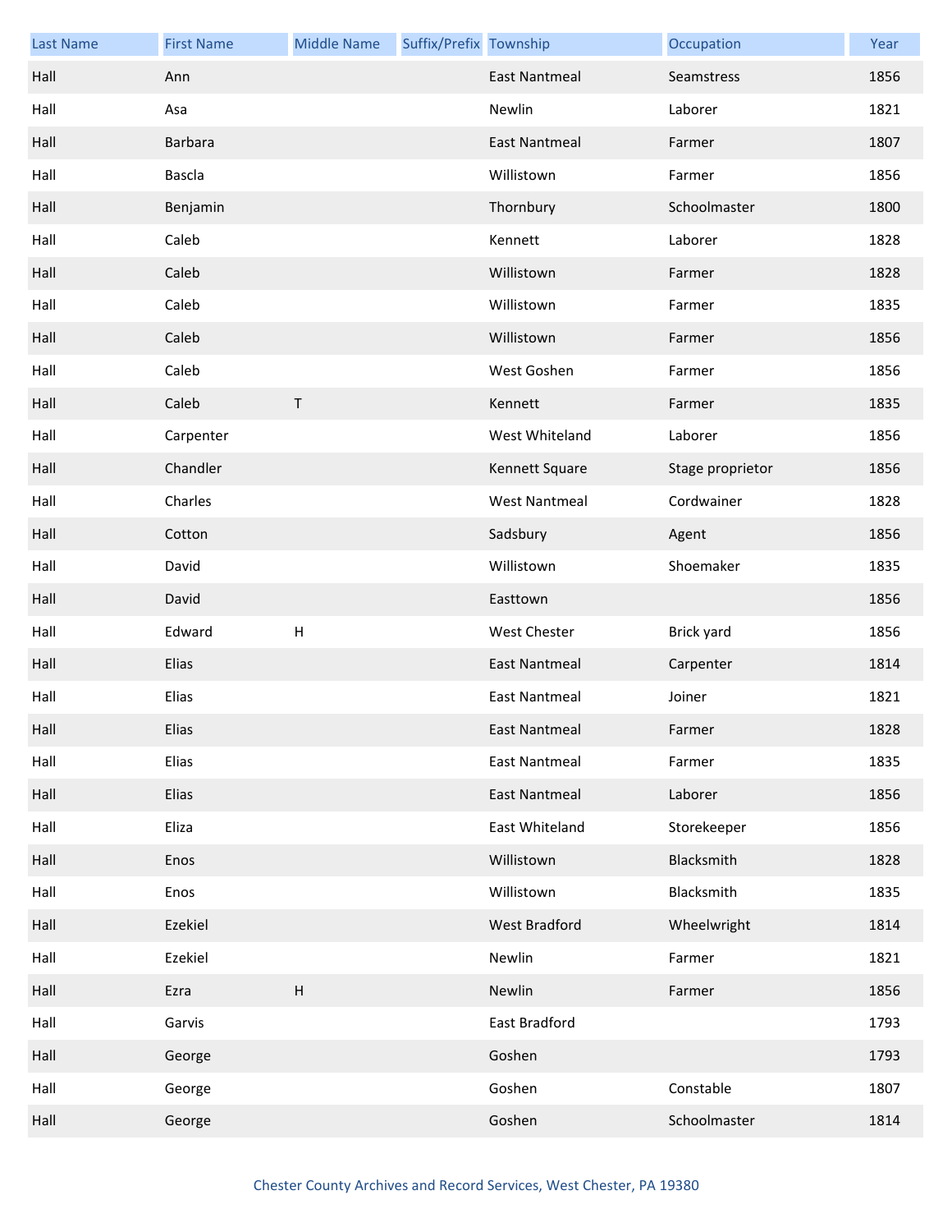| Last Name | First Name | Middle Name | Suffix/Prefix | Township | Occupation | Year |
|---|---|---|---|---|---|---|
| Hall | Ann | | | East Nantmeal | Seamstress | 1856 |
| Hall | Asa | | | Newlin | Laborer | 1821 |
| Hall | Barbara | | | East Nantmeal | Farmer | 1807 |
| Hall | Bascla | | | Willistown | Farmer | 1856 |
| Hall | Benjamin | | | Thornbury | Schoolmaster | 1800 |
| Hall | Caleb | | | Kennett | Laborer | 1828 |
| Hall | Caleb | | | Willistown | Farmer | 1828 |
| Hall | Caleb | | | Willistown | Farmer | 1835 |
| Hall | Caleb | | | Willistown | Farmer | 1856 |
| Hall | Caleb | | | West Goshen | Farmer | 1856 |
| Hall | Caleb | T | | Kennett | Farmer | 1835 |
| Hall | Carpenter | | | West Whiteland | Laborer | 1856 |
| Hall | Chandler | | | Kennett Square | Stage proprietor | 1856 |
| Hall | Charles | | | West Nantmeal | Cordwainer | 1828 |
| Hall | Cotton | | | Sadsbury | Agent | 1856 |
| Hall | David | | | Willistown | Shoemaker | 1835 |
| Hall | David | | | Easttown | | 1856 |
| Hall | Edward | H | | West Chester | Brick yard | 1856 |
| Hall | Elias | | | East Nantmeal | Carpenter | 1814 |
| Hall | Elias | | | East Nantmeal | Joiner | 1821 |
| Hall | Elias | | | East Nantmeal | Farmer | 1828 |
| Hall | Elias | | | East Nantmeal | Farmer | 1835 |
| Hall | Elias | | | East Nantmeal | Laborer | 1856 |
| Hall | Eliza | | | East Whiteland | Storekeeper | 1856 |
| Hall | Enos | | | Willistown | Blacksmith | 1828 |
| Hall | Enos | | | Willistown | Blacksmith | 1835 |
| Hall | Ezekiel | | | West Bradford | Wheelwright | 1814 |
| Hall | Ezekiel | | | Newlin | Farmer | 1821 |
| Hall | Ezra | H | | Newlin | Farmer | 1856 |
| Hall | Garvis | | | East Bradford | | 1793 |
| Hall | George | | | Goshen | | 1793 |
| Hall | George | | | Goshen | Constable | 1807 |
| Hall | George | | | Goshen | Schoolmaster | 1814 |

Chester County Archives and Record Services, West Chester, PA 19380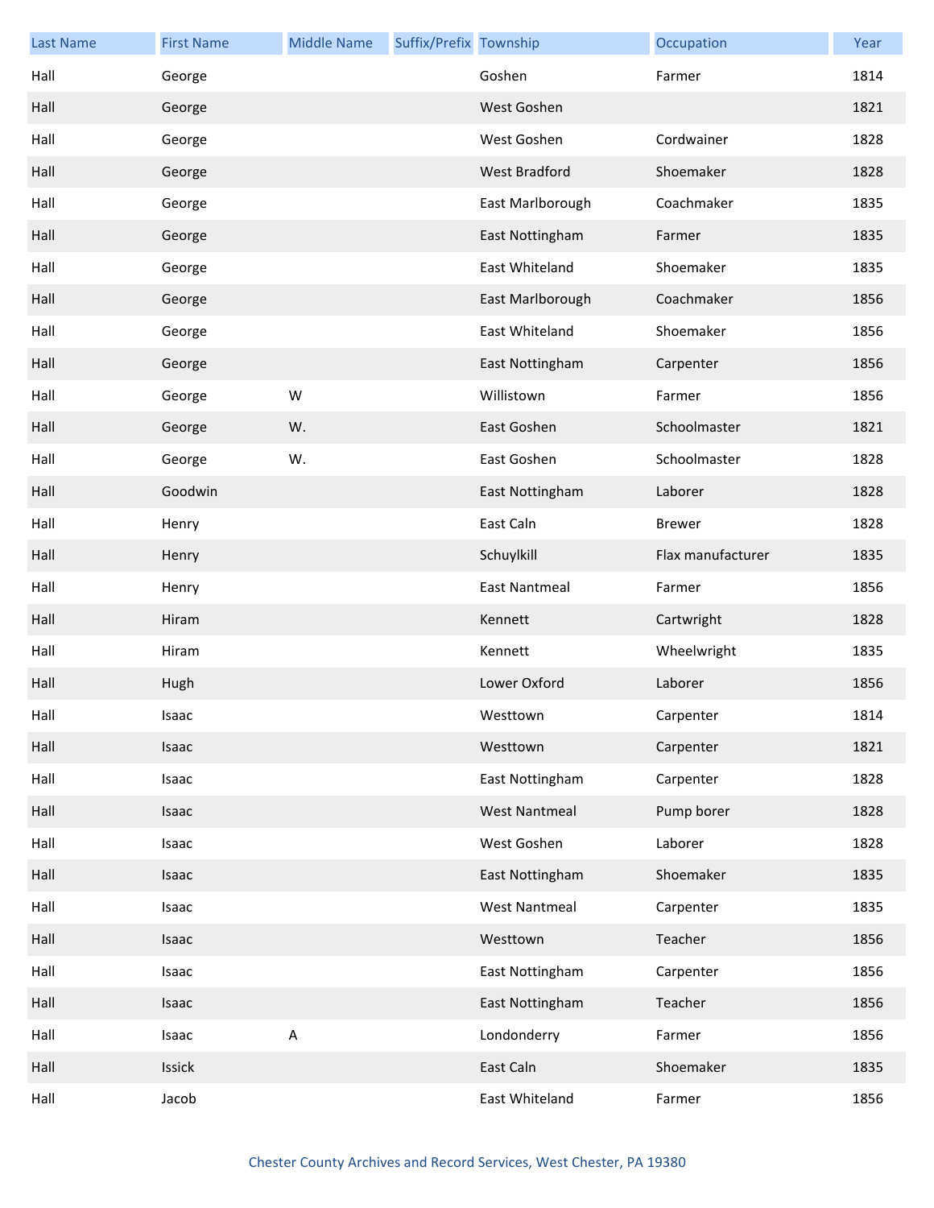| Last Name | First Name | Middle Name | Suffix/Prefix | Township | Occupation | Year |
| --- | --- | --- | --- | --- | --- | --- |
| Hall | George | | | Goshen | Farmer | 1814 |
| Hall | George | | | West Goshen | | 1821 |
| Hall | George | | | West Goshen | Cordwainer | 1828 |
| Hall | George | | | West Bradford | Shoemaker | 1828 |
| Hall | George | | | East Marlborough | Coachmaker | 1835 |
| Hall | George | | | East Nottingham | Farmer | 1835 |
| Hall | George | | | East Whiteland | Shoemaker | 1835 |
| Hall | George | | | East Marlborough | Coachmaker | 1856 |
| Hall | George | | | East Whiteland | Shoemaker | 1856 |
| Hall | George | | | East Nottingham | Carpenter | 1856 |
| Hall | George | W | | Willistown | Farmer | 1856 |
| Hall | George | W. | | East Goshen | Schoolmaster | 1821 |
| Hall | George | W. | | East Goshen | Schoolmaster | 1828 |
| Hall | Goodwin | | | East Nottingham | Laborer | 1828 |
| Hall | Henry | | | East Caln | Brewer | 1828 |
| Hall | Henry | | | Schuylkill | Flax manufacturer | 1835 |
| Hall | Henry | | | East Nantmeal | Farmer | 1856 |
| Hall | Hiram | | | Kennett | Cartwright | 1828 |
| Hall | Hiram | | | Kennett | Wheelwright | 1835 |
| Hall | Hugh | | | Lower Oxford | Laborer | 1856 |
| Hall | Isaac | | | Westtown | Carpenter | 1814 |
| Hall | Isaac | | | Westtown | Carpenter | 1821 |
| Hall | Isaac | | | East Nottingham | Carpenter | 1828 |
| Hall | Isaac | | | West Nantmeal | Pump borer | 1828 |
| Hall | Isaac | | | West Goshen | Laborer | 1828 |
| Hall | Isaac | | | East Nottingham | Shoemaker | 1835 |
| Hall | Isaac | | | West Nantmeal | Carpenter | 1835 |
| Hall | Isaac | | | Westtown | Teacher | 1856 |
| Hall | Isaac | | | East Nottingham | Carpenter | 1856 |
| Hall | Isaac | | | East Nottingham | Teacher | 1856 |
| Hall | Isaac | A | | Londonderry | Farmer | 1856 |
| Hall | Issick | | | East Caln | Shoemaker | 1835 |
| Hall | Jacob | | | East Whiteland | Farmer | 1856 |

Chester County Archives and Record Services, West Chester, PA 19380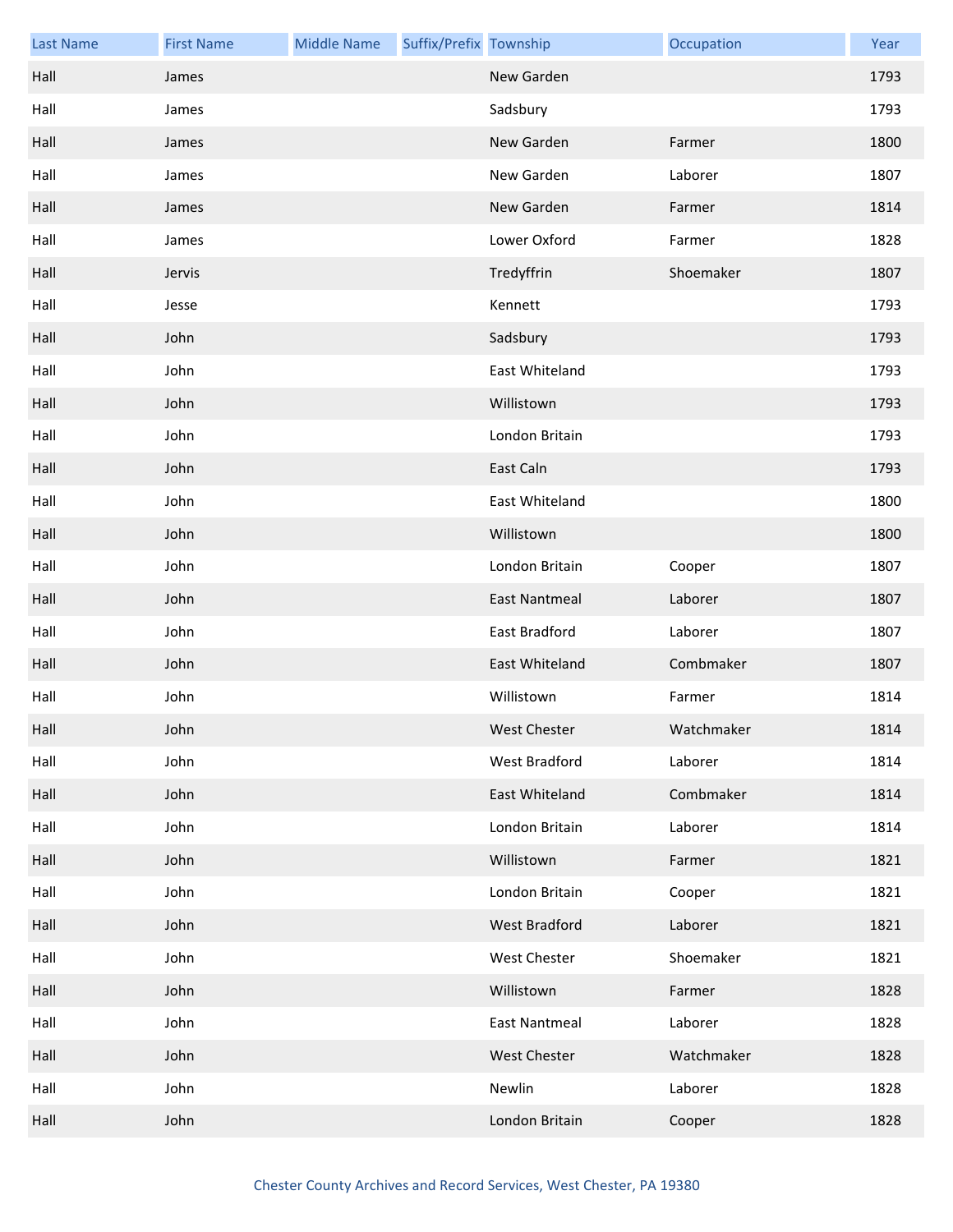| Last Name | First Name | Middle Name | Suffix/Prefix | Township | Occupation | Year |
|---|---|---|---|---|---|---|
| Hall | James | | | New Garden | | 1793 |
| Hall | James | | | Sadsbury | | 1793 |
| Hall | James | | | New Garden | Farmer | 1800 |
| Hall | James | | | New Garden | Laborer | 1807 |
| Hall | James | | | New Garden | Farmer | 1814 |
| Hall | James | | | Lower Oxford | Farmer | 1828 |
| Hall | Jervis | | | Tredyffrin | Shoemaker | 1807 |
| Hall | Jesse | | | Kennett | | 1793 |
| Hall | John | | | Sadsbury | | 1793 |
| Hall | John | | | East Whiteland | | 1793 |
| Hall | John | | | Willistown | | 1793 |
| Hall | John | | | London Britain | | 1793 |
| Hall | John | | | East Caln | | 1793 |
| Hall | John | | | East Whiteland | | 1800 |
| Hall | John | | | Willistown | | 1800 |
| Hall | John | | | London Britain | Cooper | 1807 |
| Hall | John | | | East Nantmeal | Laborer | 1807 |
| Hall | John | | | East Bradford | Laborer | 1807 |
| Hall | John | | | East Whiteland | Combmaker | 1807 |
| Hall | John | | | Willistown | Farmer | 1814 |
| Hall | John | | | West Chester | Watchmaker | 1814 |
| Hall | John | | | West Bradford | Laborer | 1814 |
| Hall | John | | | East Whiteland | Combmaker | 1814 |
| Hall | John | | | London Britain | Laborer | 1814 |
| Hall | John | | | Willistown | Farmer | 1821 |
| Hall | John | | | London Britain | Cooper | 1821 |
| Hall | John | | | West Bradford | Laborer | 1821 |
| Hall | John | | | West Chester | Shoemaker | 1821 |
| Hall | John | | | Willistown | Farmer | 1828 |
| Hall | John | | | East Nantmeal | Laborer | 1828 |
| Hall | John | | | West Chester | Watchmaker | 1828 |
| Hall | John | | | Newlin | Laborer | 1828 |
| Hall | John | | | London Britain | Cooper | 1828 |

Chester County Archives and Record Services, West Chester, PA 19380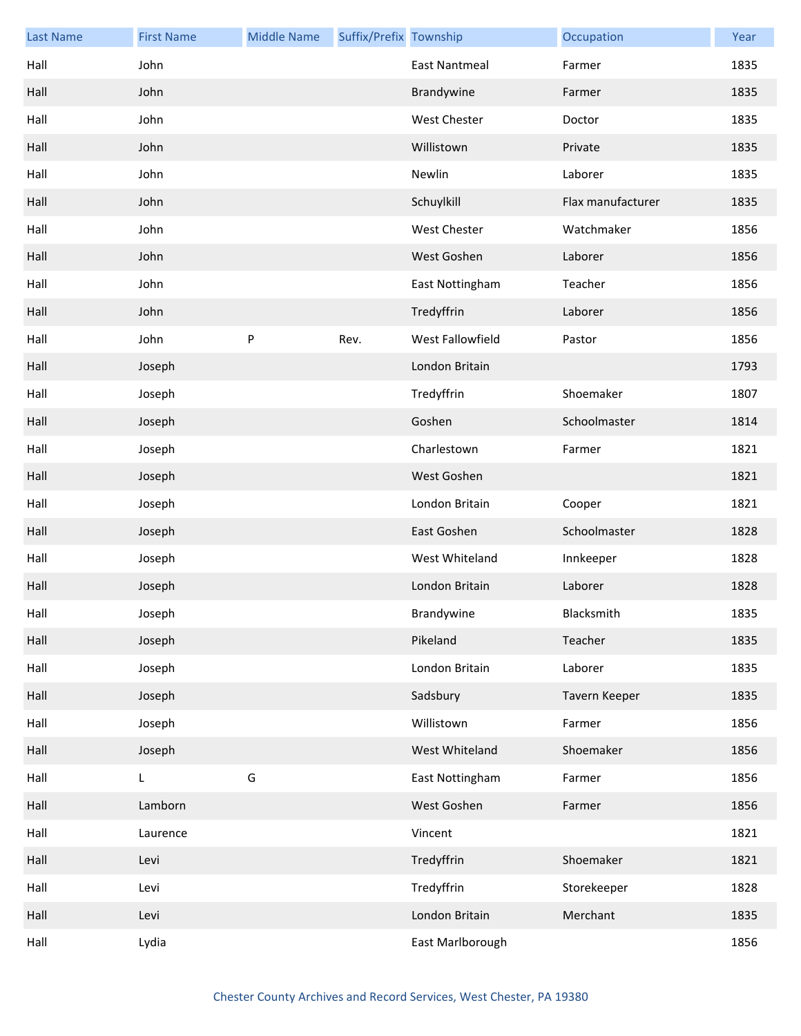| Last Name | First Name | Middle Name | Suffix/Prefix | Township | Occupation | Year |
|---|---|---|---|---|---|---|
| Hall | John | | | East Nantmeal | Farmer | 1835 |
| Hall | John | | | Brandywine | Farmer | 1835 |
| Hall | John | | | West Chester | Doctor | 1835 |
| Hall | John | | | Willistown | Private | 1835 |
| Hall | John | | | Newlin | Laborer | 1835 |
| Hall | John | | | Schuylkill | Flax manufacturer | 1835 |
| Hall | John | | | West Chester | Watchmaker | 1856 |
| Hall | John | | | West Goshen | Laborer | 1856 |
| Hall | John | | | East Nottingham | Teacher | 1856 |
| Hall | John | | | Tredyffrin | Laborer | 1856 |
| Hall | John | P | Rev. | West Fallowfield | Pastor | 1856 |
| Hall | Joseph | | | London Britain | | 1793 |
| Hall | Joseph | | | Tredyffrin | Shoemaker | 1807 |
| Hall | Joseph | | | Goshen | Schoolmaster | 1814 |
| Hall | Joseph | | | Charlestown | Farmer | 1821 |
| Hall | Joseph | | | West Goshen | | 1821 |
| Hall | Joseph | | | London Britain | Cooper | 1821 |
| Hall | Joseph | | | East Goshen | Schoolmaster | 1828 |
| Hall | Joseph | | | West Whiteland | Innkeeper | 1828 |
| Hall | Joseph | | | London Britain | Laborer | 1828 |
| Hall | Joseph | | | Brandywine | Blacksmith | 1835 |
| Hall | Joseph | | | Pikeland | Teacher | 1835 |
| Hall | Joseph | | | London Britain | Laborer | 1835 |
| Hall | Joseph | | | Sadsbury | Tavern Keeper | 1835 |
| Hall | Joseph | | | Willistown | Farmer | 1856 |
| Hall | Joseph | | | West Whiteland | Shoemaker | 1856 |
| Hall | L | G | | East Nottingham | Farmer | 1856 |
| Hall | Lamborn | | | West Goshen | Farmer | 1856 |
| Hall | Laurence | | | Vincent | | 1821 |
| Hall | Levi | | | Tredyffrin | Shoemaker | 1821 |
| Hall | Levi | | | Tredyffrin | Storekeeper | 1828 |
| Hall | Levi | | | London Britain | Merchant | 1835 |
| Hall | Lydia | | | East Marlborough | | 1856 |

Chester County Archives and Record Services, West Chester, PA 19380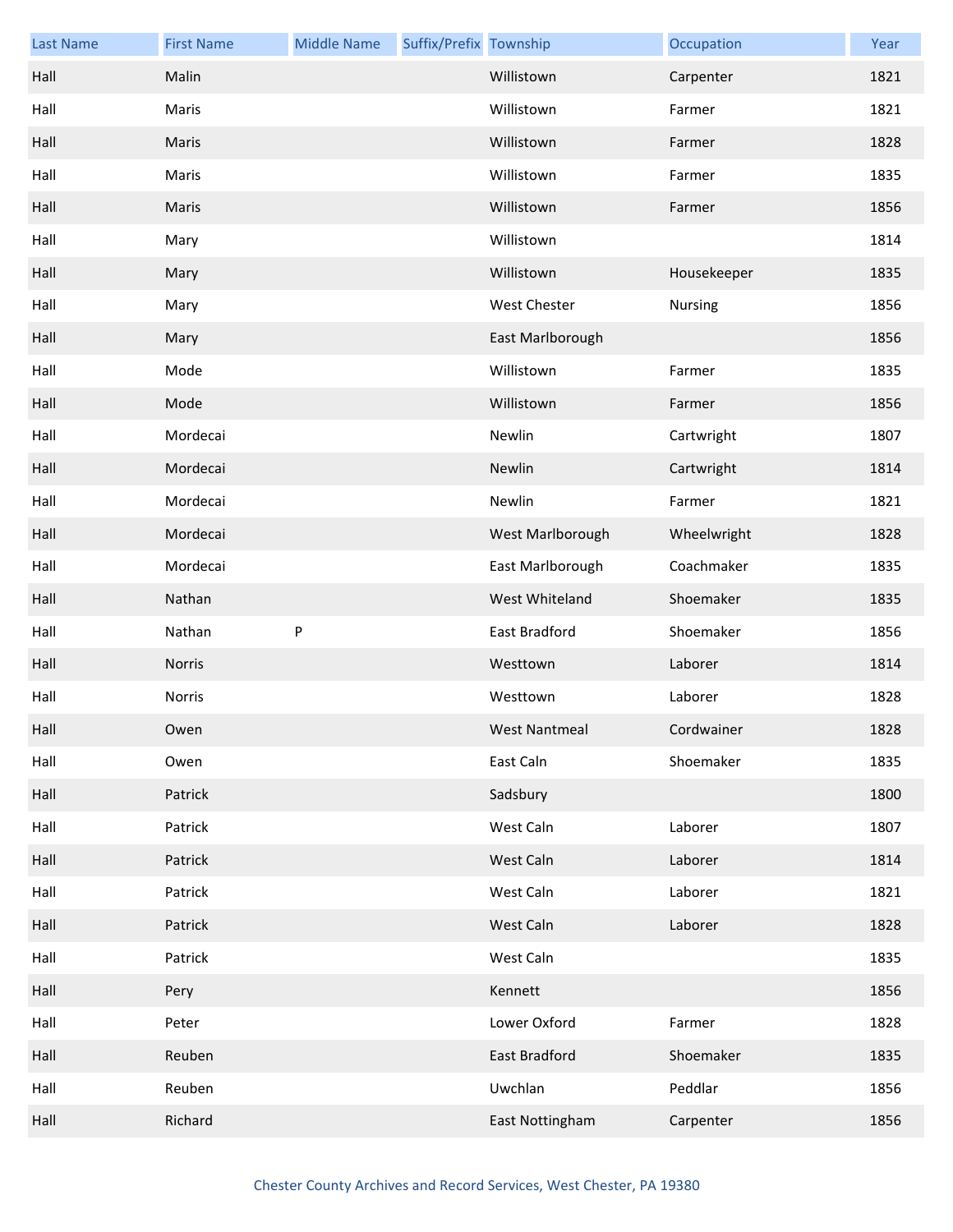| Last Name | First Name | Middle Name | Suffix/Prefix | Township | Occupation | Year |
|---|---|---|---|---|---|---|
| Hall | Malin | | | Willistown | Carpenter | 1821 |
| Hall | Maris | | | Willistown | Farmer | 1821 |
| Hall | Maris | | | Willistown | Farmer | 1828 |
| Hall | Maris | | | Willistown | Farmer | 1835 |
| Hall | Maris | | | Willistown | Farmer | 1856 |
| Hall | Mary | | | Willistown | | 1814 |
| Hall | Mary | | | Willistown | Housekeeper | 1835 |
| Hall | Mary | | | West Chester | Nursing | 1856 |
| Hall | Mary | | | East Marlborough | | 1856 |
| Hall | Mode | | | Willistown | Farmer | 1835 |
| Hall | Mode | | | Willistown | Farmer | 1856 |
| Hall | Mordecai | | | Newlin | Cartwright | 1807 |
| Hall | Mordecai | | | Newlin | Cartwright | 1814 |
| Hall | Mordecai | | | Newlin | Farmer | 1821 |
| Hall | Mordecai | | | West Marlborough | Wheelwright | 1828 |
| Hall | Mordecai | | | East Marlborough | Coachmaker | 1835 |
| Hall | Nathan | | | West Whiteland | Shoemaker | 1835 |
| Hall | Nathan | P | | East Bradford | Shoemaker | 1856 |
| Hall | Norris | | | Westtown | Laborer | 1814 |
| Hall | Norris | | | Westtown | Laborer | 1828 |
| Hall | Owen | | | West Nantmeal | Cordwainer | 1828 |
| Hall | Owen | | | East Caln | Shoemaker | 1835 |
| Hall | Patrick | | | Sadsbury | | 1800 |
| Hall | Patrick | | | West Caln | Laborer | 1807 |
| Hall | Patrick | | | West Caln | Laborer | 1814 |
| Hall | Patrick | | | West Caln | Laborer | 1821 |
| Hall | Patrick | | | West Caln | Laborer | 1828 |
| Hall | Patrick | | | West Caln | | 1835 |
| Hall | Pery | | | Kennett | | 1856 |
| Hall | Peter | | | Lower Oxford | Farmer | 1828 |
| Hall | Reuben | | | East Bradford | Shoemaker | 1835 |
| Hall | Reuben | | | Uwchlan | Peddlar | 1856 |
| Hall | Richard | | | East Nottingham | Carpenter | 1856 |

Chester County Archives and Record Services, West Chester, PA 19380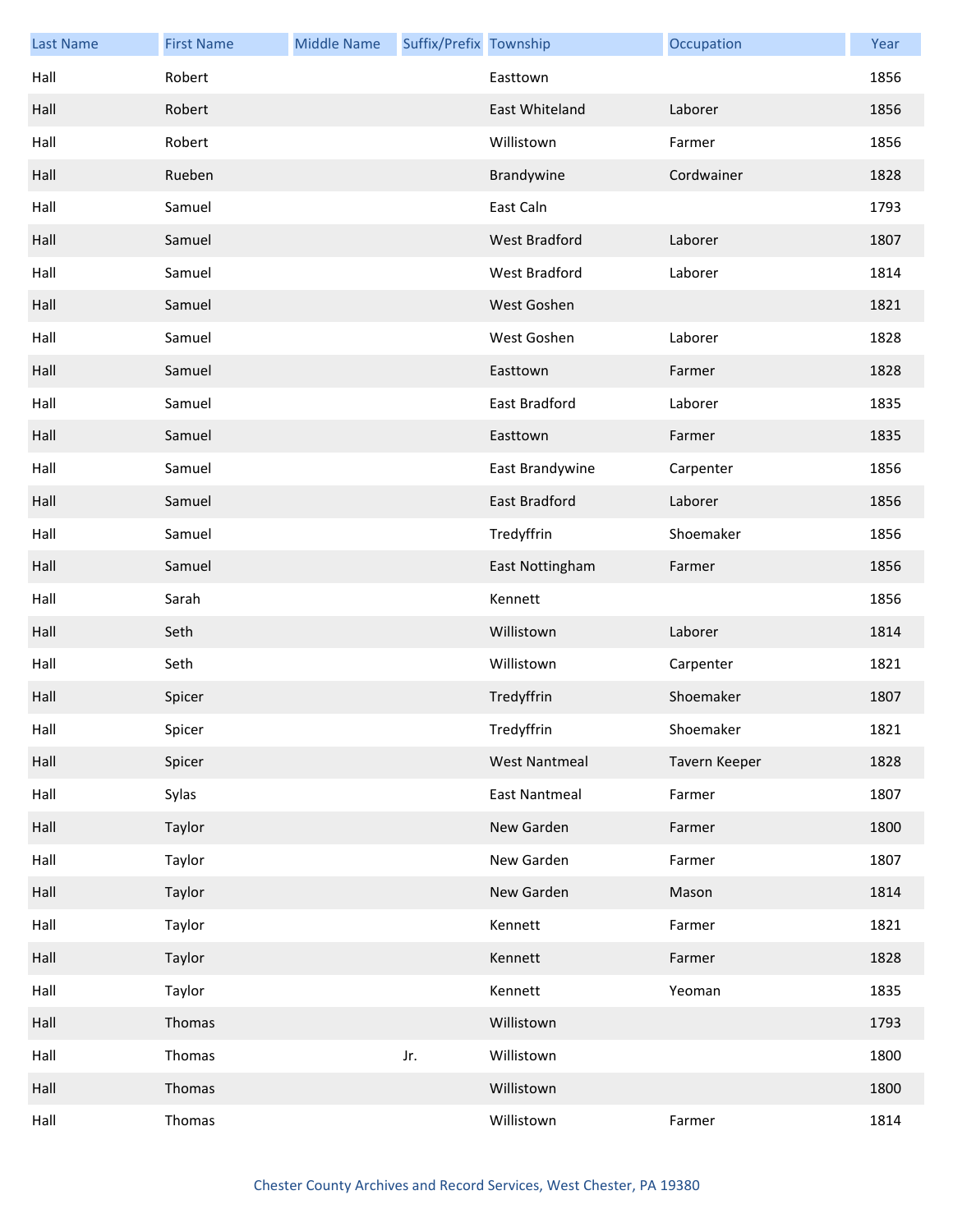| Last Name | First Name | Middle Name | Suffix/Prefix | Township | Occupation | Year |
| --- | --- | --- | --- | --- | --- | --- |
| Hall | Robert | | | Easttown | | 1856 |
| Hall | Robert | | | East Whiteland | Laborer | 1856 |
| Hall | Robert | | | Willistown | Farmer | 1856 |
| Hall | Rueben | | | Brandywine | Cordwainer | 1828 |
| Hall | Samuel | | | East Caln | | 1793 |
| Hall | Samuel | | | West Bradford | Laborer | 1807 |
| Hall | Samuel | | | West Bradford | Laborer | 1814 |
| Hall | Samuel | | | West Goshen | | 1821 |
| Hall | Samuel | | | West Goshen | Laborer | 1828 |
| Hall | Samuel | | | Easttown | Farmer | 1828 |
| Hall | Samuel | | | East Bradford | Laborer | 1835 |
| Hall | Samuel | | | Easttown | Farmer | 1835 |
| Hall | Samuel | | | East Brandywine | Carpenter | 1856 |
| Hall | Samuel | | | East Bradford | Laborer | 1856 |
| Hall | Samuel | | | Tredyffrin | Shoemaker | 1856 |
| Hall | Samuel | | | East Nottingham | Farmer | 1856 |
| Hall | Sarah | | | Kennett | | 1856 |
| Hall | Seth | | | Willistown | Laborer | 1814 |
| Hall | Seth | | | Willistown | Carpenter | 1821 |
| Hall | Spicer | | | Tredyffrin | Shoemaker | 1807 |
| Hall | Spicer | | | Tredyffrin | Shoemaker | 1821 |
| Hall | Spicer | | | West Nantmeal | Tavern Keeper | 1828 |
| Hall | Sylas | | | East Nantmeal | Farmer | 1807 |
| Hall | Taylor | | | New Garden | Farmer | 1800 |
| Hall | Taylor | | | New Garden | Farmer | 1807 |
| Hall | Taylor | | | New Garden | Mason | 1814 |
| Hall | Taylor | | | Kennett | Farmer | 1821 |
| Hall | Taylor | | | Kennett | Farmer | 1828 |
| Hall | Taylor | | | Kennett | Yeoman | 1835 |
| Hall | Thomas | | | Willistown | | 1793 |
| Hall | Thomas | | Jr. | Willistown | | 1800 |
| Hall | Thomas | | | Willistown | | 1800 |
| Hall | Thomas | | | Willistown | Farmer | 1814 |

Chester County Archives and Record Services, West Chester, PA 19380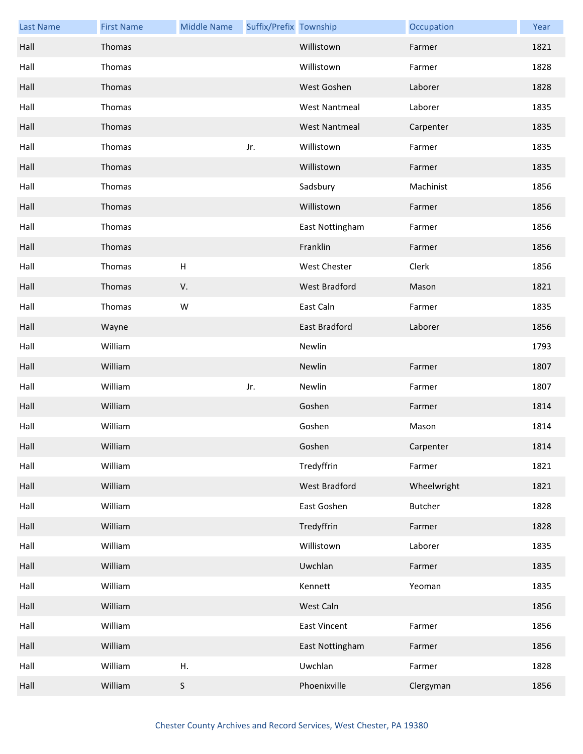| Last Name | First Name | Middle Name | Suffix/Prefix | Township | Occupation | Year |
|---|---|---|---|---|---|---|
| Hall | Thomas | | | Willistown | Farmer | 1821 |
| Hall | Thomas | | | Willistown | Farmer | 1828 |
| Hall | Thomas | | | West Goshen | Laborer | 1828 |
| Hall | Thomas | | | West Nantmeal | Laborer | 1835 |
| Hall | Thomas | | | West Nantmeal | Carpenter | 1835 |
| Hall | Thomas | | Jr. | Willistown | Farmer | 1835 |
| Hall | Thomas | | | Willistown | Farmer | 1835 |
| Hall | Thomas | | | Sadsbury | Machinist | 1856 |
| Hall | Thomas | | | Willistown | Farmer | 1856 |
| Hall | Thomas | | | East Nottingham | Farmer | 1856 |
| Hall | Thomas | | | Franklin | Farmer | 1856 |
| Hall | Thomas | H | | West Chester | Clerk | 1856 |
| Hall | Thomas | V. | | West Bradford | Mason | 1821 |
| Hall | Thomas | W | | East Caln | Farmer | 1835 |
| Hall | Wayne | | | East Bradford | Laborer | 1856 |
| Hall | William | | | Newlin | | 1793 |
| Hall | William | | | Newlin | Farmer | 1807 |
| Hall | William | | Jr. | Newlin | Farmer | 1807 |
| Hall | William | | | Goshen | Farmer | 1814 |
| Hall | William | | | Goshen | Mason | 1814 |
| Hall | William | | | Goshen | Carpenter | 1814 |
| Hall | William | | | Tredyffrin | Farmer | 1821 |
| Hall | William | | | West Bradford | Wheelwright | 1821 |
| Hall | William | | | East Goshen | Butcher | 1828 |
| Hall | William | | | Tredyffrin | Farmer | 1828 |
| Hall | William | | | Willistown | Laborer | 1835 |
| Hall | William | | | Uwchlan | Farmer | 1835 |
| Hall | William | | | Kennett | Yeoman | 1835 |
| Hall | William | | | West Caln | | 1856 |
| Hall | William | | | East Vincent | Farmer | 1856 |
| Hall | William | | | East Nottingham | Farmer | 1856 |
| Hall | William | H. | | Uwchlan | Farmer | 1828 |
| Hall | William | S | | Phoenixville | Clergyman | 1856 |

Chester County Archives and Record Services, West Chester, PA 19380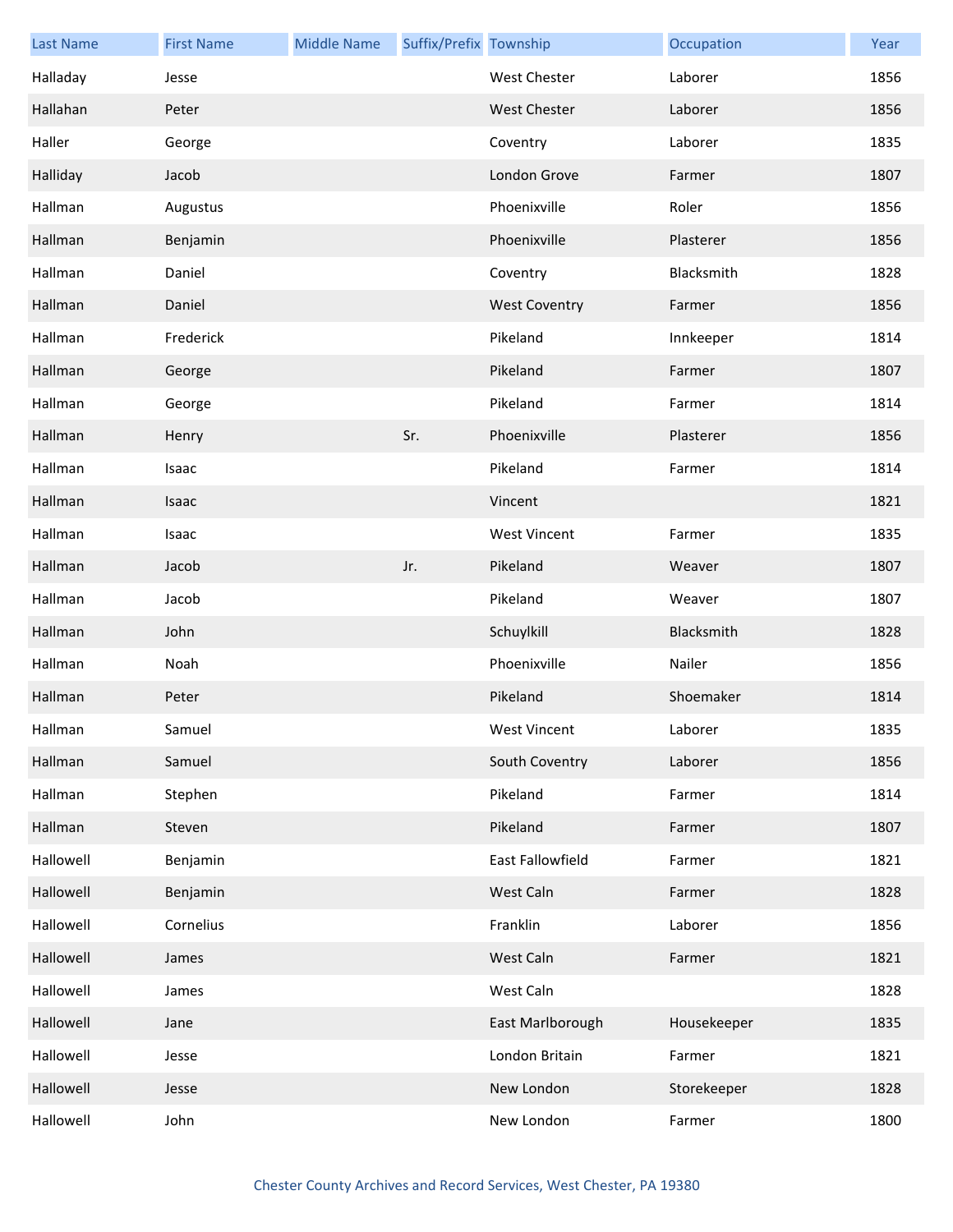| Last Name | First Name | Middle Name | Suffix/Prefix | Township | Occupation | Year |
|---|---|---|---|---|---|---|
| Halladay | Jesse | | | West Chester | Laborer | 1856 |
| Hallahan | Peter | | | West Chester | Laborer | 1856 |
| Haller | George | | | Coventry | Laborer | 1835 |
| Halliday | Jacob | | | London Grove | Farmer | 1807 |
| Hallman | Augustus | | | Phoenixville | Roler | 1856 |
| Hallman | Benjamin | | | Phoenixville | Plasterer | 1856 |
| Hallman | Daniel | | | Coventry | Blacksmith | 1828 |
| Hallman | Daniel | | | West Coventry | Farmer | 1856 |
| Hallman | Frederick | | | Pikeland | Innkeeper | 1814 |
| Hallman | George | | | Pikeland | Farmer | 1807 |
| Hallman | George | | | Pikeland | Farmer | 1814 |
| Hallman | Henry | | Sr. | Phoenixville | Plasterer | 1856 |
| Hallman | Isaac | | | Pikeland | Farmer | 1814 |
| Hallman | Isaac | | | Vincent | | 1821 |
| Hallman | Isaac | | | West Vincent | Farmer | 1835 |
| Hallman | Jacob | | Jr. | Pikeland | Weaver | 1807 |
| Hallman | Jacob | | | Pikeland | Weaver | 1807 |
| Hallman | John | | | Schuylkill | Blacksmith | 1828 |
| Hallman | Noah | | | Phoenixville | Nailer | 1856 |
| Hallman | Peter | | | Pikeland | Shoemaker | 1814 |
| Hallman | Samuel | | | West Vincent | Laborer | 1835 |
| Hallman | Samuel | | | South Coventry | Laborer | 1856 |
| Hallman | Stephen | | | Pikeland | Farmer | 1814 |
| Hallman | Steven | | | Pikeland | Farmer | 1807 |
| Hallowell | Benjamin | | | East Fallowfield | Farmer | 1821 |
| Hallowell | Benjamin | | | West Caln | Farmer | 1828 |
| Hallowell | Cornelius | | | Franklin | Laborer | 1856 |
| Hallowell | James | | | West Caln | Farmer | 1821 |
| Hallowell | James | | | West Caln | | 1828 |
| Hallowell | Jane | | | East Marlborough | Housekeeper | 1835 |
| Hallowell | Jesse | | | London Britain | Farmer | 1821 |
| Hallowell | Jesse | | | New London | Storekeeper | 1828 |
| Hallowell | John | | | New London | Farmer | 1800 |

Chester County Archives and Record Services, West Chester, PA 19380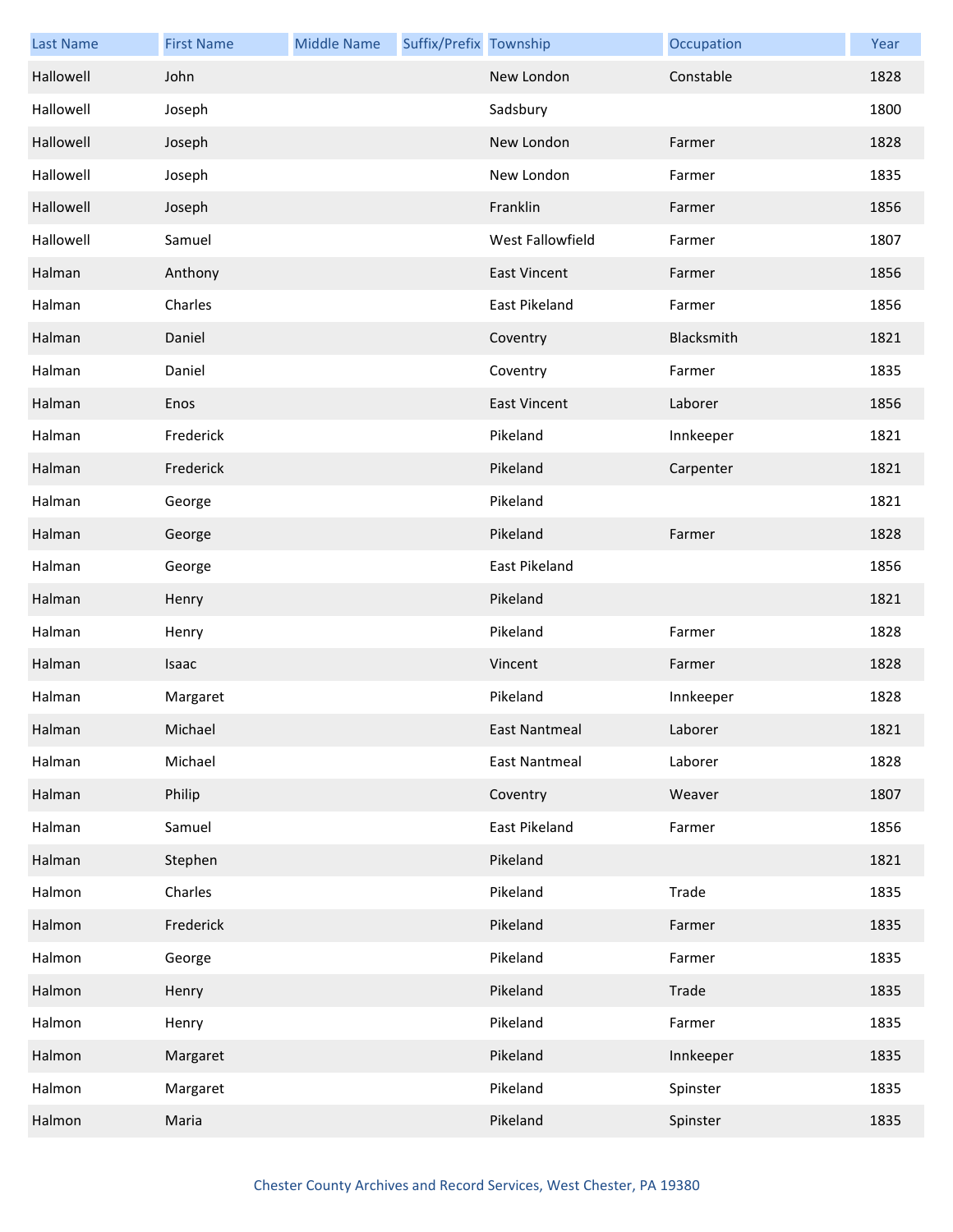| Last Name | First Name | Middle Name | Suffix/Prefix | Township | Occupation | Year |
|---|---|---|---|---|---|---|
| Hallowell | John | | | New London | Constable | 1828 |
| Hallowell | Joseph | | | Sadsbury | | 1800 |
| Hallowell | Joseph | | | New London | Farmer | 1828 |
| Hallowell | Joseph | | | New London | Farmer | 1835 |
| Hallowell | Joseph | | | Franklin | Farmer | 1856 |
| Hallowell | Samuel | | | West Fallowfield | Farmer | 1807 |
| Halman | Anthony | | | East Vincent | Farmer | 1856 |
| Halman | Charles | | | East Pikeland | Farmer | 1856 |
| Halman | Daniel | | | Coventry | Blacksmith | 1821 |
| Halman | Daniel | | | Coventry | Farmer | 1835 |
| Halman | Enos | | | East Vincent | Laborer | 1856 |
| Halman | Frederick | | | Pikeland | Innkeeper | 1821 |
| Halman | Frederick | | | Pikeland | Carpenter | 1821 |
| Halman | George | | | Pikeland | | 1821 |
| Halman | George | | | Pikeland | Farmer | 1828 |
| Halman | George | | | East Pikeland | | 1856 |
| Halman | Henry | | | Pikeland | | 1821 |
| Halman | Henry | | | Pikeland | Farmer | 1828 |
| Halman | Isaac | | | Vincent | Farmer | 1828 |
| Halman | Margaret | | | Pikeland | Innkeeper | 1828 |
| Halman | Michael | | | East Nantmeal | Laborer | 1821 |
| Halman | Michael | | | East Nantmeal | Laborer | 1828 |
| Halman | Philip | | | Coventry | Weaver | 1807 |
| Halman | Samuel | | | East Pikeland | Farmer | 1856 |
| Halman | Stephen | | | Pikeland | | 1821 |
| Halmon | Charles | | | Pikeland | Trade | 1835 |
| Halmon | Frederick | | | Pikeland | Farmer | 1835 |
| Halmon | George | | | Pikeland | Farmer | 1835 |
| Halmon | Henry | | | Pikeland | Trade | 1835 |
| Halmon | Henry | | | Pikeland | Farmer | 1835 |
| Halmon | Margaret | | | Pikeland | Innkeeper | 1835 |
| Halmon | Margaret | | | Pikeland | Spinster | 1835 |
| Halmon | Maria | | | Pikeland | Spinster | 1835 |

Chester County Archives and Record Services, West Chester, PA 19380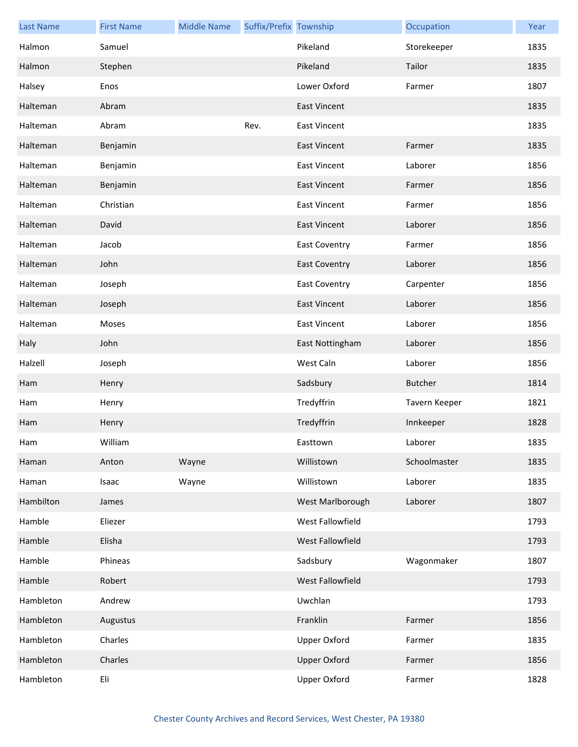| Last Name | First Name | Middle Name | Suffix/Prefix | Township | Occupation | Year |
|---|---|---|---|---|---|---|
| Halmon | Samuel | | | Pikeland | Storekeeper | 1835 |
| Halmon | Stephen | | | Pikeland | Tailor | 1835 |
| Halsey | Enos | | | Lower Oxford | Farmer | 1807 |
| Halteman | Abram | | | East Vincent | | 1835 |
| Halteman | Abram | | Rev. | East Vincent | | 1835 |
| Halteman | Benjamin | | | East Vincent | Farmer | 1835 |
| Halteman | Benjamin | | | East Vincent | Laborer | 1856 |
| Halteman | Benjamin | | | East Vincent | Farmer | 1856 |
| Halteman | Christian | | | East Vincent | Farmer | 1856 |
| Halteman | David | | | East Vincent | Laborer | 1856 |
| Halteman | Jacob | | | East Coventry | Farmer | 1856 |
| Halteman | John | | | East Coventry | Laborer | 1856 |
| Halteman | Joseph | | | East Coventry | Carpenter | 1856 |
| Halteman | Joseph | | | East Vincent | Laborer | 1856 |
| Halteman | Moses | | | East Vincent | Laborer | 1856 |
| Haly | John | | | East Nottingham | Laborer | 1856 |
| Halzell | Joseph | | | West Caln | Laborer | 1856 |
| Ham | Henry | | | Sadsbury | Butcher | 1814 |
| Ham | Henry | | | Tredyffrin | Tavern Keeper | 1821 |
| Ham | Henry | | | Tredyffrin | Innkeeper | 1828 |
| Ham | William | | | Easttown | Laborer | 1835 |
| Haman | Anton | Wayne | | Willistown | Schoolmaster | 1835 |
| Haman | Isaac | Wayne | | Willistown | Laborer | 1835 |
| Hambilton | James | | | West Marlborough | Laborer | 1807 |
| Hamble | Eliezer | | | West Fallowfield | | 1793 |
| Hamble | Elisha | | | West Fallowfield | | 1793 |
| Hamble | Phineas | | | Sadsbury | Wagonmaker | 1807 |
| Hamble | Robert | | | West Fallowfield | | 1793 |
| Hambleton | Andrew | | | Uwchlan | | 1793 |
| Hambleton | Augustus | | | Franklin | Farmer | 1856 |
| Hambleton | Charles | | | Upper Oxford | Farmer | 1835 |
| Hambleton | Charles | | | Upper Oxford | Farmer | 1856 |
| Hambleton | Eli | | | Upper Oxford | Farmer | 1828 |

Chester County Archives and Record Services, West Chester, PA 19380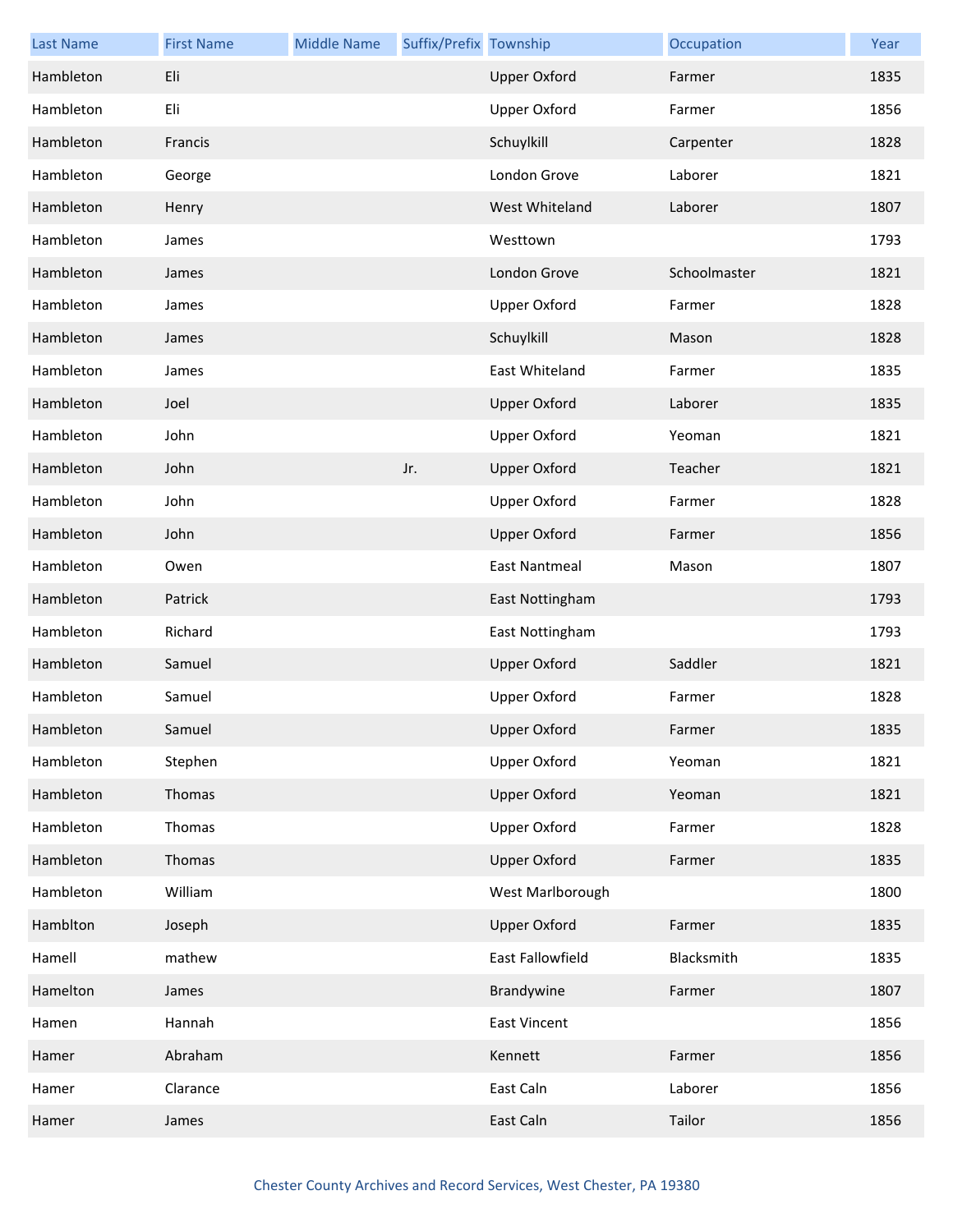| Last Name | First Name | Middle Name | Suffix/Prefix | Township | Occupation | Year |
|---|---|---|---|---|---|---|
| Hambleton | Eli | | | Upper Oxford | Farmer | 1835 |
| Hambleton | Eli | | | Upper Oxford | Farmer | 1856 |
| Hambleton | Francis | | | Schuylkill | Carpenter | 1828 |
| Hambleton | George | | | London Grove | Laborer | 1821 |
| Hambleton | Henry | | | West Whiteland | Laborer | 1807 |
| Hambleton | James | | | Westtown | | 1793 |
| Hambleton | James | | | London Grove | Schoolmaster | 1821 |
| Hambleton | James | | | Upper Oxford | Farmer | 1828 |
| Hambleton | James | | | Schuylkill | Mason | 1828 |
| Hambleton | James | | | East Whiteland | Farmer | 1835 |
| Hambleton | Joel | | | Upper Oxford | Laborer | 1835 |
| Hambleton | John | | | Upper Oxford | Yeoman | 1821 |
| Hambleton | John | | Jr. | Upper Oxford | Teacher | 1821 |
| Hambleton | John | | | Upper Oxford | Farmer | 1828 |
| Hambleton | John | | | Upper Oxford | Farmer | 1856 |
| Hambleton | Owen | | | East Nantmeal | Mason | 1807 |
| Hambleton | Patrick | | | East Nottingham | | 1793 |
| Hambleton | Richard | | | East Nottingham | | 1793 |
| Hambleton | Samuel | | | Upper Oxford | Saddler | 1821 |
| Hambleton | Samuel | | | Upper Oxford | Farmer | 1828 |
| Hambleton | Samuel | | | Upper Oxford | Farmer | 1835 |
| Hambleton | Stephen | | | Upper Oxford | Yeoman | 1821 |
| Hambleton | Thomas | | | Upper Oxford | Yeoman | 1821 |
| Hambleton | Thomas | | | Upper Oxford | Farmer | 1828 |
| Hambleton | Thomas | | | Upper Oxford | Farmer | 1835 |
| Hambleton | William | | | West Marlborough | | 1800 |
| Hambltton | Joseph | | | Upper Oxford | Farmer | 1835 |
| Hamell | mathew | | | East Fallowfield | Blacksmith | 1835 |
| Hamelton | James | | | Brandywine | Farmer | 1807 |
| Hamen | Hannah | | | East Vincent | | 1856 |
| Hamer | Abraham | | | Kennett | Farmer | 1856 |
| Hamer | Clarance | | | East Caln | Laborer | 1856 |
| Hamer | James | | | East Caln | Tailor | 1856 |

Chester County Archives and Record Services, West Chester, PA 19380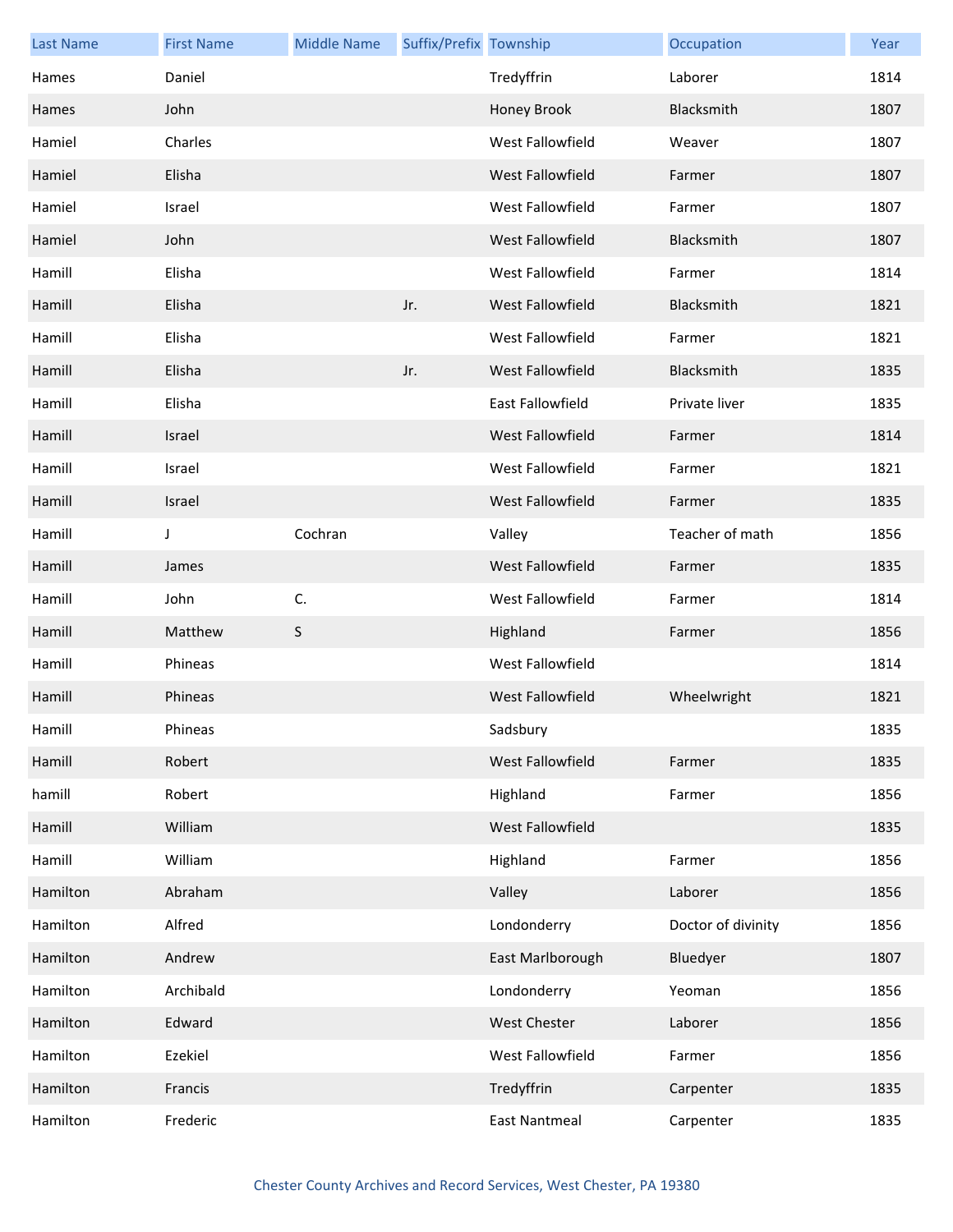| Last Name | First Name | Middle Name | Suffix/Prefix | Township | Occupation | Year |
| --- | --- | --- | --- | --- | --- | --- |
| Hames | Daniel | | | Tredyffrin | Laborer | 1814 |
| Hames | John | | | Honey Brook | Blacksmith | 1807 |
| Hamiel | Charles | | | West Fallowfield | Weaver | 1807 |
| Hamiel | Elisha | | | West Fallowfield | Farmer | 1807 |
| Hamiel | Israel | | | West Fallowfield | Farmer | 1807 |
| Hamiel | John | | | West Fallowfield | Blacksmith | 1807 |
| Hamill | Elisha | | | West Fallowfield | Farmer | 1814 |
| Hamill | Elisha | | Jr. | West Fallowfield | Blacksmith | 1821 |
| Hamill | Elisha | | | West Fallowfield | Farmer | 1821 |
| Hamill | Elisha | | Jr. | West Fallowfield | Blacksmith | 1835 |
| Hamill | Elisha | | | East Fallowfield | Private liver | 1835 |
| Hamill | Israel | | | West Fallowfield | Farmer | 1814 |
| Hamill | Israel | | | West Fallowfield | Farmer | 1821 |
| Hamill | Israel | | | West Fallowfield | Farmer | 1835 |
| Hamill | J | Cochran | | Valley | Teacher of math | 1856 |
| Hamill | James | | | West Fallowfield | Farmer | 1835 |
| Hamill | John | C. | | West Fallowfield | Farmer | 1814 |
| Hamill | Matthew | S | | Highland | Farmer | 1856 |
| Hamill | Phineas | | | West Fallowfield | | 1814 |
| Hamill | Phineas | | | West Fallowfield | Wheelwright | 1821 |
| Hamill | Phineas | | | Sadsbury | | 1835 |
| Hamill | Robert | | | West Fallowfield | Farmer | 1835 |
| hamill | Robert | | | Highland | Farmer | 1856 |
| Hamill | William | | | West Fallowfield | | 1835 |
| Hamill | William | | | Highland | Farmer | 1856 |
| Hamilton | Abraham | | | Valley | Laborer | 1856 |
| Hamilton | Alfred | | | Londonderry | Doctor of divinity | 1856 |
| Hamilton | Andrew | | | East Marlborough | Bluedyer | 1807 |
| Hamilton | Archibald | | | Londonderry | Yeoman | 1856 |
| Hamilton | Edward | | | West Chester | Laborer | 1856 |
| Hamilton | Ezekiel | | | West Fallowfield | Farmer | 1856 |
| Hamilton | Francis | | | Tredyffrin | Carpenter | 1835 |
| Hamilton | Frederic | | | East Nantmeal | Carpenter | 1835 |

Chester County Archives and Record Services, West Chester, PA 19380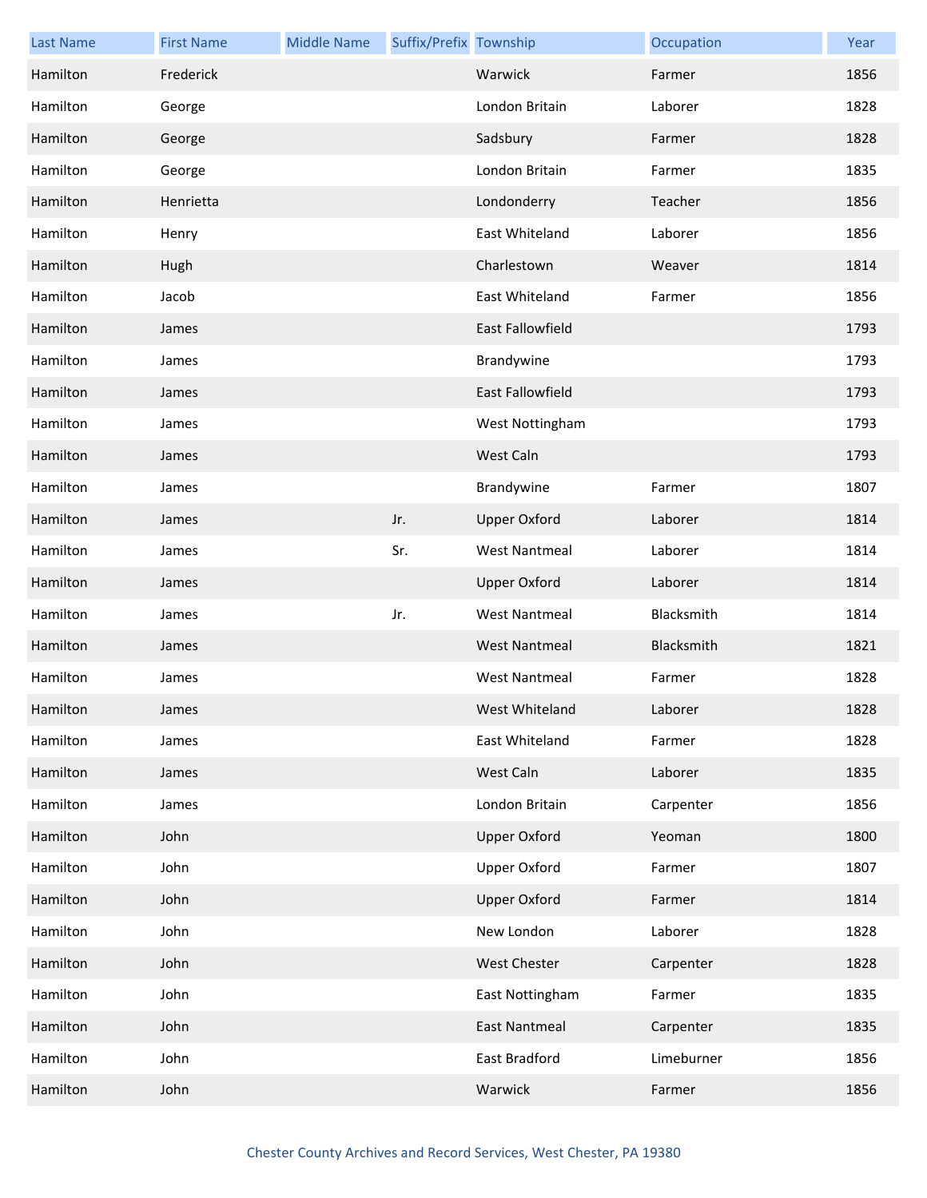| Last Name | First Name | Middle Name | Suffix/Prefix | Township | Occupation | Year |
| --- | --- | --- | --- | --- | --- | --- |
| Hamilton | Frederick | | | Warwick | Farmer | 1856 |
| Hamilton | George | | | London Britain | Laborer | 1828 |
| Hamilton | George | | | Sadsbury | Farmer | 1828 |
| Hamilton | George | | | London Britain | Farmer | 1835 |
| Hamilton | Henrietta | | | Londonderry | Teacher | 1856 |
| Hamilton | Henry | | | East Whiteland | Laborer | 1856 |
| Hamilton | Hugh | | | Charlestown | Weaver | 1814 |
| Hamilton | Jacob | | | East Whiteland | Farmer | 1856 |
| Hamilton | James | | | East Fallowfield | | 1793 |
| Hamilton | James | | | Brandywine | | 1793 |
| Hamilton | James | | | East Fallowfield | | 1793 |
| Hamilton | James | | | West Nottingham | | 1793 |
| Hamilton | James | | | West Caln | | 1793 |
| Hamilton | James | | | Brandywine | Farmer | 1807 |
| Hamilton | James | | Jr. | Upper Oxford | Laborer | 1814 |
| Hamilton | James | | Sr. | West Nantmeal | Laborer | 1814 |
| Hamilton | James | | | Upper Oxford | Laborer | 1814 |
| Hamilton | James | | Jr. | West Nantmeal | Blacksmith | 1814 |
| Hamilton | James | | | West Nantmeal | Blacksmith | 1821 |
| Hamilton | James | | | West Nantmeal | Farmer | 1828 |
| Hamilton | James | | | West Whiteland | Laborer | 1828 |
| Hamilton | James | | | East Whiteland | Farmer | 1828 |
| Hamilton | James | | | West Caln | Laborer | 1835 |
| Hamilton | James | | | London Britain | Carpenter | 1856 |
| Hamilton | John | | | Upper Oxford | Yeoman | 1800 |
| Hamilton | John | | | Upper Oxford | Farmer | 1807 |
| Hamilton | John | | | Upper Oxford | Farmer | 1814 |
| Hamilton | John | | | New London | Laborer | 1828 |
| Hamilton | John | | | West Chester | Carpenter | 1828 |
| Hamilton | John | | | East Nottingham | Farmer | 1835 |
| Hamilton | John | | | East Nantmeal | Carpenter | 1835 |
| Hamilton | John | | | East Bradford | Limeburner | 1856 |
| Hamilton | John | | | Warwick | Farmer | 1856 |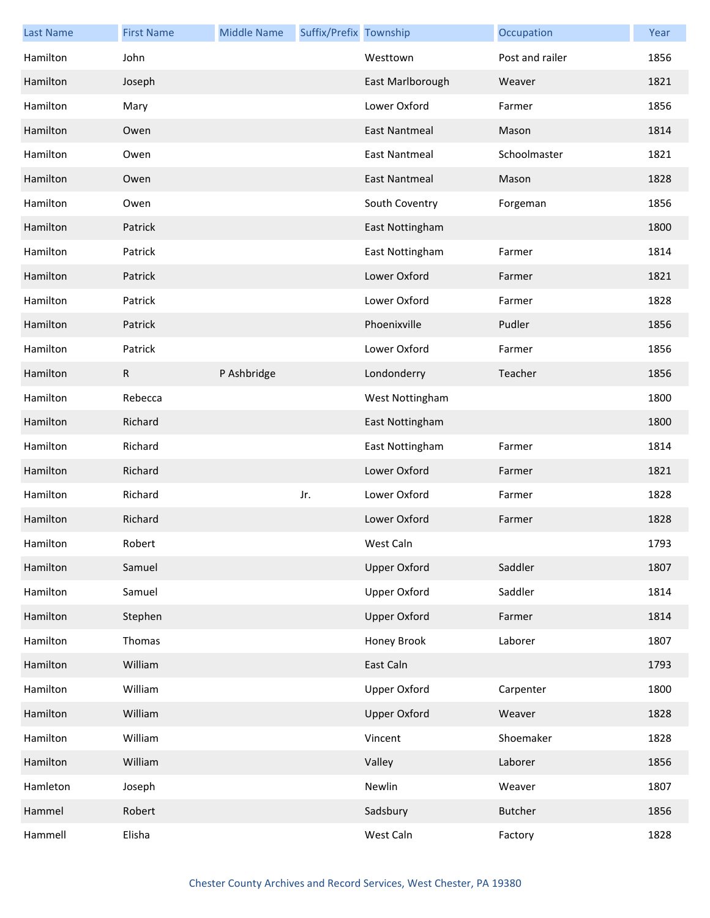| Last Name | First Name | Middle Name | Suffix/Prefix | Township | Occupation | Year |
|---|---|---|---|---|---|---|
| Hamilton | John | | | Westtown | Post and railer | 1856 |
| Hamilton | Joseph | | | East Marlborough | Weaver | 1821 |
| Hamilton | Mary | | | Lower Oxford | Farmer | 1856 |
| Hamilton | Owen | | | East Nantmeal | Mason | 1814 |
| Hamilton | Owen | | | East Nantmeal | Schoolmaster | 1821 |
| Hamilton | Owen | | | East Nantmeal | Mason | 1828 |
| Hamilton | Owen | | | South Coventry | Forgeman | 1856 |
| Hamilton | Patrick | | | East Nottingham | | 1800 |
| Hamilton | Patrick | | | East Nottingham | Farmer | 1814 |
| Hamilton | Patrick | | | Lower Oxford | Farmer | 1821 |
| Hamilton | Patrick | | | Lower Oxford | Farmer | 1828 |
| Hamilton | Patrick | | | Phoenixville | Pudler | 1856 |
| Hamilton | Patrick | | | Lower Oxford | Farmer | 1856 |
| Hamilton | R | P Ashbridge | | Londonderry | Teacher | 1856 |
| Hamilton | Rebecca | | | West Nottingham | | 1800 |
| Hamilton | Richard | | | East Nottingham | | 1800 |
| Hamilton | Richard | | | East Nottingham | Farmer | 1814 |
| Hamilton | Richard | | | Lower Oxford | Farmer | 1821 |
| Hamilton | Richard | | Jr. | Lower Oxford | Farmer | 1828 |
| Hamilton | Richard | | | Lower Oxford | Farmer | 1828 |
| Hamilton | Robert | | | West Caln | | 1793 |
| Hamilton | Samuel | | | Upper Oxford | Saddler | 1807 |
| Hamilton | Samuel | | | Upper Oxford | Saddler | 1814 |
| Hamilton | Stephen | | | Upper Oxford | Farmer | 1814 |
| Hamilton | Thomas | | | Honey Brook | Laborer | 1807 |
| Hamilton | William | | | East Caln | | 1793 |
| Hamilton | William | | | Upper Oxford | Carpenter | 1800 |
| Hamilton | William | | | Upper Oxford | Weaver | 1828 |
| Hamilton | William | | | Vincent | Shoemaker | 1828 |
| Hamilton | William | | | Valley | Laborer | 1856 |
| Hamleton | Joseph | | | Newlin | Weaver | 1807 |
| Hammel | Robert | | | Sadsbury | Butcher | 1856 |
| Hammell | Elisha | | | West Caln | Factory | 1828 |

Chester County Archives and Record Services, West Chester, PA 19380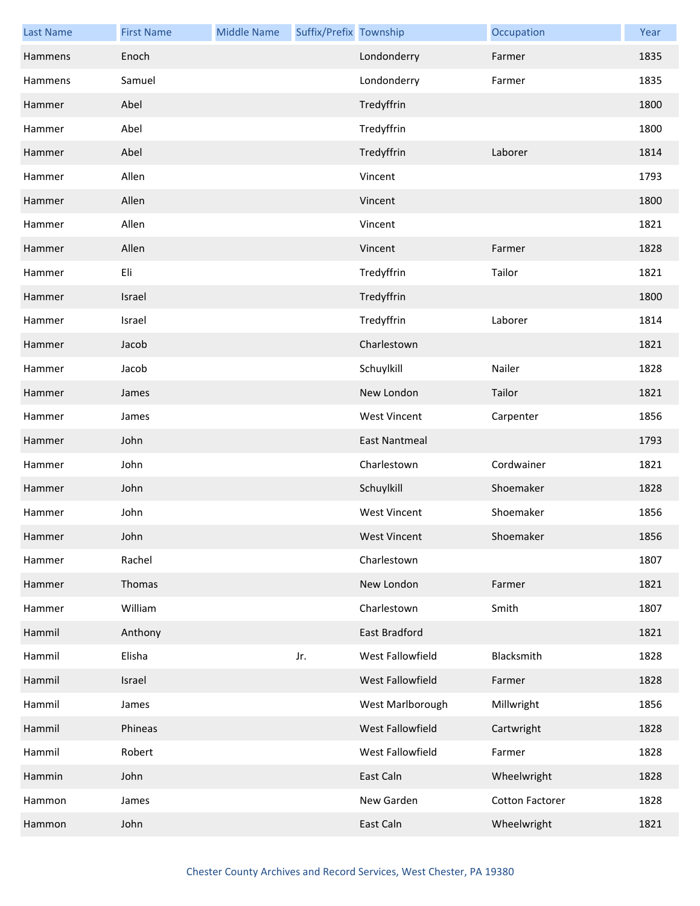| Last Name | First Name | Middle Name | Suffix/Prefix | Township | Occupation | Year |
|---|---|---|---|---|---|---|
| Hammens | Enoch | | | Londonderry | Farmer | 1835 |
| Hammens | Samuel | | | Londonderry | Farmer | 1835 |
| Hammer | Abel | | | Tredyffrin | | 1800 |
| Hammer | Abel | | | Tredyffrin | | 1800 |
| Hammer | Abel | | | Tredyffrin | Laborer | 1814 |
| Hammer | Allen | | | Vincent | | 1793 |
| Hammer | Allen | | | Vincent | | 1800 |
| Hammer | Allen | | | Vincent | | 1821 |
| Hammer | Allen | | | Vincent | Farmer | 1828 |
| Hammer | Eli | | | Tredyffrin | Tailor | 1821 |
| Hammer | Israel | | | Tredyffrin | | 1800 |
| Hammer | Israel | | | Tredyffrin | Laborer | 1814 |
| Hammer | Jacob | | | Charlestown | | 1821 |
| Hammer | Jacob | | | Schuylkill | Nailer | 1828 |
| Hammer | James | | | New London | Tailor | 1821 |
| Hammer | James | | | West Vincent | Carpenter | 1856 |
| Hammer | John | | | East Nantmeal | | 1793 |
| Hammer | John | | | Charlestown | Cordwainer | 1821 |
| Hammer | John | | | Schuylkill | Shoemaker | 1828 |
| Hammer | John | | | West Vincent | Shoemaker | 1856 |
| Hammer | John | | | West Vincent | Shoemaker | 1856 |
| Hammer | Rachel | | | Charlestown | | 1807 |
| Hammer | Thomas | | | New London | Farmer | 1821 |
| Hammer | William | | | Charlestown | Smith | 1807 |
| Hammil | Anthony | | | East Bradford | | 1821 |
| Hammil | Elisha | | Jr. | West Fallowfield | Blacksmith | 1828 |
| Hammil | Israel | | | West Fallowfield | Farmer | 1828 |
| Hammil | James | | | West Marlborough | Millwright | 1856 |
| Hammil | Phineas | | | West Fallowfield | Cartwright | 1828 |
| Hammil | Robert | | | West Fallowfield | Farmer | 1828 |
| Hammin | John | | | East Caln | Wheelwright | 1828 |
| Hammon | James | | | New Garden | Cotton Factorer | 1828 |
| Hammon | John | | | East Caln | Wheelwright | 1821 |

Chester County Archives and Record Services, West Chester, PA 19380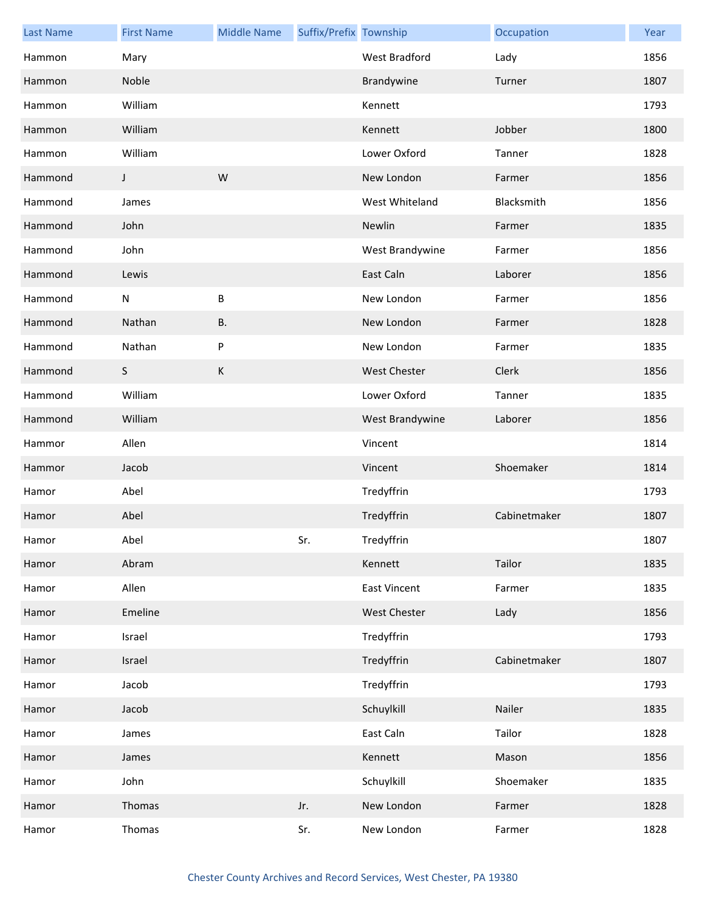| Last Name | First Name | Middle Name | Suffix/Prefix | Township | Occupation | Year |
|---|---|---|---|---|---|---|
| Hammon | Mary | | | West Bradford | Lady | 1856 |
| Hammon | Noble | | | Brandywine | Turner | 1807 |
| Hammon | William | | | Kennett | | 1793 |
| Hammon | William | | | Kennett | Jobber | 1800 |
| Hammon | William | | | Lower Oxford | Tanner | 1828 |
| Hammond | J | W | | New London | Farmer | 1856 |
| Hammond | James | | | West Whiteland | Blacksmith | 1856 |
| Hammond | John | | | Newlin | Farmer | 1835 |
| Hammond | John | | | West Brandywine | Farmer | 1856 |
| Hammond | Lewis | | | East Caln | Laborer | 1856 |
| Hammond | N | B | | New London | Farmer | 1856 |
| Hammond | Nathan | B. | | New London | Farmer | 1828 |
| Hammond | Nathan | P | | New London | Farmer | 1835 |
| Hammond | S | K | | West Chester | Clerk | 1856 |
| Hammond | William | | | Lower Oxford | Tanner | 1835 |
| Hammond | William | | | West Brandywine | Laborer | 1856 |
| Hammor | Allen | | | Vincent | | 1814 |
| Hammor | Jacob | | | Vincent | Shoemaker | 1814 |
| Hamor | Abel | | | Tredyffrin | | 1793 |
| Hamor | Abel | | | Tredyffrin | Cabinetmaker | 1807 |
| Hamor | Abel | | Sr. | Tredyffrin | | 1807 |
| Hamor | Abram | | | Kennett | Tailor | 1835 |
| Hamor | Allen | | | East Vincent | Farmer | 1835 |
| Hamor | Emeline | | | West Chester | Lady | 1856 |
| Hamor | Israel | | | Tredyffrin | | 1793 |
| Hamor | Israel | | | Tredyffrin | Cabinetmaker | 1807 |
| Hamor | Jacob | | | Tredyffrin | | 1793 |
| Hamor | Jacob | | | Schuylkill | Nailer | 1835 |
| Hamor | James | | | East Caln | Tailor | 1828 |
| Hamor | James | | | Kennett | Mason | 1856 |
| Hamor | John | | | Schuylkill | Shoemaker | 1835 |
| Hamor | Thomas | | Jr. | New London | Farmer | 1828 |
| Hamor | Thomas | | Sr. | New London | Farmer | 1828 |

Chester County Archives and Record Services, West Chester, PA 19380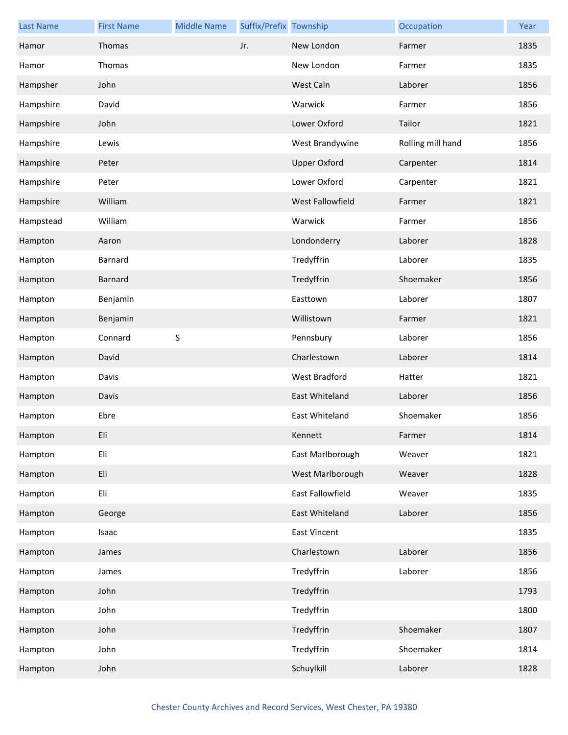| Last Name | First Name | Middle Name | Suffix/Prefix | Township | Occupation | Year |
|---|---|---|---|---|---|---|
| Hamor | Thomas | | Jr. | New London | Farmer | 1835 |
| Hamor | Thomas | | | New London | Farmer | 1835 |
| Hampsher | John | | | West Caln | Laborer | 1856 |
| Hampshire | David | | | Warwick | Farmer | 1856 |
| Hampshire | John | | | Lower Oxford | Tailor | 1821 |
| Hampshire | Lewis | | | West Brandywine | Rolling mill hand | 1856 |
| Hampshire | Peter | | | Upper Oxford | Carpenter | 1814 |
| Hampshire | Peter | | | Lower Oxford | Carpenter | 1821 |
| Hampshire | William | | | West Fallowfield | Farmer | 1821 |
| Hampstead | William | | | Warwick | Farmer | 1856 |
| Hampton | Aaron | | | Londonderry | Laborer | 1828 |
| Hampton | Barnard | | | Tredyffrin | Laborer | 1835 |
| Hampton | Barnard | | | Tredyffrin | Shoemaker | 1856 |
| Hampton | Benjamin | | | Easttown | Laborer | 1807 |
| Hampton | Benjamin | | | Willistown | Farmer | 1821 |
| Hampton | Connard | S | | Pennsbury | Laborer | 1856 |
| Hampton | David | | | Charlestown | Laborer | 1814 |
| Hampton | Davis | | | West Bradford | Hatter | 1821 |
| Hampton | Davis | | | East Whiteland | Laborer | 1856 |
| Hampton | Ebre | | | East Whiteland | Shoemaker | 1856 |
| Hampton | Eli | | | Kennett | Farmer | 1814 |
| Hampton | Eli | | | East Marlborough | Weaver | 1821 |
| Hampton | Eli | | | West Marlborough | Weaver | 1828 |
| Hampton | Eli | | | East Fallowfield | Weaver | 1835 |
| Hampton | George | | | East Whiteland | Laborer | 1856 |
| Hampton | Isaac | | | East Vincent | | 1835 |
| Hampton | James | | | Charlestown | Laborer | 1856 |
| Hampton | James | | | Tredyffrin | Laborer | 1856 |
| Hampton | John | | | Tredyffrin | | 1793 |
| Hampton | John | | | Tredyffrin | | 1800 |
| Hampton | John | | | Tredyffrin | Shoemaker | 1807 |
| Hampton | John | | | Tredyffrin | Shoemaker | 1814 |
| Hampton | John | | | Schuylkill | Laborer | 1828 |

Chester County Archives and Record Services, West Chester, PA 19380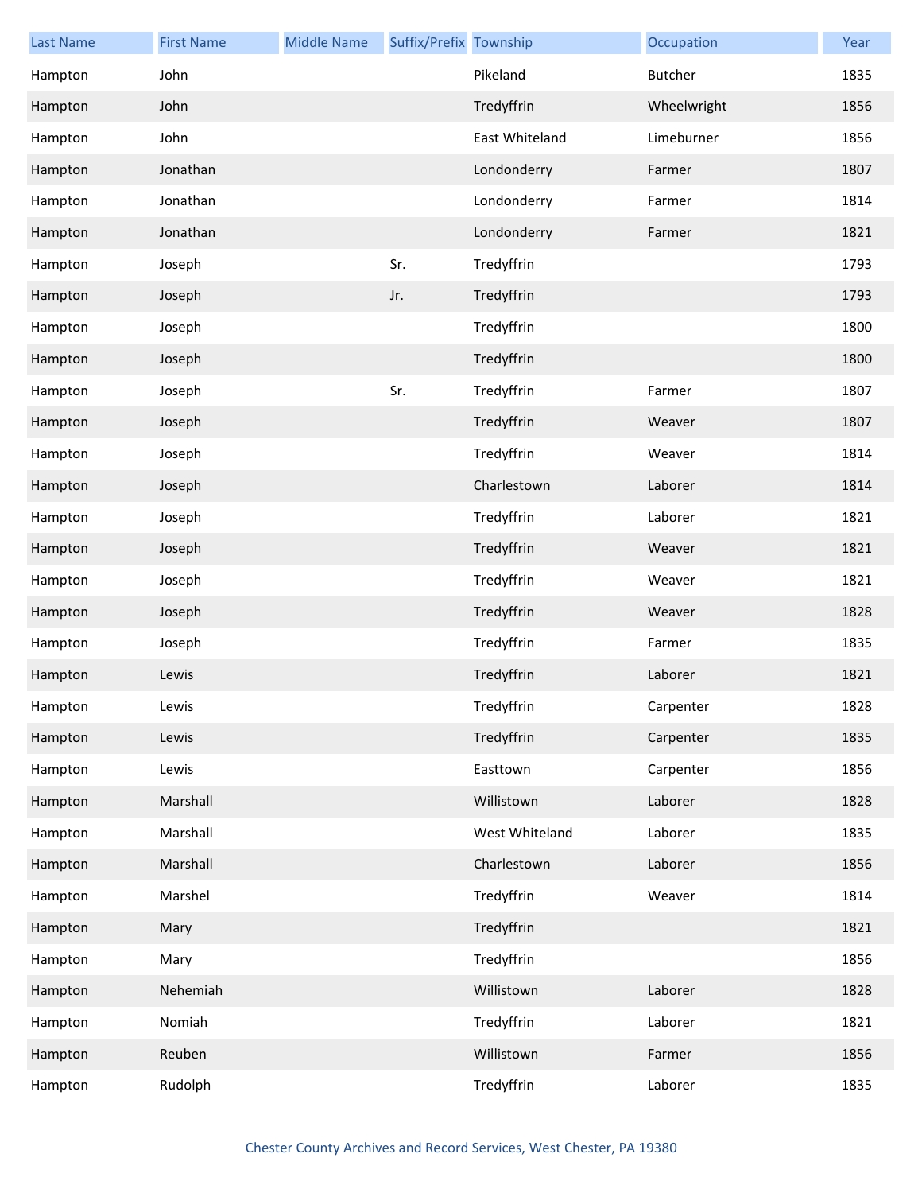| Last Name | First Name | Middle Name | Suffix/Prefix | Township | Occupation | Year |
|---|---|---|---|---|---|---|
| Hampton | John | | | Pikeland | Butcher | 1835 |
| Hampton | John | | | Tredyffrin | Wheelwright | 1856 |
| Hampton | John | | | East Whiteland | Limeburner | 1856 |
| Hampton | Jonathan | | | Londonderry | Farmer | 1807 |
| Hampton | Jonathan | | | Londonderry | Farmer | 1814 |
| Hampton | Jonathan | | | Londonderry | Farmer | 1821 |
| Hampton | Joseph | | Sr. | Tredyffrin | | 1793 |
| Hampton | Joseph | | Jr. | Tredyffrin | | 1793 |
| Hampton | Joseph | | | Tredyffrin | | 1800 |
| Hampton | Joseph | | | Tredyffrin | | 1800 |
| Hampton | Joseph | | Sr. | Tredyffrin | Farmer | 1807 |
| Hampton | Joseph | | | Tredyffrin | Weaver | 1807 |
| Hampton | Joseph | | | Tredyffrin | Weaver | 1814 |
| Hampton | Joseph | | | Charlestown | Laborer | 1814 |
| Hampton | Joseph | | | Tredyffrin | Laborer | 1821 |
| Hampton | Joseph | | | Tredyffrin | Weaver | 1821 |
| Hampton | Joseph | | | Tredyffrin | Weaver | 1821 |
| Hampton | Joseph | | | Tredyffrin | Weaver | 1828 |
| Hampton | Joseph | | | Tredyffrin | Farmer | 1835 |
| Hampton | Lewis | | | Tredyffrin | Laborer | 1821 |
| Hampton | Lewis | | | Tredyffrin | Carpenter | 1828 |
| Hampton | Lewis | | | Tredyffrin | Carpenter | 1835 |
| Hampton | Lewis | | | Easttown | Carpenter | 1856 |
| Hampton | Marshall | | | Willistown | Laborer | 1828 |
| Hampton | Marshall | | | West Whiteland | Laborer | 1835 |
| Hampton | Marshall | | | Charlestown | Laborer | 1856 |
| Hampton | Marshel | | | Tredyffrin | Weaver | 1814 |
| Hampton | Mary | | | Tredyffrin | | 1821 |
| Hampton | Mary | | | Tredyffrin | | 1856 |
| Hampton | Nehemiah | | | Willistown | Laborer | 1828 |
| Hampton | Nomiah | | | Tredyffrin | Laborer | 1821 |
| Hampton | Reuben | | | Willistown | Farmer | 1856 |
| Hampton | Rudolph | | | Tredyffrin | Laborer | 1835 |

Chester County Archives and Record Services, West Chester, PA 19380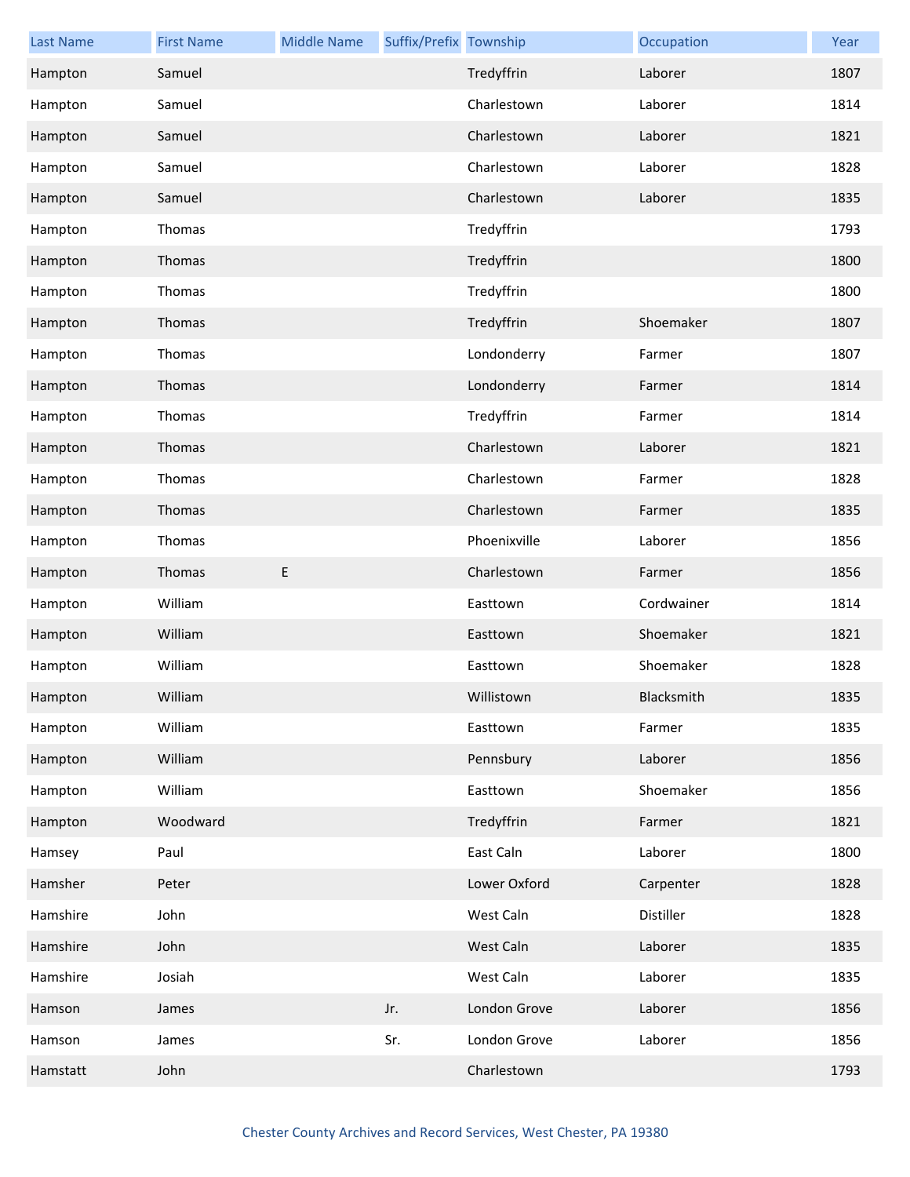| Last Name | First Name | Middle Name | Suffix/Prefix | Township | Occupation | Year |
|---|---|---|---|---|---|---|
| Hampton | Samuel | | | Tredyffrin | Laborer | 1807 |
| Hampton | Samuel | | | Charlestown | Laborer | 1814 |
| Hampton | Samuel | | | Charlestown | Laborer | 1821 |
| Hampton | Samuel | | | Charlestown | Laborer | 1828 |
| Hampton | Samuel | | | Charlestown | Laborer | 1835 |
| Hampton | Thomas | | | Tredyffrin | | 1793 |
| Hampton | Thomas | | | Tredyffrin | | 1800 |
| Hampton | Thomas | | | Tredyffrin | | 1800 |
| Hampton | Thomas | | | Tredyffrin | Shoemaker | 1807 |
| Hampton | Thomas | | | Londonderry | Farmer | 1807 |
| Hampton | Thomas | | | Londonderry | Farmer | 1814 |
| Hampton | Thomas | | | Tredyffrin | Farmer | 1814 |
| Hampton | Thomas | | | Charlestown | Laborer | 1821 |
| Hampton | Thomas | | | Charlestown | Farmer | 1828 |
| Hampton | Thomas | | | Charlestown | Farmer | 1835 |
| Hampton | Thomas | | | Phoenixville | Laborer | 1856 |
| Hampton | Thomas | E | | Charlestown | Farmer | 1856 |
| Hampton | William | | | Easttown | Cordwainer | 1814 |
| Hampton | William | | | Easttown | Shoemaker | 1821 |
| Hampton | William | | | Easttown | Shoemaker | 1828 |
| Hampton | William | | | Willistown | Blacksmith | 1835 |
| Hampton | William | | | Easttown | Farmer | 1835 |
| Hampton | William | | | Pennsbury | Laborer | 1856 |
| Hampton | William | | | Easttown | Shoemaker | 1856 |
| Hampton | Woodward | | | Tredyffrin | Farmer | 1821 |
| Hamsey | Paul | | | East Caln | Laborer | 1800 |
| Hamsher | Peter | | | Lower Oxford | Carpenter | 1828 |
| Hamshire | John | | | West Caln | Distiller | 1828 |
| Hamshire | John | | | West Caln | Laborer | 1835 |
| Hamshire | Josiah | | | West Caln | Laborer | 1835 |
| Hamson | James | | Jr. | London Grove | Laborer | 1856 |
| Hamson | James | | Sr. | London Grove | Laborer | 1856 |
| Hamstatt | John | | | Charlestown | | 1793 |

Chester County Archives and Record Services, West Chester, PA 19380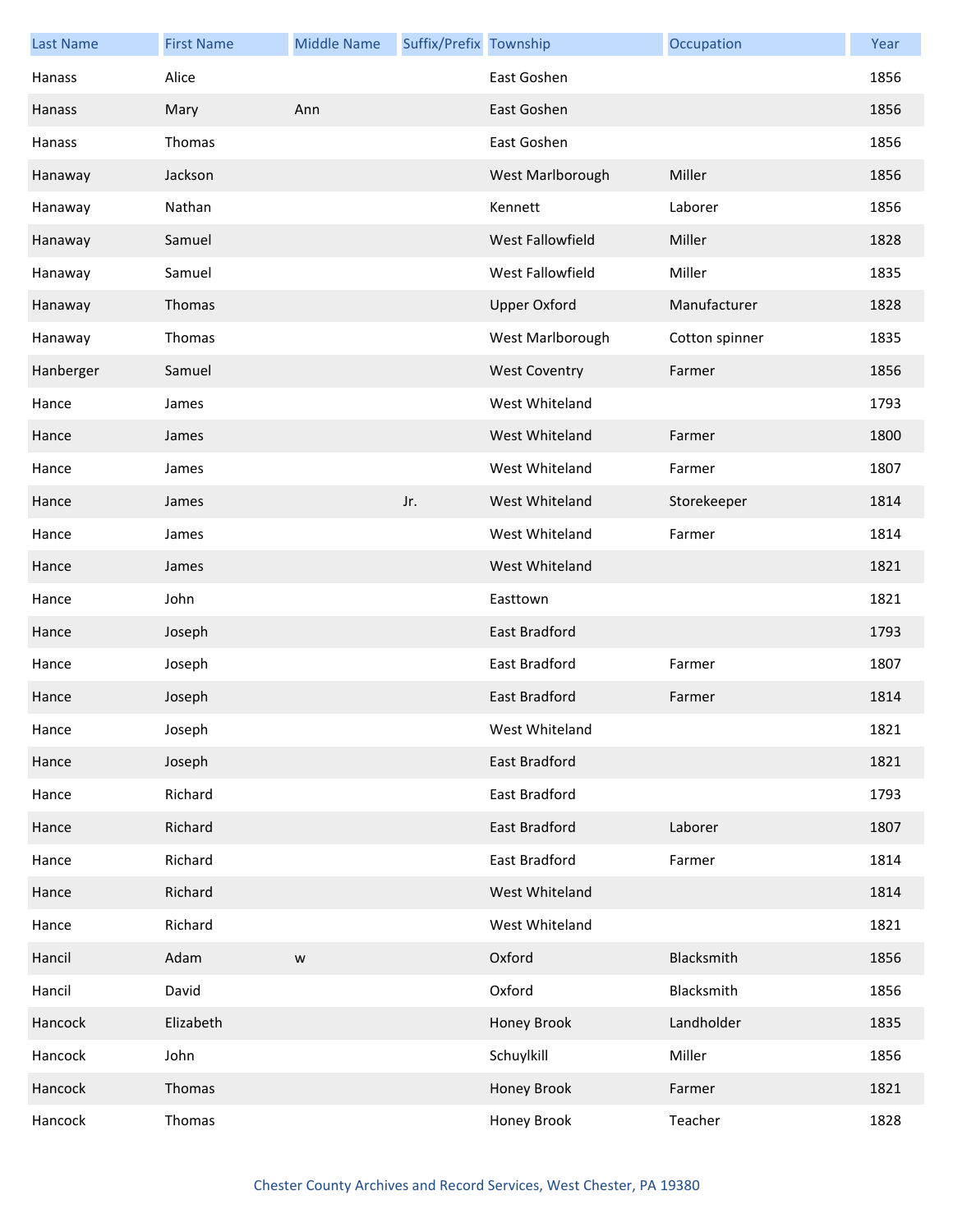| Last Name | First Name | Middle Name | Suffix/Prefix | Township | Occupation | Year |
| --- | --- | --- | --- | --- | --- | --- |
| Hanass | Alice | | | East Goshen | | 1856 |
| Hanass | Mary | Ann | | East Goshen | | 1856 |
| Hanass | Thomas | | | East Goshen | | 1856 |
| Hanaway | Jackson | | | West Marlborough | Miller | 1856 |
| Hanaway | Nathan | | | Kennett | Laborer | 1856 |
| Hanaway | Samuel | | | West Fallowfield | Miller | 1828 |
| Hanaway | Samuel | | | West Fallowfield | Miller | 1835 |
| Hanaway | Thomas | | | Upper Oxford | Manufacturer | 1828 |
| Hanaway | Thomas | | | West Marlborough | Cotton spinner | 1835 |
| Hanberger | Samuel | | | West Coventry | Farmer | 1856 |
| Hance | James | | | West Whiteland | | 1793 |
| Hance | James | | | West Whiteland | Farmer | 1800 |
| Hance | James | | | West Whiteland | Farmer | 1807 |
| Hance | James | | Jr. | West Whiteland | Storekeeper | 1814 |
| Hance | James | | | West Whiteland | Farmer | 1814 |
| Hance | James | | | West Whiteland | | 1821 |
| Hance | John | | | Easttown | | 1821 |
| Hance | Joseph | | | East Bradford | | 1793 |
| Hance | Joseph | | | East Bradford | Farmer | 1807 |
| Hance | Joseph | | | East Bradford | Farmer | 1814 |
| Hance | Joseph | | | West Whiteland | | 1821 |
| Hance | Joseph | | | East Bradford | | 1821 |
| Hance | Richard | | | East Bradford | | 1793 |
| Hance | Richard | | | East Bradford | Laborer | 1807 |
| Hance | Richard | | | East Bradford | Farmer | 1814 |
| Hance | Richard | | | West Whiteland | | 1814 |
| Hance | Richard | | | West Whiteland | | 1821 |
| Hancil | Adam | w | | Oxford | Blacksmith | 1856 |
| Hancil | David | | | Oxford | Blacksmith | 1856 |
| Hancock | Elizabeth | | | Honey Brook | Landholder | 1835 |
| Hancock | John | | | Schuylkill | Miller | 1856 |
| Hancock | Thomas | | | Honey Brook | Farmer | 1821 |
| Hancock | Thomas | | | Honey Brook | Teacher | 1828 |

Chester County Archives and Record Services, West Chester, PA 19380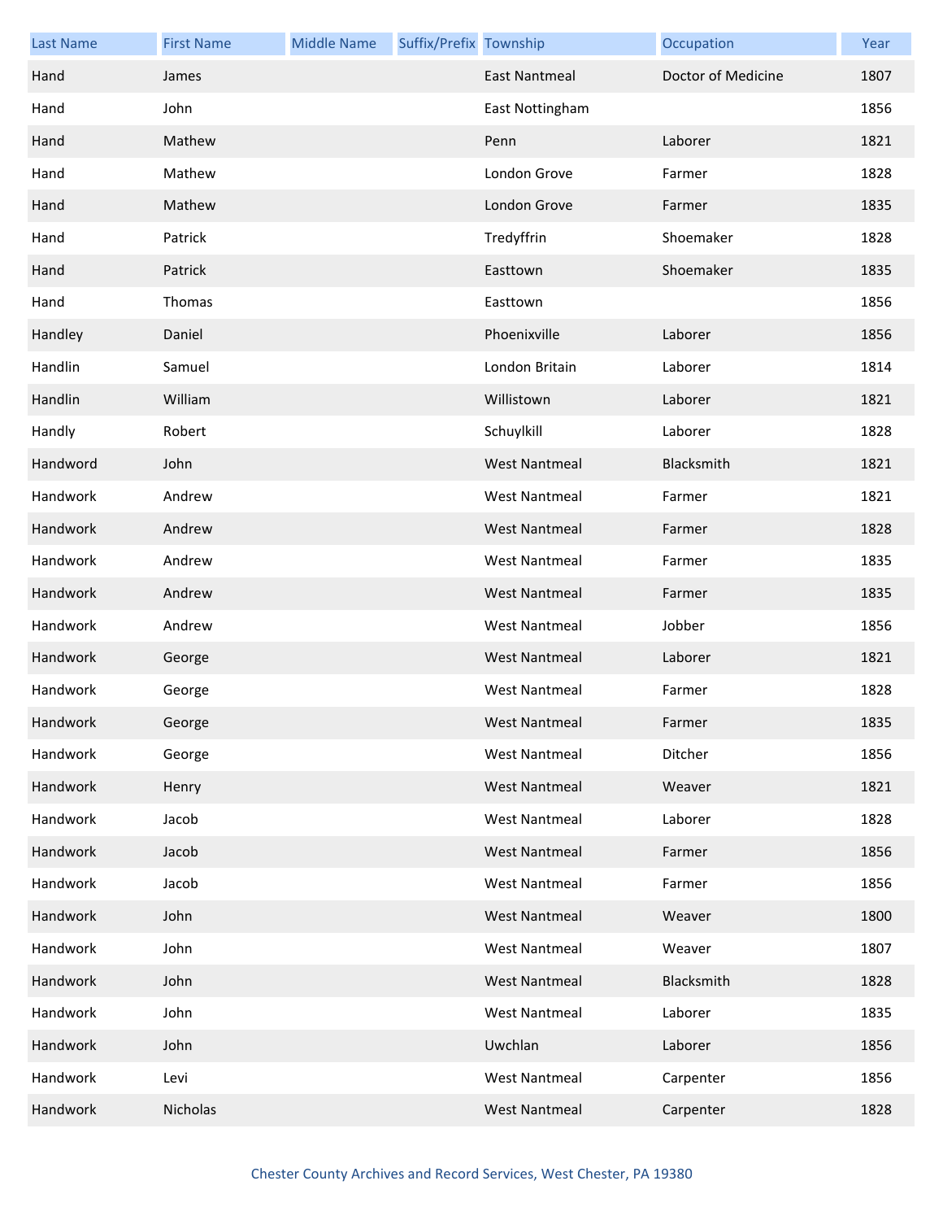| Last Name | First Name | Middle Name | Suffix/Prefix | Township | Occupation | Year |
|---|---|---|---|---|---|---|
| Hand | James | | | East Nantmeal | Doctor of Medicine | 1807 |
| Hand | John | | | East Nottingham | | 1856 |
| Hand | Mathew | | | Penn | Laborer | 1821 |
| Hand | Mathew | | | London Grove | Farmer | 1828 |
| Hand | Mathew | | | London Grove | Farmer | 1835 |
| Hand | Patrick | | | Tredyffrin | Shoemaker | 1828 |
| Hand | Patrick | | | Easttown | Shoemaker | 1835 |
| Hand | Thomas | | | Easttown | | 1856 |
| Handley | Daniel | | | Phoenixville | Laborer | 1856 |
| Handlin | Samuel | | | London Britain | Laborer | 1814 |
| Handlin | William | | | Willistown | Laborer | 1821 |
| Handly | Robert | | | Schuylkill | Laborer | 1828 |
| Handword | John | | | West Nantmeal | Blacksmith | 1821 |
| Handwork | Andrew | | | West Nantmeal | Farmer | 1821 |
| Handwork | Andrew | | | West Nantmeal | Farmer | 1828 |
| Handwork | Andrew | | | West Nantmeal | Farmer | 1835 |
| Handwork | Andrew | | | West Nantmeal | Farmer | 1835 |
| Handwork | Andrew | | | West Nantmeal | Jobber | 1856 |
| Handwork | George | | | West Nantmeal | Laborer | 1821 |
| Handwork | George | | | West Nantmeal | Farmer | 1828 |
| Handwork | George | | | West Nantmeal | Farmer | 1835 |
| Handwork | George | | | West Nantmeal | Ditcher | 1856 |
| Handwork | Henry | | | West Nantmeal | Weaver | 1821 |
| Handwork | Jacob | | | West Nantmeal | Laborer | 1828 |
| Handwork | Jacob | | | West Nantmeal | Farmer | 1856 |
| Handwork | Jacob | | | West Nantmeal | Farmer | 1856 |
| Handwork | John | | | West Nantmeal | Weaver | 1800 |
| Handwork | John | | | West Nantmeal | Weaver | 1807 |
| Handwork | John | | | West Nantmeal | Blacksmith | 1828 |
| Handwork | John | | | West Nantmeal | Laborer | 1835 |
| Handwork | John | | | Uwchlan | Laborer | 1856 |
| Handwork | Levi | | | West Nantmeal | Carpenter | 1856 |
| Handwork | Nicholas | | | West Nantmeal | Carpenter | 1828 |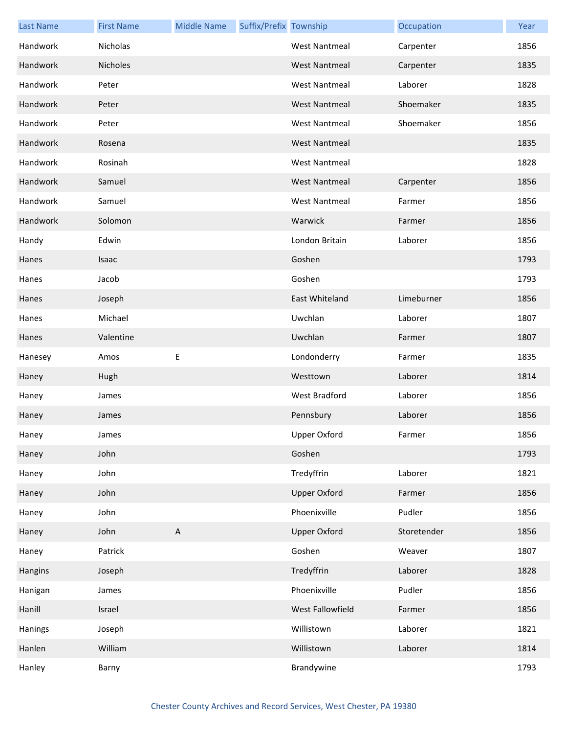| Last Name | First Name | Middle Name | Suffix/Prefix | Township | Occupation | Year |
| --- | --- | --- | --- | --- | --- | --- |
| Handwork | Nicholas | | | West Nantmeal | Carpenter | 1856 |
| Handwork | Nicholes | | | West Nantmeal | Carpenter | 1835 |
| Handwork | Peter | | | West Nantmeal | Laborer | 1828 |
| Handwork | Peter | | | West Nantmeal | Shoemaker | 1835 |
| Handwork | Peter | | | West Nantmeal | Shoemaker | 1856 |
| Handwork | Rosena | | | West Nantmeal | | 1835 |
| Handwork | Rosinah | | | West Nantmeal | | 1828 |
| Handwork | Samuel | | | West Nantmeal | Carpenter | 1856 |
| Handwork | Samuel | | | West Nantmeal | Farmer | 1856 |
| Handwork | Solomon | | | Warwick | Farmer | 1856 |
| Handy | Edwin | | | London Britain | Laborer | 1856 |
| Hanes | Isaac | | | Goshen | | 1793 |
| Hanes | Jacob | | | Goshen | | 1793 |
| Hanes | Joseph | | | East Whiteland | Limeburner | 1856 |
| Hanes | Michael | | | Uwchlan | Laborer | 1807 |
| Hanes | Valentine | | | Uwchlan | Farmer | 1807 |
| Hanesey | Amos | E | | Londonderry | Farmer | 1835 |
| Haney | Hugh | | | Westtown | Laborer | 1814 |
| Haney | James | | | West Bradford | Laborer | 1856 |
| Haney | James | | | Pennsbury | Laborer | 1856 |
| Haney | James | | | Upper Oxford | Farmer | 1856 |
| Haney | John | | | Goshen | | 1793 |
| Haney | John | | | Tredyffrin | Laborer | 1821 |
| Haney | John | | | Upper Oxford | Farmer | 1856 |
| Haney | John | | | Phoenixville | Pudler | 1856 |
| Haney | John | A | | Upper Oxford | Storetender | 1856 |
| Haney | Patrick | | | Goshen | Weaver | 1807 |
| Hangins | Joseph | | | Tredyffrin | Laborer | 1828 |
| Hanigan | James | | | Phoenixville | Pudler | 1856 |
| Hanill | Israel | | | West Fallowfield | Farmer | 1856 |
| Hanings | Joseph | | | Willistown | Laborer | 1821 |
| Hanlen | William | | | Willistown | Laborer | 1814 |
| Hanley | Barny | | | Brandywine | | 1793 |

Chester County Archives and Record Services, West Chester, PA 19380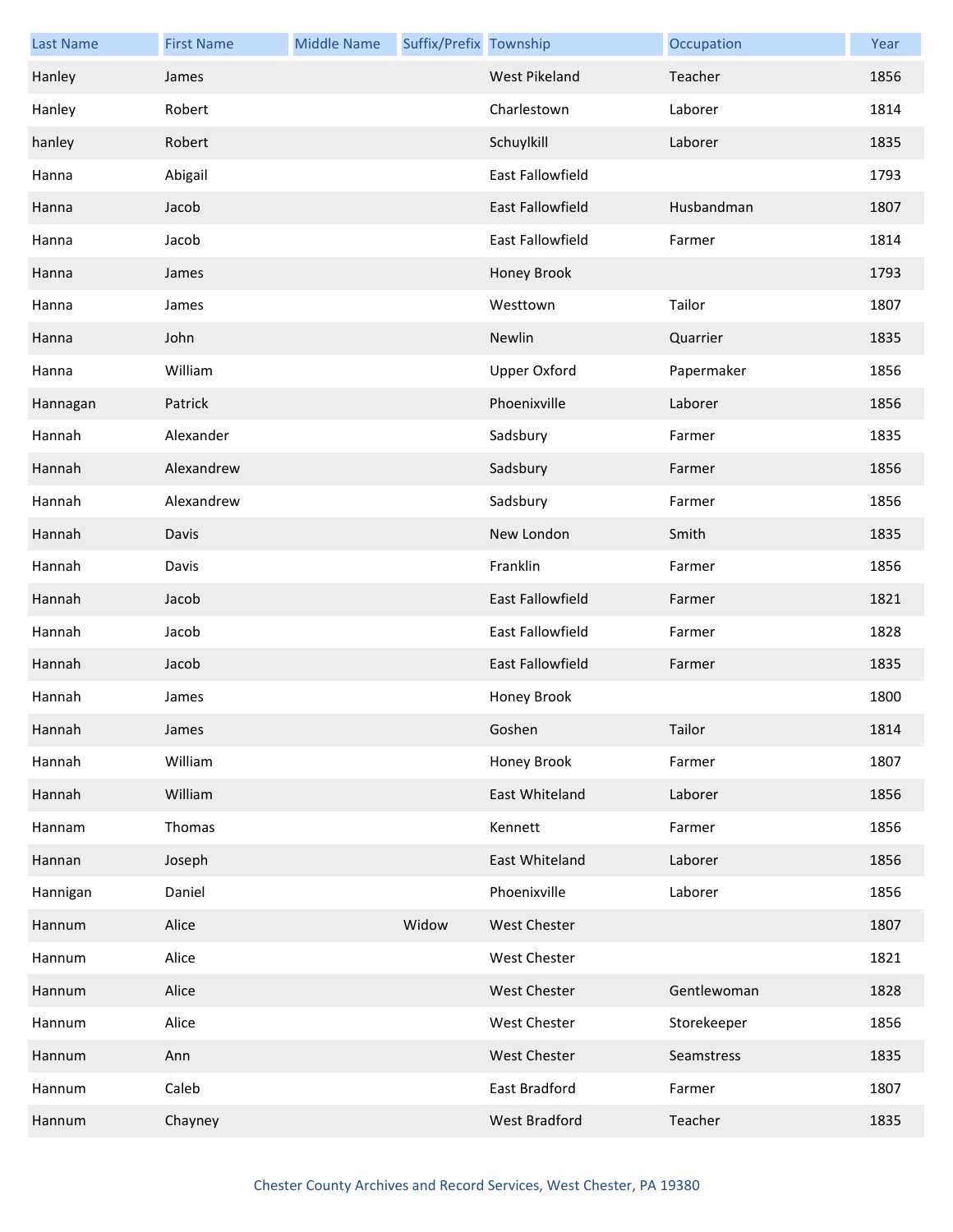| Last Name | First Name | Middle Name | Suffix/Prefix | Township | Occupation | Year |
| --- | --- | --- | --- | --- | --- | --- |
| Hanley | James | | | West Pikeland | Teacher | 1856 |
| Hanley | Robert | | | Charlestown | Laborer | 1814 |
| hanley | Robert | | | Schuylkill | Laborer | 1835 |
| Hanna | Abigail | | | East Fallowfield | | 1793 |
| Hanna | Jacob | | | East Fallowfield | Husbandman | 1807 |
| Hanna | Jacob | | | East Fallowfield | Farmer | 1814 |
| Hanna | James | | | Honey Brook | | 1793 |
| Hanna | James | | | Westtown | Tailor | 1807 |
| Hanna | John | | | Newlin | Quarrier | 1835 |
| Hanna | William | | | Upper Oxford | Papermaker | 1856 |
| Hannagan | Patrick | | | Phoenixville | Laborer | 1856 |
| Hannah | Alexander | | | Sadsbury | Farmer | 1835 |
| Hannah | Alexandrew | | | Sadsbury | Farmer | 1856 |
| Hannah | Alexandrew | | | Sadsbury | Farmer | 1856 |
| Hannah | Davis | | | New London | Smith | 1835 |
| Hannah | Davis | | | Franklin | Farmer | 1856 |
| Hannah | Jacob | | | East Fallowfield | Farmer | 1821 |
| Hannah | Jacob | | | East Fallowfield | Farmer | 1828 |
| Hannah | Jacob | | | East Fallowfield | Farmer | 1835 |
| Hannah | James | | | Honey Brook | | 1800 |
| Hannah | James | | | Goshen | Tailor | 1814 |
| Hannah | William | | | Honey Brook | Farmer | 1807 |
| Hannah | William | | | East Whiteland | Laborer | 1856 |
| Hannam | Thomas | | | Kennett | Farmer | 1856 |
| Hannan | Joseph | | | East Whiteland | Laborer | 1856 |
| Hannigan | Daniel | | | Phoenixville | Laborer | 1856 |
| Hannum | Alice | | Widow | West Chester | | 1807 |
| Hannum | Alice | | | West Chester | | 1821 |
| Hannum | Alice | | | West Chester | Gentlewoman | 1828 |
| Hannum | Alice | | | West Chester | Storekeeper | 1856 |
| Hannum | Ann | | | West Chester | Seamstress | 1835 |
| Hannum | Caleb | | | East Bradford | Farmer | 1807 |
| Hannum | Chayney | | | West Bradford | Teacher | 1835 |

Chester County Archives and Record Services, West Chester, PA 19380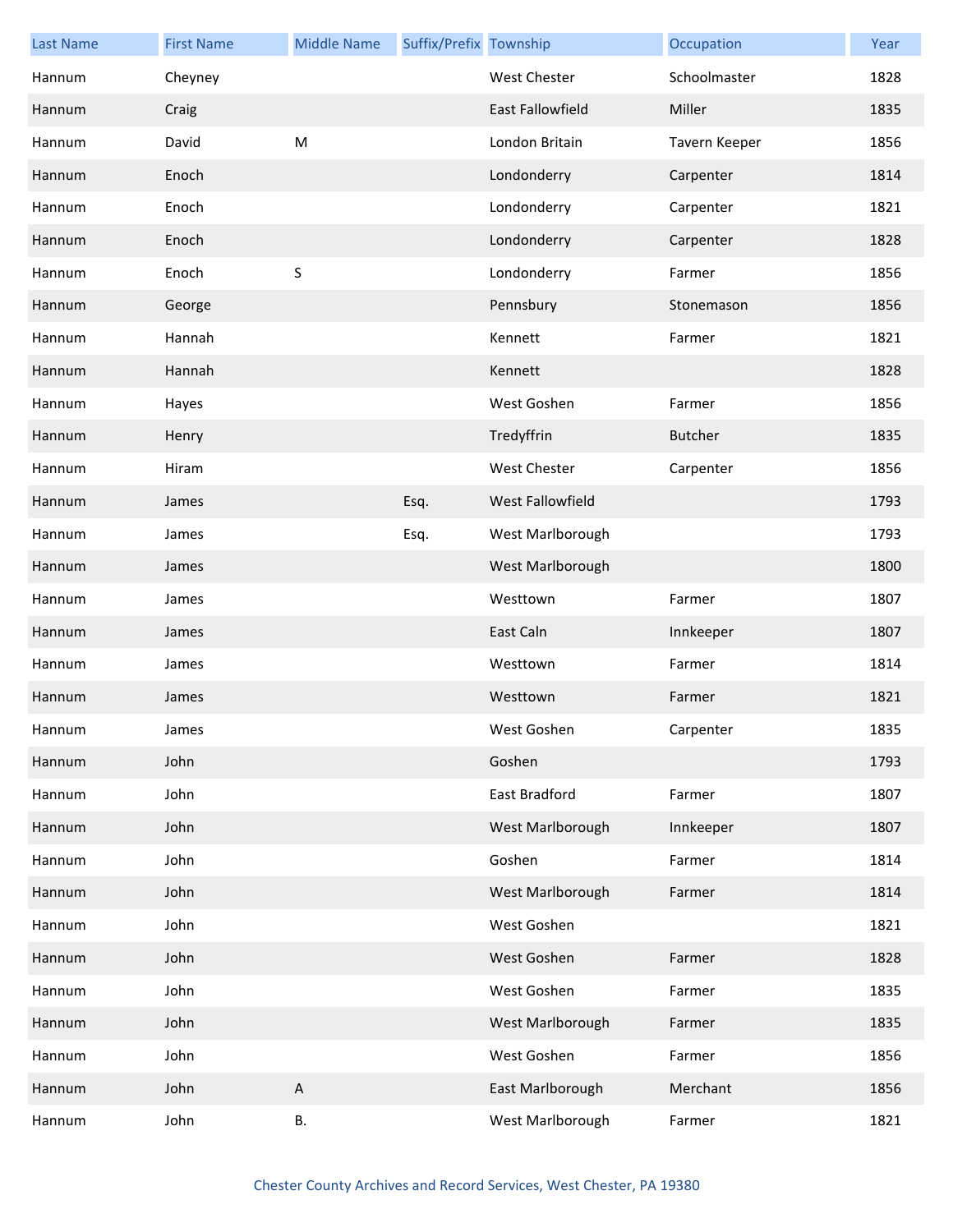| Last Name | First Name | Middle Name | Suffix/Prefix | Township | Occupation | Year |
|---|---|---|---|---|---|---|
| Hannum | Cheyney | | | West Chester | Schoolmaster | 1828 |
| Hannum | Craig | | | East Fallowfield | Miller | 1835 |
| Hannum | David | M | | London Britain | Tavern Keeper | 1856 |
| Hannum | Enoch | | | Londonderry | Carpenter | 1814 |
| Hannum | Enoch | | | Londonderry | Carpenter | 1821 |
| Hannum | Enoch | | | Londonderry | Carpenter | 1828 |
| Hannum | Enoch | S | | Londonderry | Farmer | 1856 |
| Hannum | George | | | Pennsbury | Stonemason | 1856 |
| Hannum | Hannah | | | Kennett | Farmer | 1821 |
| Hannum | Hannah | | | Kennett | | 1828 |
| Hannum | Hayes | | | West Goshen | Farmer | 1856 |
| Hannum | Henry | | | Tredyffrin | Butcher | 1835 |
| Hannum | Hiram | | | West Chester | Carpenter | 1856 |
| Hannum | James | | Esq. | West Fallowfield | | 1793 |
| Hannum | James | | Esq. | West Marlborough | | 1793 |
| Hannum | James | | | West Marlborough | | 1800 |
| Hannum | James | | | Westtown | Farmer | 1807 |
| Hannum | James | | | East Caln | Innkeeper | 1807 |
| Hannum | James | | | Westtown | Farmer | 1814 |
| Hannum | James | | | Westtown | Farmer | 1821 |
| Hannum | James | | | West Goshen | Carpenter | 1835 |
| Hannum | John | | | Goshen | | 1793 |
| Hannum | John | | | East Bradford | Farmer | 1807 |
| Hannum | John | | | West Marlborough | Innkeeper | 1807 |
| Hannum | John | | | Goshen | Farmer | 1814 |
| Hannum | John | | | West Marlborough | Farmer | 1814 |
| Hannum | John | | | West Goshen | | 1821 |
| Hannum | John | | | West Goshen | Farmer | 1828 |
| Hannum | John | | | West Goshen | Farmer | 1835 |
| Hannum | John | | | West Marlborough | Farmer | 1835 |
| Hannum | John | | | West Goshen | Farmer | 1856 |
| Hannum | John | A | | East Marlborough | Merchant | 1856 |
| Hannum | John | B. | | West Marlborough | Farmer | 1821 |

Chester County Archives and Record Services, West Chester, PA 19380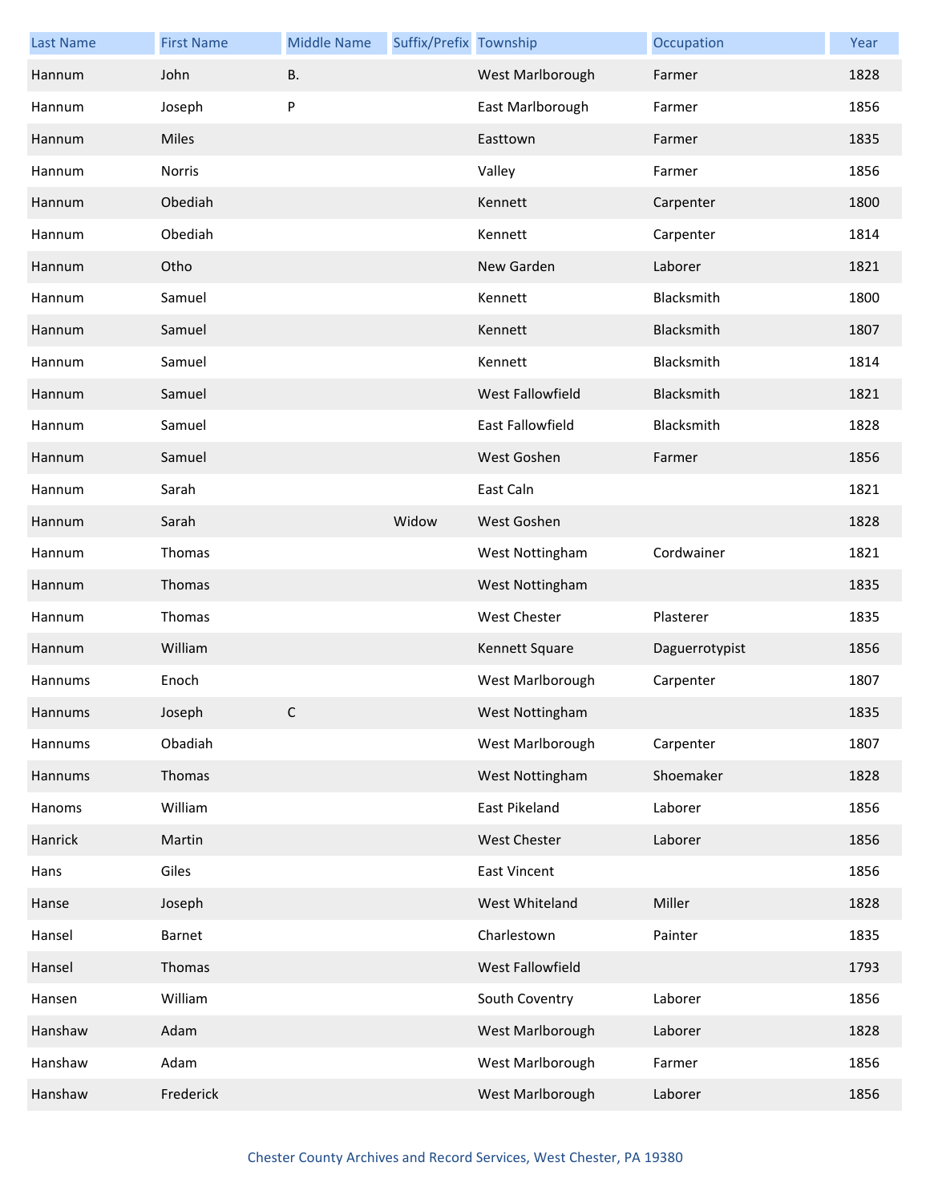| Last Name | First Name | Middle Name | Suffix/Prefix | Township | Occupation | Year |
| --- | --- | --- | --- | --- | --- | --- |
| Hannum | John | B. | | West Marlborough | Farmer | 1828 |
| Hannum | Joseph | P | | East Marlborough | Farmer | 1856 |
| Hannum | Miles | | | Easttown | Farmer | 1835 |
| Hannum | Norris | | | Valley | Farmer | 1856 |
| Hannum | Obediah | | | Kennett | Carpenter | 1800 |
| Hannum | Obediah | | | Kennett | Carpenter | 1814 |
| Hannum | Otho | | | New Garden | Laborer | 1821 |
| Hannum | Samuel | | | Kennett | Blacksmith | 1800 |
| Hannum | Samuel | | | Kennett | Blacksmith | 1807 |
| Hannum | Samuel | | | Kennett | Blacksmith | 1814 |
| Hannum | Samuel | | | West Fallowfield | Blacksmith | 1821 |
| Hannum | Samuel | | | East Fallowfield | Blacksmith | 1828 |
| Hannum | Samuel | | | West Goshen | Farmer | 1856 |
| Hannum | Sarah | | | East Caln | | 1821 |
| Hannum | Sarah | | Widow | West Goshen | | 1828 |
| Hannum | Thomas | | | West Nottingham | Cordwainer | 1821 |
| Hannum | Thomas | | | West Nottingham | | 1835 |
| Hannum | Thomas | | | West Chester | Plasterer | 1835 |
| Hannum | William | | | Kennett Square | Daguerrotypist | 1856 |
| Hannums | Enoch | | | West Marlborough | Carpenter | 1807 |
| Hannums | Joseph | C | | West Nottingham | | 1835 |
| Hannums | Obadiah | | | West Marlborough | Carpenter | 1807 |
| Hannums | Thomas | | | West Nottingham | Shoemaker | 1828 |
| Hanoms | William | | | East Pikeland | Laborer | 1856 |
| Hanrick | Martin | | | West Chester | Laborer | 1856 |
| Hans | Giles | | | East Vincent | | 1856 |
| Hanse | Joseph | | | West Whiteland | Miller | 1828 |
| Hansel | Barnet | | | Charlestown | Painter | 1835 |
| Hansel | Thomas | | | West Fallowfield | | 1793 |
| Hansen | William | | | South Coventry | Laborer | 1856 |
| Hanshaw | Adam | | | West Marlborough | Laborer | 1828 |
| Hanshaw | Adam | | | West Marlborough | Farmer | 1856 |
| Hanshaw | Frederick | | | West Marlborough | Laborer | 1856 |

Chester County Archives and Record Services, West Chester, PA 19380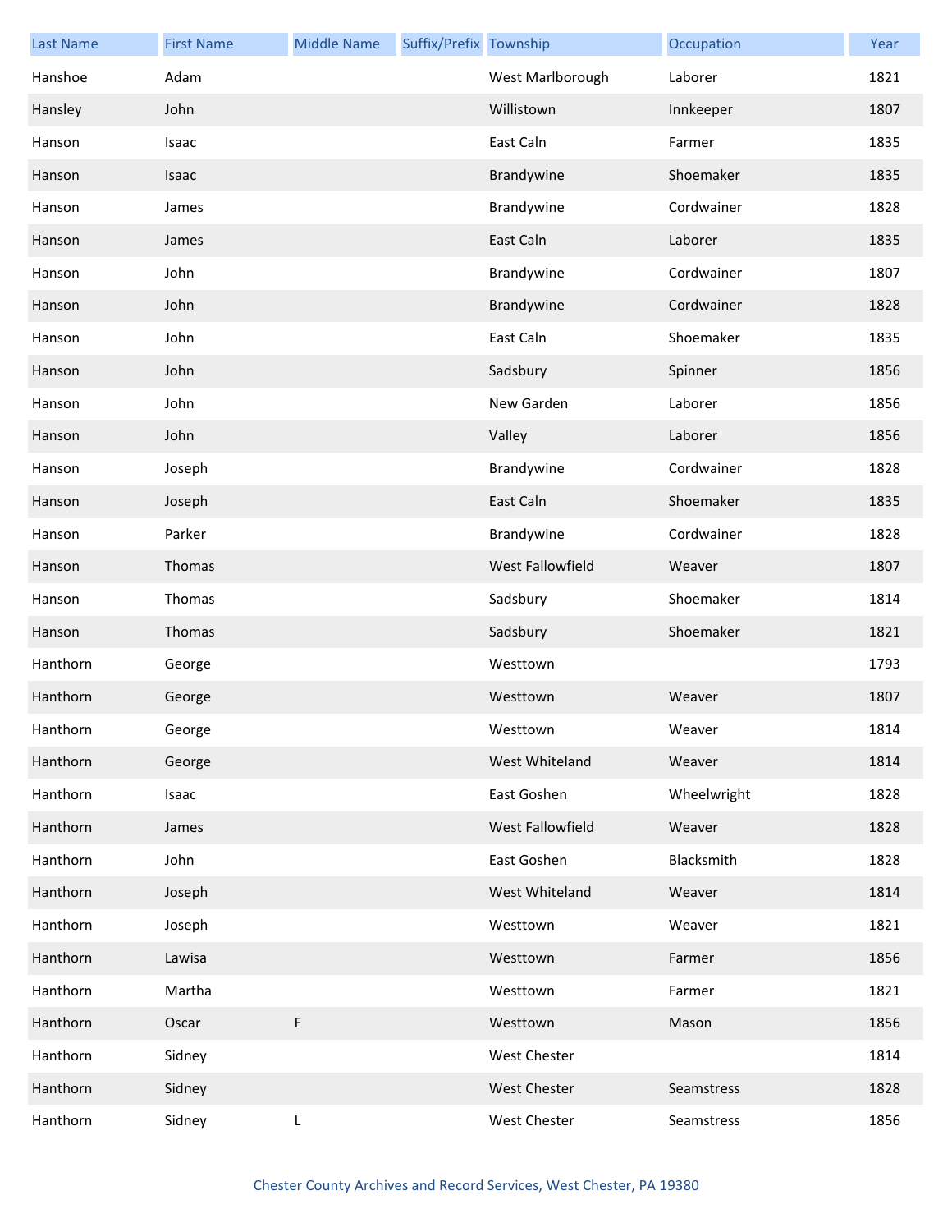| Last Name | First Name | Middle Name | Suffix/Prefix | Township | Occupation | Year |
|---|---|---|---|---|---|---|
| Hanshoe | Adam | | | West Marlborough | Laborer | 1821 |
| Hansley | John | | | Willistown | Innkeeper | 1807 |
| Hanson | Isaac | | | East Caln | Farmer | 1835 |
| Hanson | Isaac | | | Brandywine | Shoemaker | 1835 |
| Hanson | James | | | Brandywine | Cordwainer | 1828 |
| Hanson | James | | | East Caln | Laborer | 1835 |
| Hanson | John | | | Brandywine | Cordwainer | 1807 |
| Hanson | John | | | Brandywine | Cordwainer | 1828 |
| Hanson | John | | | East Caln | Shoemaker | 1835 |
| Hanson | John | | | Sadsbury | Spinner | 1856 |
| Hanson | John | | | New Garden | Laborer | 1856 |
| Hanson | John | | | Valley | Laborer | 1856 |
| Hanson | Joseph | | | Brandywine | Cordwainer | 1828 |
| Hanson | Joseph | | | East Caln | Shoemaker | 1835 |
| Hanson | Parker | | | Brandywine | Cordwainer | 1828 |
| Hanson | Thomas | | | West Fallowfield | Weaver | 1807 |
| Hanson | Thomas | | | Sadsbury | Shoemaker | 1814 |
| Hanson | Thomas | | | Sadsbury | Shoemaker | 1821 |
| Hanthorn | George | | | Westtown | | 1793 |
| Hanthorn | George | | | Westtown | Weaver | 1807 |
| Hanthorn | George | | | Westtown | Weaver | 1814 |
| Hanthorn | George | | | West Whiteland | Weaver | 1814 |
| Hanthorn | Isaac | | | East Goshen | Wheelwright | 1828 |
| Hanthorn | James | | | West Fallowfield | Weaver | 1828 |
| Hanthorn | John | | | East Goshen | Blacksmith | 1828 |
| Hanthorn | Joseph | | | West Whiteland | Weaver | 1814 |
| Hanthorn | Joseph | | | Westtown | Weaver | 1821 |
| Hanthorn | Lawisa | | | Westtown | Farmer | 1856 |
| Hanthorn | Martha | | | Westtown | Farmer | 1821 |
| Hanthorn | Oscar | F | | Westtown | Mason | 1856 |
| Hanthorn | Sidney | | | West Chester | | 1814 |
| Hanthorn | Sidney | | | West Chester | Seamstress | 1828 |
| Hanthorn | Sidney | L | | West Chester | Seamstress | 1856 |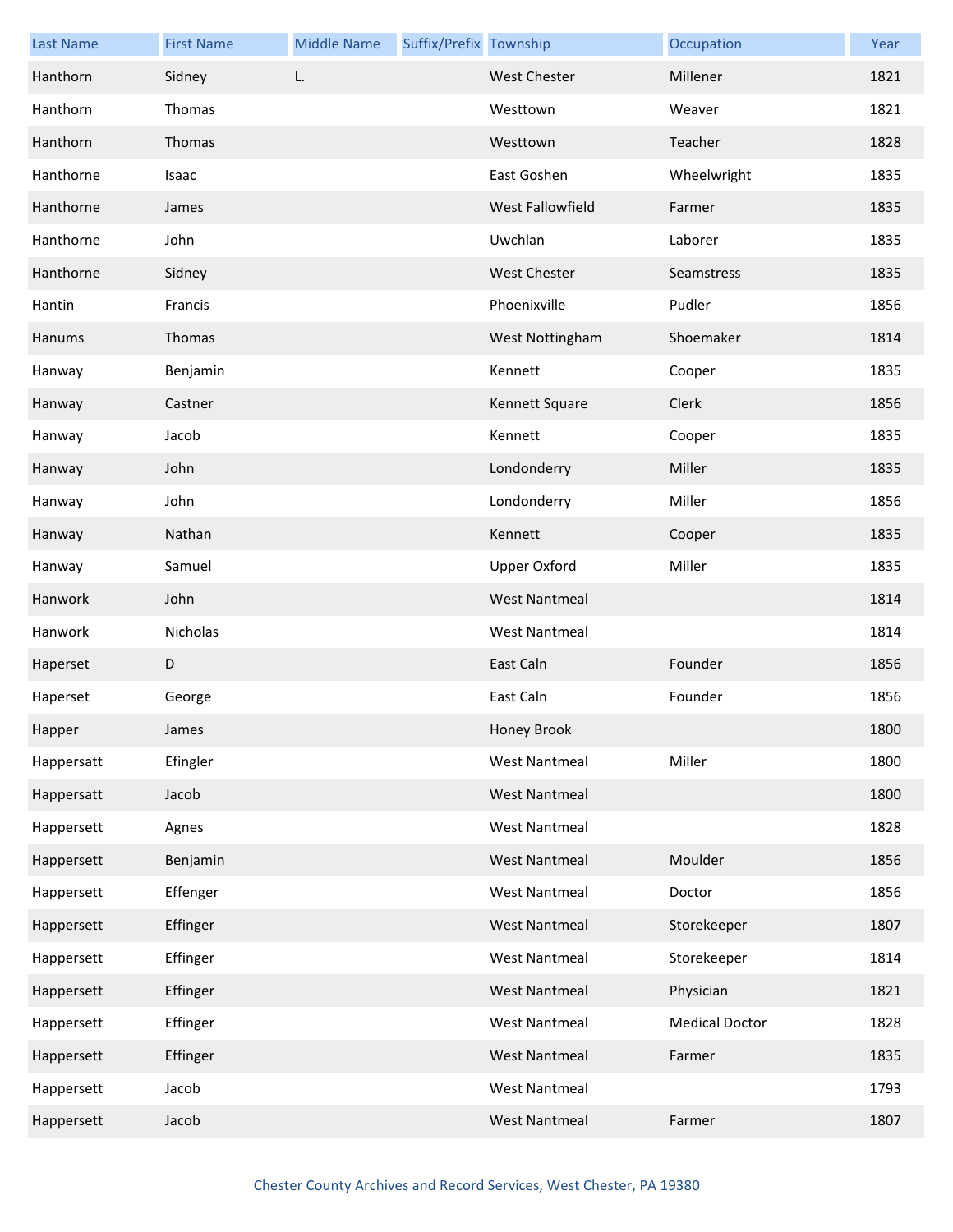| Last Name | First Name | Middle Name | Suffix/Prefix | Township | Occupation | Year |
|---|---|---|---|---|---|---|
| Hanthorn | Sidney | L. | | West Chester | Millener | 1821 |
| Hanthorn | Thomas | | | Westtown | Weaver | 1821 |
| Hanthorn | Thomas | | | Westtown | Teacher | 1828 |
| Hanthorne | Isaac | | | East Goshen | Wheelwright | 1835 |
| Hanthorne | James | | | West Fallowfield | Farmer | 1835 |
| Hanthorne | John | | | Uwchlan | Laborer | 1835 |
| Hanthorne | Sidney | | | West Chester | Seamstress | 1835 |
| Hantin | Francis | | | Phoenixville | Pudler | 1856 |
| Hanums | Thomas | | | West Nottingham | Shoemaker | 1814 |
| Hanway | Benjamin | | | Kennett | Cooper | 1835 |
| Hanway | Castner | | | Kennett Square | Clerk | 1856 |
| Hanway | Jacob | | | Kennett | Cooper | 1835 |
| Hanway | John | | | Londonderry | Miller | 1835 |
| Hanway | John | | | Londonderry | Miller | 1856 |
| Hanway | Nathan | | | Kennett | Cooper | 1835 |
| Hanway | Samuel | | | Upper Oxford | Miller | 1835 |
| Hanwork | John | | | West Nantmeal | | 1814 |
| Hanwork | Nicholas | | | West Nantmeal | | 1814 |
| Haperset | D | | | East Caln | Founder | 1856 |
| Haperset | George | | | East Caln | Founder | 1856 |
| Happer | James | | | Honey Brook | | 1800 |
| Happersatt | Efingler | | | West Nantmeal | Miller | 1800 |
| Happersatt | Jacob | | | West Nantmeal | | 1800 |
| Happersett | Agnes | | | West Nantmeal | | 1828 |
| Happersett | Benjamin | | | West Nantmeal | Moulder | 1856 |
| Happersett | Effenger | | | West Nantmeal | Doctor | 1856 |
| Happersett | Effinger | | | West Nantmeal | Storekeeper | 1807 |
| Happersett | Effinger | | | West Nantmeal | Storekeeper | 1814 |
| Happersett | Effinger | | | West Nantmeal | Physician | 1821 |
| Happersett | Effinger | | | West Nantmeal | Medical Doctor | 1828 |
| Happersett | Effinger | | | West Nantmeal | Farmer | 1835 |
| Happersett | Jacob | | | West Nantmeal | | 1793 |
| Happersett | Jacob | | | West Nantmeal | Farmer | 1807 |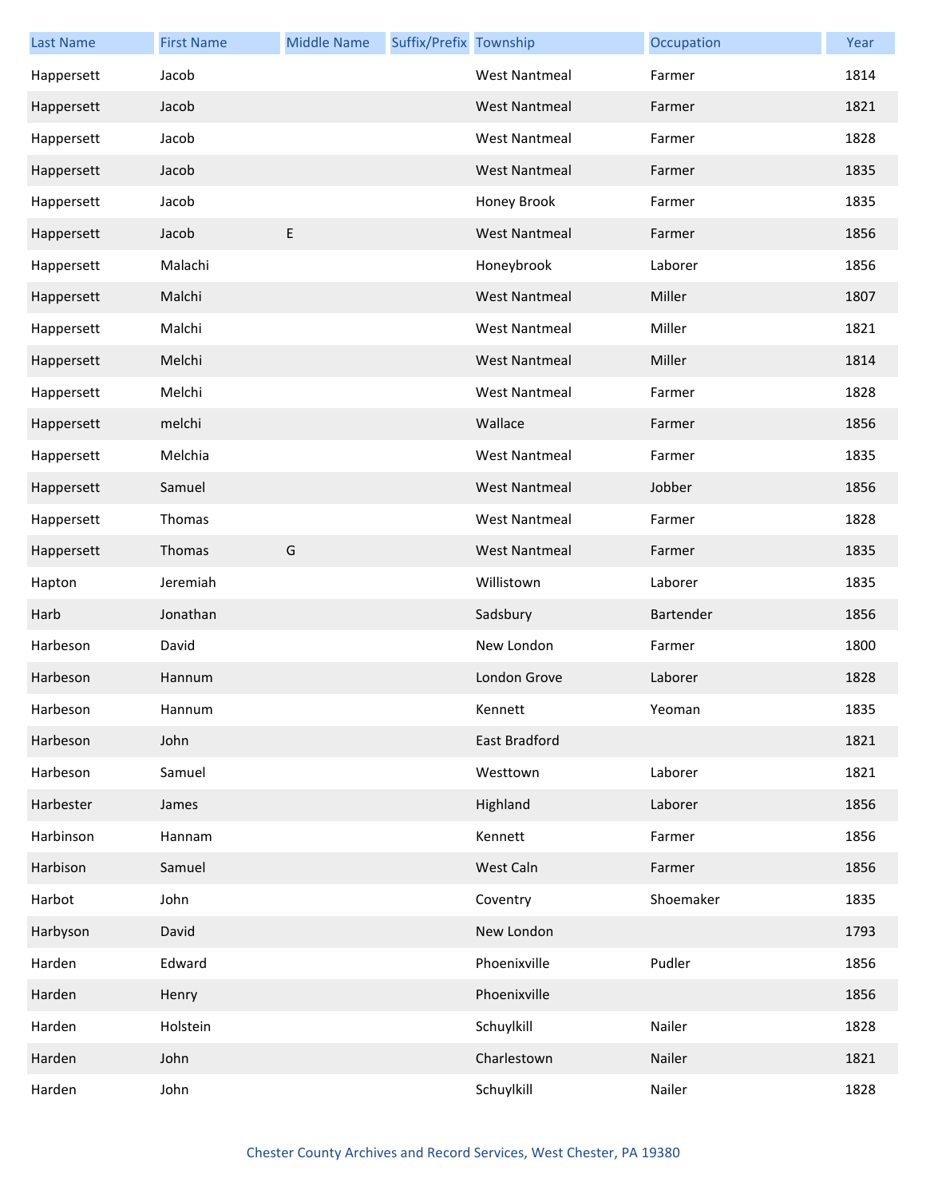| Last Name | First Name | Middle Name | Suffix/Prefix | Township | Occupation | Year |
|---|---|---|---|---|---|---|
| Happersett | Jacob | | | West Nantmeal | Farmer | 1814 |
| Happersett | Jacob | | | West Nantmeal | Farmer | 1821 |
| Happersett | Jacob | | | West Nantmeal | Farmer | 1828 |
| Happersett | Jacob | | | West Nantmeal | Farmer | 1835 |
| Happersett | Jacob | | | Honey Brook | Farmer | 1835 |
| Happersett | Jacob | E | | West Nantmeal | Farmer | 1856 |
| Happersett | Malachi | | | Honeybrook | Laborer | 1856 |
| Happersett | Malchi | | | West Nantmeal | Miller | 1807 |
| Happersett | Malchi | | | West Nantmeal | Miller | 1821 |
| Happersett | Melchi | | | West Nantmeal | Miller | 1814 |
| Happersett | Melchi | | | West Nantmeal | Farmer | 1828 |
| Happersett | melchi | | | Wallace | Farmer | 1856 |
| Happersett | Melchia | | | West Nantmeal | Farmer | 1835 |
| Happersett | Samuel | | | West Nantmeal | Jobber | 1856 |
| Happersett | Thomas | | | West Nantmeal | Farmer | 1828 |
| Happersett | Thomas | G | | West Nantmeal | Farmer | 1835 |
| Hapton | Jeremiah | | | Willistown | Laborer | 1835 |
| Harb | Jonathan | | | Sadsbury | Bartender | 1856 |
| Harbeson | David | | | New London | Farmer | 1800 |
| Harbeson | Hannum | | | London Grove | Laborer | 1828 |
| Harbeson | Hannum | | | Kennett | Yeoman | 1835 |
| Harbeson | John | | | East Bradford | | 1821 |
| Harbeson | Samuel | | | Westtown | Laborer | 1821 |
| Harbester | James | | | Highland | Laborer | 1856 |
| Harbinson | Hannam | | | Kennett | Farmer | 1856 |
| Harbison | Samuel | | | West Caln | Farmer | 1856 |
| Harbot | John | | | Coventry | Shoemaker | 1835 |
| Harbyson | David | | | New London | | 1793 |
| Harden | Edward | | | Phoenixville | Pudler | 1856 |
| Harden | Henry | | | Phoenixville | | 1856 |
| Harden | Holstein | | | Schuylkill | Nailer | 1828 |
| Harden | John | | | Charlestown | Nailer | 1821 |
| Harden | John | | | Schuylkill | Nailer | 1828 |

Chester County Archives and Record Services, West Chester, PA 19380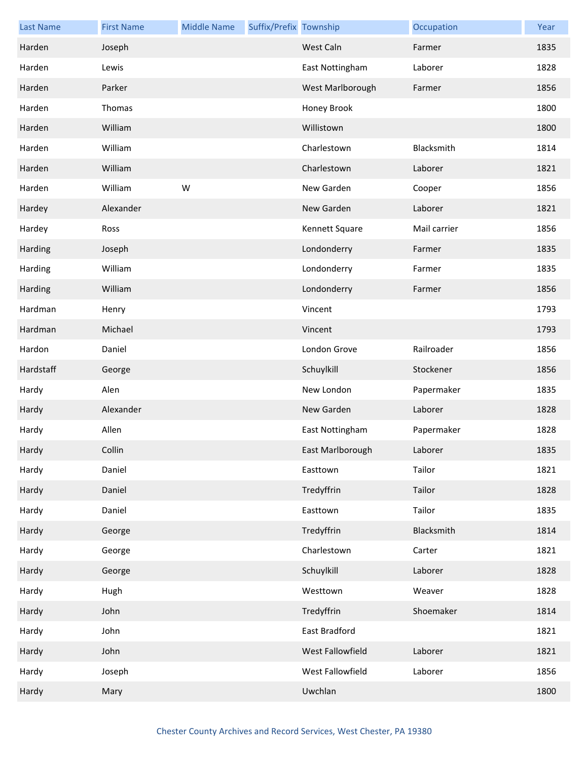| Last Name | First Name | Middle Name | Suffix/Prefix | Township | Occupation | Year |
|---|---|---|---|---|---|---|
| Harden | Joseph | | | West Caln | Farmer | 1835 |
| Harden | Lewis | | | East Nottingham | Laborer | 1828 |
| Harden | Parker | | | West Marlborough | Farmer | 1856 |
| Harden | Thomas | | | Honey Brook | | 1800 |
| Harden | William | | | Willistown | | 1800 |
| Harden | William | | | Charlestown | Blacksmith | 1814 |
| Harden | William | | | Charlestown | Laborer | 1821 |
| Harden | William | W | | New Garden | Cooper | 1856 |
| Hardey | Alexander | | | New Garden | Laborer | 1821 |
| Hardey | Ross | | | Kennett Square | Mail carrier | 1856 |
| Harding | Joseph | | | Londonderry | Farmer | 1835 |
| Harding | William | | | Londonderry | Farmer | 1835 |
| Harding | William | | | Londonderry | Farmer | 1856 |
| Hardman | Henry | | | Vincent | | 1793 |
| Hardman | Michael | | | Vincent | | 1793 |
| Hardon | Daniel | | | London Grove | Railroader | 1856 |
| Hardstaff | George | | | Schuylkill | Stockener | 1856 |
| Hardy | Alen | | | New London | Papermaker | 1835 |
| Hardy | Alexander | | | New Garden | Laborer | 1828 |
| Hardy | Allen | | | East Nottingham | Papermaker | 1828 |
| Hardy | Collin | | | East Marlborough | Laborer | 1835 |
| Hardy | Daniel | | | Easttown | Tailor | 1821 |
| Hardy | Daniel | | | Tredyffrin | Tailor | 1828 |
| Hardy | Daniel | | | Easttown | Tailor | 1835 |
| Hardy | George | | | Tredyffrin | Blacksmith | 1814 |
| Hardy | George | | | Charlestown | Carter | 1821 |
| Hardy | George | | | Schuylkill | Laborer | 1828 |
| Hardy | Hugh | | | Westtown | Weaver | 1828 |
| Hardy | John | | | Tredyffrin | Shoemaker | 1814 |
| Hardy | John | | | East Bradford | | 1821 |
| Hardy | John | | | West Fallowfield | Laborer | 1821 |
| Hardy | Joseph | | | West Fallowfield | Laborer | 1856 |
| Hardy | Mary | | | Uwchlan | | 1800 |

Chester County Archives and Record Services, West Chester, PA 19380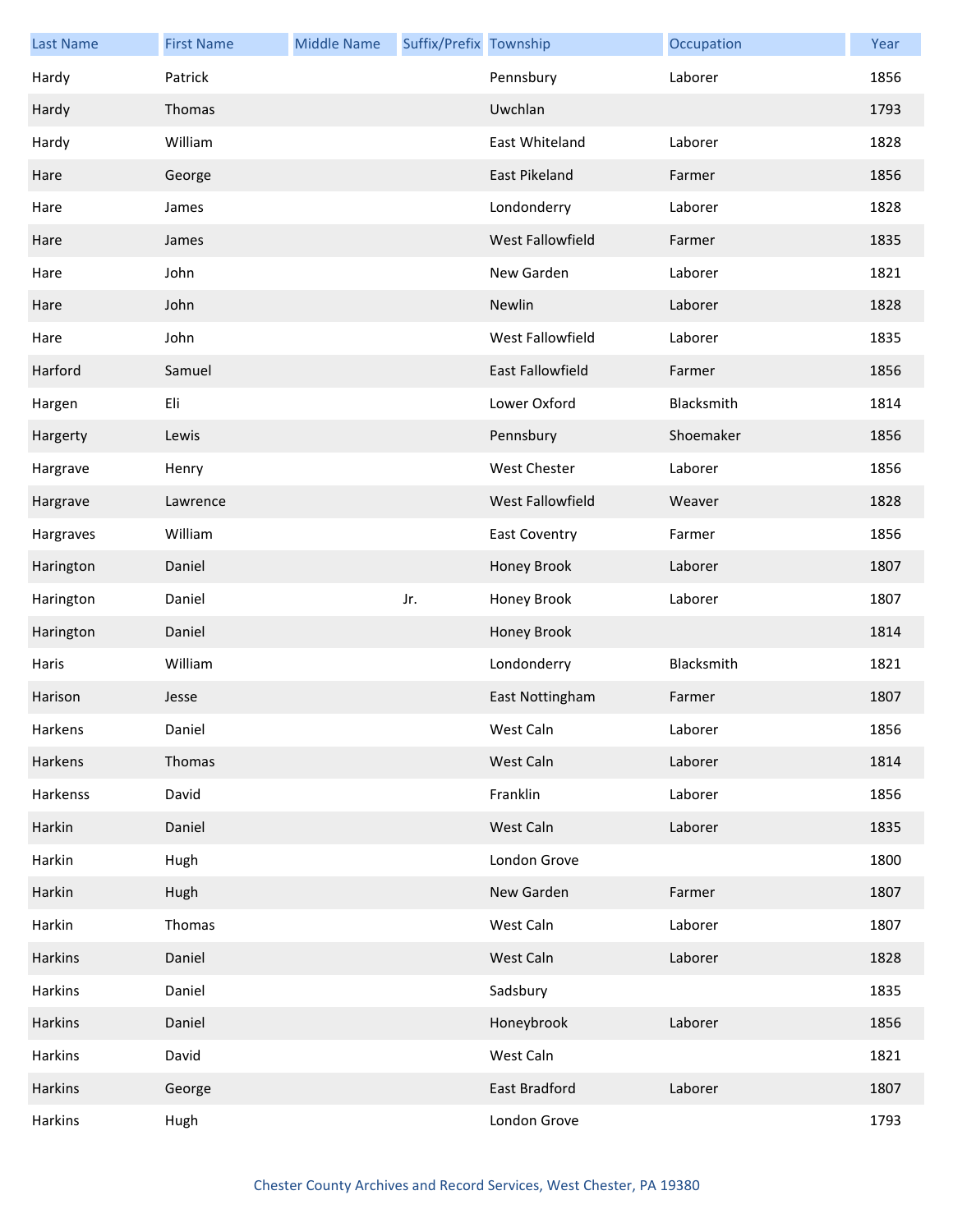| Last Name | First Name | Middle Name | Suffix/Prefix | Township | Occupation | Year |
|---|---|---|---|---|---|---|
| Hardy | Patrick | | | Pennsbury | Laborer | 1856 |
| Hardy | Thomas | | | Uwchlan | | 1793 |
| Hardy | William | | | East Whiteland | Laborer | 1828 |
| Hare | George | | | East Pikeland | Farmer | 1856 |
| Hare | James | | | Londonderry | Laborer | 1828 |
| Hare | James | | | West Fallowfield | Farmer | 1835 |
| Hare | John | | | New Garden | Laborer | 1821 |
| Hare | John | | | Newlin | Laborer | 1828 |
| Hare | John | | | West Fallowfield | Laborer | 1835 |
| Harford | Samuel | | | East Fallowfield | Farmer | 1856 |
| Hargen | Eli | | | Lower Oxford | Blacksmith | 1814 |
| Hargerty | Lewis | | | Pennsbury | Shoemaker | 1856 |
| Hargrave | Henry | | | West Chester | Laborer | 1856 |
| Hargrave | Lawrence | | | West Fallowfield | Weaver | 1828 |
| Hargraves | William | | | East Coventry | Farmer | 1856 |
| Harington | Daniel | | | Honey Brook | Laborer | 1807 |
| Harington | Daniel | | Jr. | Honey Brook | Laborer | 1807 |
| Harington | Daniel | | | Honey Brook | | 1814 |
| Haris | William | | | Londonderry | Blacksmith | 1821 |
| Harison | Jesse | | | East Nottingham | Farmer | 1807 |
| Harkens | Daniel | | | West Caln | Laborer | 1856 |
| Harkens | Thomas | | | West Caln | Laborer | 1814 |
| Harkenss | David | | | Franklin | Laborer | 1856 |
| Harkin | Daniel | | | West Caln | Laborer | 1835 |
| Harkin | Hugh | | | London Grove | | 1800 |
| Harkin | Hugh | | | New Garden | Farmer | 1807 |
| Harkin | Thomas | | | West Caln | Laborer | 1807 |
| Harkins | Daniel | | | West Caln | Laborer | 1828 |
| Harkins | Daniel | | | Sadsbury | | 1835 |
| Harkins | Daniel | | | Honeybrook | Laborer | 1856 |
| Harkins | David | | | West Caln | | 1821 |
| Harkins | George | | | East Bradford | Laborer | 1807 |
| Harkins | Hugh | | | London Grove | | 1793 |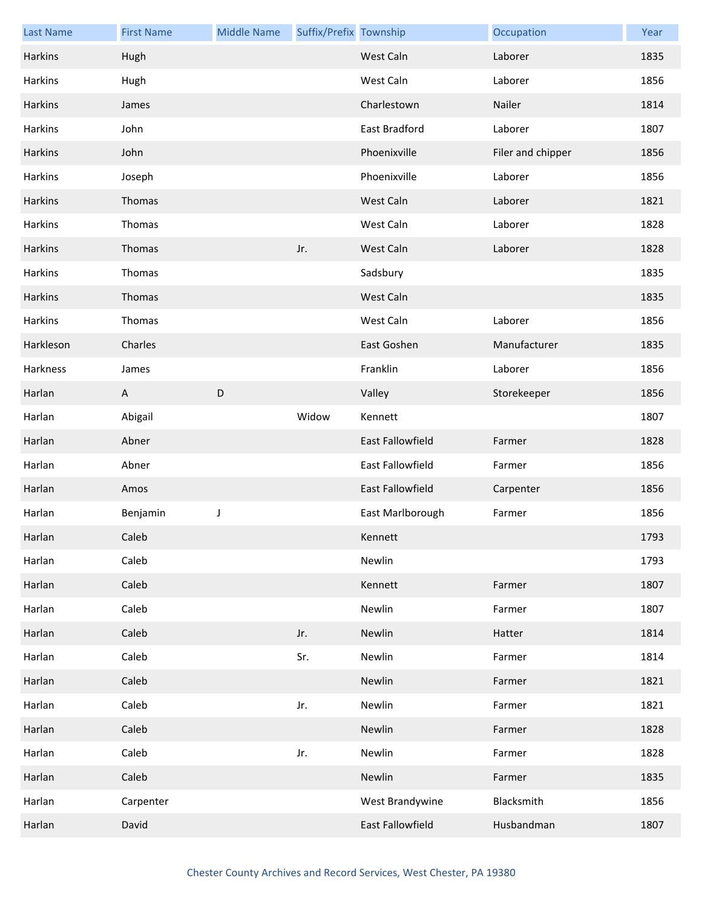| Last Name | First Name | Middle Name | Suffix/Prefix | Township | Occupation | Year |
|---|---|---|---|---|---|---|
| Harkins | Hugh | | | West Caln | Laborer | 1835 |
| Harkins | Hugh | | | West Caln | Laborer | 1856 |
| Harkins | James | | | Charlestown | Nailer | 1814 |
| Harkins | John | | | East Bradford | Laborer | 1807 |
| Harkins | John | | | Phoenixville | Filer and chipper | 1856 |
| Harkins | Joseph | | | Phoenixville | Laborer | 1856 |
| Harkins | Thomas | | | West Caln | Laborer | 1821 |
| Harkins | Thomas | | | West Caln | Laborer | 1828 |
| Harkins | Thomas | | Jr. | West Caln | Laborer | 1828 |
| Harkins | Thomas | | | Sadsbury | | 1835 |
| Harkins | Thomas | | | West Caln | | 1835 |
| Harkins | Thomas | | | West Caln | Laborer | 1856 |
| Harkleson | Charles | | | East Goshen | Manufacturer | 1835 |
| Harkness | James | | | Franklin | Laborer | 1856 |
| Harlan | A | D | | Valley | Storekeeper | 1856 |
| Harlan | Abigail | | Widow | Kennett | | 1807 |
| Harlan | Abner | | | East Fallowfield | Farmer | 1828 |
| Harlan | Abner | | | East Fallowfield | Farmer | 1856 |
| Harlan | Amos | | | East Fallowfield | Carpenter | 1856 |
| Harlan | Benjamin | J | | East Marlborough | Farmer | 1856 |
| Harlan | Caleb | | | Kennett | | 1793 |
| Harlan | Caleb | | | Newlin | | 1793 |
| Harlan | Caleb | | | Kennett | Farmer | 1807 |
| Harlan | Caleb | | | Newlin | Farmer | 1807 |
| Harlan | Caleb | | Jr. | Newlin | Hatter | 1814 |
| Harlan | Caleb | | Sr. | Newlin | Farmer | 1814 |
| Harlan | Caleb | | | Newlin | Farmer | 1821 |
| Harlan | Caleb | | Jr. | Newlin | Farmer | 1821 |
| Harlan | Caleb | | | Newlin | Farmer | 1828 |
| Harlan | Caleb | | Jr. | Newlin | Farmer | 1828 |
| Harlan | Caleb | | | Newlin | Farmer | 1835 |
| Harlan | Carpenter | | | West Brandywine | Blacksmith | 1856 |
| Harlan | David | | | East Fallowfield | Husbandman | 1807 |

Chester County Archives and Record Services, West Chester, PA 19380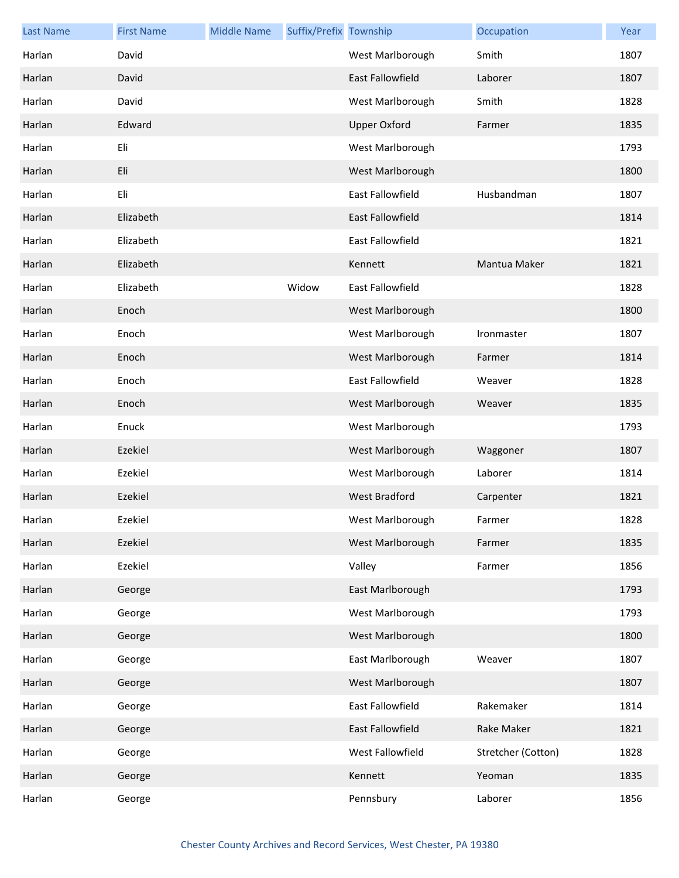| Last Name | First Name | Middle Name | Suffix/Prefix | Township | Occupation | Year |
| --- | --- | --- | --- | --- | --- | --- |
| Harlan | David | | | West Marlborough | Smith | 1807 |
| Harlan | David | | | East Fallowfield | Laborer | 1807 |
| Harlan | David | | | West Marlborough | Smith | 1828 |
| Harlan | Edward | | | Upper Oxford | Farmer | 1835 |
| Harlan | Eli | | | West Marlborough | | 1793 |
| Harlan | Eli | | | West Marlborough | | 1800 |
| Harlan | Eli | | | East Fallowfield | Husbandman | 1807 |
| Harlan | Elizabeth | | | East Fallowfield | | 1814 |
| Harlan | Elizabeth | | | East Fallowfield | | 1821 |
| Harlan | Elizabeth | | | Kennett | Mantua Maker | 1821 |
| Harlan | Elizabeth | | Widow | East Fallowfield | | 1828 |
| Harlan | Enoch | | | West Marlborough | | 1800 |
| Harlan | Enoch | | | West Marlborough | Ironmaster | 1807 |
| Harlan | Enoch | | | West Marlborough | Farmer | 1814 |
| Harlan | Enoch | | | East Fallowfield | Weaver | 1828 |
| Harlan | Enoch | | | West Marlborough | Weaver | 1835 |
| Harlan | Enuck | | | West Marlborough | | 1793 |
| Harlan | Ezekiel | | | West Marlborough | Waggoner | 1807 |
| Harlan | Ezekiel | | | West Marlborough | Laborer | 1814 |
| Harlan | Ezekiel | | | West Bradford | Carpenter | 1821 |
| Harlan | Ezekiel | | | West Marlborough | Farmer | 1828 |
| Harlan | Ezekiel | | | West Marlborough | Farmer | 1835 |
| Harlan | Ezekiel | | | Valley | Farmer | 1856 |
| Harlan | George | | | East Marlborough | | 1793 |
| Harlan | George | | | West Marlborough | | 1793 |
| Harlan | George | | | West Marlborough | | 1800 |
| Harlan | George | | | East Marlborough | Weaver | 1807 |
| Harlan | George | | | West Marlborough | | 1807 |
| Harlan | George | | | East Fallowfield | Rakemaker | 1814 |
| Harlan | George | | | East Fallowfield | Rake Maker | 1821 |
| Harlan | George | | | West Fallowfield | Stretcher (Cotton) | 1828 |
| Harlan | George | | | Kennett | Yeoman | 1835 |
| Harlan | George | | | Pennsbury | Laborer | 1856 |

Chester County Archives and Record Services, West Chester, PA 19380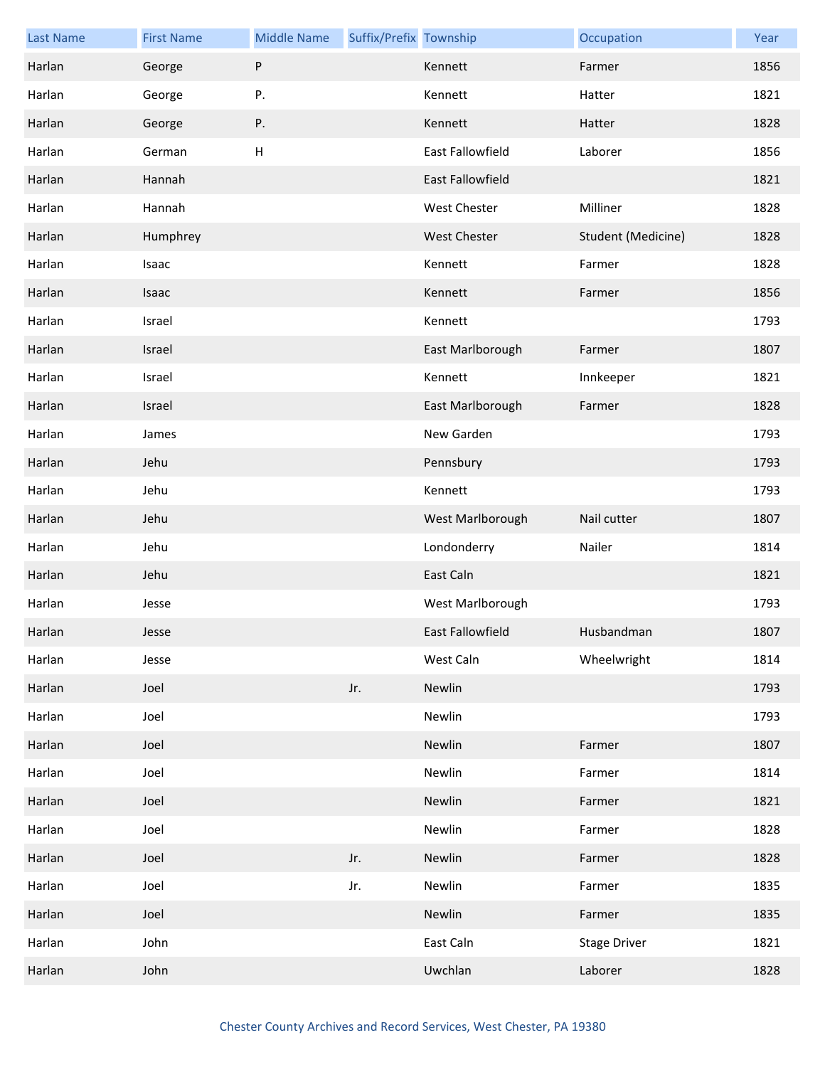| Last Name | First Name | Middle Name | Suffix/Prefix | Township | Occupation | Year |
| --- | --- | --- | --- | --- | --- | --- |
| Harlan | George | P | | Kennett | Farmer | 1856 |
| Harlan | George | P. | | Kennett | Hatter | 1821 |
| Harlan | George | P. | | Kennett | Hatter | 1828 |
| Harlan | German | H | | East Fallowfield | Laborer | 1856 |
| Harlan | Hannah | | | East Fallowfield | | 1821 |
| Harlan | Hannah | | | West Chester | Milliner | 1828 |
| Harlan | Humphrey | | | West Chester | Student (Medicine) | 1828 |
| Harlan | Isaac | | | Kennett | Farmer | 1828 |
| Harlan | Isaac | | | Kennett | Farmer | 1856 |
| Harlan | Israel | | | Kennett | | 1793 |
| Harlan | Israel | | | East Marlborough | Farmer | 1807 |
| Harlan | Israel | | | Kennett | Innkeeper | 1821 |
| Harlan | Israel | | | East Marlborough | Farmer | 1828 |
| Harlan | James | | | New Garden | | 1793 |
| Harlan | Jehu | | | Pennsbury | | 1793 |
| Harlan | Jehu | | | Kennett | | 1793 |
| Harlan | Jehu | | | West Marlborough | Nail cutter | 1807 |
| Harlan | Jehu | | | Londonderry | Nailer | 1814 |
| Harlan | Jehu | | | East Caln | | 1821 |
| Harlan | Jesse | | | West Marlborough | | 1793 |
| Harlan | Jesse | | | East Fallowfield | Husbandman | 1807 |
| Harlan | Jesse | | | West Caln | Wheelwright | 1814 |
| Harlan | Joel | | Jr. | Newlin | | 1793 |
| Harlan | Joel | | | Newlin | | 1793 |
| Harlan | Joel | | | Newlin | Farmer | 1807 |
| Harlan | Joel | | | Newlin | Farmer | 1814 |
| Harlan | Joel | | | Newlin | Farmer | 1821 |
| Harlan | Joel | | | Newlin | Farmer | 1828 |
| Harlan | Joel | | Jr. | Newlin | Farmer | 1828 |
| Harlan | Joel | | Jr. | Newlin | Farmer | 1835 |
| Harlan | Joel | | | Newlin | Farmer | 1835 |
| Harlan | John | | | East Caln | Stage Driver | 1821 |
| Harlan | John | | | Uwchlan | Laborer | 1828 |

Chester County Archives and Record Services, West Chester, PA 19380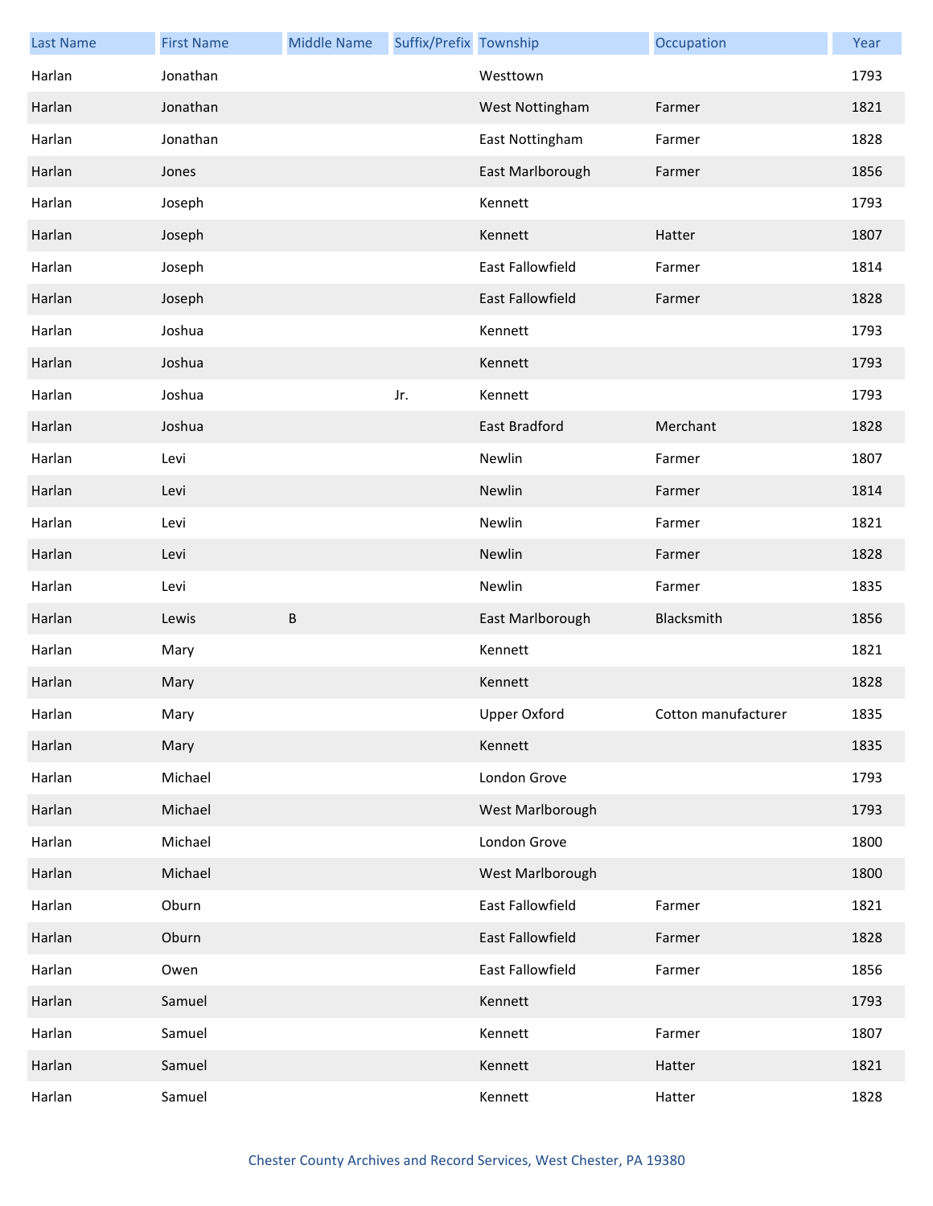| Last Name | First Name | Middle Name | Suffix/Prefix | Township | Occupation | Year |
| --- | --- | --- | --- | --- | --- | --- |
| Harlan | Jonathan | | | Westtown | | 1793 |
| Harlan | Jonathan | | | West Nottingham | Farmer | 1821 |
| Harlan | Jonathan | | | East Nottingham | Farmer | 1828 |
| Harlan | Jones | | | East Marlborough | Farmer | 1856 |
| Harlan | Joseph | | | Kennett | | 1793 |
| Harlan | Joseph | | | Kennett | Hatter | 1807 |
| Harlan | Joseph | | | East Fallowfield | Farmer | 1814 |
| Harlan | Joseph | | | East Fallowfield | Farmer | 1828 |
| Harlan | Joshua | | | Kennett | | 1793 |
| Harlan | Joshua | | | Kennett | | 1793 |
| Harlan | Joshua | | Jr. | Kennett | | 1793 |
| Harlan | Joshua | | | East Bradford | Merchant | 1828 |
| Harlan | Levi | | | Newlin | Farmer | 1807 |
| Harlan | Levi | | | Newlin | Farmer | 1814 |
| Harlan | Levi | | | Newlin | Farmer | 1821 |
| Harlan | Levi | | | Newlin | Farmer | 1828 |
| Harlan | Levi | | | Newlin | Farmer | 1835 |
| Harlan | Lewis | B | | East Marlborough | Blacksmith | 1856 |
| Harlan | Mary | | | Kennett | | 1821 |
| Harlan | Mary | | | Kennett | | 1828 |
| Harlan | Mary | | | Upper Oxford | Cotton manufacturer | 1835 |
| Harlan | Mary | | | Kennett | | 1835 |
| Harlan | Michael | | | London Grove | | 1793 |
| Harlan | Michael | | | West Marlborough | | 1793 |
| Harlan | Michael | | | London Grove | | 1800 |
| Harlan | Michael | | | West Marlborough | | 1800 |
| Harlan | Oburn | | | East Fallowfield | Farmer | 1821 |
| Harlan | Oburn | | | East Fallowfield | Farmer | 1828 |
| Harlan | Owen | | | East Fallowfield | Farmer | 1856 |
| Harlan | Samuel | | | Kennett | | 1793 |
| Harlan | Samuel | | | Kennett | Farmer | 1807 |
| Harlan | Samuel | | | Kennett | Hatter | 1821 |
| Harlan | Samuel | | | Kennett | Hatter | 1828 |

Chester County Archives and Record Services, West Chester, PA 19380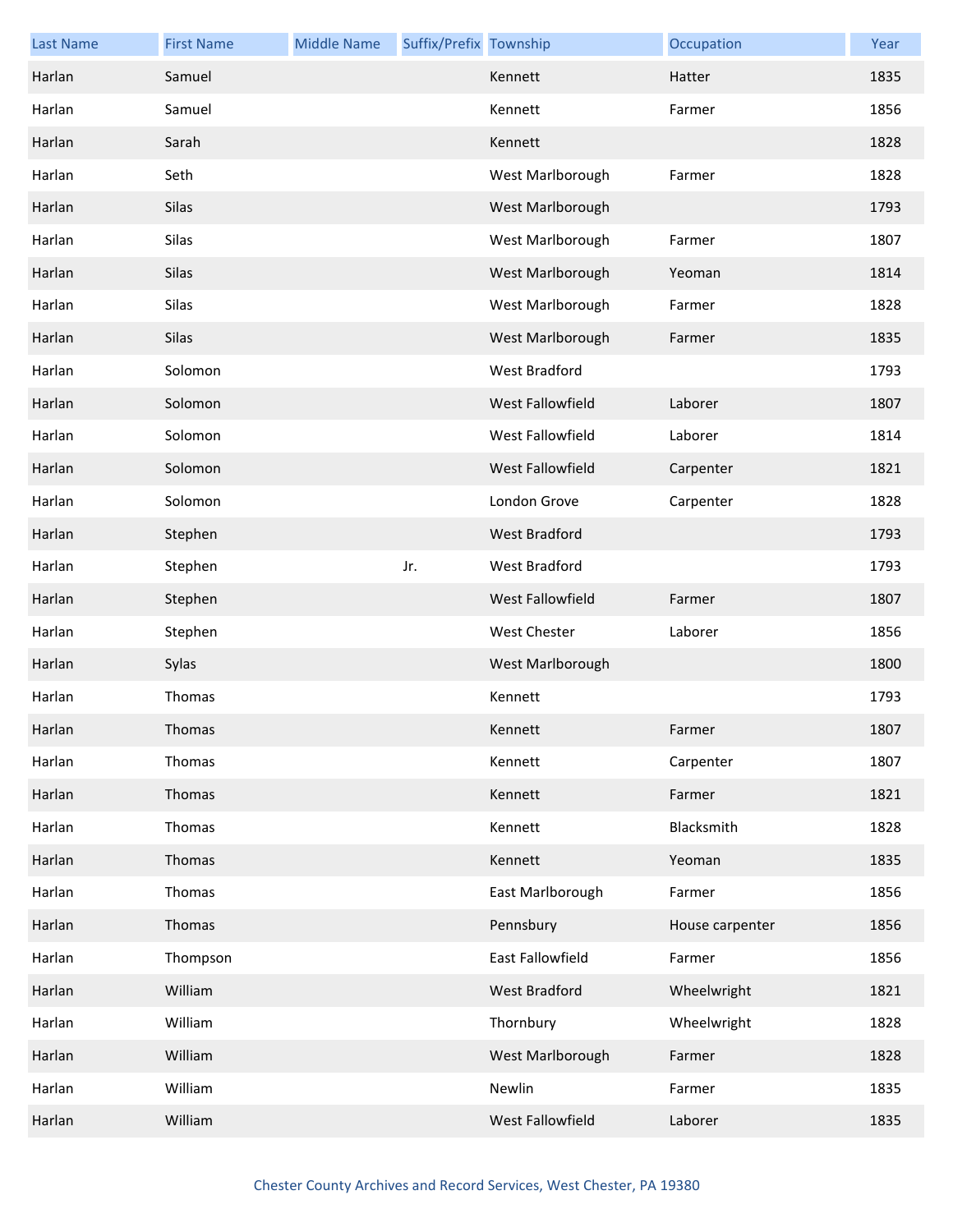| Last Name | First Name | Middle Name | Suffix/Prefix | Township | Occupation | Year |
|---|---|---|---|---|---|---|
| Harlan | Samuel | | | Kennett | Hatter | 1835 |
| Harlan | Samuel | | | Kennett | Farmer | 1856 |
| Harlan | Sarah | | | Kennett | | 1828 |
| Harlan | Seth | | | West Marlborough | Farmer | 1828 |
| Harlan | Silas | | | West Marlborough | | 1793 |
| Harlan | Silas | | | West Marlborough | Farmer | 1807 |
| Harlan | Silas | | | West Marlborough | Yeoman | 1814 |
| Harlan | Silas | | | West Marlborough | Farmer | 1828 |
| Harlan | Silas | | | West Marlborough | Farmer | 1835 |
| Harlan | Solomon | | | West Bradford | | 1793 |
| Harlan | Solomon | | | West Fallowfield | Laborer | 1807 |
| Harlan | Solomon | | | West Fallowfield | Laborer | 1814 |
| Harlan | Solomon | | | West Fallowfield | Carpenter | 1821 |
| Harlan | Solomon | | | London Grove | Carpenter | 1828 |
| Harlan | Stephen | | | West Bradford | | 1793 |
| Harlan | Stephen | | Jr. | West Bradford | | 1793 |
| Harlan | Stephen | | | West Fallowfield | Farmer | 1807 |
| Harlan | Stephen | | | West Chester | Laborer | 1856 |
| Harlan | Sylas | | | West Marlborough | | 1800 |
| Harlan | Thomas | | | Kennett | | 1793 |
| Harlan | Thomas | | | Kennett | Farmer | 1807 |
| Harlan | Thomas | | | Kennett | Carpenter | 1807 |
| Harlan | Thomas | | | Kennett | Farmer | 1821 |
| Harlan | Thomas | | | Kennett | Blacksmith | 1828 |
| Harlan | Thomas | | | Kennett | Yeoman | 1835 |
| Harlan | Thomas | | | East Marlborough | Farmer | 1856 |
| Harlan | Thomas | | | Pennsbury | House carpenter | 1856 |
| Harlan | Thompson | | | East Fallowfield | Farmer | 1856 |
| Harlan | William | | | West Bradford | Wheelwright | 1821 |
| Harlan | William | | | Thornbury | Wheelwright | 1828 |
| Harlan | William | | | West Marlborough | Farmer | 1828 |
| Harlan | William | | | Newlin | Farmer | 1835 |
| Harlan | William | | | West Fallowfield | Laborer | 1835 |

Chester County Archives and Record Services, West Chester, PA 19380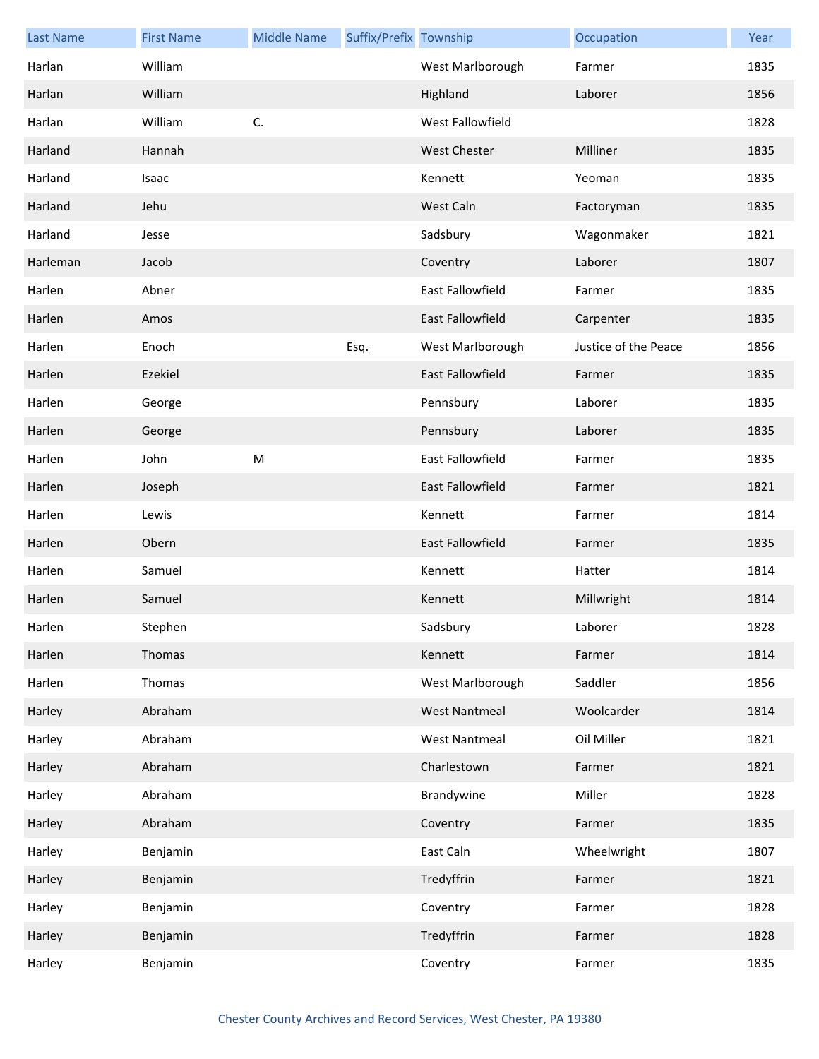| Last Name | First Name | Middle Name | Suffix/Prefix | Township | Occupation | Year |
| --- | --- | --- | --- | --- | --- | --- |
| Harlan | William | | | West Marlborough | Farmer | 1835 |
| Harlan | William | | | Highland | Laborer | 1856 |
| Harlan | William | C. | | West Fallowfield | | 1828 |
| Harland | Hannah | | | West Chester | Milliner | 1835 |
| Harland | Isaac | | | Kennett | Yeoman | 1835 |
| Harland | Jehu | | | West Caln | Factoryman | 1835 |
| Harland | Jesse | | | Sadsbury | Wagonmaker | 1821 |
| Harleman | Jacob | | | Coventry | Laborer | 1807 |
| Harlen | Abner | | | East Fallowfield | Farmer | 1835 |
| Harlen | Amos | | | East Fallowfield | Carpenter | 1835 |
| Harlen | Enoch | | Esq. | West Marlborough | Justice of the Peace | 1856 |
| Harlen | Ezekiel | | | East Fallowfield | Farmer | 1835 |
| Harlen | George | | | Pennsbury | Laborer | 1835 |
| Harlen | George | | | Pennsbury | Laborer | 1835 |
| Harlen | John | M | | East Fallowfield | Farmer | 1835 |
| Harlen | Joseph | | | East Fallowfield | Farmer | 1821 |
| Harlen | Lewis | | | Kennett | Farmer | 1814 |
| Harlen | Obern | | | East Fallowfield | Farmer | 1835 |
| Harlen | Samuel | | | Kennett | Hatter | 1814 |
| Harlen | Samuel | | | Kennett | Millwright | 1814 |
| Harlen | Stephen | | | Sadsbury | Laborer | 1828 |
| Harlen | Thomas | | | Kennett | Farmer | 1814 |
| Harlen | Thomas | | | West Marlborough | Saddler | 1856 |
| Harley | Abraham | | | West Nantmeal | Woolcarder | 1814 |
| Harley | Abraham | | | West Nantmeal | Oil Miller | 1821 |
| Harley | Abraham | | | Charlestown | Farmer | 1821 |
| Harley | Abraham | | | Brandywine | Miller | 1828 |
| Harley | Abraham | | | Coventry | Farmer | 1835 |
| Harley | Benjamin | | | East Caln | Wheelwright | 1807 |
| Harley | Benjamin | | | Tredyffrin | Farmer | 1821 |
| Harley | Benjamin | | | Coventry | Farmer | 1828 |
| Harley | Benjamin | | | Tredyffrin | Farmer | 1828 |
| Harley | Benjamin | | | Coventry | Farmer | 1835 |

Chester County Archives and Record Services, West Chester, PA 19380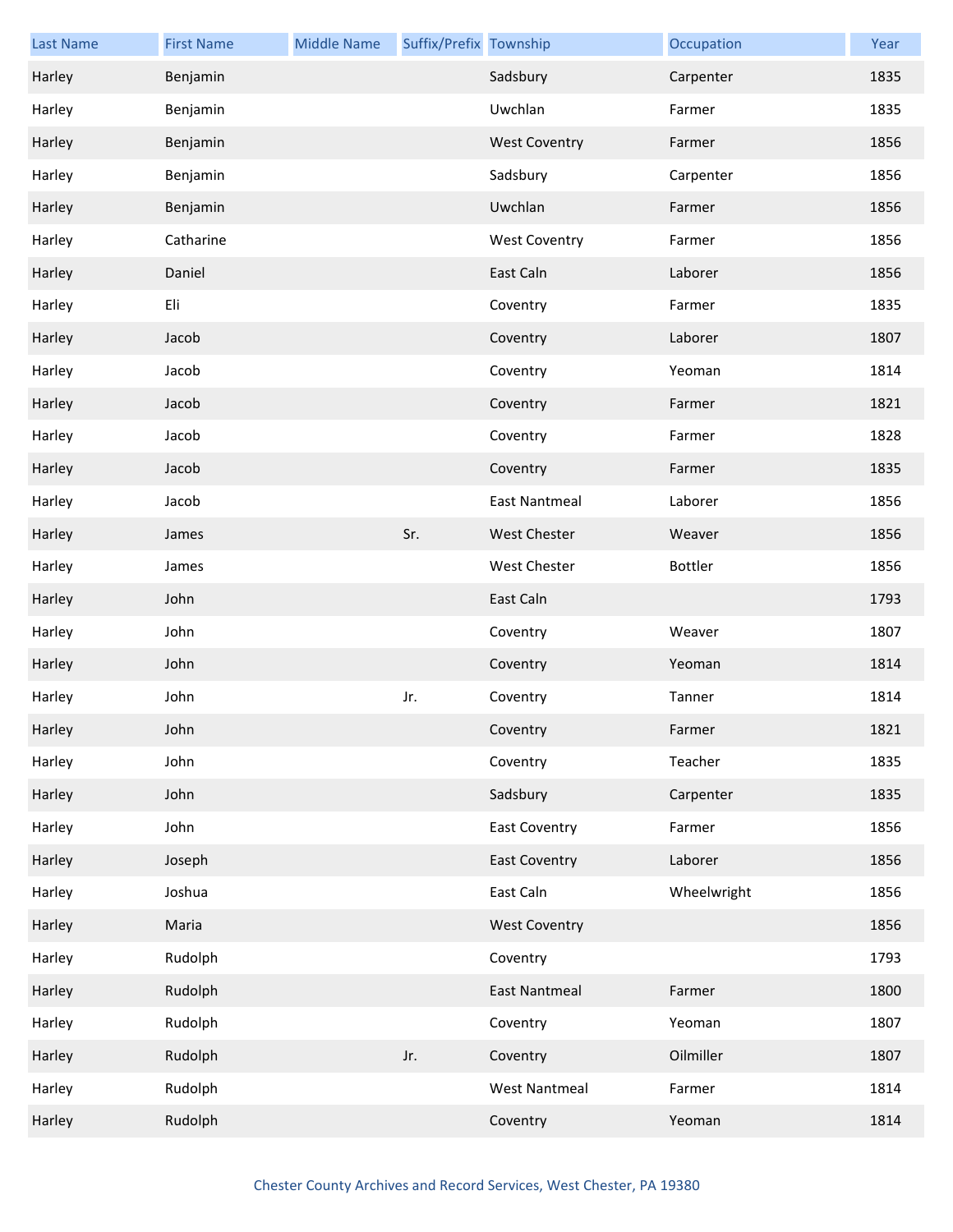| Last Name | First Name | Middle Name | Suffix/Prefix | Township | Occupation | Year |
|---|---|---|---|---|---|---|
| Harley | Benjamin | | | Sadsbury | Carpenter | 1835 |
| Harley | Benjamin | | | Uwchlan | Farmer | 1835 |
| Harley | Benjamin | | | West Coventry | Farmer | 1856 |
| Harley | Benjamin | | | Sadsbury | Carpenter | 1856 |
| Harley | Benjamin | | | Uwchlan | Farmer | 1856 |
| Harley | Catharine | | | West Coventry | Farmer | 1856 |
| Harley | Daniel | | | East Caln | Laborer | 1856 |
| Harley | Eli | | | Coventry | Farmer | 1835 |
| Harley | Jacob | | | Coventry | Laborer | 1807 |
| Harley | Jacob | | | Coventry | Yeoman | 1814 |
| Harley | Jacob | | | Coventry | Farmer | 1821 |
| Harley | Jacob | | | Coventry | Farmer | 1828 |
| Harley | Jacob | | | Coventry | Farmer | 1835 |
| Harley | Jacob | | | East Nantmeal | Laborer | 1856 |
| Harley | James | | Sr. | West Chester | Weaver | 1856 |
| Harley | James | | | West Chester | Bottler | 1856 |
| Harley | John | | | East Caln | | 1793 |
| Harley | John | | | Coventry | Weaver | 1807 |
| Harley | John | | | Coventry | Yeoman | 1814 |
| Harley | John | | Jr. | Coventry | Tanner | 1814 |
| Harley | John | | | Coventry | Farmer | 1821 |
| Harley | John | | | Coventry | Teacher | 1835 |
| Harley | John | | | Sadsbury | Carpenter | 1835 |
| Harley | John | | | East Coventry | Farmer | 1856 |
| Harley | Joseph | | | East Coventry | Laborer | 1856 |
| Harley | Joshua | | | East Caln | Wheelwright | 1856 |
| Harley | Maria | | | West Coventry | | 1856 |
| Harley | Rudolph | | | Coventry | | 1793 |
| Harley | Rudolph | | | East Nantmeal | Farmer | 1800 |
| Harley | Rudolph | | | Coventry | Yeoman | 1807 |
| Harley | Rudolph | | Jr. | Coventry | Oilmiller | 1807 |
| Harley | Rudolph | | | West Nantmeal | Farmer | 1814 |
| Harley | Rudolph | | | Coventry | Yeoman | 1814 |

Chester County Archives and Record Services, West Chester, PA 19380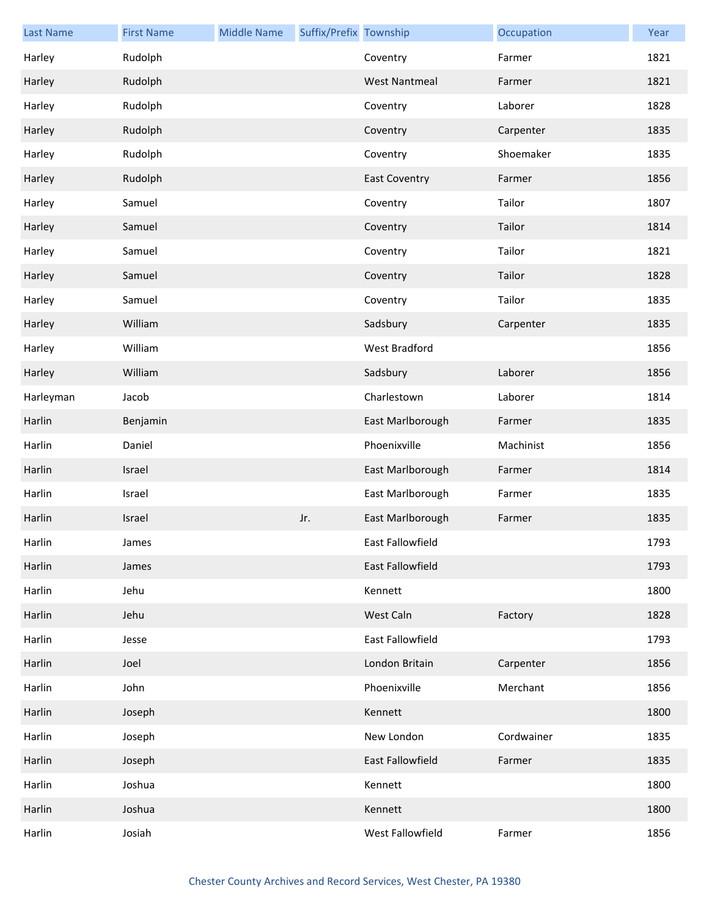| Last Name | First Name | Middle Name | Suffix/Prefix | Township | Occupation | Year |
| --- | --- | --- | --- | --- | --- | --- |
| Harley | Rudolph | | | Coventry | Farmer | 1821 |
| Harley | Rudolph | | | West Nantmeal | Farmer | 1821 |
| Harley | Rudolph | | | Coventry | Laborer | 1828 |
| Harley | Rudolph | | | Coventry | Carpenter | 1835 |
| Harley | Rudolph | | | Coventry | Shoemaker | 1835 |
| Harley | Rudolph | | | East Coventry | Farmer | 1856 |
| Harley | Samuel | | | Coventry | Tailor | 1807 |
| Harley | Samuel | | | Coventry | Tailor | 1814 |
| Harley | Samuel | | | Coventry | Tailor | 1821 |
| Harley | Samuel | | | Coventry | Tailor | 1828 |
| Harley | Samuel | | | Coventry | Tailor | 1835 |
| Harley | William | | | Sadsbury | Carpenter | 1835 |
| Harley | William | | | West Bradford | | 1856 |
| Harley | William | | | Sadsbury | Laborer | 1856 |
| Harleyman | Jacob | | | Charlestown | Laborer | 1814 |
| Harlin | Benjamin | | | East Marlborough | Farmer | 1835 |
| Harlin | Daniel | | | Phoenixville | Machinist | 1856 |
| Harlin | Israel | | | East Marlborough | Farmer | 1814 |
| Harlin | Israel | | | East Marlborough | Farmer | 1835 |
| Harlin | Israel | | Jr. | East Marlborough | Farmer | 1835 |
| Harlin | James | | | East Fallowfield | | 1793 |
| Harlin | James | | | East Fallowfield | | 1793 |
| Harlin | Jehu | | | Kennett | | 1800 |
| Harlin | Jehu | | | West Caln | Factory | 1828 |
| Harlin | Jesse | | | East Fallowfield | | 1793 |
| Harlin | Joel | | | London Britain | Carpenter | 1856 |
| Harlin | John | | | Phoenixville | Merchant | 1856 |
| Harlin | Joseph | | | Kennett | | 1800 |
| Harlin | Joseph | | | New London | Cordwainer | 1835 |
| Harlin | Joseph | | | East Fallowfield | Farmer | 1835 |
| Harlin | Joshua | | | Kennett | | 1800 |
| Harlin | Joshua | | | Kennett | | 1800 |
| Harlin | Josiah | | | West Fallowfield | Farmer | 1856 |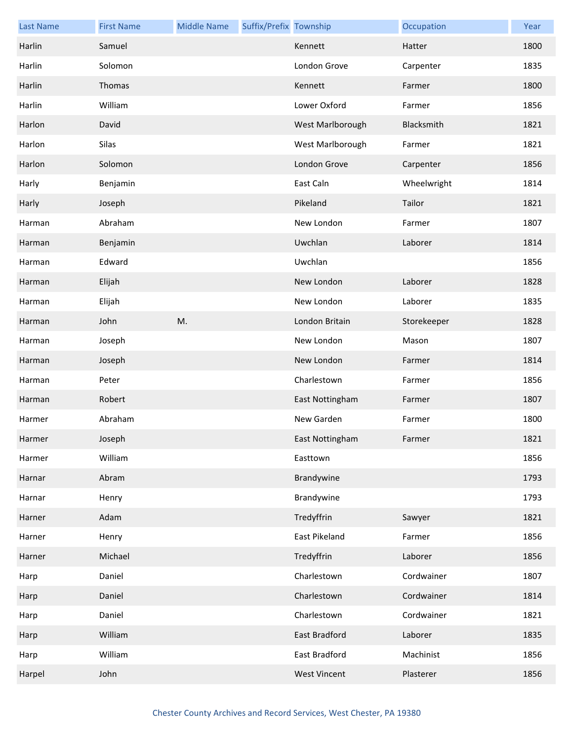| Last Name | First Name | Middle Name | Suffix/Prefix | Township | Occupation | Year |
| --- | --- | --- | --- | --- | --- | --- |
| Harlin | Samuel | | | Kennett | Hatter | 1800 |
| Harlin | Solomon | | | London Grove | Carpenter | 1835 |
| Harlin | Thomas | | | Kennett | Farmer | 1800 |
| Harlin | William | | | Lower Oxford | Farmer | 1856 |
| Harlon | David | | | West Marlborough | Blacksmith | 1821 |
| Harlon | Silas | | | West Marlborough | Farmer | 1821 |
| Harlon | Solomon | | | London Grove | Carpenter | 1856 |
| Harly | Benjamin | | | East Caln | Wheelwright | 1814 |
| Harly | Joseph | | | Pikeland | Tailor | 1821 |
| Harman | Abraham | | | New London | Farmer | 1807 |
| Harman | Benjamin | | | Uwchlan | Laborer | 1814 |
| Harman | Edward | | | Uwchlan | | 1856 |
| Harman | Elijah | | | New London | Laborer | 1828 |
| Harman | Elijah | | | New London | Laborer | 1835 |
| Harman | John | M. | | London Britain | Storekeeper | 1828 |
| Harman | Joseph | | | New London | Mason | 1807 |
| Harman | Joseph | | | New London | Farmer | 1814 |
| Harman | Peter | | | Charlestown | Farmer | 1856 |
| Harman | Robert | | | East Nottingham | Farmer | 1807 |
| Harmer | Abraham | | | New Garden | Farmer | 1800 |
| Harmer | Joseph | | | East Nottingham | Farmer | 1821 |
| Harmer | William | | | Easttown | | 1856 |
| Harnar | Abram | | | Brandywine | | 1793 |
| Harnar | Henry | | | Brandywine | | 1793 |
| Harner | Adam | | | Tredyffrin | Sawyer | 1821 |
| Harner | Henry | | | East Pikeland | Farmer | 1856 |
| Harner | Michael | | | Tredyffrin | Laborer | 1856 |
| Harp | Daniel | | | Charlestown | Cordwainer | 1807 |
| Harp | Daniel | | | Charlestown | Cordwainer | 1814 |
| Harp | Daniel | | | Charlestown | Cordwainer | 1821 |
| Harp | William | | | East Bradford | Laborer | 1835 |
| Harp | William | | | East Bradford | Machinist | 1856 |
| Harpel | John | | | West Vincent | Plasterer | 1856 |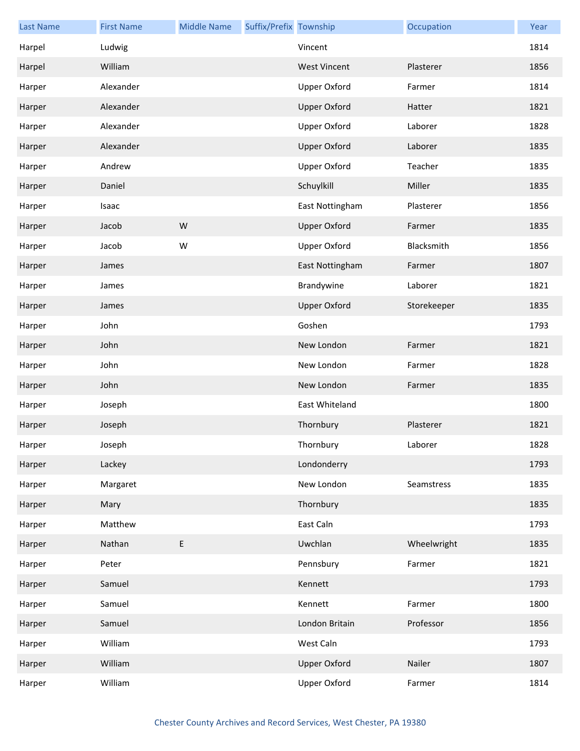| Last Name | First Name | Middle Name | Suffix/Prefix | Township | Occupation | Year |
| --- | --- | --- | --- | --- | --- | --- |
| Harpel | Ludwig | | | Vincent | | 1814 |
| Harpel | William | | | West Vincent | Plasterer | 1856 |
| Harper | Alexander | | | Upper Oxford | Farmer | 1814 |
| Harper | Alexander | | | Upper Oxford | Hatter | 1821 |
| Harper | Alexander | | | Upper Oxford | Laborer | 1828 |
| Harper | Alexander | | | Upper Oxford | Laborer | 1835 |
| Harper | Andrew | | | Upper Oxford | Teacher | 1835 |
| Harper | Daniel | | | Schuylkill | Miller | 1835 |
| Harper | Isaac | | | East Nottingham | Plasterer | 1856 |
| Harper | Jacob | W | | Upper Oxford | Farmer | 1835 |
| Harper | Jacob | W | | Upper Oxford | Blacksmith | 1856 |
| Harper | James | | | East Nottingham | Farmer | 1807 |
| Harper | James | | | Brandywine | Laborer | 1821 |
| Harper | James | | | Upper Oxford | Storekeeper | 1835 |
| Harper | John | | | Goshen | | 1793 |
| Harper | John | | | New London | Farmer | 1821 |
| Harper | John | | | New London | Farmer | 1828 |
| Harper | John | | | New London | Farmer | 1835 |
| Harper | Joseph | | | East Whiteland | | 1800 |
| Harper | Joseph | | | Thornbury | Plasterer | 1821 |
| Harper | Joseph | | | Thornbury | Laborer | 1828 |
| Harper | Lackey | | | Londonderry | | 1793 |
| Harper | Margaret | | | New London | Seamstress | 1835 |
| Harper | Mary | | | Thornbury | | 1835 |
| Harper | Matthew | | | East Caln | | 1793 |
| Harper | Nathan | E | | Uwchlan | Wheelwright | 1835 |
| Harper | Peter | | | Pennsbury | Farmer | 1821 |
| Harper | Samuel | | | Kennett | | 1793 |
| Harper | Samuel | | | Kennett | Farmer | 1800 |
| Harper | Samuel | | | London Britain | Professor | 1856 |
| Harper | William | | | West Caln | | 1793 |
| Harper | William | | | Upper Oxford | Nailer | 1807 |
| Harper | William | | | Upper Oxford | Farmer | 1814 |

Chester County Archives and Record Services, West Chester, PA 19380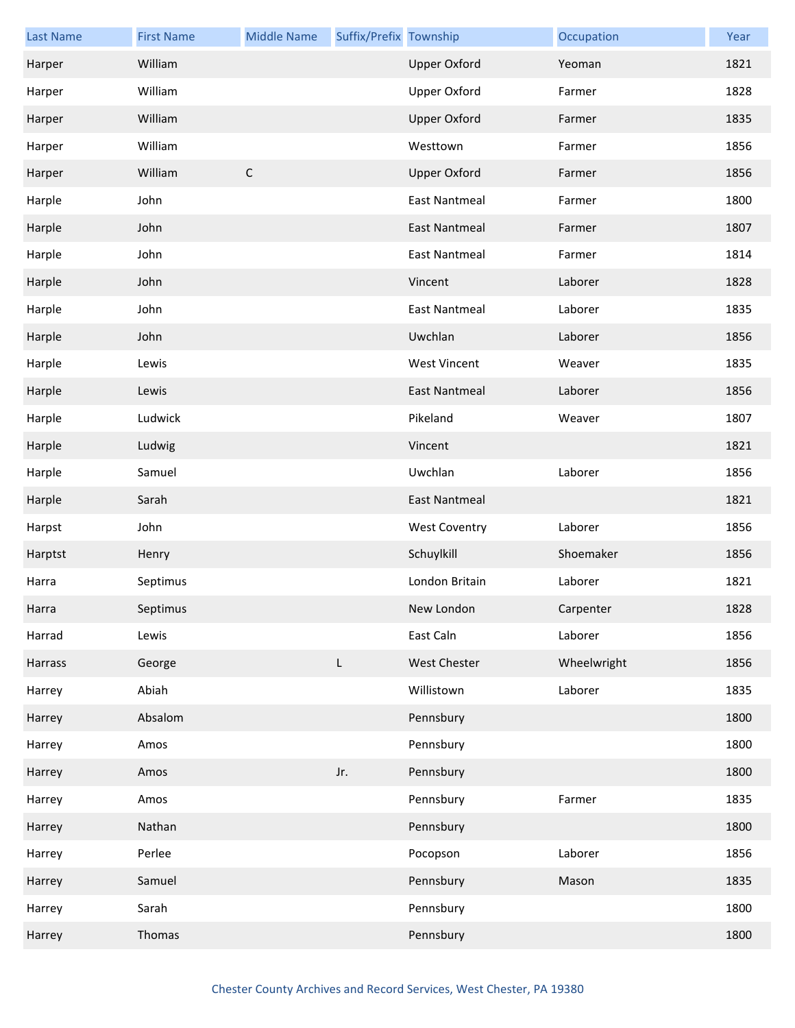| Last Name | First Name | Middle Name | Suffix/Prefix | Township | Occupation | Year |
|---|---|---|---|---|---|---|
| Harper | William | | | Upper Oxford | Yeoman | 1821 |
| Harper | William | | | Upper Oxford | Farmer | 1828 |
| Harper | William | | | Upper Oxford | Farmer | 1835 |
| Harper | William | | | Westtown | Farmer | 1856 |
| Harper | William | C | | Upper Oxford | Farmer | 1856 |
| Harple | John | | | East Nantmeal | Farmer | 1800 |
| Harple | John | | | East Nantmeal | Farmer | 1807 |
| Harple | John | | | East Nantmeal | Farmer | 1814 |
| Harple | John | | | Vincent | Laborer | 1828 |
| Harple | John | | | East Nantmeal | Laborer | 1835 |
| Harple | John | | | Uwchlan | Laborer | 1856 |
| Harple | Lewis | | | West Vincent | Weaver | 1835 |
| Harple | Lewis | | | East Nantmeal | Laborer | 1856 |
| Harple | Ludwick | | | Pikeland | Weaver | 1807 |
| Harple | Ludwig | | | Vincent | | 1821 |
| Harple | Samuel | | | Uwchlan | Laborer | 1856 |
| Harple | Sarah | | | East Nantmeal | | 1821 |
| Harpst | John | | | West Coventry | Laborer | 1856 |
| Harptst | Henry | | | Schuylkill | Shoemaker | 1856 |
| Harra | Septimus | | | London Britain | Laborer | 1821 |
| Harra | Septimus | | | New London | Carpenter | 1828 |
| Harrad | Lewis | | | East Caln | Laborer | 1856 |
| Harrass | George | | L | West Chester | Wheelwright | 1856 |
| Harrey | Abiah | | | Willistown | Laborer | 1835 |
| Harrey | Absalom | | | Pennsbury | | 1800 |
| Harrey | Amos | | | Pennsbury | | 1800 |
| Harrey | Amos | | Jr. | Pennsbury | | 1800 |
| Harrey | Amos | | | Pennsbury | Farmer | 1835 |
| Harrey | Nathan | | | Pennsbury | | 1800 |
| Harrey | Perlee | | | Pocopson | Laborer | 1856 |
| Harrey | Samuel | | | Pennsbury | Mason | 1835 |
| Harrey | Sarah | | | Pennsbury | | 1800 |
| Harrey | Thomas | | | Pennsbury | | 1800 |

Chester County Archives and Record Services, West Chester, PA 19380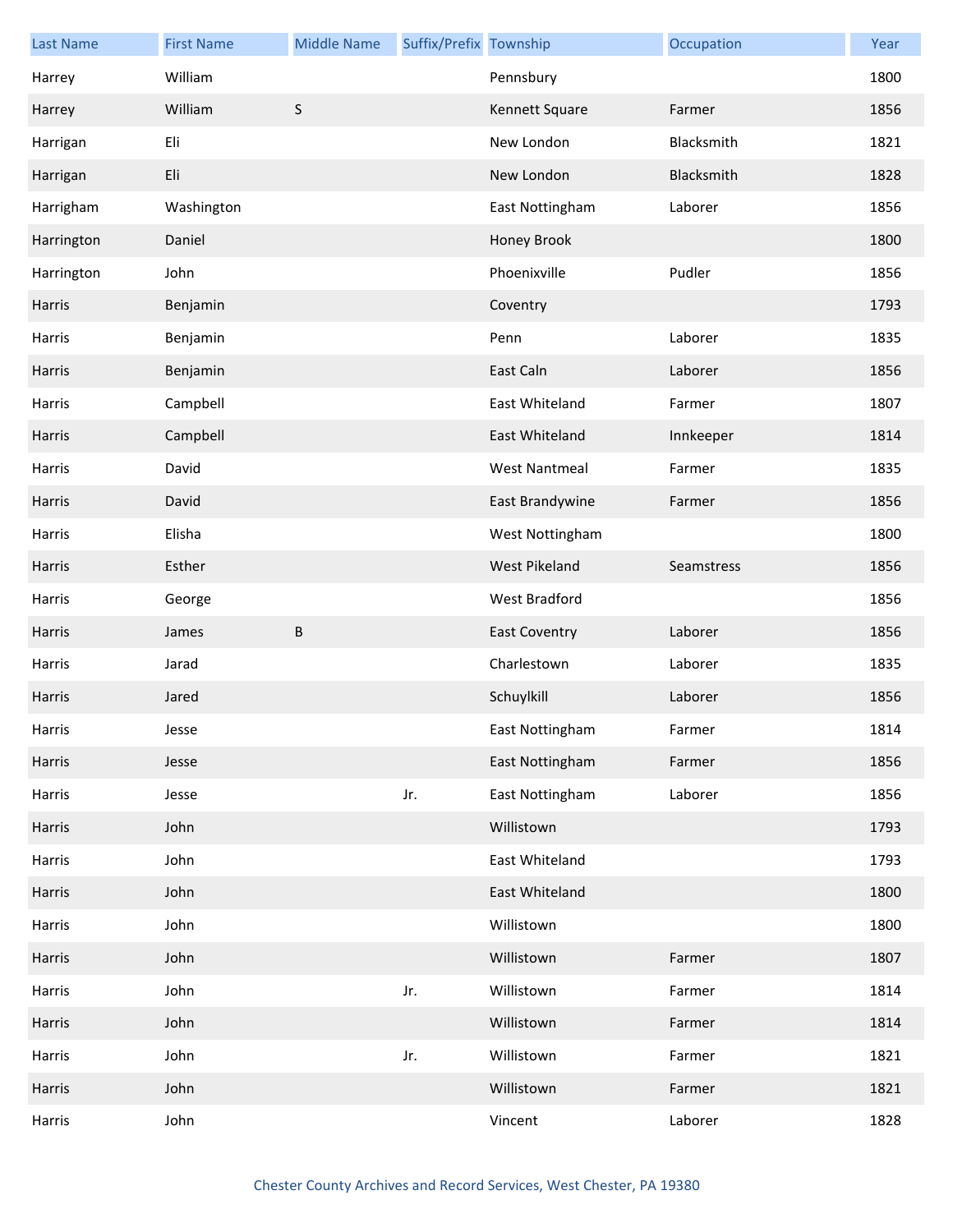| Last Name | First Name | Middle Name | Suffix/Prefix | Township | Occupation | Year |
| --- | --- | --- | --- | --- | --- | --- |
| Harrey | William | | | Pennsbury | | 1800 |
| Harrey | William | S | | Kennett Square | Farmer | 1856 |
| Harrigan | Eli | | | New London | Blacksmith | 1821 |
| Harrigan | Eli | | | New London | Blacksmith | 1828 |
| Harrigham | Washington | | | East Nottingham | Laborer | 1856 |
| Harrington | Daniel | | | Honey Brook | | 1800 |
| Harrington | John | | | Phoenixville | Pudler | 1856 |
| Harris | Benjamin | | | Coventry | | 1793 |
| Harris | Benjamin | | | Penn | Laborer | 1835 |
| Harris | Benjamin | | | East Caln | Laborer | 1856 |
| Harris | Campbell | | | East Whiteland | Farmer | 1807 |
| Harris | Campbell | | | East Whiteland | Innkeeper | 1814 |
| Harris | David | | | West Nantmeal | Farmer | 1835 |
| Harris | David | | | East Brandywine | Farmer | 1856 |
| Harris | Elisha | | | West Nottingham | | 1800 |
| Harris | Esther | | | West Pikeland | Seamstress | 1856 |
| Harris | George | | | West Bradford | | 1856 |
| Harris | James | B | | East Coventry | Laborer | 1856 |
| Harris | Jarad | | | Charlestown | Laborer | 1835 |
| Harris | Jared | | | Schuylkill | Laborer | 1856 |
| Harris | Jesse | | | East Nottingham | Farmer | 1814 |
| Harris | Jesse | | | East Nottingham | Farmer | 1856 |
| Harris | Jesse | | Jr. | East Nottingham | Laborer | 1856 |
| Harris | John | | | Willistown | | 1793 |
| Harris | John | | | East Whiteland | | 1793 |
| Harris | John | | | East Whiteland | | 1800 |
| Harris | John | | | Willistown | | 1800 |
| Harris | John | | | Willistown | Farmer | 1807 |
| Harris | John | | Jr. | Willistown | Farmer | 1814 |
| Harris | John | | | Willistown | Farmer | 1814 |
| Harris | John | | Jr. | Willistown | Farmer | 1821 |
| Harris | John | | | Willistown | Farmer | 1821 |
| Harris | John | | | Vincent | Laborer | 1828 |

Chester County Archives and Record Services, West Chester, PA 19380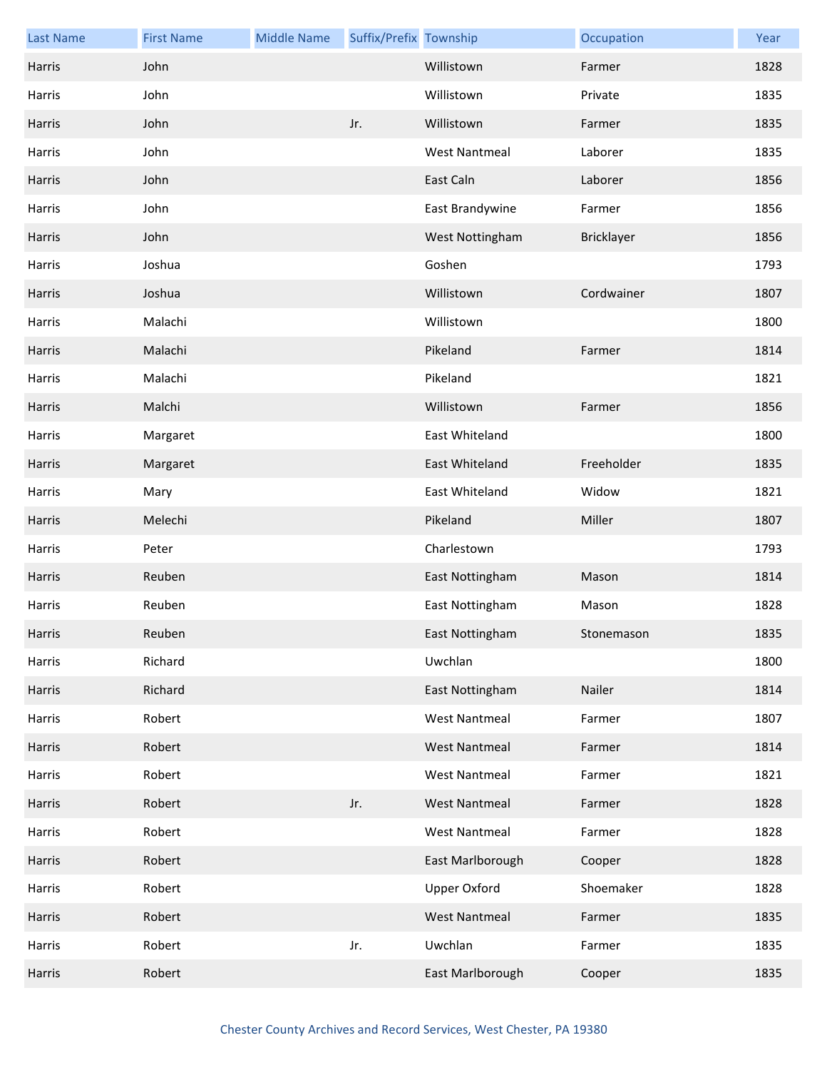| Last Name | First Name | Middle Name | Suffix/Prefix | Township | Occupation | Year |
|---|---|---|---|---|---|---|
| Harris | John | | | Willistown | Farmer | 1828 |
| Harris | John | | | Willistown | Private | 1835 |
| Harris | John | | Jr. | Willistown | Farmer | 1835 |
| Harris | John | | | West Nantmeal | Laborer | 1835 |
| Harris | John | | | East Caln | Laborer | 1856 |
| Harris | John | | | East Brandywine | Farmer | 1856 |
| Harris | John | | | West Nottingham | Bricklayer | 1856 |
| Harris | Joshua | | | Goshen | | 1793 |
| Harris | Joshua | | | Willistown | Cordwainer | 1807 |
| Harris | Malachi | | | Willistown | | 1800 |
| Harris | Malachi | | | Pikeland | Farmer | 1814 |
| Harris | Malachi | | | Pikeland | | 1821 |
| Harris | Malchi | | | Willistown | Farmer | 1856 |
| Harris | Margaret | | | East Whiteland | | 1800 |
| Harris | Margaret | | | East Whiteland | Freeholder | 1835 |
| Harris | Mary | | | East Whiteland | Widow | 1821 |
| Harris | Melechi | | | Pikeland | Miller | 1807 |
| Harris | Peter | | | Charlestown | | 1793 |
| Harris | Reuben | | | East Nottingham | Mason | 1814 |
| Harris | Reuben | | | East Nottingham | Mason | 1828 |
| Harris | Reuben | | | East Nottingham | Stonemason | 1835 |
| Harris | Richard | | | Uwchlan | | 1800 |
| Harris | Richard | | | East Nottingham | Nailer | 1814 |
| Harris | Robert | | | West Nantmeal | Farmer | 1807 |
| Harris | Robert | | | West Nantmeal | Farmer | 1814 |
| Harris | Robert | | | West Nantmeal | Farmer | 1821 |
| Harris | Robert | | Jr. | West Nantmeal | Farmer | 1828 |
| Harris | Robert | | | West Nantmeal | Farmer | 1828 |
| Harris | Robert | | | East Marlborough | Cooper | 1828 |
| Harris | Robert | | | Upper Oxford | Shoemaker | 1828 |
| Harris | Robert | | | West Nantmeal | Farmer | 1835 |
| Harris | Robert | | Jr. | Uwchlan | Farmer | 1835 |
| Harris | Robert | | | East Marlborough | Cooper | 1835 |

Chester County Archives and Record Services, West Chester, PA 19380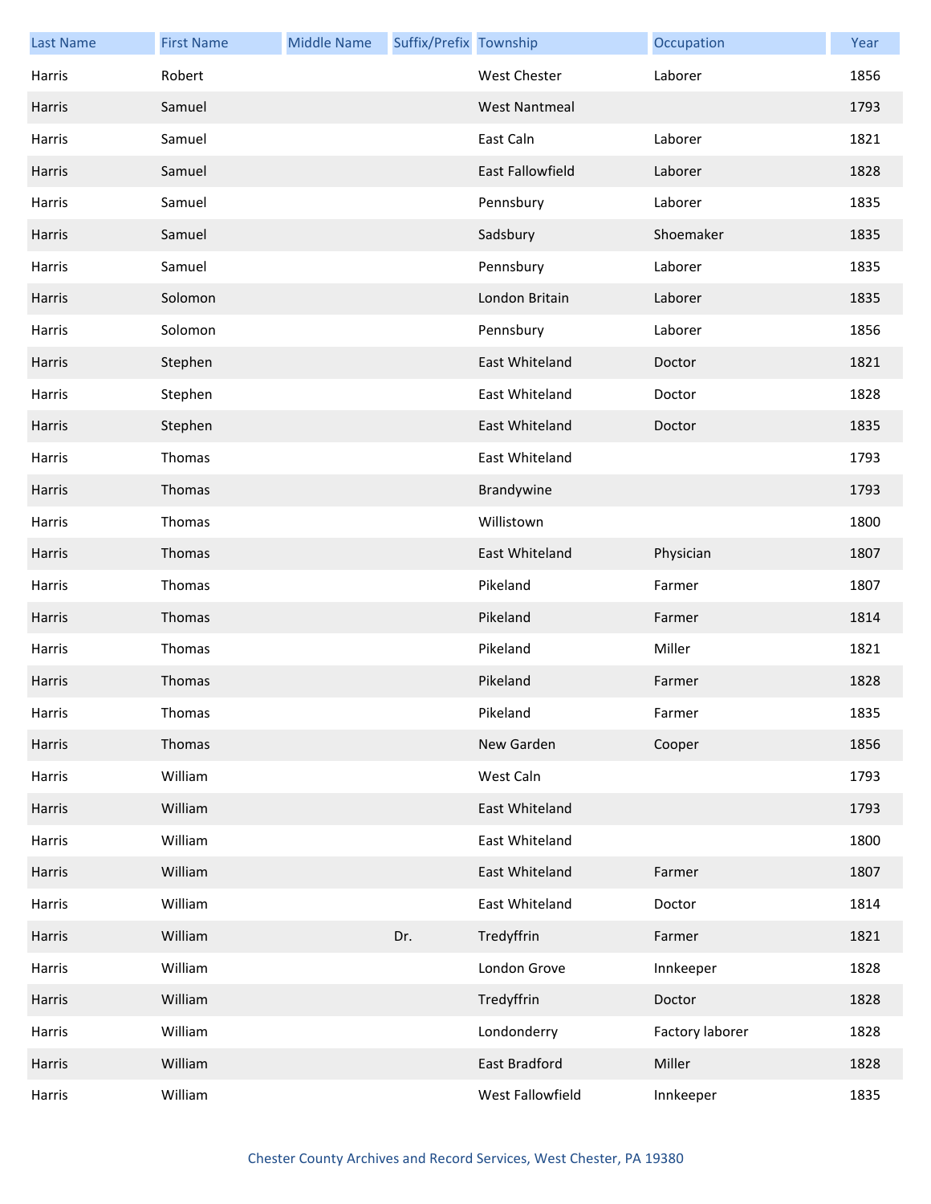| Last Name | First Name | Middle Name | Suffix/Prefix | Township | Occupation | Year |
|---|---|---|---|---|---|---|
| Harris | Robert | | | West Chester | Laborer | 1856 |
| Harris | Samuel | | | West Nantmeal | | 1793 |
| Harris | Samuel | | | East Caln | Laborer | 1821 |
| Harris | Samuel | | | East Fallowfield | Laborer | 1828 |
| Harris | Samuel | | | Pennsbury | Laborer | 1835 |
| Harris | Samuel | | | Sadsbury | Shoemaker | 1835 |
| Harris | Samuel | | | Pennsbury | Laborer | 1835 |
| Harris | Solomon | | | London Britain | Laborer | 1835 |
| Harris | Solomon | | | Pennsbury | Laborer | 1856 |
| Harris | Stephen | | | East Whiteland | Doctor | 1821 |
| Harris | Stephen | | | East Whiteland | Doctor | 1828 |
| Harris | Stephen | | | East Whiteland | Doctor | 1835 |
| Harris | Thomas | | | East Whiteland | | 1793 |
| Harris | Thomas | | | Brandywine | | 1793 |
| Harris | Thomas | | | Willistown | | 1800 |
| Harris | Thomas | | | East Whiteland | Physician | 1807 |
| Harris | Thomas | | | Pikeland | Farmer | 1807 |
| Harris | Thomas | | | Pikeland | Farmer | 1814 |
| Harris | Thomas | | | Pikeland | Miller | 1821 |
| Harris | Thomas | | | Pikeland | Farmer | 1828 |
| Harris | Thomas | | | Pikeland | Farmer | 1835 |
| Harris | Thomas | | | New Garden | Cooper | 1856 |
| Harris | William | | | West Caln | | 1793 |
| Harris | William | | | East Whiteland | | 1793 |
| Harris | William | | | East Whiteland | | 1800 |
| Harris | William | | | East Whiteland | Farmer | 1807 |
| Harris | William | | | East Whiteland | Doctor | 1814 |
| Harris | William | | Dr. | Tredyffrin | Farmer | 1821 |
| Harris | William | | | London Grove | Innkeeper | 1828 |
| Harris | William | | | Tredyffrin | Doctor | 1828 |
| Harris | William | | | Londonderry | Factory laborer | 1828 |
| Harris | William | | | East Bradford | Miller | 1828 |
| Harris | William | | | West Fallowfield | Innkeeper | 1835 |

Chester County Archives and Record Services, West Chester, PA 19380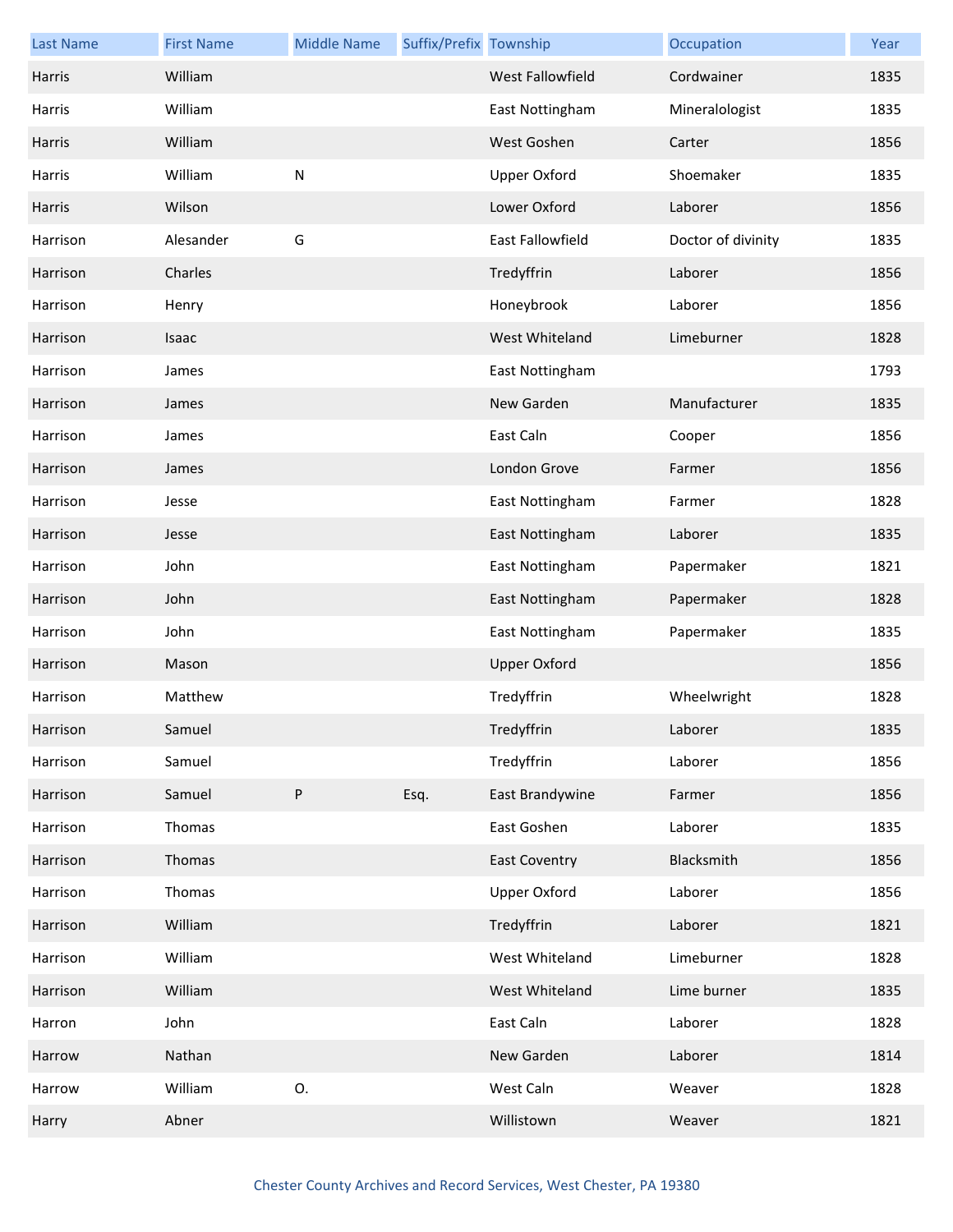| Last Name | First Name | Middle Name | Suffix/Prefix | Township | Occupation | Year |
|---|---|---|---|---|---|---|
| Harris | William | | | West Fallowfield | Cordwainer | 1835 |
| Harris | William | | | East Nottingham | Mineralogist | 1835 |
| Harris | William | | | West Goshen | Carter | 1856 |
| Harris | William | N | | Upper Oxford | Shoemaker | 1835 |
| Harris | Wilson | | | Lower Oxford | Laborer | 1856 |
| Harrison | Alesander | G | | East Fallowfield | Doctor of divinity | 1835 |
| Harrison | Charles | | | Tredyffrin | Laborer | 1856 |
| Harrison | Henry | | | Honeybrook | Laborer | 1856 |
| Harrison | Isaac | | | West Whiteland | Limeburner | 1828 |
| Harrison | James | | | East Nottingham | | 1793 |
| Harrison | James | | | New Garden | Manufacturer | 1835 |
| Harrison | James | | | East Caln | Cooper | 1856 |
| Harrison | James | | | London Grove | Farmer | 1856 |
| Harrison | Jesse | | | East Nottingham | Farmer | 1828 |
| Harrison | Jesse | | | East Nottingham | Laborer | 1835 |
| Harrison | John | | | East Nottingham | Papermaker | 1821 |
| Harrison | John | | | East Nottingham | Papermaker | 1828 |
| Harrison | John | | | East Nottingham | Papermaker | 1835 |
| Harrison | Mason | | | Upper Oxford | | 1856 |
| Harrison | Matthew | | | Tredyffrin | Wheelwright | 1828 |
| Harrison | Samuel | | | Tredyffrin | Laborer | 1835 |
| Harrison | Samuel | | | Tredyffrin | Laborer | 1856 |
| Harrison | Samuel | P | Esq. | East Brandywine | Farmer | 1856 |
| Harrison | Thomas | | | East Goshen | Laborer | 1835 |
| Harrison | Thomas | | | East Coventry | Blacksmith | 1856 |
| Harrison | Thomas | | | Upper Oxford | Laborer | 1856 |
| Harrison | William | | | Tredyffrin | Laborer | 1821 |
| Harrison | William | | | West Whiteland | Limeburner | 1828 |
| Harrison | William | | | West Whiteland | Lime burner | 1835 |
| Harron | John | | | East Caln | Laborer | 1828 |
| Harrow | Nathan | | | New Garden | Laborer | 1814 |
| Harrow | William | O. | | West Caln | Weaver | 1828 |
| Harry | Abner | | | Willistown | Weaver | 1821 |

Chester County Archives and Record Services, West Chester, PA 19380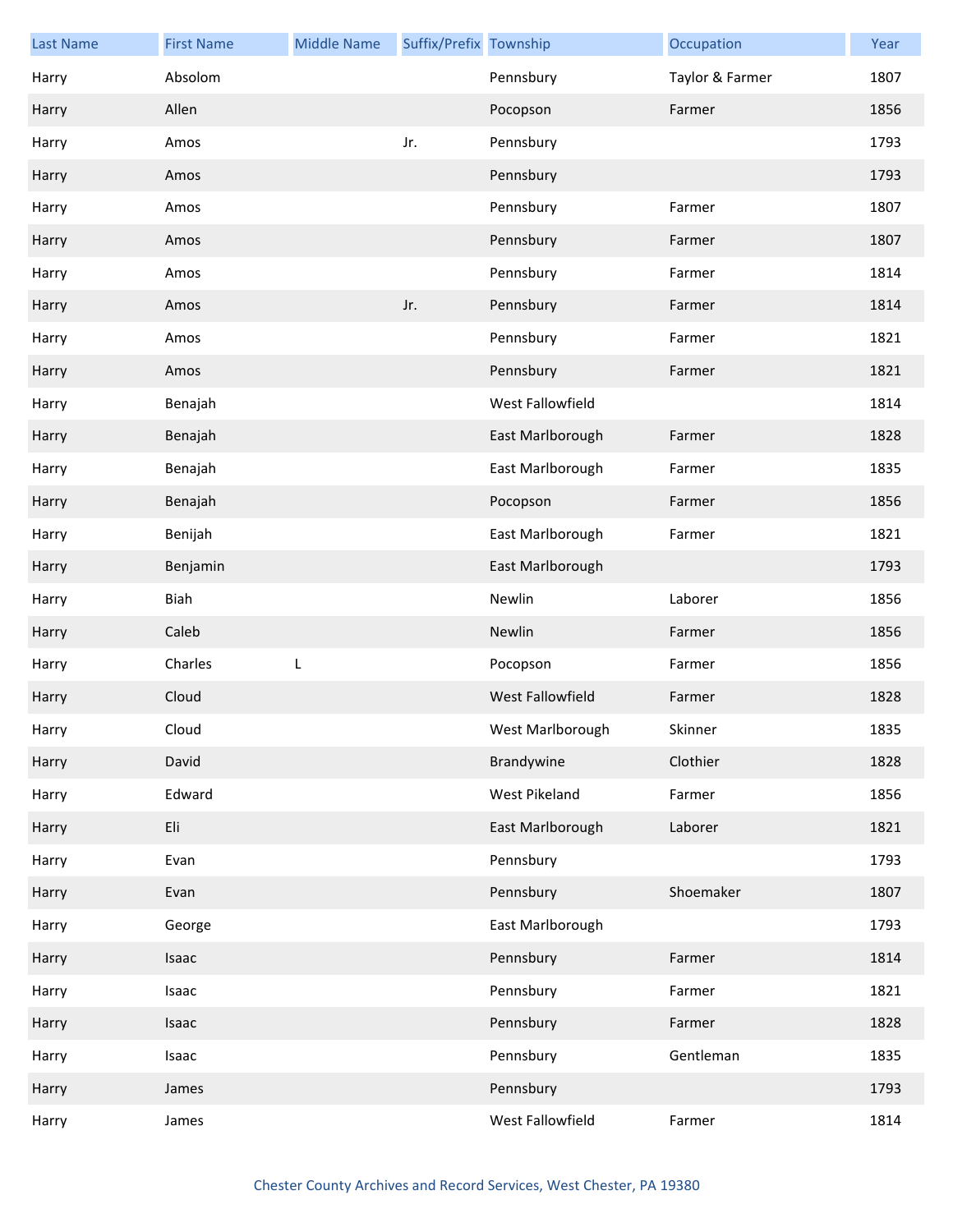| Last Name | First Name | Middle Name | Suffix/Prefix | Township | Occupation | Year |
|---|---|---|---|---|---|---|
| Harry | Absolom | | | Pennsbury | Taylor & Farmer | 1807 |
| Harry | Allen | | | Pocopson | Farmer | 1856 |
| Harry | Amos | | Jr. | Pennsbury | | 1793 |
| Harry | Amos | | | Pennsbury | | 1793 |
| Harry | Amos | | | Pennsbury | Farmer | 1807 |
| Harry | Amos | | | Pennsbury | Farmer | 1807 |
| Harry | Amos | | | Pennsbury | Farmer | 1814 |
| Harry | Amos | | Jr. | Pennsbury | Farmer | 1814 |
| Harry | Amos | | | Pennsbury | Farmer | 1821 |
| Harry | Amos | | | Pennsbury | Farmer | 1821 |
| Harry | Benajah | | | West Fallowfield | | 1814 |
| Harry | Benajah | | | East Marlborough | Farmer | 1828 |
| Harry | Benajah | | | East Marlborough | Farmer | 1835 |
| Harry | Benajah | | | Pocopson | Farmer | 1856 |
| Harry | Benijah | | | East Marlborough | Farmer | 1821 |
| Harry | Benjamin | | | East Marlborough | | 1793 |
| Harry | Biah | | | Newlin | Laborer | 1856 |
| Harry | Caleb | | | Newlin | Farmer | 1856 |
| Harry | Charles | L | | Pocopson | Farmer | 1856 |
| Harry | Cloud | | | West Fallowfield | Farmer | 1828 |
| Harry | Cloud | | | West Marlborough | Skinner | 1835 |
| Harry | David | | | Brandywine | Clothier | 1828 |
| Harry | Edward | | | West Pikeland | Farmer | 1856 |
| Harry | Eli | | | East Marlborough | Laborer | 1821 |
| Harry | Evan | | | Pennsbury | | 1793 |
| Harry | Evan | | | Pennsbury | Shoemaker | 1807 |
| Harry | George | | | East Marlborough | | 1793 |
| Harry | Isaac | | | Pennsbury | Farmer | 1814 |
| Harry | Isaac | | | Pennsbury | Farmer | 1821 |
| Harry | Isaac | | | Pennsbury | Farmer | 1828 |
| Harry | Isaac | | | Pennsbury | Gentleman | 1835 |
| Harry | James | | | Pennsbury | | 1793 |
| Harry | James | | | West Fallowfield | Farmer | 1814 |

Chester County Archives and Record Services, West Chester, PA 19380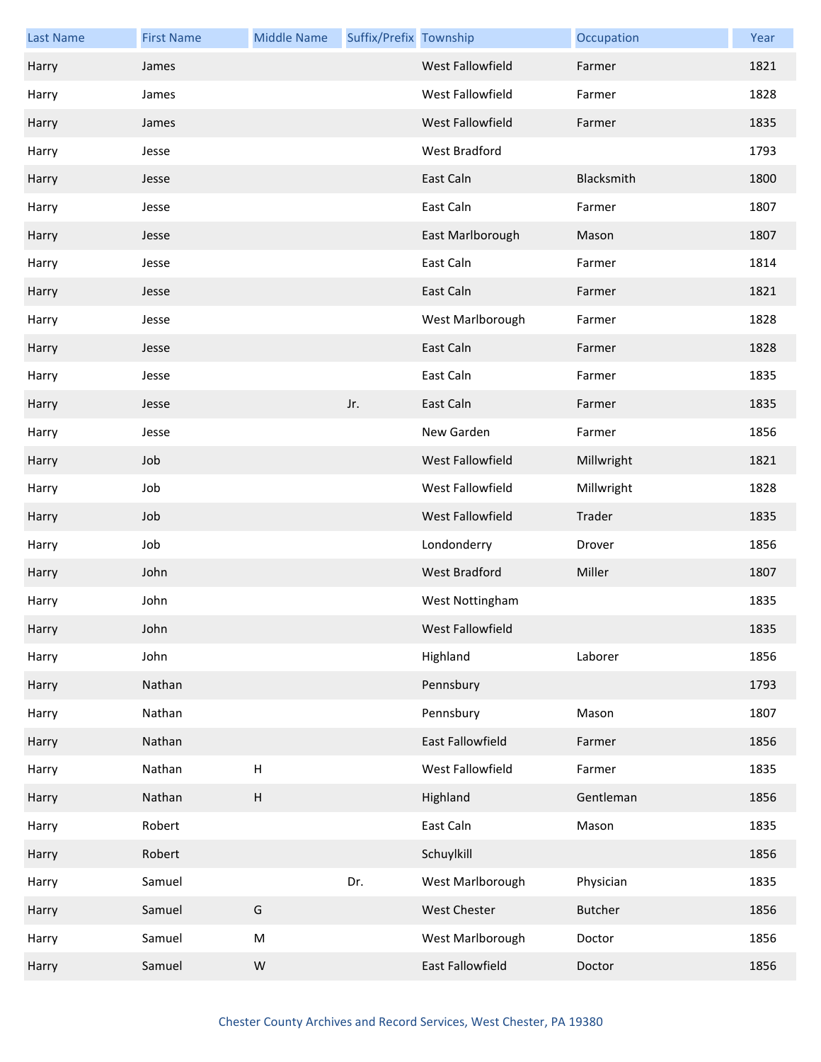| Last Name | First Name | Middle Name | Suffix/Prefix | Township | Occupation | Year |
| --- | --- | --- | --- | --- | --- | --- |
| Harry | James | | | West Fallowfield | Farmer | 1821 |
| Harry | James | | | West Fallowfield | Farmer | 1828 |
| Harry | James | | | West Fallowfield | Farmer | 1835 |
| Harry | Jesse | | | West Bradford | | 1793 |
| Harry | Jesse | | | East Caln | Blacksmith | 1800 |
| Harry | Jesse | | | East Caln | Farmer | 1807 |
| Harry | Jesse | | | East Marlborough | Mason | 1807 |
| Harry | Jesse | | | East Caln | Farmer | 1814 |
| Harry | Jesse | | | East Caln | Farmer | 1821 |
| Harry | Jesse | | | West Marlborough | Farmer | 1828 |
| Harry | Jesse | | | East Caln | Farmer | 1828 |
| Harry | Jesse | | | East Caln | Farmer | 1835 |
| Harry | Jesse | | Jr. | East Caln | Farmer | 1835 |
| Harry | Jesse | | | New Garden | Farmer | 1856 |
| Harry | Job | | | West Fallowfield | Millwright | 1821 |
| Harry | Job | | | West Fallowfield | Millwright | 1828 |
| Harry | Job | | | West Fallowfield | Trader | 1835 |
| Harry | Job | | | Londonderry | Drover | 1856 |
| Harry | John | | | West Bradford | Miller | 1807 |
| Harry | John | | | West Nottingham | | 1835 |
| Harry | John | | | West Fallowfield | | 1835 |
| Harry | John | | | Highland | Laborer | 1856 |
| Harry | Nathan | | | Pennsbury | | 1793 |
| Harry | Nathan | | | Pennsbury | Mason | 1807 |
| Harry | Nathan | | | East Fallowfield | Farmer | 1856 |
| Harry | Nathan | H | | West Fallowfield | Farmer | 1835 |
| Harry | Nathan | H | | Highland | Gentleman | 1856 |
| Harry | Robert | | | East Caln | Mason | 1835 |
| Harry | Robert | | | Schuylkill | | 1856 |
| Harry | Samuel | | Dr. | West Marlborough | Physician | 1835 |
| Harry | Samuel | G | | West Chester | Butcher | 1856 |
| Harry | Samuel | M | | West Marlborough | Doctor | 1856 |
| Harry | Samuel | W | | East Fallowfield | Doctor | 1856 |

Chester County Archives and Record Services, West Chester, PA 19380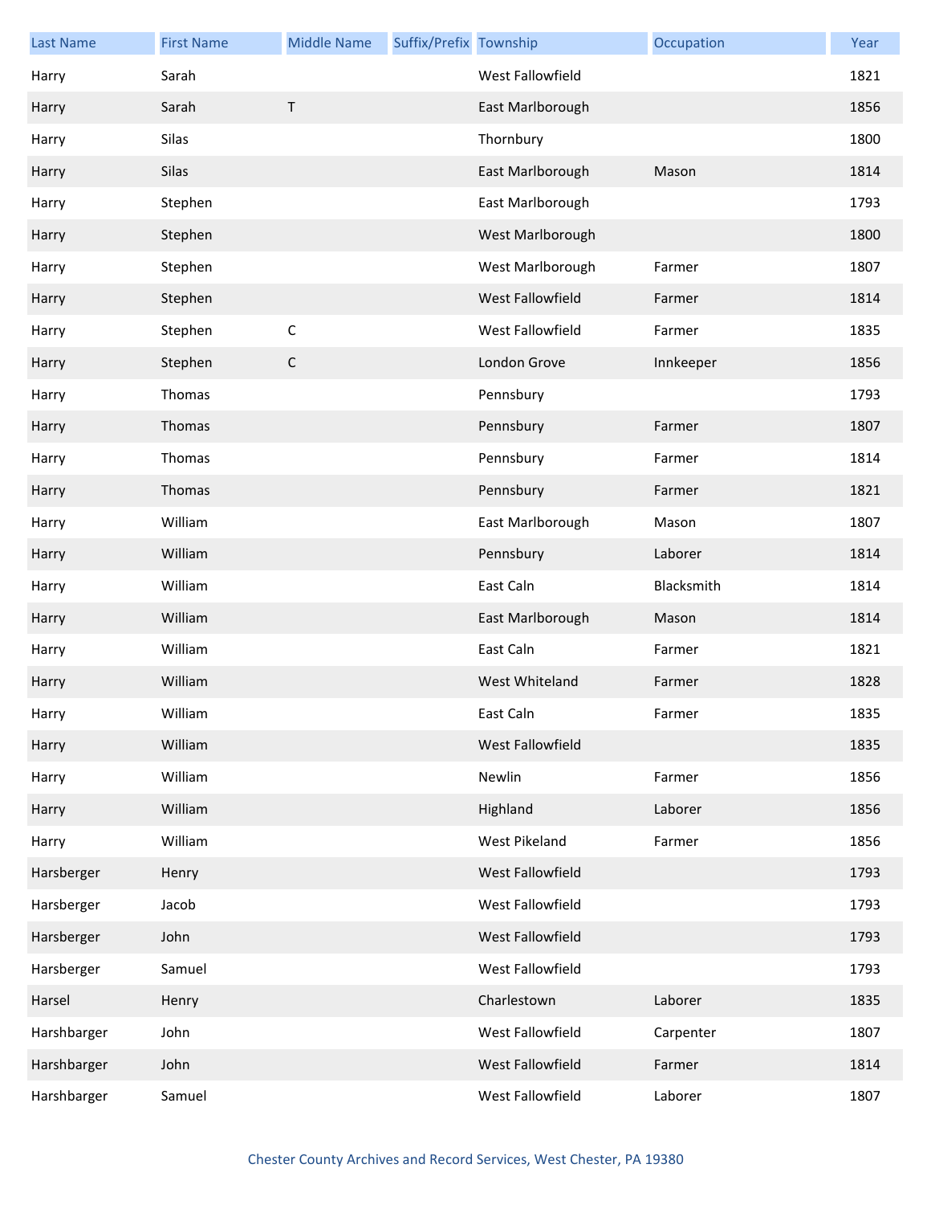| Last Name | First Name | Middle Name | Suffix/Prefix | Township | Occupation | Year |
|---|---|---|---|---|---|---|
| Harry | Sarah | | | West Fallowfield | | 1821 |
| Harry | Sarah | T | | East Marlborough | | 1856 |
| Harry | Silas | | | Thornbury | | 1800 |
| Harry | Silas | | | East Marlborough | Mason | 1814 |
| Harry | Stephen | | | East Marlborough | | 1793 |
| Harry | Stephen | | | West Marlborough | | 1800 |
| Harry | Stephen | | | West Marlborough | Farmer | 1807 |
| Harry | Stephen | | | West Fallowfield | Farmer | 1814 |
| Harry | Stephen | C | | West Fallowfield | Farmer | 1835 |
| Harry | Stephen | C | | London Grove | Innkeeper | 1856 |
| Harry | Thomas | | | Pennsbury | | 1793 |
| Harry | Thomas | | | Pennsbury | Farmer | 1807 |
| Harry | Thomas | | | Pennsbury | Farmer | 1814 |
| Harry | Thomas | | | Pennsbury | Farmer | 1821 |
| Harry | William | | | East Marlborough | Mason | 1807 |
| Harry | William | | | Pennsbury | Laborer | 1814 |
| Harry | William | | | East Caln | Blacksmith | 1814 |
| Harry | William | | | East Marlborough | Mason | 1814 |
| Harry | William | | | East Caln | Farmer | 1821 |
| Harry | William | | | West Whiteland | Farmer | 1828 |
| Harry | William | | | East Caln | Farmer | 1835 |
| Harry | William | | | West Fallowfield | | 1835 |
| Harry | William | | | Newlin | Farmer | 1856 |
| Harry | William | | | Highland | Laborer | 1856 |
| Harry | William | | | West Pikeland | Farmer | 1856 |
| Harsberger | Henry | | | West Fallowfield | | 1793 |
| Harsberger | Jacob | | | West Fallowfield | | 1793 |
| Harsberger | John | | | West Fallowfield | | 1793 |
| Harsberger | Samuel | | | West Fallowfield | | 1793 |
| Harsel | Henry | | | Charlestown | Laborer | 1835 |
| Harshbarger | John | | | West Fallowfield | Carpenter | 1807 |
| Harshbarger | John | | | West Fallowfield | Farmer | 1814 |
| Harshbarger | Samuel | | | West Fallowfield | Laborer | 1807 |

Chester County Archives and Record Services, West Chester, PA 19380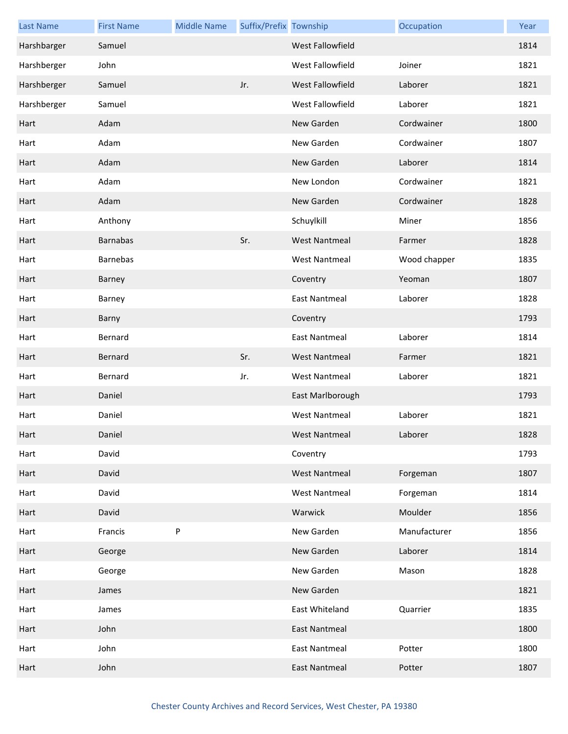| Last Name | First Name | Middle Name | Suffix/Prefix | Township | Occupation | Year |
| --- | --- | --- | --- | --- | --- | --- |
| Harshbarger | Samuel | | | West Fallowfield | | 1814 |
| Harshberger | John | | | West Fallowfield | Joiner | 1821 |
| Harshberger | Samuel | | Jr. | West Fallowfield | Laborer | 1821 |
| Harshberger | Samuel | | | West Fallowfield | Laborer | 1821 |
| Hart | Adam | | | New Garden | Cordwainer | 1800 |
| Hart | Adam | | | New Garden | Cordwainer | 1807 |
| Hart | Adam | | | New Garden | Laborer | 1814 |
| Hart | Adam | | | New London | Cordwainer | 1821 |
| Hart | Adam | | | New Garden | Cordwainer | 1828 |
| Hart | Anthony | | | Schuylkill | Miner | 1856 |
| Hart | Barnabas | | Sr. | West Nantmeal | Farmer | 1828 |
| Hart | Barnebas | | | West Nantmeal | Wood chapper | 1835 |
| Hart | Barney | | | Coventry | Yeoman | 1807 |
| Hart | Barney | | | East Nantmeal | Laborer | 1828 |
| Hart | Barny | | | Coventry | | 1793 |
| Hart | Bernard | | | East Nantmeal | Laborer | 1814 |
| Hart | Bernard | | Sr. | West Nantmeal | Farmer | 1821 |
| Hart | Bernard | | Jr. | West Nantmeal | Laborer | 1821 |
| Hart | Daniel | | | East Marlborough | | 1793 |
| Hart | Daniel | | | West Nantmeal | Laborer | 1821 |
| Hart | Daniel | | | West Nantmeal | Laborer | 1828 |
| Hart | David | | | Coventry | | 1793 |
| Hart | David | | | West Nantmeal | Forgeman | 1807 |
| Hart | David | | | West Nantmeal | Forgeman | 1814 |
| Hart | David | | | Warwick | Moulder | 1856 |
| Hart | Francis | P | | New Garden | Manufacturer | 1856 |
| Hart | George | | | New Garden | Laborer | 1814 |
| Hart | George | | | New Garden | Mason | 1828 |
| Hart | James | | | New Garden | | 1821 |
| Hart | James | | | East Whiteland | Quarrier | 1835 |
| Hart | John | | | East Nantmeal | | 1800 |
| Hart | John | | | East Nantmeal | Potter | 1800 |
| Hart | John | | | East Nantmeal | Potter | 1807 |

Chester County Archives and Record Services, West Chester, PA 19380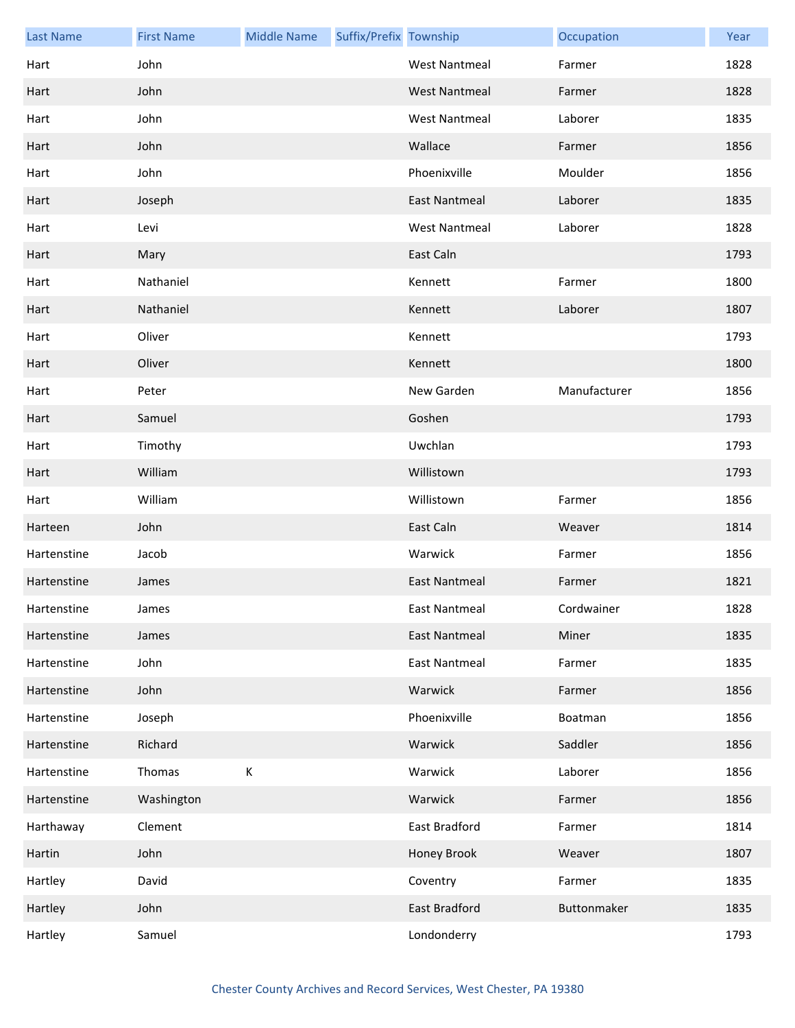| Last Name | First Name | Middle Name | Suffix/Prefix | Township | Occupation | Year |
|---|---|---|---|---|---|---|
| Hart | John | | | West Nantmeal | Farmer | 1828 |
| Hart | John | | | West Nantmeal | Farmer | 1828 |
| Hart | John | | | West Nantmeal | Laborer | 1835 |
| Hart | John | | | Wallace | Farmer | 1856 |
| Hart | John | | | Phoenixville | Moulder | 1856 |
| Hart | Joseph | | | East Nantmeal | Laborer | 1835 |
| Hart | Levi | | | West Nantmeal | Laborer | 1828 |
| Hart | Mary | | | East Caln | | 1793 |
| Hart | Nathaniel | | | Kennett | Farmer | 1800 |
| Hart | Nathaniel | | | Kennett | Laborer | 1807 |
| Hart | Oliver | | | Kennett | | 1793 |
| Hart | Oliver | | | Kennett | | 1800 |
| Hart | Peter | | | New Garden | Manufacturer | 1856 |
| Hart | Samuel | | | Goshen | | 1793 |
| Hart | Timothy | | | Uwchlan | | 1793 |
| Hart | William | | | Willistown | | 1793 |
| Hart | William | | | Willistown | Farmer | 1856 |
| Harteen | John | | | East Caln | Weaver | 1814 |
| Hartenstine | Jacob | | | Warwick | Farmer | 1856 |
| Hartenstine | James | | | East Nantmeal | Farmer | 1821 |
| Hartenstine | James | | | East Nantmeal | Cordwainer | 1828 |
| Hartenstine | James | | | East Nantmeal | Miner | 1835 |
| Hartenstine | John | | | East Nantmeal | Farmer | 1835 |
| Hartenstine | John | | | Warwick | Farmer | 1856 |
| Hartenstine | Joseph | | | Phoenixville | Boatman | 1856 |
| Hartenstine | Richard | | | Warwick | Saddler | 1856 |
| Hartenstine | Thomas | K | | Warwick | Laborer | 1856 |
| Hartenstine | Washington | | | Warwick | Farmer | 1856 |
| Harthaway | Clement | | | East Bradford | Farmer | 1814 |
| Hartin | John | | | Honey Brook | Weaver | 1807 |
| Hartley | David | | | Coventry | Farmer | 1835 |
| Hartley | John | | | East Bradford | Buttonmaker | 1835 |
| Hartley | Samuel | | | Londonderry | | 1793 |

Chester County Archives and Record Services, West Chester, PA 19380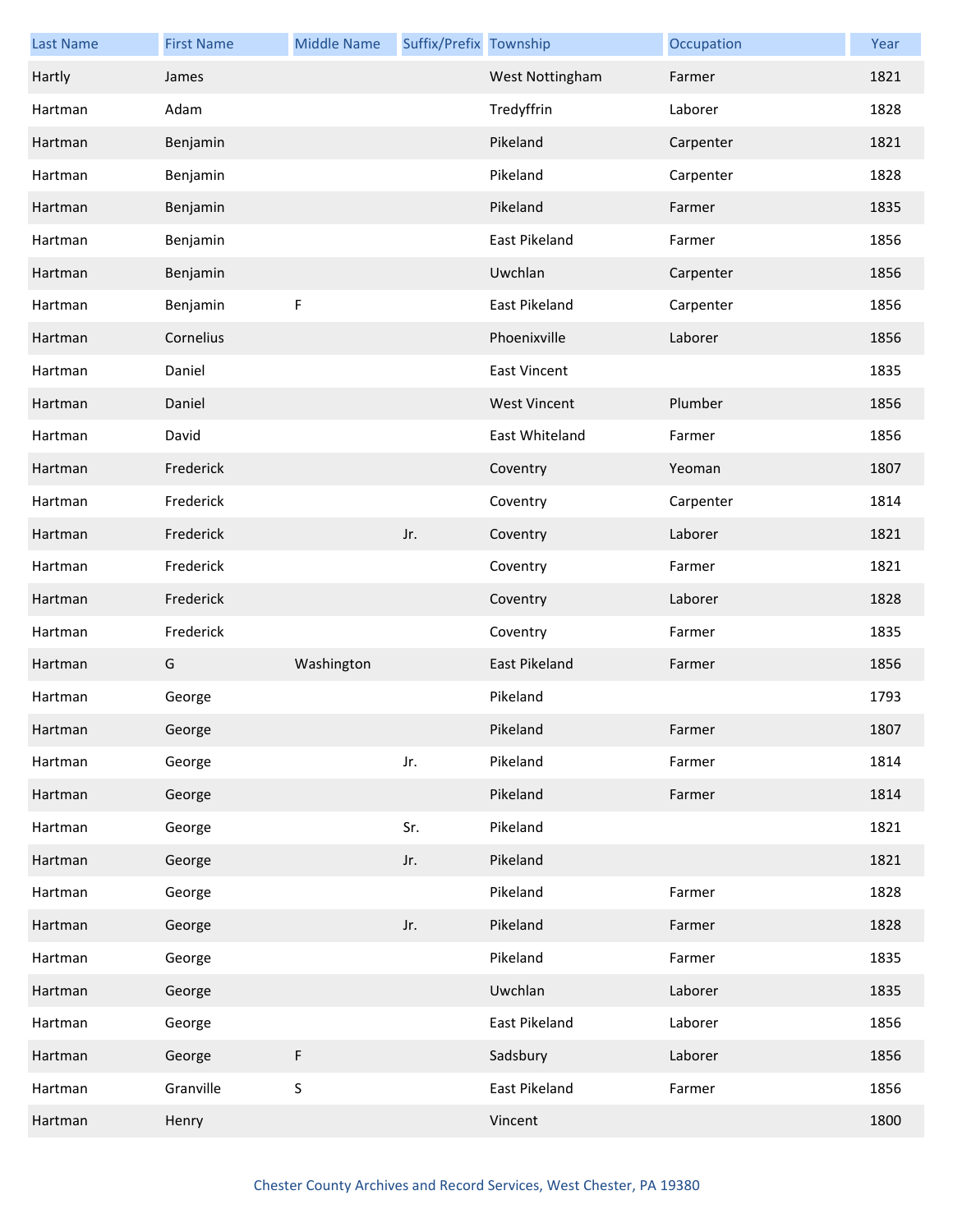| Last Name | First Name | Middle Name | Suffix/Prefix | Township | Occupation | Year |
| --- | --- | --- | --- | --- | --- | --- |
| Hartly | James | | | West Nottingham | Farmer | 1821 |
| Hartman | Adam | | | Tredyffrin | Laborer | 1828 |
| Hartman | Benjamin | | | Pikeland | Carpenter | 1821 |
| Hartman | Benjamin | | | Pikeland | Carpenter | 1828 |
| Hartman | Benjamin | | | Pikeland | Farmer | 1835 |
| Hartman | Benjamin | | | East Pikeland | Farmer | 1856 |
| Hartman | Benjamin | | | Uwchlan | Carpenter | 1856 |
| Hartman | Benjamin | F | | East Pikeland | Carpenter | 1856 |
| Hartman | Cornelius | | | Phoenixville | Laborer | 1856 |
| Hartman | Daniel | | | East Vincent | | 1835 |
| Hartman | Daniel | | | West Vincent | Plumber | 1856 |
| Hartman | David | | | East Whiteland | Farmer | 1856 |
| Hartman | Frederick | | | Coventry | Yeoman | 1807 |
| Hartman | Frederick | | | Coventry | Carpenter | 1814 |
| Hartman | Frederick | | Jr. | Coventry | Laborer | 1821 |
| Hartman | Frederick | | | Coventry | Farmer | 1821 |
| Hartman | Frederick | | | Coventry | Laborer | 1828 |
| Hartman | Frederick | | | Coventry | Farmer | 1835 |
| Hartman | G | Washington | | East Pikeland | Farmer | 1856 |
| Hartman | George | | | Pikeland | | 1793 |
| Hartman | George | | | Pikeland | Farmer | 1807 |
| Hartman | George | | Jr. | Pikeland | Farmer | 1814 |
| Hartman | George | | | Pikeland | Farmer | 1814 |
| Hartman | George | | Sr. | Pikeland | | 1821 |
| Hartman | George | | Jr. | Pikeland | | 1821 |
| Hartman | George | | | Pikeland | Farmer | 1828 |
| Hartman | George | | Jr. | Pikeland | Farmer | 1828 |
| Hartman | George | | | Pikeland | Farmer | 1835 |
| Hartman | George | | | Uwchlan | Laborer | 1835 |
| Hartman | George | | | East Pikeland | Laborer | 1856 |
| Hartman | George | F | | Sadsbury | Laborer | 1856 |
| Hartman | Granville | S | | East Pikeland | Farmer | 1856 |
| Hartman | Henry | | | Vincent | | 1800 |

Chester County Archives and Record Services, West Chester, PA 19380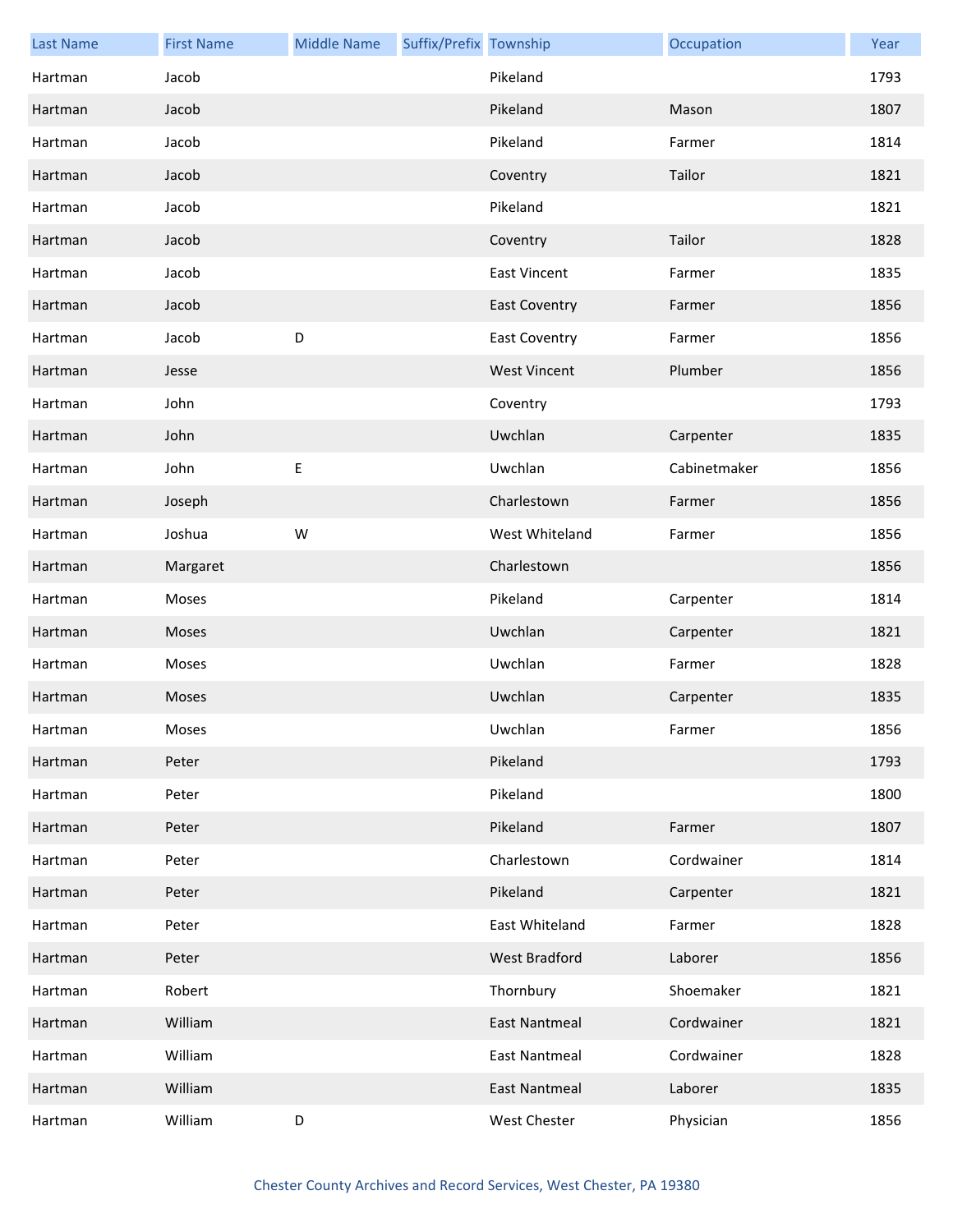| Last Name | First Name | Middle Name | Suffix/Prefix | Township | Occupation | Year |
|---|---|---|---|---|---|---|
| Hartman | Jacob | | | Pikeland | | 1793 |
| Hartman | Jacob | | | Pikeland | Mason | 1807 |
| Hartman | Jacob | | | Pikeland | Farmer | 1814 |
| Hartman | Jacob | | | Coventry | Tailor | 1821 |
| Hartman | Jacob | | | Pikeland | | 1821 |
| Hartman | Jacob | | | Coventry | Tailor | 1828 |
| Hartman | Jacob | | | East Vincent | Farmer | 1835 |
| Hartman | Jacob | | | East Coventry | Farmer | 1856 |
| Hartman | Jacob | D | | East Coventry | Farmer | 1856 |
| Hartman | Jesse | | | West Vincent | Plumber | 1856 |
| Hartman | John | | | Coventry | | 1793 |
| Hartman | John | | | Uwchlan | Carpenter | 1835 |
| Hartman | John | E | | Uwchlan | Cabinetmaker | 1856 |
| Hartman | Joseph | | | Charlestown | Farmer | 1856 |
| Hartman | Joshua | W | | West Whiteland | Farmer | 1856 |
| Hartman | Margaret | | | Charlestown | | 1856 |
| Hartman | Moses | | | Pikeland | Carpenter | 1814 |
| Hartman | Moses | | | Uwchlan | Carpenter | 1821 |
| Hartman | Moses | | | Uwchlan | Farmer | 1828 |
| Hartman | Moses | | | Uwchlan | Carpenter | 1835 |
| Hartman | Moses | | | Uwchlan | Farmer | 1856 |
| Hartman | Peter | | | Pikeland | | 1793 |
| Hartman | Peter | | | Pikeland | | 1800 |
| Hartman | Peter | | | Pikeland | Farmer | 1807 |
| Hartman | Peter | | | Charlestown | Cordwainer | 1814 |
| Hartman | Peter | | | Pikeland | Carpenter | 1821 |
| Hartman | Peter | | | East Whiteland | Farmer | 1828 |
| Hartman | Peter | | | West Bradford | Laborer | 1856 |
| Hartman | Robert | | | Thornbury | Shoemaker | 1821 |
| Hartman | William | | | East Nantmeal | Cordwainer | 1821 |
| Hartman | William | | | East Nantmeal | Cordwainer | 1828 |
| Hartman | William | | | East Nantmeal | Laborer | 1835 |
| Hartman | William | D | | West Chester | Physician | 1856 |

Chester County Archives and Record Services, West Chester, PA 19380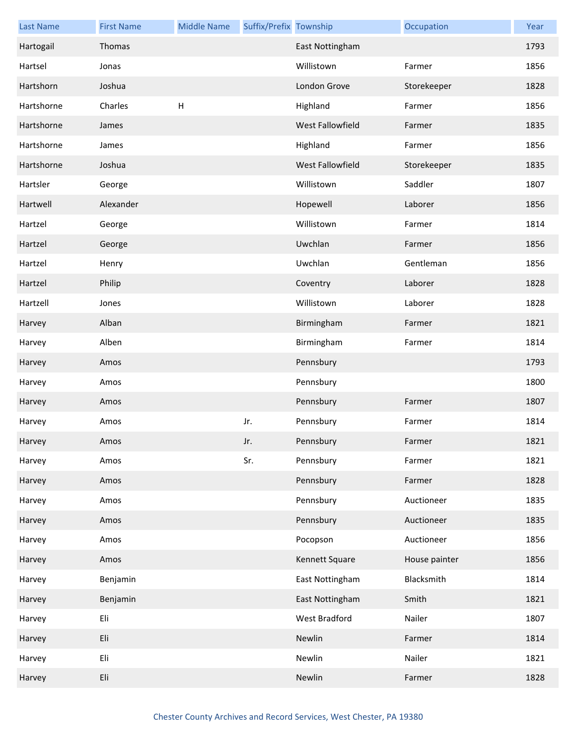| Last Name | First Name | Middle Name | Suffix/Prefix | Township | Occupation | Year |
|---|---|---|---|---|---|---|
| Hartogail | Thomas | | | East Nottingham | | 1793 |
| Hartsel | Jonas | | | Willistown | Farmer | 1856 |
| Hartshorn | Joshua | | | London Grove | Storekeeper | 1828 |
| Hartshorne | Charles | H | | Highland | Farmer | 1856 |
| Hartshorne | James | | | West Fallowfield | Farmer | 1835 |
| Hartshorne | James | | | Highland | Farmer | 1856 |
| Hartshorne | Joshua | | | West Fallowfield | Storekeeper | 1835 |
| Hartsler | George | | | Willistown | Saddler | 1807 |
| Hartwell | Alexander | | | Hopewell | Laborer | 1856 |
| Hartzel | George | | | Willistown | Farmer | 1814 |
| Hartzel | George | | | Uwchlan | Farmer | 1856 |
| Hartzel | Henry | | | Uwchlan | Gentleman | 1856 |
| Hartzel | Philip | | | Coventry | Laborer | 1828 |
| Hartzell | Jones | | | Willistown | Laborer | 1828 |
| Harvey | Alban | | | Birmingham | Farmer | 1821 |
| Harvey | Alben | | | Birmingham | Farmer | 1814 |
| Harvey | Amos | | | Pennsbury | | 1793 |
| Harvey | Amos | | | Pennsbury | | 1800 |
| Harvey | Amos | | | Pennsbury | Farmer | 1807 |
| Harvey | Amos | | Jr. | Pennsbury | Farmer | 1814 |
| Harvey | Amos | | Jr. | Pennsbury | Farmer | 1821 |
| Harvey | Amos | | Sr. | Pennsbury | Farmer | 1821 |
| Harvey | Amos | | | Pennsbury | Farmer | 1828 |
| Harvey | Amos | | | Pennsbury | Auctioneer | 1835 |
| Harvey | Amos | | | Pennsbury | Auctioneer | 1835 |
| Harvey | Amos | | | Pocopson | Auctioneer | 1856 |
| Harvey | Amos | | | Kennett Square | House painter | 1856 |
| Harvey | Benjamin | | | East Nottingham | Blacksmith | 1814 |
| Harvey | Benjamin | | | East Nottingham | Smith | 1821 |
| Harvey | Eli | | | West Bradford | Nailer | 1807 |
| Harvey | Eli | | | Newlin | Farmer | 1814 |
| Harvey | Eli | | | Newlin | Nailer | 1821 |
| Harvey | Eli | | | Newlin | Farmer | 1828 |

Chester County Archives and Record Services, West Chester, PA 19380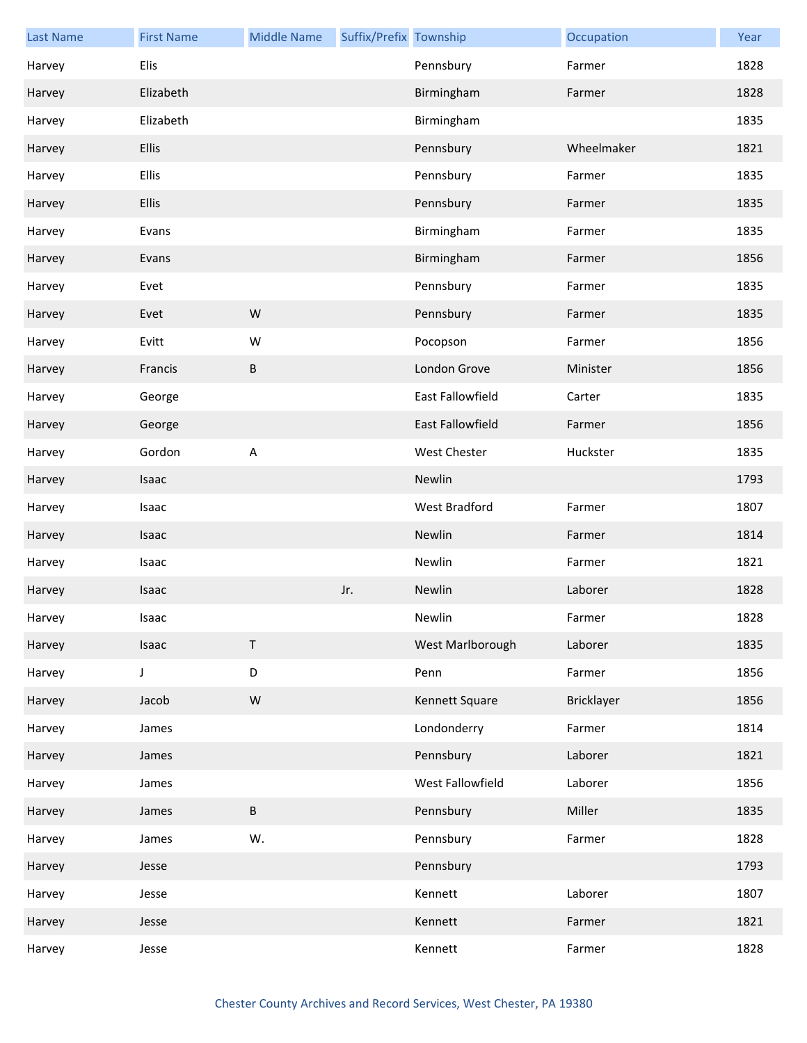| Last Name | First Name | Middle Name | Suffix/Prefix | Township | Occupation | Year |
|---|---|---|---|---|---|---|
| Harvey | Elis | | | Pennsbury | Farmer | 1828 |
| Harvey | Elizabeth | | | Birmingham | Farmer | 1828 |
| Harvey | Elizabeth | | | Birmingham | | 1835 |
| Harvey | Ellis | | | Pennsbury | Wheelmaker | 1821 |
| Harvey | Ellis | | | Pennsbury | Farmer | 1835 |
| Harvey | Ellis | | | Pennsbury | Farmer | 1835 |
| Harvey | Evans | | | Birmingham | Farmer | 1835 |
| Harvey | Evans | | | Birmingham | Farmer | 1856 |
| Harvey | Evet | | | Pennsbury | Farmer | 1835 |
| Harvey | Evet | W | | Pennsbury | Farmer | 1835 |
| Harvey | Evitt | W | | Pocopson | Farmer | 1856 |
| Harvey | Francis | B | | London Grove | Minister | 1856 |
| Harvey | George | | | East Fallowfield | Carter | 1835 |
| Harvey | George | | | East Fallowfield | Farmer | 1856 |
| Harvey | Gordon | A | | West Chester | Huckster | 1835 |
| Harvey | Isaac | | | Newlin | | 1793 |
| Harvey | Isaac | | | West Bradford | Farmer | 1807 |
| Harvey | Isaac | | | Newlin | Farmer | 1814 |
| Harvey | Isaac | | | Newlin | Farmer | 1821 |
| Harvey | Isaac | | Jr. | Newlin | Laborer | 1828 |
| Harvey | Isaac | | | Newlin | Farmer | 1828 |
| Harvey | Isaac | T | | West Marlborough | Laborer | 1835 |
| Harvey | J | D | | Penn | Farmer | 1856 |
| Harvey | Jacob | W | | Kennett Square | Bricklayer | 1856 |
| Harvey | James | | | Londonderry | Farmer | 1814 |
| Harvey | James | | | Pennsbury | Laborer | 1821 |
| Harvey | James | | | West Fallowfield | Laborer | 1856 |
| Harvey | James | B | | Pennsbury | Miller | 1835 |
| Harvey | James | W. | | Pennsbury | Farmer | 1828 |
| Harvey | Jesse | | | Pennsbury | | 1793 |
| Harvey | Jesse | | | Kennett | Laborer | 1807 |
| Harvey | Jesse | | | Kennett | Farmer | 1821 |
| Harvey | Jesse | | | Kennett | Farmer | 1828 |

Chester County Archives and Record Services, West Chester, PA 19380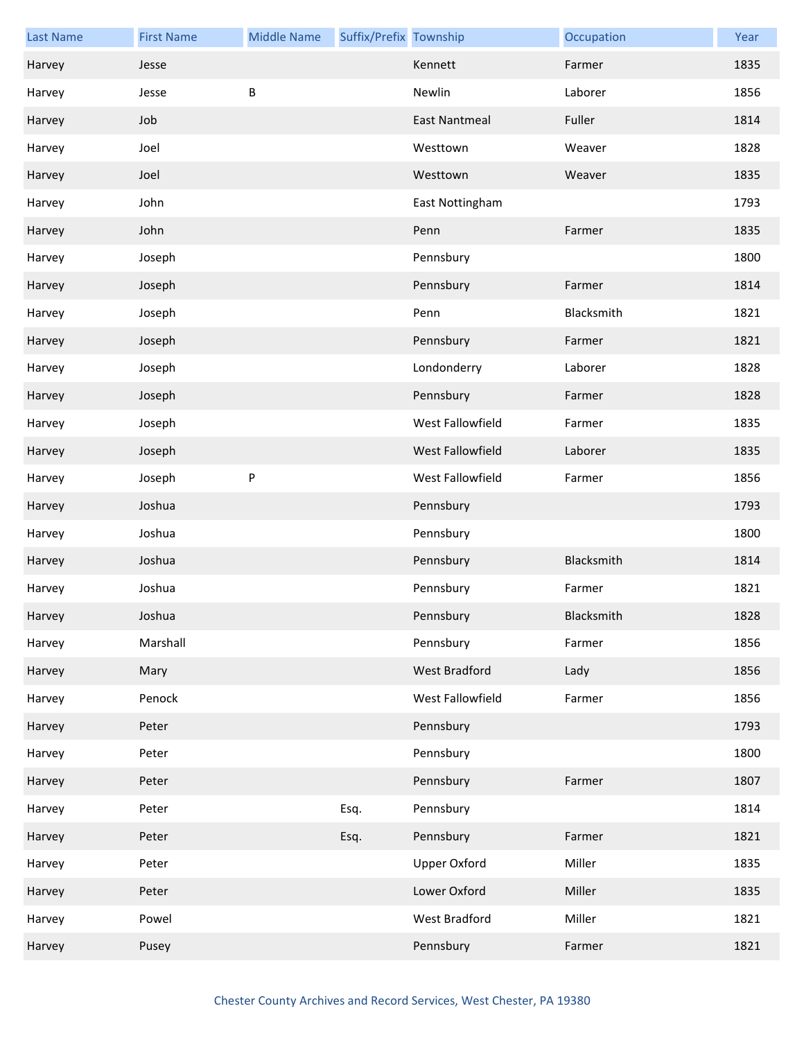| Last Name | First Name | Middle Name | Suffix/Prefix | Township | Occupation | Year |
|---|---|---|---|---|---|---|
| Harvey | Jesse | | | Kennett | Farmer | 1835 |
| Harvey | Jesse | B | | Newlin | Laborer | 1856 |
| Harvey | Job | | | East Nantmeal | Fuller | 1814 |
| Harvey | Joel | | | Westtown | Weaver | 1828 |
| Harvey | Joel | | | Westtown | Weaver | 1835 |
| Harvey | John | | | East Nottingham | | 1793 |
| Harvey | John | | | Penn | Farmer | 1835 |
| Harvey | Joseph | | | Pennsbury | | 1800 |
| Harvey | Joseph | | | Pennsbury | Farmer | 1814 |
| Harvey | Joseph | | | Penn | Blacksmith | 1821 |
| Harvey | Joseph | | | Pennsbury | Farmer | 1821 |
| Harvey | Joseph | | | Londonderry | Laborer | 1828 |
| Harvey | Joseph | | | Pennsbury | Farmer | 1828 |
| Harvey | Joseph | | | West Fallowfield | Farmer | 1835 |
| Harvey | Joseph | | | West Fallowfield | Laborer | 1835 |
| Harvey | Joseph | P | | West Fallowfield | Farmer | 1856 |
| Harvey | Joshua | | | Pennsbury | | 1793 |
| Harvey | Joshua | | | Pennsbury | | 1800 |
| Harvey | Joshua | | | Pennsbury | Blacksmith | 1814 |
| Harvey | Joshua | | | Pennsbury | Farmer | 1821 |
| Harvey | Joshua | | | Pennsbury | Blacksmith | 1828 |
| Harvey | Marshall | | | Pennsbury | Farmer | 1856 |
| Harvey | Mary | | | West Bradford | Lady | 1856 |
| Harvey | Penock | | | West Fallowfield | Farmer | 1856 |
| Harvey | Peter | | | Pennsbury | | 1793 |
| Harvey | Peter | | | Pennsbury | | 1800 |
| Harvey | Peter | | | Pennsbury | Farmer | 1807 |
| Harvey | Peter | | Esq. | Pennsbury | | 1814 |
| Harvey | Peter | | Esq. | Pennsbury | Farmer | 1821 |
| Harvey | Peter | | | Upper Oxford | Miller | 1835 |
| Harvey | Peter | | | Lower Oxford | Miller | 1835 |
| Harvey | Powel | | | West Bradford | Miller | 1821 |
| Harvey | Pusey | | | Pennsbury | Farmer | 1821 |

Chester County Archives and Record Services, West Chester, PA 19380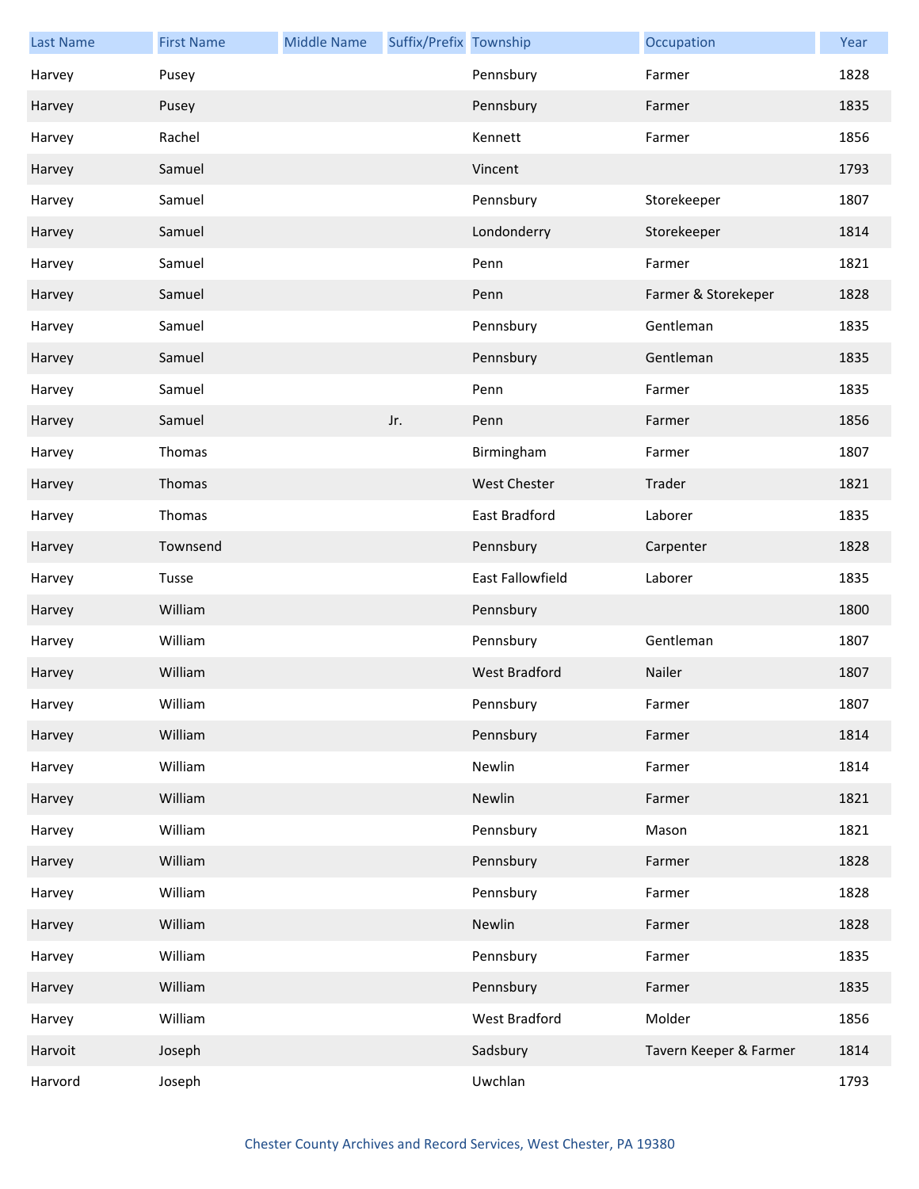| Last Name | First Name | Middle Name | Suffix/Prefix | Township | Occupation | Year |
| --- | --- | --- | --- | --- | --- | --- |
| Harvey | Pusey | | | Pennsbury | Farmer | 1828 |
| Harvey | Pusey | | | Pennsbury | Farmer | 1835 |
| Harvey | Rachel | | | Kennett | Farmer | 1856 |
| Harvey | Samuel | | | Vincent | | 1793 |
| Harvey | Samuel | | | Pennsbury | Storekeeper | 1807 |
| Harvey | Samuel | | | Londonderry | Storekeeper | 1814 |
| Harvey | Samuel | | | Penn | Farmer | 1821 |
| Harvey | Samuel | | | Penn | Farmer & Storekeper | 1828 |
| Harvey | Samuel | | | Pennsbury | Gentleman | 1835 |
| Harvey | Samuel | | | Pennsbury | Gentleman | 1835 |
| Harvey | Samuel | | | Penn | Farmer | 1835 |
| Harvey | Samuel | | Jr. | Penn | Farmer | 1856 |
| Harvey | Thomas | | | Birmingham | Farmer | 1807 |
| Harvey | Thomas | | | West Chester | Trader | 1821 |
| Harvey | Thomas | | | East Bradford | Laborer | 1835 |
| Harvey | Townsend | | | Pennsbury | Carpenter | 1828 |
| Harvey | Tusse | | | East Fallowfield | Laborer | 1835 |
| Harvey | William | | | Pennsbury | | 1800 |
| Harvey | William | | | Pennsbury | Gentleman | 1807 |
| Harvey | William | | | West Bradford | Nailer | 1807 |
| Harvey | William | | | Pennsbury | Farmer | 1807 |
| Harvey | William | | | Pennsbury | Farmer | 1814 |
| Harvey | William | | | Newlin | Farmer | 1814 |
| Harvey | William | | | Newlin | Farmer | 1821 |
| Harvey | William | | | Pennsbury | Mason | 1821 |
| Harvey | William | | | Pennsbury | Farmer | 1828 |
| Harvey | William | | | Pennsbury | Farmer | 1828 |
| Harvey | William | | | Newlin | Farmer | 1828 |
| Harvey | William | | | Pennsbury | Farmer | 1835 |
| Harvey | William | | | Pennsbury | Farmer | 1835 |
| Harvey | William | | | West Bradford | Molder | 1856 |
| Harvoit | Joseph | | | Sadsbury | Tavern Keeper & Farmer | 1814 |
| Harvord | Joseph | | | Uwchlan | | 1793 |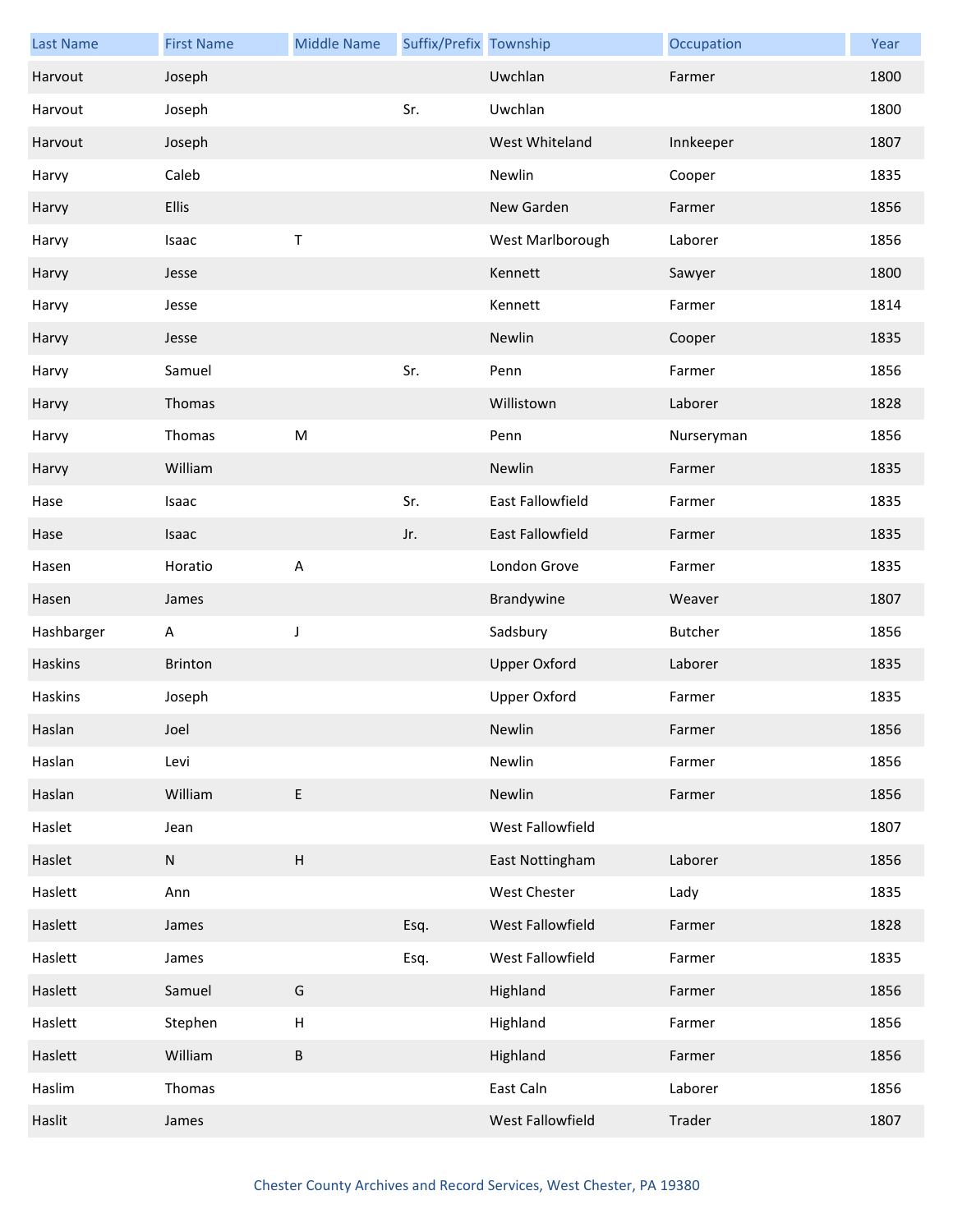| Last Name | First Name | Middle Name | Suffix/Prefix | Township | Occupation | Year |
|---|---|---|---|---|---|---|
| Harvout | Joseph | | | Uwchlan | Farmer | 1800 |
| Harvout | Joseph | | Sr. | Uwchlan | | 1800 |
| Harvout | Joseph | | | West Whiteland | Innkeeper | 1807 |
| Harvy | Caleb | | | Newlin | Cooper | 1835 |
| Harvy | Ellis | | | New Garden | Farmer | 1856 |
| Harvy | Isaac | T | | West Marlborough | Laborer | 1856 |
| Harvy | Jesse | | | Kennett | Sawyer | 1800 |
| Harvy | Jesse | | | Kennett | Farmer | 1814 |
| Harvy | Jesse | | | Newlin | Cooper | 1835 |
| Harvy | Samuel | | Sr. | Penn | Farmer | 1856 |
| Harvy | Thomas | | | Willistown | Laborer | 1828 |
| Harvy | Thomas | M | | Penn | Nurseryman | 1856 |
| Harvy | William | | | Newlin | Farmer | 1835 |
| Hase | Isaac | | Sr. | East Fallowfield | Farmer | 1835 |
| Hase | Isaac | | Jr. | East Fallowfield | Farmer | 1835 |
| Hasen | Horatio | A | | London Grove | Farmer | 1835 |
| Hasen | James | | | Brandywine | Weaver | 1807 |
| Hashbarger | A | J | | Sadsbury | Butcher | 1856 |
| Haskins | Brinton | | | Upper Oxford | Laborer | 1835 |
| Haskins | Joseph | | | Upper Oxford | Farmer | 1835 |
| Haslan | Joel | | | Newlin | Farmer | 1856 |
| Haslan | Levi | | | Newlin | Farmer | 1856 |
| Haslan | William | E | | Newlin | Farmer | 1856 |
| Haslet | Jean | | | West Fallowfield | | 1807 |
| Haslet | N | H | | East Nottingham | Laborer | 1856 |
| Haslett | Ann | | | West Chester | Lady | 1835 |
| Haslett | James | | Esq. | West Fallowfield | Farmer | 1828 |
| Haslett | James | | Esq. | West Fallowfield | Farmer | 1835 |
| Haslett | Samuel | G | | Highland | Farmer | 1856 |
| Haslett | Stephen | H | | Highland | Farmer | 1856 |
| Haslett | William | B | | Highland | Farmer | 1856 |
| Haslim | Thomas | | | East Caln | Laborer | 1856 |
| Haslit | James | | | West Fallowfield | Trader | 1807 |

Chester County Archives and Record Services, West Chester, PA 19380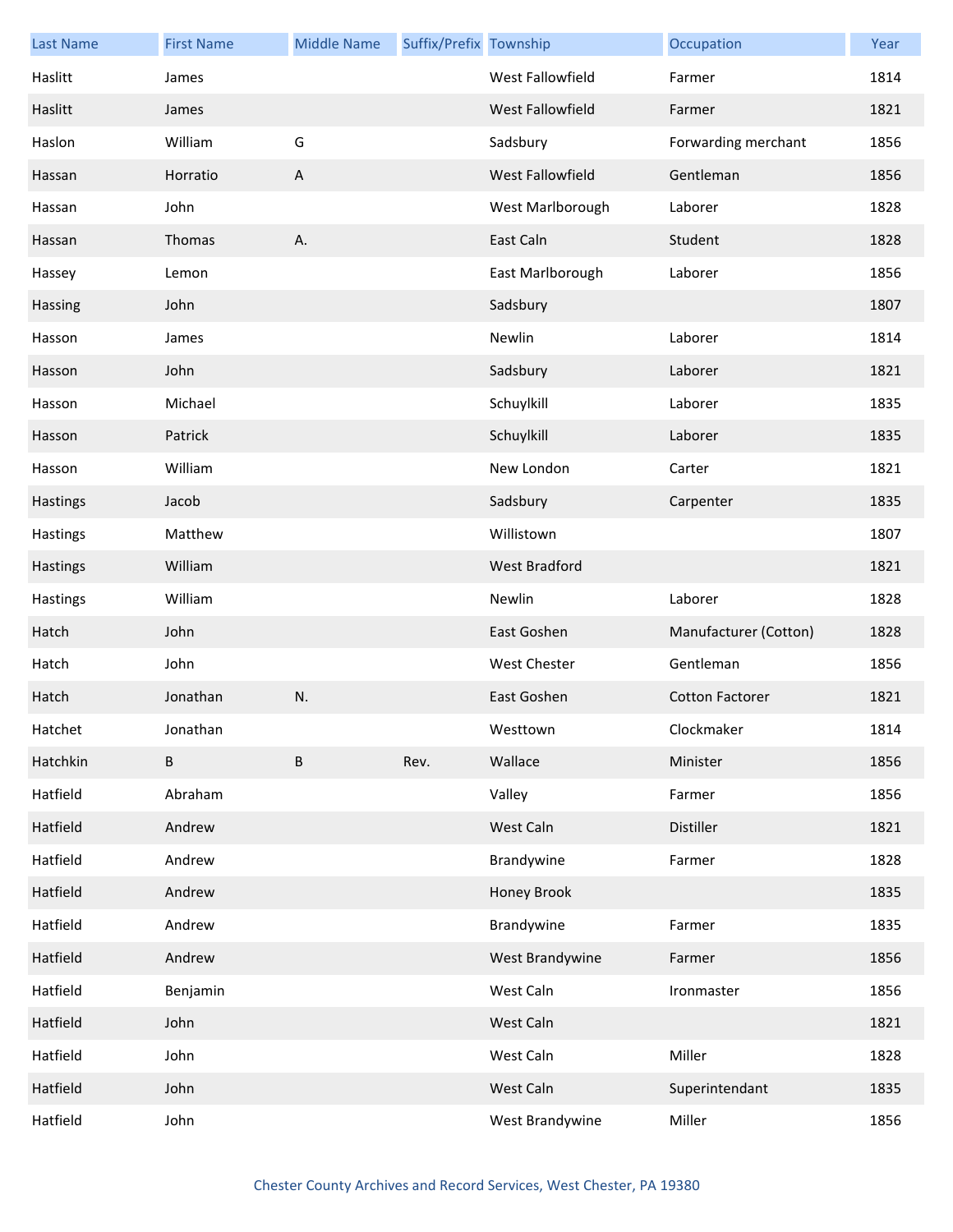| Last Name | First Name | Middle Name | Suffix/Prefix | Township | Occupation | Year |
|---|---|---|---|---|---|---|
| Haslitt | James | | | West Fallowfield | Farmer | 1814 |
| Haslitt | James | | | West Fallowfield | Farmer | 1821 |
| Haslon | William | G | | Sadsbury | Forwarding merchant | 1856 |
| Hassan | Horratio | A | | West Fallowfield | Gentleman | 1856 |
| Hassan | John | | | West Marlborough | Laborer | 1828 |
| Hassan | Thomas | A. | | East Caln | Student | 1828 |
| Hassey | Lemon | | | East Marlborough | Laborer | 1856 |
| Hassing | John | | | Sadsbury | | 1807 |
| Hasson | James | | | Newlin | Laborer | 1814 |
| Hasson | John | | | Sadsbury | Laborer | 1821 |
| Hasson | Michael | | | Schuylkill | Laborer | 1835 |
| Hasson | Patrick | | | Schuylkill | Laborer | 1835 |
| Hasson | William | | | New London | Carter | 1821 |
| Hastings | Jacob | | | Sadsbury | Carpenter | 1835 |
| Hastings | Matthew | | | Willistown | | 1807 |
| Hastings | William | | | West Bradford | | 1821 |
| Hastings | William | | | Newlin | Laborer | 1828 |
| Hatch | John | | | East Goshen | Manufacturer (Cotton) | 1828 |
| Hatch | John | | | West Chester | Gentleman | 1856 |
| Hatch | Jonathan | N. | | East Goshen | Cotton Factorer | 1821 |
| Hatchet | Jonathan | | | Westtown | Clockmaker | 1814 |
| Hatchkin | B | B | Rev. | Wallace | Minister | 1856 |
| Hatfield | Abraham | | | Valley | Farmer | 1856 |
| Hatfield | Andrew | | | West Caln | Distiller | 1821 |
| Hatfield | Andrew | | | Brandywine | Farmer | 1828 |
| Hatfield | Andrew | | | Honey Brook | | 1835 |
| Hatfield | Andrew | | | Brandywine | Farmer | 1835 |
| Hatfield | Andrew | | | West Brandywine | Farmer | 1856 |
| Hatfield | Benjamin | | | West Caln | Ironmaster | 1856 |
| Hatfield | John | | | West Caln | | 1821 |
| Hatfield | John | | | West Caln | Miller | 1828 |
| Hatfield | John | | | West Caln | Superintendant | 1835 |
| Hatfield | John | | | West Brandywine | Miller | 1856 |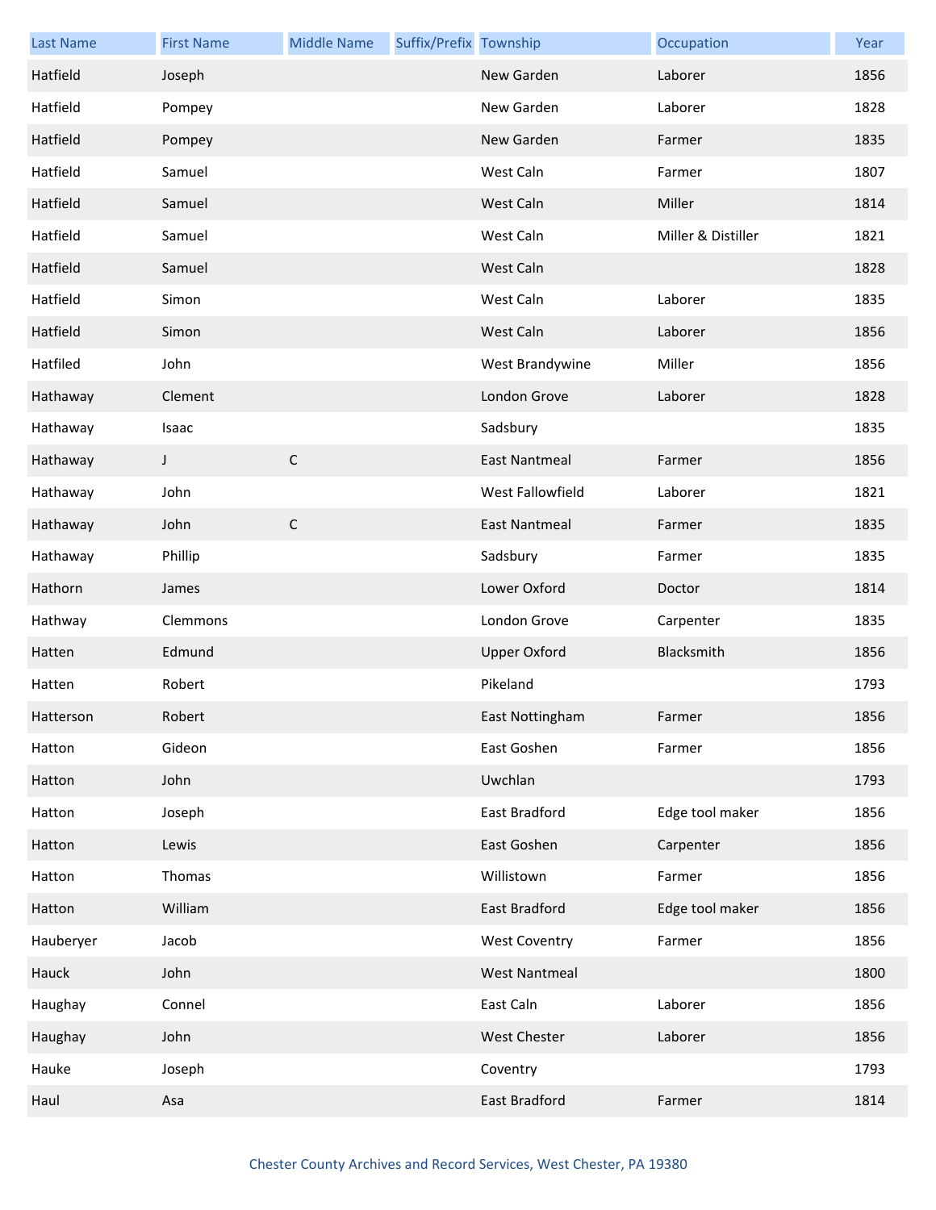| Last Name | First Name | Middle Name | Suffix/Prefix | Township | Occupation | Year |
|---|---|---|---|---|---|---|
| Hatfield | Joseph | | | New Garden | Laborer | 1856 |
| Hatfield | Pompey | | | New Garden | Laborer | 1828 |
| Hatfield | Pompey | | | New Garden | Farmer | 1835 |
| Hatfield | Samuel | | | West Caln | Farmer | 1807 |
| Hatfield | Samuel | | | West Caln | Miller | 1814 |
| Hatfield | Samuel | | | West Caln | Miller & Distiller | 1821 |
| Hatfield | Samuel | | | West Caln | | 1828 |
| Hatfield | Simon | | | West Caln | Laborer | 1835 |
| Hatfield | Simon | | | West Caln | Laborer | 1856 |
| Hatfiled | John | | | West Brandywine | Miller | 1856 |
| Hathaway | Clement | | | London Grove | Laborer | 1828 |
| Hathaway | Isaac | | | Sadsbury | | 1835 |
| Hathaway | J | C | | East Nantmeal | Farmer | 1856 |
| Hathaway | John | | | West Fallowfield | Laborer | 1821 |
| Hathaway | John | C | | East Nantmeal | Farmer | 1835 |
| Hathaway | Phillip | | | Sadsbury | Farmer | 1835 |
| Hathorn | James | | | Lower Oxford | Doctor | 1814 |
| Hathway | Clemmons | | | London Grove | Carpenter | 1835 |
| Hatten | Edmund | | | Upper Oxford | Blacksmith | 1856 |
| Hatten | Robert | | | Pikeland | | 1793 |
| Hatterson | Robert | | | East Nottingham | Farmer | 1856 |
| Hatton | Gideon | | | East Goshen | Farmer | 1856 |
| Hatton | John | | | Uwchlan | | 1793 |
| Hatton | Joseph | | | East Bradford | Edge tool maker | 1856 |
| Hatton | Lewis | | | East Goshen | Carpenter | 1856 |
| Hatton | Thomas | | | Willistown | Farmer | 1856 |
| Hatton | William | | | East Bradford | Edge tool maker | 1856 |
| Hauberyer | Jacob | | | West Coventry | Farmer | 1856 |
| Hauck | John | | | West Nantmeal | | 1800 |
| Haughay | Connel | | | East Caln | Laborer | 1856 |
| Haughay | John | | | West Chester | Laborer | 1856 |
| Hauke | Joseph | | | Coventry | | 1793 |
| Haul | Asa | | | East Bradford | Farmer | 1814 |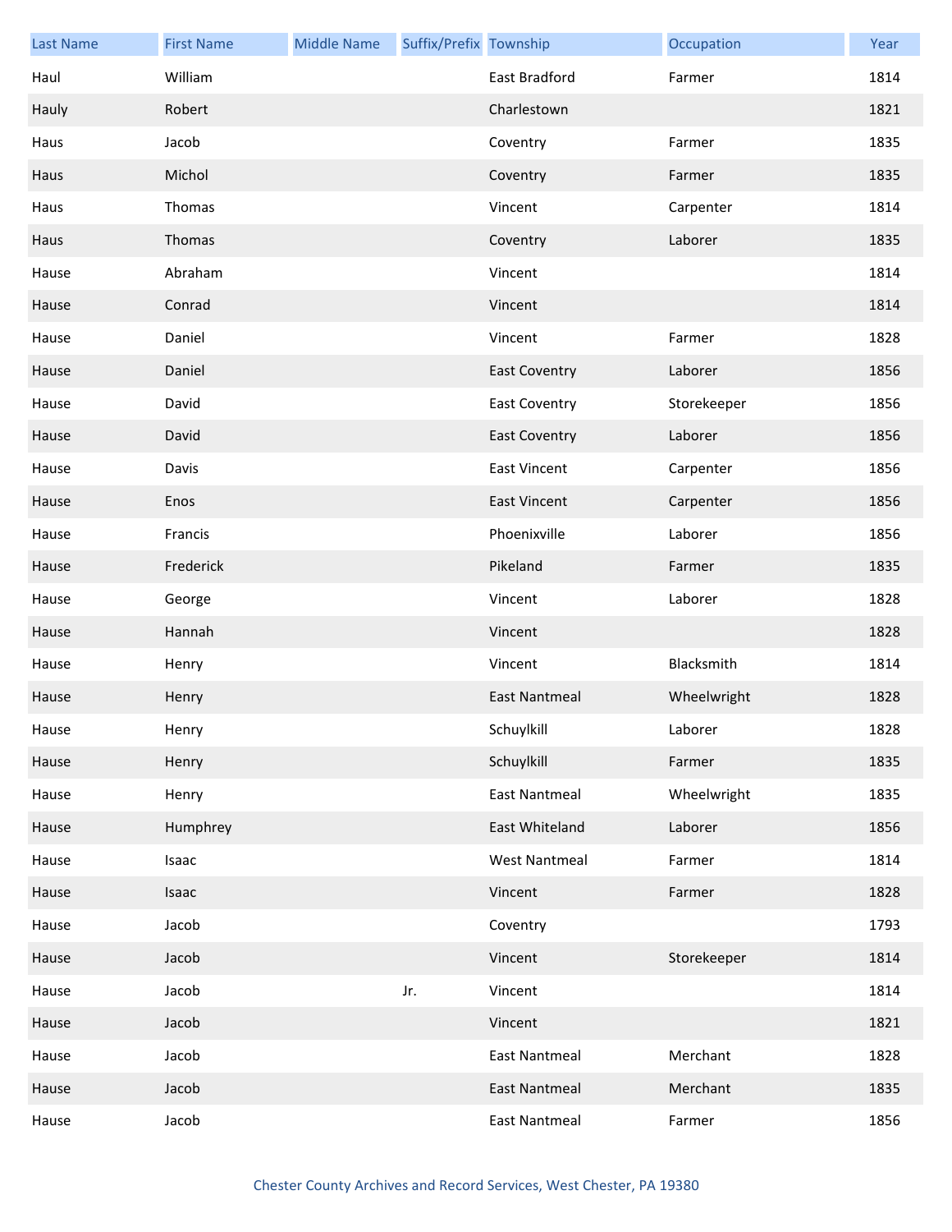| Last Name | First Name | Middle Name | Suffix/Prefix | Township | Occupation | Year |
|---|---|---|---|---|---|---|
| Haul | William | | | East Bradford | Farmer | 1814 |
| Hauly | Robert | | | Charlestown | | 1821 |
| Haus | Jacob | | | Coventry | Farmer | 1835 |
| Haus | Michol | | | Coventry | Farmer | 1835 |
| Haus | Thomas | | | Vincent | Carpenter | 1814 |
| Haus | Thomas | | | Coventry | Laborer | 1835 |
| Hause | Abraham | | | Vincent | | 1814 |
| Hause | Conrad | | | Vincent | | 1814 |
| Hause | Daniel | | | Vincent | Farmer | 1828 |
| Hause | Daniel | | | East Coventry | Laborer | 1856 |
| Hause | David | | | East Coventry | Storekeeper | 1856 |
| Hause | David | | | East Coventry | Laborer | 1856 |
| Hause | Davis | | | East Vincent | Carpenter | 1856 |
| Hause | Enos | | | East Vincent | Carpenter | 1856 |
| Hause | Francis | | | Phoenixville | Laborer | 1856 |
| Hause | Frederick | | | Pikeland | Farmer | 1835 |
| Hause | George | | | Vincent | Laborer | 1828 |
| Hause | Hannah | | | Vincent | | 1828 |
| Hause | Henry | | | Vincent | Blacksmith | 1814 |
| Hause | Henry | | | East Nantmeal | Wheelwright | 1828 |
| Hause | Henry | | | Schuylkill | Laborer | 1828 |
| Hause | Henry | | | Schuylkill | Farmer | 1835 |
| Hause | Henry | | | East Nantmeal | Wheelwright | 1835 |
| Hause | Humphrey | | | East Whiteland | Laborer | 1856 |
| Hause | Isaac | | | West Nantmeal | Farmer | 1814 |
| Hause | Isaac | | | Vincent | Farmer | 1828 |
| Hause | Jacob | | | Coventry | | 1793 |
| Hause | Jacob | | | Vincent | Storekeeper | 1814 |
| Hause | Jacob | | Jr. | Vincent | | 1814 |
| Hause | Jacob | | | Vincent | | 1821 |
| Hause | Jacob | | | East Nantmeal | Merchant | 1828 |
| Hause | Jacob | | | East Nantmeal | Merchant | 1835 |
| Hause | Jacob | | | East Nantmeal | Farmer | 1856 |

Chester County Archives and Record Services, West Chester, PA 19380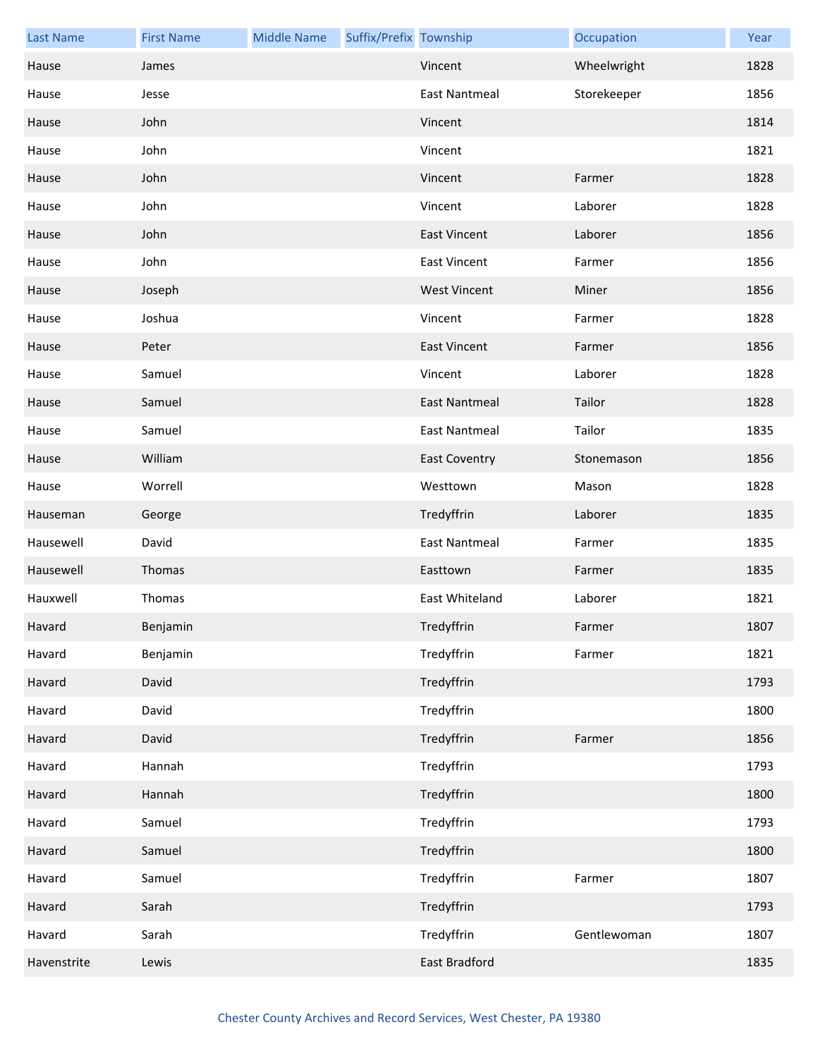| Last Name | First Name | Middle Name | Suffix/Prefix | Township | Occupation | Year |
| --- | --- | --- | --- | --- | --- | --- |
| Hause | James | | | Vincent | Wheelwright | 1828 |
| Hause | Jesse | | | East Nantmeal | Storekeeper | 1856 |
| Hause | John | | | Vincent | | 1814 |
| Hause | John | | | Vincent | | 1821 |
| Hause | John | | | Vincent | Farmer | 1828 |
| Hause | John | | | Vincent | Laborer | 1828 |
| Hause | John | | | East Vincent | Laborer | 1856 |
| Hause | John | | | East Vincent | Farmer | 1856 |
| Hause | Joseph | | | West Vincent | Miner | 1856 |
| Hause | Joshua | | | Vincent | Farmer | 1828 |
| Hause | Peter | | | East Vincent | Farmer | 1856 |
| Hause | Samuel | | | Vincent | Laborer | 1828 |
| Hause | Samuel | | | East Nantmeal | Tailor | 1828 |
| Hause | Samuel | | | East Nantmeal | Tailor | 1835 |
| Hause | William | | | East Coventry | Stonemason | 1856 |
| Hause | Worrell | | | Westtown | Mason | 1828 |
| Hauseman | George | | | Tredyffrin | Laborer | 1835 |
| Hausewell | David | | | East Nantmeal | Farmer | 1835 |
| Hausewell | Thomas | | | Easttown | Farmer | 1835 |
| Hauxwell | Thomas | | | East Whiteland | Laborer | 1821 |
| Havard | Benjamin | | | Tredyffrin | Farmer | 1807 |
| Havard | Benjamin | | | Tredyffrin | Farmer | 1821 |
| Havard | David | | | Tredyffrin | | 1793 |
| Havard | David | | | Tredyffrin | | 1800 |
| Havard | David | | | Tredyffrin | Farmer | 1856 |
| Havard | Hannah | | | Tredyffrin | | 1793 |
| Havard | Hannah | | | Tredyffrin | | 1800 |
| Havard | Samuel | | | Tredyffrin | | 1793 |
| Havard | Samuel | | | Tredyffrin | | 1800 |
| Havard | Samuel | | | Tredyffrin | Farmer | 1807 |
| Havard | Sarah | | | Tredyffrin | | 1793 |
| Havard | Sarah | | | Tredyffrin | Gentlewoman | 1807 |
| Havenstrite | Lewis | | | East Bradford | | 1835 |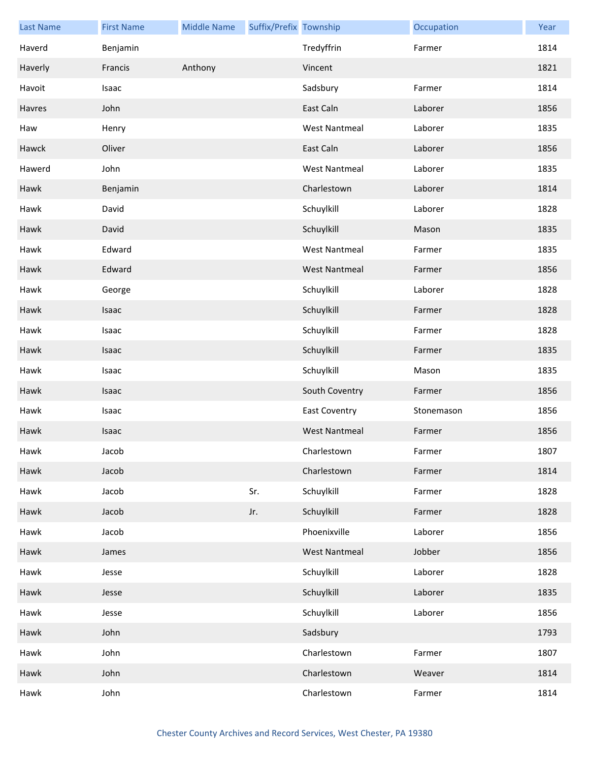| Last Name | First Name | Middle Name | Suffix/Prefix | Township | Occupation | Year |
|---|---|---|---|---|---|---|
| Haverd | Benjamin | | | Tredyffrin | Farmer | 1814 |
| Haverly | Francis | Anthony | | Vincent | | 1821 |
| Havoit | Isaac | | | Sadsbury | Farmer | 1814 |
| Havres | John | | | East Caln | Laborer | 1856 |
| Haw | Henry | | | West Nantmeal | Laborer | 1835 |
| Hawck | Oliver | | | East Caln | Laborer | 1856 |
| Hawerd | John | | | West Nantmeal | Laborer | 1835 |
| Hawk | Benjamin | | | Charlestown | Laborer | 1814 |
| Hawk | David | | | Schuylkill | Laborer | 1828 |
| Hawk | David | | | Schuylkill | Mason | 1835 |
| Hawk | Edward | | | West Nantmeal | Farmer | 1835 |
| Hawk | Edward | | | West Nantmeal | Farmer | 1856 |
| Hawk | George | | | Schuylkill | Laborer | 1828 |
| Hawk | Isaac | | | Schuylkill | Farmer | 1828 |
| Hawk | Isaac | | | Schuylkill | Farmer | 1828 |
| Hawk | Isaac | | | Schuylkill | Farmer | 1835 |
| Hawk | Isaac | | | Schuylkill | Mason | 1835 |
| Hawk | Isaac | | | South Coventry | Farmer | 1856 |
| Hawk | Isaac | | | East Coventry | Stonemason | 1856 |
| Hawk | Isaac | | | West Nantmeal | Farmer | 1856 |
| Hawk | Jacob | | | Charlestown | Farmer | 1807 |
| Hawk | Jacob | | | Charlestown | Farmer | 1814 |
| Hawk | Jacob | | Sr. | Schuylkill | Farmer | 1828 |
| Hawk | Jacob | | Jr. | Schuylkill | Farmer | 1828 |
| Hawk | Jacob | | | Phoenixville | Laborer | 1856 |
| Hawk | James | | | West Nantmeal | Jobber | 1856 |
| Hawk | Jesse | | | Schuylkill | Laborer | 1828 |
| Hawk | Jesse | | | Schuylkill | Laborer | 1835 |
| Hawk | Jesse | | | Schuylkill | Laborer | 1856 |
| Hawk | John | | | Sadsbury | | 1793 |
| Hawk | John | | | Charlestown | Farmer | 1807 |
| Hawk | John | | | Charlestown | Weaver | 1814 |
| Hawk | John | | | Charlestown | Farmer | 1814 |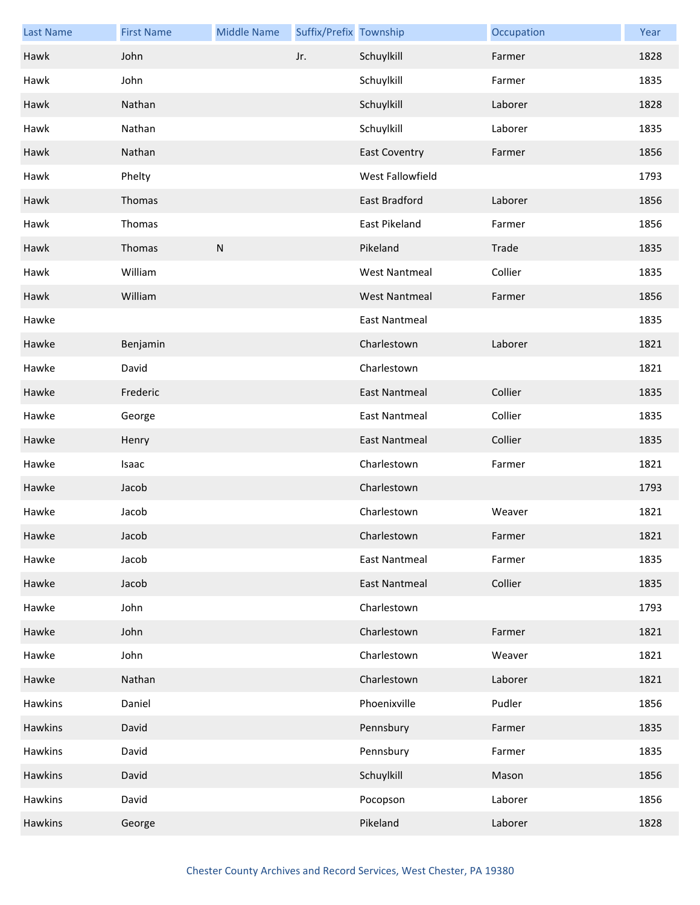| Last Name | First Name | Middle Name | Suffix/Prefix | Township | Occupation | Year |
|---|---|---|---|---|---|---|
| Hawk | John | | Jr. | Schuylkill | Farmer | 1828 |
| Hawk | John | | | Schuylkill | Farmer | 1835 |
| Hawk | Nathan | | | Schuylkill | Laborer | 1828 |
| Hawk | Nathan | | | Schuylkill | Laborer | 1835 |
| Hawk | Nathan | | | East Coventry | Farmer | 1856 |
| Hawk | Phelty | | | West Fallowfield | | 1793 |
| Hawk | Thomas | | | East Bradford | Laborer | 1856 |
| Hawk | Thomas | | | East Pikeland | Farmer | 1856 |
| Hawk | Thomas | N | | Pikeland | Trade | 1835 |
| Hawk | William | | | West Nantmeal | Collier | 1835 |
| Hawk | William | | | West Nantmeal | Farmer | 1856 |
| Hawke | | | | East Nantmeal | | 1835 |
| Hawke | Benjamin | | | Charlestown | Laborer | 1821 |
| Hawke | David | | | Charlestown | | 1821 |
| Hawke | Frederic | | | East Nantmeal | Collier | 1835 |
| Hawke | George | | | East Nantmeal | Collier | 1835 |
| Hawke | Henry | | | East Nantmeal | Collier | 1835 |
| Hawke | Isaac | | | Charlestown | Farmer | 1821 |
| Hawke | Jacob | | | Charlestown | | 1793 |
| Hawke | Jacob | | | Charlestown | Weaver | 1821 |
| Hawke | Jacob | | | Charlestown | Farmer | 1821 |
| Hawke | Jacob | | | East Nantmeal | Farmer | 1835 |
| Hawke | Jacob | | | East Nantmeal | Collier | 1835 |
| Hawke | John | | | Charlestown | | 1793 |
| Hawke | John | | | Charlestown | Farmer | 1821 |
| Hawke | John | | | Charlestown | Weaver | 1821 |
| Hawke | Nathan | | | Charlestown | Laborer | 1821 |
| Hawkins | Daniel | | | Phoenixville | Pudler | 1856 |
| Hawkins | David | | | Pennsbury | Farmer | 1835 |
| Hawkins | David | | | Pennsbury | Farmer | 1835 |
| Hawkins | David | | | Schuylkill | Mason | 1856 |
| Hawkins | David | | | Pocopson | Laborer | 1856 |
| Hawkins | George | | | Pikeland | Laborer | 1828 |

Chester County Archives and Record Services, West Chester, PA 19380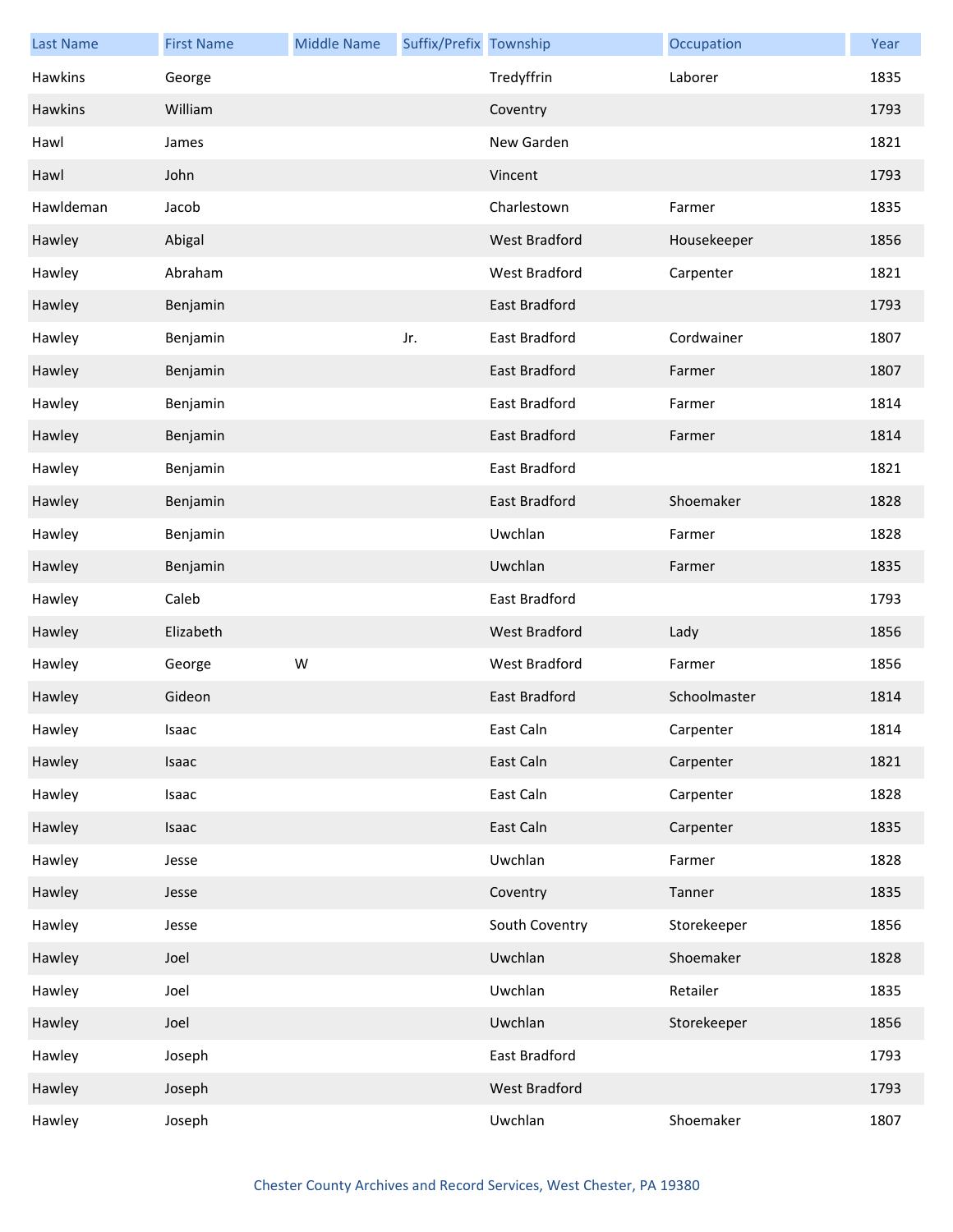| Last Name | First Name | Middle Name | Suffix/Prefix | Township | Occupation | Year |
| --- | --- | --- | --- | --- | --- | --- |
| Hawkins | George | | | Tredyffrin | Laborer | 1835 |
| Hawkins | William | | | Coventry | | 1793 |
| Hawl | James | | | New Garden | | 1821 |
| Hawl | John | | | Vincent | | 1793 |
| Hawldeman | Jacob | | | Charlestown | Farmer | 1835 |
| Hawley | Abigal | | | West Bradford | Housekeeper | 1856 |
| Hawley | Abraham | | | West Bradford | Carpenter | 1821 |
| Hawley | Benjamin | | | East Bradford | | 1793 |
| Hawley | Benjamin | | Jr. | East Bradford | Cordwainer | 1807 |
| Hawley | Benjamin | | | East Bradford | Farmer | 1807 |
| Hawley | Benjamin | | | East Bradford | Farmer | 1814 |
| Hawley | Benjamin | | | East Bradford | Farmer | 1814 |
| Hawley | Benjamin | | | East Bradford | | 1821 |
| Hawley | Benjamin | | | East Bradford | Shoemaker | 1828 |
| Hawley | Benjamin | | | Uwchlan | Farmer | 1828 |
| Hawley | Benjamin | | | Uwchlan | Farmer | 1835 |
| Hawley | Caleb | | | East Bradford | | 1793 |
| Hawley | Elizabeth | | | West Bradford | Lady | 1856 |
| Hawley | George | W | | West Bradford | Farmer | 1856 |
| Hawley | Gideon | | | East Bradford | Schoolmaster | 1814 |
| Hawley | Isaac | | | East Caln | Carpenter | 1814 |
| Hawley | Isaac | | | East Caln | Carpenter | 1821 |
| Hawley | Isaac | | | East Caln | Carpenter | 1828 |
| Hawley | Isaac | | | East Caln | Carpenter | 1835 |
| Hawley | Jesse | | | Uwchlan | Farmer | 1828 |
| Hawley | Jesse | | | Coventry | Tanner | 1835 |
| Hawley | Jesse | | | South Coventry | Storekeeper | 1856 |
| Hawley | Joel | | | Uwchlan | Shoemaker | 1828 |
| Hawley | Joel | | | Uwchlan | Retailer | 1835 |
| Hawley | Joel | | | Uwchlan | Storekeeper | 1856 |
| Hawley | Joseph | | | East Bradford | | 1793 |
| Hawley | Joseph | | | West Bradford | | 1793 |
| Hawley | Joseph | | | Uwchlan | Shoemaker | 1807 |

Chester County Archives and Record Services, West Chester, PA 19380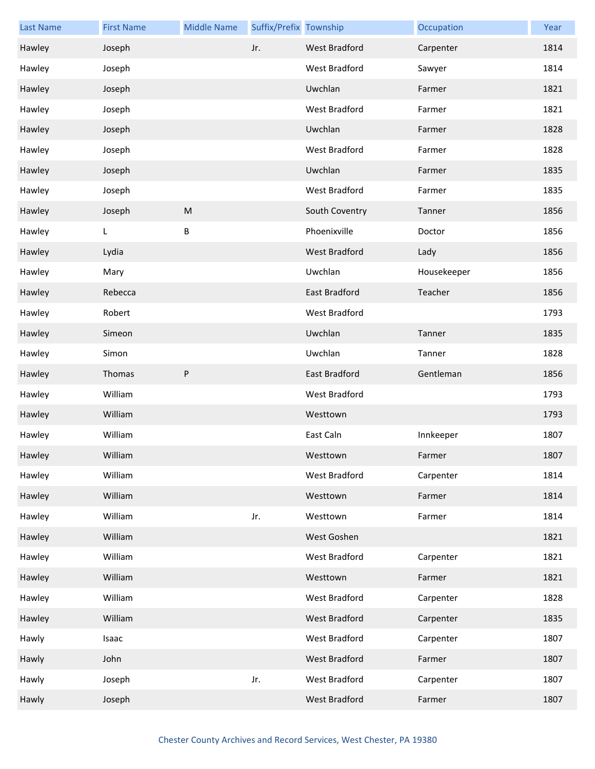| Last Name | First Name | Middle Name | Suffix/Prefix | Township | Occupation | Year |
| --- | --- | --- | --- | --- | --- | --- |
| Hawley | Joseph | | Jr. | West Bradford | Carpenter | 1814 |
| Hawley | Joseph | | | West Bradford | Sawyer | 1814 |
| Hawley | Joseph | | | Uwchlan | Farmer | 1821 |
| Hawley | Joseph | | | West Bradford | Farmer | 1821 |
| Hawley | Joseph | | | Uwchlan | Farmer | 1828 |
| Hawley | Joseph | | | West Bradford | Farmer | 1828 |
| Hawley | Joseph | | | Uwchlan | Farmer | 1835 |
| Hawley | Joseph | | | West Bradford | Farmer | 1835 |
| Hawley | Joseph | M | | South Coventry | Tanner | 1856 |
| Hawley | L | B | | Phoenixville | Doctor | 1856 |
| Hawley | Lydia | | | West Bradford | Lady | 1856 |
| Hawley | Mary | | | Uwchlan | Housekeeper | 1856 |
| Hawley | Rebecca | | | East Bradford | Teacher | 1856 |
| Hawley | Robert | | | West Bradford | | 1793 |
| Hawley | Simeon | | | Uwchlan | Tanner | 1835 |
| Hawley | Simon | | | Uwchlan | Tanner | 1828 |
| Hawley | Thomas | P | | East Bradford | Gentleman | 1856 |
| Hawley | William | | | West Bradford | | 1793 |
| Hawley | William | | | Westtown | | 1793 |
| Hawley | William | | | East Caln | Innkeeper | 1807 |
| Hawley | William | | | Westtown | Farmer | 1807 |
| Hawley | William | | | West Bradford | Carpenter | 1814 |
| Hawley | William | | | Westtown | Farmer | 1814 |
| Hawley | William | | Jr. | Westtown | Farmer | 1814 |
| Hawley | William | | | West Goshen | | 1821 |
| Hawley | William | | | West Bradford | Carpenter | 1821 |
| Hawley | William | | | Westtown | Farmer | 1821 |
| Hawley | William | | | West Bradford | Carpenter | 1828 |
| Hawley | William | | | West Bradford | Carpenter | 1835 |
| Hawly | Isaac | | | West Bradford | Carpenter | 1807 |
| Hawly | John | | | West Bradford | Farmer | 1807 |
| Hawly | Joseph | | Jr. | West Bradford | Carpenter | 1807 |
| Hawly | Joseph | | | West Bradford | Farmer | 1807 |

Chester County Archives and Record Services, West Chester, PA 19380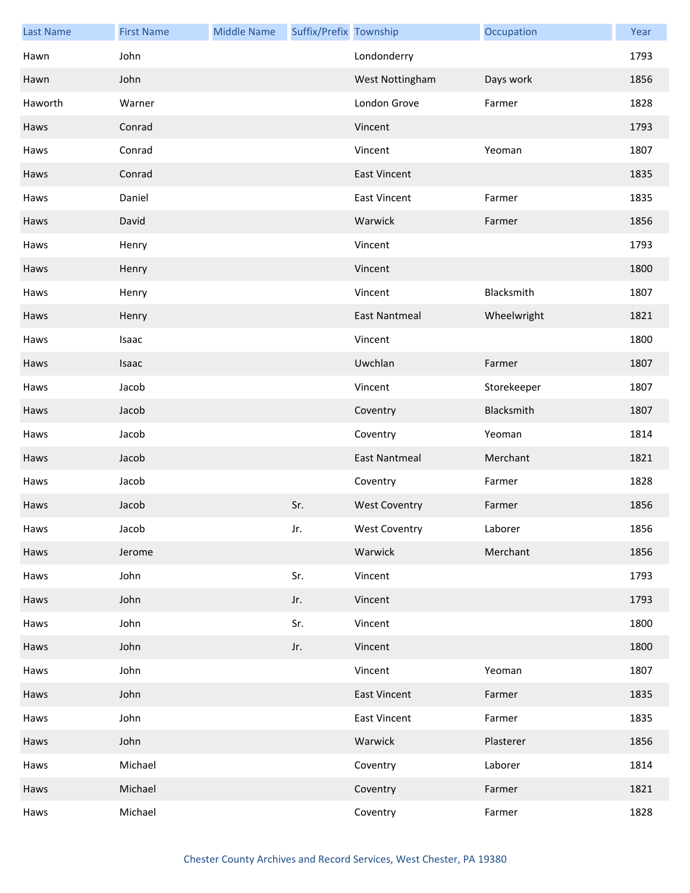| Last Name | First Name | Middle Name | Suffix/Prefix | Township | Occupation | Year |
|---|---|---|---|---|---|---|
| Hawn | John | | | Londonderry | | 1793 |
| Hawn | John | | | West Nottingham | Days work | 1856 |
| Haworth | Warner | | | London Grove | Farmer | 1828 |
| Haws | Conrad | | | Vincent | | 1793 |
| Haws | Conrad | | | Vincent | Yeoman | 1807 |
| Haws | Conrad | | | East Vincent | | 1835 |
| Haws | Daniel | | | East Vincent | Farmer | 1835 |
| Haws | David | | | Warwick | Farmer | 1856 |
| Haws | Henry | | | Vincent | | 1793 |
| Haws | Henry | | | Vincent | | 1800 |
| Haws | Henry | | | Vincent | Blacksmith | 1807 |
| Haws | Henry | | | East Nantmeal | Wheelwright | 1821 |
| Haws | Isaac | | | Vincent | | 1800 |
| Haws | Isaac | | | Uwchlan | Farmer | 1807 |
| Haws | Jacob | | | Vincent | Storekeeper | 1807 |
| Haws | Jacob | | | Coventry | Blacksmith | 1807 |
| Haws | Jacob | | | Coventry | Yeoman | 1814 |
| Haws | Jacob | | | East Nantmeal | Merchant | 1821 |
| Haws | Jacob | | | Coventry | Farmer | 1828 |
| Haws | Jacob | | Sr. | West Coventry | Farmer | 1856 |
| Haws | Jacob | | Jr. | West Coventry | Laborer | 1856 |
| Haws | Jerome | | | Warwick | Merchant | 1856 |
| Haws | John | | Sr. | Vincent | | 1793 |
| Haws | John | | Jr. | Vincent | | 1793 |
| Haws | John | | Sr. | Vincent | | 1800 |
| Haws | John | | Jr. | Vincent | | 1800 |
| Haws | John | | | Vincent | Yeoman | 1807 |
| Haws | John | | | East Vincent | Farmer | 1835 |
| Haws | John | | | East Vincent | Farmer | 1835 |
| Haws | John | | | Warwick | Plasterer | 1856 |
| Haws | Michael | | | Coventry | Laborer | 1814 |
| Haws | Michael | | | Coventry | Farmer | 1821 |
| Haws | Michael | | | Coventry | Farmer | 1828 |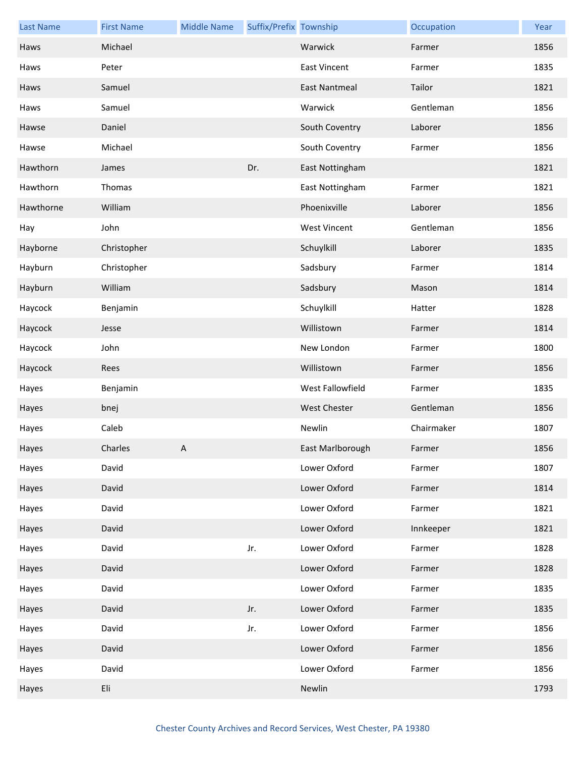| Last Name | First Name | Middle Name | Suffix/Prefix | Township | Occupation | Year |
|---|---|---|---|---|---|---|
| Haws | Michael | | | Warwick | Farmer | 1856 |
| Haws | Peter | | | East Vincent | Farmer | 1835 |
| Haws | Samuel | | | East Nantmeal | Tailor | 1821 |
| Haws | Samuel | | | Warwick | Gentleman | 1856 |
| Hawse | Daniel | | | South Coventry | Laborer | 1856 |
| Hawse | Michael | | | South Coventry | Farmer | 1856 |
| Hawthorn | James | | Dr. | East Nottingham | | 1821 |
| Hawthorn | Thomas | | | East Nottingham | Farmer | 1821 |
| Hawthorne | William | | | Phoenixville | Laborer | 1856 |
| Hay | John | | | West Vincent | Gentleman | 1856 |
| Hayborne | Christopher | | | Schuylkill | Laborer | 1835 |
| Hayburn | Christopher | | | Sadsbury | Farmer | 1814 |
| Hayburn | William | | | Sadsbury | Mason | 1814 |
| Haycock | Benjamin | | | Schuylkill | Hatter | 1828 |
| Haycock | Jesse | | | Willistown | Farmer | 1814 |
| Haycock | John | | | New London | Farmer | 1800 |
| Haycock | Rees | | | Willistown | Farmer | 1856 |
| Hayes | Benjamin | | | West Fallowfield | Farmer | 1835 |
| Hayes | bnej | | | West Chester | Gentleman | 1856 |
| Hayes | Caleb | | | Newlin | Chairmaker | 1807 |
| Hayes | Charles | A | | East Marlborough | Farmer | 1856 |
| Hayes | David | | | Lower Oxford | Farmer | 1807 |
| Hayes | David | | | Lower Oxford | Farmer | 1814 |
| Hayes | David | | | Lower Oxford | Farmer | 1821 |
| Hayes | David | | | Lower Oxford | Innkeeper | 1821 |
| Hayes | David | | Jr. | Lower Oxford | Farmer | 1828 |
| Hayes | David | | | Lower Oxford | Farmer | 1828 |
| Hayes | David | | | Lower Oxford | Farmer | 1835 |
| Hayes | David | | Jr. | Lower Oxford | Farmer | 1835 |
| Hayes | David | | Jr. | Lower Oxford | Farmer | 1856 |
| Hayes | David | | | Lower Oxford | Farmer | 1856 |
| Hayes | David | | | Lower Oxford | Farmer | 1856 |
| Hayes | Eli | | | Newlin | | 1793 |

Chester County Archives and Record Services, West Chester, PA 19380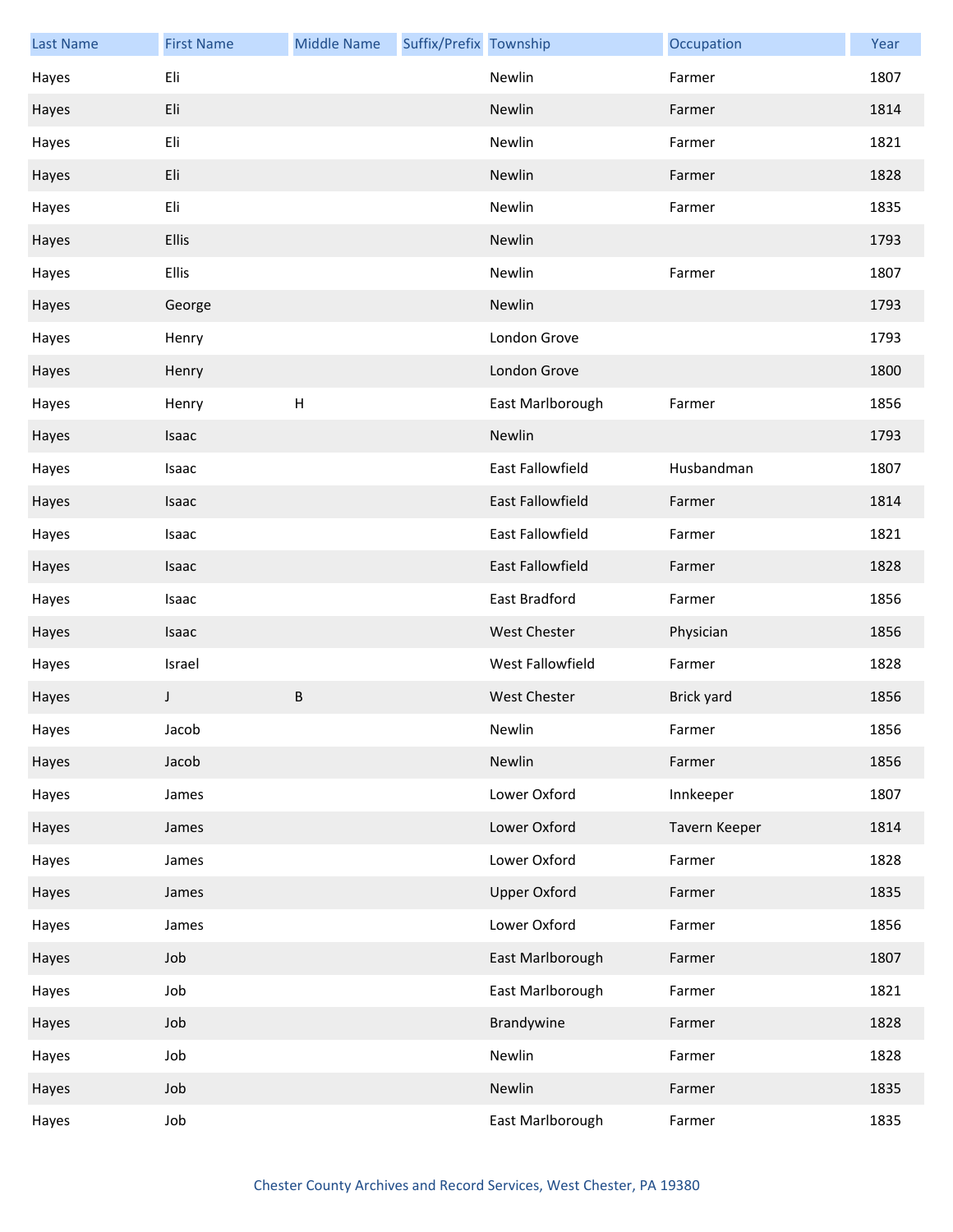| Last Name | First Name | Middle Name | Suffix/Prefix | Township | Occupation | Year |
|---|---|---|---|---|---|---|
| Hayes | Eli | | | Newlin | Farmer | 1807 |
| Hayes | Eli | | | Newlin | Farmer | 1814 |
| Hayes | Eli | | | Newlin | Farmer | 1821 |
| Hayes | Eli | | | Newlin | Farmer | 1828 |
| Hayes | Eli | | | Newlin | Farmer | 1835 |
| Hayes | Ellis | | | Newlin | | 1793 |
| Hayes | Ellis | | | Newlin | Farmer | 1807 |
| Hayes | George | | | Newlin | | 1793 |
| Hayes | Henry | | | London Grove | | 1793 |
| Hayes | Henry | | | London Grove | | 1800 |
| Hayes | Henry | H | | East Marlborough | Farmer | 1856 |
| Hayes | Isaac | | | Newlin | | 1793 |
| Hayes | Isaac | | | East Fallowfield | Husbandman | 1807 |
| Hayes | Isaac | | | East Fallowfield | Farmer | 1814 |
| Hayes | Isaac | | | East Fallowfield | Farmer | 1821 |
| Hayes | Isaac | | | East Fallowfield | Farmer | 1828 |
| Hayes | Isaac | | | East Bradford | Farmer | 1856 |
| Hayes | Isaac | | | West Chester | Physician | 1856 |
| Hayes | Israel | | | West Fallowfield | Farmer | 1828 |
| Hayes | J | B | | West Chester | Brick yard | 1856 |
| Hayes | Jacob | | | Newlin | Farmer | 1856 |
| Hayes | Jacob | | | Newlin | Farmer | 1856 |
| Hayes | James | | | Lower Oxford | Innkeeper | 1807 |
| Hayes | James | | | Lower Oxford | Tavern Keeper | 1814 |
| Hayes | James | | | Lower Oxford | Farmer | 1828 |
| Hayes | James | | | Upper Oxford | Farmer | 1835 |
| Hayes | James | | | Lower Oxford | Farmer | 1856 |
| Hayes | Job | | | East Marlborough | Farmer | 1807 |
| Hayes | Job | | | East Marlborough | Farmer | 1821 |
| Hayes | Job | | | Brandywine | Farmer | 1828 |
| Hayes | Job | | | Newlin | Farmer | 1828 |
| Hayes | Job | | | Newlin | Farmer | 1835 |
| Hayes | Job | | | East Marlborough | Farmer | 1835 |

Chester County Archives and Record Services, West Chester, PA 19380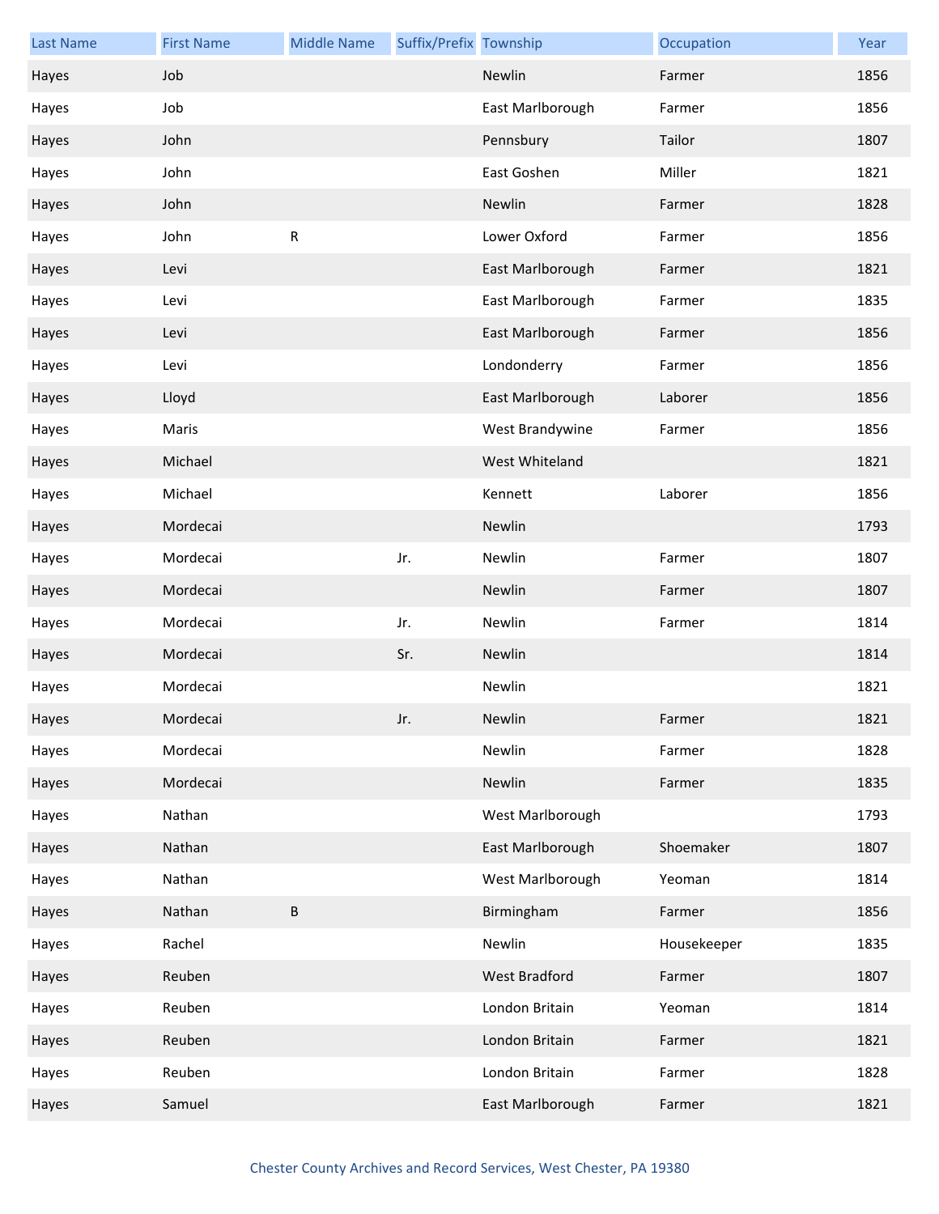| Last Name | First Name | Middle Name | Suffix/Prefix | Township | Occupation | Year |
|---|---|---|---|---|---|---|
| Hayes | Job | | | Newlin | Farmer | 1856 |
| Hayes | Job | | | East Marlborough | Farmer | 1856 |
| Hayes | John | | | Pennsbury | Tailor | 1807 |
| Hayes | John | | | East Goshen | Miller | 1821 |
| Hayes | John | | | Newlin | Farmer | 1828 |
| Hayes | John | R | | Lower Oxford | Farmer | 1856 |
| Hayes | Levi | | | East Marlborough | Farmer | 1821 |
| Hayes | Levi | | | East Marlborough | Farmer | 1835 |
| Hayes | Levi | | | East Marlborough | Farmer | 1856 |
| Hayes | Levi | | | Londonderry | Farmer | 1856 |
| Hayes | Lloyd | | | East Marlborough | Laborer | 1856 |
| Hayes | Maris | | | West Brandywine | Farmer | 1856 |
| Hayes | Michael | | | West Whiteland | | 1821 |
| Hayes | Michael | | | Kennett | Laborer | 1856 |
| Hayes | Mordecai | | | Newlin | | 1793 |
| Hayes | Mordecai | | Jr. | Newlin | Farmer | 1807 |
| Hayes | Mordecai | | | Newlin | Farmer | 1807 |
| Hayes | Mordecai | | Jr. | Newlin | Farmer | 1814 |
| Hayes | Mordecai | | Sr. | Newlin | | 1814 |
| Hayes | Mordecai | | | Newlin | | 1821 |
| Hayes | Mordecai | | Jr. | Newlin | Farmer | 1821 |
| Hayes | Mordecai | | | Newlin | Farmer | 1828 |
| Hayes | Mordecai | | | Newlin | Farmer | 1835 |
| Hayes | Nathan | | | West Marlborough | | 1793 |
| Hayes | Nathan | | | East Marlborough | Shoemaker | 1807 |
| Hayes | Nathan | | | West Marlborough | Yeoman | 1814 |
| Hayes | Nathan | B | | Birmingham | Farmer | 1856 |
| Hayes | Rachel | | | Newlin | Housekeeper | 1835 |
| Hayes | Reuben | | | West Bradford | Farmer | 1807 |
| Hayes | Reuben | | | London Britain | Yeoman | 1814 |
| Hayes | Reuben | | | London Britain | Farmer | 1821 |
| Hayes | Reuben | | | London Britain | Farmer | 1828 |
| Hayes | Samuel | | | East Marlborough | Farmer | 1821 |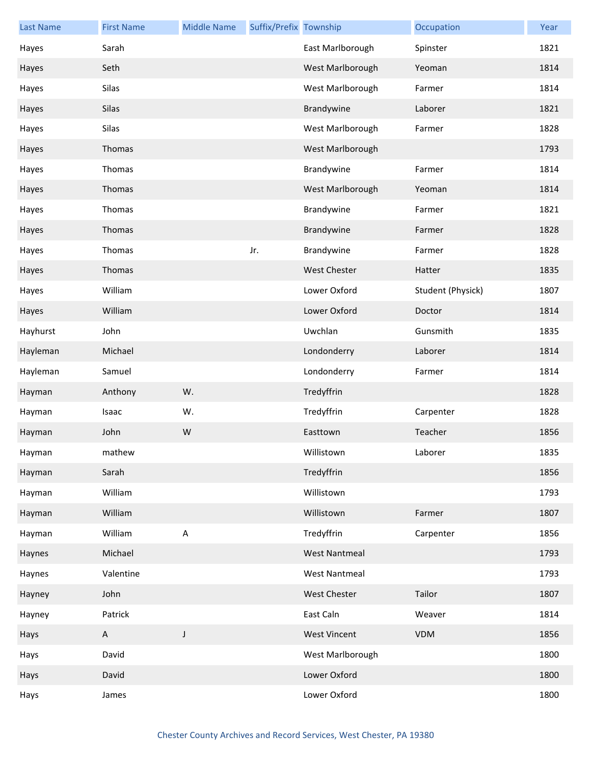| Last Name | First Name | Middle Name | Suffix/Prefix | Township | Occupation | Year |
|---|---|---|---|---|---|---|
| Hayes | Sarah | | | East Marlborough | Spinster | 1821 |
| Hayes | Seth | | | West Marlborough | Yeoman | 1814 |
| Hayes | Silas | | | West Marlborough | Farmer | 1814 |
| Hayes | Silas | | | Brandywine | Laborer | 1821 |
| Hayes | Silas | | | West Marlborough | Farmer | 1828 |
| Hayes | Thomas | | | West Marlborough | | 1793 |
| Hayes | Thomas | | | Brandywine | Farmer | 1814 |
| Hayes | Thomas | | | West Marlborough | Yeoman | 1814 |
| Hayes | Thomas | | | Brandywine | Farmer | 1821 |
| Hayes | Thomas | | | Brandywine | Farmer | 1828 |
| Hayes | Thomas | | Jr. | Brandywine | Farmer | 1828 |
| Hayes | Thomas | | | West Chester | Hatter | 1835 |
| Hayes | William | | | Lower Oxford | Student (Physick) | 1807 |
| Hayes | William | | | Lower Oxford | Doctor | 1814 |
| Hayhurst | John | | | Uwchlan | Gunsmith | 1835 |
| Hayleman | Michael | | | Londonderry | Laborer | 1814 |
| Hayleman | Samuel | | | Londonderry | Farmer | 1814 |
| Hayman | Anthony | W. | | Tredyffrin | | 1828 |
| Hayman | Isaac | W. | | Tredyffrin | Carpenter | 1828 |
| Hayman | John | W | | Easttown | Teacher | 1856 |
| Hayman | mathew | | | Willistown | Laborer | 1835 |
| Hayman | Sarah | | | Tredyffrin | | 1856 |
| Hayman | William | | | Willistown | | 1793 |
| Hayman | William | | | Willistown | Farmer | 1807 |
| Hayman | William | A | | Tredyffrin | Carpenter | 1856 |
| Haynes | Michael | | | West Nantmeal | | 1793 |
| Haynes | Valentine | | | West Nantmeal | | 1793 |
| Hayney | John | | | West Chester | Tailor | 1807 |
| Hayney | Patrick | | | East Caln | Weaver | 1814 |
| Hays | A | J | | West Vincent | VDM | 1856 |
| Hays | David | | | West Marlborough | | 1800 |
| Hays | David | | | Lower Oxford | | 1800 |
| Hays | James | | | Lower Oxford | | 1800 |

Chester County Archives and Record Services, West Chester, PA 19380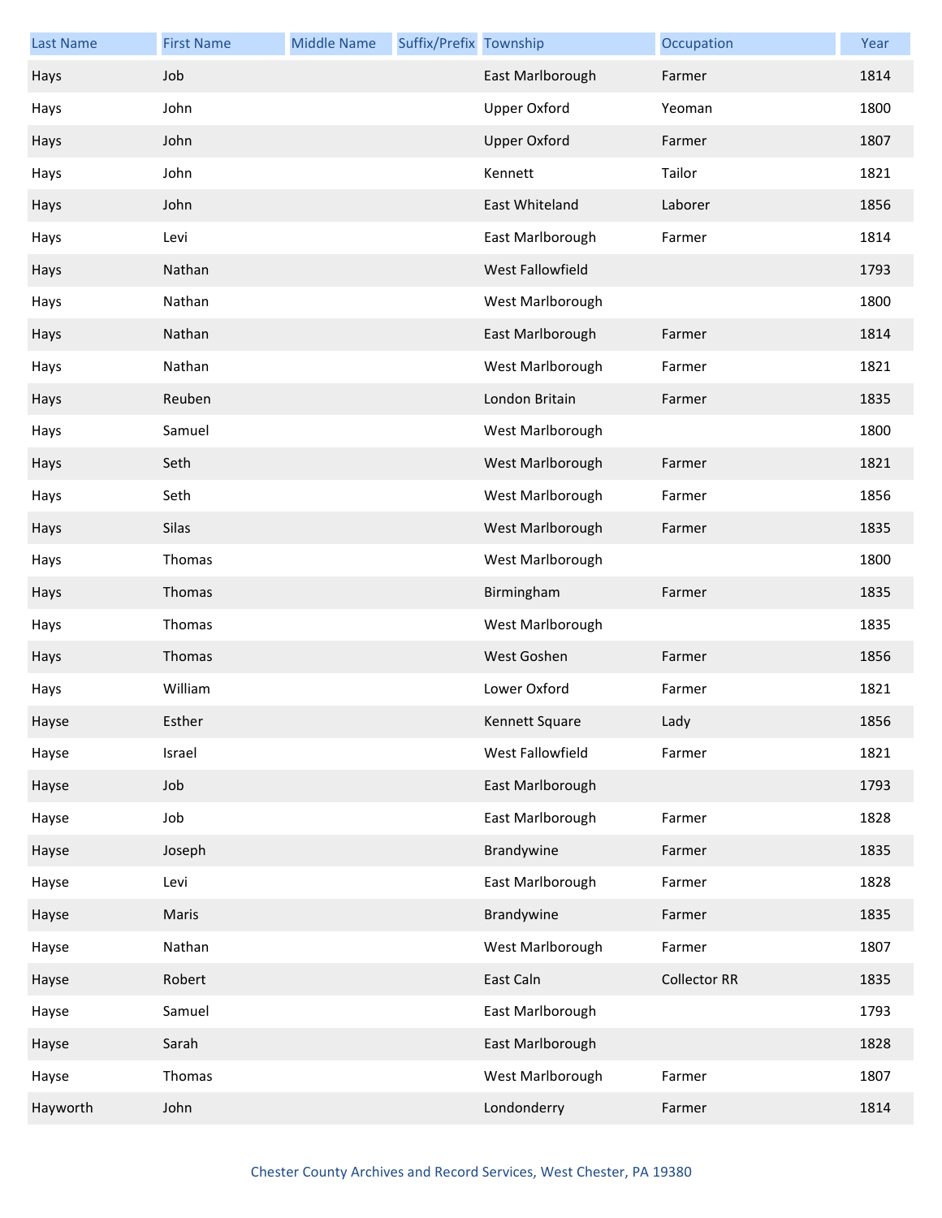| Last Name | First Name | Middle Name | Suffix/Prefix | Township | Occupation | Year |
|---|---|---|---|---|---|---|
| Hays | Job | | | East Marlborough | Farmer | 1814 |
| Hays | John | | | Upper Oxford | Yeoman | 1800 |
| Hays | John | | | Upper Oxford | Farmer | 1807 |
| Hays | John | | | Kennett | Tailor | 1821 |
| Hays | John | | | East Whiteland | Laborer | 1856 |
| Hays | Levi | | | East Marlborough | Farmer | 1814 |
| Hays | Nathan | | | West Fallowfield | | 1793 |
| Hays | Nathan | | | West Marlborough | | 1800 |
| Hays | Nathan | | | East Marlborough | Farmer | 1814 |
| Hays | Nathan | | | West Marlborough | Farmer | 1821 |
| Hays | Reuben | | | London Britain | Farmer | 1835 |
| Hays | Samuel | | | West Marlborough | | 1800 |
| Hays | Seth | | | West Marlborough | Farmer | 1821 |
| Hays | Seth | | | West Marlborough | Farmer | 1856 |
| Hays | Silas | | | West Marlborough | Farmer | 1835 |
| Hays | Thomas | | | West Marlborough | | 1800 |
| Hays | Thomas | | | Birmingham | Farmer | 1835 |
| Hays | Thomas | | | West Marlborough | | 1835 |
| Hays | Thomas | | | West Goshen | Farmer | 1856 |
| Hays | William | | | Lower Oxford | Farmer | 1821 |
| Hayse | Esther | | | Kennett Square | Lady | 1856 |
| Hayse | Israel | | | West Fallowfield | Farmer | 1821 |
| Hayse | Job | | | East Marlborough | | 1793 |
| Hayse | Job | | | East Marlborough | Farmer | 1828 |
| Hayse | Joseph | | | Brandywine | Farmer | 1835 |
| Hayse | Levi | | | East Marlborough | Farmer | 1828 |
| Hayse | Maris | | | Brandywine | Farmer | 1835 |
| Hayse | Nathan | | | West Marlborough | Farmer | 1807 |
| Hayse | Robert | | | East Caln | Collector RR | 1835 |
| Hayse | Samuel | | | East Marlborough | | 1793 |
| Hayse | Sarah | | | East Marlborough | | 1828 |
| Hayse | Thomas | | | West Marlborough | Farmer | 1807 |
| Hayworth | John | | | Londonderry | Farmer | 1814 |

Chester County Archives and Record Services, West Chester, PA 19380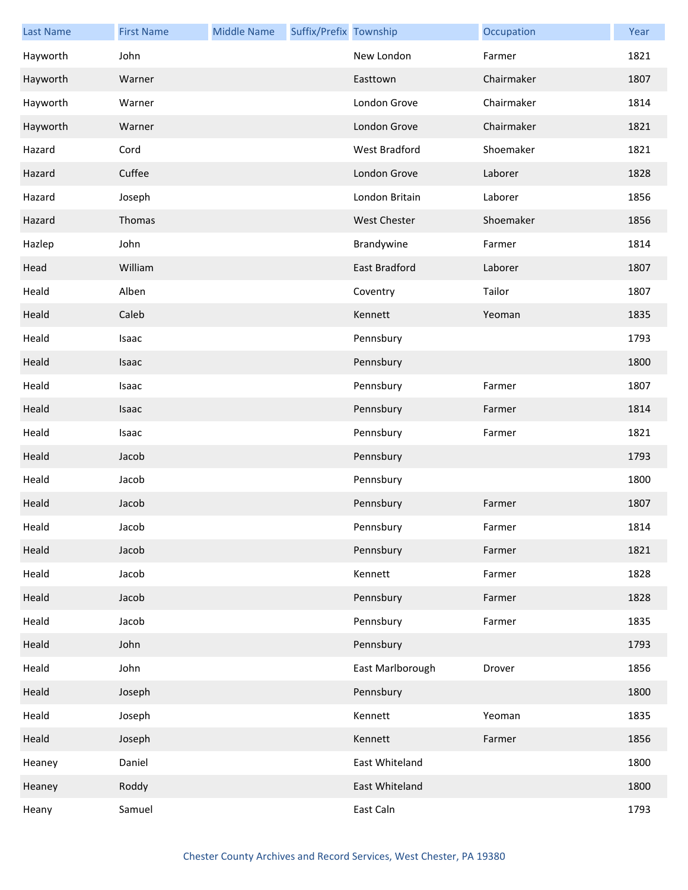| Last Name | First Name | Middle Name | Suffix/Prefix | Township | Occupation | Year |
| --- | --- | --- | --- | --- | --- | --- |
| Hayworth | John | | | New London | Farmer | 1821 |
| Hayworth | Warner | | | Easttown | Chairmaker | 1807 |
| Hayworth | Warner | | | London Grove | Chairmaker | 1814 |
| Hayworth | Warner | | | London Grove | Chairmaker | 1821 |
| Hazard | Cord | | | West Bradford | Shoemaker | 1821 |
| Hazard | Cuffee | | | London Grove | Laborer | 1828 |
| Hazard | Joseph | | | London Britain | Laborer | 1856 |
| Hazard | Thomas | | | West Chester | Shoemaker | 1856 |
| Hazlep | John | | | Brandywine | Farmer | 1814 |
| Head | William | | | East Bradford | Laborer | 1807 |
| Heald | Alben | | | Coventry | Tailor | 1807 |
| Heald | Caleb | | | Kennett | Yeoman | 1835 |
| Heald | Isaac | | | Pennsbury | | 1793 |
| Heald | Isaac | | | Pennsbury | | 1800 |
| Heald | Isaac | | | Pennsbury | Farmer | 1807 |
| Heald | Isaac | | | Pennsbury | Farmer | 1814 |
| Heald | Isaac | | | Pennsbury | Farmer | 1821 |
| Heald | Jacob | | | Pennsbury | | 1793 |
| Heald | Jacob | | | Pennsbury | | 1800 |
| Heald | Jacob | | | Pennsbury | Farmer | 1807 |
| Heald | Jacob | | | Pennsbury | Farmer | 1814 |
| Heald | Jacob | | | Pennsbury | Farmer | 1821 |
| Heald | Jacob | | | Kennett | Farmer | 1828 |
| Heald | Jacob | | | Pennsbury | Farmer | 1828 |
| Heald | Jacob | | | Pennsbury | Farmer | 1835 |
| Heald | John | | | Pennsbury | | 1793 |
| Heald | John | | | East Marlborough | Drover | 1856 |
| Heald | Joseph | | | Pennsbury | | 1800 |
| Heald | Joseph | | | Kennett | Yeoman | 1835 |
| Heald | Joseph | | | Kennett | Farmer | 1856 |
| Heaney | Daniel | | | East Whiteland | | 1800 |
| Heaney | Roddy | | | East Whiteland | | 1800 |
| Heany | Samuel | | | East Caln | | 1793 |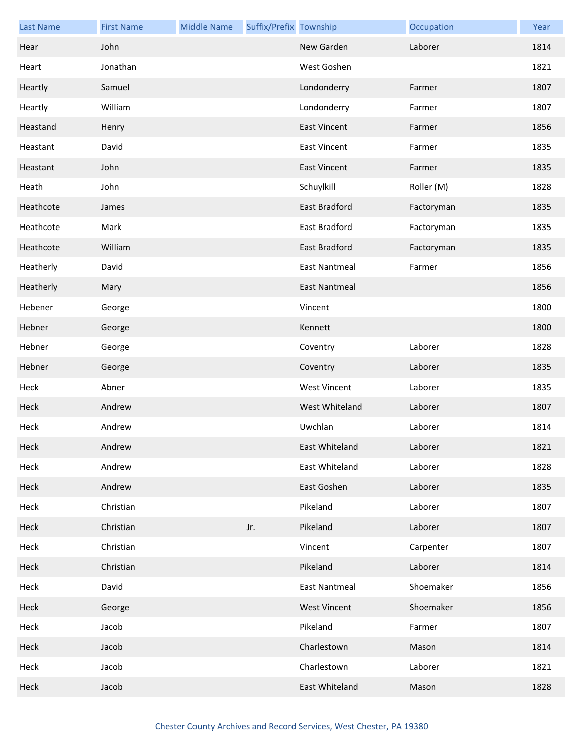| Last Name | First Name | Middle Name | Suffix/Prefix | Township | Occupation | Year |
|---|---|---|---|---|---|---|
| Hear | John | | | New Garden | Laborer | 1814 |
| Heart | Jonathan | | | West Goshen | | 1821 |
| Heartly | Samuel | | | Londonderry | Farmer | 1807 |
| Heartly | William | | | Londonderry | Farmer | 1807 |
| Heastand | Henry | | | East Vincent | Farmer | 1856 |
| Heastant | David | | | East Vincent | Farmer | 1835 |
| Heastant | John | | | East Vincent | Farmer | 1835 |
| Heath | John | | | Schuylkill | Roller (M) | 1828 |
| Heathcote | James | | | East Bradford | Factoryman | 1835 |
| Heathcote | Mark | | | East Bradford | Factoryman | 1835 |
| Heathcote | William | | | East Bradford | Factoryman | 1835 |
| Heatherly | David | | | East Nantmeal | Farmer | 1856 |
| Heatherly | Mary | | | East Nantmeal | | 1856 |
| Hebener | George | | | Vincent | | 1800 |
| Hebner | George | | | Kennett | | 1800 |
| Hebner | George | | | Coventry | Laborer | 1828 |
| Hebner | George | | | Coventry | Laborer | 1835 |
| Heck | Abner | | | West Vincent | Laborer | 1835 |
| Heck | Andrew | | | West Whiteland | Laborer | 1807 |
| Heck | Andrew | | | Uwchlan | Laborer | 1814 |
| Heck | Andrew | | | East Whiteland | Laborer | 1821 |
| Heck | Andrew | | | East Whiteland | Laborer | 1828 |
| Heck | Andrew | | | East Goshen | Laborer | 1835 |
| Heck | Christian | | | Pikeland | Laborer | 1807 |
| Heck | Christian | | Jr. | Pikeland | Laborer | 1807 |
| Heck | Christian | | | Vincent | Carpenter | 1807 |
| Heck | Christian | | | Pikeland | Laborer | 1814 |
| Heck | David | | | East Nantmeal | Shoemaker | 1856 |
| Heck | George | | | West Vincent | Shoemaker | 1856 |
| Heck | Jacob | | | Pikeland | Farmer | 1807 |
| Heck | Jacob | | | Charlestown | Mason | 1814 |
| Heck | Jacob | | | Charlestown | Laborer | 1821 |
| Heck | Jacob | | | East Whiteland | Mason | 1828 |

Chester County Archives and Record Services, West Chester, PA 19380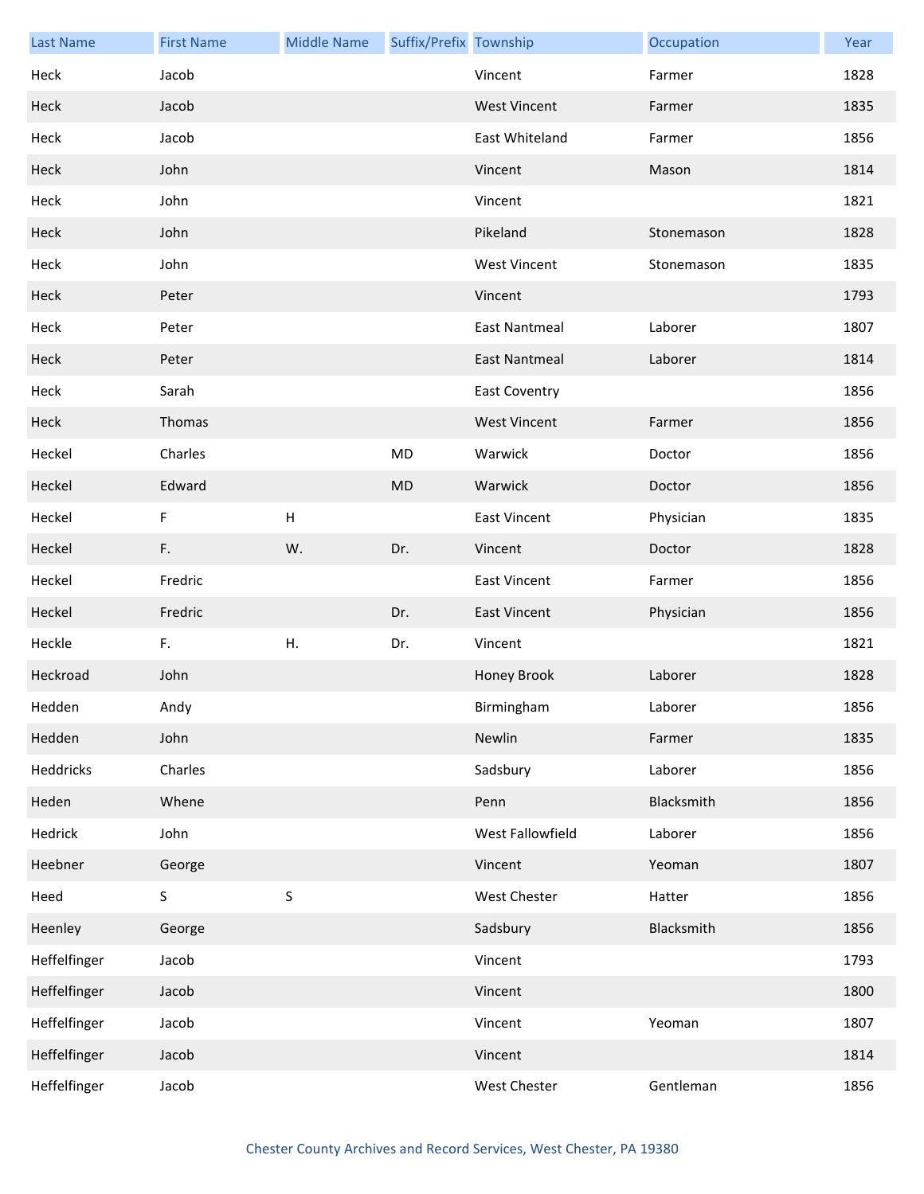| Last Name | First Name | Middle Name | Suffix/Prefix | Township | Occupation | Year |
|---|---|---|---|---|---|---|
| Heck | Jacob | | | Vincent | Farmer | 1828 |
| Heck | Jacob | | | West Vincent | Farmer | 1835 |
| Heck | Jacob | | | East Whiteland | Farmer | 1856 |
| Heck | John | | | Vincent | Mason | 1814 |
| Heck | John | | | Vincent | | 1821 |
| Heck | John | | | Pikeland | Stonemason | 1828 |
| Heck | John | | | West Vincent | Stonemason | 1835 |
| Heck | Peter | | | Vincent | | 1793 |
| Heck | Peter | | | East Nantmeal | Laborer | 1807 |
| Heck | Peter | | | East Nantmeal | Laborer | 1814 |
| Heck | Sarah | | | East Coventry | | 1856 |
| Heck | Thomas | | | West Vincent | Farmer | 1856 |
| Heckel | Charles | | MD | Warwick | Doctor | 1856 |
| Heckel | Edward | | MD | Warwick | Doctor | 1856 |
| Heckel | F | H | | East Vincent | Physician | 1835 |
| Heckel | F. | W. | Dr. | Vincent | Doctor | 1828 |
| Heckel | Fredric | | | East Vincent | Farmer | 1856 |
| Heckel | Fredric | | Dr. | East Vincent | Physician | 1856 |
| Heckle | F. | H. | Dr. | Vincent | | 1821 |
| Heckroad | John | | | Honey Brook | Laborer | 1828 |
| Hedden | Andy | | | Birmingham | Laborer | 1856 |
| Hedden | John | | | Newlin | Farmer | 1835 |
| Heddricks | Charles | | | Sadsbury | Laborer | 1856 |
| Heden | Whene | | | Penn | Blacksmith | 1856 |
| Hedrick | John | | | West Fallowfield | Laborer | 1856 |
| Heebner | George | | | Vincent | Yeoman | 1807 |
| Heed | S | S | | West Chester | Hatter | 1856 |
| Heenley | George | | | Sadsbury | Blacksmith | 1856 |
| Heffelfinger | Jacob | | | Vincent | | 1793 |
| Heffelfinger | Jacob | | | Vincent | | 1800 |
| Heffelfinger | Jacob | | | Vincent | Yeoman | 1807 |
| Heffelfinger | Jacob | | | Vincent | | 1814 |
| Heffelfinger | Jacob | | | West Chester | Gentleman | 1856 |

Chester County Archives and Record Services, West Chester, PA 19380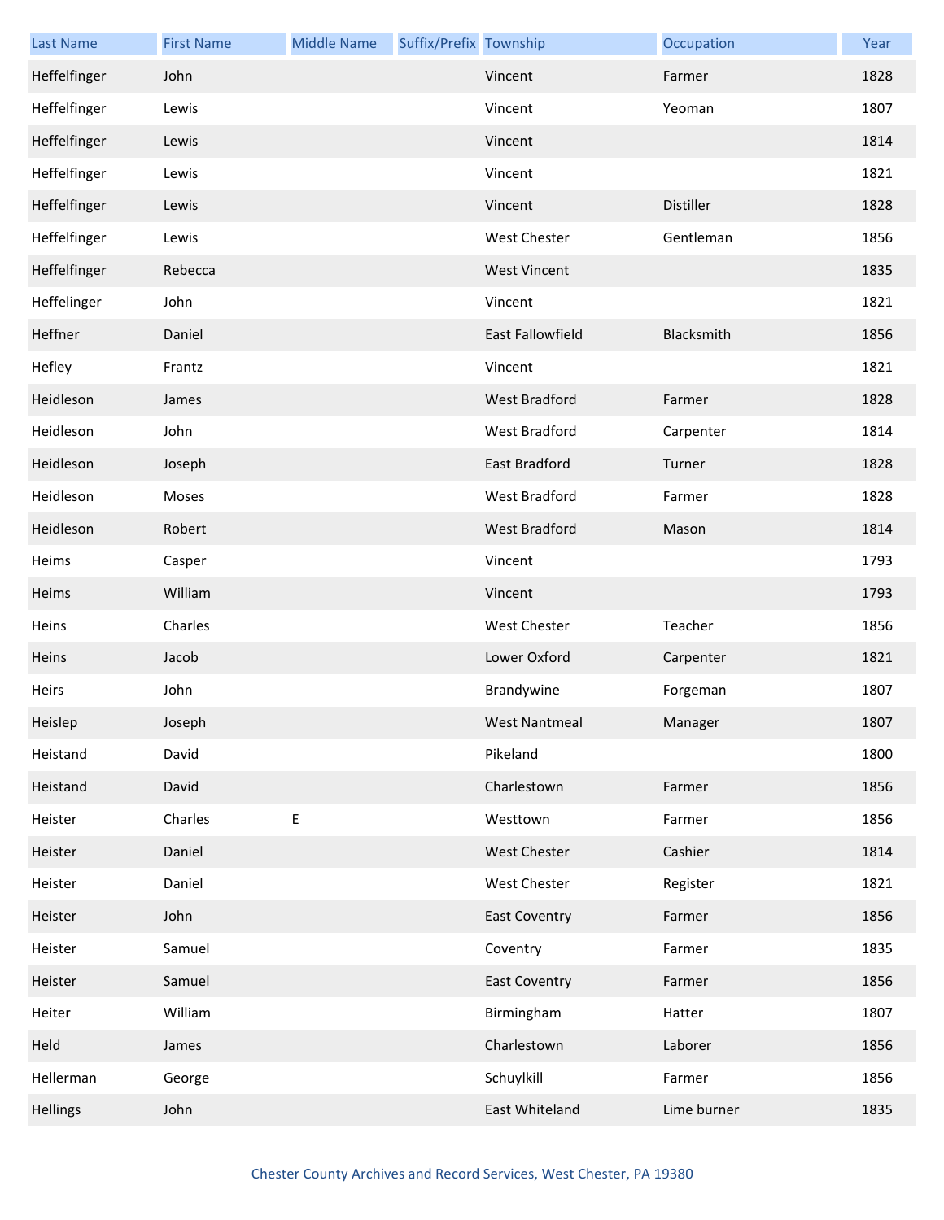| Last Name | First Name | Middle Name | Suffix/Prefix | Township | Occupation | Year |
| --- | --- | --- | --- | --- | --- | --- |
| Heffelfinger | John | | | Vincent | Farmer | 1828 |
| Heffelfinger | Lewis | | | Vincent | Yeoman | 1807 |
| Heffelfinger | Lewis | | | Vincent | | 1814 |
| Heffelfinger | Lewis | | | Vincent | | 1821 |
| Heffelfinger | Lewis | | | Vincent | Distiller | 1828 |
| Heffelfinger | Lewis | | | West Chester | Gentleman | 1856 |
| Heffelfinger | Rebecca | | | West Vincent | | 1835 |
| Heffelinger | John | | | Vincent | | 1821 |
| Heffner | Daniel | | | East Fallowfield | Blacksmith | 1856 |
| Hefley | Frantz | | | Vincent | | 1821 |
| Heidleson | James | | | West Bradford | Farmer | 1828 |
| Heidleson | John | | | West Bradford | Carpenter | 1814 |
| Heidleson | Joseph | | | East Bradford | Turner | 1828 |
| Heidleson | Moses | | | West Bradford | Farmer | 1828 |
| Heidleson | Robert | | | West Bradford | Mason | 1814 |
| Heims | Casper | | | Vincent | | 1793 |
| Heims | William | | | Vincent | | 1793 |
| Heins | Charles | | | West Chester | Teacher | 1856 |
| Heins | Jacob | | | Lower Oxford | Carpenter | 1821 |
| Heirs | John | | | Brandywine | Forgeman | 1807 |
| Heislep | Joseph | | | West Nantmeal | Manager | 1807 |
| Heistand | David | | | Pikeland | | 1800 |
| Heistand | David | | | Charlestown | Farmer | 1856 |
| Heister | Charles | E | | Westtown | Farmer | 1856 |
| Heister | Daniel | | | West Chester | Cashier | 1814 |
| Heister | Daniel | | | West Chester | Register | 1821 |
| Heister | John | | | East Coventry | Farmer | 1856 |
| Heister | Samuel | | | Coventry | Farmer | 1835 |
| Heister | Samuel | | | East Coventry | Farmer | 1856 |
| Heiter | William | | | Birmingham | Hatter | 1807 |
| Held | James | | | Charlestown | Laborer | 1856 |
| Hellerman | George | | | Schuylkill | Farmer | 1856 |
| Hellings | John | | | East Whiteland | Lime burner | 1835 |

Chester County Archives and Record Services, West Chester, PA 19380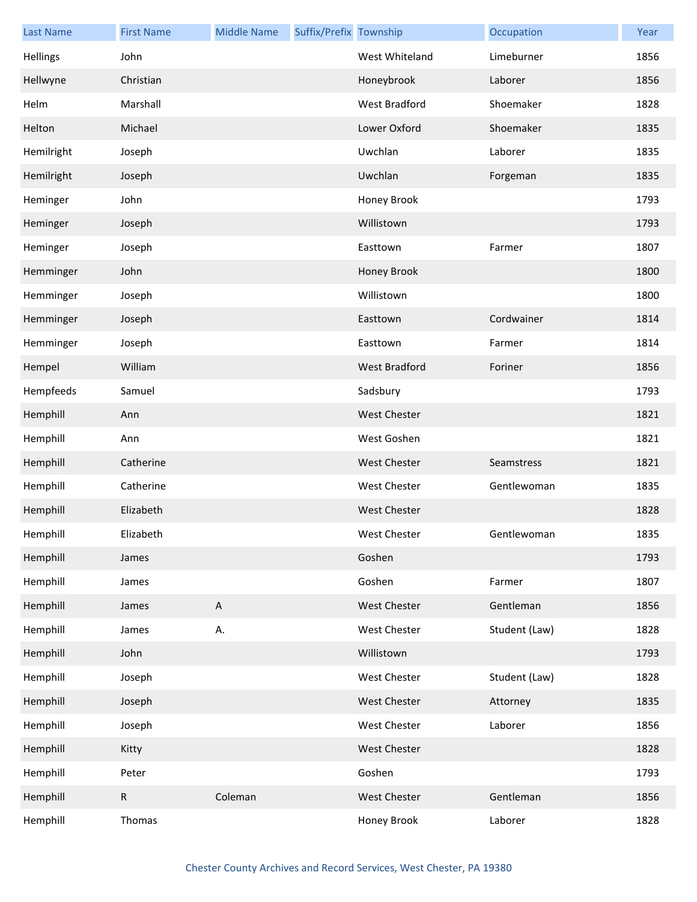| Last Name | First Name | Middle Name | Suffix/Prefix | Township | Occupation | Year |
|---|---|---|---|---|---|---|
| Hellings | John | | | West Whiteland | Limeburner | 1856 |
| Hellwyne | Christian | | | Honeybrook | Laborer | 1856 |
| Helm | Marshall | | | West Bradford | Shoemaker | 1828 |
| Helton | Michael | | | Lower Oxford | Shoemaker | 1835 |
| Hemilright | Joseph | | | Uwchlan | Laborer | 1835 |
| Hemilright | Joseph | | | Uwchlan | Forgeman | 1835 |
| Heminger | John | | | Honey Brook | | 1793 |
| Heminger | Joseph | | | Willistown | | 1793 |
| Heminger | Joseph | | | Easttown | Farmer | 1807 |
| Hemminger | John | | | Honey Brook | | 1800 |
| Hemminger | Joseph | | | Willistown | | 1800 |
| Hemminger | Joseph | | | Easttown | Cordwainer | 1814 |
| Hemminger | Joseph | | | Easttown | Farmer | 1814 |
| Hempel | William | | | West Bradford | Foriner | 1856 |
| Hempfeeds | Samuel | | | Sadsbury | | 1793 |
| Hemphill | Ann | | | West Chester | | 1821 |
| Hemphill | Ann | | | West Goshen | | 1821 |
| Hemphill | Catherine | | | West Chester | Seamstress | 1821 |
| Hemphill | Catherine | | | West Chester | Gentlewoman | 1835 |
| Hemphill | Elizabeth | | | West Chester | | 1828 |
| Hemphill | Elizabeth | | | West Chester | Gentlewoman | 1835 |
| Hemphill | James | | | Goshen | | 1793 |
| Hemphill | James | | | Goshen | Farmer | 1807 |
| Hemphill | James | A | | West Chester | Gentleman | 1856 |
| Hemphill | James | A. | | West Chester | Student (Law) | 1828 |
| Hemphill | John | | | Willistown | | 1793 |
| Hemphill | Joseph | | | West Chester | Student (Law) | 1828 |
| Hemphill | Joseph | | | West Chester | Attorney | 1835 |
| Hemphill | Joseph | | | West Chester | Laborer | 1856 |
| Hemphill | Kitty | | | West Chester | | 1828 |
| Hemphill | Peter | | | Goshen | | 1793 |
| Hemphill | R | Coleman | | West Chester | Gentleman | 1856 |
| Hemphill | Thomas | | | Honey Brook | Laborer | 1828 |

Chester County Archives and Record Services, West Chester, PA 19380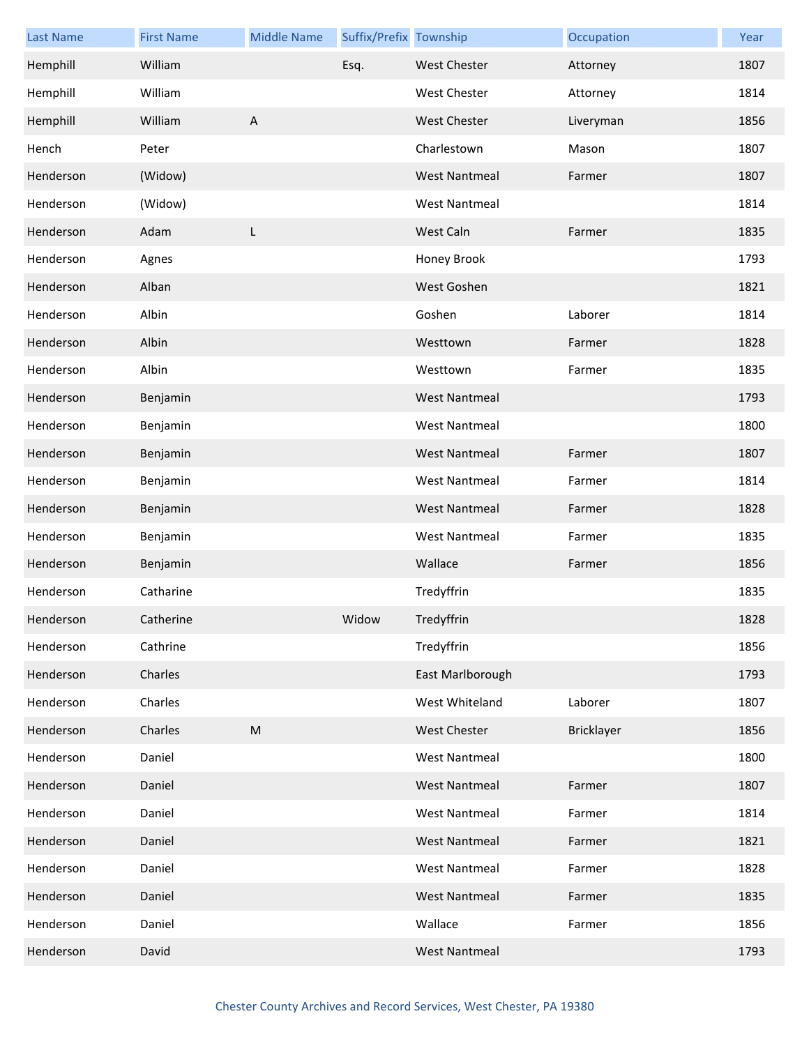| Last Name | First Name | Middle Name | Suffix/Prefix | Township | Occupation | Year |
|---|---|---|---|---|---|---|
| Hemphill | William | | Esq. | West Chester | Attorney | 1807 |
| Hemphill | William | | | West Chester | Attorney | 1814 |
| Hemphill | William | A | | West Chester | Liveryman | 1856 |
| Hench | Peter | | | Charlestown | Mason | 1807 |
| Henderson | (Widow) | | | West Nantmeal | Farmer | 1807 |
| Henderson | (Widow) | | | West Nantmeal | | 1814 |
| Henderson | Adam | L | | West Caln | Farmer | 1835 |
| Henderson | Agnes | | | Honey Brook | | 1793 |
| Henderson | Alban | | | West Goshen | | 1821 |
| Henderson | Albin | | | Goshen | Laborer | 1814 |
| Henderson | Albin | | | Westtown | Farmer | 1828 |
| Henderson | Albin | | | Westtown | Farmer | 1835 |
| Henderson | Benjamin | | | West Nantmeal | | 1793 |
| Henderson | Benjamin | | | West Nantmeal | | 1800 |
| Henderson | Benjamin | | | West Nantmeal | Farmer | 1807 |
| Henderson | Benjamin | | | West Nantmeal | Farmer | 1814 |
| Henderson | Benjamin | | | West Nantmeal | Farmer | 1828 |
| Henderson | Benjamin | | | West Nantmeal | Farmer | 1835 |
| Henderson | Benjamin | | | Wallace | Farmer | 1856 |
| Henderson | Catharine | | | Tredyffrin | | 1835 |
| Henderson | Catherine | | Widow | Tredyffrin | | 1828 |
| Henderson | Cathrine | | | Tredyffrin | | 1856 |
| Henderson | Charles | | | East Marlborough | | 1793 |
| Henderson | Charles | | | West Whiteland | Laborer | 1807 |
| Henderson | Charles | M | | West Chester | Bricklayer | 1856 |
| Henderson | Daniel | | | West Nantmeal | | 1800 |
| Henderson | Daniel | | | West Nantmeal | Farmer | 1807 |
| Henderson | Daniel | | | West Nantmeal | Farmer | 1814 |
| Henderson | Daniel | | | West Nantmeal | Farmer | 1821 |
| Henderson | Daniel | | | West Nantmeal | Farmer | 1828 |
| Henderson | Daniel | | | West Nantmeal | Farmer | 1835 |
| Henderson | Daniel | | | Wallace | Farmer | 1856 |
| Henderson | David | | | West Nantmeal | | 1793 |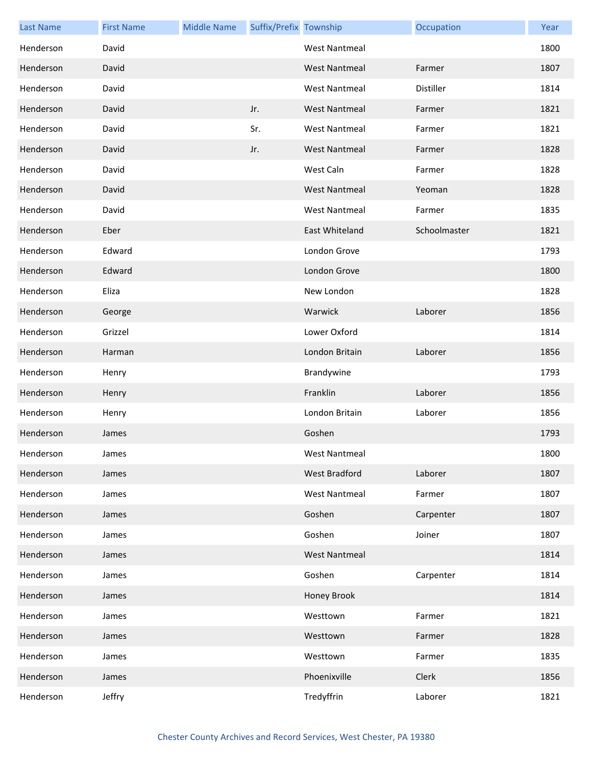| Last Name | First Name | Middle Name | Suffix/Prefix | Township | Occupation | Year |
| --- | --- | --- | --- | --- | --- | --- |
| Henderson | David | | | West Nantmeal | | 1800 |
| Henderson | David | | | West Nantmeal | Farmer | 1807 |
| Henderson | David | | | West Nantmeal | Distiller | 1814 |
| Henderson | David | | Jr. | West Nantmeal | Farmer | 1821 |
| Henderson | David | | Sr. | West Nantmeal | Farmer | 1821 |
| Henderson | David | | Jr. | West Nantmeal | Farmer | 1828 |
| Henderson | David | | | West Caln | Farmer | 1828 |
| Henderson | David | | | West Nantmeal | Yeoman | 1828 |
| Henderson | David | | | West Nantmeal | Farmer | 1835 |
| Henderson | Eber | | | East Whiteland | Schoolmaster | 1821 |
| Henderson | Edward | | | London Grove | | 1793 |
| Henderson | Edward | | | London Grove | | 1800 |
| Henderson | Eliza | | | New London | | 1828 |
| Henderson | George | | | Warwick | Laborer | 1856 |
| Henderson | Grizzel | | | Lower Oxford | | 1814 |
| Henderson | Harman | | | London Britain | Laborer | 1856 |
| Henderson | Henry | | | Brandywine | | 1793 |
| Henderson | Henry | | | Franklin | Laborer | 1856 |
| Henderson | Henry | | | London Britain | Laborer | 1856 |
| Henderson | James | | | Goshen | | 1793 |
| Henderson | James | | | West Nantmeal | | 1800 |
| Henderson | James | | | West Bradford | Laborer | 1807 |
| Henderson | James | | | West Nantmeal | Farmer | 1807 |
| Henderson | James | | | Goshen | Carpenter | 1807 |
| Henderson | James | | | Goshen | Joiner | 1807 |
| Henderson | James | | | West Nantmeal | | 1814 |
| Henderson | James | | | Goshen | Carpenter | 1814 |
| Henderson | James | | | Honey Brook | | 1814 |
| Henderson | James | | | Westtown | Farmer | 1821 |
| Henderson | James | | | Westtown | Farmer | 1828 |
| Henderson | James | | | Westtown | Farmer | 1835 |
| Henderson | James | | | Phoenixville | Clerk | 1856 |
| Henderson | Jeffry | | | Tredyffrin | Laborer | 1821 |

Chester County Archives and Record Services, West Chester, PA 19380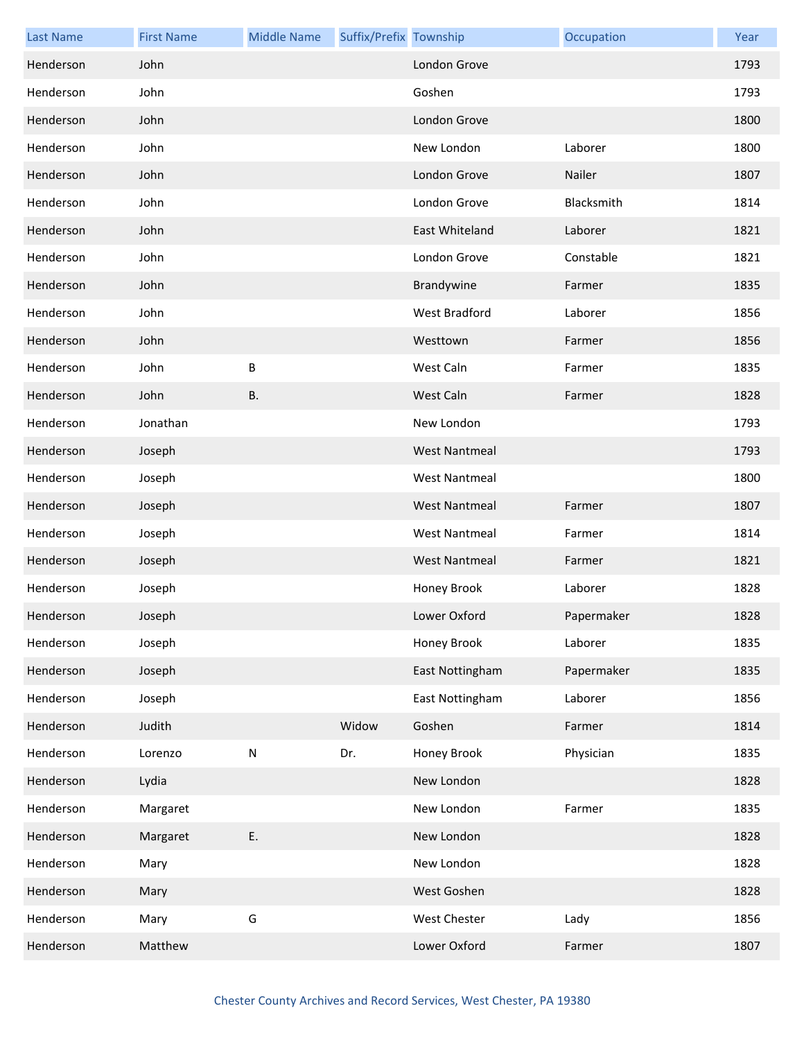| Last Name | First Name | Middle Name | Suffix/Prefix | Township | Occupation | Year |
|---|---|---|---|---|---|---|
| Henderson | John | | | London Grove | | 1793 |
| Henderson | John | | | Goshen | | 1793 |
| Henderson | John | | | London Grove | | 1800 |
| Henderson | John | | | New London | Laborer | 1800 |
| Henderson | John | | | London Grove | Nailer | 1807 |
| Henderson | John | | | London Grove | Blacksmith | 1814 |
| Henderson | John | | | East Whiteland | Laborer | 1821 |
| Henderson | John | | | London Grove | Constable | 1821 |
| Henderson | John | | | Brandywine | Farmer | 1835 |
| Henderson | John | | | West Bradford | Laborer | 1856 |
| Henderson | John | | | Westtown | Farmer | 1856 |
| Henderson | John | B | | West Caln | Farmer | 1835 |
| Henderson | John | B. | | West Caln | Farmer | 1828 |
| Henderson | Jonathan | | | New London | | 1793 |
| Henderson | Joseph | | | West Nantmeal | | 1793 |
| Henderson | Joseph | | | West Nantmeal | | 1800 |
| Henderson | Joseph | | | West Nantmeal | Farmer | 1807 |
| Henderson | Joseph | | | West Nantmeal | Farmer | 1814 |
| Henderson | Joseph | | | West Nantmeal | Farmer | 1821 |
| Henderson | Joseph | | | Honey Brook | Laborer | 1828 |
| Henderson | Joseph | | | Lower Oxford | Papermaker | 1828 |
| Henderson | Joseph | | | Honey Brook | Laborer | 1835 |
| Henderson | Joseph | | | East Nottingham | Papermaker | 1835 |
| Henderson | Joseph | | | East Nottingham | Laborer | 1856 |
| Henderson | Judith | | Widow | Goshen | Farmer | 1814 |
| Henderson | Lorenzo | N | Dr. | Honey Brook | Physician | 1835 |
| Henderson | Lydia | | | New London | | 1828 |
| Henderson | Margaret | | | New London | Farmer | 1835 |
| Henderson | Margaret | E. | | New London | | 1828 |
| Henderson | Mary | | | New London | | 1828 |
| Henderson | Mary | | | West Goshen | | 1828 |
| Henderson | Mary | G | | West Chester | Lady | 1856 |
| Henderson | Matthew | | | Lower Oxford | Farmer | 1807 |

Chester County Archives and Record Services, West Chester, PA 19380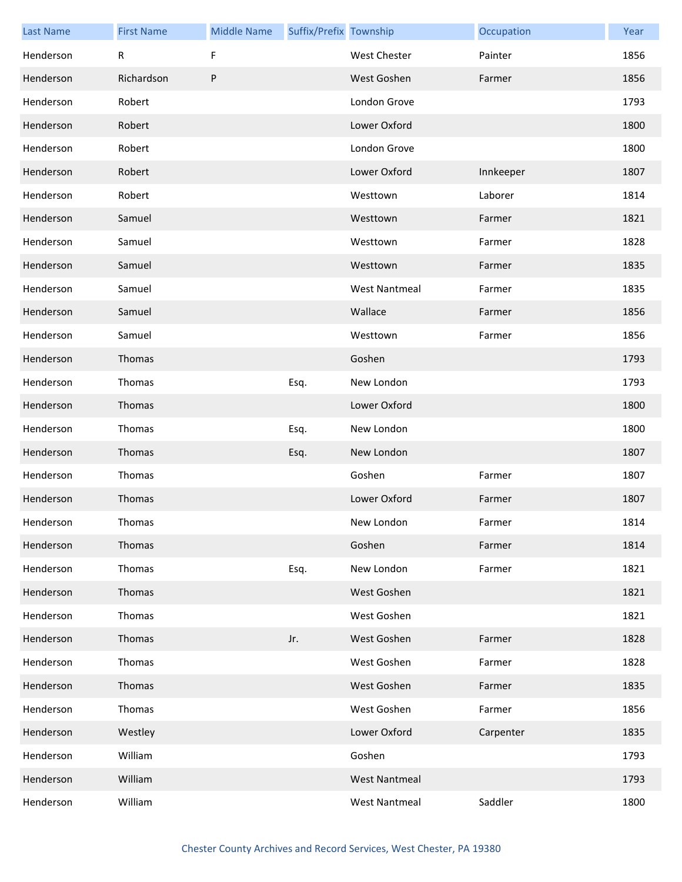| Last Name | First Name | Middle Name | Suffix/Prefix | Township | Occupation | Year |
|---|---|---|---|---|---|---|
| Henderson | R | F | | West Chester | Painter | 1856 |
| Henderson | Richardson | P | | West Goshen | Farmer | 1856 |
| Henderson | Robert | | | London Grove | | 1793 |
| Henderson | Robert | | | Lower Oxford | | 1800 |
| Henderson | Robert | | | London Grove | | 1800 |
| Henderson | Robert | | | Lower Oxford | Innkeeper | 1807 |
| Henderson | Robert | | | Westtown | Laborer | 1814 |
| Henderson | Samuel | | | Westtown | Farmer | 1821 |
| Henderson | Samuel | | | Westtown | Farmer | 1828 |
| Henderson | Samuel | | | Westtown | Farmer | 1835 |
| Henderson | Samuel | | | West Nantmeal | Farmer | 1835 |
| Henderson | Samuel | | | Wallace | Farmer | 1856 |
| Henderson | Samuel | | | Westtown | Farmer | 1856 |
| Henderson | Thomas | | | Goshen | | 1793 |
| Henderson | Thomas | | Esq. | New London | | 1793 |
| Henderson | Thomas | | | Lower Oxford | | 1800 |
| Henderson | Thomas | | Esq. | New London | | 1800 |
| Henderson | Thomas | | Esq. | New London | | 1807 |
| Henderson | Thomas | | | Goshen | Farmer | 1807 |
| Henderson | Thomas | | | Lower Oxford | Farmer | 1807 |
| Henderson | Thomas | | | New London | Farmer | 1814 |
| Henderson | Thomas | | | Goshen | Farmer | 1814 |
| Henderson | Thomas | | Esq. | New London | Farmer | 1821 |
| Henderson | Thomas | | | West Goshen | | 1821 |
| Henderson | Thomas | | | West Goshen | | 1821 |
| Henderson | Thomas | | Jr. | West Goshen | Farmer | 1828 |
| Henderson | Thomas | | | West Goshen | Farmer | 1828 |
| Henderson | Thomas | | | West Goshen | Farmer | 1835 |
| Henderson | Thomas | | | West Goshen | Farmer | 1856 |
| Henderson | Westley | | | Lower Oxford | Carpenter | 1835 |
| Henderson | William | | | Goshen | | 1793 |
| Henderson | William | | | West Nantmeal | | 1793 |
| Henderson | William | | | West Nantmeal | Saddler | 1800 |

Chester County Archives and Record Services, West Chester, PA 19380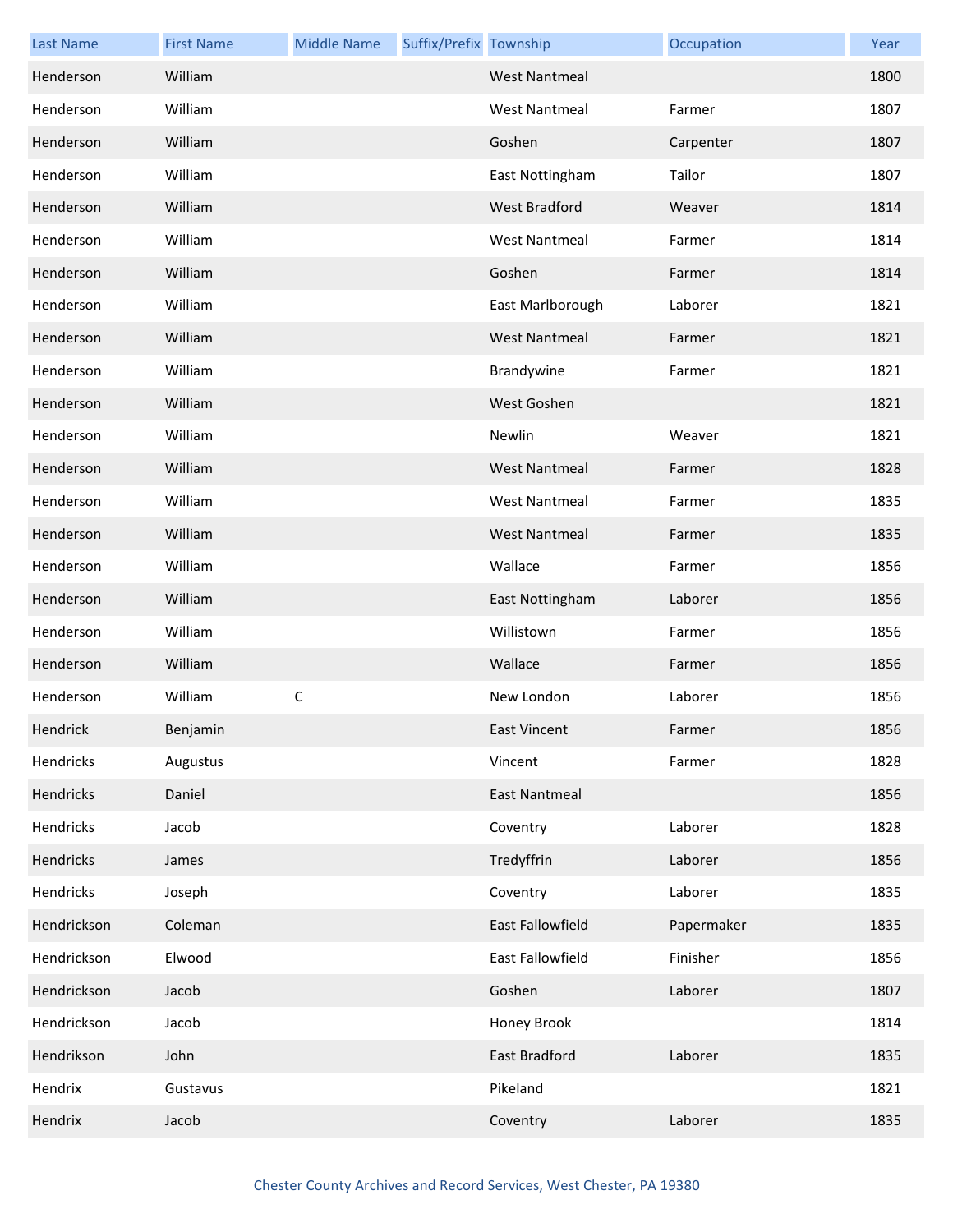| Last Name | First Name | Middle Name | Suffix/Prefix | Township | Occupation | Year |
|---|---|---|---|---|---|---|
| Henderson | William | | | West Nantmeal | | 1800 |
| Henderson | William | | | West Nantmeal | Farmer | 1807 |
| Henderson | William | | | Goshen | Carpenter | 1807 |
| Henderson | William | | | East Nottingham | Tailor | 1807 |
| Henderson | William | | | West Bradford | Weaver | 1814 |
| Henderson | William | | | West Nantmeal | Farmer | 1814 |
| Henderson | William | | | Goshen | Farmer | 1814 |
| Henderson | William | | | East Marlborough | Laborer | 1821 |
| Henderson | William | | | West Nantmeal | Farmer | 1821 |
| Henderson | William | | | Brandywine | Farmer | 1821 |
| Henderson | William | | | West Goshen | | 1821 |
| Henderson | William | | | Newlin | Weaver | 1821 |
| Henderson | William | | | West Nantmeal | Farmer | 1828 |
| Henderson | William | | | West Nantmeal | Farmer | 1835 |
| Henderson | William | | | West Nantmeal | Farmer | 1835 |
| Henderson | William | | | Wallace | Farmer | 1856 |
| Henderson | William | | | East Nottingham | Laborer | 1856 |
| Henderson | William | | | Willistown | Farmer | 1856 |
| Henderson | William | | | Wallace | Farmer | 1856 |
| Henderson | William | C | | New London | Laborer | 1856 |
| Hendrick | Benjamin | | | East Vincent | Farmer | 1856 |
| Hendricks | Augustus | | | Vincent | Farmer | 1828 |
| Hendricks | Daniel | | | East Nantmeal | | 1856 |
| Hendricks | Jacob | | | Coventry | Laborer | 1828 |
| Hendricks | James | | | Tredyffrin | Laborer | 1856 |
| Hendricks | Joseph | | | Coventry | Laborer | 1835 |
| Hendrickson | Coleman | | | East Fallowfield | Papermaker | 1835 |
| Hendrickson | Elwood | | | East Fallowfield | Finisher | 1856 |
| Hendrickson | Jacob | | | Goshen | Laborer | 1807 |
| Hendrickson | Jacob | | | Honey Brook | | 1814 |
| Hendrikson | John | | | East Bradford | Laborer | 1835 |
| Hendrix | Gustavus | | | Pikeland | | 1821 |
| Hendrix | Jacob | | | Coventry | Laborer | 1835 |

Chester County Archives and Record Services, West Chester, PA 19380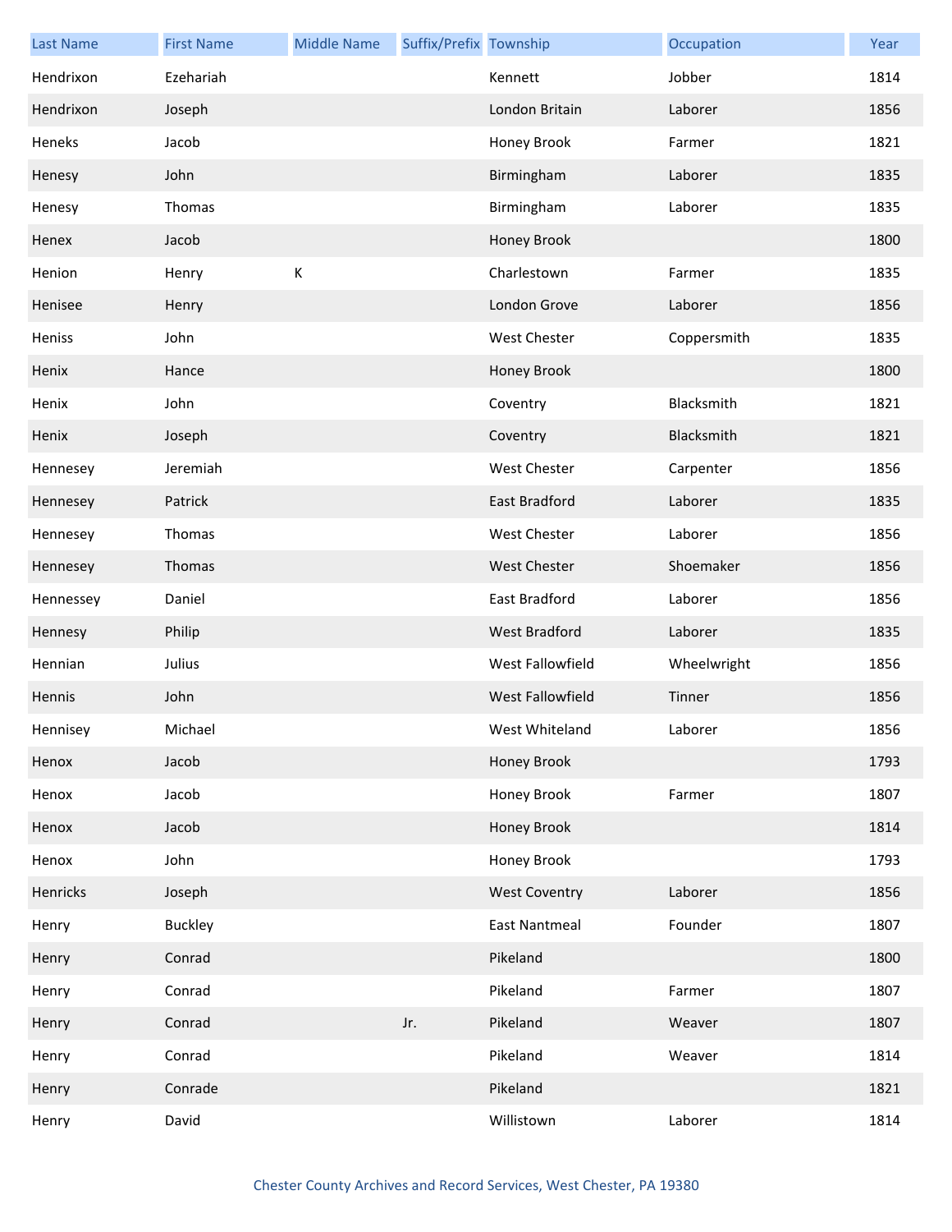| Last Name | First Name | Middle Name | Suffix/Prefix | Township | Occupation | Year |
| --- | --- | --- | --- | --- | --- | --- |
| Hendrixon | Ezehariah | | | Kennett | Jobber | 1814 |
| Hendrixon | Joseph | | | London Britain | Laborer | 1856 |
| Heneks | Jacob | | | Honey Brook | Farmer | 1821 |
| Henesy | John | | | Birmingham | Laborer | 1835 |
| Henesy | Thomas | | | Birmingham | Laborer | 1835 |
| Henex | Jacob | | | Honey Brook | | 1800 |
| Henion | Henry | K | | Charlestown | Farmer | 1835 |
| Henisee | Henry | | | London Grove | Laborer | 1856 |
| Heniss | John | | | West Chester | Coppersmith | 1835 |
| Henix | Hance | | | Honey Brook | | 1800 |
| Henix | John | | | Coventry | Blacksmith | 1821 |
| Henix | Joseph | | | Coventry | Blacksmith | 1821 |
| Hennesey | Jeremiah | | | West Chester | Carpenter | 1856 |
| Hennesey | Patrick | | | East Bradford | Laborer | 1835 |
| Hennesey | Thomas | | | West Chester | Laborer | 1856 |
| Hennesey | Thomas | | | West Chester | Shoemaker | 1856 |
| Hennessey | Daniel | | | East Bradford | Laborer | 1856 |
| Hennesy | Philip | | | West Bradford | Laborer | 1835 |
| Hennian | Julius | | | West Fallowfield | Wheelwright | 1856 |
| Hennis | John | | | West Fallowfield | Tinner | 1856 |
| Hennisey | Michael | | | West Whiteland | Laborer | 1856 |
| Henox | Jacob | | | Honey Brook | | 1793 |
| Henox | Jacob | | | Honey Brook | Farmer | 1807 |
| Henox | Jacob | | | Honey Brook | | 1814 |
| Henox | John | | | Honey Brook | | 1793 |
| Henricks | Joseph | | | West Coventry | Laborer | 1856 |
| Henry | Buckley | | | East Nantmeal | Founder | 1807 |
| Henry | Conrad | | | Pikeland | | 1800 |
| Henry | Conrad | | | Pikeland | Farmer | 1807 |
| Henry | Conrad | | Jr. | Pikeland | Weaver | 1807 |
| Henry | Conrad | | | Pikeland | Weaver | 1814 |
| Henry | Conrade | | | Pikeland | | 1821 |
| Henry | David | | | Willistown | Laborer | 1814 |

Chester County Archives and Record Services, West Chester, PA 19380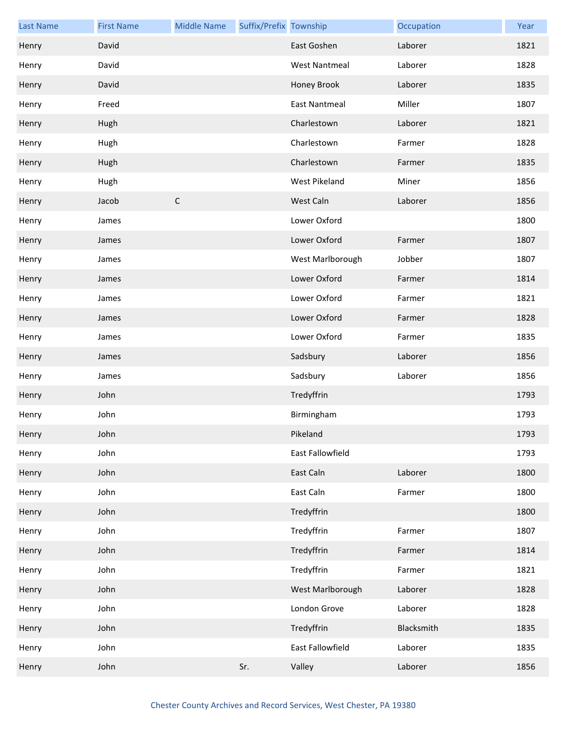| Last Name | First Name | Middle Name | Suffix/Prefix | Township | Occupation | Year |
| --- | --- | --- | --- | --- | --- | --- |
| Henry | David | | | East Goshen | Laborer | 1821 |
| Henry | David | | | West Nantmeal | Laborer | 1828 |
| Henry | David | | | Honey Brook | Laborer | 1835 |
| Henry | Freed | | | East Nantmeal | Miller | 1807 |
| Henry | Hugh | | | Charlestown | Laborer | 1821 |
| Henry | Hugh | | | Charlestown | Farmer | 1828 |
| Henry | Hugh | | | Charlestown | Farmer | 1835 |
| Henry | Hugh | | | West Pikeland | Miner | 1856 |
| Henry | Jacob | C | | West Caln | Laborer | 1856 |
| Henry | James | | | Lower Oxford | | 1800 |
| Henry | James | | | Lower Oxford | Farmer | 1807 |
| Henry | James | | | West Marlborough | Jobber | 1807 |
| Henry | James | | | Lower Oxford | Farmer | 1814 |
| Henry | James | | | Lower Oxford | Farmer | 1821 |
| Henry | James | | | Lower Oxford | Farmer | 1828 |
| Henry | James | | | Lower Oxford | Farmer | 1835 |
| Henry | James | | | Sadsbury | Laborer | 1856 |
| Henry | James | | | Sadsbury | Laborer | 1856 |
| Henry | John | | | Tredyffrin | | 1793 |
| Henry | John | | | Birmingham | | 1793 |
| Henry | John | | | Pikeland | | 1793 |
| Henry | John | | | East Fallowfield | | 1793 |
| Henry | John | | | East Caln | Laborer | 1800 |
| Henry | John | | | East Caln | Farmer | 1800 |
| Henry | John | | | Tredyffrin | | 1800 |
| Henry | John | | | Tredyffrin | Farmer | 1807 |
| Henry | John | | | Tredyffrin | Farmer | 1814 |
| Henry | John | | | Tredyffrin | Farmer | 1821 |
| Henry | John | | | West Marlborough | Laborer | 1828 |
| Henry | John | | | London Grove | Laborer | 1828 |
| Henry | John | | | Tredyffrin | Blacksmith | 1835 |
| Henry | John | | | East Fallowfield | Laborer | 1835 |
| Henry | John | | Sr. | Valley | Laborer | 1856 |

Chester County Archives and Record Services, West Chester, PA 19380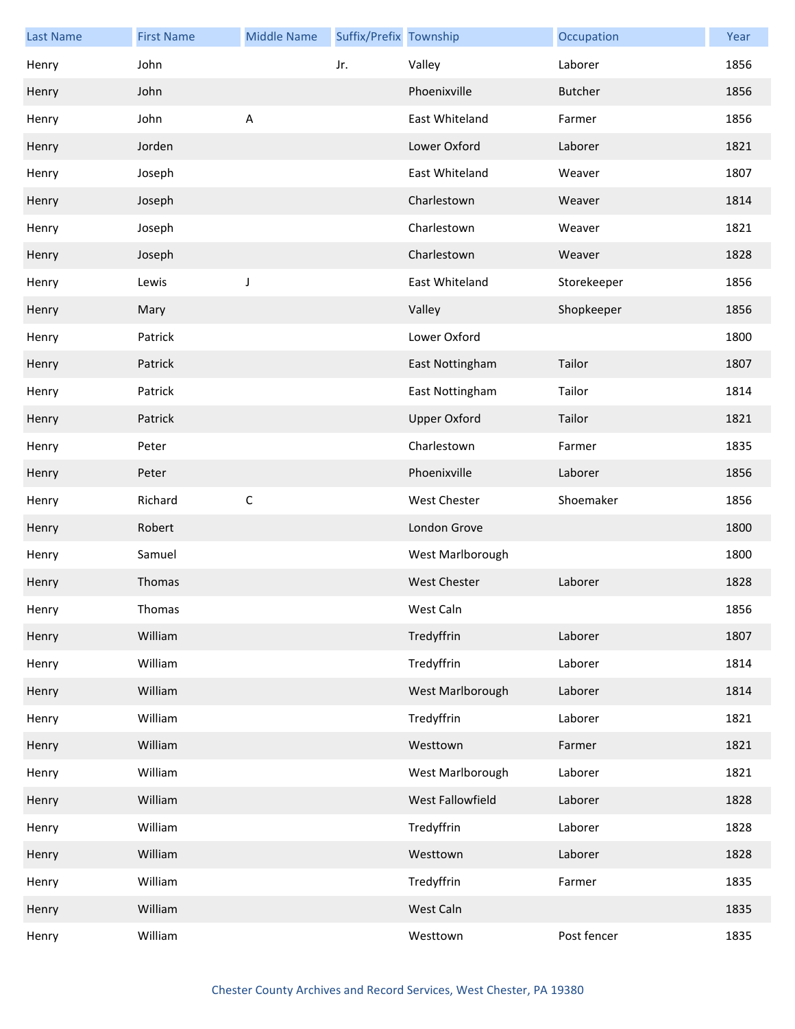| Last Name | First Name | Middle Name | Suffix/Prefix | Township | Occupation | Year |
|---|---|---|---|---|---|---|
| Henry | John | | Jr. | Valley | Laborer | 1856 |
| Henry | John | | | Phoenixville | Butcher | 1856 |
| Henry | John | A | | East Whiteland | Farmer | 1856 |
| Henry | Jorden | | | Lower Oxford | Laborer | 1821 |
| Henry | Joseph | | | East Whiteland | Weaver | 1807 |
| Henry | Joseph | | | Charlestown | Weaver | 1814 |
| Henry | Joseph | | | Charlestown | Weaver | 1821 |
| Henry | Joseph | | | Charlestown | Weaver | 1828 |
| Henry | Lewis | J | | East Whiteland | Storekeeper | 1856 |
| Henry | Mary | | | Valley | Shopkeeper | 1856 |
| Henry | Patrick | | | Lower Oxford | | 1800 |
| Henry | Patrick | | | East Nottingham | Tailor | 1807 |
| Henry | Patrick | | | East Nottingham | Tailor | 1814 |
| Henry | Patrick | | | Upper Oxford | Tailor | 1821 |
| Henry | Peter | | | Charlestown | Farmer | 1835 |
| Henry | Peter | | | Phoenixville | Laborer | 1856 |
| Henry | Richard | C | | West Chester | Shoemaker | 1856 |
| Henry | Robert | | | London Grove | | 1800 |
| Henry | Samuel | | | West Marlborough | | 1800 |
| Henry | Thomas | | | West Chester | Laborer | 1828 |
| Henry | Thomas | | | West Caln | | 1856 |
| Henry | William | | | Tredyffrin | Laborer | 1807 |
| Henry | William | | | Tredyffrin | Laborer | 1814 |
| Henry | William | | | West Marlborough | Laborer | 1814 |
| Henry | William | | | Tredyffrin | Laborer | 1821 |
| Henry | William | | | Westtown | Farmer | 1821 |
| Henry | William | | | West Marlborough | Laborer | 1821 |
| Henry | William | | | West Fallowfield | Laborer | 1828 |
| Henry | William | | | Tredyffrin | Laborer | 1828 |
| Henry | William | | | Westtown | Laborer | 1828 |
| Henry | William | | | Tredyffrin | Farmer | 1835 |
| Henry | William | | | West Caln | | 1835 |
| Henry | William | | | Westtown | Post fencer | 1835 |

Chester County Archives and Record Services, West Chester, PA 19380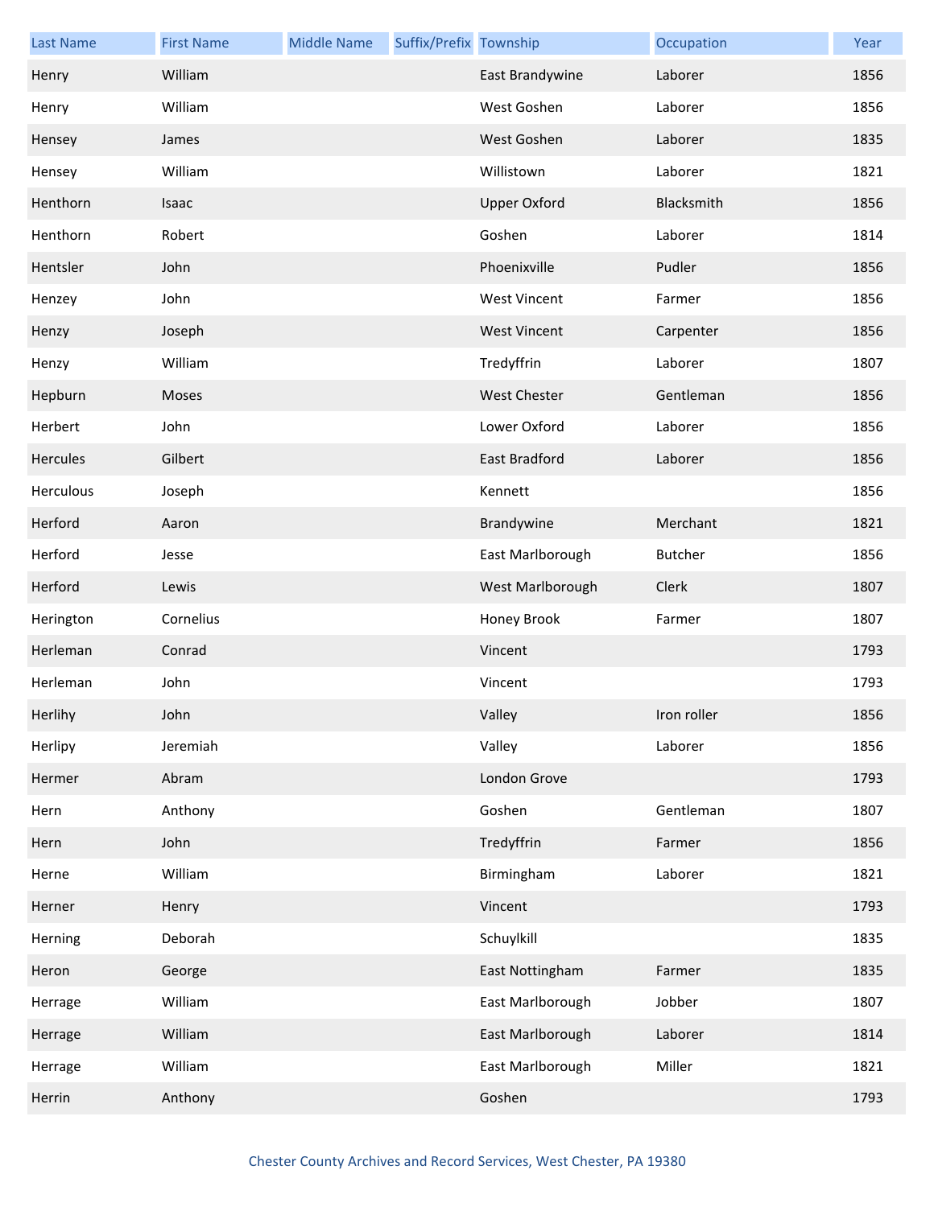| Last Name | First Name | Middle Name | Suffix/Prefix | Township | Occupation | Year |
|---|---|---|---|---|---|---|
| Henry | William | | | East Brandywine | Laborer | 1856 |
| Henry | William | | | West Goshen | Laborer | 1856 |
| Hensey | James | | | West Goshen | Laborer | 1835 |
| Hensey | William | | | Willistown | Laborer | 1821 |
| Henthorn | Isaac | | | Upper Oxford | Blacksmith | 1856 |
| Henthorn | Robert | | | Goshen | Laborer | 1814 |
| Hentsler | John | | | Phoenixville | Pudler | 1856 |
| Henzey | John | | | West Vincent | Farmer | 1856 |
| Henzy | Joseph | | | West Vincent | Carpenter | 1856 |
| Henzy | William | | | Tredyffrin | Laborer | 1807 |
| Hepburn | Moses | | | West Chester | Gentleman | 1856 |
| Herbert | John | | | Lower Oxford | Laborer | 1856 |
| Hercules | Gilbert | | | East Bradford | Laborer | 1856 |
| Herculous | Joseph | | | Kennett | | 1856 |
| Herford | Aaron | | | Brandywine | Merchant | 1821 |
| Herford | Jesse | | | East Marlborough | Butcher | 1856 |
| Herford | Lewis | | | West Marlborough | Clerk | 1807 |
| Herington | Cornelius | | | Honey Brook | Farmer | 1807 |
| Herleman | Conrad | | | Vincent | | 1793 |
| Herleman | John | | | Vincent | | 1793 |
| Herlihy | John | | | Valley | Iron roller | 1856 |
| Herlipy | Jeremiah | | | Valley | Laborer | 1856 |
| Hermer | Abram | | | London Grove | | 1793 |
| Hern | Anthony | | | Goshen | Gentleman | 1807 |
| Hern | John | | | Tredyffrin | Farmer | 1856 |
| Herne | William | | | Birmingham | Laborer | 1821 |
| Herner | Henry | | | Vincent | | 1793 |
| Herning | Deborah | | | Schuylkill | | 1835 |
| Heron | George | | | East Nottingham | Farmer | 1835 |
| Herrage | William | | | East Marlborough | Jobber | 1807 |
| Herrage | William | | | East Marlborough | Laborer | 1814 |
| Herrage | William | | | East Marlborough | Miller | 1821 |
| Herrin | Anthony | | | Goshen | | 1793 |

Chester County Archives and Record Services, West Chester, PA 19380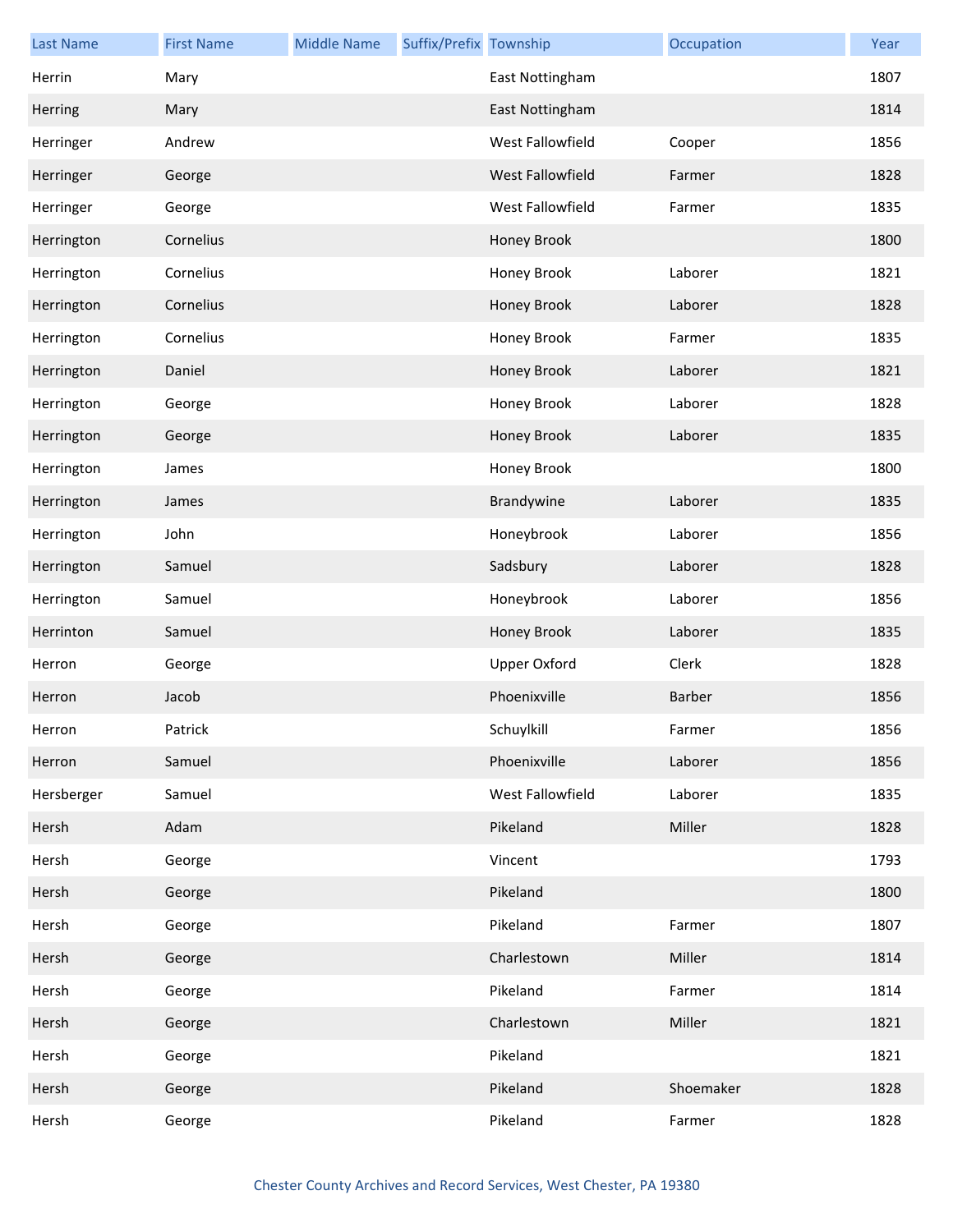| Last Name | First Name | Middle Name | Suffix/Prefix | Township | Occupation | Year |
| --- | --- | --- | --- | --- | --- | --- |
| Herrin | Mary | | | East Nottingham | | 1807 |
| Herring | Mary | | | East Nottingham | | 1814 |
| Herringer | Andrew | | | West Fallowfield | Cooper | 1856 |
| Herringer | George | | | West Fallowfield | Farmer | 1828 |
| Herringer | George | | | West Fallowfield | Farmer | 1835 |
| Herrington | Cornelius | | | Honey Brook | | 1800 |
| Herrington | Cornelius | | | Honey Brook | Laborer | 1821 |
| Herrington | Cornelius | | | Honey Brook | Laborer | 1828 |
| Herrington | Cornelius | | | Honey Brook | Farmer | 1835 |
| Herrington | Daniel | | | Honey Brook | Laborer | 1821 |
| Herrington | George | | | Honey Brook | Laborer | 1828 |
| Herrington | George | | | Honey Brook | Laborer | 1835 |
| Herrington | James | | | Honey Brook | | 1800 |
| Herrington | James | | | Brandywine | Laborer | 1835 |
| Herrington | John | | | Honeybrook | Laborer | 1856 |
| Herrington | Samuel | | | Sadsbury | Laborer | 1828 |
| Herrington | Samuel | | | Honeybrook | Laborer | 1856 |
| Herrinton | Samuel | | | Honey Brook | Laborer | 1835 |
| Herron | George | | | Upper Oxford | Clerk | 1828 |
| Herron | Jacob | | | Phoenixville | Barber | 1856 |
| Herron | Patrick | | | Schuylkill | Farmer | 1856 |
| Herron | Samuel | | | Phoenixville | Laborer | 1856 |
| Hersberger | Samuel | | | West Fallowfield | Laborer | 1835 |
| Hersh | Adam | | | Pikeland | Miller | 1828 |
| Hersh | George | | | Vincent | | 1793 |
| Hersh | George | | | Pikeland | | 1800 |
| Hersh | George | | | Pikeland | Farmer | 1807 |
| Hersh | George | | | Charlestown | Miller | 1814 |
| Hersh | George | | | Pikeland | Farmer | 1814 |
| Hersh | George | | | Charlestown | Miller | 1821 |
| Hersh | George | | | Pikeland | | 1821 |
| Hersh | George | | | Pikeland | Shoemaker | 1828 |
| Hersh | George | | | Pikeland | Farmer | 1828 |

Chester County Archives and Record Services, West Chester, PA 19380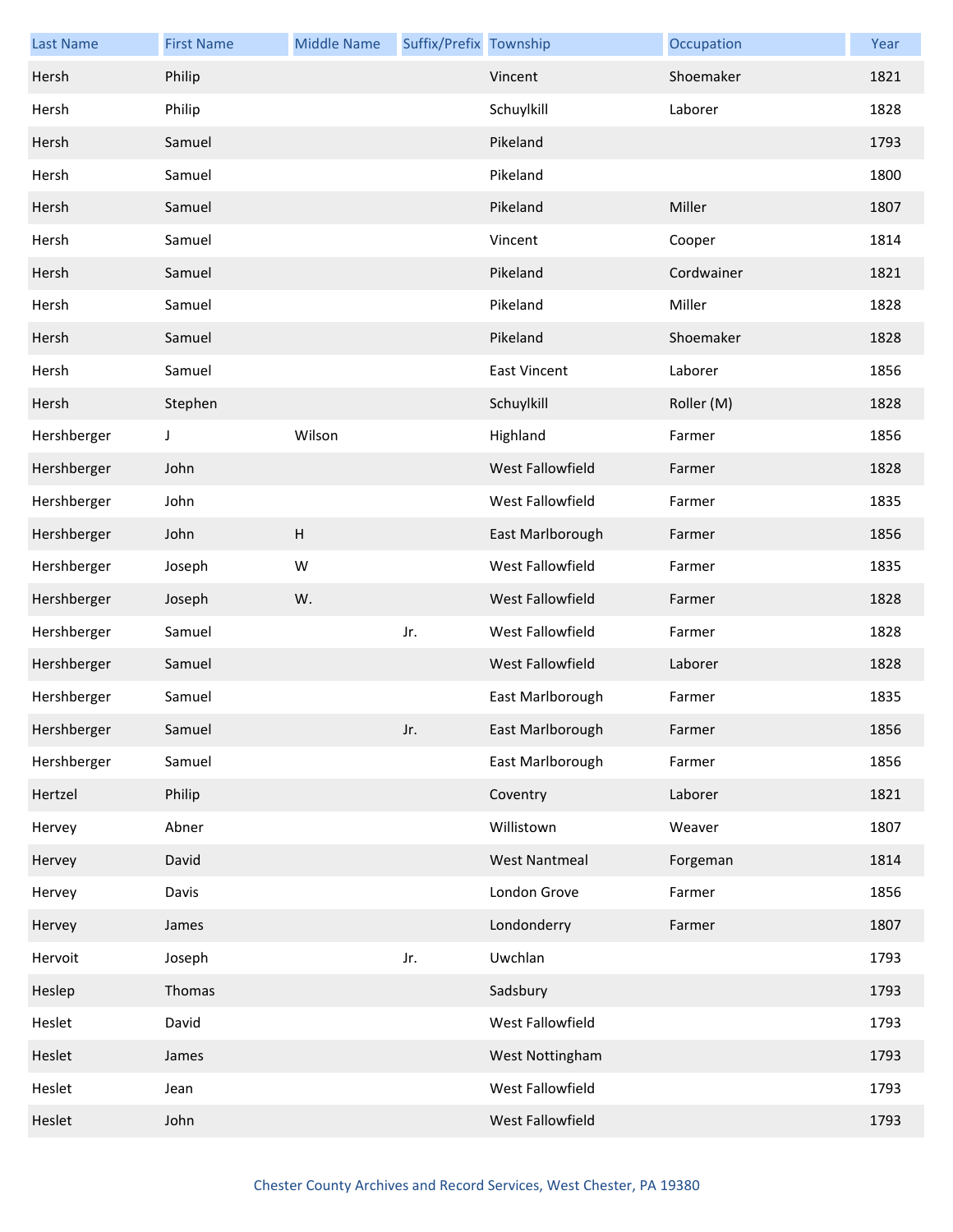| Last Name | First Name | Middle Name | Suffix/Prefix | Township | Occupation | Year |
|---|---|---|---|---|---|---|
| Hersh | Philip | | | Vincent | Shoemaker | 1821 |
| Hersh | Philip | | | Schuylkill | Laborer | 1828 |
| Hersh | Samuel | | | Pikeland | | 1793 |
| Hersh | Samuel | | | Pikeland | | 1800 |
| Hersh | Samuel | | | Pikeland | Miller | 1807 |
| Hersh | Samuel | | | Vincent | Cooper | 1814 |
| Hersh | Samuel | | | Pikeland | Cordwainer | 1821 |
| Hersh | Samuel | | | Pikeland | Miller | 1828 |
| Hersh | Samuel | | | Pikeland | Shoemaker | 1828 |
| Hersh | Samuel | | | East Vincent | Laborer | 1856 |
| Hersh | Stephen | | | Schuylkill | Roller (M) | 1828 |
| Hershberger | J | Wilson | | Highland | Farmer | 1856 |
| Hershberger | John | | | West Fallowfield | Farmer | 1828 |
| Hershberger | John | | | West Fallowfield | Farmer | 1835 |
| Hershberger | John | H | | East Marlborough | Farmer | 1856 |
| Hershberger | Joseph | W | | West Fallowfield | Farmer | 1835 |
| Hershberger | Joseph | W. | | West Fallowfield | Farmer | 1828 |
| Hershberger | Samuel | | Jr. | West Fallowfield | Farmer | 1828 |
| Hershberger | Samuel | | | West Fallowfield | Laborer | 1828 |
| Hershberger | Samuel | | | East Marlborough | Farmer | 1835 |
| Hershberger | Samuel | | Jr. | East Marlborough | Farmer | 1856 |
| Hershberger | Samuel | | | East Marlborough | Farmer | 1856 |
| Hertzel | Philip | | | Coventry | Laborer | 1821 |
| Hervey | Abner | | | Willistown | Weaver | 1807 |
| Hervey | David | | | West Nantmeal | Forgeman | 1814 |
| Hervey | Davis | | | London Grove | Farmer | 1856 |
| Hervey | James | | | Londonderry | Farmer | 1807 |
| Hervoit | Joseph | | Jr. | Uwchlan | | 1793 |
| Heslep | Thomas | | | Sadsbury | | 1793 |
| Heslet | David | | | West Fallowfield | | 1793 |
| Heslet | James | | | West Nottingham | | 1793 |
| Heslet | Jean | | | West Fallowfield | | 1793 |
| Heslet | John | | | West Fallowfield | | 1793 |

Chester County Archives and Record Services, West Chester, PA 19380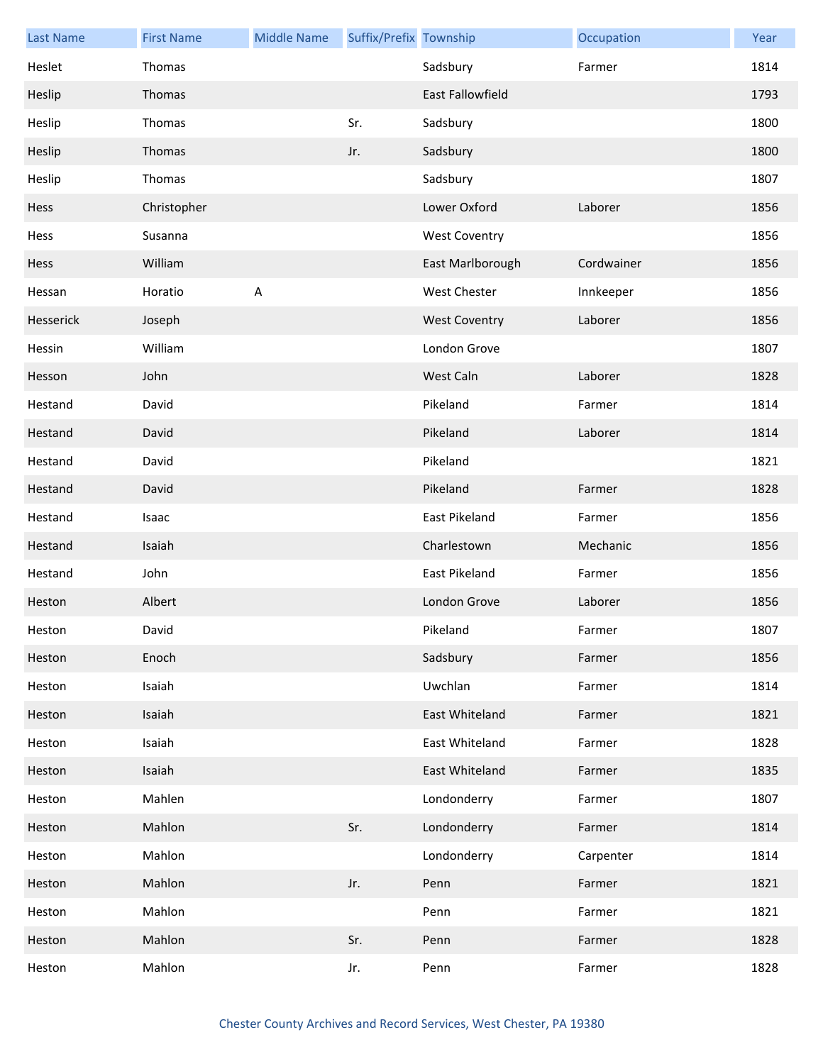| Last Name | First Name | Middle Name | Suffix/Prefix | Township | Occupation | Year |
|---|---|---|---|---|---|---|
| Heslet | Thomas | | | Sadsbury | Farmer | 1814 |
| Heslip | Thomas | | | East Fallowfield | | 1793 |
| Heslip | Thomas | | Sr. | Sadsbury | | 1800 |
| Heslip | Thomas | | Jr. | Sadsbury | | 1800 |
| Heslip | Thomas | | | Sadsbury | | 1807 |
| Hess | Christopher | | | Lower Oxford | Laborer | 1856 |
| Hess | Susanna | | | West Coventry | | 1856 |
| Hess | William | | | East Marlborough | Cordwainer | 1856 |
| Hessan | Horatio | A | | West Chester | Innkeeper | 1856 |
| Hesserick | Joseph | | | West Coventry | Laborer | 1856 |
| Hessin | William | | | London Grove | | 1807 |
| Hesson | John | | | West Caln | Laborer | 1828 |
| Hestand | David | | | Pikeland | Farmer | 1814 |
| Hestand | David | | | Pikeland | Laborer | 1814 |
| Hestand | David | | | Pikeland | | 1821 |
| Hestand | David | | | Pikeland | Farmer | 1828 |
| Hestand | Isaac | | | East Pikeland | Farmer | 1856 |
| Hestand | Isaiah | | | Charlestown | Mechanic | 1856 |
| Hestand | John | | | East Pikeland | Farmer | 1856 |
| Heston | Albert | | | London Grove | Laborer | 1856 |
| Heston | David | | | Pikeland | Farmer | 1807 |
| Heston | Enoch | | | Sadsbury | Farmer | 1856 |
| Heston | Isaiah | | | Uwchlan | Farmer | 1814 |
| Heston | Isaiah | | | East Whiteland | Farmer | 1821 |
| Heston | Isaiah | | | East Whiteland | Farmer | 1828 |
| Heston | Isaiah | | | East Whiteland | Farmer | 1835 |
| Heston | Mahlen | | | Londonderry | Farmer | 1807 |
| Heston | Mahlon | | Sr. | Londonderry | Farmer | 1814 |
| Heston | Mahlon | | | Londonderry | Carpenter | 1814 |
| Heston | Mahlon | | Jr. | Penn | Farmer | 1821 |
| Heston | Mahlon | | | Penn | Farmer | 1821 |
| Heston | Mahlon | | Sr. | Penn | Farmer | 1828 |
| Heston | Mahlon | | Jr. | Penn | Farmer | 1828 |

Chester County Archives and Record Services, West Chester, PA 19380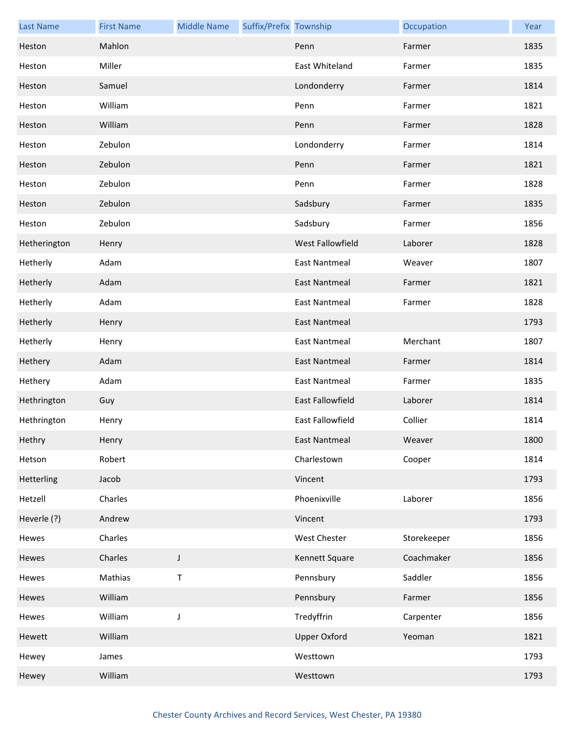| Last Name | First Name | Middle Name | Suffix/Prefix | Township | Occupation | Year |
|---|---|---|---|---|---|---|
| Heston | Mahlon | | | Penn | Farmer | 1835 |
| Heston | Miller | | | East Whiteland | Farmer | 1835 |
| Heston | Samuel | | | Londonderry | Farmer | 1814 |
| Heston | William | | | Penn | Farmer | 1821 |
| Heston | William | | | Penn | Farmer | 1828 |
| Heston | Zebulon | | | Londonderry | Farmer | 1814 |
| Heston | Zebulon | | | Penn | Farmer | 1821 |
| Heston | Zebulon | | | Penn | Farmer | 1828 |
| Heston | Zebulon | | | Sadsbury | Farmer | 1835 |
| Heston | Zebulon | | | Sadsbury | Farmer | 1856 |
| Hetherington | Henry | | | West Fallowfield | Laborer | 1828 |
| Hetherly | Adam | | | East Nantmeal | Weaver | 1807 |
| Hetherly | Adam | | | East Nantmeal | Farmer | 1821 |
| Hetherly | Adam | | | East Nantmeal | Farmer | 1828 |
| Hetherly | Henry | | | East Nantmeal | | 1793 |
| Hetherly | Henry | | | East Nantmeal | Merchant | 1807 |
| Hethery | Adam | | | East Nantmeal | Farmer | 1814 |
| Hethery | Adam | | | East Nantmeal | Farmer | 1835 |
| Hethrington | Guy | | | East Fallowfield | Laborer | 1814 |
| Hethrington | Henry | | | East Fallowfield | Collier | 1814 |
| Hethry | Henry | | | East Nantmeal | Weaver | 1800 |
| Hetson | Robert | | | Charlestown | Cooper | 1814 |
| Hetterling | Jacob | | | Vincent | | 1793 |
| Hetzell | Charles | | | Phoenixville | Laborer | 1856 |
| Heverle (?) | Andrew | | | Vincent | | 1793 |
| Hewes | Charles | | | West Chester | Storekeeper | 1856 |
| Hewes | Charles | J | | Kennett Square | Coachmaker | 1856 |
| Hewes | Mathias | T | | Pennsbury | Saddler | 1856 |
| Hewes | William | | | Pennsbury | Farmer | 1856 |
| Hewes | William | J | | Tredyffrin | Carpenter | 1856 |
| Hewett | William | | | Upper Oxford | Yeoman | 1821 |
| Hewey | James | | | Westtown | | 1793 |
| Hewey | William | | | Westtown | | 1793 |

Chester County Archives and Record Services, West Chester, PA 19380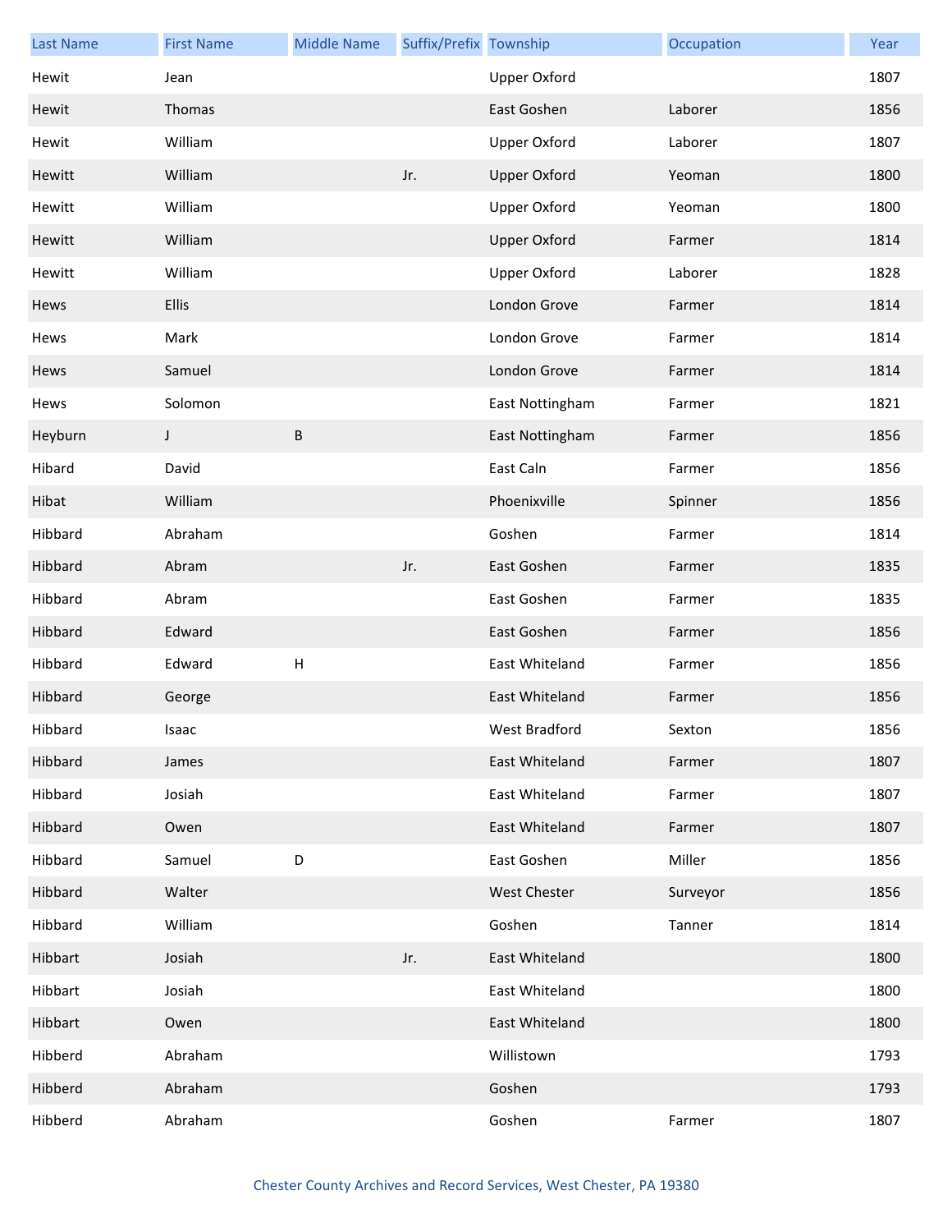| Last Name | First Name | Middle Name | Suffix/Prefix | Township | Occupation | Year |
|---|---|---|---|---|---|---|
| Hewit | Jean | | | Upper Oxford | | 1807 |
| Hewit | Thomas | | | East Goshen | Laborer | 1856 |
| Hewit | William | | | Upper Oxford | Laborer | 1807 |
| Hewitt | William | | Jr. | Upper Oxford | Yeoman | 1800 |
| Hewitt | William | | | Upper Oxford | Yeoman | 1800 |
| Hewitt | William | | | Upper Oxford | Farmer | 1814 |
| Hewitt | William | | | Upper Oxford | Laborer | 1828 |
| Hews | Ellis | | | London Grove | Farmer | 1814 |
| Hews | Mark | | | London Grove | Farmer | 1814 |
| Hews | Samuel | | | London Grove | Farmer | 1814 |
| Hews | Solomon | | | East Nottingham | Farmer | 1821 |
| Heyburn | J | B | | East Nottingham | Farmer | 1856 |
| Hibard | David | | | East Caln | Farmer | 1856 |
| Hibat | William | | | Phoenixville | Spinner | 1856 |
| Hibbard | Abraham | | | Goshen | Farmer | 1814 |
| Hibbard | Abram | | Jr. | East Goshen | Farmer | 1835 |
| Hibbard | Abram | | | East Goshen | Farmer | 1835 |
| Hibbard | Edward | | | East Goshen | Farmer | 1856 |
| Hibbard | Edward | H | | East Whiteland | Farmer | 1856 |
| Hibbard | George | | | East Whiteland | Farmer | 1856 |
| Hibbard | Isaac | | | West Bradford | Sexton | 1856 |
| Hibbard | James | | | East Whiteland | Farmer | 1807 |
| Hibbard | Josiah | | | East Whiteland | Farmer | 1807 |
| Hibbard | Owen | | | East Whiteland | Farmer | 1807 |
| Hibbard | Samuel | D | | East Goshen | Miller | 1856 |
| Hibbard | Walter | | | West Chester | Surveyor | 1856 |
| Hibbard | William | | | Goshen | Tanner | 1814 |
| Hibbart | Josiah | | Jr. | East Whiteland | | 1800 |
| Hibbart | Josiah | | | East Whiteland | | 1800 |
| Hibbart | Owen | | | East Whiteland | | 1800 |
| Hibberd | Abraham | | | Willistown | | 1793 |
| Hibberd | Abraham | | | Goshen | | 1793 |
| Hibberd | Abraham | | | Goshen | Farmer | 1807 |

Chester County Archives and Record Services, West Chester, PA 19380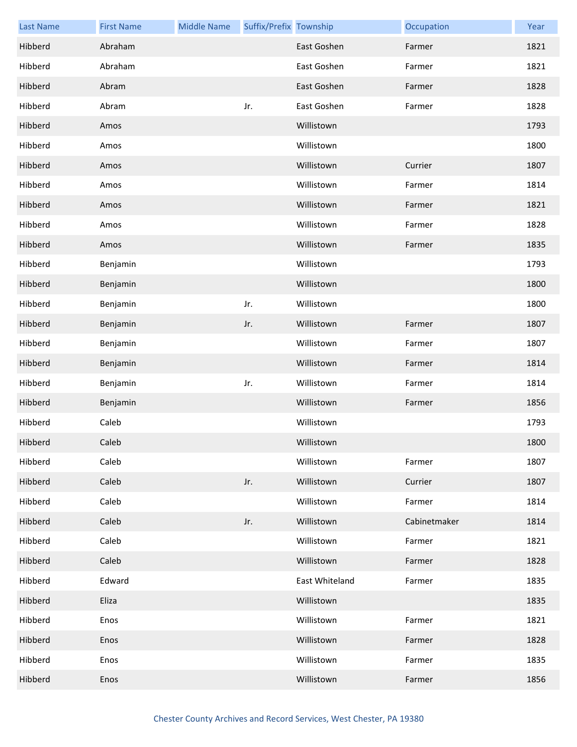| Last Name | First Name | Middle Name | Suffix/Prefix | Township | Occupation | Year |
| --- | --- | --- | --- | --- | --- | --- |
| Hibberd | Abraham | | | East Goshen | Farmer | 1821 |
| Hibberd | Abraham | | | East Goshen | Farmer | 1821 |
| Hibberd | Abram | | | East Goshen | Farmer | 1828 |
| Hibberd | Abram | | Jr. | East Goshen | Farmer | 1828 |
| Hibberd | Amos | | | Willistown | | 1793 |
| Hibberd | Amos | | | Willistown | | 1800 |
| Hibberd | Amos | | | Willistown | Currier | 1807 |
| Hibberd | Amos | | | Willistown | Farmer | 1814 |
| Hibberd | Amos | | | Willistown | Farmer | 1821 |
| Hibberd | Amos | | | Willistown | Farmer | 1828 |
| Hibberd | Amos | | | Willistown | Farmer | 1835 |
| Hibberd | Benjamin | | | Willistown | | 1793 |
| Hibberd | Benjamin | | | Willistown | | 1800 |
| Hibberd | Benjamin | | Jr. | Willistown | | 1800 |
| Hibberd | Benjamin | | Jr. | Willistown | Farmer | 1807 |
| Hibberd | Benjamin | | | Willistown | Farmer | 1807 |
| Hibberd | Benjamin | | | Willistown | Farmer | 1814 |
| Hibberd | Benjamin | | Jr. | Willistown | Farmer | 1814 |
| Hibberd | Benjamin | | | Willistown | Farmer | 1856 |
| Hibberd | Caleb | | | Willistown | | 1793 |
| Hibberd | Caleb | | | Willistown | | 1800 |
| Hibberd | Caleb | | | Willistown | Farmer | 1807 |
| Hibberd | Caleb | | Jr. | Willistown | Currier | 1807 |
| Hibberd | Caleb | | | Willistown | Farmer | 1814 |
| Hibberd | Caleb | | Jr. | Willistown | Cabinetmaker | 1814 |
| Hibberd | Caleb | | | Willistown | Farmer | 1821 |
| Hibberd | Caleb | | | Willistown | Farmer | 1828 |
| Hibberd | Edward | | | East Whiteland | Farmer | 1835 |
| Hibberd | Eliza | | | Willistown | | 1835 |
| Hibberd | Enos | | | Willistown | Farmer | 1821 |
| Hibberd | Enos | | | Willistown | Farmer | 1828 |
| Hibberd | Enos | | | Willistown | Farmer | 1835 |
| Hibberd | Enos | | | Willistown | Farmer | 1856 |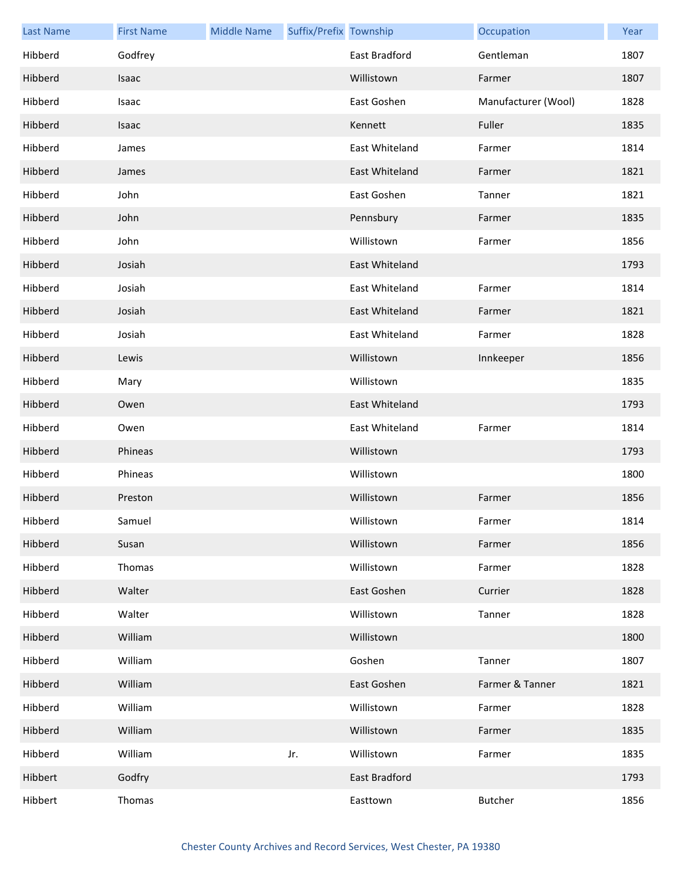| Last Name | First Name | Middle Name | Suffix/Prefix | Township | Occupation | Year |
|---|---|---|---|---|---|---|
| Hibberd | Godfrey | | | East Bradford | Gentleman | 1807 |
| Hibberd | Isaac | | | Willistown | Farmer | 1807 |
| Hibberd | Isaac | | | East Goshen | Manufacturer (Wool) | 1828 |
| Hibberd | Isaac | | | Kennett | Fuller | 1835 |
| Hibberd | James | | | East Whiteland | Farmer | 1814 |
| Hibberd | James | | | East Whiteland | Farmer | 1821 |
| Hibberd | John | | | East Goshen | Tanner | 1821 |
| Hibberd | John | | | Pennsbury | Farmer | 1835 |
| Hibberd | John | | | Willistown | Farmer | 1856 |
| Hibberd | Josiah | | | East Whiteland | | 1793 |
| Hibberd | Josiah | | | East Whiteland | Farmer | 1814 |
| Hibberd | Josiah | | | East Whiteland | Farmer | 1821 |
| Hibberd | Josiah | | | East Whiteland | Farmer | 1828 |
| Hibberd | Lewis | | | Willistown | Innkeeper | 1856 |
| Hibberd | Mary | | | Willistown | | 1835 |
| Hibberd | Owen | | | East Whiteland | | 1793 |
| Hibberd | Owen | | | East Whiteland | Farmer | 1814 |
| Hibberd | Phineas | | | Willistown | | 1793 |
| Hibberd | Phineas | | | Willistown | | 1800 |
| Hibberd | Preston | | | Willistown | Farmer | 1856 |
| Hibberd | Samuel | | | Willistown | Farmer | 1814 |
| Hibberd | Susan | | | Willistown | Farmer | 1856 |
| Hibberd | Thomas | | | Willistown | Farmer | 1828 |
| Hibberd | Walter | | | East Goshen | Currier | 1828 |
| Hibberd | Walter | | | Willistown | Tanner | 1828 |
| Hibberd | William | | | Willistown | | 1800 |
| Hibberd | William | | | Goshen | Tanner | 1807 |
| Hibberd | William | | | East Goshen | Farmer & Tanner | 1821 |
| Hibberd | William | | | Willistown | Farmer | 1828 |
| Hibberd | William | | | Willistown | Farmer | 1835 |
| Hibberd | William | | Jr. | Willistown | Farmer | 1835 |
| Hibbert | Godfry | | | East Bradford | | 1793 |
| Hibbert | Thomas | | | Easttown | Butcher | 1856 |

Chester County Archives and Record Services, West Chester, PA 19380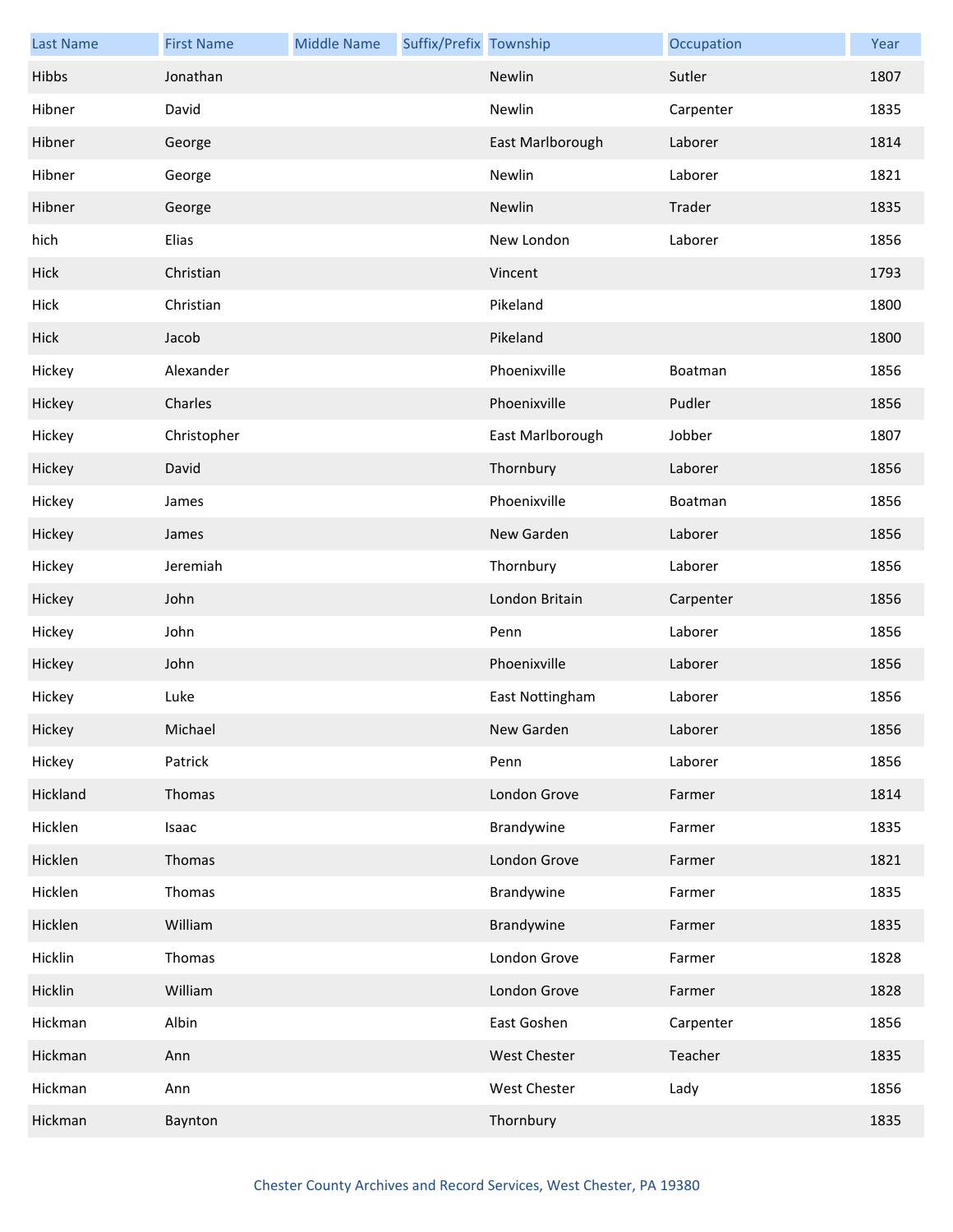| Last Name | First Name | Middle Name | Suffix/Prefix | Township | Occupation | Year |
| --- | --- | --- | --- | --- | --- | --- |
| Hibbs | Jonathan | | | Newlin | Sutler | 1807 |
| Hibner | David | | | Newlin | Carpenter | 1835 |
| Hibner | George | | | East Marlborough | Laborer | 1814 |
| Hibner | George | | | Newlin | Laborer | 1821 |
| Hibner | George | | | Newlin | Trader | 1835 |
| hich | Elias | | | New London | Laborer | 1856 |
| Hick | Christian | | | Vincent | | 1793 |
| Hick | Christian | | | Pikeland | | 1800 |
| Hick | Jacob | | | Pikeland | | 1800 |
| Hickey | Alexander | | | Phoenixville | Boatman | 1856 |
| Hickey | Charles | | | Phoenixville | Pudler | 1856 |
| Hickey | Christopher | | | East Marlborough | Jobber | 1807 |
| Hickey | David | | | Thornbury | Laborer | 1856 |
| Hickey | James | | | Phoenixville | Boatman | 1856 |
| Hickey | James | | | New Garden | Laborer | 1856 |
| Hickey | Jeremiah | | | Thornbury | Laborer | 1856 |
| Hickey | John | | | London Britain | Carpenter | 1856 |
| Hickey | John | | | Penn | Laborer | 1856 |
| Hickey | John | | | Phoenixville | Laborer | 1856 |
| Hickey | Luke | | | East Nottingham | Laborer | 1856 |
| Hickey | Michael | | | New Garden | Laborer | 1856 |
| Hickey | Patrick | | | Penn | Laborer | 1856 |
| Hickland | Thomas | | | London Grove | Farmer | 1814 |
| Hicklen | Isaac | | | Brandywine | Farmer | 1835 |
| Hicklen | Thomas | | | London Grove | Farmer | 1821 |
| Hicklen | Thomas | | | Brandywine | Farmer | 1835 |
| Hicklen | William | | | Brandywine | Farmer | 1835 |
| Hicklin | Thomas | | | London Grove | Farmer | 1828 |
| Hicklin | William | | | London Grove | Farmer | 1828 |
| Hickman | Albin | | | East Goshen | Carpenter | 1856 |
| Hickman | Ann | | | West Chester | Teacher | 1835 |
| Hickman | Ann | | | West Chester | Lady | 1856 |
| Hickman | Baynton | | | Thornbury | | 1835 |

Chester County Archives and Record Services, West Chester, PA 19380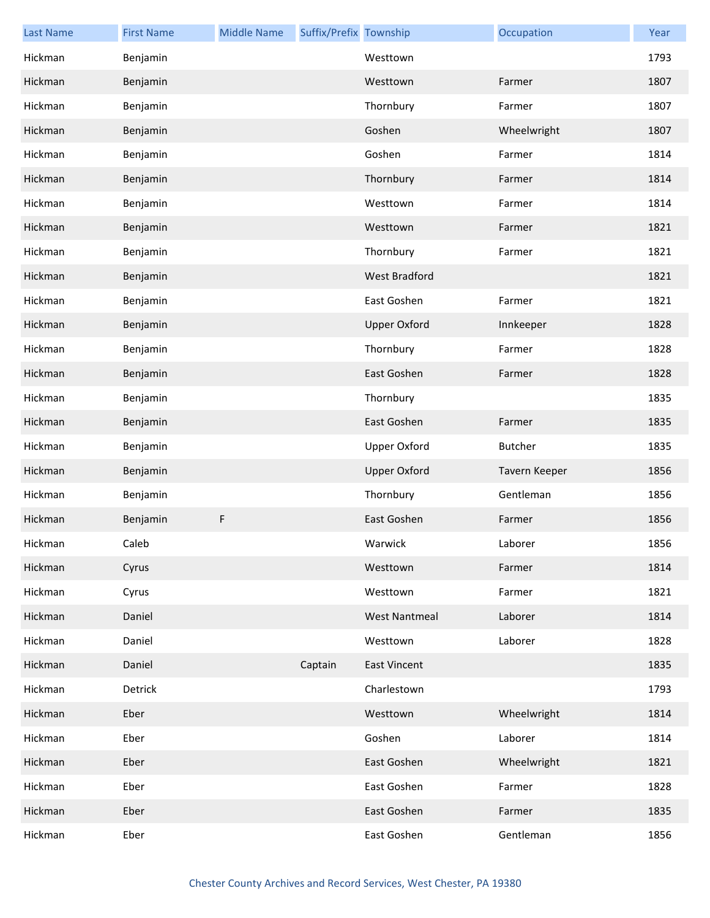| Last Name | First Name | Middle Name | Suffix/Prefix | Township | Occupation | Year |
| --- | --- | --- | --- | --- | --- | --- |
| Hickman | Benjamin | | | Westtown | | 1793 |
| Hickman | Benjamin | | | Westtown | Farmer | 1807 |
| Hickman | Benjamin | | | Thornbury | Farmer | 1807 |
| Hickman | Benjamin | | | Goshen | Wheelwright | 1807 |
| Hickman | Benjamin | | | Goshen | Farmer | 1814 |
| Hickman | Benjamin | | | Thornbury | Farmer | 1814 |
| Hickman | Benjamin | | | Westtown | Farmer | 1814 |
| Hickman | Benjamin | | | Westtown | Farmer | 1821 |
| Hickman | Benjamin | | | Thornbury | Farmer | 1821 |
| Hickman | Benjamin | | | West Bradford | | 1821 |
| Hickman | Benjamin | | | East Goshen | Farmer | 1821 |
| Hickman | Benjamin | | | Upper Oxford | Innkeeper | 1828 |
| Hickman | Benjamin | | | Thornbury | Farmer | 1828 |
| Hickman | Benjamin | | | East Goshen | Farmer | 1828 |
| Hickman | Benjamin | | | Thornbury | | 1835 |
| Hickman | Benjamin | | | East Goshen | Farmer | 1835 |
| Hickman | Benjamin | | | Upper Oxford | Butcher | 1835 |
| Hickman | Benjamin | | | Upper Oxford | Tavern Keeper | 1856 |
| Hickman | Benjamin | | | Thornbury | Gentleman | 1856 |
| Hickman | Benjamin | F | | East Goshen | Farmer | 1856 |
| Hickman | Caleb | | | Warwick | Laborer | 1856 |
| Hickman | Cyrus | | | Westtown | Farmer | 1814 |
| Hickman | Cyrus | | | Westtown | Farmer | 1821 |
| Hickman | Daniel | | | West Nantmeal | Laborer | 1814 |
| Hickman | Daniel | | | Westtown | Laborer | 1828 |
| Hickman | Daniel | | Captain | East Vincent | | 1835 |
| Hickman | Detrick | | | Charlestown | | 1793 |
| Hickman | Eber | | | Westtown | Wheelwright | 1814 |
| Hickman | Eber | | | Goshen | Laborer | 1814 |
| Hickman | Eber | | | East Goshen | Wheelwright | 1821 |
| Hickman | Eber | | | East Goshen | Farmer | 1828 |
| Hickman | Eber | | | East Goshen | Farmer | 1835 |
| Hickman | Eber | | | East Goshen | Gentleman | 1856 |

Chester County Archives and Record Services, West Chester, PA 19380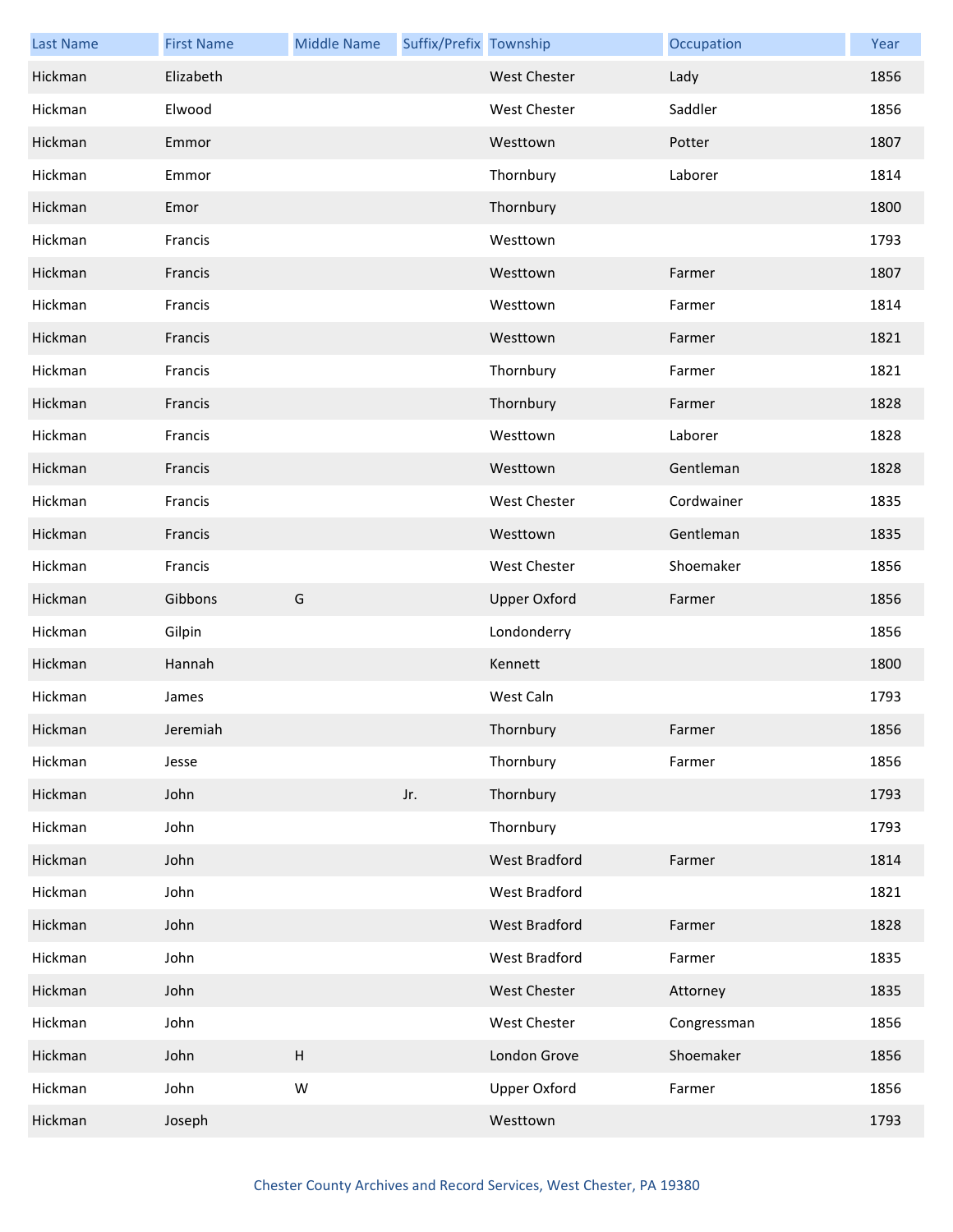| Last Name | First Name | Middle Name | Suffix/Prefix | Township | Occupation | Year |
| --- | --- | --- | --- | --- | --- | --- |
| Hickman | Elizabeth | | | West Chester | Lady | 1856 |
| Hickman | Elwood | | | West Chester | Saddler | 1856 |
| Hickman | Emmor | | | Westtown | Potter | 1807 |
| Hickman | Emmor | | | Thornbury | Laborer | 1814 |
| Hickman | Emor | | | Thornbury | | 1800 |
| Hickman | Francis | | | Westtown | | 1793 |
| Hickman | Francis | | | Westtown | Farmer | 1807 |
| Hickman | Francis | | | Westtown | Farmer | 1814 |
| Hickman | Francis | | | Westtown | Farmer | 1821 |
| Hickman | Francis | | | Thornbury | Farmer | 1821 |
| Hickman | Francis | | | Thornbury | Farmer | 1828 |
| Hickman | Francis | | | Westtown | Laborer | 1828 |
| Hickman | Francis | | | Westtown | Gentleman | 1828 |
| Hickman | Francis | | | West Chester | Cordwainer | 1835 |
| Hickman | Francis | | | Westtown | Gentleman | 1835 |
| Hickman | Francis | | | West Chester | Shoemaker | 1856 |
| Hickman | Gibbons | G | | Upper Oxford | Farmer | 1856 |
| Hickman | Gilpin | | | Londonderry | | 1856 |
| Hickman | Hannah | | | Kennett | | 1800 |
| Hickman | James | | | West Caln | | 1793 |
| Hickman | Jeremiah | | | Thornbury | Farmer | 1856 |
| Hickman | Jesse | | | Thornbury | Farmer | 1856 |
| Hickman | John | | Jr. | Thornbury | | 1793 |
| Hickman | John | | | Thornbury | | 1793 |
| Hickman | John | | | West Bradford | Farmer | 1814 |
| Hickman | John | | | West Bradford | | 1821 |
| Hickman | John | | | West Bradford | Farmer | 1828 |
| Hickman | John | | | West Bradford | Farmer | 1835 |
| Hickman | John | | | West Chester | Attorney | 1835 |
| Hickman | John | | | West Chester | Congressman | 1856 |
| Hickman | John | H | | London Grove | Shoemaker | 1856 |
| Hickman | John | W | | Upper Oxford | Farmer | 1856 |
| Hickman | Joseph | | | Westtown | | 1793 |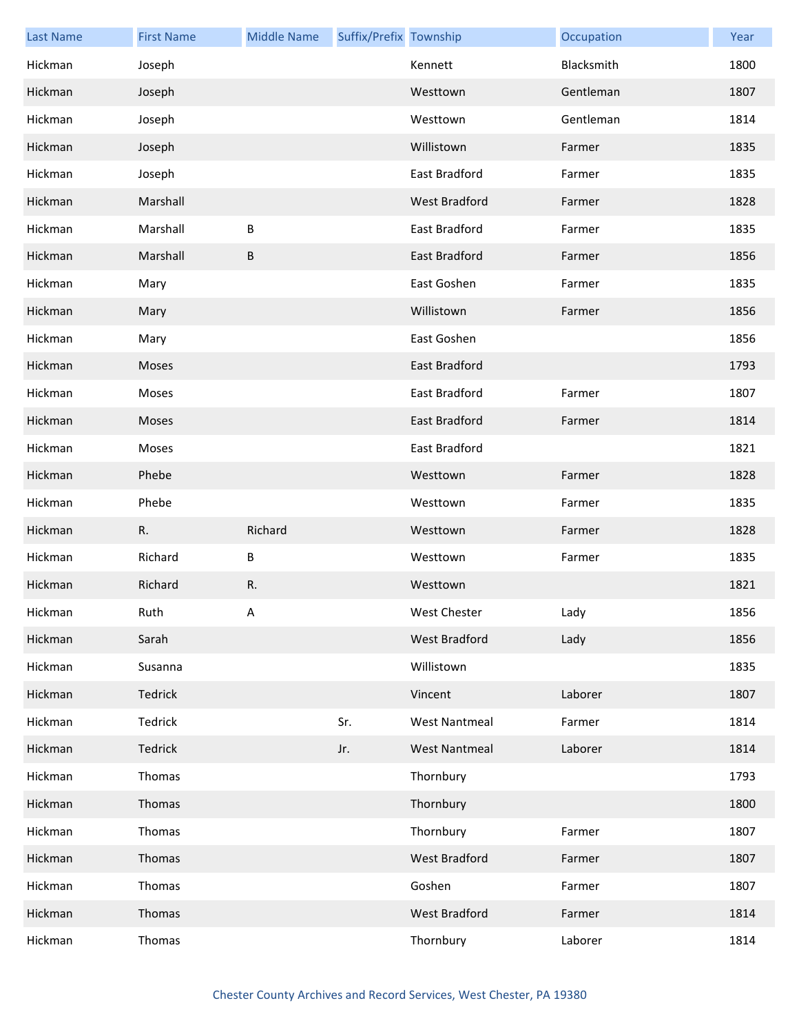| Last Name | First Name | Middle Name | Suffix/Prefix | Township | Occupation | Year |
| --- | --- | --- | --- | --- | --- | --- |
| Hickman | Joseph | | | Kennett | Blacksmith | 1800 |
| Hickman | Joseph | | | Westtown | Gentleman | 1807 |
| Hickman | Joseph | | | Westtown | Gentleman | 1814 |
| Hickman | Joseph | | | Willistown | Farmer | 1835 |
| Hickman | Joseph | | | East Bradford | Farmer | 1835 |
| Hickman | Marshall | | | West Bradford | Farmer | 1828 |
| Hickman | Marshall | B | | East Bradford | Farmer | 1835 |
| Hickman | Marshall | B | | East Bradford | Farmer | 1856 |
| Hickman | Mary | | | East Goshen | Farmer | 1835 |
| Hickman | Mary | | | Willistown | Farmer | 1856 |
| Hickman | Mary | | | East Goshen | | 1856 |
| Hickman | Moses | | | East Bradford | | 1793 |
| Hickman | Moses | | | East Bradford | Farmer | 1807 |
| Hickman | Moses | | | East Bradford | Farmer | 1814 |
| Hickman | Moses | | | East Bradford | | 1821 |
| Hickman | Phebe | | | Westtown | Farmer | 1828 |
| Hickman | Phebe | | | Westtown | Farmer | 1835 |
| Hickman | R. | Richard | | Westtown | Farmer | 1828 |
| Hickman | Richard | B | | Westtown | Farmer | 1835 |
| Hickman | Richard | R. | | Westtown | | 1821 |
| Hickman | Ruth | A | | West Chester | Lady | 1856 |
| Hickman | Sarah | | | West Bradford | Lady | 1856 |
| Hickman | Susanna | | | Willistown | | 1835 |
| Hickman | Tedrick | | | Vincent | Laborer | 1807 |
| Hickman | Tedrick | | Sr. | West Nantmeal | Farmer | 1814 |
| Hickman | Tedrick | | Jr. | West Nantmeal | Laborer | 1814 |
| Hickman | Thomas | | | Thornbury | | 1793 |
| Hickman | Thomas | | | Thornbury | | 1800 |
| Hickman | Thomas | | | Thornbury | Farmer | 1807 |
| Hickman | Thomas | | | West Bradford | Farmer | 1807 |
| Hickman | Thomas | | | Goshen | Farmer | 1807 |
| Hickman | Thomas | | | West Bradford | Farmer | 1814 |
| Hickman | Thomas | | | Thornbury | Laborer | 1814 |

Chester County Archives and Record Services, West Chester, PA 19380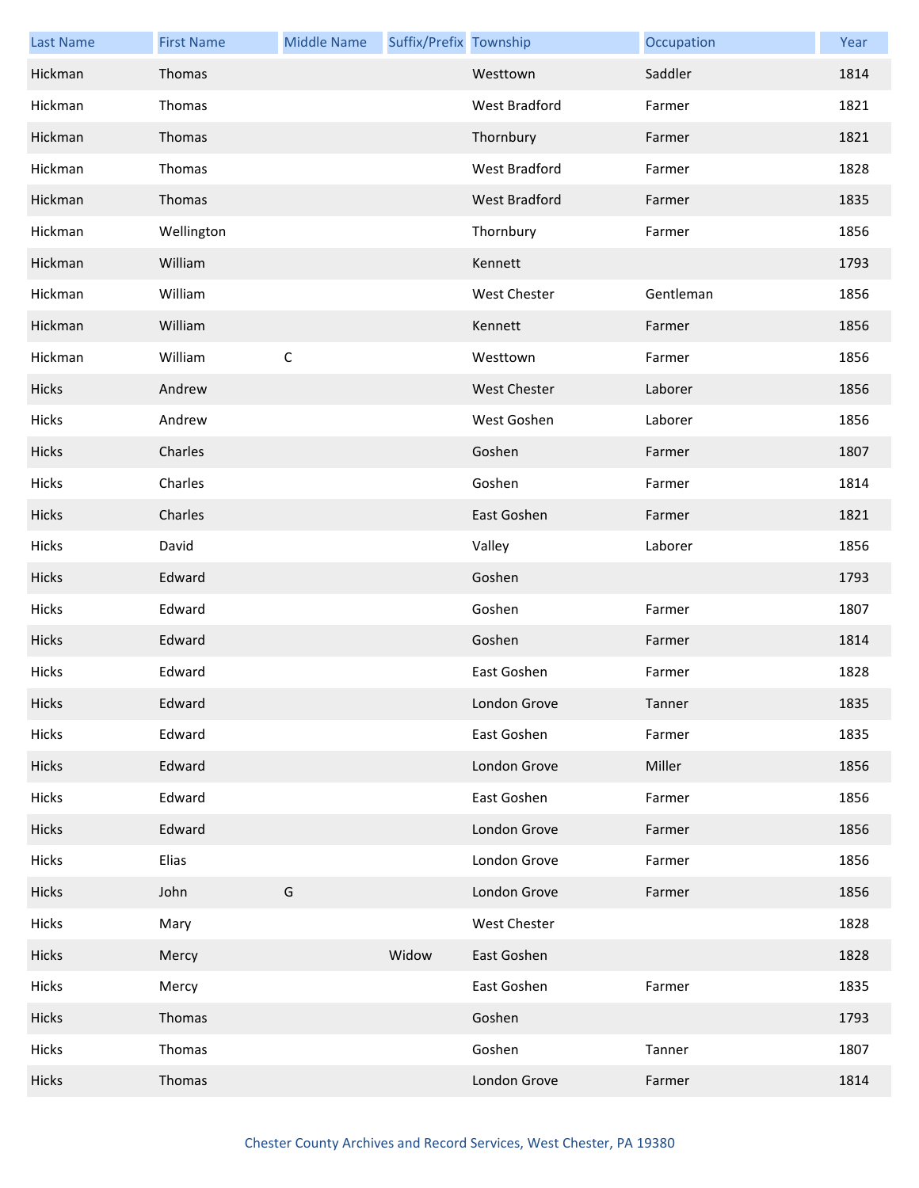| Last Name | First Name | Middle Name | Suffix/Prefix | Township | Occupation | Year |
| --- | --- | --- | --- | --- | --- | --- |
| Hickman | Thomas | | | Westtown | Saddler | 1814 |
| Hickman | Thomas | | | West Bradford | Farmer | 1821 |
| Hickman | Thomas | | | Thornbury | Farmer | 1821 |
| Hickman | Thomas | | | West Bradford | Farmer | 1828 |
| Hickman | Thomas | | | West Bradford | Farmer | 1835 |
| Hickman | Wellington | | | Thornbury | Farmer | 1856 |
| Hickman | William | | | Kennett | | 1793 |
| Hickman | William | | | West Chester | Gentleman | 1856 |
| Hickman | William | | | Kennett | Farmer | 1856 |
| Hickman | William | C | | Westtown | Farmer | 1856 |
| Hicks | Andrew | | | West Chester | Laborer | 1856 |
| Hicks | Andrew | | | West Goshen | Laborer | 1856 |
| Hicks | Charles | | | Goshen | Farmer | 1807 |
| Hicks | Charles | | | Goshen | Farmer | 1814 |
| Hicks | Charles | | | East Goshen | Farmer | 1821 |
| Hicks | David | | | Valley | Laborer | 1856 |
| Hicks | Edward | | | Goshen | | 1793 |
| Hicks | Edward | | | Goshen | Farmer | 1807 |
| Hicks | Edward | | | Goshen | Farmer | 1814 |
| Hicks | Edward | | | East Goshen | Farmer | 1828 |
| Hicks | Edward | | | London Grove | Tanner | 1835 |
| Hicks | Edward | | | East Goshen | Farmer | 1835 |
| Hicks | Edward | | | London Grove | Miller | 1856 |
| Hicks | Edward | | | East Goshen | Farmer | 1856 |
| Hicks | Edward | | | London Grove | Farmer | 1856 |
| Hicks | Elias | | | London Grove | Farmer | 1856 |
| Hicks | John | G | | London Grove | Farmer | 1856 |
| Hicks | Mary | | | West Chester | | 1828 |
| Hicks | Mercy | | Widow | East Goshen | | 1828 |
| Hicks | Mercy | | | East Goshen | Farmer | 1835 |
| Hicks | Thomas | | | Goshen | | 1793 |
| Hicks | Thomas | | | Goshen | Tanner | 1807 |
| Hicks | Thomas | | | London Grove | Farmer | 1814 |

Chester County Archives and Record Services, West Chester, PA 19380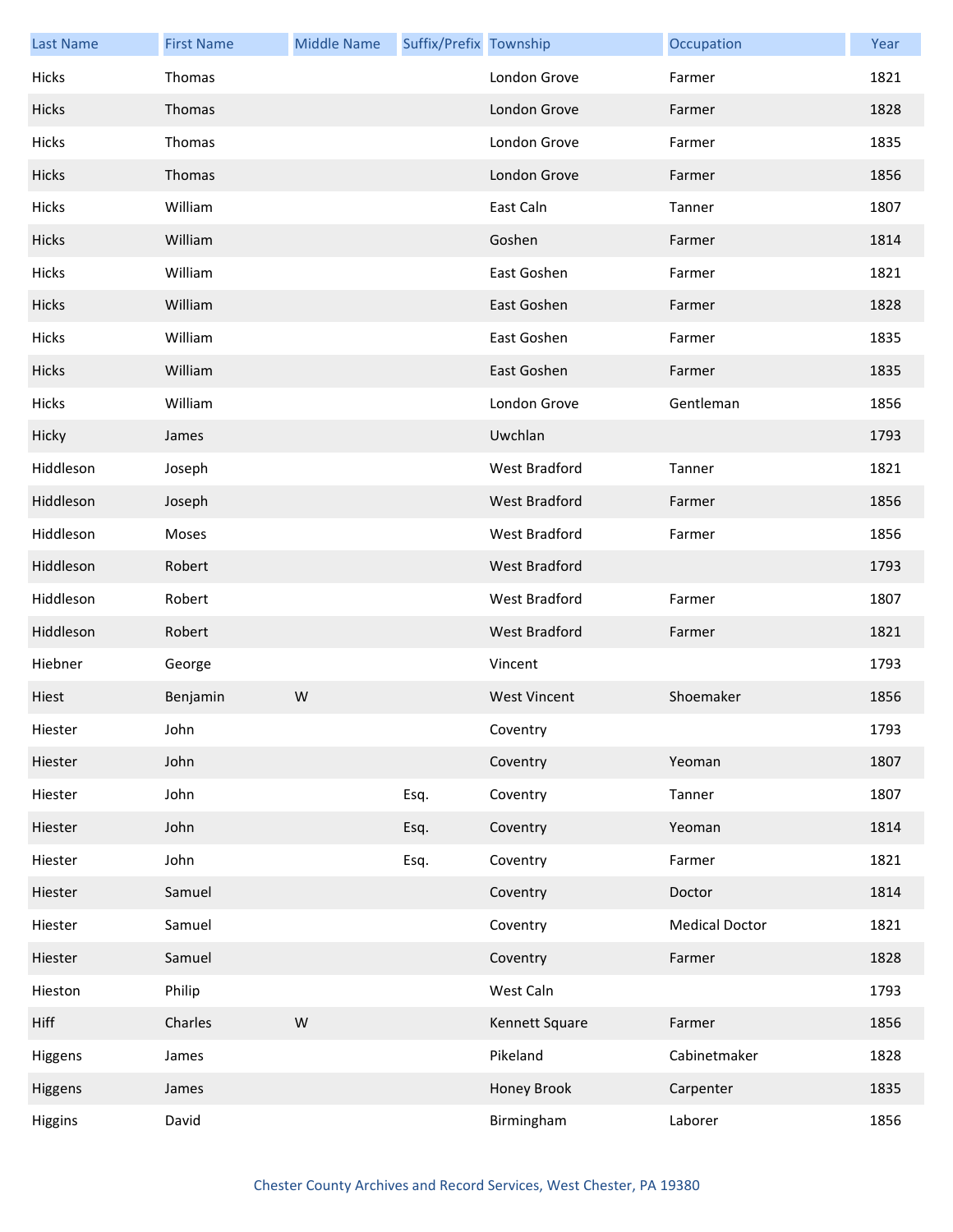| Last Name | First Name | Middle Name | Suffix/Prefix | Township | Occupation | Year |
|---|---|---|---|---|---|---|
| Hicks | Thomas | | | London Grove | Farmer | 1821 |
| Hicks | Thomas | | | London Grove | Farmer | 1828 |
| Hicks | Thomas | | | London Grove | Farmer | 1835 |
| Hicks | Thomas | | | London Grove | Farmer | 1856 |
| Hicks | William | | | East Caln | Tanner | 1807 |
| Hicks | William | | | Goshen | Farmer | 1814 |
| Hicks | William | | | East Goshen | Farmer | 1821 |
| Hicks | William | | | East Goshen | Farmer | 1828 |
| Hicks | William | | | East Goshen | Farmer | 1835 |
| Hicks | William | | | East Goshen | Farmer | 1835 |
| Hicks | William | | | London Grove | Gentleman | 1856 |
| Hicky | James | | | Uwchlan | | 1793 |
| Hiddleson | Joseph | | | West Bradford | Tanner | 1821 |
| Hiddleson | Joseph | | | West Bradford | Farmer | 1856 |
| Hiddleson | Moses | | | West Bradford | Farmer | 1856 |
| Hiddleson | Robert | | | West Bradford | | 1793 |
| Hiddleson | Robert | | | West Bradford | Farmer | 1807 |
| Hiddleson | Robert | | | West Bradford | Farmer | 1821 |
| Hiebner | George | | | Vincent | | 1793 |
| Hiest | Benjamin | W | | West Vincent | Shoemaker | 1856 |
| Hiester | John | | | Coventry | | 1793 |
| Hiester | John | | | Coventry | Yeoman | 1807 |
| Hiester | John | | Esq. | Coventry | Tanner | 1807 |
| Hiester | John | | Esq. | Coventry | Yeoman | 1814 |
| Hiester | John | | Esq. | Coventry | Farmer | 1821 |
| Hiester | Samuel | | | Coventry | Doctor | 1814 |
| Hiester | Samuel | | | Coventry | Medical Doctor | 1821 |
| Hiester | Samuel | | | Coventry | Farmer | 1828 |
| Hieston | Philip | | | West Caln | | 1793 |
| Hiff | Charles | W | | Kennett Square | Farmer | 1856 |
| Higgens | James | | | Pikeland | Cabinetmaker | 1828 |
| Higgens | James | | | Honey Brook | Carpenter | 1835 |
| Higgins | David | | | Birmingham | Laborer | 1856 |

Chester County Archives and Record Services, West Chester, PA 19380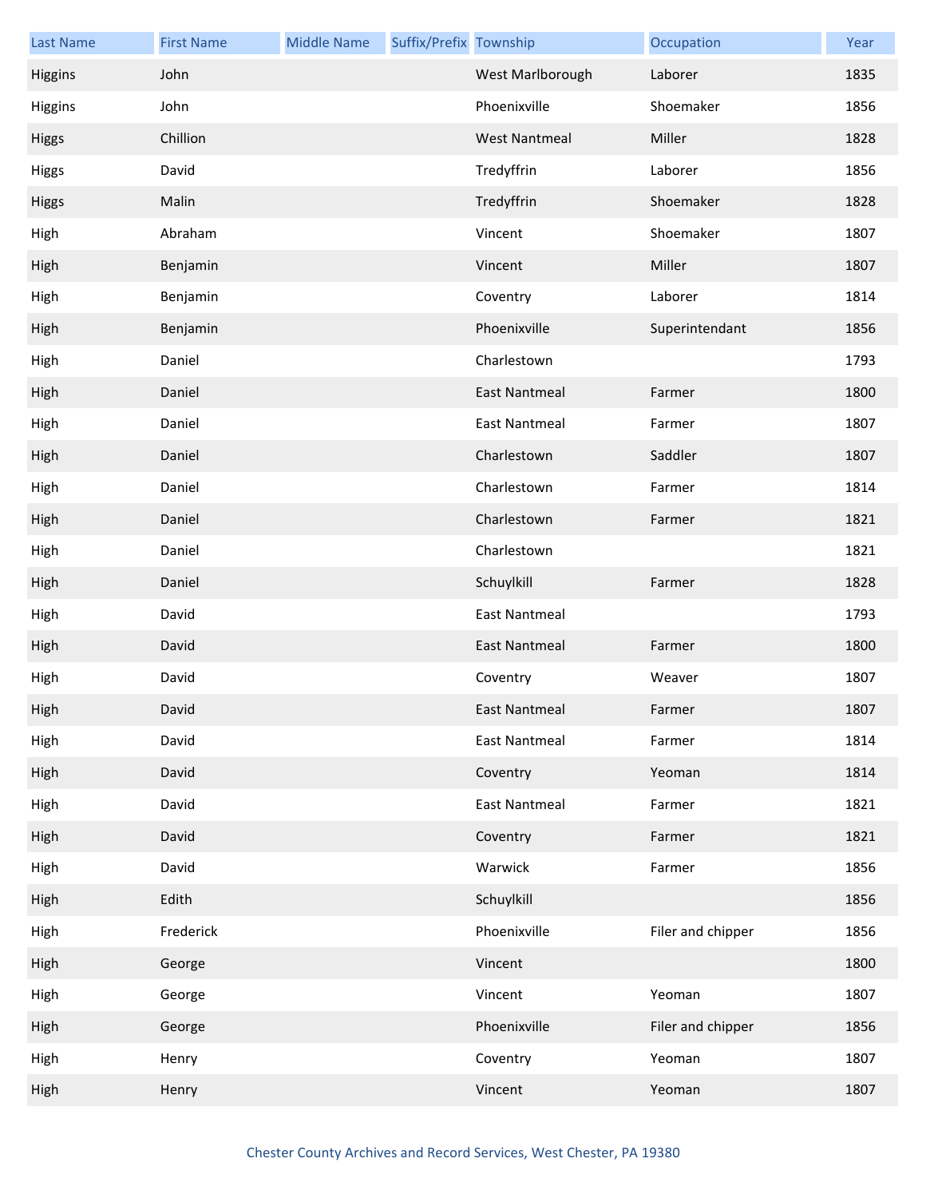| Last Name | First Name | Middle Name | Suffix/Prefix | Township | Occupation | Year |
|---|---|---|---|---|---|---|
| Higgins | John | | | West Marlborough | Laborer | 1835 |
| Higgins | John | | | Phoenixville | Shoemaker | 1856 |
| Higgs | Chillion | | | West Nantmeal | Miller | 1828 |
| Higgs | David | | | Tredyffrin | Laborer | 1856 |
| Higgs | Malin | | | Tredyffrin | Shoemaker | 1828 |
| High | Abraham | | | Vincent | Shoemaker | 1807 |
| High | Benjamin | | | Vincent | Miller | 1807 |
| High | Benjamin | | | Coventry | Laborer | 1814 |
| High | Benjamin | | | Phoenixville | Superintendant | 1856 |
| High | Daniel | | | Charlestown | | 1793 |
| High | Daniel | | | East Nantmeal | Farmer | 1800 |
| High | Daniel | | | East Nantmeal | Farmer | 1807 |
| High | Daniel | | | Charlestown | Saddler | 1807 |
| High | Daniel | | | Charlestown | Farmer | 1814 |
| High | Daniel | | | Charlestown | Farmer | 1821 |
| High | Daniel | | | Charlestown | | 1821 |
| High | Daniel | | | Schuylkill | Farmer | 1828 |
| High | David | | | East Nantmeal | | 1793 |
| High | David | | | East Nantmeal | Farmer | 1800 |
| High | David | | | Coventry | Weaver | 1807 |
| High | David | | | East Nantmeal | Farmer | 1807 |
| High | David | | | East Nantmeal | Farmer | 1814 |
| High | David | | | Coventry | Yeoman | 1814 |
| High | David | | | East Nantmeal | Farmer | 1821 |
| High | David | | | Coventry | Farmer | 1821 |
| High | David | | | Warwick | Farmer | 1856 |
| High | Edith | | | Schuylkill | | 1856 |
| High | Frederick | | | Phoenixville | Filer and chipper | 1856 |
| High | George | | | Vincent | | 1800 |
| High | George | | | Vincent | Yeoman | 1807 |
| High | George | | | Phoenixville | Filer and chipper | 1856 |
| High | Henry | | | Coventry | Yeoman | 1807 |
| High | Henry | | | Vincent | Yeoman | 1807 |

Chester County Archives and Record Services, West Chester, PA 19380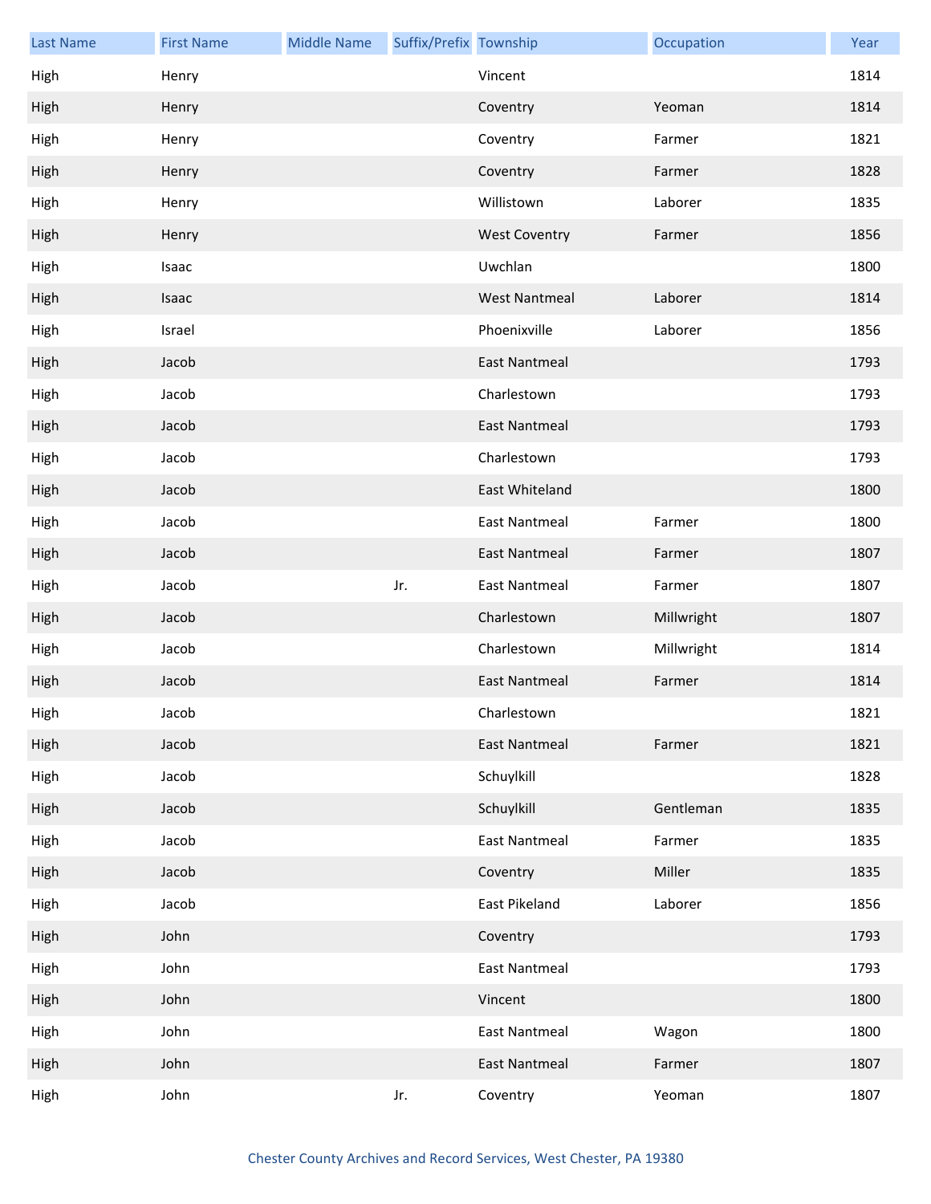| Last Name | First Name | Middle Name | Suffix/Prefix | Township | Occupation | Year |
|---|---|---|---|---|---|---|
| High | Henry | | | Vincent | | 1814 |
| High | Henry | | | Coventry | Yeoman | 1814 |
| High | Henry | | | Coventry | Farmer | 1821 |
| High | Henry | | | Coventry | Farmer | 1828 |
| High | Henry | | | Willistown | Laborer | 1835 |
| High | Henry | | | West Coventry | Farmer | 1856 |
| High | Isaac | | | Uwchlan | | 1800 |
| High | Isaac | | | West Nantmeal | Laborer | 1814 |
| High | Israel | | | Phoenixville | Laborer | 1856 |
| High | Jacob | | | East Nantmeal | | 1793 |
| High | Jacob | | | Charlestown | | 1793 |
| High | Jacob | | | East Nantmeal | | 1793 |
| High | Jacob | | | Charlestown | | 1793 |
| High | Jacob | | | East Whiteland | | 1800 |
| High | Jacob | | | East Nantmeal | Farmer | 1800 |
| High | Jacob | | | East Nantmeal | Farmer | 1807 |
| High | Jacob | | Jr. | East Nantmeal | Farmer | 1807 |
| High | Jacob | | | Charlestown | Millwright | 1807 |
| High | Jacob | | | Charlestown | Millwright | 1814 |
| High | Jacob | | | East Nantmeal | Farmer | 1814 |
| High | Jacob | | | Charlestown | | 1821 |
| High | Jacob | | | East Nantmeal | Farmer | 1821 |
| High | Jacob | | | Schuylkill | | 1828 |
| High | Jacob | | | Schuylkill | Gentleman | 1835 |
| High | Jacob | | | East Nantmeal | Farmer | 1835 |
| High | Jacob | | | Coventry | Miller | 1835 |
| High | Jacob | | | East Pikeland | Laborer | 1856 |
| High | John | | | Coventry | | 1793 |
| High | John | | | East Nantmeal | | 1793 |
| High | John | | | Vincent | | 1800 |
| High | John | | | East Nantmeal | Wagon | 1800 |
| High | John | | | East Nantmeal | Farmer | 1807 |
| High | John | | Jr. | Coventry | Yeoman | 1807 |

Chester County Archives and Record Services, West Chester, PA 19380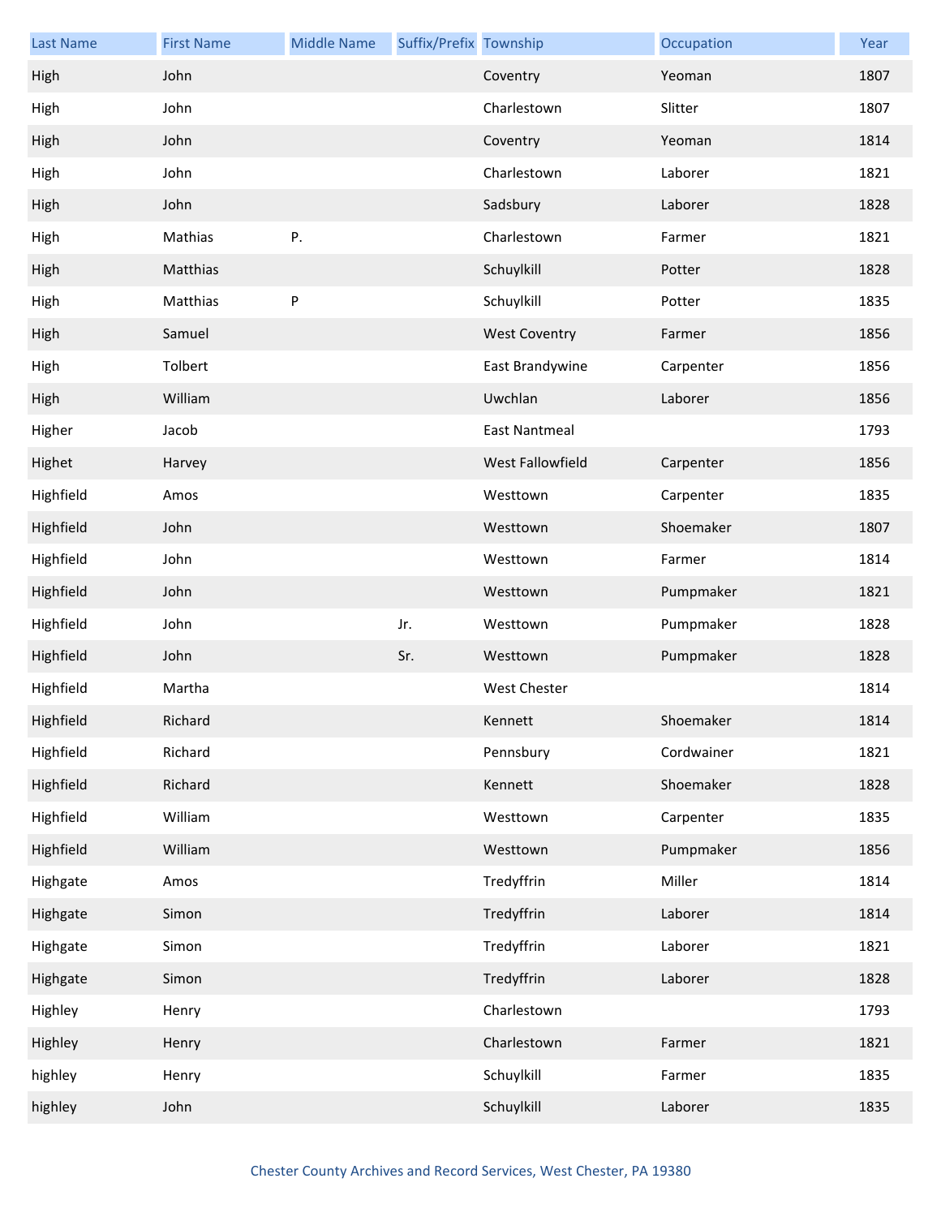| Last Name | First Name | Middle Name | Suffix/Prefix | Township | Occupation | Year |
|---|---|---|---|---|---|---|
| High | John | | | Coventry | Yeoman | 1807 |
| High | John | | | Charlestown | Slitter | 1807 |
| High | John | | | Coventry | Yeoman | 1814 |
| High | John | | | Charlestown | Laborer | 1821 |
| High | John | | | Sadsbury | Laborer | 1828 |
| High | Mathias | P. | | Charlestown | Farmer | 1821 |
| High | Matthias | | | Schuylkill | Potter | 1828 |
| High | Matthias | P | | Schuylkill | Potter | 1835 |
| High | Samuel | | | West Coventry | Farmer | 1856 |
| High | Tolbert | | | East Brandywine | Carpenter | 1856 |
| High | William | | | Uwchlan | Laborer | 1856 |
| Higher | Jacob | | | East Nantmeal | | 1793 |
| Highet | Harvey | | | West Fallowfield | Carpenter | 1856 |
| Highfield | Amos | | | Westtown | Carpenter | 1835 |
| Highfield | John | | | Westtown | Shoemaker | 1807 |
| Highfield | John | | | Westtown | Farmer | 1814 |
| Highfield | John | | | Westtown | Pumpmaker | 1821 |
| Highfield | John | | Jr. | Westtown | Pumpmaker | 1828 |
| Highfield | John | | Sr. | Westtown | Pumpmaker | 1828 |
| Highfield | Martha | | | West Chester | | 1814 |
| Highfield | Richard | | | Kennett | Shoemaker | 1814 |
| Highfield | Richard | | | Pennsbury | Cordwainer | 1821 |
| Highfield | Richard | | | Kennett | Shoemaker | 1828 |
| Highfield | William | | | Westtown | Carpenter | 1835 |
| Highfield | William | | | Westtown | Pumpmaker | 1856 |
| Highgate | Amos | | | Tredyffrin | Miller | 1814 |
| Highgate | Simon | | | Tredyffrin | Laborer | 1814 |
| Highgate | Simon | | | Tredyffrin | Laborer | 1821 |
| Highgate | Simon | | | Tredyffrin | Laborer | 1828 |
| Highley | Henry | | | Charlestown | | 1793 |
| Highley | Henry | | | Charlestown | Farmer | 1821 |
| highley | Henry | | | Schuylkill | Farmer | 1835 |
| highley | John | | | Schuylkill | Laborer | 1835 |

Chester County Archives and Record Services, West Chester, PA 19380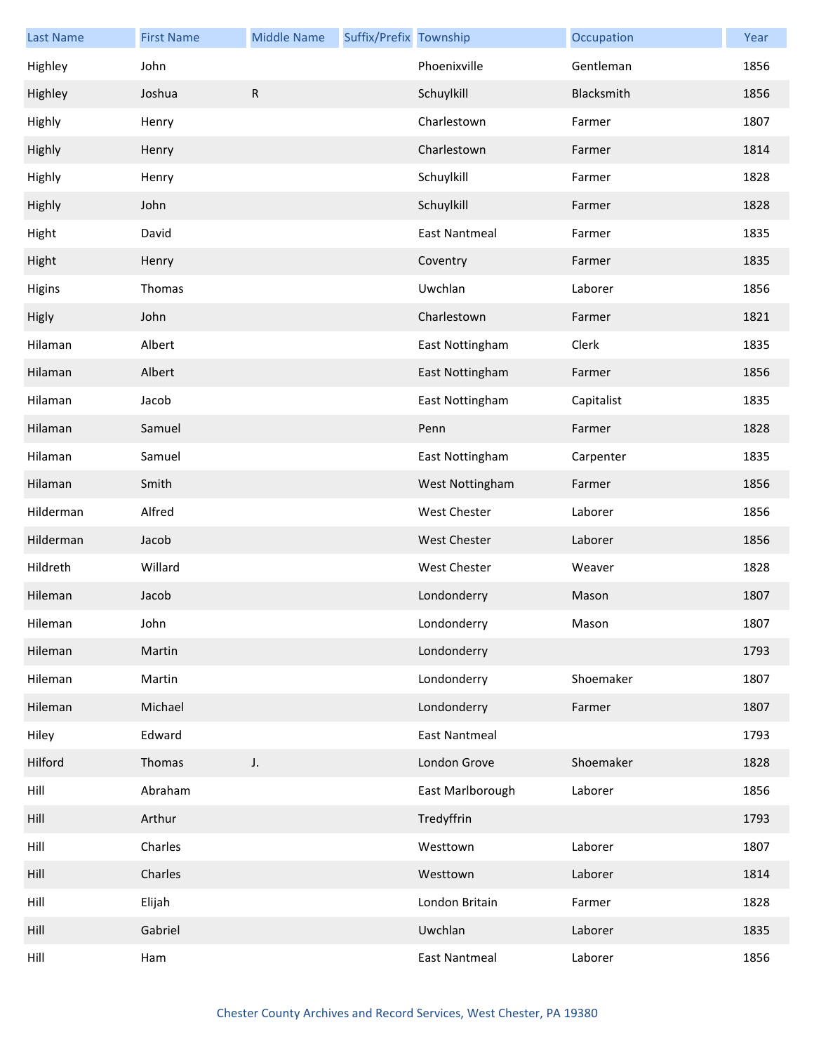| Last Name | First Name | Middle Name | Suffix/Prefix | Township | Occupation | Year |
| --- | --- | --- | --- | --- | --- | --- |
| Highley | John | | | Phoenixville | Gentleman | 1856 |
| Highley | Joshua | R | | Schuylkill | Blacksmith | 1856 |
| Highly | Henry | | | Charlestown | Farmer | 1807 |
| Highly | Henry | | | Charlestown | Farmer | 1814 |
| Highly | Henry | | | Schuylkill | Farmer | 1828 |
| Highly | John | | | Schuylkill | Farmer | 1828 |
| Hight | David | | | East Nantmeal | Farmer | 1835 |
| Hight | Henry | | | Coventry | Farmer | 1835 |
| Higins | Thomas | | | Uwchlan | Laborer | 1856 |
| Higly | John | | | Charlestown | Farmer | 1821 |
| Hilaman | Albert | | | East Nottingham | Clerk | 1835 |
| Hilaman | Albert | | | East Nottingham | Farmer | 1856 |
| Hilaman | Jacob | | | East Nottingham | Capitalist | 1835 |
| Hilaman | Samuel | | | Penn | Farmer | 1828 |
| Hilaman | Samuel | | | East Nottingham | Carpenter | 1835 |
| Hilaman | Smith | | | West Nottingham | Farmer | 1856 |
| Hilderman | Alfred | | | West Chester | Laborer | 1856 |
| Hilderman | Jacob | | | West Chester | Laborer | 1856 |
| Hildreth | Willard | | | West Chester | Weaver | 1828 |
| Hileman | Jacob | | | Londonderry | Mason | 1807 |
| Hileman | John | | | Londonderry | Mason | 1807 |
| Hileman | Martin | | | Londonderry | | 1793 |
| Hileman | Martin | | | Londonderry | Shoemaker | 1807 |
| Hileman | Michael | | | Londonderry | Farmer | 1807 |
| Hiley | Edward | | | East Nantmeal | | 1793 |
| Hilford | Thomas | J. | | London Grove | Shoemaker | 1828 |
| Hill | Abraham | | | East Marlborough | Laborer | 1856 |
| Hill | Arthur | | | Tredyffrin | | 1793 |
| Hill | Charles | | | Westtown | Laborer | 1807 |
| Hill | Charles | | | Westtown | Laborer | 1814 |
| Hill | Elijah | | | London Britain | Farmer | 1828 |
| Hill | Gabriel | | | Uwchlan | Laborer | 1835 |
| Hill | Ham | | | East Nantmeal | Laborer | 1856 |

Chester County Archives and Record Services, West Chester, PA 19380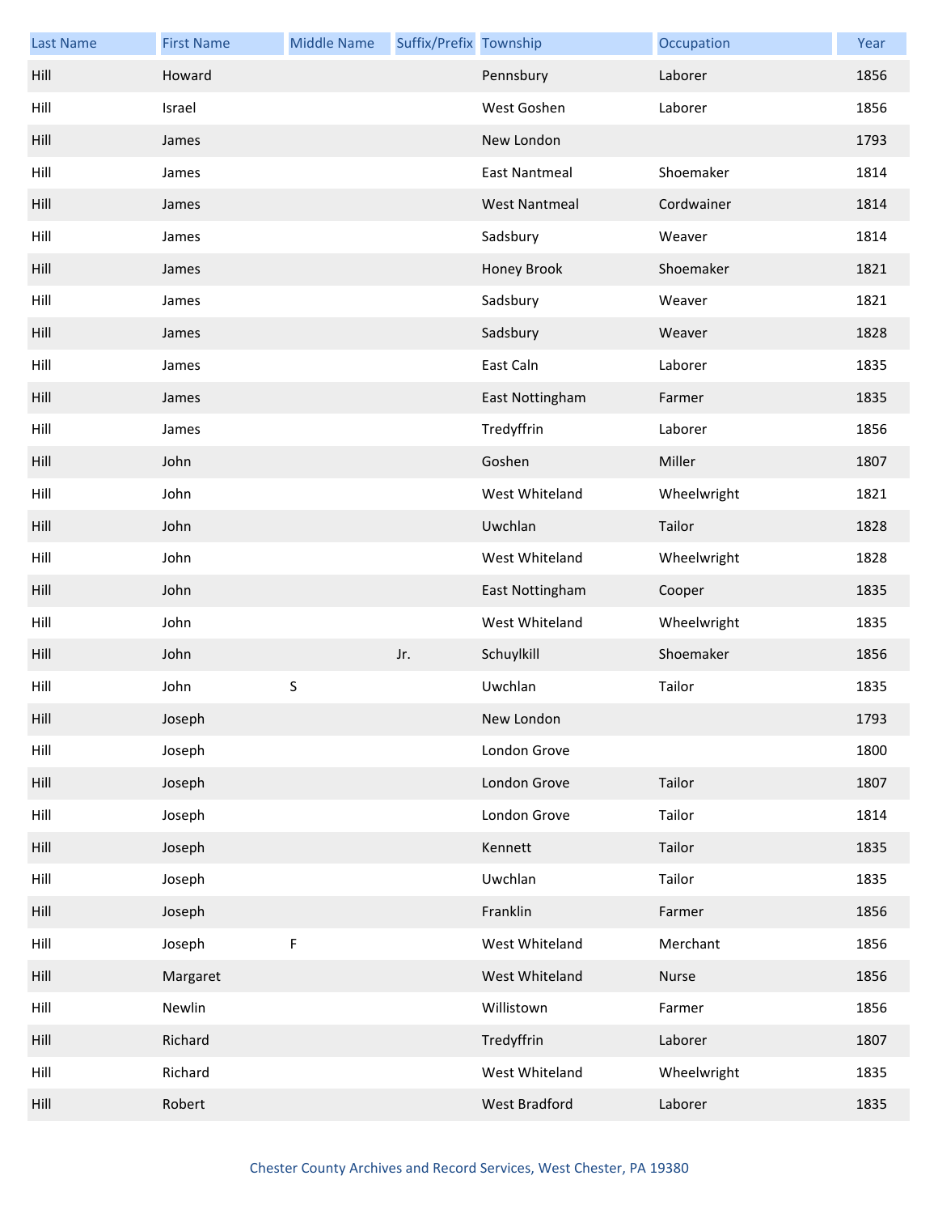| Last Name | First Name | Middle Name | Suffix/Prefix | Township | Occupation | Year |
| --- | --- | --- | --- | --- | --- | --- |
| Hill | Howard | | | Pennsbury | Laborer | 1856 |
| Hill | Israel | | | West Goshen | Laborer | 1856 |
| Hill | James | | | New London | | 1793 |
| Hill | James | | | East Nantmeal | Shoemaker | 1814 |
| Hill | James | | | West Nantmeal | Cordwainer | 1814 |
| Hill | James | | | Sadsbury | Weaver | 1814 |
| Hill | James | | | Honey Brook | Shoemaker | 1821 |
| Hill | James | | | Sadsbury | Weaver | 1821 |
| Hill | James | | | Sadsbury | Weaver | 1828 |
| Hill | James | | | East Caln | Laborer | 1835 |
| Hill | James | | | East Nottingham | Farmer | 1835 |
| Hill | James | | | Tredyffrin | Laborer | 1856 |
| Hill | John | | | Goshen | Miller | 1807 |
| Hill | John | | | West Whiteland | Wheelwright | 1821 |
| Hill | John | | | Uwchlan | Tailor | 1828 |
| Hill | John | | | West Whiteland | Wheelwright | 1828 |
| Hill | John | | | East Nottingham | Cooper | 1835 |
| Hill | John | | | West Whiteland | Wheelwright | 1835 |
| Hill | John | | Jr. | Schuylkill | Shoemaker | 1856 |
| Hill | John | S | | Uwchlan | Tailor | 1835 |
| Hill | Joseph | | | New London | | 1793 |
| Hill | Joseph | | | London Grove | | 1800 |
| Hill | Joseph | | | London Grove | Tailor | 1807 |
| Hill | Joseph | | | London Grove | Tailor | 1814 |
| Hill | Joseph | | | Kennett | Tailor | 1835 |
| Hill | Joseph | | | Uwchlan | Tailor | 1835 |
| Hill | Joseph | | | Franklin | Farmer | 1856 |
| Hill | Joseph | F | | West Whiteland | Merchant | 1856 |
| Hill | Margaret | | | West Whiteland | Nurse | 1856 |
| Hill | Newlin | | | Willistown | Farmer | 1856 |
| Hill | Richard | | | Tredyffrin | Laborer | 1807 |
| Hill | Richard | | | West Whiteland | Wheelwright | 1835 |
| Hill | Robert | | | West Bradford | Laborer | 1835 |

Chester County Archives and Record Services, West Chester, PA 19380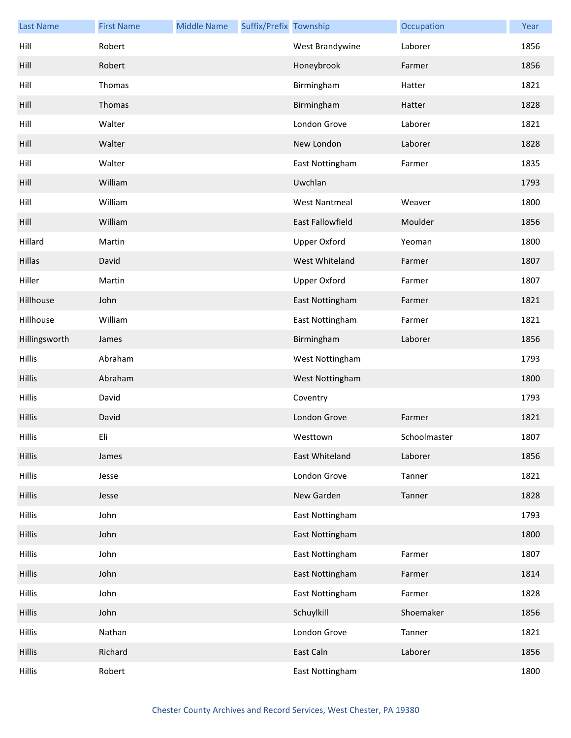| Last Name | First Name | Middle Name | Suffix/Prefix | Township | Occupation | Year |
|---|---|---|---|---|---|---|
| Hill | Robert | | | West Brandywine | Laborer | 1856 |
| Hill | Robert | | | Honeybrook | Farmer | 1856 |
| Hill | Thomas | | | Birmingham | Hatter | 1821 |
| Hill | Thomas | | | Birmingham | Hatter | 1828 |
| Hill | Walter | | | London Grove | Laborer | 1821 |
| Hill | Walter | | | New London | Laborer | 1828 |
| Hill | Walter | | | East Nottingham | Farmer | 1835 |
| Hill | William | | | Uwchlan | | 1793 |
| Hill | William | | | West Nantmeal | Weaver | 1800 |
| Hill | William | | | East Fallowfield | Moulder | 1856 |
| Hillard | Martin | | | Upper Oxford | Yeoman | 1800 |
| Hillas | David | | | West Whiteland | Farmer | 1807 |
| Hiller | Martin | | | Upper Oxford | Farmer | 1807 |
| Hillhouse | John | | | East Nottingham | Farmer | 1821 |
| Hillhouse | William | | | East Nottingham | Farmer | 1821 |
| Hillingsworth | James | | | Birmingham | Laborer | 1856 |
| Hillis | Abraham | | | West Nottingham | | 1793 |
| Hillis | Abraham | | | West Nottingham | | 1800 |
| Hillis | David | | | Coventry | | 1793 |
| Hillis | David | | | London Grove | Farmer | 1821 |
| Hillis | Eli | | | Westtown | Schoolmaster | 1807 |
| Hillis | James | | | East Whiteland | Laborer | 1856 |
| Hillis | Jesse | | | London Grove | Tanner | 1821 |
| Hillis | Jesse | | | New Garden | Tanner | 1828 |
| Hillis | John | | | East Nottingham | | 1793 |
| Hillis | John | | | East Nottingham | | 1800 |
| Hillis | John | | | East Nottingham | Farmer | 1807 |
| Hillis | John | | | East Nottingham | Farmer | 1814 |
| Hillis | John | | | East Nottingham | Farmer | 1828 |
| Hillis | John | | | Schuylkill | Shoemaker | 1856 |
| Hillis | Nathan | | | London Grove | Tanner | 1821 |
| Hillis | Richard | | | East Caln | Laborer | 1856 |
| Hillis | Robert | | | East Nottingham | | 1800 |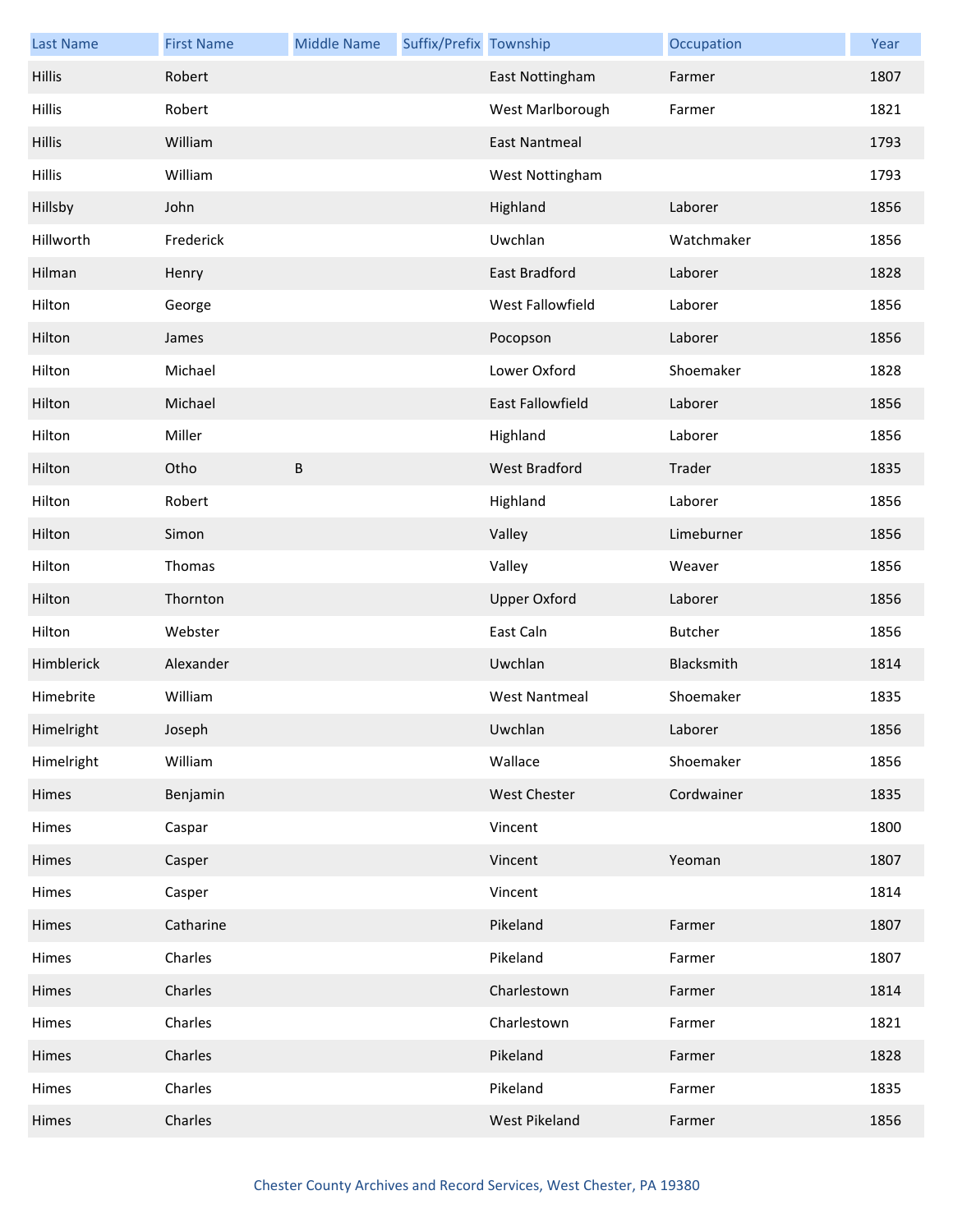| Last Name | First Name | Middle Name | Suffix/Prefix | Township | Occupation | Year |
| --- | --- | --- | --- | --- | --- | --- |
| Hillis | Robert | | | East Nottingham | Farmer | 1807 |
| Hillis | Robert | | | West Marlborough | Farmer | 1821 |
| Hillis | William | | | East Nantmeal | | 1793 |
| Hillis | William | | | West Nottingham | | 1793 |
| Hillsby | John | | | Highland | Laborer | 1856 |
| Hillworth | Frederick | | | Uwchlan | Watchmaker | 1856 |
| Hilman | Henry | | | East Bradford | Laborer | 1828 |
| Hilton | George | | | West Fallowfield | Laborer | 1856 |
| Hilton | James | | | Pocopson | Laborer | 1856 |
| Hilton | Michael | | | Lower Oxford | Shoemaker | 1828 |
| Hilton | Michael | | | East Fallowfield | Laborer | 1856 |
| Hilton | Miller | | | Highland | Laborer | 1856 |
| Hilton | Otho | B | | West Bradford | Trader | 1835 |
| Hilton | Robert | | | Highland | Laborer | 1856 |
| Hilton | Simon | | | Valley | Limeburner | 1856 |
| Hilton | Thomas | | | Valley | Weaver | 1856 |
| Hilton | Thornton | | | Upper Oxford | Laborer | 1856 |
| Hilton | Webster | | | East Caln | Butcher | 1856 |
| Himblerick | Alexander | | | Uwchlan | Blacksmith | 1814 |
| Himebrite | William | | | West Nantmeal | Shoemaker | 1835 |
| Himelright | Joseph | | | Uwchlan | Laborer | 1856 |
| Himelright | William | | | Wallace | Shoemaker | 1856 |
| Himes | Benjamin | | | West Chester | Cordwainer | 1835 |
| Himes | Caspar | | | Vincent | | 1800 |
| Himes | Casper | | | Vincent | Yeoman | 1807 |
| Himes | Casper | | | Vincent | | 1814 |
| Himes | Catharine | | | Pikeland | Farmer | 1807 |
| Himes | Charles | | | Pikeland | Farmer | 1807 |
| Himes | Charles | | | Charlestown | Farmer | 1814 |
| Himes | Charles | | | Charlestown | Farmer | 1821 |
| Himes | Charles | | | Pikeland | Farmer | 1828 |
| Himes | Charles | | | Pikeland | Farmer | 1835 |
| Himes | Charles | | | West Pikeland | Farmer | 1856 |

Chester County Archives and Record Services, West Chester, PA 19380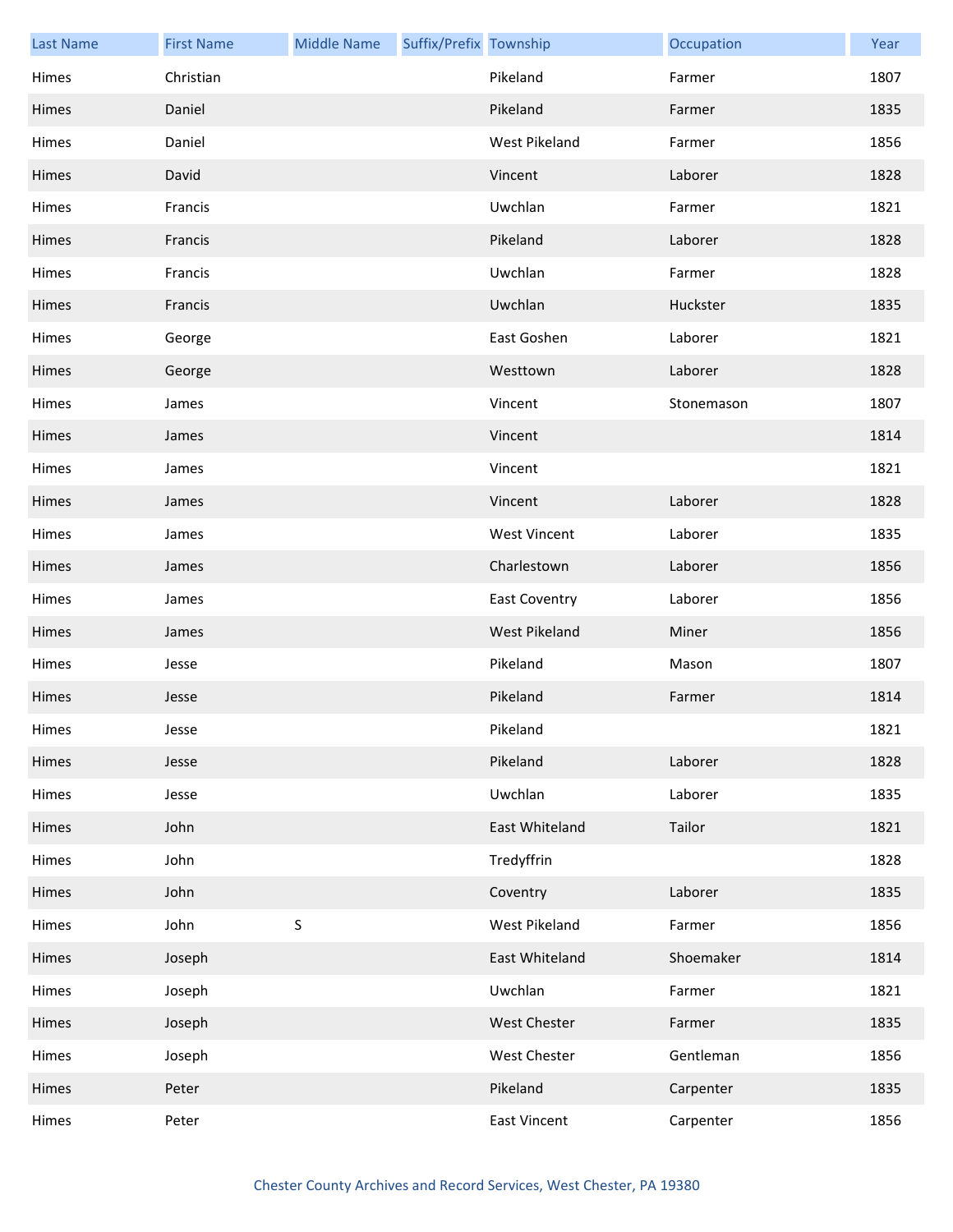| Last Name | First Name | Middle Name | Suffix/Prefix | Township | Occupation | Year |
|---|---|---|---|---|---|---|
| Himes | Christian | | | Pikeland | Farmer | 1807 |
| Himes | Daniel | | | Pikeland | Farmer | 1835 |
| Himes | Daniel | | | West Pikeland | Farmer | 1856 |
| Himes | David | | | Vincent | Laborer | 1828 |
| Himes | Francis | | | Uwchlan | Farmer | 1821 |
| Himes | Francis | | | Pikeland | Laborer | 1828 |
| Himes | Francis | | | Uwchlan | Farmer | 1828 |
| Himes | Francis | | | Uwchlan | Huckster | 1835 |
| Himes | George | | | East Goshen | Laborer | 1821 |
| Himes | George | | | Westtown | Laborer | 1828 |
| Himes | James | | | Vincent | Stonemason | 1807 |
| Himes | James | | | Vincent | | 1814 |
| Himes | James | | | Vincent | | 1821 |
| Himes | James | | | Vincent | Laborer | 1828 |
| Himes | James | | | West Vincent | Laborer | 1835 |
| Himes | James | | | Charlestown | Laborer | 1856 |
| Himes | James | | | East Coventry | Laborer | 1856 |
| Himes | James | | | West Pikeland | Miner | 1856 |
| Himes | Jesse | | | Pikeland | Mason | 1807 |
| Himes | Jesse | | | Pikeland | Farmer | 1814 |
| Himes | Jesse | | | Pikeland | | 1821 |
| Himes | Jesse | | | Pikeland | Laborer | 1828 |
| Himes | Jesse | | | Uwchlan | Laborer | 1835 |
| Himes | John | | | East Whiteland | Tailor | 1821 |
| Himes | John | | | Tredyffrin | | 1828 |
| Himes | John | | | Coventry | Laborer | 1835 |
| Himes | John | S | | West Pikeland | Farmer | 1856 |
| Himes | Joseph | | | East Whiteland | Shoemaker | 1814 |
| Himes | Joseph | | | Uwchlan | Farmer | 1821 |
| Himes | Joseph | | | West Chester | Farmer | 1835 |
| Himes | Joseph | | | West Chester | Gentleman | 1856 |
| Himes | Peter | | | Pikeland | Carpenter | 1835 |
| Himes | Peter | | | East Vincent | Carpenter | 1856 |

Chester County Archives and Record Services, West Chester, PA 19380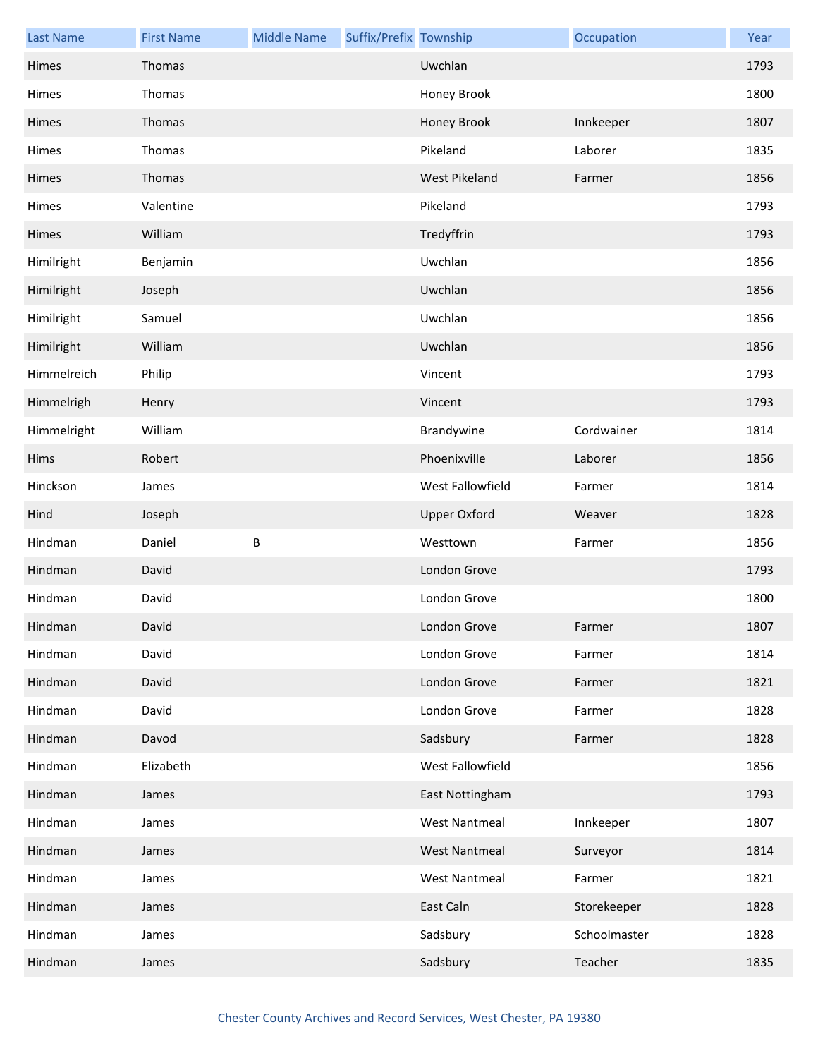| Last Name | First Name | Middle Name | Suffix/Prefix | Township | Occupation | Year |
| --- | --- | --- | --- | --- | --- | --- |
| Himes | Thomas | | | Uwchlan | | 1793 |
| Himes | Thomas | | | Honey Brook | | 1800 |
| Himes | Thomas | | | Honey Brook | Innkeeper | 1807 |
| Himes | Thomas | | | Pikeland | Laborer | 1835 |
| Himes | Thomas | | | West Pikeland | Farmer | 1856 |
| Himes | Valentine | | | Pikeland | | 1793 |
| Himes | William | | | Tredyffrin | | 1793 |
| Himilright | Benjamin | | | Uwchlan | | 1856 |
| Himilright | Joseph | | | Uwchlan | | 1856 |
| Himilright | Samuel | | | Uwchlan | | 1856 |
| Himilright | William | | | Uwchlan | | 1856 |
| Himmelreich | Philip | | | Vincent | | 1793 |
| Himmelrigh | Henry | | | Vincent | | 1793 |
| Himmelright | William | | | Brandywine | Cordwainer | 1814 |
| Hims | Robert | | | Phoenixville | Laborer | 1856 |
| Hinckson | James | | | West Fallowfield | Farmer | 1814 |
| Hind | Joseph | | | Upper Oxford | Weaver | 1828 |
| Hindman | Daniel | B | | Westtown | Farmer | 1856 |
| Hindman | David | | | London Grove | | 1793 |
| Hindman | David | | | London Grove | | 1800 |
| Hindman | David | | | London Grove | Farmer | 1807 |
| Hindman | David | | | London Grove | Farmer | 1814 |
| Hindman | David | | | London Grove | Farmer | 1821 |
| Hindman | David | | | London Grove | Farmer | 1828 |
| Hindman | Davod | | | Sadsbury | Farmer | 1828 |
| Hindman | Elizabeth | | | West Fallowfield | | 1856 |
| Hindman | James | | | East Nottingham | | 1793 |
| Hindman | James | | | West Nantmeal | Innkeeper | 1807 |
| Hindman | James | | | West Nantmeal | Surveyor | 1814 |
| Hindman | James | | | West Nantmeal | Farmer | 1821 |
| Hindman | James | | | East Caln | Storekeeper | 1828 |
| Hindman | James | | | Sadsbury | Schoolmaster | 1828 |
| Hindman | James | | | Sadsbury | Teacher | 1835 |

Chester County Archives and Record Services, West Chester, PA 19380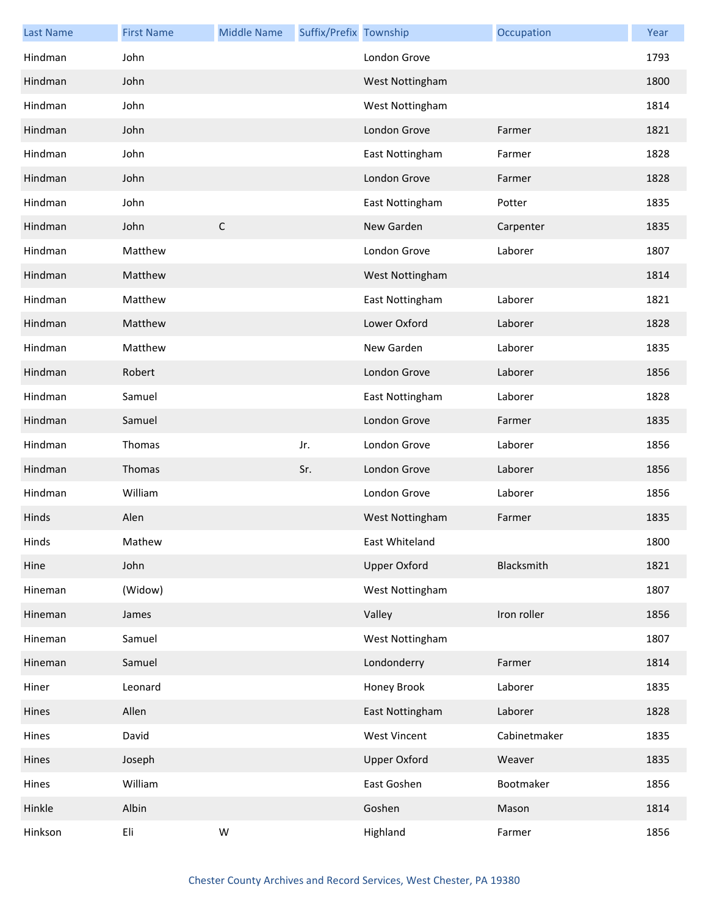| Last Name | First Name | Middle Name | Suffix/Prefix | Township | Occupation | Year |
|---|---|---|---|---|---|---|
| Hindman | John | | | London Grove | | 1793 |
| Hindman | John | | | West Nottingham | | 1800 |
| Hindman | John | | | West Nottingham | | 1814 |
| Hindman | John | | | London Grove | Farmer | 1821 |
| Hindman | John | | | East Nottingham | Farmer | 1828 |
| Hindman | John | | | London Grove | Farmer | 1828 |
| Hindman | John | | | East Nottingham | Potter | 1835 |
| Hindman | John | C | | New Garden | Carpenter | 1835 |
| Hindman | Matthew | | | London Grove | Laborer | 1807 |
| Hindman | Matthew | | | West Nottingham | | 1814 |
| Hindman | Matthew | | | East Nottingham | Laborer | 1821 |
| Hindman | Matthew | | | Lower Oxford | Laborer | 1828 |
| Hindman | Matthew | | | New Garden | Laborer | 1835 |
| Hindman | Robert | | | London Grove | Laborer | 1856 |
| Hindman | Samuel | | | East Nottingham | Laborer | 1828 |
| Hindman | Samuel | | | London Grove | Farmer | 1835 |
| Hindman | Thomas | | Jr. | London Grove | Laborer | 1856 |
| Hindman | Thomas | | Sr. | London Grove | Laborer | 1856 |
| Hindman | William | | | London Grove | Laborer | 1856 |
| Hinds | Alen | | | West Nottingham | Farmer | 1835 |
| Hinds | Mathew | | | East Whiteland | | 1800 |
| Hine | John | | | Upper Oxford | Blacksmith | 1821 |
| Hineman | (Widow) | | | West Nottingham | | 1807 |
| Hineman | James | | | Valley | Iron roller | 1856 |
| Hineman | Samuel | | | West Nottingham | | 1807 |
| Hineman | Samuel | | | Londonderry | Farmer | 1814 |
| Hiner | Leonard | | | Honey Brook | Laborer | 1835 |
| Hines | Allen | | | East Nottingham | Laborer | 1828 |
| Hines | David | | | West Vincent | Cabinetmaker | 1835 |
| Hines | Joseph | | | Upper Oxford | Weaver | 1835 |
| Hines | William | | | East Goshen | Bootmaker | 1856 |
| Hinkle | Albin | | | Goshen | Mason | 1814 |
| Hinkson | Eli | W | | Highland | Farmer | 1856 |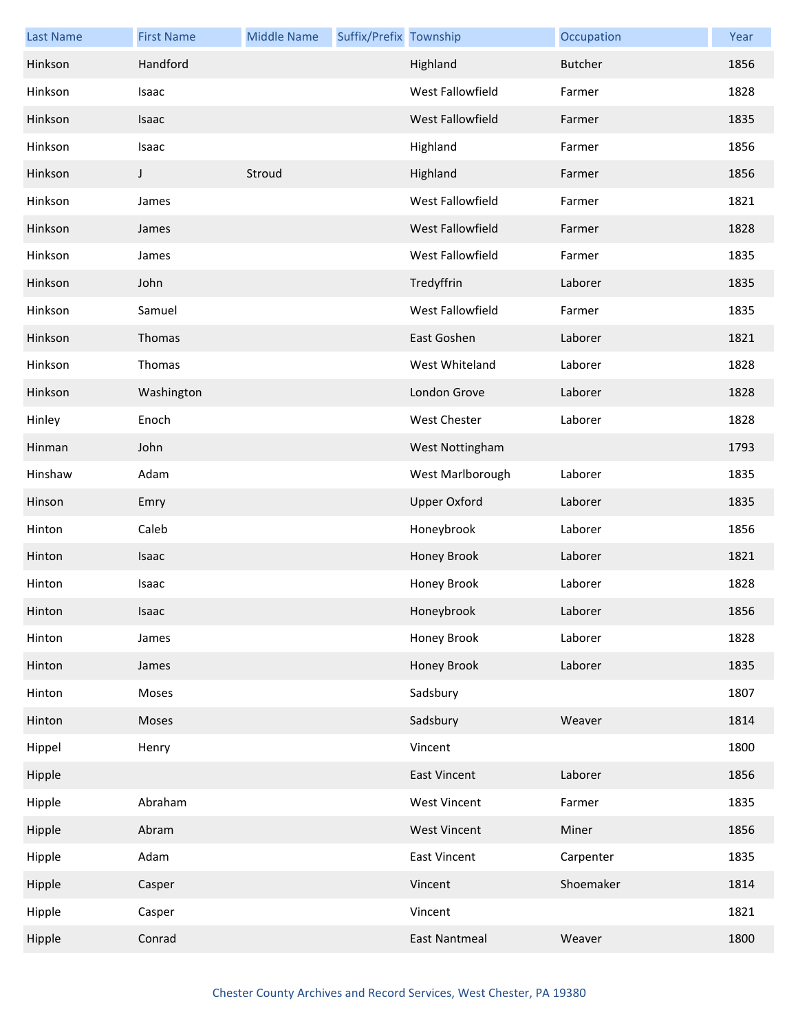| Last Name | First Name | Middle Name | Suffix/Prefix | Township | Occupation | Year |
|---|---|---|---|---|---|---|
| Hinkson | Handford | | | Highland | Butcher | 1856 |
| Hinkson | Isaac | | | West Fallowfield | Farmer | 1828 |
| Hinkson | Isaac | | | West Fallowfield | Farmer | 1835 |
| Hinkson | Isaac | | | Highland | Farmer | 1856 |
| Hinkson | J | Stroud | | Highland | Farmer | 1856 |
| Hinkson | James | | | West Fallowfield | Farmer | 1821 |
| Hinkson | James | | | West Fallowfield | Farmer | 1828 |
| Hinkson | James | | | West Fallowfield | Farmer | 1835 |
| Hinkson | John | | | Tredyffrin | Laborer | 1835 |
| Hinkson | Samuel | | | West Fallowfield | Farmer | 1835 |
| Hinkson | Thomas | | | East Goshen | Laborer | 1821 |
| Hinkson | Thomas | | | West Whiteland | Laborer | 1828 |
| Hinkson | Washington | | | London Grove | Laborer | 1828 |
| Hinley | Enoch | | | West Chester | Laborer | 1828 |
| Hinman | John | | | West Nottingham | | 1793 |
| Hinshaw | Adam | | | West Marlborough | Laborer | 1835 |
| Hinson | Emry | | | Upper Oxford | Laborer | 1835 |
| Hinton | Caleb | | | Honeybrook | Laborer | 1856 |
| Hinton | Isaac | | | Honey Brook | Laborer | 1821 |
| Hinton | Isaac | | | Honey Brook | Laborer | 1828 |
| Hinton | Isaac | | | Honeybrook | Laborer | 1856 |
| Hinton | James | | | Honey Brook | Laborer | 1828 |
| Hinton | James | | | Honey Brook | Laborer | 1835 |
| Hinton | Moses | | | Sadsbury | | 1807 |
| Hinton | Moses | | | Sadsbury | Weaver | 1814 |
| Hippel | Henry | | | Vincent | | 1800 |
| Hipple | | | | East Vincent | Laborer | 1856 |
| Hipple | Abraham | | | West Vincent | Farmer | 1835 |
| Hipple | Abram | | | West Vincent | Miner | 1856 |
| Hipple | Adam | | | East Vincent | Carpenter | 1835 |
| Hipple | Casper | | | Vincent | Shoemaker | 1814 |
| Hipple | Casper | | | Vincent | | 1821 |
| Hipple | Conrad | | | East Nantmeal | Weaver | 1800 |

Chester County Archives and Record Services, West Chester, PA 19380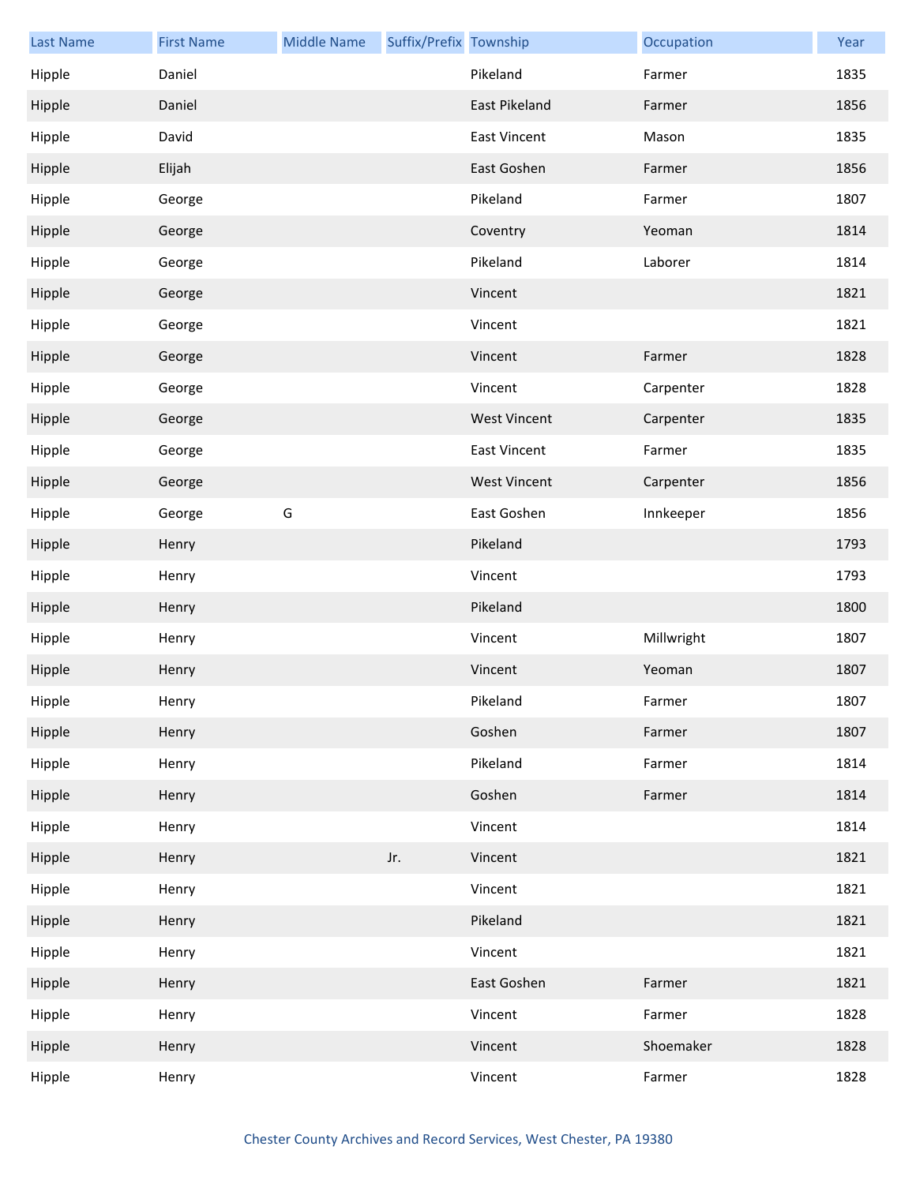| Last Name | First Name | Middle Name | Suffix/Prefix | Township | Occupation | Year |
| --- | --- | --- | --- | --- | --- | --- |
| Hipple | Daniel | | | Pikeland | Farmer | 1835 |
| Hipple | Daniel | | | East Pikeland | Farmer | 1856 |
| Hipple | David | | | East Vincent | Mason | 1835 |
| Hipple | Elijah | | | East Goshen | Farmer | 1856 |
| Hipple | George | | | Pikeland | Farmer | 1807 |
| Hipple | George | | | Coventry | Yeoman | 1814 |
| Hipple | George | | | Pikeland | Laborer | 1814 |
| Hipple | George | | | Vincent | | 1821 |
| Hipple | George | | | Vincent | | 1821 |
| Hipple | George | | | Vincent | Farmer | 1828 |
| Hipple | George | | | Vincent | Carpenter | 1828 |
| Hipple | George | | | West Vincent | Carpenter | 1835 |
| Hipple | George | | | East Vincent | Farmer | 1835 |
| Hipple | George | | | West Vincent | Carpenter | 1856 |
| Hipple | George | G | | East Goshen | Innkeeper | 1856 |
| Hipple | Henry | | | Pikeland | | 1793 |
| Hipple | Henry | | | Vincent | | 1793 |
| Hipple | Henry | | | Pikeland | | 1800 |
| Hipple | Henry | | | Vincent | Millwright | 1807 |
| Hipple | Henry | | | Vincent | Yeoman | 1807 |
| Hipple | Henry | | | Pikeland | Farmer | 1807 |
| Hipple | Henry | | | Goshen | Farmer | 1807 |
| Hipple | Henry | | | Pikeland | Farmer | 1814 |
| Hipple | Henry | | | Goshen | Farmer | 1814 |
| Hipple | Henry | | | Vincent | | 1814 |
| Hipple | Henry | | Jr. | Vincent | | 1821 |
| Hipple | Henry | | | Vincent | | 1821 |
| Hipple | Henry | | | Pikeland | | 1821 |
| Hipple | Henry | | | Vincent | | 1821 |
| Hipple | Henry | | | East Goshen | Farmer | 1821 |
| Hipple | Henry | | | Vincent | Farmer | 1828 |
| Hipple | Henry | | | Vincent | Shoemaker | 1828 |
| Hipple | Henry | | | Vincent | Farmer | 1828 |

Chester County Archives and Record Services, West Chester, PA 19380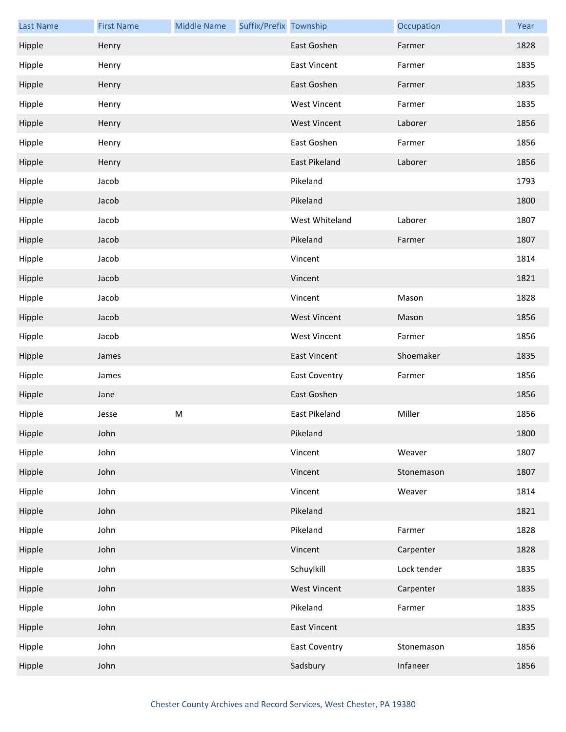| Last Name | First Name | Middle Name | Suffix/Prefix | Township | Occupation | Year |
| --- | --- | --- | --- | --- | --- | --- |
| Hipple | Henry | | | East Goshen | Farmer | 1828 |
| Hipple | Henry | | | East Vincent | Farmer | 1835 |
| Hipple | Henry | | | East Goshen | Farmer | 1835 |
| Hipple | Henry | | | West Vincent | Farmer | 1835 |
| Hipple | Henry | | | West Vincent | Laborer | 1856 |
| Hipple | Henry | | | East Goshen | Farmer | 1856 |
| Hipple | Henry | | | East Pikeland | Laborer | 1856 |
| Hipple | Jacob | | | Pikeland | | 1793 |
| Hipple | Jacob | | | Pikeland | | 1800 |
| Hipple | Jacob | | | West Whiteland | Laborer | 1807 |
| Hipple | Jacob | | | Pikeland | Farmer | 1807 |
| Hipple | Jacob | | | Vincent | | 1814 |
| Hipple | Jacob | | | Vincent | | 1821 |
| Hipple | Jacob | | | Vincent | Mason | 1828 |
| Hipple | Jacob | | | West Vincent | Mason | 1856 |
| Hipple | Jacob | | | West Vincent | Farmer | 1856 |
| Hipple | James | | | East Vincent | Shoemaker | 1835 |
| Hipple | James | | | East Coventry | Farmer | 1856 |
| Hipple | Jane | | | East Goshen | | 1856 |
| Hipple | Jesse | M | | East Pikeland | Miller | 1856 |
| Hipple | John | | | Pikeland | | 1800 |
| Hipple | John | | | Vincent | Weaver | 1807 |
| Hipple | John | | | Vincent | Stonemason | 1807 |
| Hipple | John | | | Vincent | Weaver | 1814 |
| Hipple | John | | | Pikeland | | 1821 |
| Hipple | John | | | Pikeland | Farmer | 1828 |
| Hipple | John | | | Vincent | Carpenter | 1828 |
| Hipple | John | | | Schuylkill | Lock tender | 1835 |
| Hipple | John | | | West Vincent | Carpenter | 1835 |
| Hipple | John | | | Pikeland | Farmer | 1835 |
| Hipple | John | | | East Vincent | | 1835 |
| Hipple | John | | | East Coventry | Stonemason | 1856 |
| Hipple | John | | | Sadsbury | Infaneer | 1856 |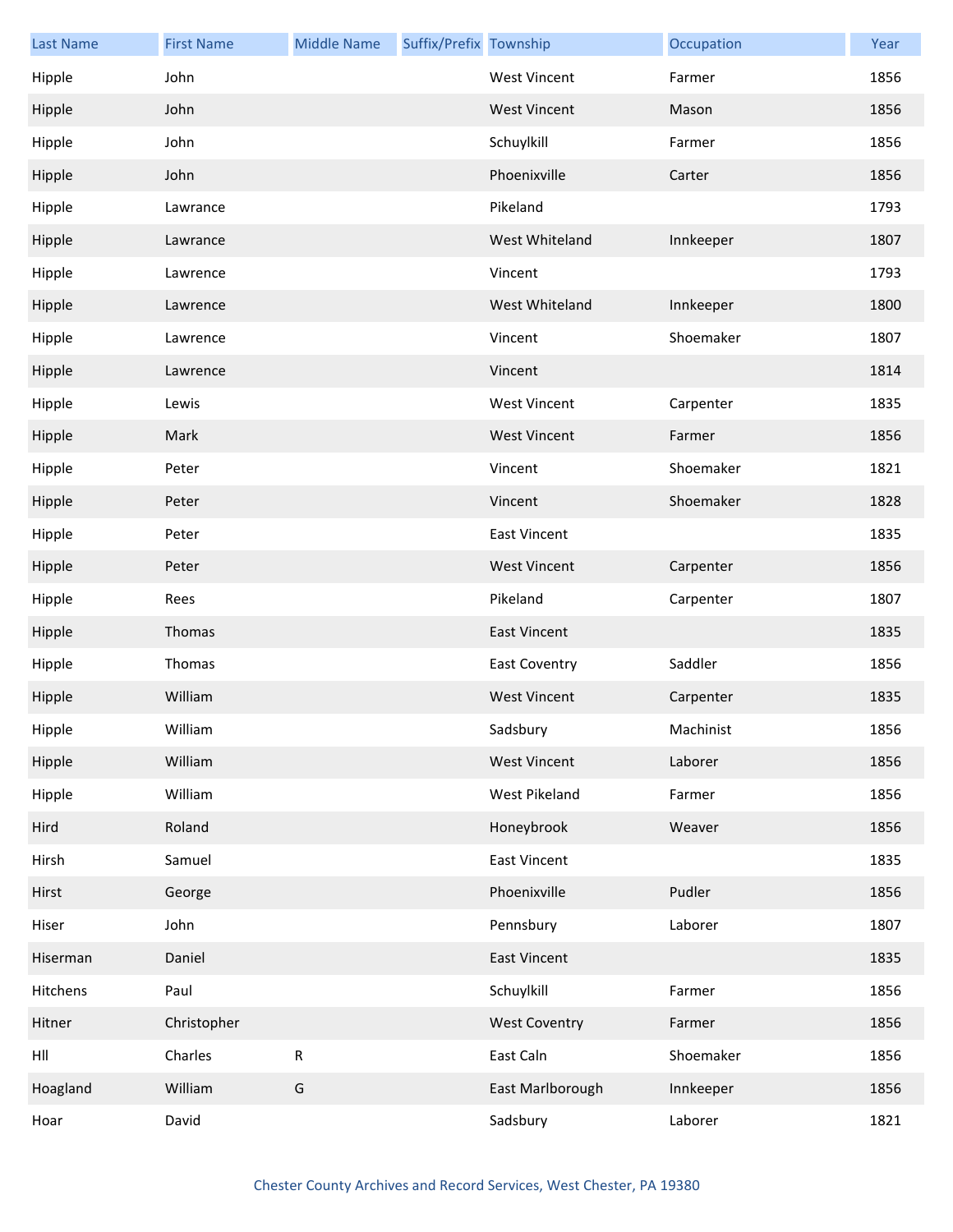| Last Name | First Name | Middle Name | Suffix/Prefix | Township | Occupation | Year |
| --- | --- | --- | --- | --- | --- | --- |
| Hipple | John | | | West Vincent | Farmer | 1856 |
| Hipple | John | | | West Vincent | Mason | 1856 |
| Hipple | John | | | Schuylkill | Farmer | 1856 |
| Hipple | John | | | Phoenixville | Carter | 1856 |
| Hipple | Lawrance | | | Pikeland | | 1793 |
| Hipple | Lawrance | | | West Whiteland | Innkeeper | 1807 |
| Hipple | Lawrence | | | Vincent | | 1793 |
| Hipple | Lawrence | | | West Whiteland | Innkeeper | 1800 |
| Hipple | Lawrence | | | Vincent | Shoemaker | 1807 |
| Hipple | Lawrence | | | Vincent | | 1814 |
| Hipple | Lewis | | | West Vincent | Carpenter | 1835 |
| Hipple | Mark | | | West Vincent | Farmer | 1856 |
| Hipple | Peter | | | Vincent | Shoemaker | 1821 |
| Hipple | Peter | | | Vincent | Shoemaker | 1828 |
| Hipple | Peter | | | East Vincent | | 1835 |
| Hipple | Peter | | | West Vincent | Carpenter | 1856 |
| Hipple | Rees | | | Pikeland | Carpenter | 1807 |
| Hipple | Thomas | | | East Vincent | | 1835 |
| Hipple | Thomas | | | East Coventry | Saddler | 1856 |
| Hipple | William | | | West Vincent | Carpenter | 1835 |
| Hipple | William | | | Sadsbury | Machinist | 1856 |
| Hipple | William | | | West Vincent | Laborer | 1856 |
| Hipple | William | | | West Pikeland | Farmer | 1856 |
| Hird | Roland | | | Honeybrook | Weaver | 1856 |
| Hirsh | Samuel | | | East Vincent | | 1835 |
| Hirst | George | | | Phoenixville | Pudler | 1856 |
| Hiser | John | | | Pennsbury | Laborer | 1807 |
| Hiserman | Daniel | | | East Vincent | | 1835 |
| Hitchens | Paul | | | Schuylkill | Farmer | 1856 |
| Hitner | Christopher | | | West Coventry | Farmer | 1856 |
| Hll | Charles | R | | East Caln | Shoemaker | 1856 |
| Hoagland | William | G | | East Marlborough | Innkeeper | 1856 |
| Hoar | David | | | Sadsbury | Laborer | 1821 |

Chester County Archives and Record Services, West Chester, PA 19380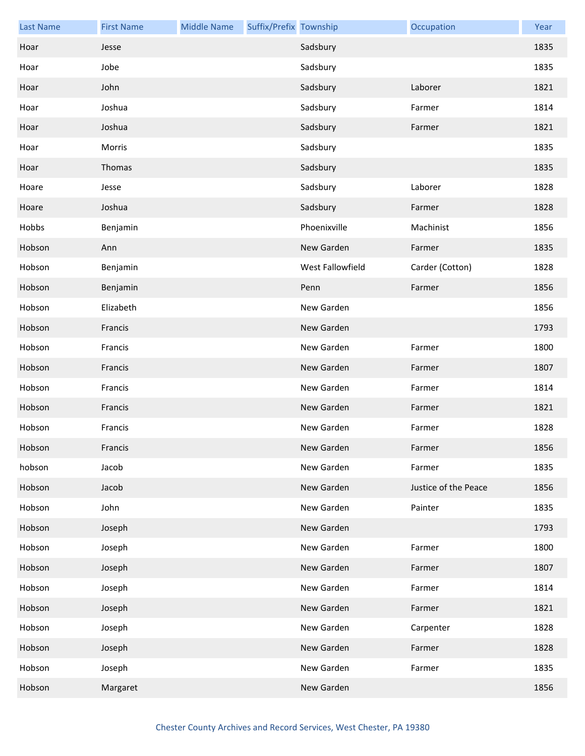| Last Name | First Name | Middle Name | Suffix/Prefix | Township | Occupation | Year |
|---|---|---|---|---|---|---|
| Hoar | Jesse | | | Sadsbury | | 1835 |
| Hoar | Jobe | | | Sadsbury | | 1835 |
| Hoar | John | | | Sadsbury | Laborer | 1821 |
| Hoar | Joshua | | | Sadsbury | Farmer | 1814 |
| Hoar | Joshua | | | Sadsbury | Farmer | 1821 |
| Hoar | Morris | | | Sadsbury | | 1835 |
| Hoar | Thomas | | | Sadsbury | | 1835 |
| Hoare | Jesse | | | Sadsbury | Laborer | 1828 |
| Hoare | Joshua | | | Sadsbury | Farmer | 1828 |
| Hobbs | Benjamin | | | Phoenixville | Machinist | 1856 |
| Hobson | Ann | | | New Garden | Farmer | 1835 |
| Hobson | Benjamin | | | West Fallowfield | Carder (Cotton) | 1828 |
| Hobson | Benjamin | | | Penn | Farmer | 1856 |
| Hobson | Elizabeth | | | New Garden | | 1856 |
| Hobson | Francis | | | New Garden | | 1793 |
| Hobson | Francis | | | New Garden | Farmer | 1800 |
| Hobson | Francis | | | New Garden | Farmer | 1807 |
| Hobson | Francis | | | New Garden | Farmer | 1814 |
| Hobson | Francis | | | New Garden | Farmer | 1821 |
| Hobson | Francis | | | New Garden | Farmer | 1828 |
| Hobson | Francis | | | New Garden | Farmer | 1856 |
| hobson | Jacob | | | New Garden | Farmer | 1835 |
| Hobson | Jacob | | | New Garden | Justice of the Peace | 1856 |
| Hobson | John | | | New Garden | Painter | 1835 |
| Hobson | Joseph | | | New Garden | | 1793 |
| Hobson | Joseph | | | New Garden | Farmer | 1800 |
| Hobson | Joseph | | | New Garden | Farmer | 1807 |
| Hobson | Joseph | | | New Garden | Farmer | 1814 |
| Hobson | Joseph | | | New Garden | Farmer | 1821 |
| Hobson | Joseph | | | New Garden | Carpenter | 1828 |
| Hobson | Joseph | | | New Garden | Farmer | 1828 |
| Hobson | Joseph | | | New Garden | Farmer | 1835 |
| Hobson | Margaret | | | New Garden | | 1856 |

Chester County Archives and Record Services, West Chester, PA 19380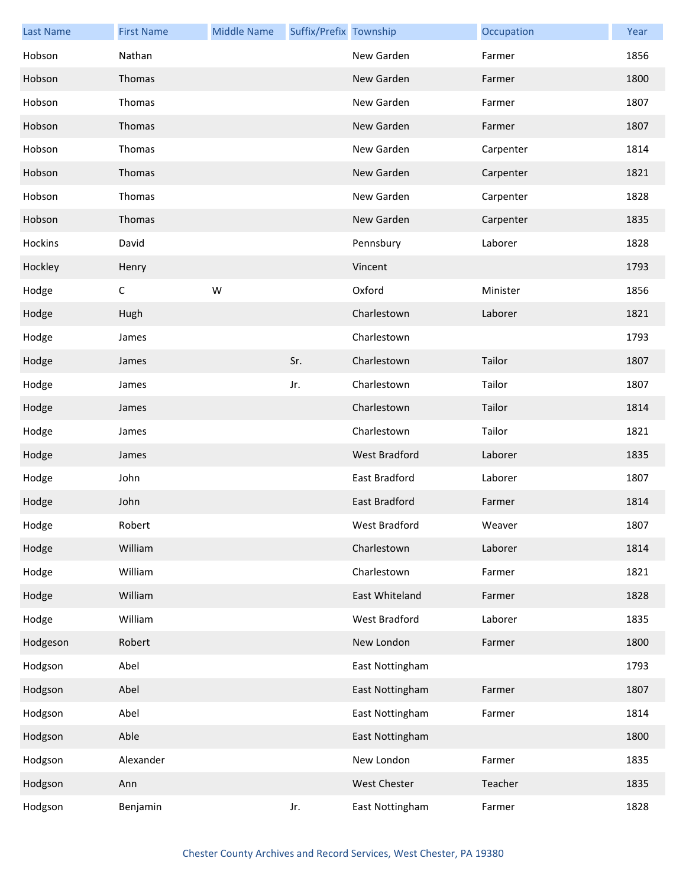| Last Name | First Name | Middle Name | Suffix/Prefix | Township | Occupation | Year |
| --- | --- | --- | --- | --- | --- | --- |
| Hobson | Nathan | | | New Garden | Farmer | 1856 |
| Hobson | Thomas | | | New Garden | Farmer | 1800 |
| Hobson | Thomas | | | New Garden | Farmer | 1807 |
| Hobson | Thomas | | | New Garden | Farmer | 1807 |
| Hobson | Thomas | | | New Garden | Carpenter | 1814 |
| Hobson | Thomas | | | New Garden | Carpenter | 1821 |
| Hobson | Thomas | | | New Garden | Carpenter | 1828 |
| Hobson | Thomas | | | New Garden | Carpenter | 1835 |
| Hockins | David | | | Pennsbury | Laborer | 1828 |
| Hockley | Henry | | | Vincent | | 1793 |
| Hodge | C | W | | Oxford | Minister | 1856 |
| Hodge | Hugh | | | Charlestown | Laborer | 1821 |
| Hodge | James | | | Charlestown | | 1793 |
| Hodge | James | | Sr. | Charlestown | Tailor | 1807 |
| Hodge | James | | Jr. | Charlestown | Tailor | 1807 |
| Hodge | James | | | Charlestown | Tailor | 1814 |
| Hodge | James | | | Charlestown | Tailor | 1821 |
| Hodge | James | | | West Bradford | Laborer | 1835 |
| Hodge | John | | | East Bradford | Laborer | 1807 |
| Hodge | John | | | East Bradford | Farmer | 1814 |
| Hodge | Robert | | | West Bradford | Weaver | 1807 |
| Hodge | William | | | Charlestown | Laborer | 1814 |
| Hodge | William | | | Charlestown | Farmer | 1821 |
| Hodge | William | | | East Whiteland | Farmer | 1828 |
| Hodge | William | | | West Bradford | Laborer | 1835 |
| Hodgeson | Robert | | | New London | Farmer | 1800 |
| Hodgson | Abel | | | East Nottingham | | 1793 |
| Hodgson | Abel | | | East Nottingham | Farmer | 1807 |
| Hodgson | Abel | | | East Nottingham | Farmer | 1814 |
| Hodgson | Able | | | East Nottingham | | 1800 |
| Hodgson | Alexander | | | New London | Farmer | 1835 |
| Hodgson | Ann | | | West Chester | Teacher | 1835 |
| Hodgson | Benjamin | | Jr. | East Nottingham | Farmer | 1828 |

Chester County Archives and Record Services, West Chester, PA 19380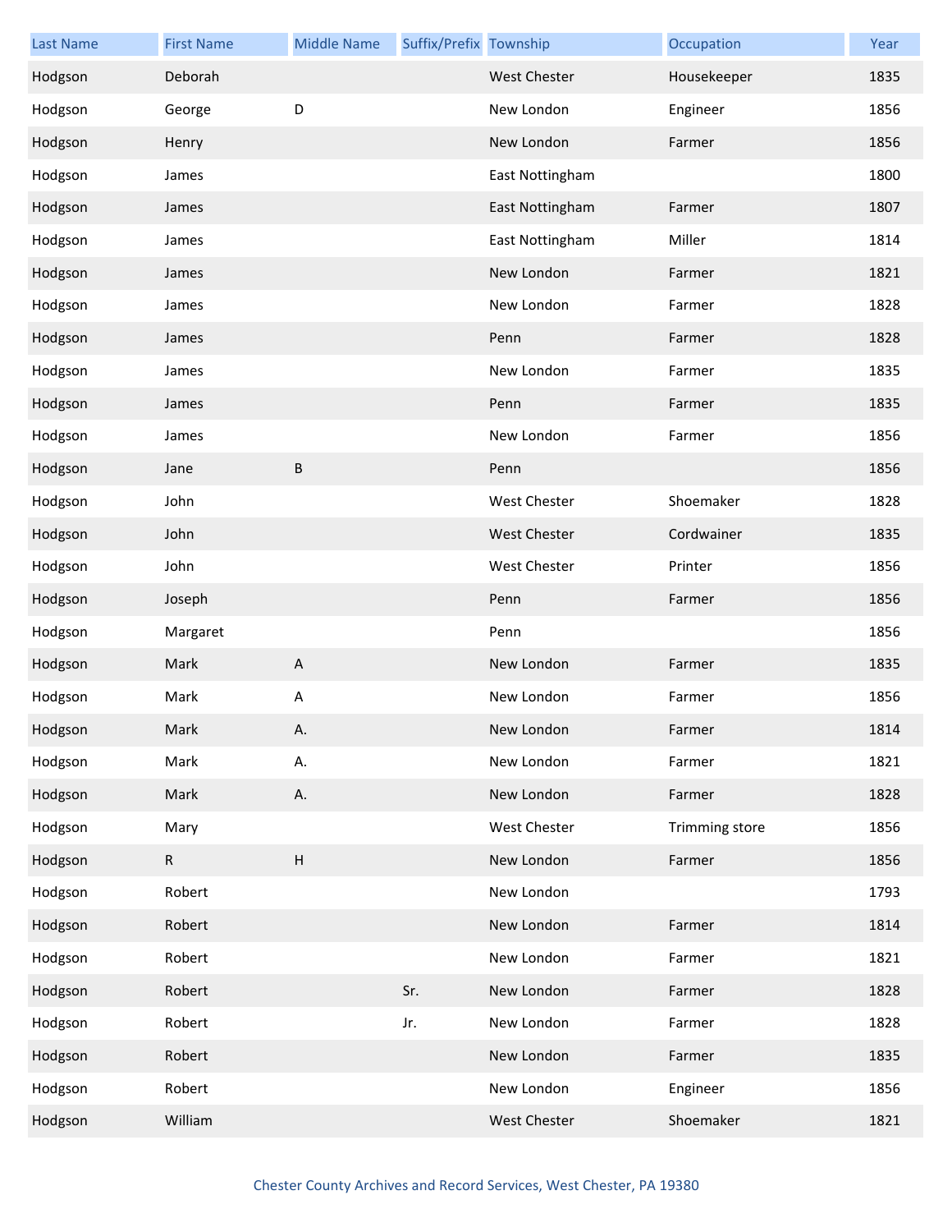| Last Name | First Name | Middle Name | Suffix/Prefix | Township | Occupation | Year |
| --- | --- | --- | --- | --- | --- | --- |
| Hodgson | Deborah | | | West Chester | Housekeeper | 1835 |
| Hodgson | George | D | | New London | Engineer | 1856 |
| Hodgson | Henry | | | New London | Farmer | 1856 |
| Hodgson | James | | | East Nottingham | | 1800 |
| Hodgson | James | | | East Nottingham | Farmer | 1807 |
| Hodgson | James | | | East Nottingham | Miller | 1814 |
| Hodgson | James | | | New London | Farmer | 1821 |
| Hodgson | James | | | New London | Farmer | 1828 |
| Hodgson | James | | | Penn | Farmer | 1828 |
| Hodgson | James | | | New London | Farmer | 1835 |
| Hodgson | James | | | Penn | Farmer | 1835 |
| Hodgson | James | | | New London | Farmer | 1856 |
| Hodgson | Jane | B | | Penn | | 1856 |
| Hodgson | John | | | West Chester | Shoemaker | 1828 |
| Hodgson | John | | | West Chester | Cordwainer | 1835 |
| Hodgson | John | | | West Chester | Printer | 1856 |
| Hodgson | Joseph | | | Penn | Farmer | 1856 |
| Hodgson | Margaret | | | Penn | | 1856 |
| Hodgson | Mark | A | | New London | Farmer | 1835 |
| Hodgson | Mark | A | | New London | Farmer | 1856 |
| Hodgson | Mark | A. | | New London | Farmer | 1814 |
| Hodgson | Mark | A. | | New London | Farmer | 1821 |
| Hodgson | Mark | A. | | New London | Farmer | 1828 |
| Hodgson | Mary | | | West Chester | Trimming store | 1856 |
| Hodgson | R | H | | New London | Farmer | 1856 |
| Hodgson | Robert | | | New London | | 1793 |
| Hodgson | Robert | | | New London | Farmer | 1814 |
| Hodgson | Robert | | | New London | Farmer | 1821 |
| Hodgson | Robert | | Sr. | New London | Farmer | 1828 |
| Hodgson | Robert | | Jr. | New London | Farmer | 1828 |
| Hodgson | Robert | | | New London | Farmer | 1835 |
| Hodgson | Robert | | | New London | Engineer | 1856 |
| Hodgson | William | | | West Chester | Shoemaker | 1821 |

Chester County Archives and Record Services, West Chester, PA 19380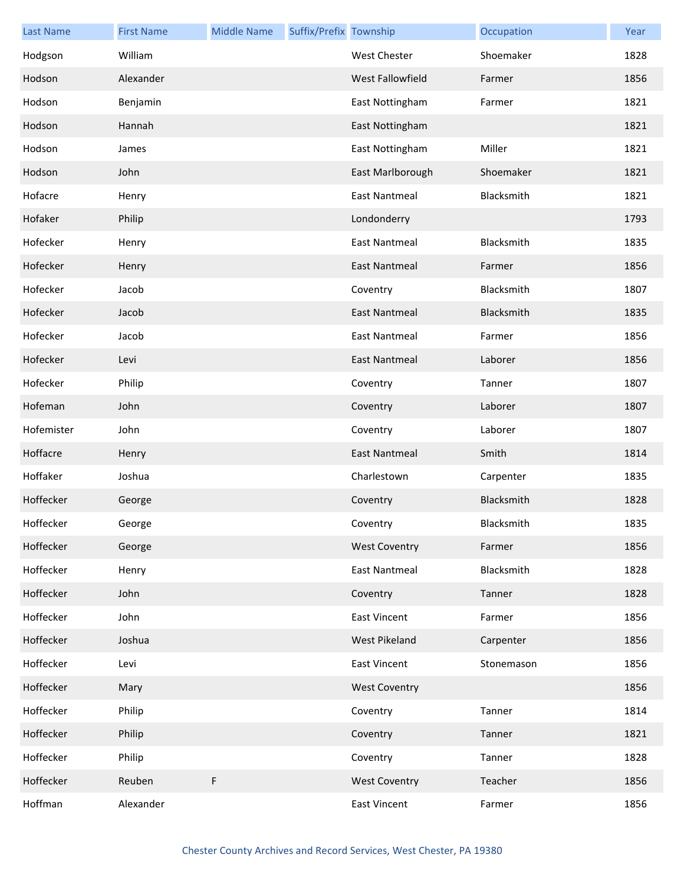| Last Name | First Name | Middle Name | Suffix/Prefix | Township | Occupation | Year |
|---|---|---|---|---|---|---|
| Hodgson | William | | | West Chester | Shoemaker | 1828 |
| Hodson | Alexander | | | West Fallowfield | Farmer | 1856 |
| Hodson | Benjamin | | | East Nottingham | Farmer | 1821 |
| Hodson | Hannah | | | East Nottingham | | 1821 |
| Hodson | James | | | East Nottingham | Miller | 1821 |
| Hodson | John | | | East Marlborough | Shoemaker | 1821 |
| Hofacre | Henry | | | East Nantmeal | Blacksmith | 1821 |
| Hofaker | Philip | | | Londonderry | | 1793 |
| Hofecker | Henry | | | East Nantmeal | Blacksmith | 1835 |
| Hofecker | Henry | | | East Nantmeal | Farmer | 1856 |
| Hofecker | Jacob | | | Coventry | Blacksmith | 1807 |
| Hofecker | Jacob | | | East Nantmeal | Blacksmith | 1835 |
| Hofecker | Jacob | | | East Nantmeal | Farmer | 1856 |
| Hofecker | Levi | | | East Nantmeal | Laborer | 1856 |
| Hofecker | Philip | | | Coventry | Tanner | 1807 |
| Hofeman | John | | | Coventry | Laborer | 1807 |
| Hofemister | John | | | Coventry | Laborer | 1807 |
| Hoffacre | Henry | | | East Nantmeal | Smith | 1814 |
| Hoffaker | Joshua | | | Charlestown | Carpenter | 1835 |
| Hoffecker | George | | | Coventry | Blacksmith | 1828 |
| Hoffecker | George | | | Coventry | Blacksmith | 1835 |
| Hoffecker | George | | | West Coventry | Farmer | 1856 |
| Hoffecker | Henry | | | East Nantmeal | Blacksmith | 1828 |
| Hoffecker | John | | | Coventry | Tanner | 1828 |
| Hoffecker | John | | | East Vincent | Farmer | 1856 |
| Hoffecker | Joshua | | | West Pikeland | Carpenter | 1856 |
| Hoffecker | Levi | | | East Vincent | Stonemason | 1856 |
| Hoffecker | Mary | | | West Coventry | | 1856 |
| Hoffecker | Philip | | | Coventry | Tanner | 1814 |
| Hoffecker | Philip | | | Coventry | Tanner | 1821 |
| Hoffecker | Philip | | | Coventry | Tanner | 1828 |
| Hoffecker | Reuben | F | | West Coventry | Teacher | 1856 |
| Hoffman | Alexander | | | East Vincent | Farmer | 1856 |

Chester County Archives and Record Services, West Chester, PA 19380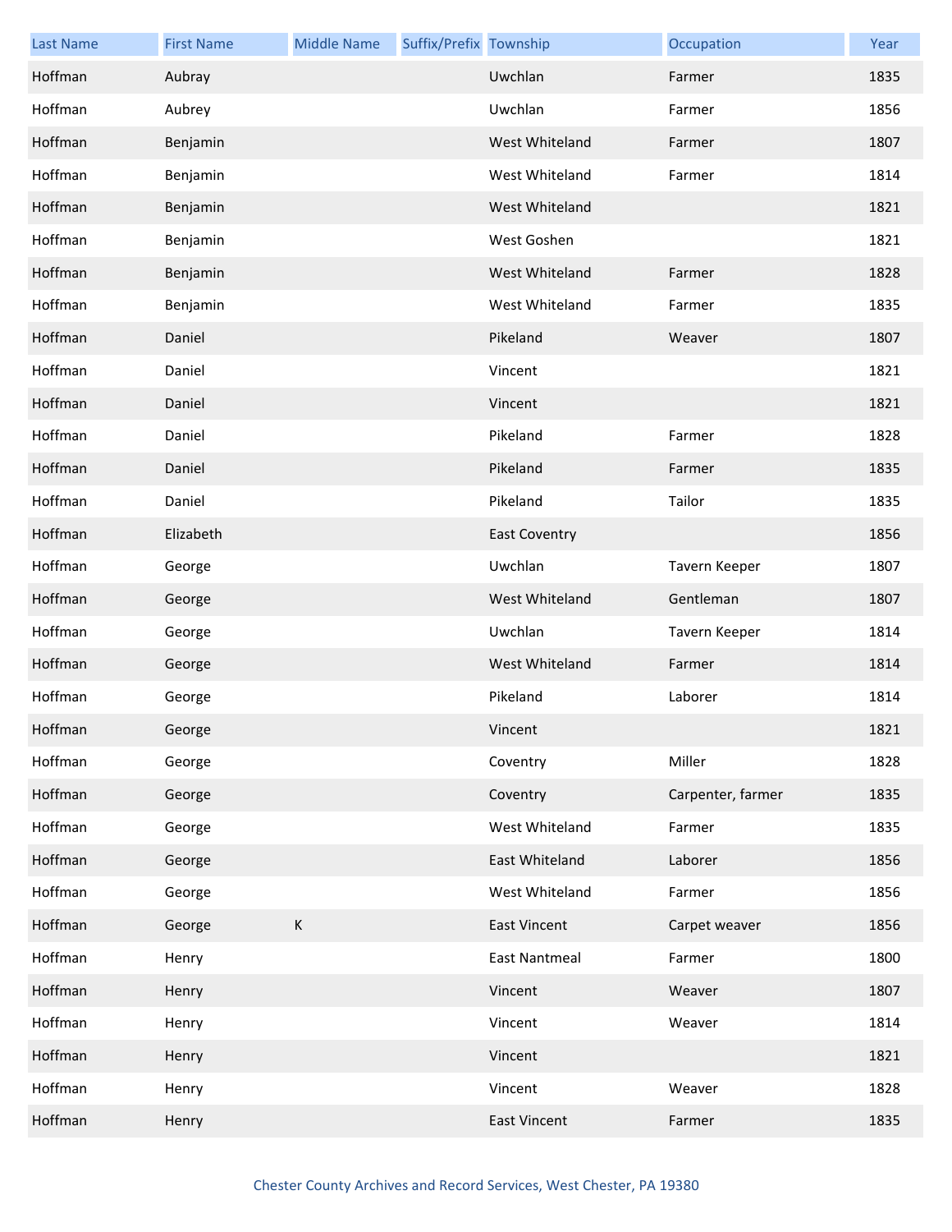| Last Name | First Name | Middle Name | Suffix/Prefix | Township | Occupation | Year |
|---|---|---|---|---|---|---|
| Hoffman | Aubray | | | Uwchlan | Farmer | 1835 |
| Hoffman | Aubrey | | | Uwchlan | Farmer | 1856 |
| Hoffman | Benjamin | | | West Whiteland | Farmer | 1807 |
| Hoffman | Benjamin | | | West Whiteland | Farmer | 1814 |
| Hoffman | Benjamin | | | West Whiteland | | 1821 |
| Hoffman | Benjamin | | | West Goshen | | 1821 |
| Hoffman | Benjamin | | | West Whiteland | Farmer | 1828 |
| Hoffman | Benjamin | | | West Whiteland | Farmer | 1835 |
| Hoffman | Daniel | | | Pikeland | Weaver | 1807 |
| Hoffman | Daniel | | | Vincent | | 1821 |
| Hoffman | Daniel | | | Vincent | | 1821 |
| Hoffman | Daniel | | | Pikeland | Farmer | 1828 |
| Hoffman | Daniel | | | Pikeland | Farmer | 1835 |
| Hoffman | Daniel | | | Pikeland | Tailor | 1835 |
| Hoffman | Elizabeth | | | East Coventry | | 1856 |
| Hoffman | George | | | Uwchlan | Tavern Keeper | 1807 |
| Hoffman | George | | | West Whiteland | Gentleman | 1807 |
| Hoffman | George | | | Uwchlan | Tavern Keeper | 1814 |
| Hoffman | George | | | West Whiteland | Farmer | 1814 |
| Hoffman | George | | | Pikeland | Laborer | 1814 |
| Hoffman | George | | | Vincent | | 1821 |
| Hoffman | George | | | Coventry | Miller | 1828 |
| Hoffman | George | | | Coventry | Carpenter, farmer | 1835 |
| Hoffman | George | | | West Whiteland | Farmer | 1835 |
| Hoffman | George | | | East Whiteland | Laborer | 1856 |
| Hoffman | George | | | West Whiteland | Farmer | 1856 |
| Hoffman | George | K | | East Vincent | Carpet weaver | 1856 |
| Hoffman | Henry | | | East Nantmeal | Farmer | 1800 |
| Hoffman | Henry | | | Vincent | Weaver | 1807 |
| Hoffman | Henry | | | Vincent | Weaver | 1814 |
| Hoffman | Henry | | | Vincent | | 1821 |
| Hoffman | Henry | | | Vincent | Weaver | 1828 |
| Hoffman | Henry | | | East Vincent | Farmer | 1835 |

Chester County Archives and Record Services, West Chester, PA 19380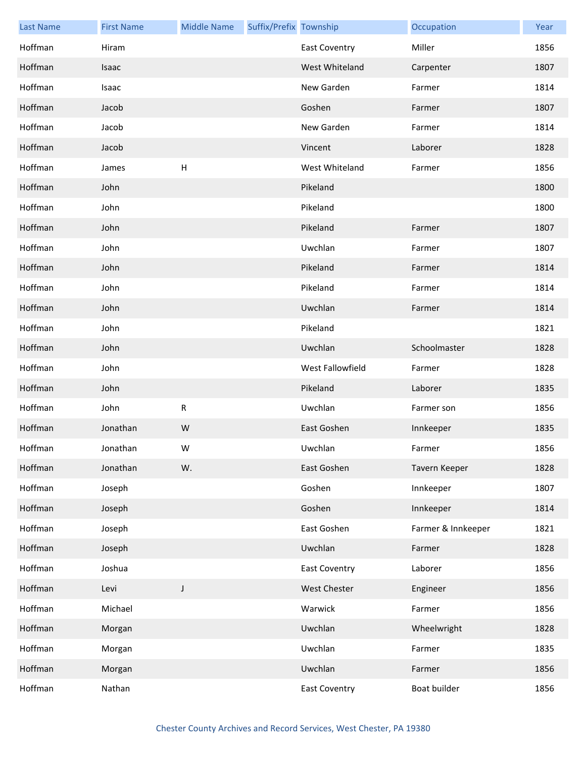| Last Name | First Name | Middle Name | Suffix/Prefix | Township | Occupation | Year |
|---|---|---|---|---|---|---|
| Hoffman | Hiram | | | East Coventry | Miller | 1856 |
| Hoffman | Isaac | | | West Whiteland | Carpenter | 1807 |
| Hoffman | Isaac | | | New Garden | Farmer | 1814 |
| Hoffman | Jacob | | | Goshen | Farmer | 1807 |
| Hoffman | Jacob | | | New Garden | Farmer | 1814 |
| Hoffman | Jacob | | | Vincent | Laborer | 1828 |
| Hoffman | James | H | | West Whiteland | Farmer | 1856 |
| Hoffman | John | | | Pikeland | | 1800 |
| Hoffman | John | | | Pikeland | | 1800 |
| Hoffman | John | | | Pikeland | Farmer | 1807 |
| Hoffman | John | | | Uwchlan | Farmer | 1807 |
| Hoffman | John | | | Pikeland | Farmer | 1814 |
| Hoffman | John | | | Pikeland | Farmer | 1814 |
| Hoffman | John | | | Uwchlan | Farmer | 1814 |
| Hoffman | John | | | Pikeland | | 1821 |
| Hoffman | John | | | Uwchlan | Schoolmaster | 1828 |
| Hoffman | John | | | West Fallowfield | Farmer | 1828 |
| Hoffman | John | | | Pikeland | Laborer | 1835 |
| Hoffman | John | R | | Uwchlan | Farmer son | 1856 |
| Hoffman | Jonathan | W | | East Goshen | Innkeeper | 1835 |
| Hoffman | Jonathan | W | | Uwchlan | Farmer | 1856 |
| Hoffman | Jonathan | W. | | East Goshen | Tavern Keeper | 1828 |
| Hoffman | Joseph | | | Goshen | Innkeeper | 1807 |
| Hoffman | Joseph | | | Goshen | Innkeeper | 1814 |
| Hoffman | Joseph | | | East Goshen | Farmer & Innkeeper | 1821 |
| Hoffman | Joseph | | | Uwchlan | Farmer | 1828 |
| Hoffman | Joshua | | | East Coventry | Laborer | 1856 |
| Hoffman | Levi | J | | West Chester | Engineer | 1856 |
| Hoffman | Michael | | | Warwick | Farmer | 1856 |
| Hoffman | Morgan | | | Uwchlan | Wheelwright | 1828 |
| Hoffman | Morgan | | | Uwchlan | Farmer | 1835 |
| Hoffman | Morgan | | | Uwchlan | Farmer | 1856 |
| Hoffman | Nathan | | | East Coventry | Boat builder | 1856 |

Chester County Archives and Record Services, West Chester, PA 19380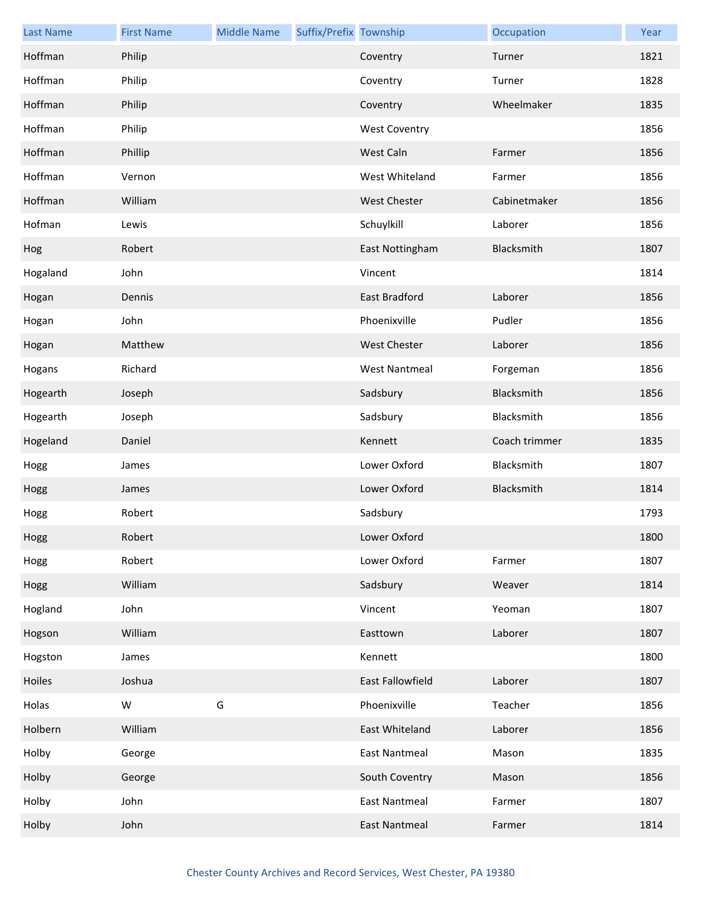| Last Name | First Name | Middle Name | Suffix/Prefix | Township | Occupation | Year |
|---|---|---|---|---|---|---|
| Hoffman | Philip | | | Coventry | Turner | 1821 |
| Hoffman | Philip | | | Coventry | Turner | 1828 |
| Hoffman | Philip | | | Coventry | Wheelmaker | 1835 |
| Hoffman | Philip | | | West Coventry | | 1856 |
| Hoffman | Phillip | | | West Caln | Farmer | 1856 |
| Hoffman | Vernon | | | West Whiteland | Farmer | 1856 |
| Hoffman | William | | | West Chester | Cabinetmaker | 1856 |
| Hofman | Lewis | | | Schuylkill | Laborer | 1856 |
| Hog | Robert | | | East Nottingham | Blacksmith | 1807 |
| Hogaland | John | | | Vincent | | 1814 |
| Hogan | Dennis | | | East Bradford | Laborer | 1856 |
| Hogan | John | | | Phoenixville | Pudler | 1856 |
| Hogan | Matthew | | | West Chester | Laborer | 1856 |
| Hogans | Richard | | | West Nantmeal | Forgeman | 1856 |
| Hogearth | Joseph | | | Sadsbury | Blacksmith | 1856 |
| Hogearth | Joseph | | | Sadsbury | Blacksmith | 1856 |
| Hogeland | Daniel | | | Kennett | Coach trimmer | 1835 |
| Hogg | James | | | Lower Oxford | Blacksmith | 1807 |
| Hogg | James | | | Lower Oxford | Blacksmith | 1814 |
| Hogg | Robert | | | Sadsbury | | 1793 |
| Hogg | Robert | | | Lower Oxford | | 1800 |
| Hogg | Robert | | | Lower Oxford | Farmer | 1807 |
| Hogg | William | | | Sadsbury | Weaver | 1814 |
| Hogland | John | | | Vincent | Yeoman | 1807 |
| Hogson | William | | | Easttown | Laborer | 1807 |
| Hogston | James | | | Kennett | | 1800 |
| Hoiles | Joshua | | | East Fallowfield | Laborer | 1807 |
| Holas | W | G | | Phoenixville | Teacher | 1856 |
| Holbern | William | | | East Whiteland | Laborer | 1856 |
| Holby | George | | | East Nantmeal | Mason | 1835 |
| Holby | George | | | South Coventry | Mason | 1856 |
| Holby | John | | | East Nantmeal | Farmer | 1807 |
| Holby | John | | | East Nantmeal | Farmer | 1814 |

Chester County Archives and Record Services, West Chester, PA 19380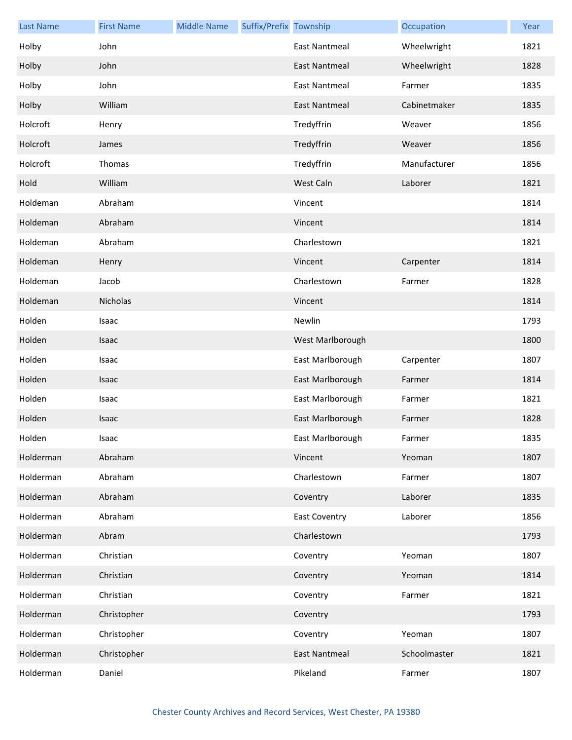| Last Name | First Name | Middle Name | Suffix/Prefix | Township | Occupation | Year |
| --- | --- | --- | --- | --- | --- | --- |
| Holby | John | | | East Nantmeal | Wheelwright | 1821 |
| Holby | John | | | East Nantmeal | Wheelwright | 1828 |
| Holby | John | | | East Nantmeal | Farmer | 1835 |
| Holby | William | | | East Nantmeal | Cabinetmaker | 1835 |
| Holcroft | Henry | | | Tredyffrin | Weaver | 1856 |
| Holcroft | James | | | Tredyffrin | Weaver | 1856 |
| Holcroft | Thomas | | | Tredyffrin | Manufacturer | 1856 |
| Hold | William | | | West Caln | Laborer | 1821 |
| Holdeman | Abraham | | | Vincent | | 1814 |
| Holdeman | Abraham | | | Vincent | | 1814 |
| Holdeman | Abraham | | | Charlestown | | 1821 |
| Holdeman | Henry | | | Vincent | Carpenter | 1814 |
| Holdeman | Jacob | | | Charlestown | Farmer | 1828 |
| Holdeman | Nicholas | | | Vincent | | 1814 |
| Holden | Isaac | | | Newlin | | 1793 |
| Holden | Isaac | | | West Marlborough | | 1800 |
| Holden | Isaac | | | East Marlborough | Carpenter | 1807 |
| Holden | Isaac | | | East Marlborough | Farmer | 1814 |
| Holden | Isaac | | | East Marlborough | Farmer | 1821 |
| Holden | Isaac | | | East Marlborough | Farmer | 1828 |
| Holden | Isaac | | | East Marlborough | Farmer | 1835 |
| Holderman | Abraham | | | Vincent | Yeoman | 1807 |
| Holderman | Abraham | | | Charlestown | Farmer | 1807 |
| Holderman | Abraham | | | Coventry | Laborer | 1835 |
| Holderman | Abraham | | | East Coventry | Laborer | 1856 |
| Holderman | Abram | | | Charlestown | | 1793 |
| Holderman | Christian | | | Coventry | Yeoman | 1807 |
| Holderman | Christian | | | Coventry | Yeoman | 1814 |
| Holderman | Christian | | | Coventry | Farmer | 1821 |
| Holderman | Christopher | | | Coventry | | 1793 |
| Holderman | Christopher | | | Coventry | Yeoman | 1807 |
| Holderman | Christopher | | | East Nantmeal | Schoolmaster | 1821 |
| Holderman | Daniel | | | Pikeland | Farmer | 1807 |

Chester County Archives and Record Services, West Chester, PA 19380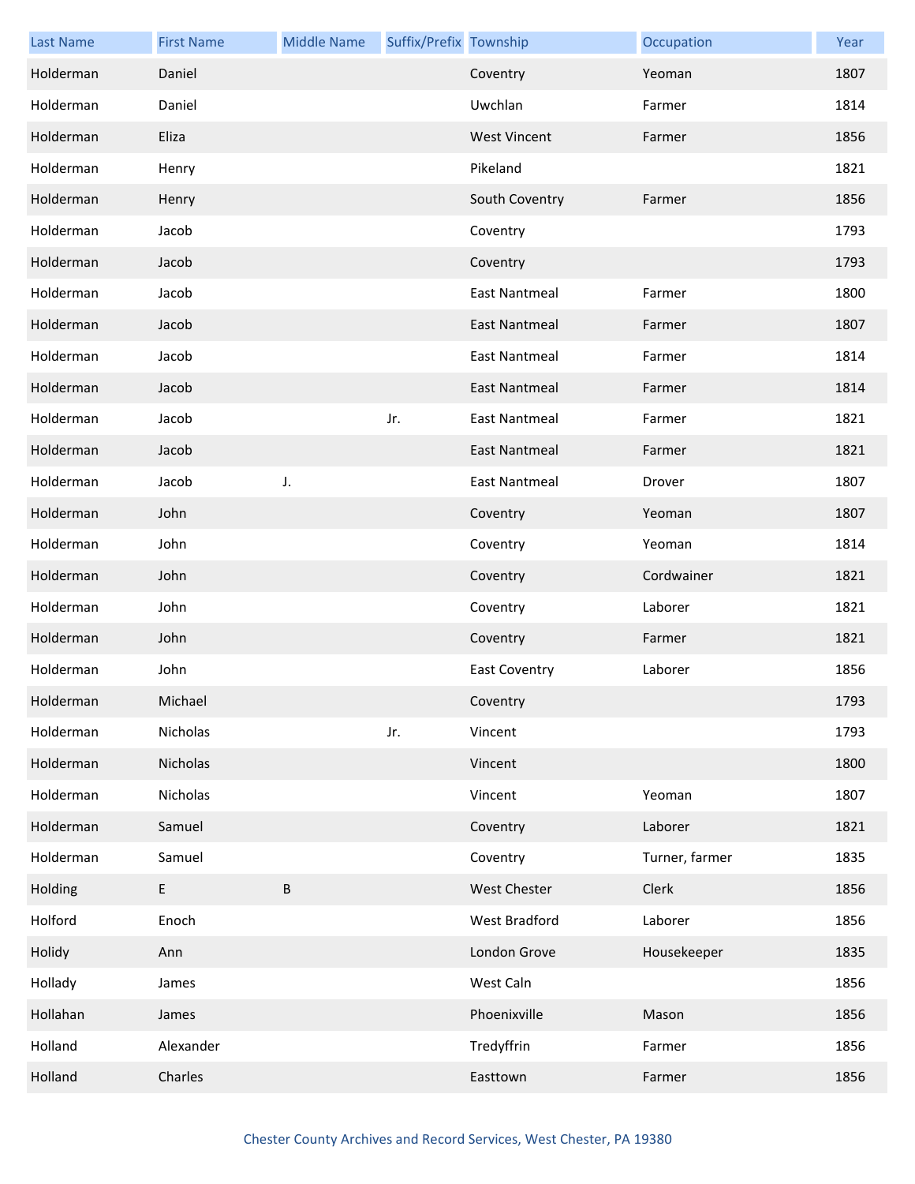| Last Name | First Name | Middle Name | Suffix/Prefix | Township | Occupation | Year |
| --- | --- | --- | --- | --- | --- | --- |
| Holderman | Daniel | | | Coventry | Yeoman | 1807 |
| Holderman | Daniel | | | Uwchlan | Farmer | 1814 |
| Holderman | Eliza | | | West Vincent | Farmer | 1856 |
| Holderman | Henry | | | Pikeland | | 1821 |
| Holderman | Henry | | | South Coventry | Farmer | 1856 |
| Holderman | Jacob | | | Coventry | | 1793 |
| Holderman | Jacob | | | Coventry | | 1793 |
| Holderman | Jacob | | | East Nantmeal | Farmer | 1800 |
| Holderman | Jacob | | | East Nantmeal | Farmer | 1807 |
| Holderman | Jacob | | | East Nantmeal | Farmer | 1814 |
| Holderman | Jacob | | | East Nantmeal | Farmer | 1814 |
| Holderman | Jacob | | Jr. | East Nantmeal | Farmer | 1821 |
| Holderman | Jacob | | | East Nantmeal | Farmer | 1821 |
| Holderman | Jacob | J. | | East Nantmeal | Drover | 1807 |
| Holderman | John | | | Coventry | Yeoman | 1807 |
| Holderman | John | | | Coventry | Yeoman | 1814 |
| Holderman | John | | | Coventry | Cordwainer | 1821 |
| Holderman | John | | | Coventry | Laborer | 1821 |
| Holderman | John | | | Coventry | Farmer | 1821 |
| Holderman | John | | | East Coventry | Laborer | 1856 |
| Holderman | Michael | | | Coventry | | 1793 |
| Holderman | Nicholas | | Jr. | Vincent | | 1793 |
| Holderman | Nicholas | | | Vincent | | 1800 |
| Holderman | Nicholas | | | Vincent | Yeoman | 1807 |
| Holderman | Samuel | | | Coventry | Laborer | 1821 |
| Holderman | Samuel | | | Coventry | Turner, farmer | 1835 |
| Holding | E | B | | West Chester | Clerk | 1856 |
| Holford | Enoch | | | West Bradford | Laborer | 1856 |
| Holidy | Ann | | | London Grove | Housekeeper | 1835 |
| Hollady | James | | | West Caln | | 1856 |
| Hollahan | James | | | Phoenixville | Mason | 1856 |
| Holland | Alexander | | | Tredyffrin | Farmer | 1856 |
| Holland | Charles | | | Easttown | Farmer | 1856 |

Chester County Archives and Record Services, West Chester, PA 19380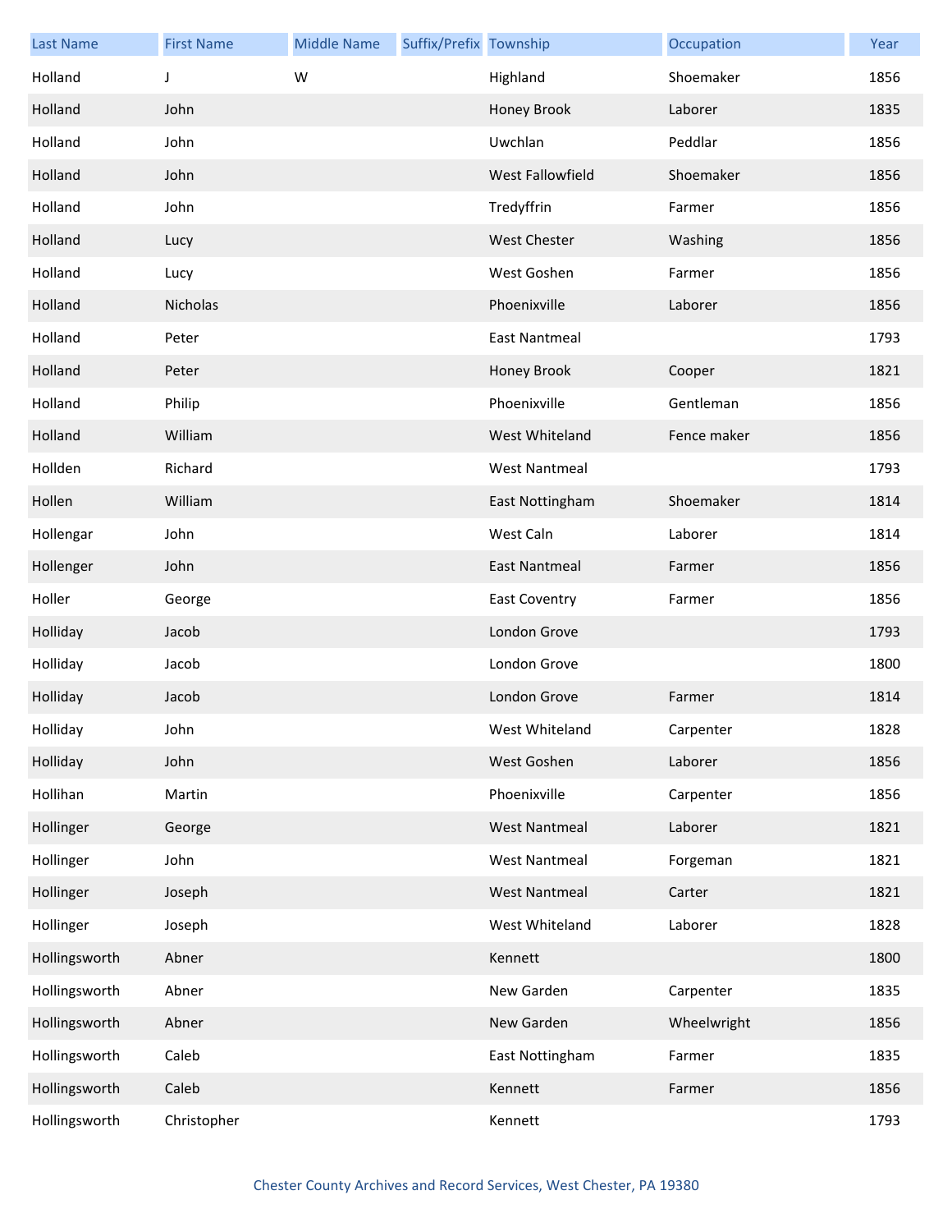| Last Name | First Name | Middle Name | Suffix/Prefix | Township | Occupation | Year |
|---|---|---|---|---|---|---|
| Holland | J | W | | Highland | Shoemaker | 1856 |
| Holland | John | | | Honey Brook | Laborer | 1835 |
| Holland | John | | | Uwchlan | Peddlar | 1856 |
| Holland | John | | | West Fallowfield | Shoemaker | 1856 |
| Holland | John | | | Tredyffrin | Farmer | 1856 |
| Holland | Lucy | | | West Chester | Washing | 1856 |
| Holland | Lucy | | | West Goshen | Farmer | 1856 |
| Holland | Nicholas | | | Phoenixville | Laborer | 1856 |
| Holland | Peter | | | East Nantmeal | | 1793 |
| Holland | Peter | | | Honey Brook | Cooper | 1821 |
| Holland | Philip | | | Phoenixville | Gentleman | 1856 |
| Holland | William | | | West Whiteland | Fence maker | 1856 |
| Hollden | Richard | | | West Nantmeal | | 1793 |
| Hollen | William | | | East Nottingham | Shoemaker | 1814 |
| Hollengar | John | | | West Caln | Laborer | 1814 |
| Hollenger | John | | | East Nantmeal | Farmer | 1856 |
| Holler | George | | | East Coventry | Farmer | 1856 |
| Holliday | Jacob | | | London Grove | | 1793 |
| Holliday | Jacob | | | London Grove | | 1800 |
| Holliday | Jacob | | | London Grove | Farmer | 1814 |
| Holliday | John | | | West Whiteland | Carpenter | 1828 |
| Holliday | John | | | West Goshen | Laborer | 1856 |
| Hollihan | Martin | | | Phoenixville | Carpenter | 1856 |
| Hollinger | George | | | West Nantmeal | Laborer | 1821 |
| Hollinger | John | | | West Nantmeal | Forgeman | 1821 |
| Hollinger | Joseph | | | West Nantmeal | Carter | 1821 |
| Hollinger | Joseph | | | West Whiteland | Laborer | 1828 |
| Hollingsworth | Abner | | | Kennett | | 1800 |
| Hollingsworth | Abner | | | New Garden | Carpenter | 1835 |
| Hollingsworth | Abner | | | New Garden | Wheelwright | 1856 |
| Hollingsworth | Caleb | | | East Nottingham | Farmer | 1835 |
| Hollingsworth | Caleb | | | Kennett | Farmer | 1856 |
| Hollingsworth | Christopher | | | Kennett | | 1793 |

Chester County Archives and Record Services, West Chester, PA 19380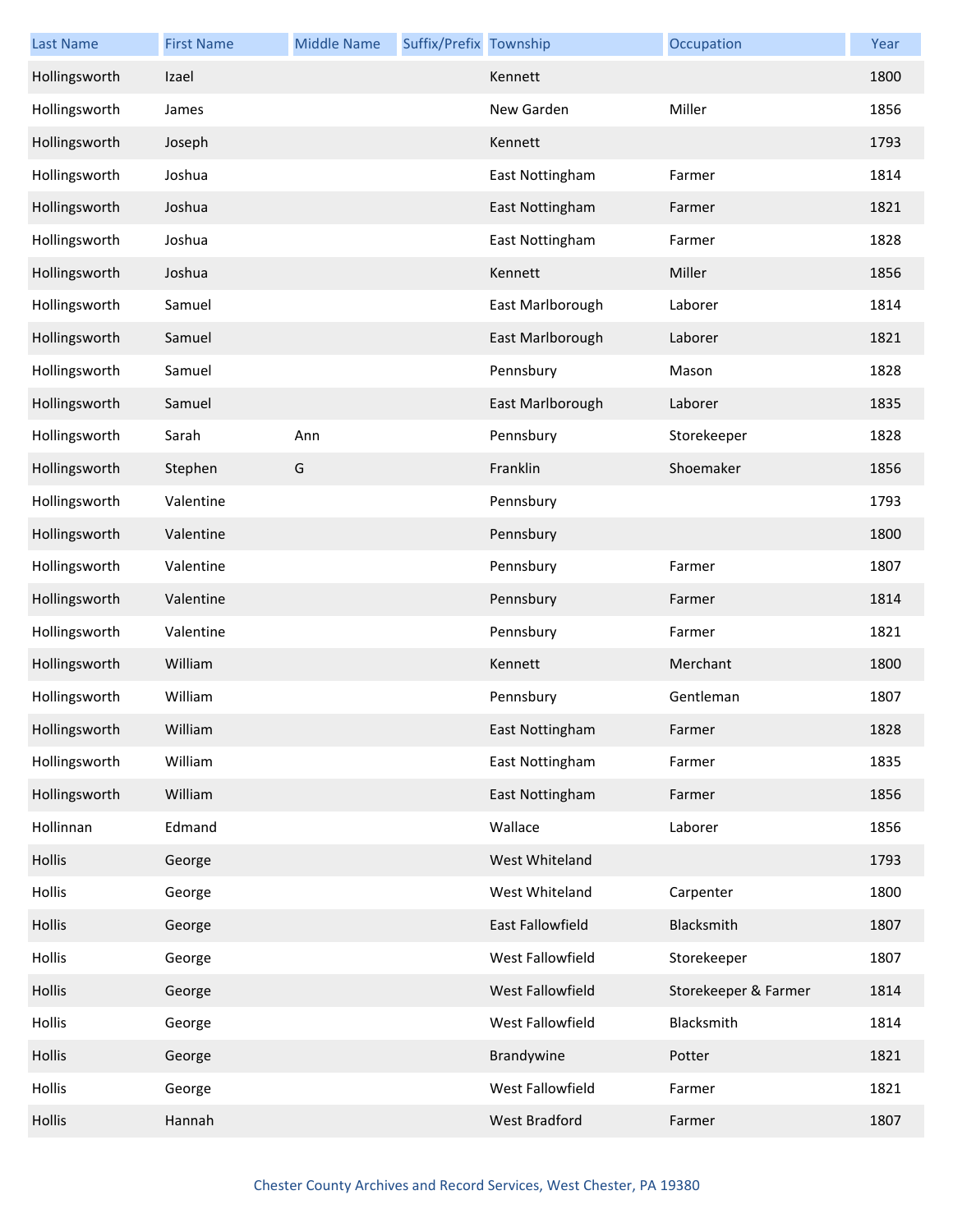| Last Name | First Name | Middle Name | Suffix/Prefix | Township | Occupation | Year |
|---|---|---|---|---|---|---|
| Hollingsworth | Izael | | | Kennett | | 1800 |
| Hollingsworth | James | | | New Garden | Miller | 1856 |
| Hollingsworth | Joseph | | | Kennett | | 1793 |
| Hollingsworth | Joshua | | | East Nottingham | Farmer | 1814 |
| Hollingsworth | Joshua | | | East Nottingham | Farmer | 1821 |
| Hollingsworth | Joshua | | | East Nottingham | Farmer | 1828 |
| Hollingsworth | Joshua | | | Kennett | Miller | 1856 |
| Hollingsworth | Samuel | | | East Marlborough | Laborer | 1814 |
| Hollingsworth | Samuel | | | East Marlborough | Laborer | 1821 |
| Hollingsworth | Samuel | | | Pennsbury | Mason | 1828 |
| Hollingsworth | Samuel | | | East Marlborough | Laborer | 1835 |
| Hollingsworth | Sarah | Ann | | Pennsbury | Storekeeper | 1828 |
| Hollingsworth | Stephen | G | | Franklin | Shoemaker | 1856 |
| Hollingsworth | Valentine | | | Pennsbury | | 1793 |
| Hollingsworth | Valentine | | | Pennsbury | | 1800 |
| Hollingsworth | Valentine | | | Pennsbury | Farmer | 1807 |
| Hollingsworth | Valentine | | | Pennsbury | Farmer | 1814 |
| Hollingsworth | Valentine | | | Pennsbury | Farmer | 1821 |
| Hollingsworth | William | | | Kennett | Merchant | 1800 |
| Hollingsworth | William | | | Pennsbury | Gentleman | 1807 |
| Hollingsworth | William | | | East Nottingham | Farmer | 1828 |
| Hollingsworth | William | | | East Nottingham | Farmer | 1835 |
| Hollingsworth | William | | | East Nottingham | Farmer | 1856 |
| Hollinnan | Edmand | | | Wallace | Laborer | 1856 |
| Hollis | George | | | West Whiteland | | 1793 |
| Hollis | George | | | West Whiteland | Carpenter | 1800 |
| Hollis | George | | | East Fallowfield | Blacksmith | 1807 |
| Hollis | George | | | West Fallowfield | Storekeeper | 1807 |
| Hollis | George | | | West Fallowfield | Storekeeper & Farmer | 1814 |
| Hollis | George | | | West Fallowfield | Blacksmith | 1814 |
| Hollis | George | | | Brandywine | Potter | 1821 |
| Hollis | George | | | West Fallowfield | Farmer | 1821 |
| Hollis | Hannah | | | West Bradford | Farmer | 1807 |

Chester County Archives and Record Services, West Chester, PA 19380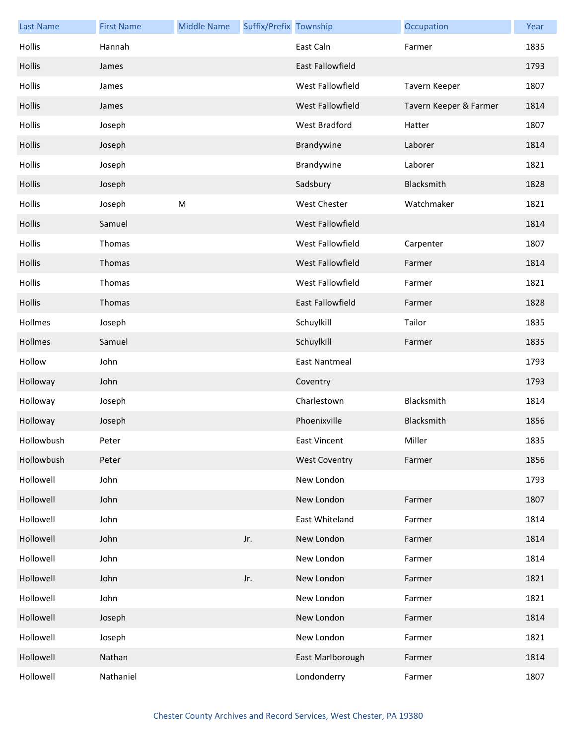| Last Name | First Name | Middle Name | Suffix/Prefix | Township | Occupation | Year |
|---|---|---|---|---|---|---|
| Hollis | Hannah | | | East Caln | Farmer | 1835 |
| Hollis | James | | | East Fallowfield | | 1793 |
| Hollis | James | | | West Fallowfield | Tavern Keeper | 1807 |
| Hollis | James | | | West Fallowfield | Tavern Keeper & Farmer | 1814 |
| Hollis | Joseph | | | West Bradford | Hatter | 1807 |
| Hollis | Joseph | | | Brandywine | Laborer | 1814 |
| Hollis | Joseph | | | Brandywine | Laborer | 1821 |
| Hollis | Joseph | | | Sadsbury | Blacksmith | 1828 |
| Hollis | Joseph | M | | West Chester | Watchmaker | 1821 |
| Hollis | Samuel | | | West Fallowfield | | 1814 |
| Hollis | Thomas | | | West Fallowfield | Carpenter | 1807 |
| Hollis | Thomas | | | West Fallowfield | Farmer | 1814 |
| Hollis | Thomas | | | West Fallowfield | Farmer | 1821 |
| Hollis | Thomas | | | East Fallowfield | Farmer | 1828 |
| Hollmes | Joseph | | | Schuylkill | Tailor | 1835 |
| Hollmes | Samuel | | | Schuylkill | Farmer | 1835 |
| Hollow | John | | | East Nantmeal | | 1793 |
| Holloway | John | | | Coventry | | 1793 |
| Holloway | Joseph | | | Charlestown | Blacksmith | 1814 |
| Holloway | Joseph | | | Phoenixville | Blacksmith | 1856 |
| Hollowbush | Peter | | | East Vincent | Miller | 1835 |
| Hollowbush | Peter | | | West Coventry | Farmer | 1856 |
| Hollowell | John | | | New London | | 1793 |
| Hollowell | John | | | New London | Farmer | 1807 |
| Hollowell | John | | | East Whiteland | Farmer | 1814 |
| Hollowell | John | | Jr. | New London | Farmer | 1814 |
| Hollowell | John | | | New London | Farmer | 1814 |
| Hollowell | John | | Jr. | New London | Farmer | 1821 |
| Hollowell | John | | | New London | Farmer | 1821 |
| Hollowell | Joseph | | | New London | Farmer | 1814 |
| Hollowell | Joseph | | | New London | Farmer | 1821 |
| Hollowell | Nathan | | | East Marlborough | Farmer | 1814 |
| Hollowell | Nathaniel | | | Londonderry | Farmer | 1807 |

Chester County Archives and Record Services, West Chester, PA 19380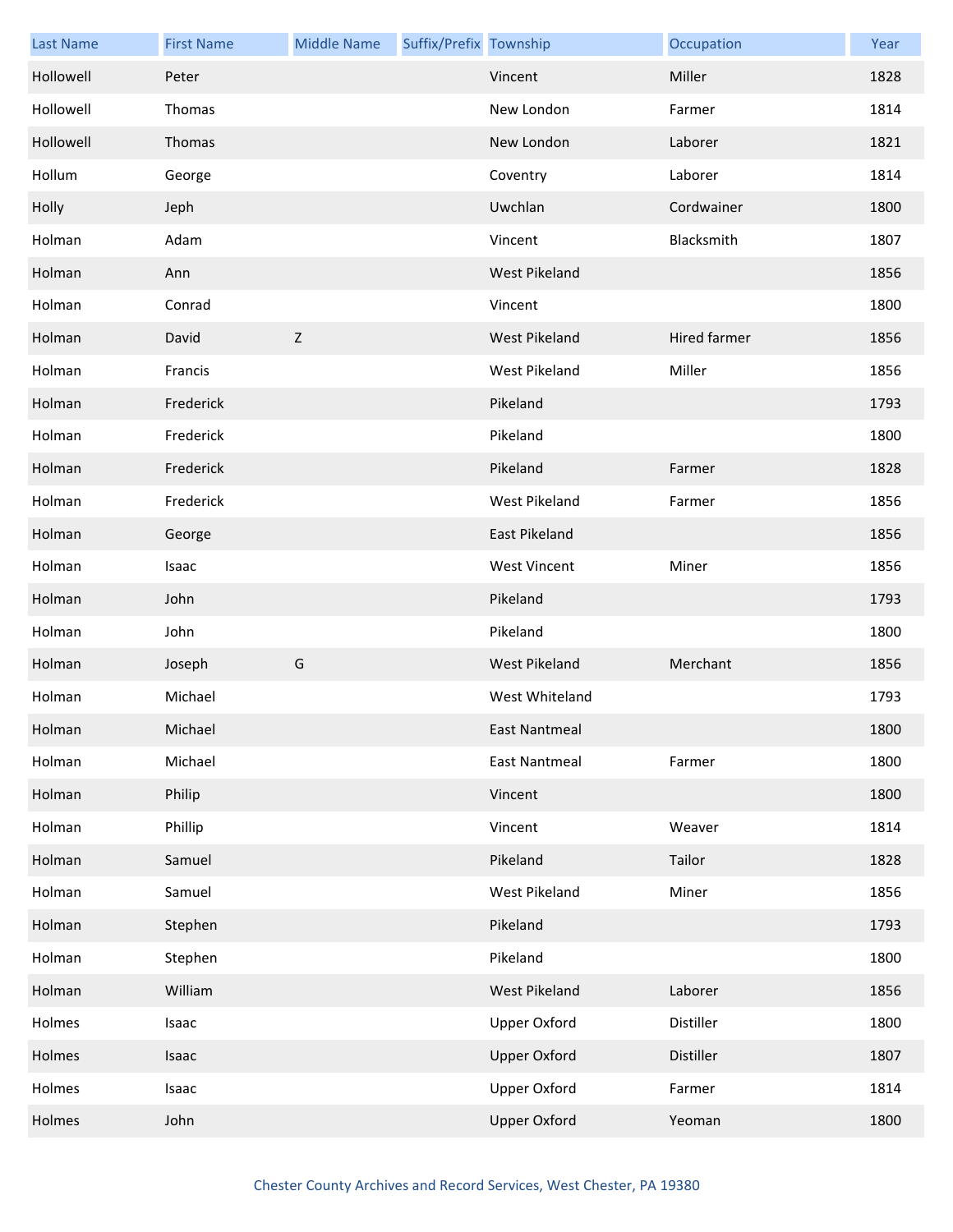| Last Name | First Name | Middle Name | Suffix/Prefix | Township | Occupation | Year |
|---|---|---|---|---|---|---|
| Hollowell | Peter | | | Vincent | Miller | 1828 |
| Hollowell | Thomas | | | New London | Farmer | 1814 |
| Hollowell | Thomas | | | New London | Laborer | 1821 |
| Hollum | George | | | Coventry | Laborer | 1814 |
| Holly | Jeph | | | Uwchlan | Cordwainer | 1800 |
| Holman | Adam | | | Vincent | Blacksmith | 1807 |
| Holman | Ann | | | West Pikeland | | 1856 |
| Holman | Conrad | | | Vincent | | 1800 |
| Holman | David | Z | | West Pikeland | Hired farmer | 1856 |
| Holman | Francis | | | West Pikeland | Miller | 1856 |
| Holman | Frederick | | | Pikeland | | 1793 |
| Holman | Frederick | | | Pikeland | | 1800 |
| Holman | Frederick | | | Pikeland | Farmer | 1828 |
| Holman | Frederick | | | West Pikeland | Farmer | 1856 |
| Holman | George | | | East Pikeland | | 1856 |
| Holman | Isaac | | | West Vincent | Miner | 1856 |
| Holman | John | | | Pikeland | | 1793 |
| Holman | John | | | Pikeland | | 1800 |
| Holman | Joseph | G | | West Pikeland | Merchant | 1856 |
| Holman | Michael | | | West Whiteland | | 1793 |
| Holman | Michael | | | East Nantmeal | | 1800 |
| Holman | Michael | | | East Nantmeal | Farmer | 1800 |
| Holman | Philip | | | Vincent | | 1800 |
| Holman | Phillip | | | Vincent | Weaver | 1814 |
| Holman | Samuel | | | Pikeland | Tailor | 1828 |
| Holman | Samuel | | | West Pikeland | Miner | 1856 |
| Holman | Stephen | | | Pikeland | | 1793 |
| Holman | Stephen | | | Pikeland | | 1800 |
| Holman | William | | | West Pikeland | Laborer | 1856 |
| Holmes | Isaac | | | Upper Oxford | Distiller | 1800 |
| Holmes | Isaac | | | Upper Oxford | Distiller | 1807 |
| Holmes | Isaac | | | Upper Oxford | Farmer | 1814 |
| Holmes | John | | | Upper Oxford | Yeoman | 1800 |

Chester County Archives and Record Services, West Chester, PA 19380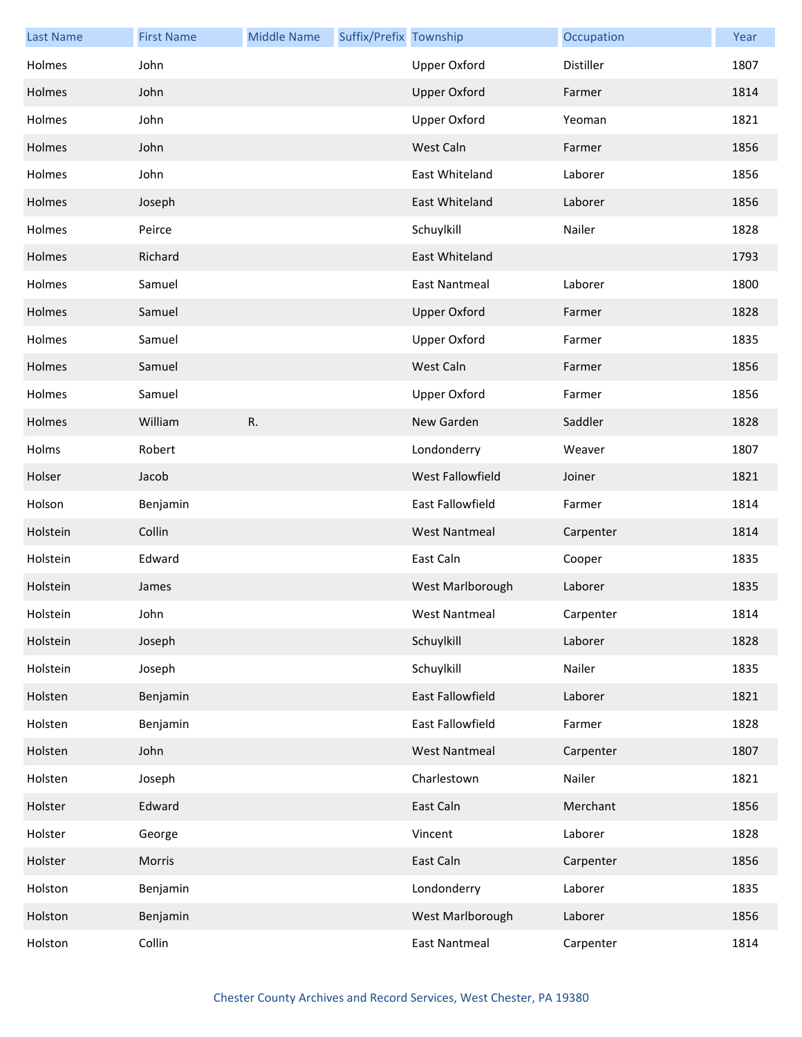| Last Name | First Name | Middle Name | Suffix/Prefix | Township | Occupation | Year |
|---|---|---|---|---|---|---|
| Holmes | John | | | Upper Oxford | Distiller | 1807 |
| Holmes | John | | | Upper Oxford | Farmer | 1814 |
| Holmes | John | | | Upper Oxford | Yeoman | 1821 |
| Holmes | John | | | West Caln | Farmer | 1856 |
| Holmes | John | | | East Whiteland | Laborer | 1856 |
| Holmes | Joseph | | | East Whiteland | Laborer | 1856 |
| Holmes | Peirce | | | Schuylkill | Nailer | 1828 |
| Holmes | Richard | | | East Whiteland | | 1793 |
| Holmes | Samuel | | | East Nantmeal | Laborer | 1800 |
| Holmes | Samuel | | | Upper Oxford | Farmer | 1828 |
| Holmes | Samuel | | | Upper Oxford | Farmer | 1835 |
| Holmes | Samuel | | | West Caln | Farmer | 1856 |
| Holmes | Samuel | | | Upper Oxford | Farmer | 1856 |
| Holmes | William | R. | | New Garden | Saddler | 1828 |
| Holms | Robert | | | Londonderry | Weaver | 1807 |
| Holser | Jacob | | | West Fallowfield | Joiner | 1821 |
| Holson | Benjamin | | | East Fallowfield | Farmer | 1814 |
| Holstein | Collin | | | West Nantmeal | Carpenter | 1814 |
| Holstein | Edward | | | East Caln | Cooper | 1835 |
| Holstein | James | | | West Marlborough | Laborer | 1835 |
| Holstein | John | | | West Nantmeal | Carpenter | 1814 |
| Holstein | Joseph | | | Schuylkill | Laborer | 1828 |
| Holstein | Joseph | | | Schuylkill | Nailer | 1835 |
| Holsten | Benjamin | | | East Fallowfield | Laborer | 1821 |
| Holsten | Benjamin | | | East Fallowfield | Farmer | 1828 |
| Holsten | John | | | West Nantmeal | Carpenter | 1807 |
| Holsten | Joseph | | | Charlestown | Nailer | 1821 |
| Holster | Edward | | | East Caln | Merchant | 1856 |
| Holster | George | | | Vincent | Laborer | 1828 |
| Holster | Morris | | | East Caln | Carpenter | 1856 |
| Holston | Benjamin | | | Londonderry | Laborer | 1835 |
| Holston | Benjamin | | | West Marlborough | Laborer | 1856 |
| Holston | Collin | | | East Nantmeal | Carpenter | 1814 |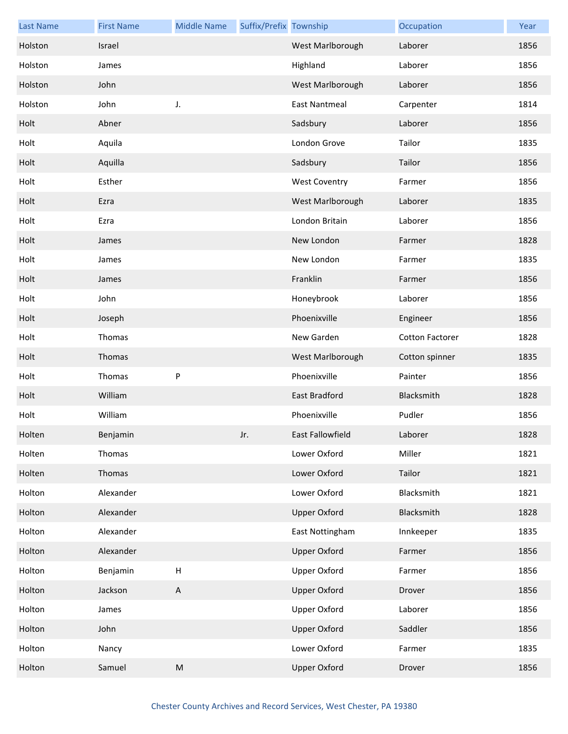| Last Name | First Name | Middle Name | Suffix/Prefix | Township | Occupation | Year |
|---|---|---|---|---|---|---|
| Holston | Israel | | | West Marlborough | Laborer | 1856 |
| Holston | James | | | Highland | Laborer | 1856 |
| Holston | John | | | West Marlborough | Laborer | 1856 |
| Holston | John | J. | | East Nantmeal | Carpenter | 1814 |
| Holt | Abner | | | Sadsbury | Laborer | 1856 |
| Holt | Aquila | | | London Grove | Tailor | 1835 |
| Holt | Aquilla | | | Sadsbury | Tailor | 1856 |
| Holt | Esther | | | West Coventry | Farmer | 1856 |
| Holt | Ezra | | | West Marlborough | Laborer | 1835 |
| Holt | Ezra | | | London Britain | Laborer | 1856 |
| Holt | James | | | New London | Farmer | 1828 |
| Holt | James | | | New London | Farmer | 1835 |
| Holt | James | | | Franklin | Farmer | 1856 |
| Holt | John | | | Honeybrook | Laborer | 1856 |
| Holt | Joseph | | | Phoenixville | Engineer | 1856 |
| Holt | Thomas | | | New Garden | Cotton Factorer | 1828 |
| Holt | Thomas | | | West Marlborough | Cotton spinner | 1835 |
| Holt | Thomas | P | | Phoenixville | Painter | 1856 |
| Holt | William | | | East Bradford | Blacksmith | 1828 |
| Holt | William | | | Phoenixville | Pudler | 1856 |
| Holten | Benjamin | | Jr. | East Fallowfield | Laborer | 1828 |
| Holten | Thomas | | | Lower Oxford | Miller | 1821 |
| Holten | Thomas | | | Lower Oxford | Tailor | 1821 |
| Holton | Alexander | | | Lower Oxford | Blacksmith | 1821 |
| Holton | Alexander | | | Upper Oxford | Blacksmith | 1828 |
| Holton | Alexander | | | East Nottingham | Innkeeper | 1835 |
| Holton | Alexander | | | Upper Oxford | Farmer | 1856 |
| Holton | Benjamin | H | | Upper Oxford | Farmer | 1856 |
| Holton | Jackson | A | | Upper Oxford | Drover | 1856 |
| Holton | James | | | Upper Oxford | Laborer | 1856 |
| Holton | John | | | Upper Oxford | Saddler | 1856 |
| Holton | Nancy | | | Lower Oxford | Farmer | 1835 |
| Holton | Samuel | M | | Upper Oxford | Drover | 1856 |

Chester County Archives and Record Services, West Chester, PA 19380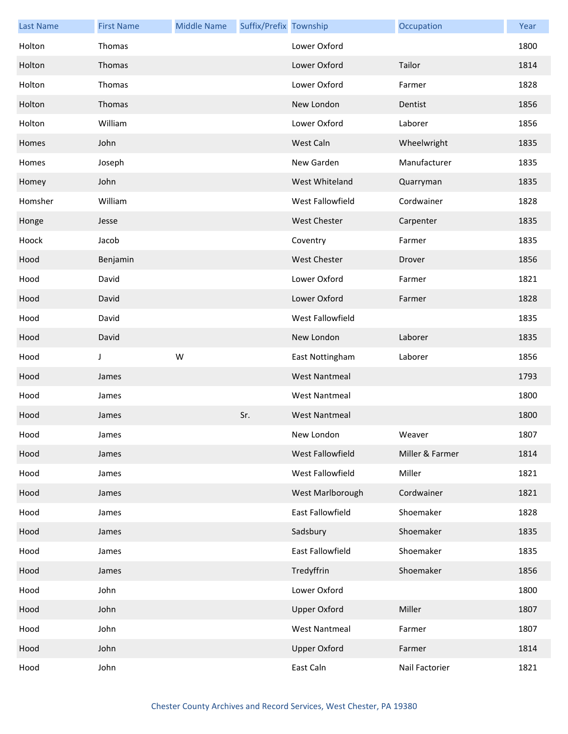| Last Name | First Name | Middle Name | Suffix/Prefix | Township | Occupation | Year |
| --- | --- | --- | --- | --- | --- | --- |
| Holton | Thomas | | | Lower Oxford | | 1800 |
| Holton | Thomas | | | Lower Oxford | Tailor | 1814 |
| Holton | Thomas | | | Lower Oxford | Farmer | 1828 |
| Holton | Thomas | | | New London | Dentist | 1856 |
| Holton | William | | | Lower Oxford | Laborer | 1856 |
| Homes | John | | | West Caln | Wheelwright | 1835 |
| Homes | Joseph | | | New Garden | Manufacturer | 1835 |
| Homey | John | | | West Whiteland | Quarryman | 1835 |
| Homsher | William | | | West Fallowfield | Cordwainer | 1828 |
| Honge | Jesse | | | West Chester | Carpenter | 1835 |
| Hoock | Jacob | | | Coventry | Farmer | 1835 |
| Hood | Benjamin | | | West Chester | Drover | 1856 |
| Hood | David | | | Lower Oxford | Farmer | 1821 |
| Hood | David | | | Lower Oxford | Farmer | 1828 |
| Hood | David | | | West Fallowfield | | 1835 |
| Hood | David | | | New London | Laborer | 1835 |
| Hood | J | W | | East Nottingham | Laborer | 1856 |
| Hood | James | | | West Nantmeal | | 1793 |
| Hood | James | | | West Nantmeal | | 1800 |
| Hood | James | | Sr. | West Nantmeal | | 1800 |
| Hood | James | | | New London | Weaver | 1807 |
| Hood | James | | | West Fallowfield | Miller & Farmer | 1814 |
| Hood | James | | | West Fallowfield | Miller | 1821 |
| Hood | James | | | West Marlborough | Cordwainer | 1821 |
| Hood | James | | | East Fallowfield | Shoemaker | 1828 |
| Hood | James | | | Sadsbury | Shoemaker | 1835 |
| Hood | James | | | East Fallowfield | Shoemaker | 1835 |
| Hood | James | | | Tredyffrin | Shoemaker | 1856 |
| Hood | John | | | Lower Oxford | | 1800 |
| Hood | John | | | Upper Oxford | Miller | 1807 |
| Hood | John | | | West Nantmeal | Farmer | 1807 |
| Hood | John | | | Upper Oxford | Farmer | 1814 |
| Hood | John | | | East Caln | Nail Factorier | 1821 |

Chester County Archives and Record Services, West Chester, PA 19380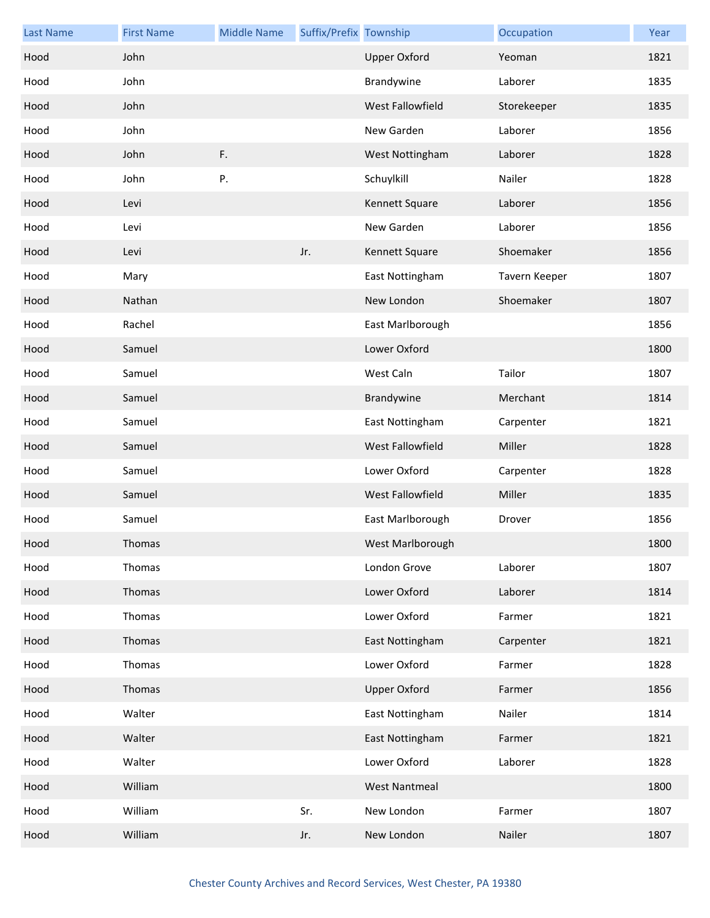| Last Name | First Name | Middle Name | Suffix/Prefix | Township | Occupation | Year |
|---|---|---|---|---|---|---|
| Hood | John | | | Upper Oxford | Yeoman | 1821 |
| Hood | John | | | Brandywine | Laborer | 1835 |
| Hood | John | | | West Fallowfield | Storekeeper | 1835 |
| Hood | John | | | New Garden | Laborer | 1856 |
| Hood | John | F. | | West Nottingham | Laborer | 1828 |
| Hood | John | P. | | Schuylkill | Nailer | 1828 |
| Hood | Levi | | | Kennett Square | Laborer | 1856 |
| Hood | Levi | | | New Garden | Laborer | 1856 |
| Hood | Levi | | Jr. | Kennett Square | Shoemaker | 1856 |
| Hood | Mary | | | East Nottingham | Tavern Keeper | 1807 |
| Hood | Nathan | | | New London | Shoemaker | 1807 |
| Hood | Rachel | | | East Marlborough | | 1856 |
| Hood | Samuel | | | Lower Oxford | | 1800 |
| Hood | Samuel | | | West Caln | Tailor | 1807 |
| Hood | Samuel | | | Brandywine | Merchant | 1814 |
| Hood | Samuel | | | East Nottingham | Carpenter | 1821 |
| Hood | Samuel | | | West Fallowfield | Miller | 1828 |
| Hood | Samuel | | | Lower Oxford | Carpenter | 1828 |
| Hood | Samuel | | | West Fallowfield | Miller | 1835 |
| Hood | Samuel | | | East Marlborough | Drover | 1856 |
| Hood | Thomas | | | West Marlborough | | 1800 |
| Hood | Thomas | | | London Grove | Laborer | 1807 |
| Hood | Thomas | | | Lower Oxford | Laborer | 1814 |
| Hood | Thomas | | | Lower Oxford | Farmer | 1821 |
| Hood | Thomas | | | East Nottingham | Carpenter | 1821 |
| Hood | Thomas | | | Lower Oxford | Farmer | 1828 |
| Hood | Thomas | | | Upper Oxford | Farmer | 1856 |
| Hood | Walter | | | East Nottingham | Nailer | 1814 |
| Hood | Walter | | | East Nottingham | Farmer | 1821 |
| Hood | Walter | | | Lower Oxford | Laborer | 1828 |
| Hood | William | | | West Nantmeal | | 1800 |
| Hood | William | | Sr. | New London | Farmer | 1807 |
| Hood | William | | Jr. | New London | Nailer | 1807 |

Chester County Archives and Record Services, West Chester, PA 19380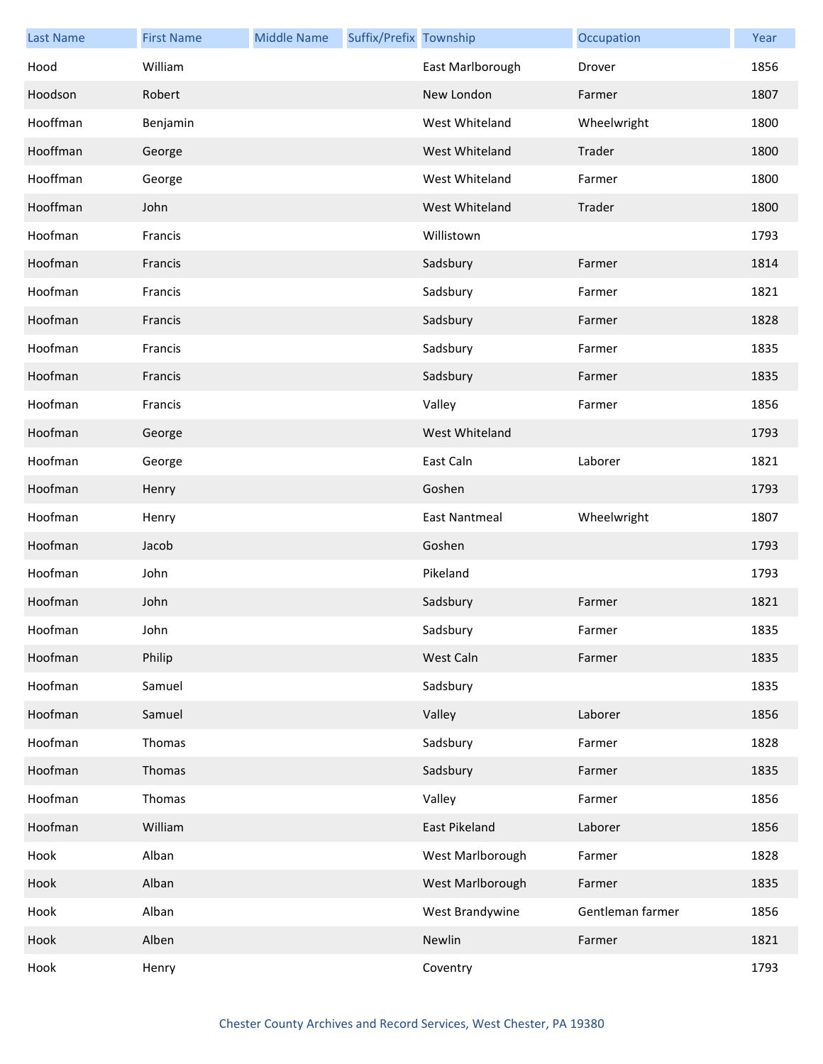| Last Name | First Name | Middle Name | Suffix/Prefix | Township | Occupation | Year |
|---|---|---|---|---|---|---|
| Hood | William | | | East Marlborough | Drover | 1856 |
| Hoodson | Robert | | | New London | Farmer | 1807 |
| Hooffman | Benjamin | | | West Whiteland | Wheelwright | 1800 |
| Hooffman | George | | | West Whiteland | Trader | 1800 |
| Hooffman | George | | | West Whiteland | Farmer | 1800 |
| Hooffman | John | | | West Whiteland | Trader | 1800 |
| Hoofman | Francis | | | Willistown | | 1793 |
| Hoofman | Francis | | | Sadsbury | Farmer | 1814 |
| Hoofman | Francis | | | Sadsbury | Farmer | 1821 |
| Hoofman | Francis | | | Sadsbury | Farmer | 1828 |
| Hoofman | Francis | | | Sadsbury | Farmer | 1835 |
| Hoofman | Francis | | | Sadsbury | Farmer | 1835 |
| Hoofman | Francis | | | Valley | Farmer | 1856 |
| Hoofman | George | | | West Whiteland | | 1793 |
| Hoofman | George | | | East Caln | Laborer | 1821 |
| Hoofman | Henry | | | Goshen | | 1793 |
| Hoofman | Henry | | | East Nantmeal | Wheelwright | 1807 |
| Hoofman | Jacob | | | Goshen | | 1793 |
| Hoofman | John | | | Pikeland | | 1793 |
| Hoofman | John | | | Sadsbury | Farmer | 1821 |
| Hoofman | John | | | Sadsbury | Farmer | 1835 |
| Hoofman | Philip | | | West Caln | Farmer | 1835 |
| Hoofman | Samuel | | | Sadsbury | | 1835 |
| Hoofman | Samuel | | | Valley | Laborer | 1856 |
| Hoofman | Thomas | | | Sadsbury | Farmer | 1828 |
| Hoofman | Thomas | | | Sadsbury | Farmer | 1835 |
| Hoofman | Thomas | | | Valley | Farmer | 1856 |
| Hoofman | William | | | East Pikeland | Laborer | 1856 |
| Hook | Alban | | | West Marlborough | Farmer | 1828 |
| Hook | Alban | | | West Marlborough | Farmer | 1835 |
| Hook | Alban | | | West Brandywine | Gentleman farmer | 1856 |
| Hook | Alben | | | Newlin | Farmer | 1821 |
| Hook | Henry | | | Coventry | | 1793 |

Chester County Archives and Record Services, West Chester, PA 19380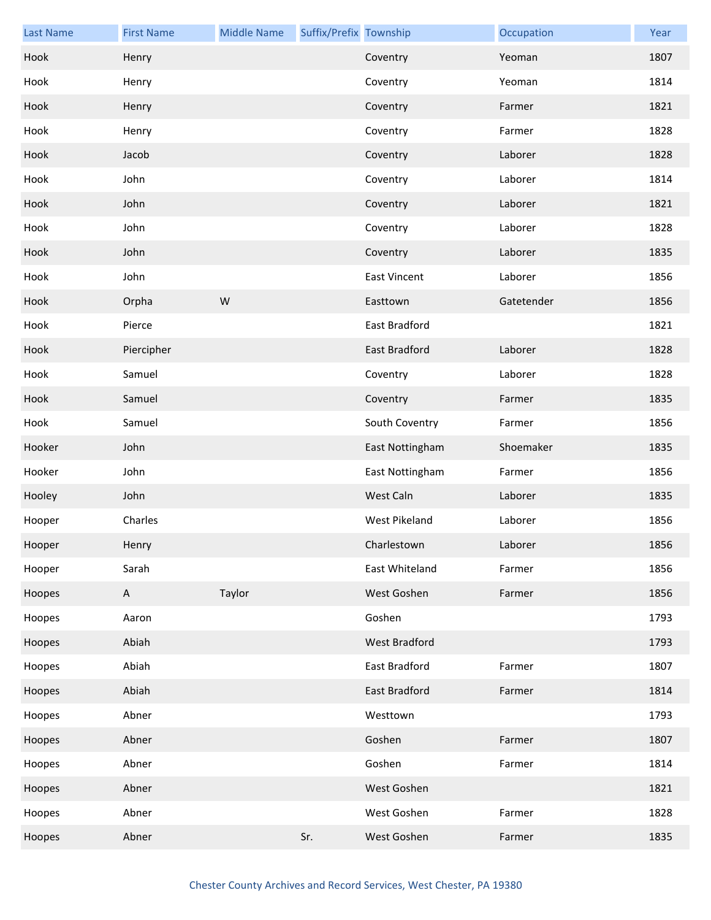| Last Name | First Name | Middle Name | Suffix/Prefix | Township | Occupation | Year |
| --- | --- | --- | --- | --- | --- | --- |
| Hook | Henry | | | Coventry | Yeoman | 1807 |
| Hook | Henry | | | Coventry | Yeoman | 1814 |
| Hook | Henry | | | Coventry | Farmer | 1821 |
| Hook | Henry | | | Coventry | Farmer | 1828 |
| Hook | Jacob | | | Coventry | Laborer | 1828 |
| Hook | John | | | Coventry | Laborer | 1814 |
| Hook | John | | | Coventry | Laborer | 1821 |
| Hook | John | | | Coventry | Laborer | 1828 |
| Hook | John | | | Coventry | Laborer | 1835 |
| Hook | John | | | East Vincent | Laborer | 1856 |
| Hook | Orpha | W | | Easttown | Gatetender | 1856 |
| Hook | Pierce | | | East Bradford | | 1821 |
| Hook | Piercipher | | | East Bradford | Laborer | 1828 |
| Hook | Samuel | | | Coventry | Laborer | 1828 |
| Hook | Samuel | | | Coventry | Farmer | 1835 |
| Hook | Samuel | | | South Coventry | Farmer | 1856 |
| Hooker | John | | | East Nottingham | Shoemaker | 1835 |
| Hooker | John | | | East Nottingham | Farmer | 1856 |
| Hooley | John | | | West Caln | Laborer | 1835 |
| Hooper | Charles | | | West Pikeland | Laborer | 1856 |
| Hooper | Henry | | | Charlestown | Laborer | 1856 |
| Hooper | Sarah | | | East Whiteland | Farmer | 1856 |
| Hoopes | A | Taylor | | West Goshen | Farmer | 1856 |
| Hoopes | Aaron | | | Goshen | | 1793 |
| Hoopes | Abiah | | | West Bradford | | 1793 |
| Hoopes | Abiah | | | East Bradford | Farmer | 1807 |
| Hoopes | Abiah | | | East Bradford | Farmer | 1814 |
| Hoopes | Abner | | | Westtown | | 1793 |
| Hoopes | Abner | | | Goshen | Farmer | 1807 |
| Hoopes | Abner | | | Goshen | Farmer | 1814 |
| Hoopes | Abner | | | West Goshen | | 1821 |
| Hoopes | Abner | | | West Goshen | Farmer | 1828 |
| Hoopes | Abner | | Sr. | West Goshen | Farmer | 1835 |

Chester County Archives and Record Services, West Chester, PA 19380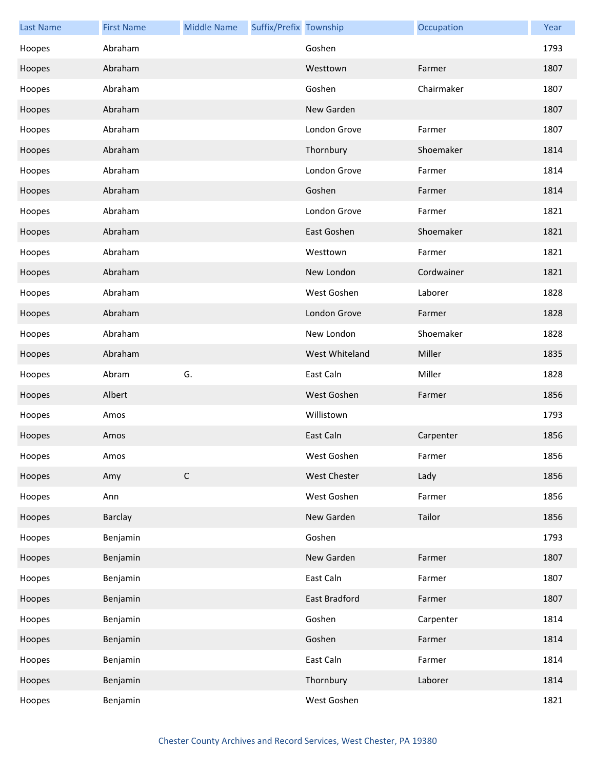| Last Name | First Name | Middle Name | Suffix/Prefix | Township | Occupation | Year |
|---|---|---|---|---|---|---|
| Hoopes | Abraham | | | Goshen | | 1793 |
| Hoopes | Abraham | | | Westtown | Farmer | 1807 |
| Hoopes | Abraham | | | Goshen | Chairmaker | 1807 |
| Hoopes | Abraham | | | New Garden | | 1807 |
| Hoopes | Abraham | | | London Grove | Farmer | 1807 |
| Hoopes | Abraham | | | Thornbury | Shoemaker | 1814 |
| Hoopes | Abraham | | | London Grove | Farmer | 1814 |
| Hoopes | Abraham | | | Goshen | Farmer | 1814 |
| Hoopes | Abraham | | | London Grove | Farmer | 1821 |
| Hoopes | Abraham | | | East Goshen | Shoemaker | 1821 |
| Hoopes | Abraham | | | Westtown | Farmer | 1821 |
| Hoopes | Abraham | | | New London | Cordwainer | 1821 |
| Hoopes | Abraham | | | West Goshen | Laborer | 1828 |
| Hoopes | Abraham | | | London Grove | Farmer | 1828 |
| Hoopes | Abraham | | | New London | Shoemaker | 1828 |
| Hoopes | Abraham | | | West Whiteland | Miller | 1835 |
| Hoopes | Abram | G. | | East Caln | Miller | 1828 |
| Hoopes | Albert | | | West Goshen | Farmer | 1856 |
| Hoopes | Amos | | | Willistown | | 1793 |
| Hoopes | Amos | | | East Caln | Carpenter | 1856 |
| Hoopes | Amos | | | West Goshen | Farmer | 1856 |
| Hoopes | Amy | C | | West Chester | Lady | 1856 |
| Hoopes | Ann | | | West Goshen | Farmer | 1856 |
| Hoopes | Barclay | | | New Garden | Tailor | 1856 |
| Hoopes | Benjamin | | | Goshen | | 1793 |
| Hoopes | Benjamin | | | New Garden | Farmer | 1807 |
| Hoopes | Benjamin | | | East Caln | Farmer | 1807 |
| Hoopes | Benjamin | | | East Bradford | Farmer | 1807 |
| Hoopes | Benjamin | | | Goshen | Carpenter | 1814 |
| Hoopes | Benjamin | | | Goshen | Farmer | 1814 |
| Hoopes | Benjamin | | | East Caln | Farmer | 1814 |
| Hoopes | Benjamin | | | Thornbury | Laborer | 1814 |
| Hoopes | Benjamin | | | West Goshen | | 1821 |

Chester County Archives and Record Services, West Chester, PA 19380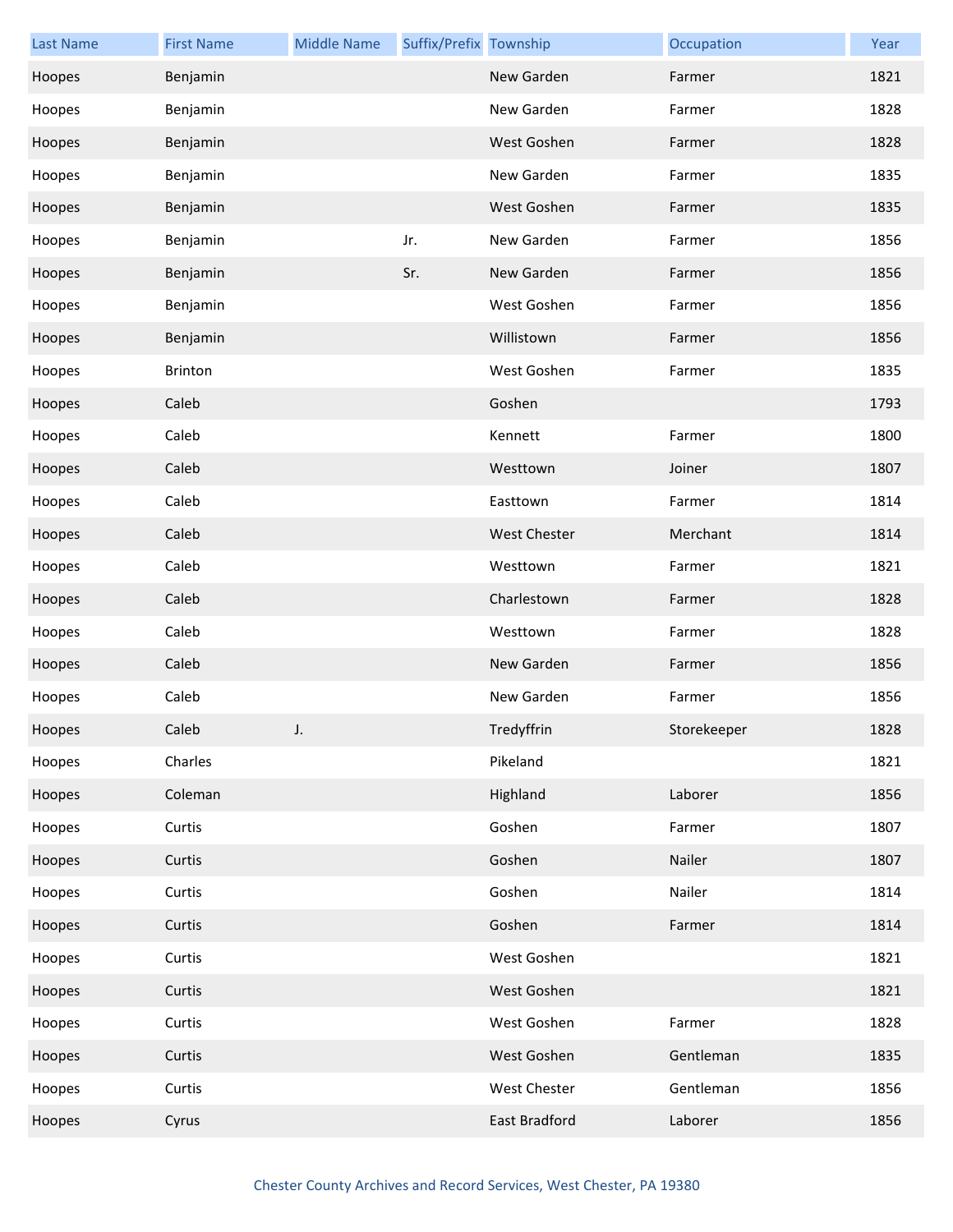| Last Name | First Name | Middle Name | Suffix/Prefix | Township | Occupation | Year |
|---|---|---|---|---|---|---|
| Hoopes | Benjamin | | | New Garden | Farmer | 1821 |
| Hoopes | Benjamin | | | New Garden | Farmer | 1828 |
| Hoopes | Benjamin | | | West Goshen | Farmer | 1828 |
| Hoopes | Benjamin | | | New Garden | Farmer | 1835 |
| Hoopes | Benjamin | | | West Goshen | Farmer | 1835 |
| Hoopes | Benjamin | | Jr. | New Garden | Farmer | 1856 |
| Hoopes | Benjamin | | Sr. | New Garden | Farmer | 1856 |
| Hoopes | Benjamin | | | West Goshen | Farmer | 1856 |
| Hoopes | Benjamin | | | Willistown | Farmer | 1856 |
| Hoopes | Brinton | | | West Goshen | Farmer | 1835 |
| Hoopes | Caleb | | | Goshen | | 1793 |
| Hoopes | Caleb | | | Kennett | Farmer | 1800 |
| Hoopes | Caleb | | | Westtown | Joiner | 1807 |
| Hoopes | Caleb | | | Easttown | Farmer | 1814 |
| Hoopes | Caleb | | | West Chester | Merchant | 1814 |
| Hoopes | Caleb | | | Westtown | Farmer | 1821 |
| Hoopes | Caleb | | | Charlestown | Farmer | 1828 |
| Hoopes | Caleb | | | Westtown | Farmer | 1828 |
| Hoopes | Caleb | | | New Garden | Farmer | 1856 |
| Hoopes | Caleb | | | New Garden | Farmer | 1856 |
| Hoopes | Caleb | J. | | Tredyffrin | Storekeeper | 1828 |
| Hoopes | Charles | | | Pikeland | | 1821 |
| Hoopes | Coleman | | | Highland | Laborer | 1856 |
| Hoopes | Curtis | | | Goshen | Farmer | 1807 |
| Hoopes | Curtis | | | Goshen | Nailer | 1807 |
| Hoopes | Curtis | | | Goshen | Nailer | 1814 |
| Hoopes | Curtis | | | Goshen | Farmer | 1814 |
| Hoopes | Curtis | | | West Goshen | | 1821 |
| Hoopes | Curtis | | | West Goshen | | 1821 |
| Hoopes | Curtis | | | West Goshen | Farmer | 1828 |
| Hoopes | Curtis | | | West Goshen | Gentleman | 1835 |
| Hoopes | Curtis | | | West Chester | Gentleman | 1856 |
| Hoopes | Cyrus | | | East Bradford | Laborer | 1856 |

Chester County Archives and Record Services, West Chester, PA 19380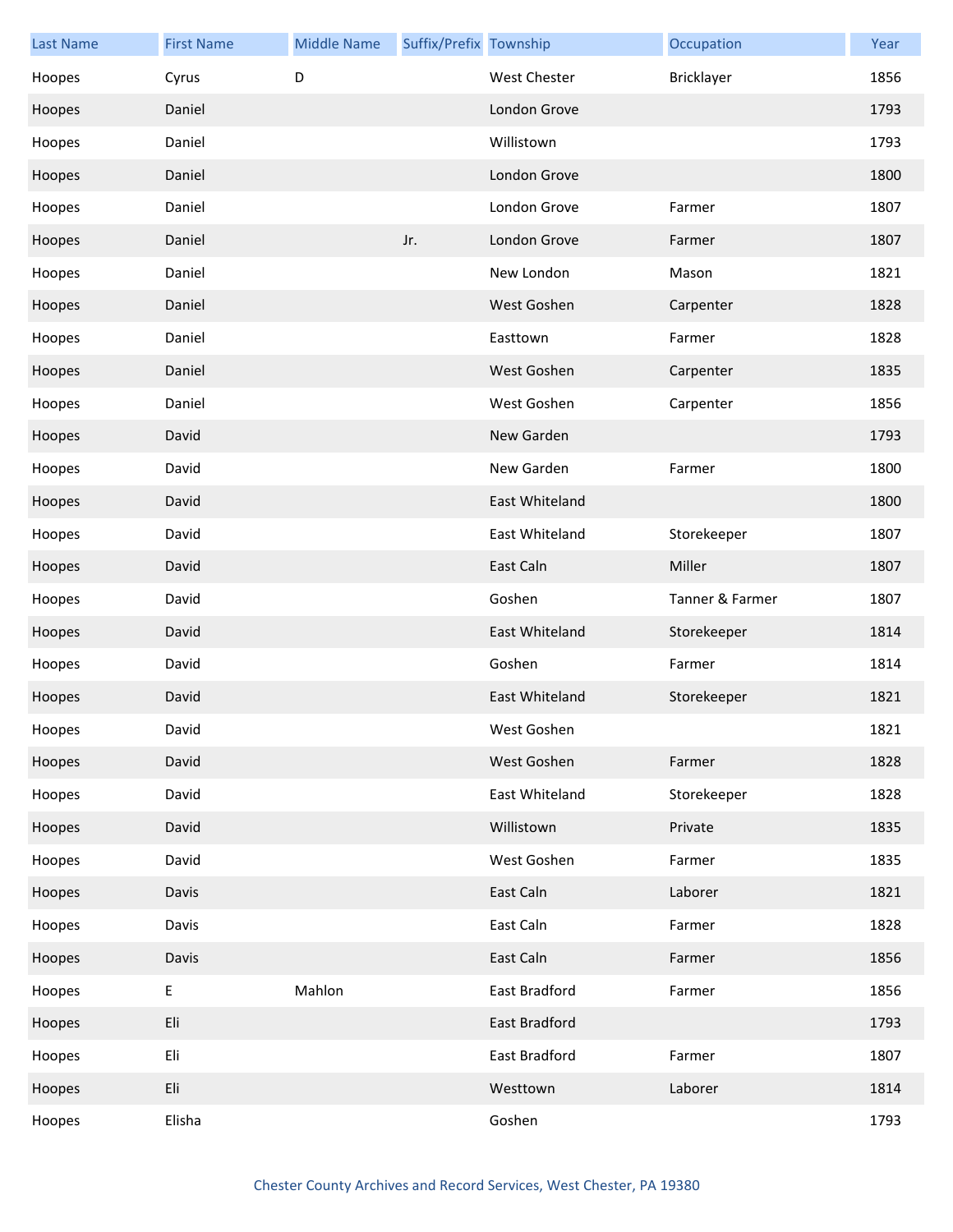| Last Name | First Name | Middle Name | Suffix/Prefix | Township | Occupation | Year |
|---|---|---|---|---|---|---|
| Hoopes | Cyrus | D | | West Chester | Bricklayer | 1856 |
| Hoopes | Daniel | | | London Grove | | 1793 |
| Hoopes | Daniel | | | Willistown | | 1793 |
| Hoopes | Daniel | | | London Grove | | 1800 |
| Hoopes | Daniel | | | London Grove | Farmer | 1807 |
| Hoopes | Daniel | | Jr. | London Grove | Farmer | 1807 |
| Hoopes | Daniel | | | New London | Mason | 1821 |
| Hoopes | Daniel | | | West Goshen | Carpenter | 1828 |
| Hoopes | Daniel | | | Easttown | Farmer | 1828 |
| Hoopes | Daniel | | | West Goshen | Carpenter | 1835 |
| Hoopes | Daniel | | | West Goshen | Carpenter | 1856 |
| Hoopes | David | | | New Garden | | 1793 |
| Hoopes | David | | | New Garden | Farmer | 1800 |
| Hoopes | David | | | East Whiteland | | 1800 |
| Hoopes | David | | | East Whiteland | Storekeeper | 1807 |
| Hoopes | David | | | East Caln | Miller | 1807 |
| Hoopes | David | | | Goshen | Tanner & Farmer | 1807 |
| Hoopes | David | | | East Whiteland | Storekeeper | 1814 |
| Hoopes | David | | | Goshen | Farmer | 1814 |
| Hoopes | David | | | East Whiteland | Storekeeper | 1821 |
| Hoopes | David | | | West Goshen | | 1821 |
| Hoopes | David | | | West Goshen | Farmer | 1828 |
| Hoopes | David | | | East Whiteland | Storekeeper | 1828 |
| Hoopes | David | | | Willistown | Private | 1835 |
| Hoopes | David | | | West Goshen | Farmer | 1835 |
| Hoopes | Davis | | | East Caln | Laborer | 1821 |
| Hoopes | Davis | | | East Caln | Farmer | 1828 |
| Hoopes | Davis | | | East Caln | Farmer | 1856 |
| Hoopes | E | Mahlon | | East Bradford | Farmer | 1856 |
| Hoopes | Eli | | | East Bradford | | 1793 |
| Hoopes | Eli | | | East Bradford | Farmer | 1807 |
| Hoopes | Eli | | | Westtown | Laborer | 1814 |
| Hoopes | Elisha | | | Goshen | | 1793 |

Chester County Archives and Record Services, West Chester, PA 19380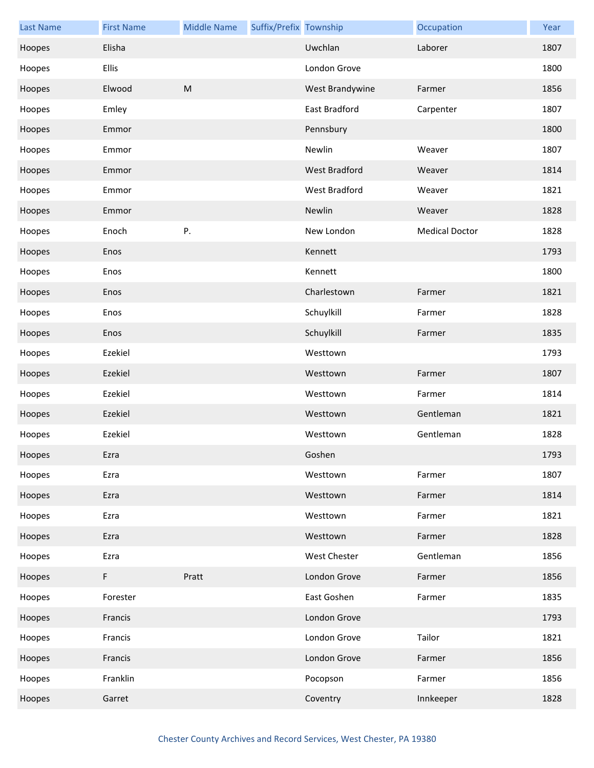| Last Name | First Name | Middle Name | Suffix/Prefix | Township | Occupation | Year |
| --- | --- | --- | --- | --- | --- | --- |
| Hoopes | Elisha | | | Uwchlan | Laborer | 1807 |
| Hoopes | Ellis | | | London Grove | | 1800 |
| Hoopes | Elwood | M | | West Brandywine | Farmer | 1856 |
| Hoopes | Emley | | | East Bradford | Carpenter | 1807 |
| Hoopes | Emmor | | | Pennsbury | | 1800 |
| Hoopes | Emmor | | | Newlin | Weaver | 1807 |
| Hoopes | Emmor | | | West Bradford | Weaver | 1814 |
| Hoopes | Emmor | | | West Bradford | Weaver | 1821 |
| Hoopes | Emmor | | | Newlin | Weaver | 1828 |
| Hoopes | Enoch | P. | | New London | Medical Doctor | 1828 |
| Hoopes | Enos | | | Kennett | | 1793 |
| Hoopes | Enos | | | Kennett | | 1800 |
| Hoopes | Enos | | | Charlestown | Farmer | 1821 |
| Hoopes | Enos | | | Schuylkill | Farmer | 1828 |
| Hoopes | Enos | | | Schuylkill | Farmer | 1835 |
| Hoopes | Ezekiel | | | Westtown | | 1793 |
| Hoopes | Ezekiel | | | Westtown | Farmer | 1807 |
| Hoopes | Ezekiel | | | Westtown | Farmer | 1814 |
| Hoopes | Ezekiel | | | Westtown | Gentleman | 1821 |
| Hoopes | Ezekiel | | | Westtown | Gentleman | 1828 |
| Hoopes | Ezra | | | Goshen | | 1793 |
| Hoopes | Ezra | | | Westtown | Farmer | 1807 |
| Hoopes | Ezra | | | Westtown | Farmer | 1814 |
| Hoopes | Ezra | | | Westtown | Farmer | 1821 |
| Hoopes | Ezra | | | Westtown | Farmer | 1828 |
| Hoopes | Ezra | | | West Chester | Gentleman | 1856 |
| Hoopes | F | Pratt | | London Grove | Farmer | 1856 |
| Hoopes | Forester | | | East Goshen | Farmer | 1835 |
| Hoopes | Francis | | | London Grove | | 1793 |
| Hoopes | Francis | | | London Grove | Tailor | 1821 |
| Hoopes | Francis | | | London Grove | Farmer | 1856 |
| Hoopes | Franklin | | | Pocopson | Farmer | 1856 |
| Hoopes | Garret | | | Coventry | Innkeeper | 1828 |

Chester County Archives and Record Services, West Chester, PA 19380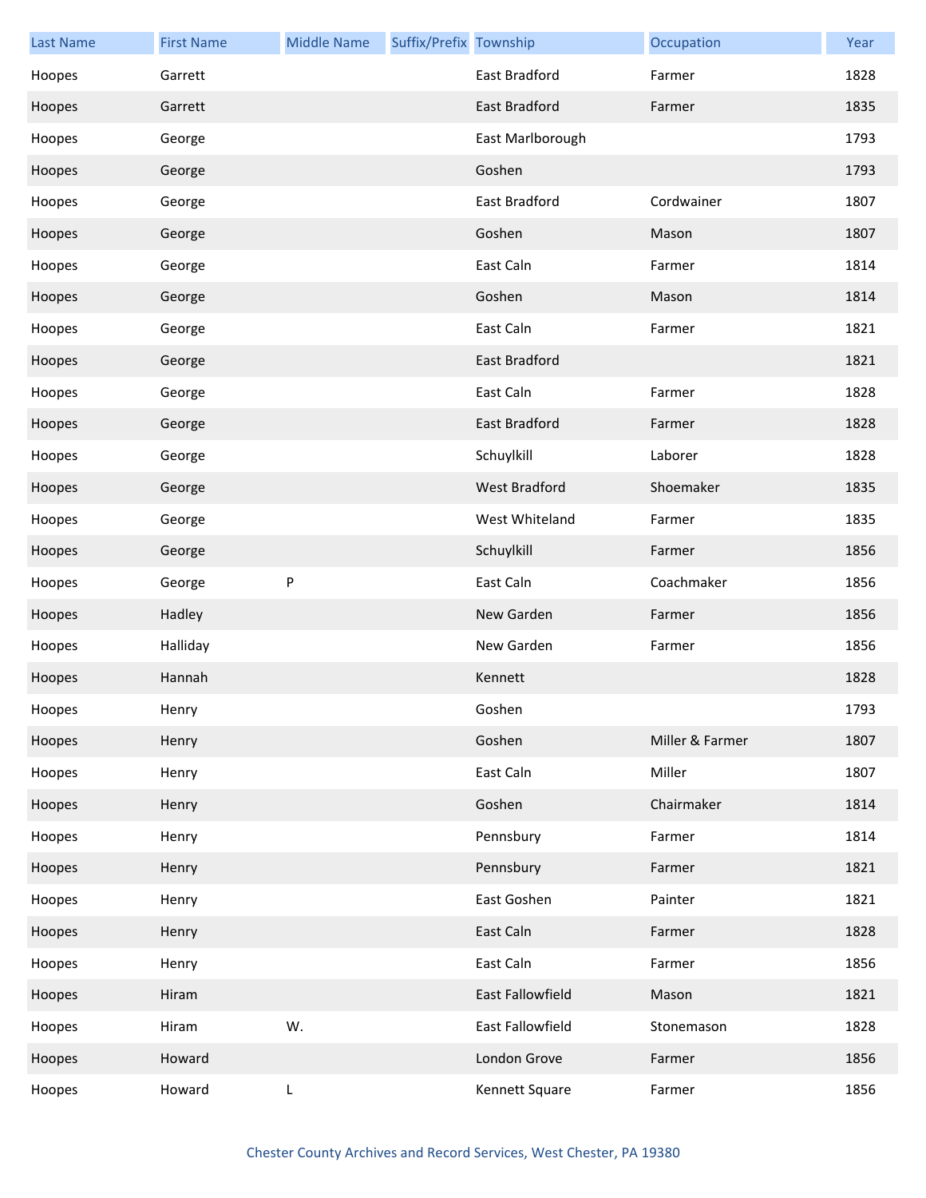| Last Name | First Name | Middle Name | Suffix/Prefix | Township | Occupation | Year |
|---|---|---|---|---|---|---|
| Hoopes | Garrett | | | East Bradford | Farmer | 1828 |
| Hoopes | Garrett | | | East Bradford | Farmer | 1835 |
| Hoopes | George | | | East Marlborough | | 1793 |
| Hoopes | George | | | Goshen | | 1793 |
| Hoopes | George | | | East Bradford | Cordwainer | 1807 |
| Hoopes | George | | | Goshen | Mason | 1807 |
| Hoopes | George | | | East Caln | Farmer | 1814 |
| Hoopes | George | | | Goshen | Mason | 1814 |
| Hoopes | George | | | East Caln | Farmer | 1821 |
| Hoopes | George | | | East Bradford | | 1821 |
| Hoopes | George | | | East Caln | Farmer | 1828 |
| Hoopes | George | | | East Bradford | Farmer | 1828 |
| Hoopes | George | | | Schuylkill | Laborer | 1828 |
| Hoopes | George | | | West Bradford | Shoemaker | 1835 |
| Hoopes | George | | | West Whiteland | Farmer | 1835 |
| Hoopes | George | | | Schuylkill | Farmer | 1856 |
| Hoopes | George | P | | East Caln | Coachmaker | 1856 |
| Hoopes | Hadley | | | New Garden | Farmer | 1856 |
| Hoopes | Halliday | | | New Garden | Farmer | 1856 |
| Hoopes | Hannah | | | Kennett | | 1828 |
| Hoopes | Henry | | | Goshen | | 1793 |
| Hoopes | Henry | | | Goshen | Miller & Farmer | 1807 |
| Hoopes | Henry | | | East Caln | Miller | 1807 |
| Hoopes | Henry | | | Goshen | Chairmaker | 1814 |
| Hoopes | Henry | | | Pennsbury | Farmer | 1814 |
| Hoopes | Henry | | | Pennsbury | Farmer | 1821 |
| Hoopes | Henry | | | East Goshen | Painter | 1821 |
| Hoopes | Henry | | | East Caln | Farmer | 1828 |
| Hoopes | Henry | | | East Caln | Farmer | 1856 |
| Hoopes | Hiram | | | East Fallowfield | Mason | 1821 |
| Hoopes | Hiram | W. | | East Fallowfield | Stonemason | 1828 |
| Hoopes | Howard | | | London Grove | Farmer | 1856 |
| Hoopes | Howard | L | | Kennett Square | Farmer | 1856 |

Chester County Archives and Record Services, West Chester, PA 19380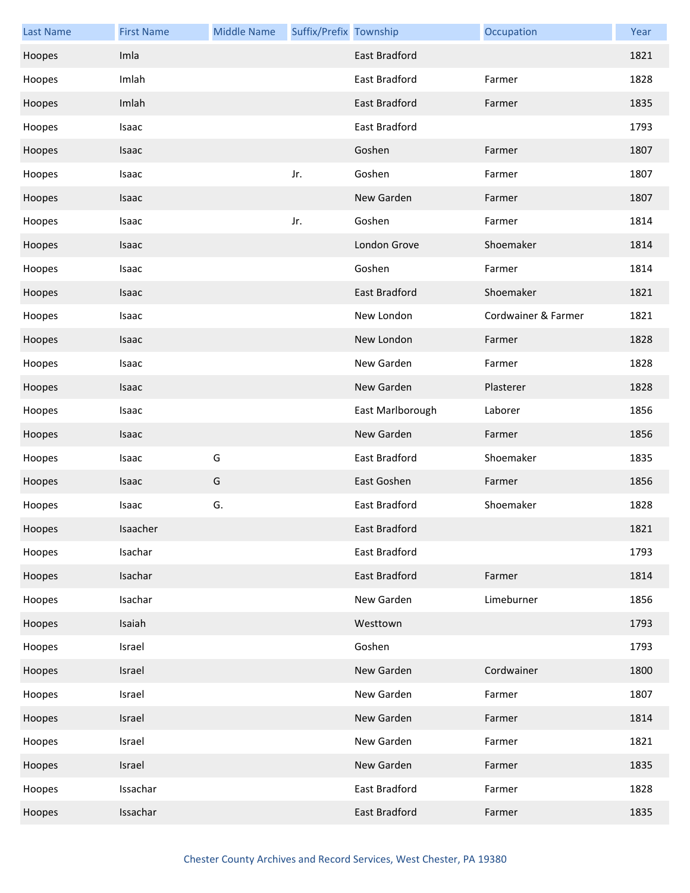| Last Name | First Name | Middle Name | Suffix/Prefix | Township | Occupation | Year |
| --- | --- | --- | --- | --- | --- | --- |
| Hoopes | Imla | | | East Bradford | | 1821 |
| Hoopes | Imlah | | | East Bradford | Farmer | 1828 |
| Hoopes | Imlah | | | East Bradford | Farmer | 1835 |
| Hoopes | Isaac | | | East Bradford | | 1793 |
| Hoopes | Isaac | | | Goshen | Farmer | 1807 |
| Hoopes | Isaac | | Jr. | Goshen | Farmer | 1807 |
| Hoopes | Isaac | | | New Garden | Farmer | 1807 |
| Hoopes | Isaac | | Jr. | Goshen | Farmer | 1814 |
| Hoopes | Isaac | | | London Grove | Shoemaker | 1814 |
| Hoopes | Isaac | | | Goshen | Farmer | 1814 |
| Hoopes | Isaac | | | East Bradford | Shoemaker | 1821 |
| Hoopes | Isaac | | | New London | Cordwainer & Farmer | 1821 |
| Hoopes | Isaac | | | New London | Farmer | 1828 |
| Hoopes | Isaac | | | New Garden | Farmer | 1828 |
| Hoopes | Isaac | | | New Garden | Plasterer | 1828 |
| Hoopes | Isaac | | | East Marlborough | Laborer | 1856 |
| Hoopes | Isaac | | | New Garden | Farmer | 1856 |
| Hoopes | Isaac | G | | East Bradford | Shoemaker | 1835 |
| Hoopes | Isaac | G | | East Goshen | Farmer | 1856 |
| Hoopes | Isaac | G. | | East Bradford | Shoemaker | 1828 |
| Hoopes | Isaacher | | | East Bradford | | 1821 |
| Hoopes | Isachar | | | East Bradford | | 1793 |
| Hoopes | Isachar | | | East Bradford | Farmer | 1814 |
| Hoopes | Isachar | | | New Garden | Limeburner | 1856 |
| Hoopes | Isaiah | | | Westtown | | 1793 |
| Hoopes | Israel | | | Goshen | | 1793 |
| Hoopes | Israel | | | New Garden | Cordwainer | 1800 |
| Hoopes | Israel | | | New Garden | Farmer | 1807 |
| Hoopes | Israel | | | New Garden | Farmer | 1814 |
| Hoopes | Israel | | | New Garden | Farmer | 1821 |
| Hoopes | Israel | | | New Garden | Farmer | 1835 |
| Hoopes | Issachar | | | East Bradford | Farmer | 1828 |
| Hoopes | Issachar | | | East Bradford | Farmer | 1835 |

Chester County Archives and Record Services, West Chester, PA 19380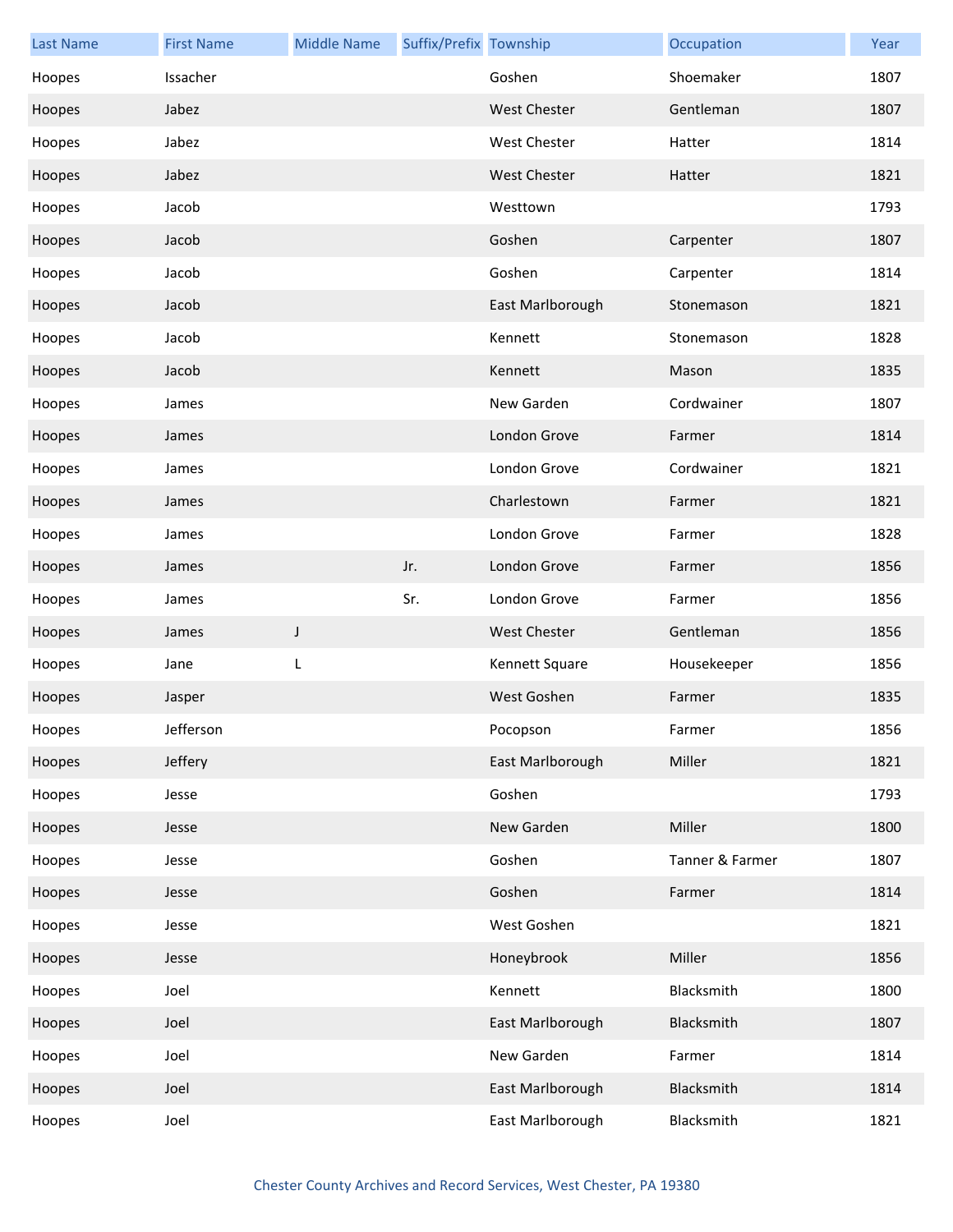| Last Name | First Name | Middle Name | Suffix/Prefix | Township | Occupation | Year |
|---|---|---|---|---|---|---|
| Hoopes | Issacher | | | Goshen | Shoemaker | 1807 |
| Hoopes | Jabez | | | West Chester | Gentleman | 1807 |
| Hoopes | Jabez | | | West Chester | Hatter | 1814 |
| Hoopes | Jabez | | | West Chester | Hatter | 1821 |
| Hoopes | Jacob | | | Westtown | | 1793 |
| Hoopes | Jacob | | | Goshen | Carpenter | 1807 |
| Hoopes | Jacob | | | Goshen | Carpenter | 1814 |
| Hoopes | Jacob | | | East Marlborough | Stonemason | 1821 |
| Hoopes | Jacob | | | Kennett | Stonemason | 1828 |
| Hoopes | Jacob | | | Kennett | Mason | 1835 |
| Hoopes | James | | | New Garden | Cordwainer | 1807 |
| Hoopes | James | | | London Grove | Farmer | 1814 |
| Hoopes | James | | | London Grove | Cordwainer | 1821 |
| Hoopes | James | | | Charlestown | Farmer | 1821 |
| Hoopes | James | | | London Grove | Farmer | 1828 |
| Hoopes | James | | Jr. | London Grove | Farmer | 1856 |
| Hoopes | James | | Sr. | London Grove | Farmer | 1856 |
| Hoopes | James | J | | West Chester | Gentleman | 1856 |
| Hoopes | Jane | L | | Kennett Square | Housekeeper | 1856 |
| Hoopes | Jasper | | | West Goshen | Farmer | 1835 |
| Hoopes | Jefferson | | | Pocopson | Farmer | 1856 |
| Hoopes | Jeffery | | | East Marlborough | Miller | 1821 |
| Hoopes | Jesse | | | Goshen | | 1793 |
| Hoopes | Jesse | | | New Garden | Miller | 1800 |
| Hoopes | Jesse | | | Goshen | Tanner & Farmer | 1807 |
| Hoopes | Jesse | | | Goshen | Farmer | 1814 |
| Hoopes | Jesse | | | West Goshen | | 1821 |
| Hoopes | Jesse | | | Honeybrook | Miller | 1856 |
| Hoopes | Joel | | | Kennett | Blacksmith | 1800 |
| Hoopes | Joel | | | East Marlborough | Blacksmith | 1807 |
| Hoopes | Joel | | | New Garden | Farmer | 1814 |
| Hoopes | Joel | | | East Marlborough | Blacksmith | 1814 |
| Hoopes | Joel | | | East Marlborough | Blacksmith | 1821 |

Chester County Archives and Record Services, West Chester, PA 19380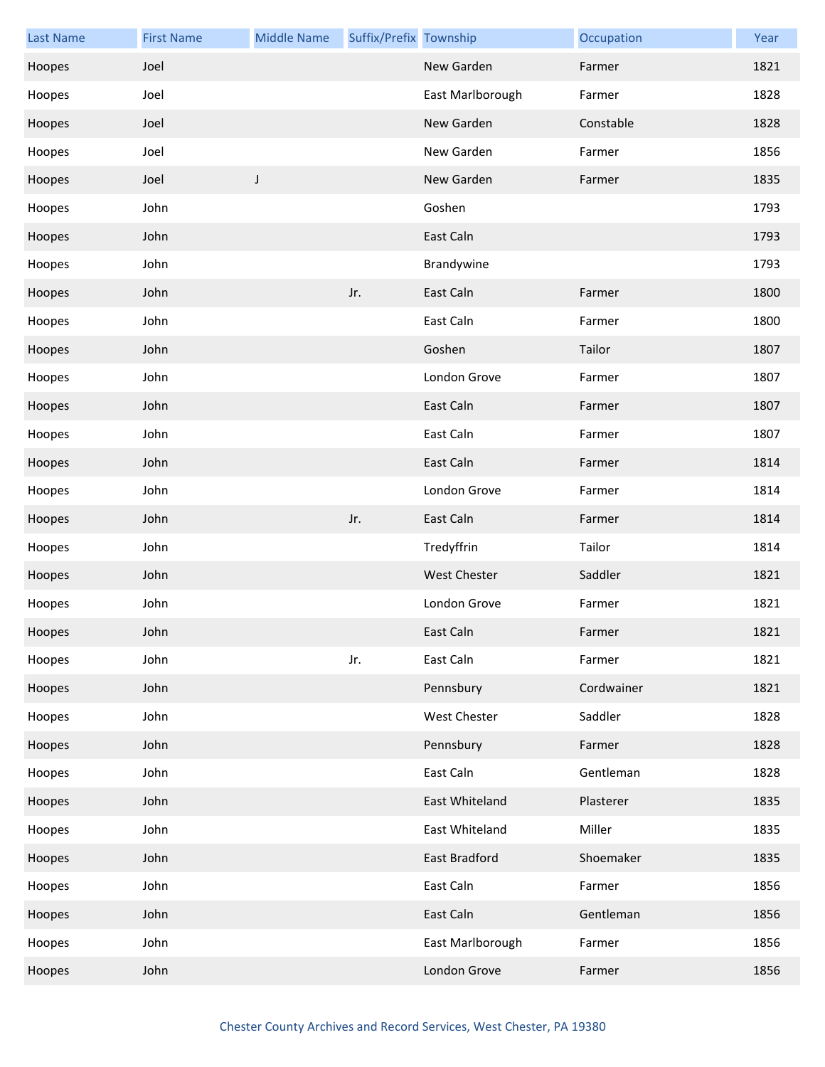| Last Name | First Name | Middle Name | Suffix/Prefix | Township | Occupation | Year |
|---|---|---|---|---|---|---|
| Hoopes | Joel | | | New Garden | Farmer | 1821 |
| Hoopes | Joel | | | East Marlborough | Farmer | 1828 |
| Hoopes | Joel | | | New Garden | Constable | 1828 |
| Hoopes | Joel | | | New Garden | Farmer | 1856 |
| Hoopes | Joel | J | | New Garden | Farmer | 1835 |
| Hoopes | John | | | Goshen | | 1793 |
| Hoopes | John | | | East Caln | | 1793 |
| Hoopes | John | | | Brandywine | | 1793 |
| Hoopes | John | | Jr. | East Caln | Farmer | 1800 |
| Hoopes | John | | | East Caln | Farmer | 1800 |
| Hoopes | John | | | Goshen | Tailor | 1807 |
| Hoopes | John | | | London Grove | Farmer | 1807 |
| Hoopes | John | | | East Caln | Farmer | 1807 |
| Hoopes | John | | | East Caln | Farmer | 1807 |
| Hoopes | John | | | East Caln | Farmer | 1814 |
| Hoopes | John | | | London Grove | Farmer | 1814 |
| Hoopes | John | | Jr. | East Caln | Farmer | 1814 |
| Hoopes | John | | | Tredyffrin | Tailor | 1814 |
| Hoopes | John | | | West Chester | Saddler | 1821 |
| Hoopes | John | | | London Grove | Farmer | 1821 |
| Hoopes | John | | | East Caln | Farmer | 1821 |
| Hoopes | John | | Jr. | East Caln | Farmer | 1821 |
| Hoopes | John | | | Pennsbury | Cordwainer | 1821 |
| Hoopes | John | | | West Chester | Saddler | 1828 |
| Hoopes | John | | | Pennsbury | Farmer | 1828 |
| Hoopes | John | | | East Caln | Gentleman | 1828 |
| Hoopes | John | | | East Whiteland | Plasterer | 1835 |
| Hoopes | John | | | East Whiteland | Miller | 1835 |
| Hoopes | John | | | East Bradford | Shoemaker | 1835 |
| Hoopes | John | | | East Caln | Farmer | 1856 |
| Hoopes | John | | | East Caln | Gentleman | 1856 |
| Hoopes | John | | | East Marlborough | Farmer | 1856 |
| Hoopes | John | | | London Grove | Farmer | 1856 |

Chester County Archives and Record Services, West Chester, PA 19380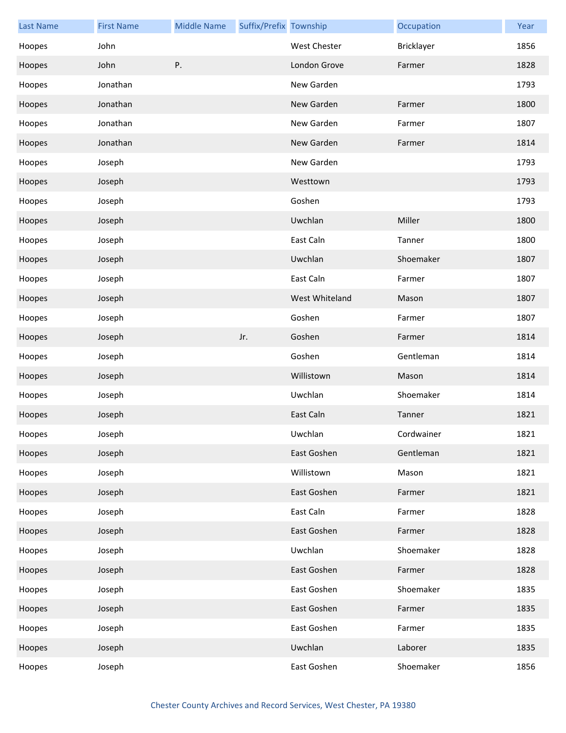| Last Name | First Name | Middle Name | Suffix/Prefix | Township | Occupation | Year |
|---|---|---|---|---|---|---|
| Hoopes | John | | | West Chester | Bricklayer | 1856 |
| Hoopes | John | P. | | London Grove | Farmer | 1828 |
| Hoopes | Jonathan | | | New Garden | | 1793 |
| Hoopes | Jonathan | | | New Garden | Farmer | 1800 |
| Hoopes | Jonathan | | | New Garden | Farmer | 1807 |
| Hoopes | Jonathan | | | New Garden | Farmer | 1814 |
| Hoopes | Joseph | | | New Garden | | 1793 |
| Hoopes | Joseph | | | Westtown | | 1793 |
| Hoopes | Joseph | | | Goshen | | 1793 |
| Hoopes | Joseph | | | Uwchlan | Miller | 1800 |
| Hoopes | Joseph | | | East Caln | Tanner | 1800 |
| Hoopes | Joseph | | | Uwchlan | Shoemaker | 1807 |
| Hoopes | Joseph | | | East Caln | Farmer | 1807 |
| Hoopes | Joseph | | | West Whiteland | Mason | 1807 |
| Hoopes | Joseph | | | Goshen | Farmer | 1807 |
| Hoopes | Joseph | | Jr. | Goshen | Farmer | 1814 |
| Hoopes | Joseph | | | Goshen | Gentleman | 1814 |
| Hoopes | Joseph | | | Willistown | Mason | 1814 |
| Hoopes | Joseph | | | Uwchlan | Shoemaker | 1814 |
| Hoopes | Joseph | | | East Caln | Tanner | 1821 |
| Hoopes | Joseph | | | Uwchlan | Cordwainer | 1821 |
| Hoopes | Joseph | | | East Goshen | Gentleman | 1821 |
| Hoopes | Joseph | | | Willistown | Mason | 1821 |
| Hoopes | Joseph | | | East Goshen | Farmer | 1821 |
| Hoopes | Joseph | | | East Caln | Farmer | 1828 |
| Hoopes | Joseph | | | East Goshen | Farmer | 1828 |
| Hoopes | Joseph | | | Uwchlan | Shoemaker | 1828 |
| Hoopes | Joseph | | | East Goshen | Farmer | 1828 |
| Hoopes | Joseph | | | East Goshen | Shoemaker | 1835 |
| Hoopes | Joseph | | | East Goshen | Farmer | 1835 |
| Hoopes | Joseph | | | East Goshen | Farmer | 1835 |
| Hoopes | Joseph | | | Uwchlan | Laborer | 1835 |
| Hoopes | Joseph | | | East Goshen | Shoemaker | 1856 |

Chester County Archives and Record Services, West Chester, PA 19380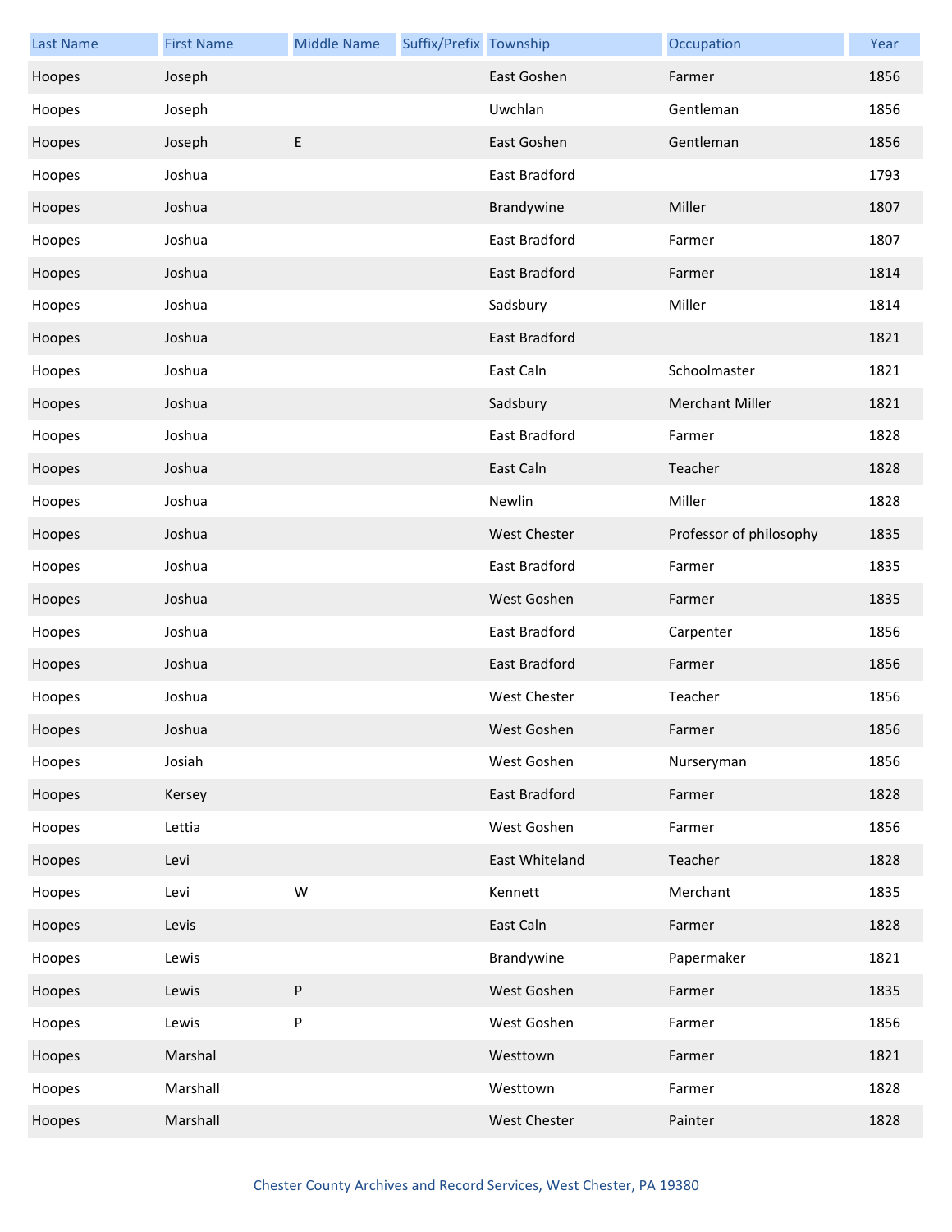| Last Name | First Name | Middle Name | Suffix/Prefix | Township | Occupation | Year |
|---|---|---|---|---|---|---|
| Hoopes | Joseph | | | East Goshen | Farmer | 1856 |
| Hoopes | Joseph | | | Uwchlan | Gentleman | 1856 |
| Hoopes | Joseph | E | | East Goshen | Gentleman | 1856 |
| Hoopes | Joshua | | | East Bradford | | 1793 |
| Hoopes | Joshua | | | Brandywine | Miller | 1807 |
| Hoopes | Joshua | | | East Bradford | Farmer | 1807 |
| Hoopes | Joshua | | | East Bradford | Farmer | 1814 |
| Hoopes | Joshua | | | Sadsbury | Miller | 1814 |
| Hoopes | Joshua | | | East Bradford | | 1821 |
| Hoopes | Joshua | | | East Caln | Schoolmaster | 1821 |
| Hoopes | Joshua | | | Sadsbury | Merchant Miller | 1821 |
| Hoopes | Joshua | | | East Bradford | Farmer | 1828 |
| Hoopes | Joshua | | | East Caln | Teacher | 1828 |
| Hoopes | Joshua | | | Newlin | Miller | 1828 |
| Hoopes | Joshua | | | West Chester | Professor of philosophy | 1835 |
| Hoopes | Joshua | | | East Bradford | Farmer | 1835 |
| Hoopes | Joshua | | | West Goshen | Farmer | 1835 |
| Hoopes | Joshua | | | East Bradford | Carpenter | 1856 |
| Hoopes | Joshua | | | East Bradford | Farmer | 1856 |
| Hoopes | Joshua | | | West Chester | Teacher | 1856 |
| Hoopes | Joshua | | | West Goshen | Farmer | 1856 |
| Hoopes | Josiah | | | West Goshen | Nurseryman | 1856 |
| Hoopes | Kersey | | | East Bradford | Farmer | 1828 |
| Hoopes | Lettia | | | West Goshen | Farmer | 1856 |
| Hoopes | Levi | | | East Whiteland | Teacher | 1828 |
| Hoopes | Levi | W | | Kennett | Merchant | 1835 |
| Hoopes | Levis | | | East Caln | Farmer | 1828 |
| Hoopes | Lewis | | | Brandywine | Papermaker | 1821 |
| Hoopes | Lewis | P | | West Goshen | Farmer | 1835 |
| Hoopes | Lewis | P | | West Goshen | Farmer | 1856 |
| Hoopes | Marshal | | | Westtown | Farmer | 1821 |
| Hoopes | Marshall | | | Westtown | Farmer | 1828 |
| Hoopes | Marshall | | | West Chester | Painter | 1828 |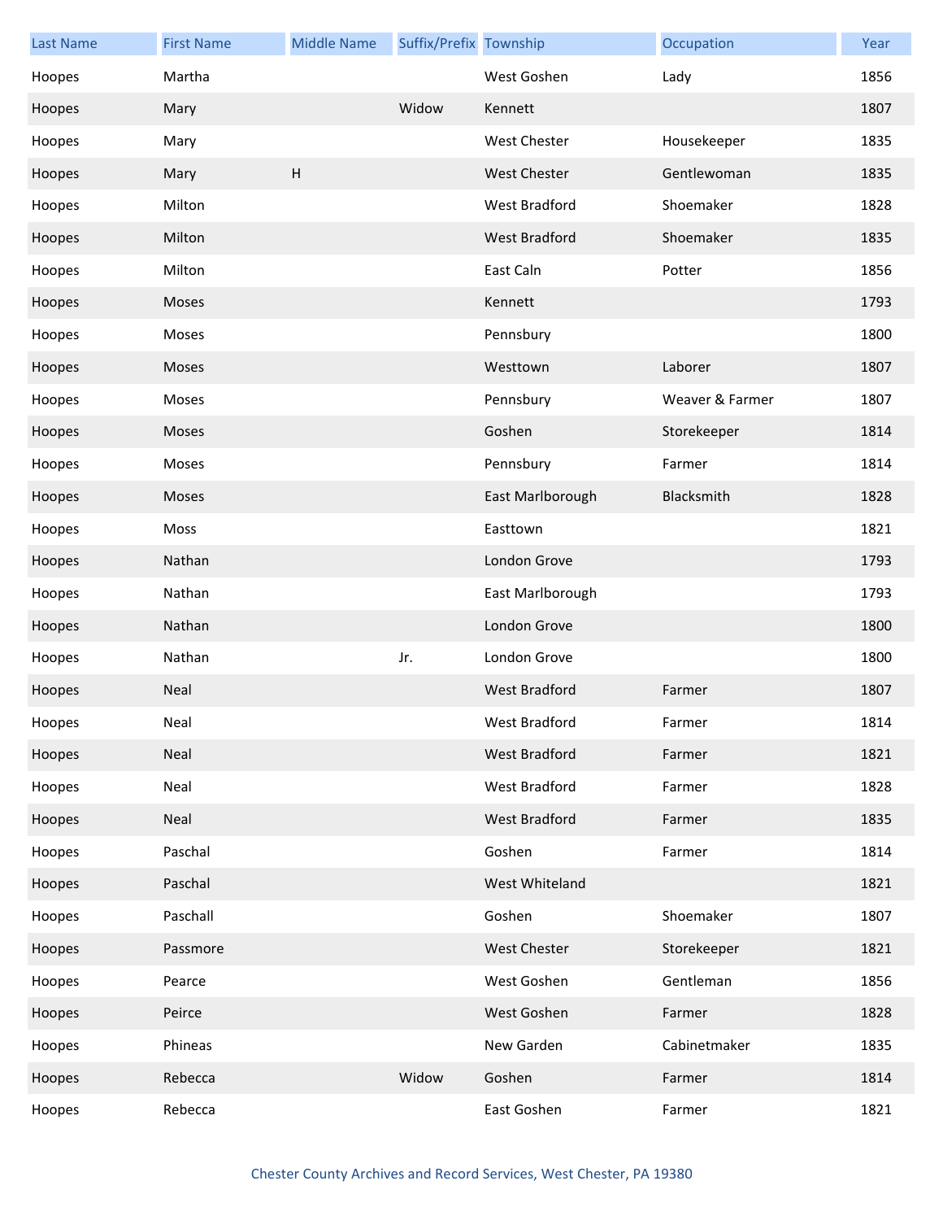| Last Name | First Name | Middle Name | Suffix/Prefix | Township | Occupation | Year |
|---|---|---|---|---|---|---|
| Hoopes | Martha | | | West Goshen | Lady | 1856 |
| Hoopes | Mary | | Widow | Kennett | | 1807 |
| Hoopes | Mary | | | West Chester | Housekeeper | 1835 |
| Hoopes | Mary | H | | West Chester | Gentlewoman | 1835 |
| Hoopes | Milton | | | West Bradford | Shoemaker | 1828 |
| Hoopes | Milton | | | West Bradford | Shoemaker | 1835 |
| Hoopes | Milton | | | East Caln | Potter | 1856 |
| Hoopes | Moses | | | Kennett | | 1793 |
| Hoopes | Moses | | | Pennsbury | | 1800 |
| Hoopes | Moses | | | Westtown | Laborer | 1807 |
| Hoopes | Moses | | | Pennsbury | Weaver & Farmer | 1807 |
| Hoopes | Moses | | | Goshen | Storekeeper | 1814 |
| Hoopes | Moses | | | Pennsbury | Farmer | 1814 |
| Hoopes | Moses | | | East Marlborough | Blacksmith | 1828 |
| Hoopes | Moss | | | Easttown | | 1821 |
| Hoopes | Nathan | | | London Grove | | 1793 |
| Hoopes | Nathan | | | East Marlborough | | 1793 |
| Hoopes | Nathan | | | London Grove | | 1800 |
| Hoopes | Nathan | | Jr. | London Grove | | 1800 |
| Hoopes | Neal | | | West Bradford | Farmer | 1807 |
| Hoopes | Neal | | | West Bradford | Farmer | 1814 |
| Hoopes | Neal | | | West Bradford | Farmer | 1821 |
| Hoopes | Neal | | | West Bradford | Farmer | 1828 |
| Hoopes | Neal | | | West Bradford | Farmer | 1835 |
| Hoopes | Paschal | | | Goshen | Farmer | 1814 |
| Hoopes | Paschal | | | West Whiteland | | 1821 |
| Hoopes | Paschall | | | Goshen | Shoemaker | 1807 |
| Hoopes | Passmore | | | West Chester | Storekeeper | 1821 |
| Hoopes | Pearce | | | West Goshen | Gentleman | 1856 |
| Hoopes | Peirce | | | West Goshen | Farmer | 1828 |
| Hoopes | Phineas | | | New Garden | Cabinetmaker | 1835 |
| Hoopes | Rebecca | | Widow | Goshen | Farmer | 1814 |
| Hoopes | Rebecca | | | East Goshen | Farmer | 1821 |

Chester County Archives and Record Services, West Chester, PA 19380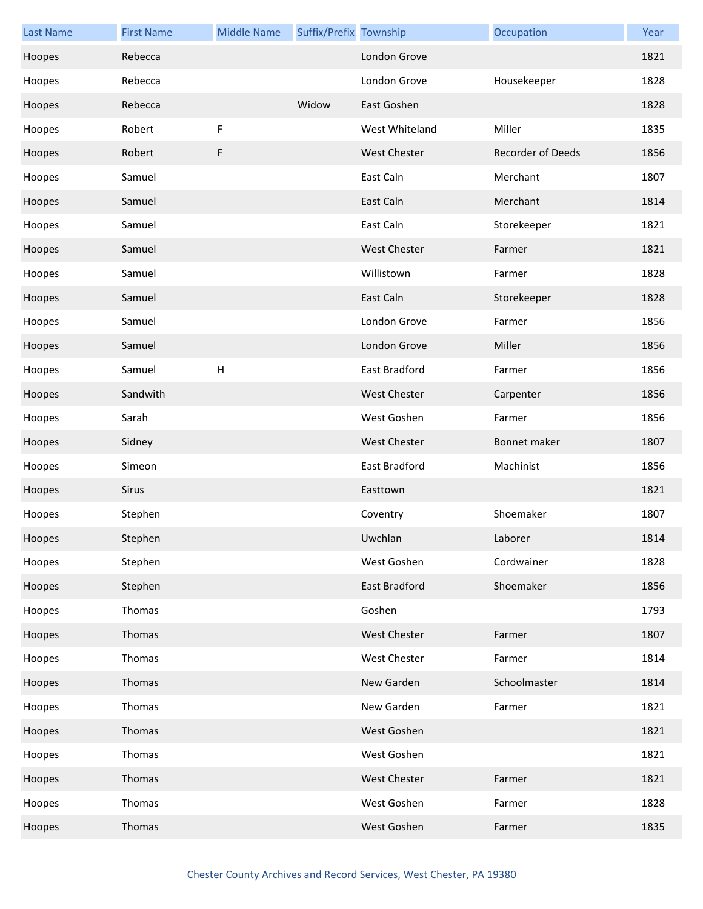| Last Name | First Name | Middle Name | Suffix/Prefix | Township | Occupation | Year |
| --- | --- | --- | --- | --- | --- | --- |
| Hoopes | Rebecca | | | London Grove | | 1821 |
| Hoopes | Rebecca | | | London Grove | Housekeeper | 1828 |
| Hoopes | Rebecca | | Widow | East Goshen | | 1828 |
| Hoopes | Robert | F | | West Whiteland | Miller | 1835 |
| Hoopes | Robert | F | | West Chester | Recorder of Deeds | 1856 |
| Hoopes | Samuel | | | East Caln | Merchant | 1807 |
| Hoopes | Samuel | | | East Caln | Merchant | 1814 |
| Hoopes | Samuel | | | East Caln | Storekeeper | 1821 |
| Hoopes | Samuel | | | West Chester | Farmer | 1821 |
| Hoopes | Samuel | | | Willistown | Farmer | 1828 |
| Hoopes | Samuel | | | East Caln | Storekeeper | 1828 |
| Hoopes | Samuel | | | London Grove | Farmer | 1856 |
| Hoopes | Samuel | | | London Grove | Miller | 1856 |
| Hoopes | Samuel | H | | East Bradford | Farmer | 1856 |
| Hoopes | Sandwith | | | West Chester | Carpenter | 1856 |
| Hoopes | Sarah | | | West Goshen | Farmer | 1856 |
| Hoopes | Sidney | | | West Chester | Bonnet maker | 1807 |
| Hoopes | Simeon | | | East Bradford | Machinist | 1856 |
| Hoopes | Sirus | | | Easttown | | 1821 |
| Hoopes | Stephen | | | Coventry | Shoemaker | 1807 |
| Hoopes | Stephen | | | Uwchlan | Laborer | 1814 |
| Hoopes | Stephen | | | West Goshen | Cordwainer | 1828 |
| Hoopes | Stephen | | | East Bradford | Shoemaker | 1856 |
| Hoopes | Thomas | | | Goshen | | 1793 |
| Hoopes | Thomas | | | West Chester | Farmer | 1807 |
| Hoopes | Thomas | | | West Chester | Farmer | 1814 |
| Hoopes | Thomas | | | New Garden | Schoolmaster | 1814 |
| Hoopes | Thomas | | | New Garden | Farmer | 1821 |
| Hoopes | Thomas | | | West Goshen | | 1821 |
| Hoopes | Thomas | | | West Goshen | | 1821 |
| Hoopes | Thomas | | | West Chester | Farmer | 1821 |
| Hoopes | Thomas | | | West Goshen | Farmer | 1828 |
| Hoopes | Thomas | | | West Goshen | Farmer | 1835 |

Chester County Archives and Record Services, West Chester, PA 19380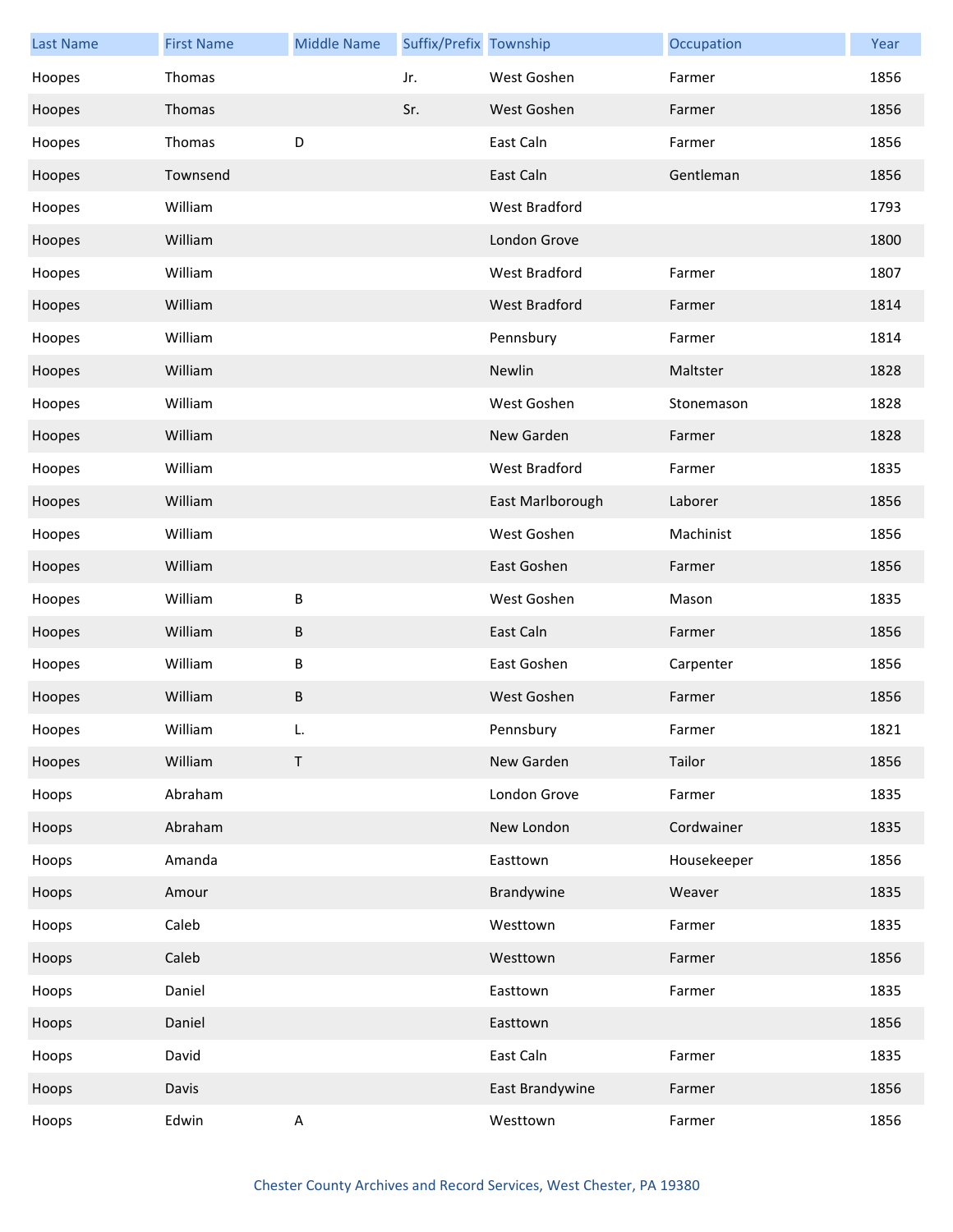| Last Name | First Name | Middle Name | Suffix/Prefix | Township | Occupation | Year |
|---|---|---|---|---|---|---|
| Hoopes | Thomas | | Jr. | West Goshen | Farmer | 1856 |
| Hoopes | Thomas | | Sr. | West Goshen | Farmer | 1856 |
| Hoopes | Thomas | D | | East Caln | Farmer | 1856 |
| Hoopes | Townsend | | | East Caln | Gentleman | 1856 |
| Hoopes | William | | | West Bradford | | 1793 |
| Hoopes | William | | | London Grove | | 1800 |
| Hoopes | William | | | West Bradford | Farmer | 1807 |
| Hoopes | William | | | West Bradford | Farmer | 1814 |
| Hoopes | William | | | Pennsbury | Farmer | 1814 |
| Hoopes | William | | | Newlin | Maltster | 1828 |
| Hoopes | William | | | West Goshen | Stonemason | 1828 |
| Hoopes | William | | | New Garden | Farmer | 1828 |
| Hoopes | William | | | West Bradford | Farmer | 1835 |
| Hoopes | William | | | East Marlborough | Laborer | 1856 |
| Hoopes | William | | | West Goshen | Machinist | 1856 |
| Hoopes | William | | | East Goshen | Farmer | 1856 |
| Hoopes | William | B | | West Goshen | Mason | 1835 |
| Hoopes | William | B | | East Caln | Farmer | 1856 |
| Hoopes | William | B | | East Goshen | Carpenter | 1856 |
| Hoopes | William | B | | West Goshen | Farmer | 1856 |
| Hoopes | William | L. | | Pennsbury | Farmer | 1821 |
| Hoopes | William | T | | New Garden | Tailor | 1856 |
| Hoops | Abraham | | | London Grove | Farmer | 1835 |
| Hoops | Abraham | | | New London | Cordwainer | 1835 |
| Hoops | Amanda | | | Easttown | Housekeeper | 1856 |
| Hoops | Amour | | | Brandywine | Weaver | 1835 |
| Hoops | Caleb | | | Westtown | Farmer | 1835 |
| Hoops | Caleb | | | Westtown | Farmer | 1856 |
| Hoops | Daniel | | | Easttown | Farmer | 1835 |
| Hoops | Daniel | | | Easttown | | 1856 |
| Hoops | David | | | East Caln | Farmer | 1835 |
| Hoops | Davis | | | East Brandywine | Farmer | 1856 |
| Hoops | Edwin | A | | Westtown | Farmer | 1856 |

Chester County Archives and Record Services, West Chester, PA 19380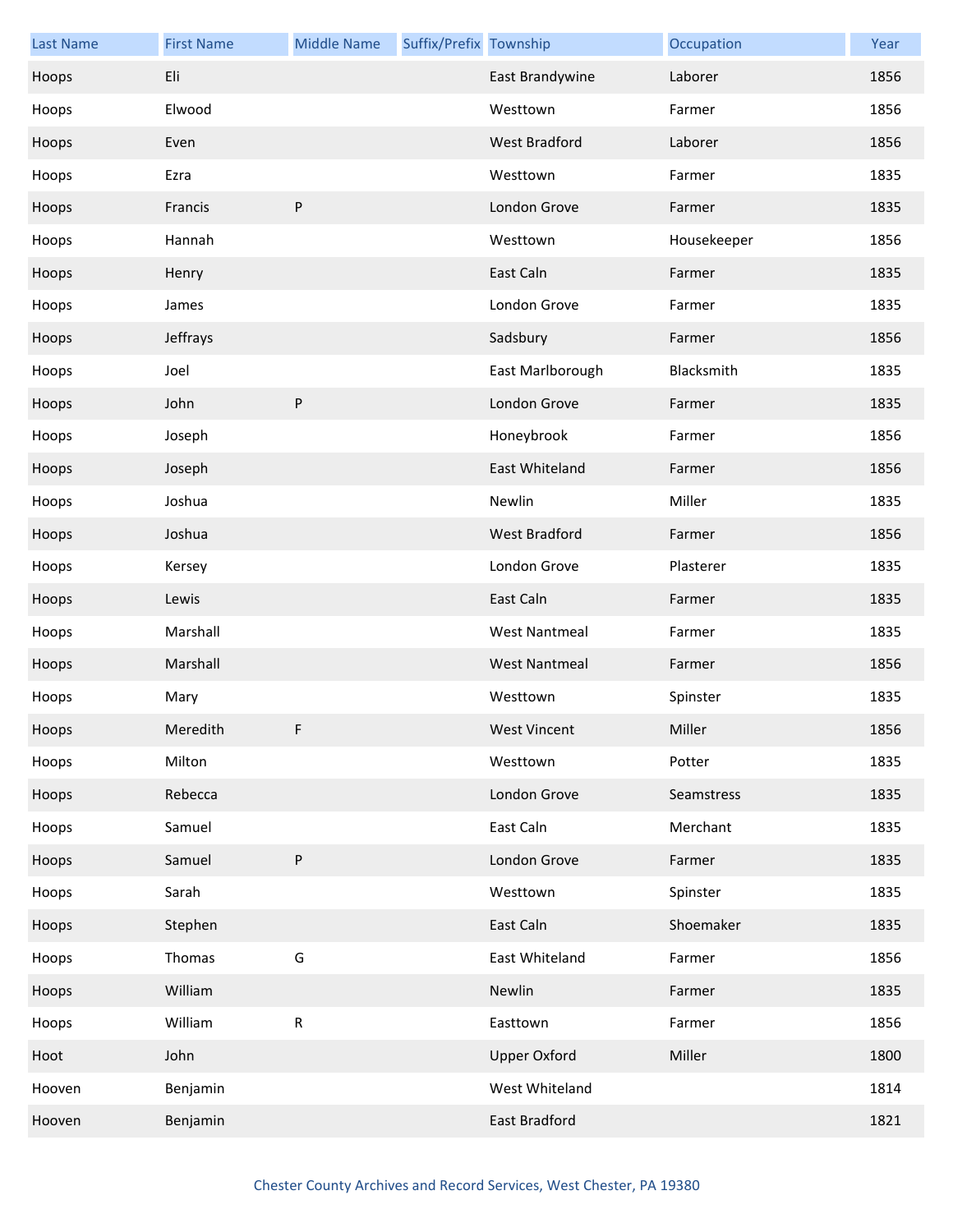| Last Name | First Name | Middle Name | Suffix/Prefix | Township | Occupation | Year |
| --- | --- | --- | --- | --- | --- | --- |
| Hoops | Eli | | | East Brandywine | Laborer | 1856 |
| Hoops | Elwood | | | Westtown | Farmer | 1856 |
| Hoops | Even | | | West Bradford | Laborer | 1856 |
| Hoops | Ezra | | | Westtown | Farmer | 1835 |
| Hoops | Francis | P | | London Grove | Farmer | 1835 |
| Hoops | Hannah | | | Westtown | Housekeeper | 1856 |
| Hoops | Henry | | | East Caln | Farmer | 1835 |
| Hoops | James | | | London Grove | Farmer | 1835 |
| Hoops | Jeffrays | | | Sadsbury | Farmer | 1856 |
| Hoops | Joel | | | East Marlborough | Blacksmith | 1835 |
| Hoops | John | P | | London Grove | Farmer | 1835 |
| Hoops | Joseph | | | Honeybrook | Farmer | 1856 |
| Hoops | Joseph | | | East Whiteland | Farmer | 1856 |
| Hoops | Joshua | | | Newlin | Miller | 1835 |
| Hoops | Joshua | | | West Bradford | Farmer | 1856 |
| Hoops | Kersey | | | London Grove | Plasterer | 1835 |
| Hoops | Lewis | | | East Caln | Farmer | 1835 |
| Hoops | Marshall | | | West Nantmeal | Farmer | 1835 |
| Hoops | Marshall | | | West Nantmeal | Farmer | 1856 |
| Hoops | Mary | | | Westtown | Spinster | 1835 |
| Hoops | Meredith | F | | West Vincent | Miller | 1856 |
| Hoops | Milton | | | Westtown | Potter | 1835 |
| Hoops | Rebecca | | | London Grove | Seamstress | 1835 |
| Hoops | Samuel | | | East Caln | Merchant | 1835 |
| Hoops | Samuel | P | | London Grove | Farmer | 1835 |
| Hoops | Sarah | | | Westtown | Spinster | 1835 |
| Hoops | Stephen | | | East Caln | Shoemaker | 1835 |
| Hoops | Thomas | G | | East Whiteland | Farmer | 1856 |
| Hoops | William | | | Newlin | Farmer | 1835 |
| Hoops | William | R | | Easttown | Farmer | 1856 |
| Hoot | John | | | Upper Oxford | Miller | 1800 |
| Hooven | Benjamin | | | West Whiteland | | 1814 |
| Hooven | Benjamin | | | East Bradford | | 1821 |

Chester County Archives and Record Services, West Chester, PA 19380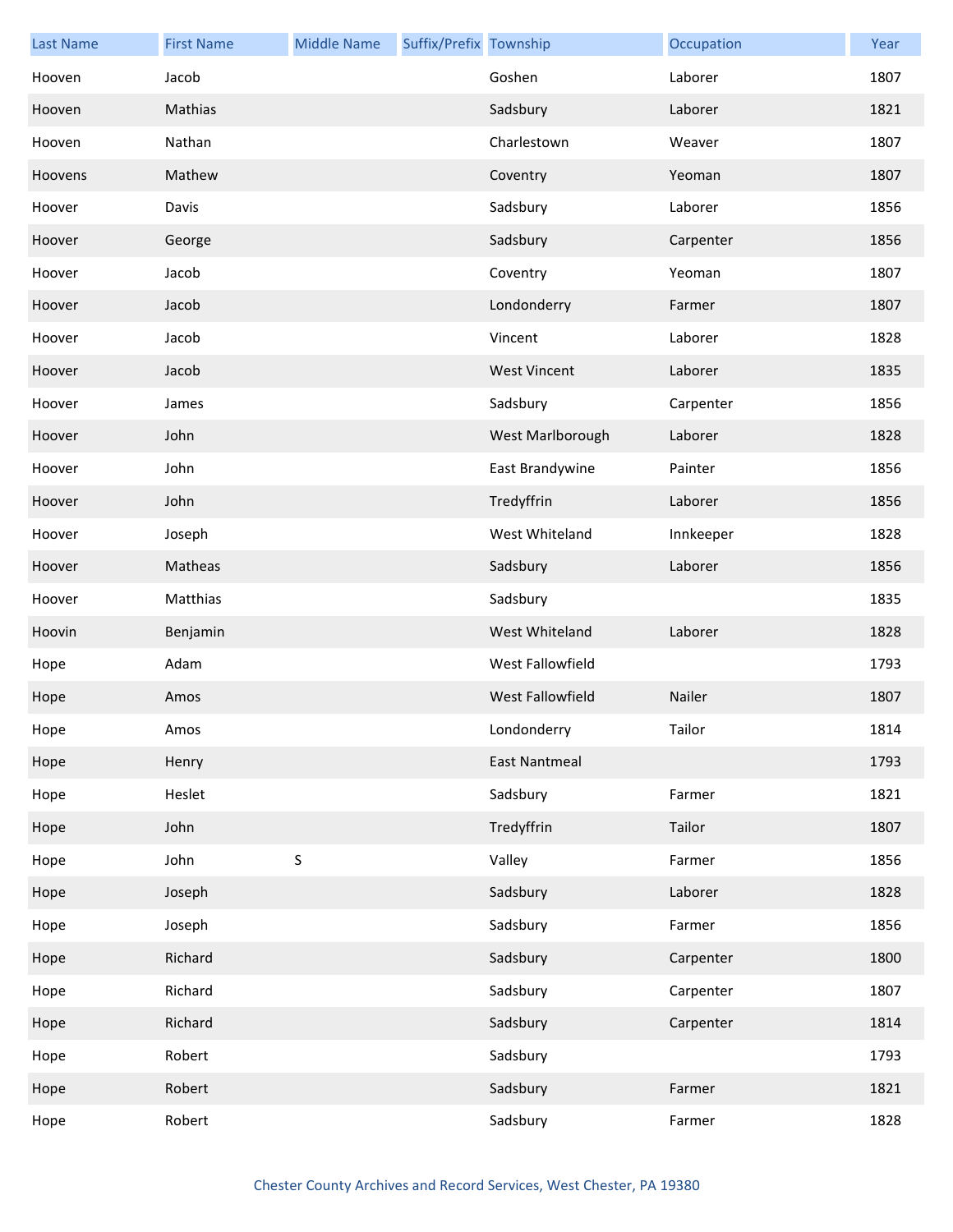| Last Name | First Name | Middle Name | Suffix/Prefix | Township | Occupation | Year |
|---|---|---|---|---|---|---|
| Hooven | Jacob | | | Goshen | Laborer | 1807 |
| Hooven | Mathias | | | Sadsbury | Laborer | 1821 |
| Hooven | Nathan | | | Charlestown | Weaver | 1807 |
| Hoovens | Mathew | | | Coventry | Yeoman | 1807 |
| Hoover | Davis | | | Sadsbury | Laborer | 1856 |
| Hoover | George | | | Sadsbury | Carpenter | 1856 |
| Hoover | Jacob | | | Coventry | Yeoman | 1807 |
| Hoover | Jacob | | | Londonderry | Farmer | 1807 |
| Hoover | Jacob | | | Vincent | Laborer | 1828 |
| Hoover | Jacob | | | West Vincent | Laborer | 1835 |
| Hoover | James | | | Sadsbury | Carpenter | 1856 |
| Hoover | John | | | West Marlborough | Laborer | 1828 |
| Hoover | John | | | East Brandywine | Painter | 1856 |
| Hoover | John | | | Tredyffrin | Laborer | 1856 |
| Hoover | Joseph | | | West Whiteland | Innkeeper | 1828 |
| Hoover | Matheas | | | Sadsbury | Laborer | 1856 |
| Hoover | Matthias | | | Sadsbury | | 1835 |
| Hoovin | Benjamin | | | West Whiteland | Laborer | 1828 |
| Hope | Adam | | | West Fallowfield | | 1793 |
| Hope | Amos | | | West Fallowfield | Nailer | 1807 |
| Hope | Amos | | | Londonderry | Tailor | 1814 |
| Hope | Henry | | | East Nantmeal | | 1793 |
| Hope | Heslet | | | Sadsbury | Farmer | 1821 |
| Hope | John | | | Tredyffrin | Tailor | 1807 |
| Hope | John | S | | Valley | Farmer | 1856 |
| Hope | Joseph | | | Sadsbury | Laborer | 1828 |
| Hope | Joseph | | | Sadsbury | Farmer | 1856 |
| Hope | Richard | | | Sadsbury | Carpenter | 1800 |
| Hope | Richard | | | Sadsbury | Carpenter | 1807 |
| Hope | Richard | | | Sadsbury | Carpenter | 1814 |
| Hope | Robert | | | Sadsbury | | 1793 |
| Hope | Robert | | | Sadsbury | Farmer | 1821 |
| Hope | Robert | | | Sadsbury | Farmer | 1828 |

Chester County Archives and Record Services, West Chester, PA 19380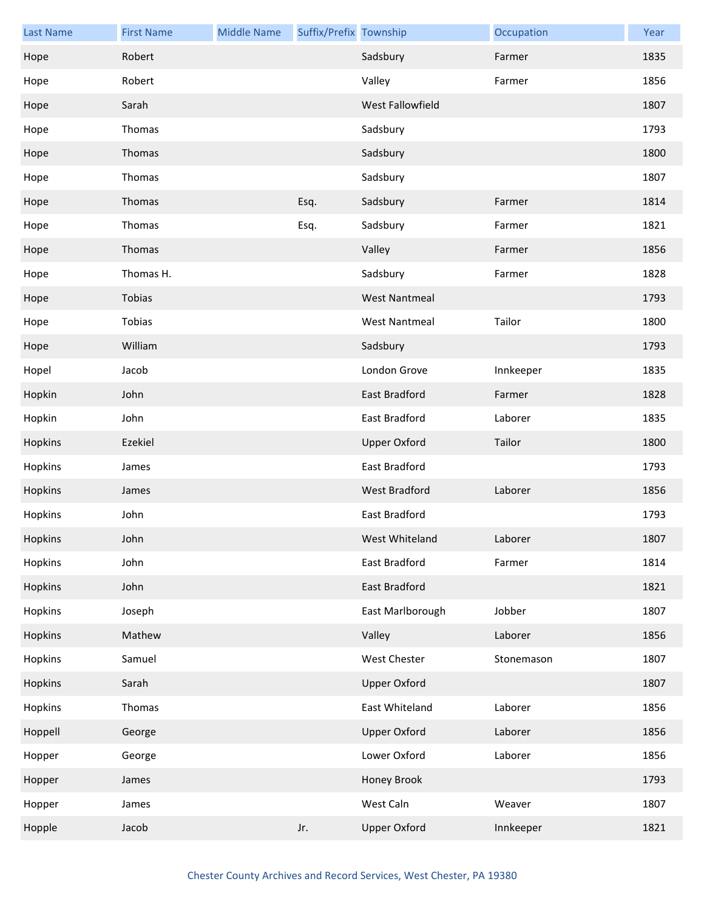| Last Name | First Name | Middle Name | Suffix/Prefix | Township | Occupation | Year |
|---|---|---|---|---|---|---|
| Hope | Robert | | | Sadsbury | Farmer | 1835 |
| Hope | Robert | | | Valley | Farmer | 1856 |
| Hope | Sarah | | | West Fallowfield | | 1807 |
| Hope | Thomas | | | Sadsbury | | 1793 |
| Hope | Thomas | | | Sadsbury | | 1800 |
| Hope | Thomas | | | Sadsbury | | 1807 |
| Hope | Thomas | | Esq. | Sadsbury | Farmer | 1814 |
| Hope | Thomas | | Esq. | Sadsbury | Farmer | 1821 |
| Hope | Thomas | | | Valley | Farmer | 1856 |
| Hope | Thomas H. | | | Sadsbury | Farmer | 1828 |
| Hope | Tobias | | | West Nantmeal | | 1793 |
| Hope | Tobias | | | West Nantmeal | Tailor | 1800 |
| Hope | William | | | Sadsbury | | 1793 |
| Hopel | Jacob | | | London Grove | Innkeeper | 1835 |
| Hopkin | John | | | East Bradford | Farmer | 1828 |
| Hopkin | John | | | East Bradford | Laborer | 1835 |
| Hopkins | Ezekiel | | | Upper Oxford | Tailor | 1800 |
| Hopkins | James | | | East Bradford | | 1793 |
| Hopkins | James | | | West Bradford | Laborer | 1856 |
| Hopkins | John | | | East Bradford | | 1793 |
| Hopkins | John | | | West Whiteland | Laborer | 1807 |
| Hopkins | John | | | East Bradford | Farmer | 1814 |
| Hopkins | John | | | East Bradford | | 1821 |
| Hopkins | Joseph | | | East Marlborough | Jobber | 1807 |
| Hopkins | Mathew | | | Valley | Laborer | 1856 |
| Hopkins | Samuel | | | West Chester | Stonemason | 1807 |
| Hopkins | Sarah | | | Upper Oxford | | 1807 |
| Hopkins | Thomas | | | East Whiteland | Laborer | 1856 |
| Hoppell | George | | | Upper Oxford | Laborer | 1856 |
| Hopper | George | | | Lower Oxford | Laborer | 1856 |
| Hopper | James | | | Honey Brook | | 1793 |
| Hopper | James | | | West Caln | Weaver | 1807 |
| Hopple | Jacob | | Jr. | Upper Oxford | Innkeeper | 1821 |

Chester County Archives and Record Services, West Chester, PA 19380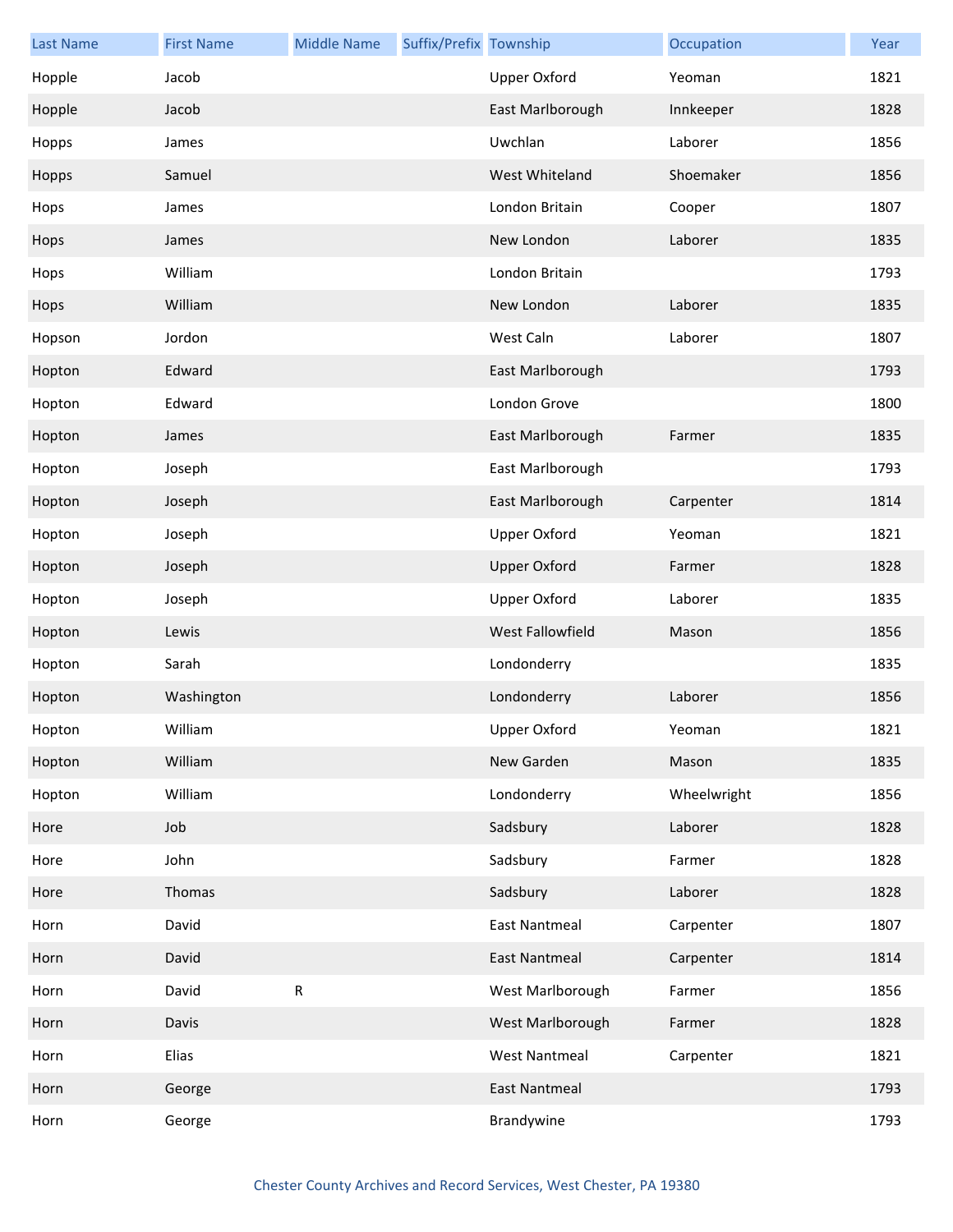| Last Name | First Name | Middle Name | Suffix/Prefix | Township | Occupation | Year |
| --- | --- | --- | --- | --- | --- | --- |
| Hopple | Jacob | | | Upper Oxford | Yeoman | 1821 |
| Hopple | Jacob | | | East Marlborough | Innkeeper | 1828 |
| Hopps | James | | | Uwchlan | Laborer | 1856 |
| Hopps | Samuel | | | West Whiteland | Shoemaker | 1856 |
| Hops | James | | | London Britain | Cooper | 1807 |
| Hops | James | | | New London | Laborer | 1835 |
| Hops | William | | | London Britain | | 1793 |
| Hops | William | | | New London | Laborer | 1835 |
| Hopson | Jordon | | | West Caln | Laborer | 1807 |
| Hopton | Edward | | | East Marlborough | | 1793 |
| Hopton | Edward | | | London Grove | | 1800 |
| Hopton | James | | | East Marlborough | Farmer | 1835 |
| Hopton | Joseph | | | East Marlborough | | 1793 |
| Hopton | Joseph | | | East Marlborough | Carpenter | 1814 |
| Hopton | Joseph | | | Upper Oxford | Yeoman | 1821 |
| Hopton | Joseph | | | Upper Oxford | Farmer | 1828 |
| Hopton | Joseph | | | Upper Oxford | Laborer | 1835 |
| Hopton | Lewis | | | West Fallowfield | Mason | 1856 |
| Hopton | Sarah | | | Londonderry | | 1835 |
| Hopton | Washington | | | Londonderry | Laborer | 1856 |
| Hopton | William | | | Upper Oxford | Yeoman | 1821 |
| Hopton | William | | | New Garden | Mason | 1835 |
| Hopton | William | | | Londonderry | Wheelwright | 1856 |
| Hore | Job | | | Sadsbury | Laborer | 1828 |
| Hore | John | | | Sadsbury | Farmer | 1828 |
| Hore | Thomas | | | Sadsbury | Laborer | 1828 |
| Horn | David | | | East Nantmeal | Carpenter | 1807 |
| Horn | David | | | East Nantmeal | Carpenter | 1814 |
| Horn | David | R | | West Marlborough | Farmer | 1856 |
| Horn | Davis | | | West Marlborough | Farmer | 1828 |
| Horn | Elias | | | West Nantmeal | Carpenter | 1821 |
| Horn | George | | | East Nantmeal | | 1793 |
| Horn | George | | | Brandywine | | 1793 |

Chester County Archives and Record Services, West Chester, PA 19380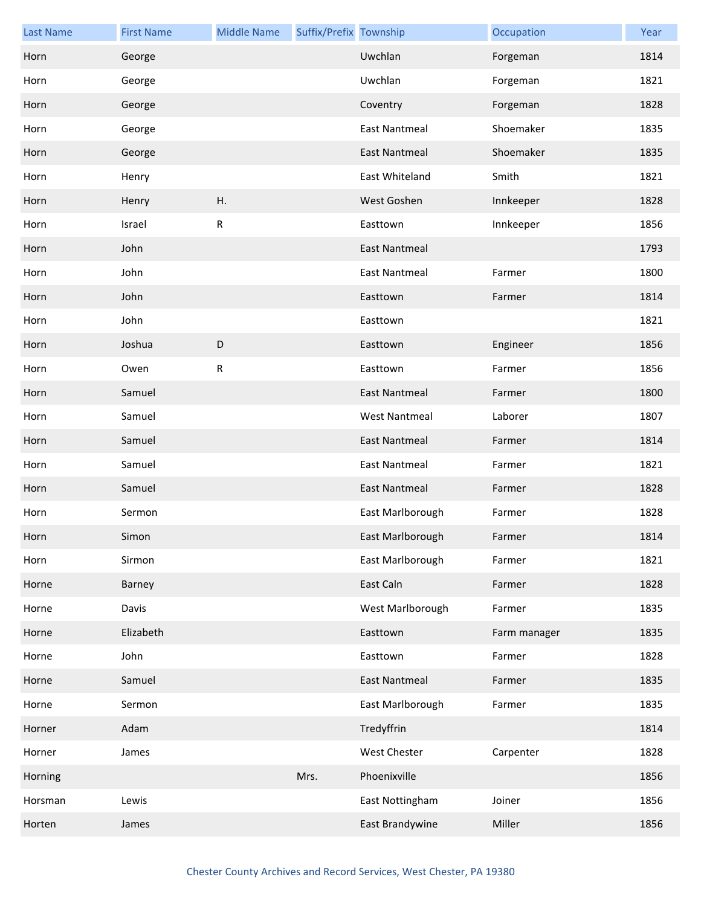| Last Name | First Name | Middle Name | Suffix/Prefix | Township | Occupation | Year |
|---|---|---|---|---|---|---|
| Horn | George | | | Uwchlan | Forgeman | 1814 |
| Horn | George | | | Uwchlan | Forgeman | 1821 |
| Horn | George | | | Coventry | Forgeman | 1828 |
| Horn | George | | | East Nantmeal | Shoemaker | 1835 |
| Horn | George | | | East Nantmeal | Shoemaker | 1835 |
| Horn | Henry | | | East Whiteland | Smith | 1821 |
| Horn | Henry | H. | | West Goshen | Innkeeper | 1828 |
| Horn | Israel | R | | Easttown | Innkeeper | 1856 |
| Horn | John | | | East Nantmeal | | 1793 |
| Horn | John | | | East Nantmeal | Farmer | 1800 |
| Horn | John | | | Easttown | Farmer | 1814 |
| Horn | John | | | Easttown | | 1821 |
| Horn | Joshua | D | | Easttown | Engineer | 1856 |
| Horn | Owen | R | | Easttown | Farmer | 1856 |
| Horn | Samuel | | | East Nantmeal | Farmer | 1800 |
| Horn | Samuel | | | West Nantmeal | Laborer | 1807 |
| Horn | Samuel | | | East Nantmeal | Farmer | 1814 |
| Horn | Samuel | | | East Nantmeal | Farmer | 1821 |
| Horn | Samuel | | | East Nantmeal | Farmer | 1828 |
| Horn | Sermon | | | East Marlborough | Farmer | 1828 |
| Horn | Simon | | | East Marlborough | Farmer | 1814 |
| Horn | Sirmon | | | East Marlborough | Farmer | 1821 |
| Horne | Barney | | | East Caln | Farmer | 1828 |
| Horne | Davis | | | West Marlborough | Farmer | 1835 |
| Horne | Elizabeth | | | Easttown | Farm manager | 1835 |
| Horne | John | | | Easttown | Farmer | 1828 |
| Horne | Samuel | | | East Nantmeal | Farmer | 1835 |
| Horne | Sermon | | | East Marlborough | Farmer | 1835 |
| Horner | Adam | | | Tredyffrin | | 1814 |
| Horner | James | | | West Chester | Carpenter | 1828 |
| Horning | | | Mrs. | Phoenixville | | 1856 |
| Horsman | Lewis | | | East Nottingham | Joiner | 1856 |
| Horten | James | | | East Brandywine | Miller | 1856 |

Chester County Archives and Record Services, West Chester, PA 19380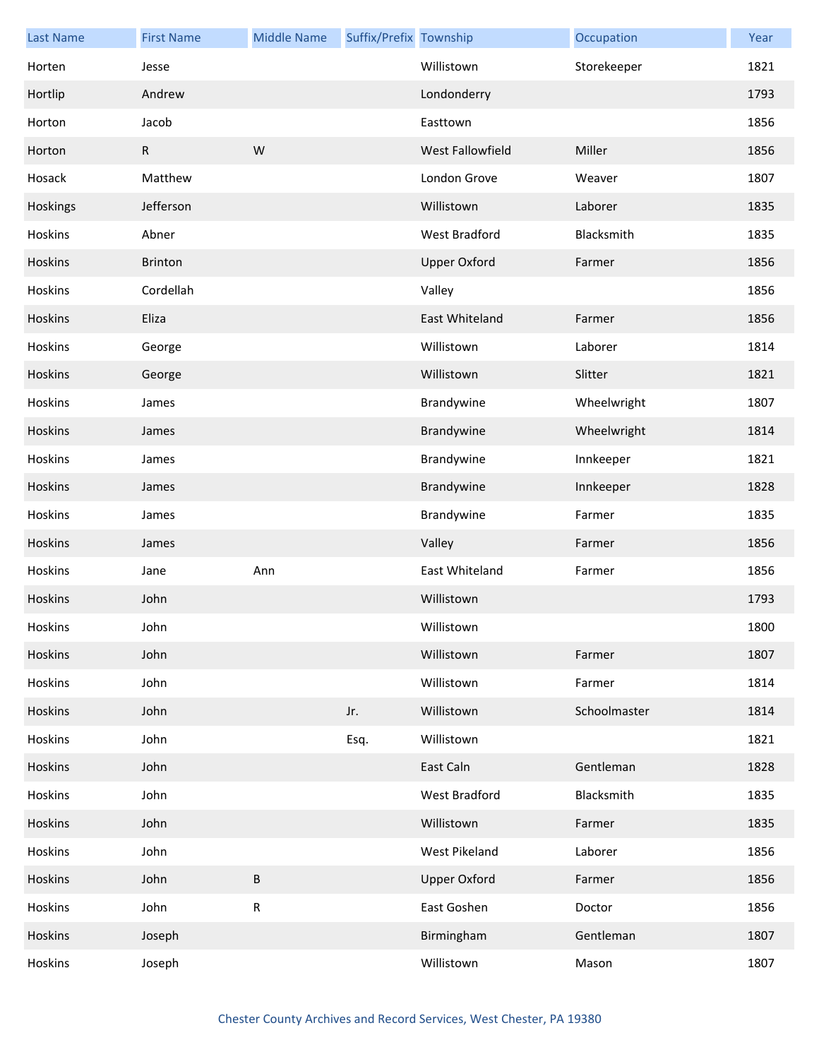| Last Name | First Name | Middle Name | Suffix/Prefix | Township | Occupation | Year |
| --- | --- | --- | --- | --- | --- | --- |
| Horten | Jesse | | | Willistown | Storekeeper | 1821 |
| Hortlip | Andrew | | | Londonderry | | 1793 |
| Horton | Jacob | | | Easttown | | 1856 |
| Horton | R | W | | West Fallowfield | Miller | 1856 |
| Hosack | Matthew | | | London Grove | Weaver | 1807 |
| Hoskings | Jefferson | | | Willistown | Laborer | 1835 |
| Hoskins | Abner | | | West Bradford | Blacksmith | 1835 |
| Hoskins | Brinton | | | Upper Oxford | Farmer | 1856 |
| Hoskins | Cordellah | | | Valley | | 1856 |
| Hoskins | Eliza | | | East Whiteland | Farmer | 1856 |
| Hoskins | George | | | Willistown | Laborer | 1814 |
| Hoskins | George | | | Willistown | Slitter | 1821 |
| Hoskins | James | | | Brandywine | Wheelwright | 1807 |
| Hoskins | James | | | Brandywine | Wheelwright | 1814 |
| Hoskins | James | | | Brandywine | Innkeeper | 1821 |
| Hoskins | James | | | Brandywine | Innkeeper | 1828 |
| Hoskins | James | | | Brandywine | Farmer | 1835 |
| Hoskins | James | | | Valley | Farmer | 1856 |
| Hoskins | Jane | Ann | | East Whiteland | Farmer | 1856 |
| Hoskins | John | | | Willistown | | 1793 |
| Hoskins | John | | | Willistown | | 1800 |
| Hoskins | John | | | Willistown | Farmer | 1807 |
| Hoskins | John | | | Willistown | Farmer | 1814 |
| Hoskins | John | | Jr. | Willistown | Schoolmaster | 1814 |
| Hoskins | John | | Esq. | Willistown | | 1821 |
| Hoskins | John | | | East Caln | Gentleman | 1828 |
| Hoskins | John | | | West Bradford | Blacksmith | 1835 |
| Hoskins | John | | | Willistown | Farmer | 1835 |
| Hoskins | John | | | West Pikeland | Laborer | 1856 |
| Hoskins | John | B | | Upper Oxford | Farmer | 1856 |
| Hoskins | John | R | | East Goshen | Doctor | 1856 |
| Hoskins | Joseph | | | Birmingham | Gentleman | 1807 |
| Hoskins | Joseph | | | Willistown | Mason | 1807 |

Chester County Archives and Record Services, West Chester, PA 19380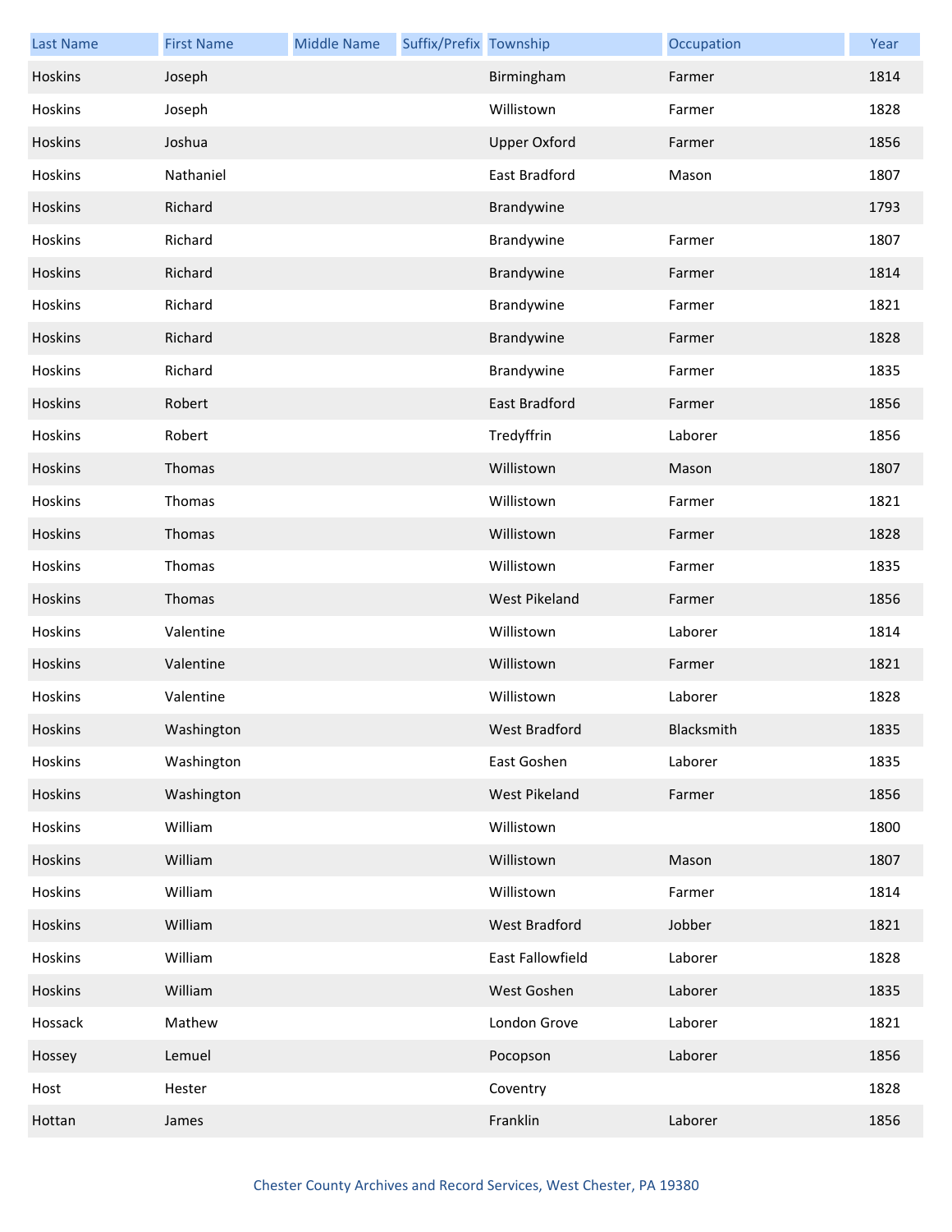| Last Name | First Name | Middle Name | Suffix/Prefix | Township | Occupation | Year |
|---|---|---|---|---|---|---|
| Hoskins | Joseph | | | Birmingham | Farmer | 1814 |
| Hoskins | Joseph | | | Willistown | Farmer | 1828 |
| Hoskins | Joshua | | | Upper Oxford | Farmer | 1856 |
| Hoskins | Nathaniel | | | East Bradford | Mason | 1807 |
| Hoskins | Richard | | | Brandywine | | 1793 |
| Hoskins | Richard | | | Brandywine | Farmer | 1807 |
| Hoskins | Richard | | | Brandywine | Farmer | 1814 |
| Hoskins | Richard | | | Brandywine | Farmer | 1821 |
| Hoskins | Richard | | | Brandywine | Farmer | 1828 |
| Hoskins | Richard | | | Brandywine | Farmer | 1835 |
| Hoskins | Robert | | | East Bradford | Farmer | 1856 |
| Hoskins | Robert | | | Tredyffrin | Laborer | 1856 |
| Hoskins | Thomas | | | Willistown | Mason | 1807 |
| Hoskins | Thomas | | | Willistown | Farmer | 1821 |
| Hoskins | Thomas | | | Willistown | Farmer | 1828 |
| Hoskins | Thomas | | | Willistown | Farmer | 1835 |
| Hoskins | Thomas | | | West Pikeland | Farmer | 1856 |
| Hoskins | Valentine | | | Willistown | Laborer | 1814 |
| Hoskins | Valentine | | | Willistown | Farmer | 1821 |
| Hoskins | Valentine | | | Willistown | Laborer | 1828 |
| Hoskins | Washington | | | West Bradford | Blacksmith | 1835 |
| Hoskins | Washington | | | East Goshen | Laborer | 1835 |
| Hoskins | Washington | | | West Pikeland | Farmer | 1856 |
| Hoskins | William | | | Willistown | | 1800 |
| Hoskins | William | | | Willistown | Mason | 1807 |
| Hoskins | William | | | Willistown | Farmer | 1814 |
| Hoskins | William | | | West Bradford | Jobber | 1821 |
| Hoskins | William | | | East Fallowfield | Laborer | 1828 |
| Hoskins | William | | | West Goshen | Laborer | 1835 |
| Hossack | Mathew | | | London Grove | Laborer | 1821 |
| Hossey | Lemuel | | | Pocopson | Laborer | 1856 |
| Host | Hester | | | Coventry | | 1828 |
| Hottan | James | | | Franklin | Laborer | 1856 |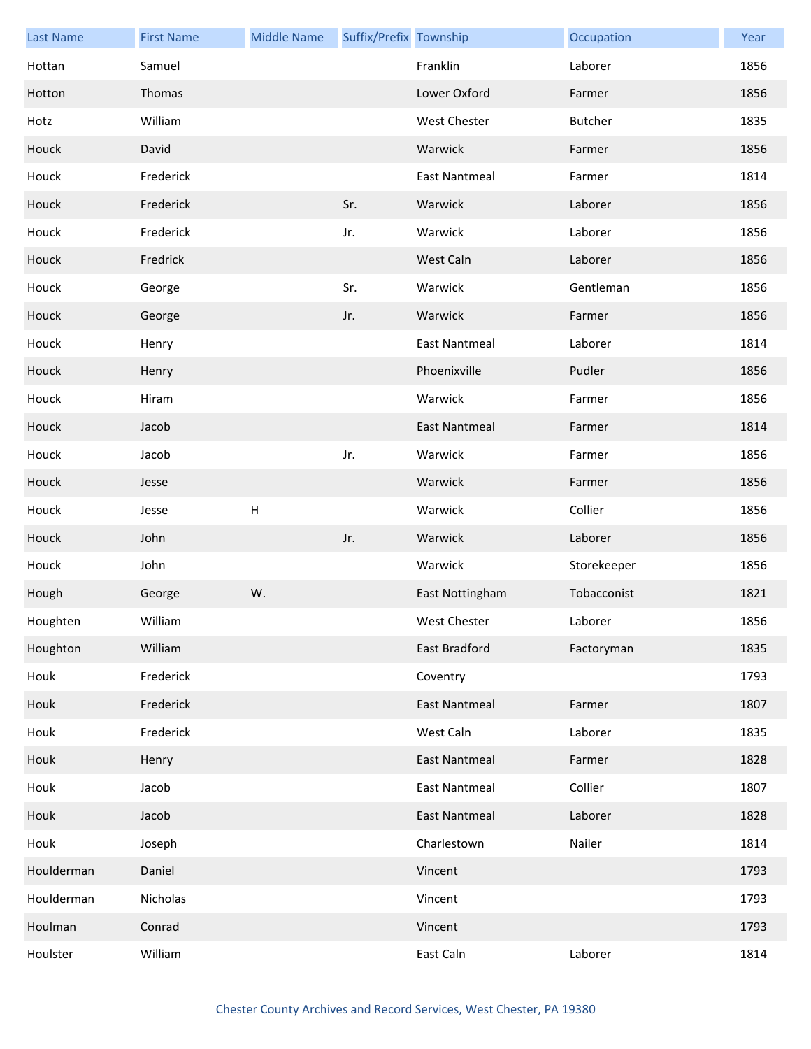| Last Name | First Name | Middle Name | Suffix/Prefix | Township | Occupation | Year |
| --- | --- | --- | --- | --- | --- | --- |
| Hottan | Samuel | | | Franklin | Laborer | 1856 |
| Hotton | Thomas | | | Lower Oxford | Farmer | 1856 |
| Hotz | William | | | West Chester | Butcher | 1835 |
| Houck | David | | | Warwick | Farmer | 1856 |
| Houck | Frederick | | | East Nantmeal | Farmer | 1814 |
| Houck | Frederick | | Sr. | Warwick | Laborer | 1856 |
| Houck | Frederick | | Jr. | Warwick | Laborer | 1856 |
| Houck | Fredrick | | | West Caln | Laborer | 1856 |
| Houck | George | | Sr. | Warwick | Gentleman | 1856 |
| Houck | George | | Jr. | Warwick | Farmer | 1856 |
| Houck | Henry | | | East Nantmeal | Laborer | 1814 |
| Houck | Henry | | | Phoenixville | Pudler | 1856 |
| Houck | Hiram | | | Warwick | Farmer | 1856 |
| Houck | Jacob | | | East Nantmeal | Farmer | 1814 |
| Houck | Jacob | | Jr. | Warwick | Farmer | 1856 |
| Houck | Jesse | | | Warwick | Farmer | 1856 |
| Houck | Jesse | H | | Warwick | Collier | 1856 |
| Houck | John | | Jr. | Warwick | Laborer | 1856 |
| Houck | John | | | Warwick | Storekeeper | 1856 |
| Hough | George | W. | | East Nottingham | Tobacconist | 1821 |
| Houghten | William | | | West Chester | Laborer | 1856 |
| Houghton | William | | | East Bradford | Factoryman | 1835 |
| Houk | Frederick | | | Coventry | | 1793 |
| Houk | Frederick | | | East Nantmeal | Farmer | 1807 |
| Houk | Frederick | | | West Caln | Laborer | 1835 |
| Houk | Henry | | | East Nantmeal | Farmer | 1828 |
| Houk | Jacob | | | East Nantmeal | Collier | 1807 |
| Houk | Jacob | | | East Nantmeal | Laborer | 1828 |
| Houk | Joseph | | | Charlestown | Nailer | 1814 |
| Houlderman | Daniel | | | Vincent | | 1793 |
| Houlderman | Nicholas | | | Vincent | | 1793 |
| Houlman | Conrad | | | Vincent | | 1793 |
| Houlster | William | | | East Caln | Laborer | 1814 |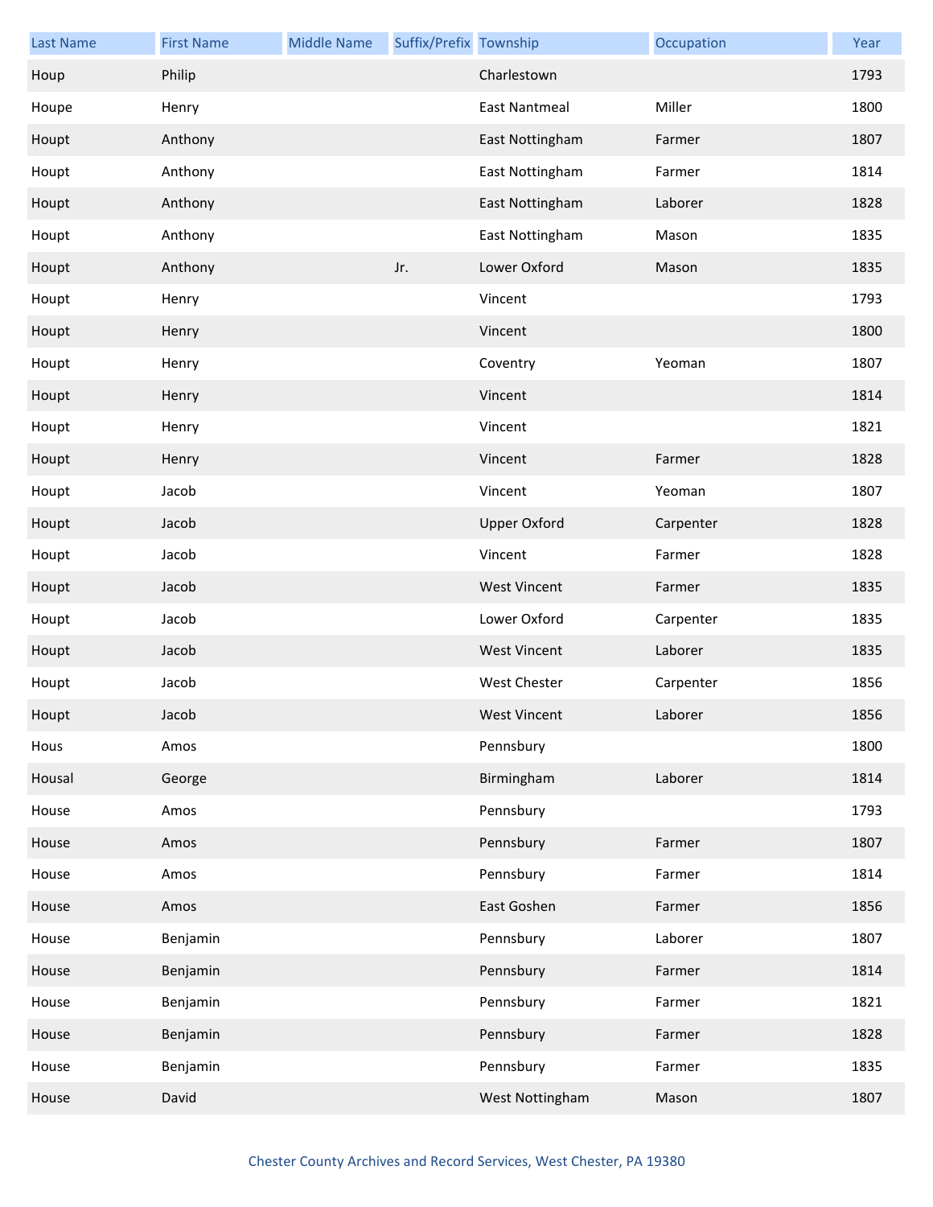| Last Name | First Name | Middle Name | Suffix/Prefix | Township | Occupation | Year |
|---|---|---|---|---|---|---|
| Houp | Philip | | | Charlestown | | 1793 |
| Houpe | Henry | | | East Nantmeal | Miller | 1800 |
| Houpt | Anthony | | | East Nottingham | Farmer | 1807 |
| Houpt | Anthony | | | East Nottingham | Farmer | 1814 |
| Houpt | Anthony | | | East Nottingham | Laborer | 1828 |
| Houpt | Anthony | | | East Nottingham | Mason | 1835 |
| Houpt | Anthony | | Jr. | Lower Oxford | Mason | 1835 |
| Houpt | Henry | | | Vincent | | 1793 |
| Houpt | Henry | | | Vincent | | 1800 |
| Houpt | Henry | | | Coventry | Yeoman | 1807 |
| Houpt | Henry | | | Vincent | | 1814 |
| Houpt | Henry | | | Vincent | | 1821 |
| Houpt | Henry | | | Vincent | Farmer | 1828 |
| Houpt | Jacob | | | Vincent | Yeoman | 1807 |
| Houpt | Jacob | | | Upper Oxford | Carpenter | 1828 |
| Houpt | Jacob | | | Vincent | Farmer | 1828 |
| Houpt | Jacob | | | West Vincent | Farmer | 1835 |
| Houpt | Jacob | | | Lower Oxford | Carpenter | 1835 |
| Houpt | Jacob | | | West Vincent | Laborer | 1835 |
| Houpt | Jacob | | | West Chester | Carpenter | 1856 |
| Houpt | Jacob | | | West Vincent | Laborer | 1856 |
| Hous | Amos | | | Pennsbury | | 1800 |
| Housal | George | | | Birmingham | Laborer | 1814 |
| House | Amos | | | Pennsbury | | 1793 |
| House | Amos | | | Pennsbury | Farmer | 1807 |
| House | Amos | | | Pennsbury | Farmer | 1814 |
| House | Amos | | | East Goshen | Farmer | 1856 |
| House | Benjamin | | | Pennsbury | Laborer | 1807 |
| House | Benjamin | | | Pennsbury | Farmer | 1814 |
| House | Benjamin | | | Pennsbury | Farmer | 1821 |
| House | Benjamin | | | Pennsbury | Farmer | 1828 |
| House | Benjamin | | | Pennsbury | Farmer | 1835 |
| House | David | | | West Nottingham | Mason | 1807 |

Chester County Archives and Record Services, West Chester, PA 19380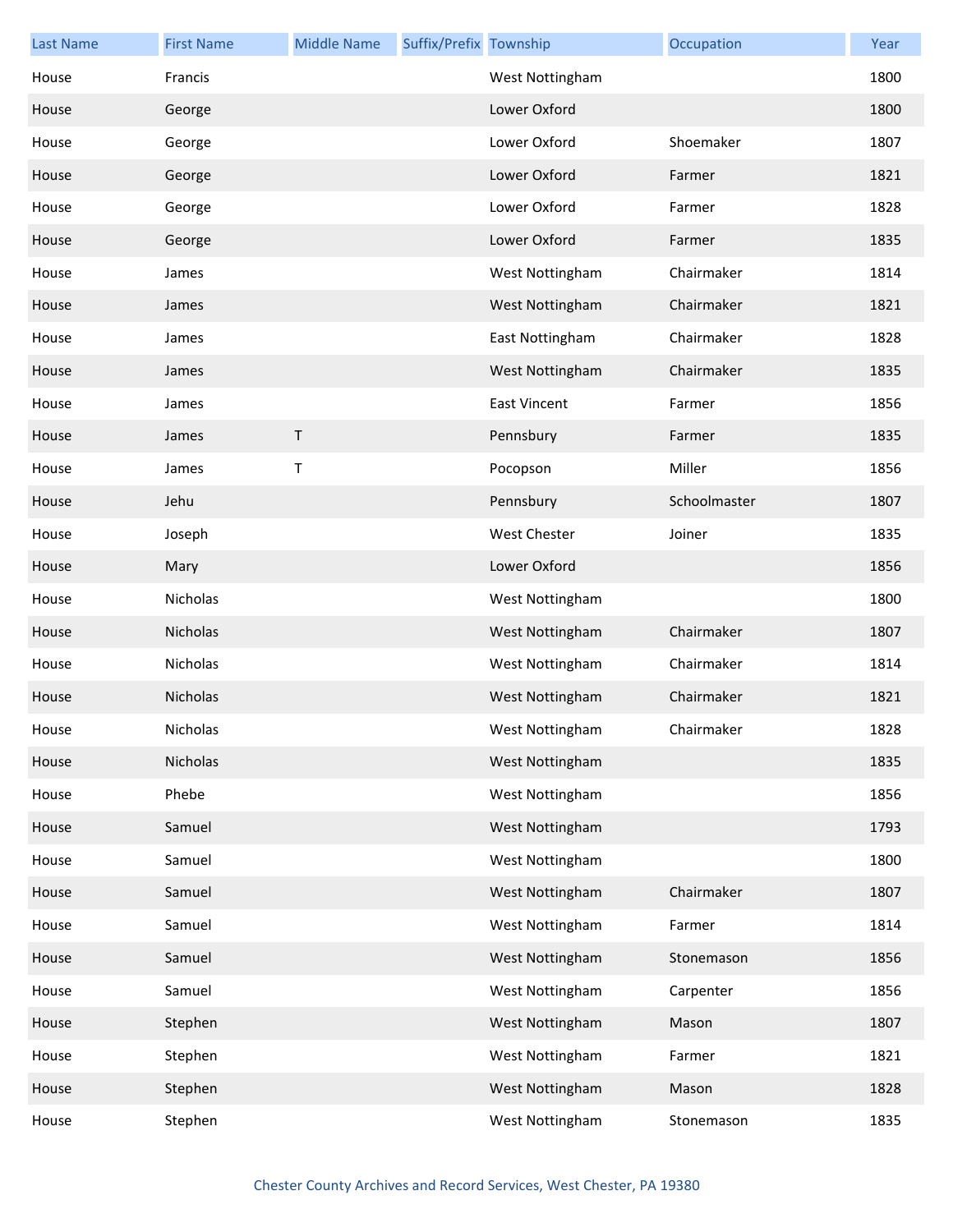| Last Name | First Name | Middle Name | Suffix/Prefix | Township | Occupation | Year |
|---|---|---|---|---|---|---|
| House | Francis | | | West Nottingham | | 1800 |
| House | George | | | Lower Oxford | | 1800 |
| House | George | | | Lower Oxford | Shoemaker | 1807 |
| House | George | | | Lower Oxford | Farmer | 1821 |
| House | George | | | Lower Oxford | Farmer | 1828 |
| House | George | | | Lower Oxford | Farmer | 1835 |
| House | James | | | West Nottingham | Chairmaker | 1814 |
| House | James | | | West Nottingham | Chairmaker | 1821 |
| House | James | | | East Nottingham | Chairmaker | 1828 |
| House | James | | | West Nottingham | Chairmaker | 1835 |
| House | James | | | East Vincent | Farmer | 1856 |
| House | James | T | | Pennsbury | Farmer | 1835 |
| House | James | T | | Pocopson | Miller | 1856 |
| House | Jehu | | | Pennsbury | Schoolmaster | 1807 |
| House | Joseph | | | West Chester | Joiner | 1835 |
| House | Mary | | | Lower Oxford | | 1856 |
| House | Nicholas | | | West Nottingham | | 1800 |
| House | Nicholas | | | West Nottingham | Chairmaker | 1807 |
| House | Nicholas | | | West Nottingham | Chairmaker | 1814 |
| House | Nicholas | | | West Nottingham | Chairmaker | 1821 |
| House | Nicholas | | | West Nottingham | Chairmaker | 1828 |
| House | Nicholas | | | West Nottingham | | 1835 |
| House | Phebe | | | West Nottingham | | 1856 |
| House | Samuel | | | West Nottingham | | 1793 |
| House | Samuel | | | West Nottingham | | 1800 |
| House | Samuel | | | West Nottingham | Chairmaker | 1807 |
| House | Samuel | | | West Nottingham | Farmer | 1814 |
| House | Samuel | | | West Nottingham | Stonemason | 1856 |
| House | Samuel | | | West Nottingham | Carpenter | 1856 |
| House | Stephen | | | West Nottingham | Mason | 1807 |
| House | Stephen | | | West Nottingham | Farmer | 1821 |
| House | Stephen | | | West Nottingham | Mason | 1828 |
| House | Stephen | | | West Nottingham | Stonemason | 1835 |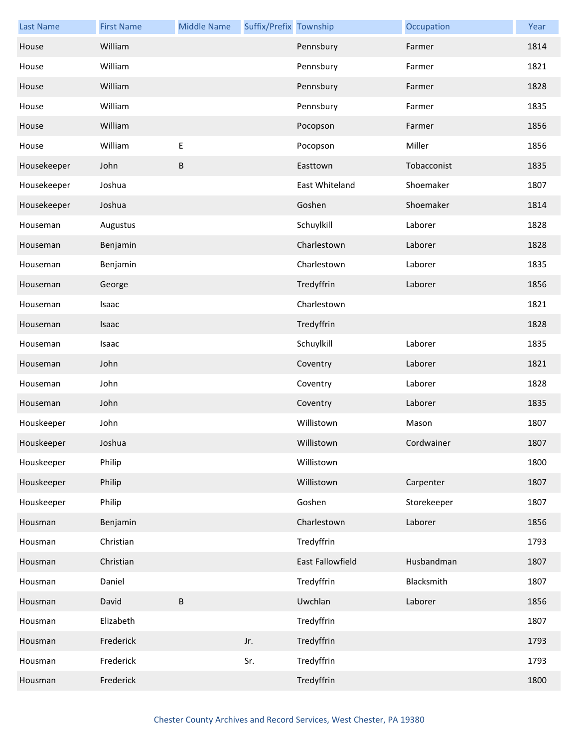| Last Name | First Name | Middle Name | Suffix/Prefix | Township | Occupation | Year |
|---|---|---|---|---|---|---|
| House | William | | | Pennsbury | Farmer | 1814 |
| House | William | | | Pennsbury | Farmer | 1821 |
| House | William | | | Pennsbury | Farmer | 1828 |
| House | William | | | Pennsbury | Farmer | 1835 |
| House | William | | | Pocopson | Farmer | 1856 |
| House | William | E | | Pocopson | Miller | 1856 |
| Housekeeper | John | B | | Easttown | Tobacconist | 1835 |
| Housekeeper | Joshua | | | East Whiteland | Shoemaker | 1807 |
| Housekeeper | Joshua | | | Goshen | Shoemaker | 1814 |
| Houseman | Augustus | | | Schuylkill | Laborer | 1828 |
| Houseman | Benjamin | | | Charlestown | Laborer | 1828 |
| Houseman | Benjamin | | | Charlestown | Laborer | 1835 |
| Houseman | George | | | Tredyffrin | Laborer | 1856 |
| Houseman | Isaac | | | Charlestown | | 1821 |
| Houseman | Isaac | | | Tredyffrin | | 1828 |
| Houseman | Isaac | | | Schuylkill | Laborer | 1835 |
| Houseman | John | | | Coventry | Laborer | 1821 |
| Houseman | John | | | Coventry | Laborer | 1828 |
| Houseman | John | | | Coventry | Laborer | 1835 |
| Houskeeper | John | | | Willistown | Mason | 1807 |
| Houskeeper | Joshua | | | Willistown | Cordwainer | 1807 |
| Houskeeper | Philip | | | Willistown | | 1800 |
| Houskeeper | Philip | | | Willistown | Carpenter | 1807 |
| Houskeeper | Philip | | | Goshen | Storekeeper | 1807 |
| Housman | Benjamin | | | Charlestown | Laborer | 1856 |
| Housman | Christian | | | Tredyffrin | | 1793 |
| Housman | Christian | | | East Fallowfield | Husbandman | 1807 |
| Housman | Daniel | | | Tredyffrin | Blacksmith | 1807 |
| Housman | David | B | | Uwchlan | Laborer | 1856 |
| Housman | Elizabeth | | | Tredyffrin | | 1807 |
| Housman | Frederick | | Jr. | Tredyffrin | | 1793 |
| Housman | Frederick | | Sr. | Tredyffrin | | 1793 |
| Housman | Frederick | | | Tredyffrin | | 1800 |

Chester County Archives and Record Services, West Chester, PA 19380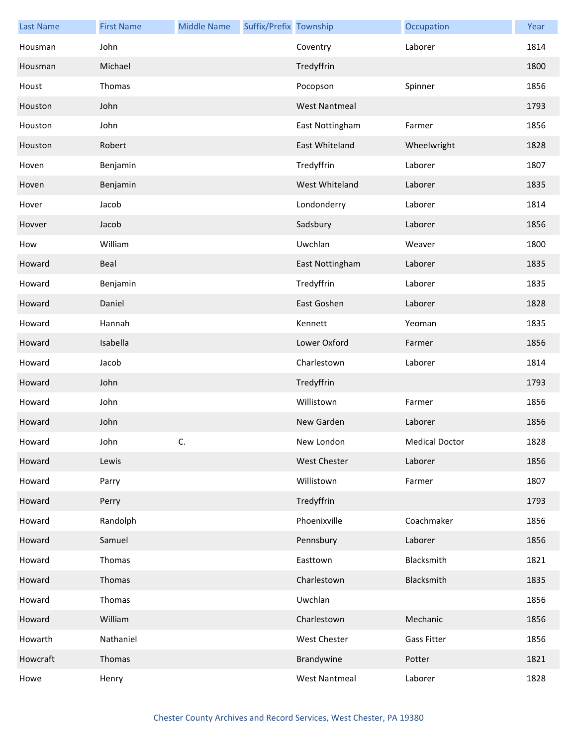| Last Name | First Name | Middle Name | Suffix/Prefix | Township | Occupation | Year |
|---|---|---|---|---|---|---|
| Housman | John | | | Coventry | Laborer | 1814 |
| Housman | Michael | | | Tredyffrin | | 1800 |
| Houst | Thomas | | | Pocopson | Spinner | 1856 |
| Houston | John | | | West Nantmeal | | 1793 |
| Houston | John | | | East Nottingham | Farmer | 1856 |
| Houston | Robert | | | East Whiteland | Wheelwright | 1828 |
| Hoven | Benjamin | | | Tredyffrin | Laborer | 1807 |
| Hoven | Benjamin | | | West Whiteland | Laborer | 1835 |
| Hover | Jacob | | | Londonderry | Laborer | 1814 |
| Hovver | Jacob | | | Sadsbury | Laborer | 1856 |
| How | William | | | Uwchlan | Weaver | 1800 |
| Howard | Beal | | | East Nottingham | Laborer | 1835 |
| Howard | Benjamin | | | Tredyffrin | Laborer | 1835 |
| Howard | Daniel | | | East Goshen | Laborer | 1828 |
| Howard | Hannah | | | Kennett | Yeoman | 1835 |
| Howard | Isabella | | | Lower Oxford | Farmer | 1856 |
| Howard | Jacob | | | Charlestown | Laborer | 1814 |
| Howard | John | | | Tredyffrin | | 1793 |
| Howard | John | | | Willistown | Farmer | 1856 |
| Howard | John | | | New Garden | Laborer | 1856 |
| Howard | John | C. | | New London | Medical Doctor | 1828 |
| Howard | Lewis | | | West Chester | Laborer | 1856 |
| Howard | Parry | | | Willistown | Farmer | 1807 |
| Howard | Perry | | | Tredyffrin | | 1793 |
| Howard | Randolph | | | Phoenixville | Coachmaker | 1856 |
| Howard | Samuel | | | Pennsbury | Laborer | 1856 |
| Howard | Thomas | | | Easttown | Blacksmith | 1821 |
| Howard | Thomas | | | Charlestown | Blacksmith | 1835 |
| Howard | Thomas | | | Uwchlan | | 1856 |
| Howard | William | | | Charlestown | Mechanic | 1856 |
| Howarth | Nathaniel | | | West Chester | Gass Fitter | 1856 |
| Howcraft | Thomas | | | Brandywine | Potter | 1821 |
| Howe | Henry | | | West Nantmeal | Laborer | 1828 |

Chester County Archives and Record Services, West Chester, PA 19380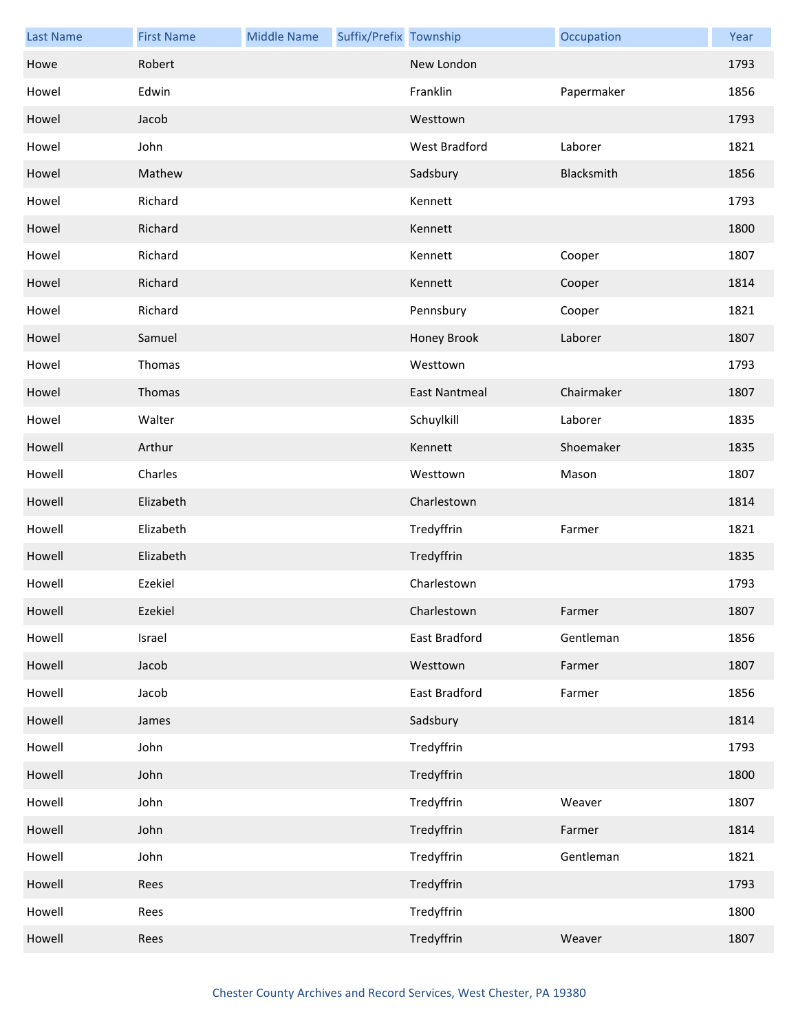| Last Name | First Name | Middle Name | Suffix/Prefix | Township | Occupation | Year |
| --- | --- | --- | --- | --- | --- | --- |
| Howe | Robert | | | New London | | 1793 |
| Howel | Edwin | | | Franklin | Papermaker | 1856 |
| Howel | Jacob | | | Westtown | | 1793 |
| Howel | John | | | West Bradford | Laborer | 1821 |
| Howel | Mathew | | | Sadsbury | Blacksmith | 1856 |
| Howel | Richard | | | Kennett | | 1793 |
| Howel | Richard | | | Kennett | | 1800 |
| Howel | Richard | | | Kennett | Cooper | 1807 |
| Howel | Richard | | | Kennett | Cooper | 1814 |
| Howel | Richard | | | Pennsbury | Cooper | 1821 |
| Howel | Samuel | | | Honey Brook | Laborer | 1807 |
| Howel | Thomas | | | Westtown | | 1793 |
| Howel | Thomas | | | East Nantmeal | Chairmaker | 1807 |
| Howel | Walter | | | Schuylkill | Laborer | 1835 |
| Howell | Arthur | | | Kennett | Shoemaker | 1835 |
| Howell | Charles | | | Westtown | Mason | 1807 |
| Howell | Elizabeth | | | Charlestown | | 1814 |
| Howell | Elizabeth | | | Tredyffrin | Farmer | 1821 |
| Howell | Elizabeth | | | Tredyffrin | | 1835 |
| Howell | Ezekiel | | | Charlestown | | 1793 |
| Howell | Ezekiel | | | Charlestown | Farmer | 1807 |
| Howell | Israel | | | East Bradford | Gentleman | 1856 |
| Howell | Jacob | | | Westtown | Farmer | 1807 |
| Howell | Jacob | | | East Bradford | Farmer | 1856 |
| Howell | James | | | Sadsbury | | 1814 |
| Howell | John | | | Tredyffrin | | 1793 |
| Howell | John | | | Tredyffrin | | 1800 |
| Howell | John | | | Tredyffrin | Weaver | 1807 |
| Howell | John | | | Tredyffrin | Farmer | 1814 |
| Howell | John | | | Tredyffrin | Gentleman | 1821 |
| Howell | Rees | | | Tredyffrin | | 1793 |
| Howell | Rees | | | Tredyffrin | | 1800 |
| Howell | Rees | | | Tredyffrin | Weaver | 1807 |

Chester County Archives and Record Services, West Chester, PA 19380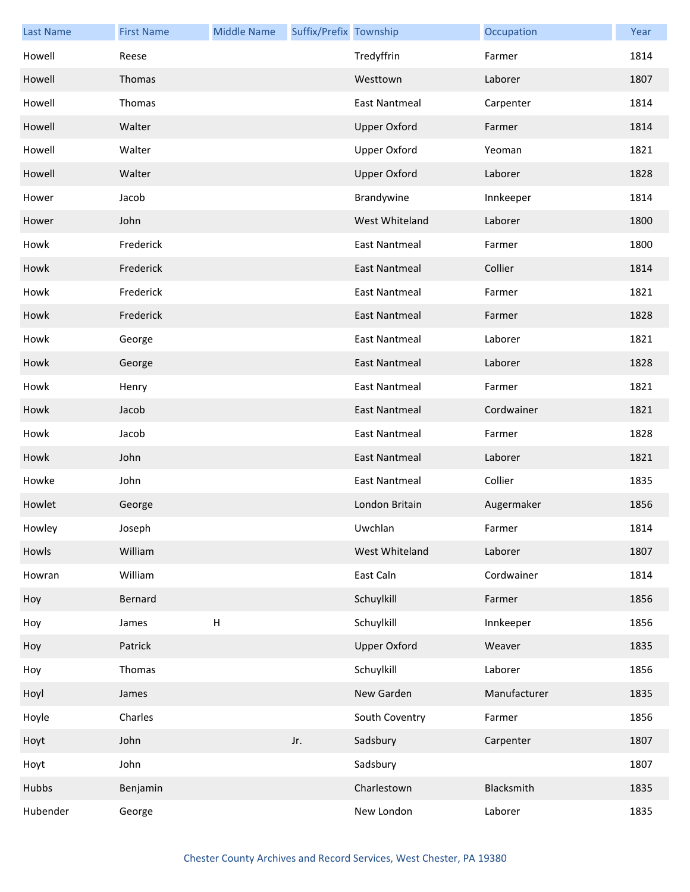| Last Name | First Name | Middle Name | Suffix/Prefix | Township | Occupation | Year |
|---|---|---|---|---|---|---|
| Howell | Reese | | | Tredyffrin | Farmer | 1814 |
| Howell | Thomas | | | Westtown | Laborer | 1807 |
| Howell | Thomas | | | East Nantmeal | Carpenter | 1814 |
| Howell | Walter | | | Upper Oxford | Farmer | 1814 |
| Howell | Walter | | | Upper Oxford | Yeoman | 1821 |
| Howell | Walter | | | Upper Oxford | Laborer | 1828 |
| Hower | Jacob | | | Brandywine | Innkeeper | 1814 |
| Hower | John | | | West Whiteland | Laborer | 1800 |
| Howk | Frederick | | | East Nantmeal | Farmer | 1800 |
| Howk | Frederick | | | East Nantmeal | Collier | 1814 |
| Howk | Frederick | | | East Nantmeal | Farmer | 1821 |
| Howk | Frederick | | | East Nantmeal | Farmer | 1828 |
| Howk | George | | | East Nantmeal | Laborer | 1821 |
| Howk | George | | | East Nantmeal | Laborer | 1828 |
| Howk | Henry | | | East Nantmeal | Farmer | 1821 |
| Howk | Jacob | | | East Nantmeal | Cordwainer | 1821 |
| Howk | Jacob | | | East Nantmeal | Farmer | 1828 |
| Howk | John | | | East Nantmeal | Laborer | 1821 |
| Howke | John | | | East Nantmeal | Collier | 1835 |
| Howlet | George | | | London Britain | Augermaker | 1856 |
| Howley | Joseph | | | Uwchlan | Farmer | 1814 |
| Howls | William | | | West Whiteland | Laborer | 1807 |
| Howran | William | | | East Caln | Cordwainer | 1814 |
| Hoy | Bernard | | | Schuylkill | Farmer | 1856 |
| Hoy | James | H | | Schuylkill | Innkeeper | 1856 |
| Hoy | Patrick | | | Upper Oxford | Weaver | 1835 |
| Hoy | Thomas | | | Schuylkill | Laborer | 1856 |
| Hoyl | James | | | New Garden | Manufacturer | 1835 |
| Hoyle | Charles | | | South Coventry | Farmer | 1856 |
| Hoyt | John | | Jr. | Sadsbury | Carpenter | 1807 |
| Hoyt | John | | | Sadsbury | | 1807 |
| Hubbs | Benjamin | | | Charlestown | Blacksmith | 1835 |
| Hubender | George | | | New London | Laborer | 1835 |

Chester County Archives and Record Services, West Chester, PA 19380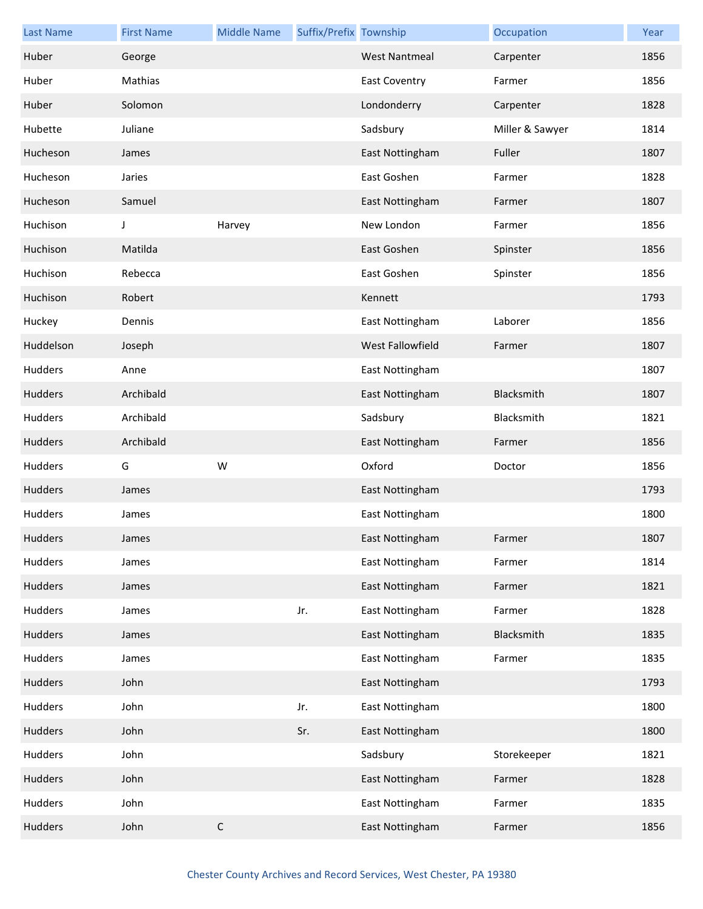| Last Name | First Name | Middle Name | Suffix/Prefix | Township | Occupation | Year |
|---|---|---|---|---|---|---|
| Huber | George | | | West Nantmeal | Carpenter | 1856 |
| Huber | Mathias | | | East Coventry | Farmer | 1856 |
| Huber | Solomon | | | Londonderry | Carpenter | 1828 |
| Hubette | Juliane | | | Sadsbury | Miller & Sawyer | 1814 |
| Hucheson | James | | | East Nottingham | Fuller | 1807 |
| Hucheson | Jaries | | | East Goshen | Farmer | 1828 |
| Hucheson | Samuel | | | East Nottingham | Farmer | 1807 |
| Huchison | J | Harvey | | New London | Farmer | 1856 |
| Huchison | Matilda | | | East Goshen | Spinster | 1856 |
| Huchison | Rebecca | | | East Goshen | Spinster | 1856 |
| Huchison | Robert | | | Kennett | | 1793 |
| Huckey | Dennis | | | East Nottingham | Laborer | 1856 |
| Huddelson | Joseph | | | West Fallowfield | Farmer | 1807 |
| Hudders | Anne | | | East Nottingham | | 1807 |
| Hudders | Archibald | | | East Nottingham | Blacksmith | 1807 |
| Hudders | Archibald | | | Sadsbury | Blacksmith | 1821 |
| Hudders | Archibald | | | East Nottingham | Farmer | 1856 |
| Hudders | G | W | | Oxford | Doctor | 1856 |
| Hudders | James | | | East Nottingham | | 1793 |
| Hudders | James | | | East Nottingham | | 1800 |
| Hudders | James | | | East Nottingham | Farmer | 1807 |
| Hudders | James | | | East Nottingham | Farmer | 1814 |
| Hudders | James | | | East Nottingham | Farmer | 1821 |
| Hudders | James | | Jr. | East Nottingham | Farmer | 1828 |
| Hudders | James | | | East Nottingham | Blacksmith | 1835 |
| Hudders | James | | | East Nottingham | Farmer | 1835 |
| Hudders | John | | | East Nottingham | | 1793 |
| Hudders | John | | Jr. | East Nottingham | | 1800 |
| Hudders | John | | Sr. | East Nottingham | | 1800 |
| Hudders | John | | | Sadsbury | Storekeeper | 1821 |
| Hudders | John | | | East Nottingham | Farmer | 1828 |
| Hudders | John | | | East Nottingham | Farmer | 1835 |
| Hudders | John | C | | East Nottingham | Farmer | 1856 |

Chester County Archives and Record Services, West Chester, PA 19380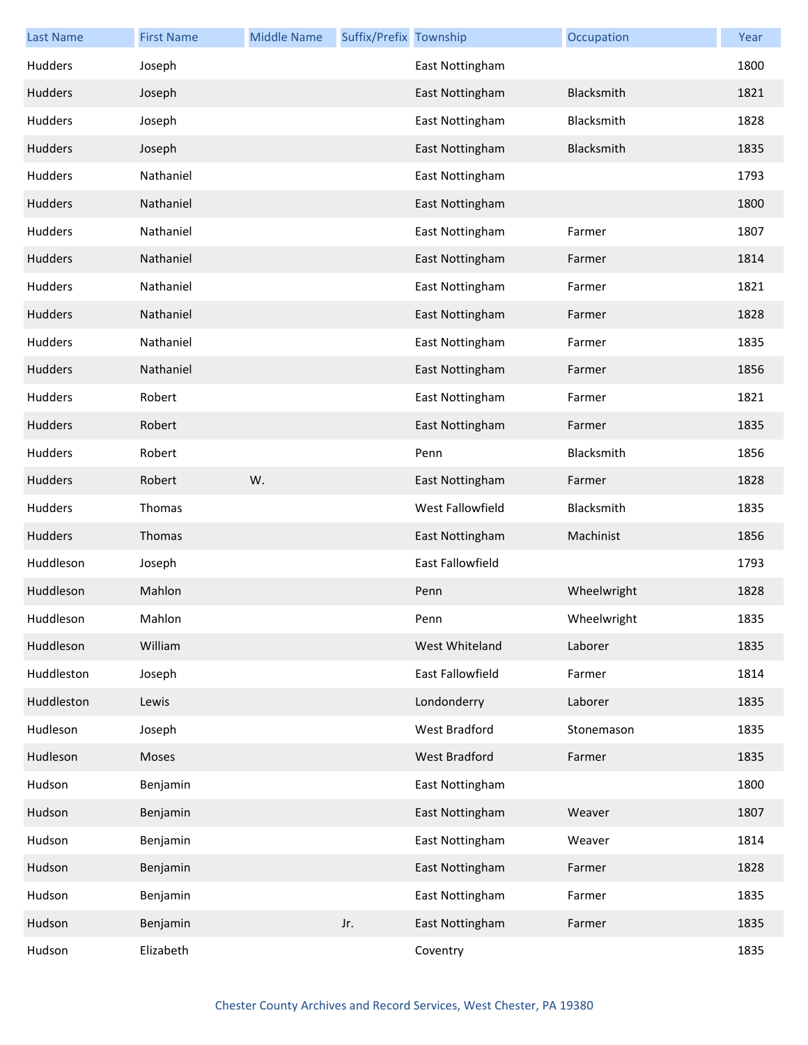| Last Name | First Name | Middle Name | Suffix/Prefix | Township | Occupation | Year |
| --- | --- | --- | --- | --- | --- | --- |
| Hudders | Joseph | | | East Nottingham | | 1800 |
| Hudders | Joseph | | | East Nottingham | Blacksmith | 1821 |
| Hudders | Joseph | | | East Nottingham | Blacksmith | 1828 |
| Hudders | Joseph | | | East Nottingham | Blacksmith | 1835 |
| Hudders | Nathaniel | | | East Nottingham | | 1793 |
| Hudders | Nathaniel | | | East Nottingham | | 1800 |
| Hudders | Nathaniel | | | East Nottingham | Farmer | 1807 |
| Hudders | Nathaniel | | | East Nottingham | Farmer | 1814 |
| Hudders | Nathaniel | | | East Nottingham | Farmer | 1821 |
| Hudders | Nathaniel | | | East Nottingham | Farmer | 1828 |
| Hudders | Nathaniel | | | East Nottingham | Farmer | 1835 |
| Hudders | Nathaniel | | | East Nottingham | Farmer | 1856 |
| Hudders | Robert | | | East Nottingham | Farmer | 1821 |
| Hudders | Robert | | | East Nottingham | Farmer | 1835 |
| Hudders | Robert | | | Penn | Blacksmith | 1856 |
| Hudders | Robert | W. | | East Nottingham | Farmer | 1828 |
| Hudders | Thomas | | | West Fallowfield | Blacksmith | 1835 |
| Hudders | Thomas | | | East Nottingham | Machinist | 1856 |
| Huddleson | Joseph | | | East Fallowfield | | 1793 |
| Huddleson | Mahlon | | | Penn | Wheelwright | 1828 |
| Huddleson | Mahlon | | | Penn | Wheelwright | 1835 |
| Huddleson | William | | | West Whiteland | Laborer | 1835 |
| Huddleston | Joseph | | | East Fallowfield | Farmer | 1814 |
| Huddleston | Lewis | | | Londonderry | Laborer | 1835 |
| Hudleson | Joseph | | | West Bradford | Stonemason | 1835 |
| Hudleson | Moses | | | West Bradford | Farmer | 1835 |
| Hudson | Benjamin | | | East Nottingham | | 1800 |
| Hudson | Benjamin | | | East Nottingham | Weaver | 1807 |
| Hudson | Benjamin | | | East Nottingham | Weaver | 1814 |
| Hudson | Benjamin | | | East Nottingham | Farmer | 1828 |
| Hudson | Benjamin | | | East Nottingham | Farmer | 1835 |
| Hudson | Benjamin | | Jr. | East Nottingham | Farmer | 1835 |
| Hudson | Elizabeth | | | Coventry | | 1835 |

Chester County Archives and Record Services, West Chester, PA 19380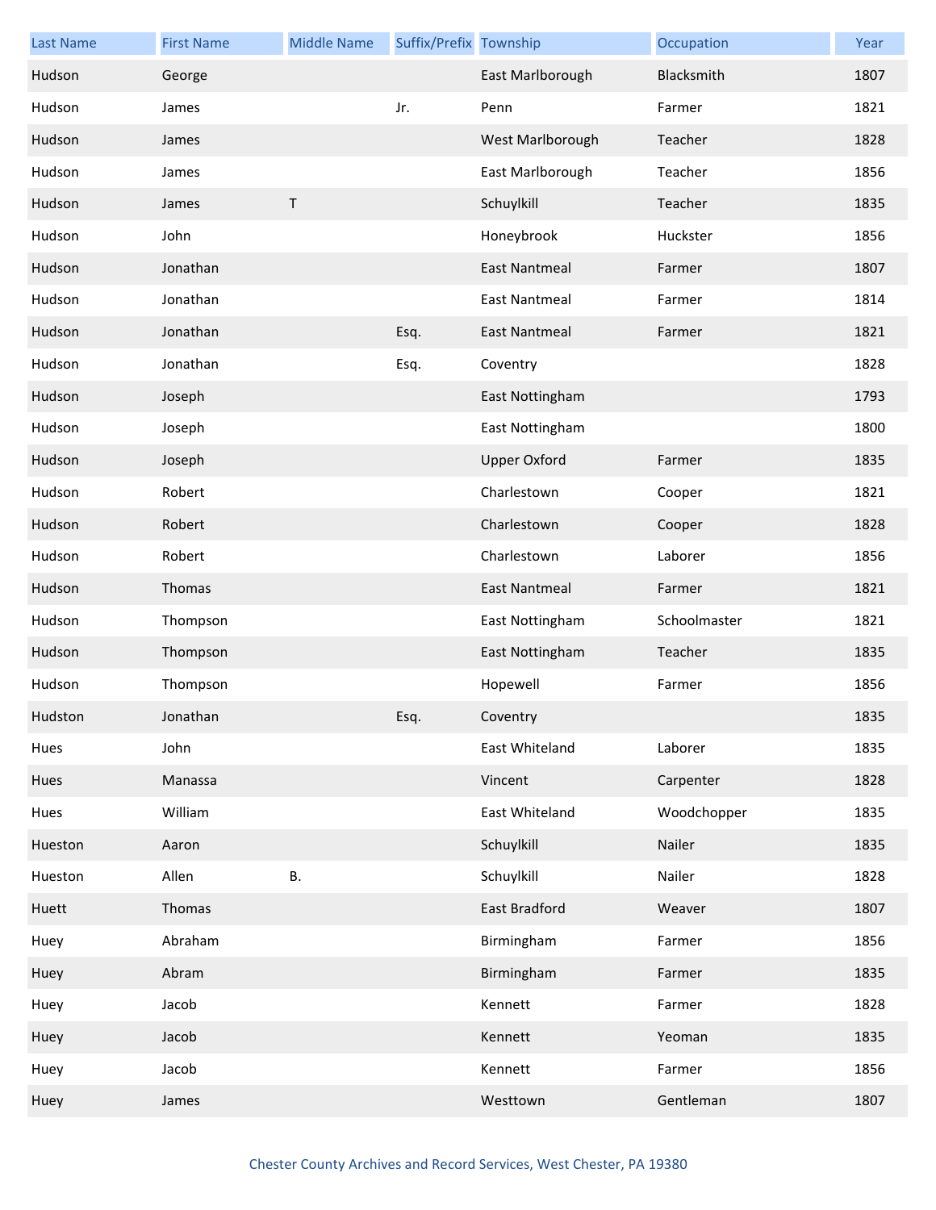| Last Name | First Name | Middle Name | Suffix/Prefix | Township | Occupation | Year |
| --- | --- | --- | --- | --- | --- | --- |
| Hudson | George | | | East Marlborough | Blacksmith | 1807 |
| Hudson | James | | Jr. | Penn | Farmer | 1821 |
| Hudson | James | | | West Marlborough | Teacher | 1828 |
| Hudson | James | | | East Marlborough | Teacher | 1856 |
| Hudson | James | T | | Schuylkill | Teacher | 1835 |
| Hudson | John | | | Honeybrook | Huckster | 1856 |
| Hudson | Jonathan | | | East Nantmeal | Farmer | 1807 |
| Hudson | Jonathan | | | East Nantmeal | Farmer | 1814 |
| Hudson | Jonathan | | Esq. | East Nantmeal | Farmer | 1821 |
| Hudson | Jonathan | | Esq. | Coventry | | 1828 |
| Hudson | Joseph | | | East Nottingham | | 1793 |
| Hudson | Joseph | | | East Nottingham | | 1800 |
| Hudson | Joseph | | | Upper Oxford | Farmer | 1835 |
| Hudson | Robert | | | Charlestown | Cooper | 1821 |
| Hudson | Robert | | | Charlestown | Cooper | 1828 |
| Hudson | Robert | | | Charlestown | Laborer | 1856 |
| Hudson | Thomas | | | East Nantmeal | Farmer | 1821 |
| Hudson | Thompson | | | East Nottingham | Schoolmaster | 1821 |
| Hudson | Thompson | | | East Nottingham | Teacher | 1835 |
| Hudson | Thompson | | | Hopewell | Farmer | 1856 |
| Hudston | Jonathan | | Esq. | Coventry | | 1835 |
| Hues | John | | | East Whiteland | Laborer | 1835 |
| Hues | Manassa | | | Vincent | Carpenter | 1828 |
| Hues | William | | | East Whiteland | Woodchopper | 1835 |
| Hueston | Aaron | | | Schuylkill | Nailer | 1835 |
| Hueston | Allen | B. | | Schuylkill | Nailer | 1828 |
| Huett | Thomas | | | East Bradford | Weaver | 1807 |
| Huey | Abraham | | | Birmingham | Farmer | 1856 |
| Huey | Abram | | | Birmingham | Farmer | 1835 |
| Huey | Jacob | | | Kennett | Farmer | 1828 |
| Huey | Jacob | | | Kennett | Yeoman | 1835 |
| Huey | Jacob | | | Kennett | Farmer | 1856 |
| Huey | James | | | Westtown | Gentleman | 1807 |

Chester County Archives and Record Services, West Chester, PA 19380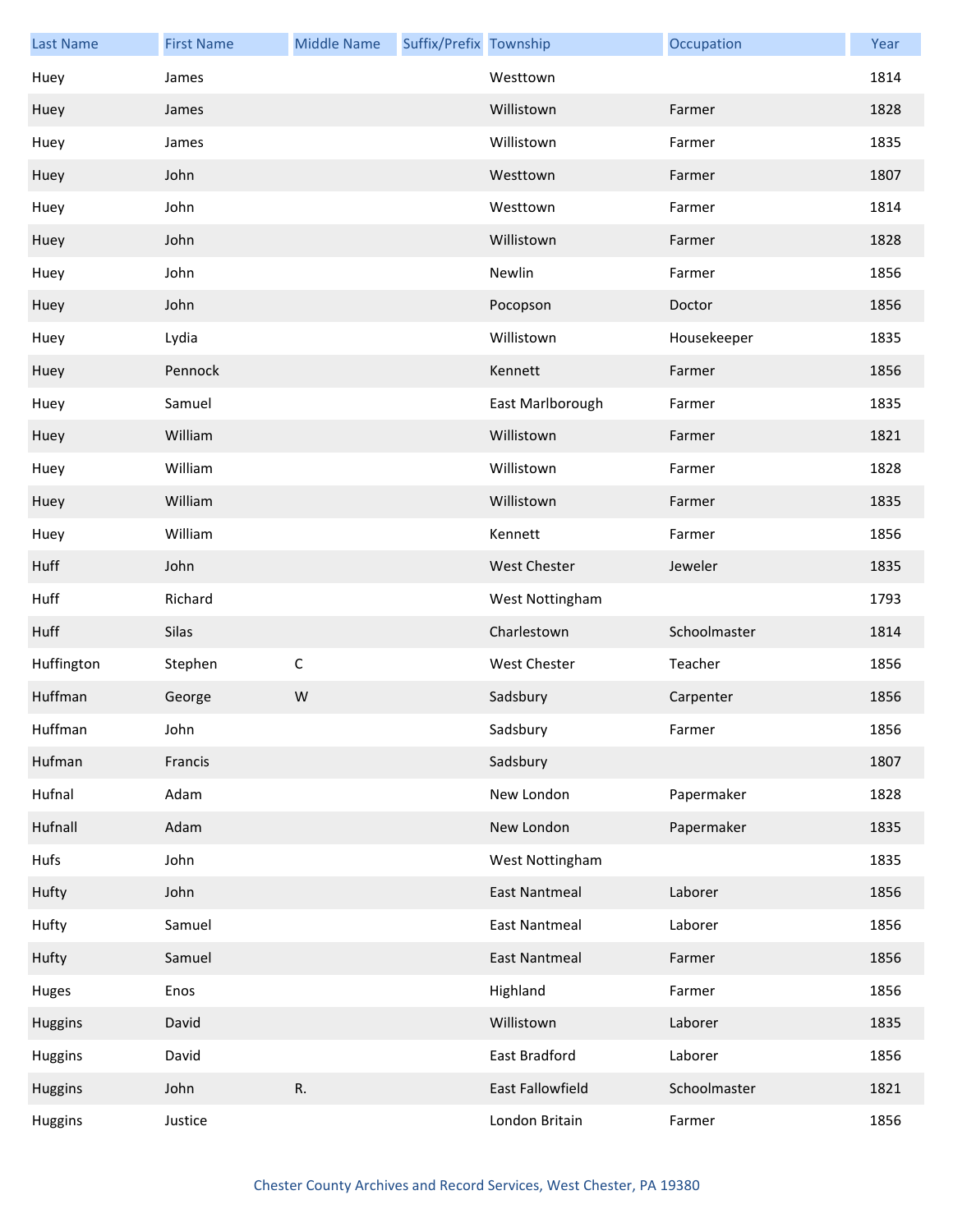| Last Name | First Name | Middle Name | Suffix/Prefix | Township | Occupation | Year |
| --- | --- | --- | --- | --- | --- | --- |
| Huey | James | | | Westtown | | 1814 |
| Huey | James | | | Willistown | Farmer | 1828 |
| Huey | James | | | Willistown | Farmer | 1835 |
| Huey | John | | | Westtown | Farmer | 1807 |
| Huey | John | | | Westtown | Farmer | 1814 |
| Huey | John | | | Willistown | Farmer | 1828 |
| Huey | John | | | Newlin | Farmer | 1856 |
| Huey | John | | | Pocopson | Doctor | 1856 |
| Huey | Lydia | | | Willistown | Housekeeper | 1835 |
| Huey | Pennock | | | Kennett | Farmer | 1856 |
| Huey | Samuel | | | East Marlborough | Farmer | 1835 |
| Huey | William | | | Willistown | Farmer | 1821 |
| Huey | William | | | Willistown | Farmer | 1828 |
| Huey | William | | | Willistown | Farmer | 1835 |
| Huey | William | | | Kennett | Farmer | 1856 |
| Huff | John | | | West Chester | Jeweler | 1835 |
| Huff | Richard | | | West Nottingham | | 1793 |
| Huff | Silas | | | Charlestown | Schoolmaster | 1814 |
| Huffington | Stephen | C | | West Chester | Teacher | 1856 |
| Huffman | George | W | | Sadsbury | Carpenter | 1856 |
| Huffman | John | | | Sadsbury | Farmer | 1856 |
| Hufman | Francis | | | Sadsbury | | 1807 |
| Hufnal | Adam | | | New London | Papermaker | 1828 |
| Hufnall | Adam | | | New London | Papermaker | 1835 |
| Hufs | John | | | West Nottingham | | 1835 |
| Hufty | John | | | East Nantmeal | Laborer | 1856 |
| Hufty | Samuel | | | East Nantmeal | Laborer | 1856 |
| Hufty | Samuel | | | East Nantmeal | Farmer | 1856 |
| Huges | Enos | | | Highland | Farmer | 1856 |
| Huggins | David | | | Willistown | Laborer | 1835 |
| Huggins | David | | | East Bradford | Laborer | 1856 |
| Huggins | John | R. | | East Fallowfield | Schoolmaster | 1821 |
| Huggins | Justice | | | London Britain | Farmer | 1856 |

Chester County Archives and Record Services, West Chester, PA 19380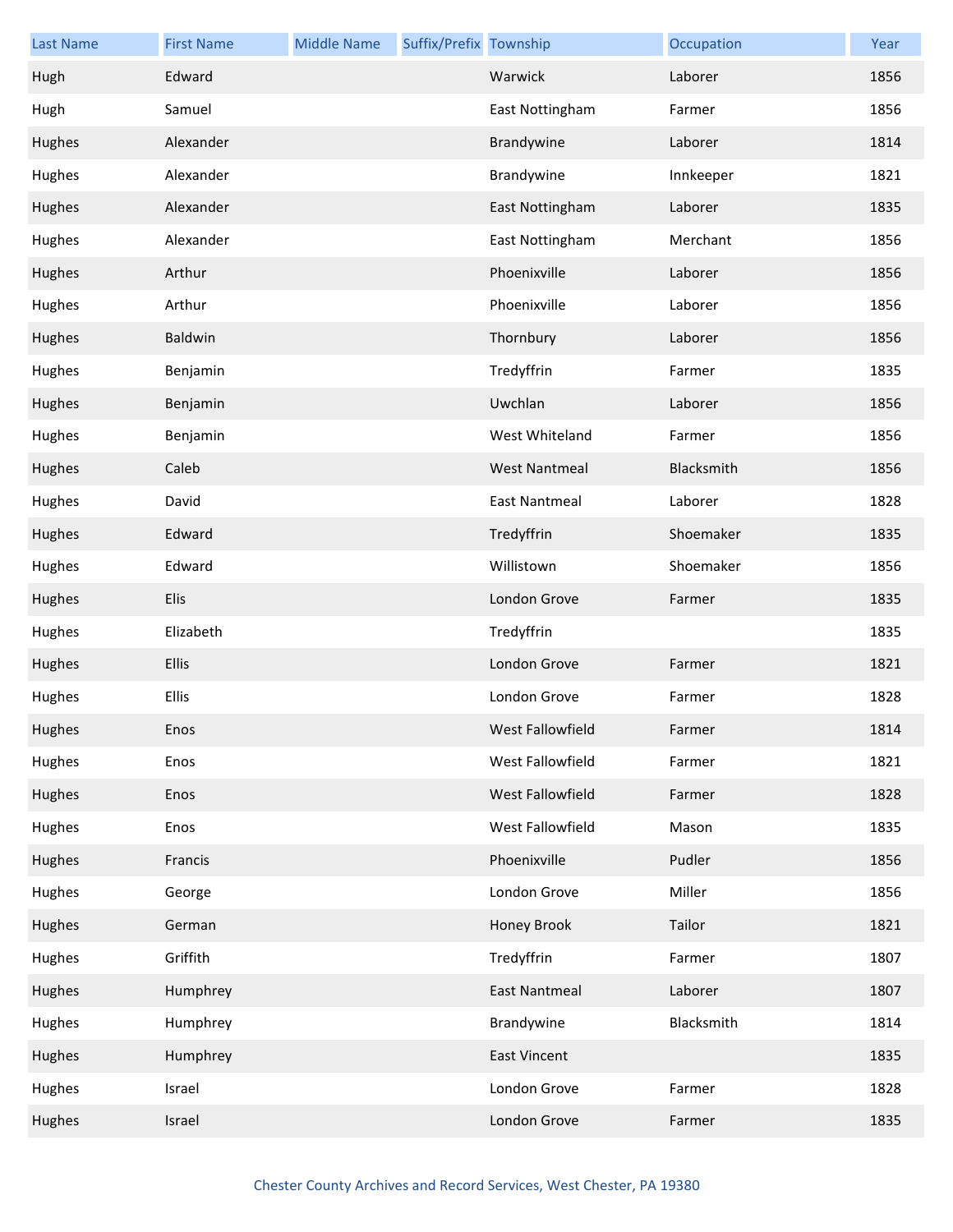| Last Name | First Name | Middle Name | Suffix/Prefix | Township | Occupation | Year |
|---|---|---|---|---|---|---|
| Hugh | Edward | | | Warwick | Laborer | 1856 |
| Hugh | Samuel | | | East Nottingham | Farmer | 1856 |
| Hughes | Alexander | | | Brandywine | Laborer | 1814 |
| Hughes | Alexander | | | Brandywine | Innkeeper | 1821 |
| Hughes | Alexander | | | East Nottingham | Laborer | 1835 |
| Hughes | Alexander | | | East Nottingham | Merchant | 1856 |
| Hughes | Arthur | | | Phoenixville | Laborer | 1856 |
| Hughes | Arthur | | | Phoenixville | Laborer | 1856 |
| Hughes | Baldwin | | | Thornbury | Laborer | 1856 |
| Hughes | Benjamin | | | Tredyffrin | Farmer | 1835 |
| Hughes | Benjamin | | | Uwchlan | Laborer | 1856 |
| Hughes | Benjamin | | | West Whiteland | Farmer | 1856 |
| Hughes | Caleb | | | West Nantmeal | Blacksmith | 1856 |
| Hughes | David | | | East Nantmeal | Laborer | 1828 |
| Hughes | Edward | | | Tredyffrin | Shoemaker | 1835 |
| Hughes | Edward | | | Willistown | Shoemaker | 1856 |
| Hughes | Elis | | | London Grove | Farmer | 1835 |
| Hughes | Elizabeth | | | Tredyffrin | | 1835 |
| Hughes | Ellis | | | London Grove | Farmer | 1821 |
| Hughes | Ellis | | | London Grove | Farmer | 1828 |
| Hughes | Enos | | | West Fallowfield | Farmer | 1814 |
| Hughes | Enos | | | West Fallowfield | Farmer | 1821 |
| Hughes | Enos | | | West Fallowfield | Farmer | 1828 |
| Hughes | Enos | | | West Fallowfield | Mason | 1835 |
| Hughes | Francis | | | Phoenixville | Pudler | 1856 |
| Hughes | George | | | London Grove | Miller | 1856 |
| Hughes | German | | | Honey Brook | Tailor | 1821 |
| Hughes | Griffith | | | Tredyffrin | Farmer | 1807 |
| Hughes | Humphrey | | | East Nantmeal | Laborer | 1807 |
| Hughes | Humphrey | | | Brandywine | Blacksmith | 1814 |
| Hughes | Humphrey | | | East Vincent | | 1835 |
| Hughes | Israel | | | London Grove | Farmer | 1828 |
| Hughes | Israel | | | London Grove | Farmer | 1835 |

Chester County Archives and Record Services, West Chester, PA 19380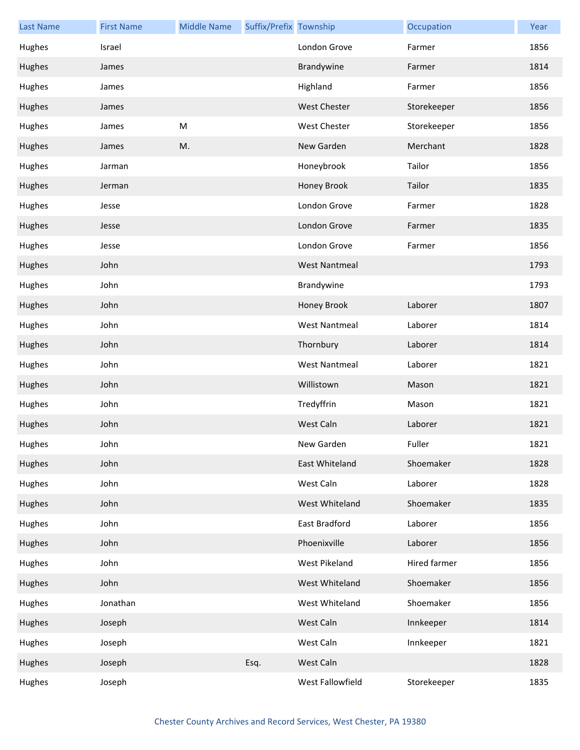| Last Name | First Name | Middle Name | Suffix/Prefix | Township | Occupation | Year |
|---|---|---|---|---|---|---|
| Hughes | Israel | | | London Grove | Farmer | 1856 |
| Hughes | James | | | Brandywine | Farmer | 1814 |
| Hughes | James | | | Highland | Farmer | 1856 |
| Hughes | James | | | West Chester | Storekeeper | 1856 |
| Hughes | James | M | | West Chester | Storekeeper | 1856 |
| Hughes | James | M. | | New Garden | Merchant | 1828 |
| Hughes | Jarman | | | Honeybrook | Tailor | 1856 |
| Hughes | Jerman | | | Honey Brook | Tailor | 1835 |
| Hughes | Jesse | | | London Grove | Farmer | 1828 |
| Hughes | Jesse | | | London Grove | Farmer | 1835 |
| Hughes | Jesse | | | London Grove | Farmer | 1856 |
| Hughes | John | | | West Nantmeal | | 1793 |
| Hughes | John | | | Brandywine | | 1793 |
| Hughes | John | | | Honey Brook | Laborer | 1807 |
| Hughes | John | | | West Nantmeal | Laborer | 1814 |
| Hughes | John | | | Thornbury | Laborer | 1814 |
| Hughes | John | | | West Nantmeal | Laborer | 1821 |
| Hughes | John | | | Willistown | Mason | 1821 |
| Hughes | John | | | Tredyffrin | Mason | 1821 |
| Hughes | John | | | West Caln | Laborer | 1821 |
| Hughes | John | | | New Garden | Fuller | 1821 |
| Hughes | John | | | East Whiteland | Shoemaker | 1828 |
| Hughes | John | | | West Caln | Laborer | 1828 |
| Hughes | John | | | West Whiteland | Shoemaker | 1835 |
| Hughes | John | | | East Bradford | Laborer | 1856 |
| Hughes | John | | | Phoenixville | Laborer | 1856 |
| Hughes | John | | | West Pikeland | Hired farmer | 1856 |
| Hughes | John | | | West Whiteland | Shoemaker | 1856 |
| Hughes | Jonathan | | | West Whiteland | Shoemaker | 1856 |
| Hughes | Joseph | | | West Caln | Innkeeper | 1814 |
| Hughes | Joseph | | | West Caln | Innkeeper | 1821 |
| Hughes | Joseph | | Esq. | West Caln | | 1828 |
| Hughes | Joseph | | | West Fallowfield | Storekeeper | 1835 |

Chester County Archives and Record Services, West Chester, PA 19380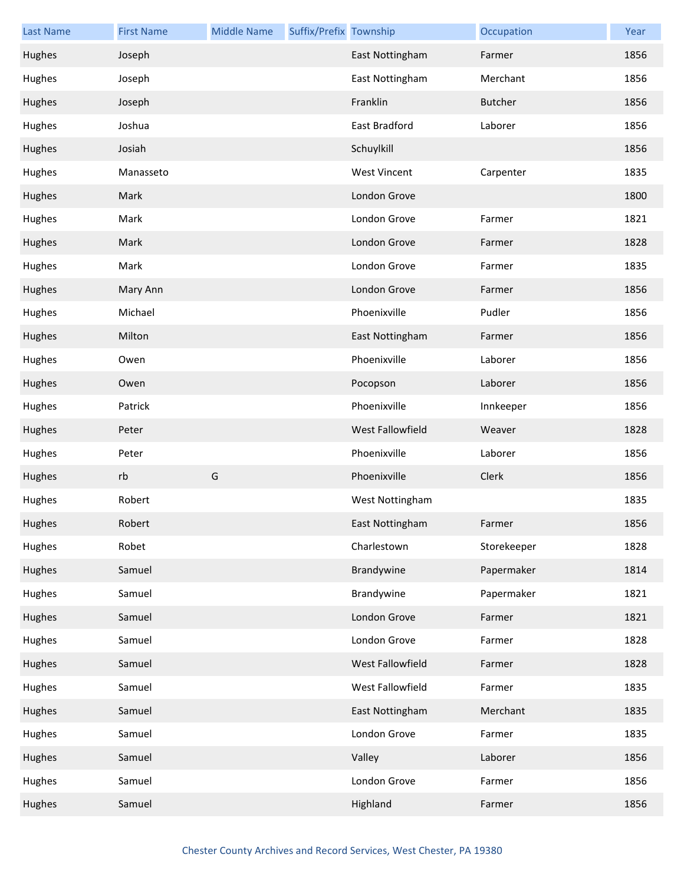| Last Name | First Name | Middle Name | Suffix/Prefix | Township | Occupation | Year |
|---|---|---|---|---|---|---|
| Hughes | Joseph | | | East Nottingham | Farmer | 1856 |
| Hughes | Joseph | | | East Nottingham | Merchant | 1856 |
| Hughes | Joseph | | | Franklin | Butcher | 1856 |
| Hughes | Joshua | | | East Bradford | Laborer | 1856 |
| Hughes | Josiah | | | Schuylkill | | 1856 |
| Hughes | Manasseto | | | West Vincent | Carpenter | 1835 |
| Hughes | Mark | | | London Grove | | 1800 |
| Hughes | Mark | | | London Grove | Farmer | 1821 |
| Hughes | Mark | | | London Grove | Farmer | 1828 |
| Hughes | Mark | | | London Grove | Farmer | 1835 |
| Hughes | Mary Ann | | | London Grove | Farmer | 1856 |
| Hughes | Michael | | | Phoenixville | Pudler | 1856 |
| Hughes | Milton | | | East Nottingham | Farmer | 1856 |
| Hughes | Owen | | | Phoenixville | Laborer | 1856 |
| Hughes | Owen | | | Pocopson | Laborer | 1856 |
| Hughes | Patrick | | | Phoenixville | Innkeeper | 1856 |
| Hughes | Peter | | | West Fallowfield | Weaver | 1828 |
| Hughes | Peter | | | Phoenixville | Laborer | 1856 |
| Hughes | rb | G | | Phoenixville | Clerk | 1856 |
| Hughes | Robert | | | West Nottingham | | 1835 |
| Hughes | Robert | | | East Nottingham | Farmer | 1856 |
| Hughes | Robet | | | Charlestown | Storekeeper | 1828 |
| Hughes | Samuel | | | Brandywine | Papermaker | 1814 |
| Hughes | Samuel | | | Brandywine | Papermaker | 1821 |
| Hughes | Samuel | | | London Grove | Farmer | 1821 |
| Hughes | Samuel | | | London Grove | Farmer | 1828 |
| Hughes | Samuel | | | West Fallowfield | Farmer | 1828 |
| Hughes | Samuel | | | West Fallowfield | Farmer | 1835 |
| Hughes | Samuel | | | East Nottingham | Merchant | 1835 |
| Hughes | Samuel | | | London Grove | Farmer | 1835 |
| Hughes | Samuel | | | Valley | Laborer | 1856 |
| Hughes | Samuel | | | London Grove | Farmer | 1856 |
| Hughes | Samuel | | | Highland | Farmer | 1856 |

Chester County Archives and Record Services, West Chester, PA 19380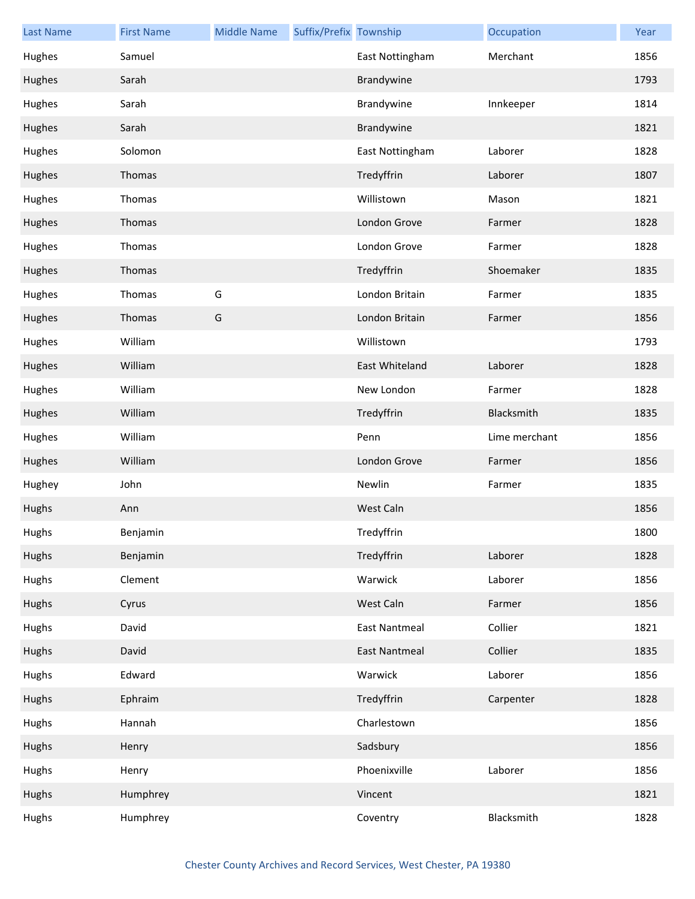| Last Name | First Name | Middle Name | Suffix/Prefix | Township | Occupation | Year |
|---|---|---|---|---|---|---|
| Hughes | Samuel | | | East Nottingham | Merchant | 1856 |
| Hughes | Sarah | | | Brandywine | | 1793 |
| Hughes | Sarah | | | Brandywine | Innkeeper | 1814 |
| Hughes | Sarah | | | Brandywine | | 1821 |
| Hughes | Solomon | | | East Nottingham | Laborer | 1828 |
| Hughes | Thomas | | | Tredyffrin | Laborer | 1807 |
| Hughes | Thomas | | | Willistown | Mason | 1821 |
| Hughes | Thomas | | | London Grove | Farmer | 1828 |
| Hughes | Thomas | | | London Grove | Farmer | 1828 |
| Hughes | Thomas | | | Tredyffrin | Shoemaker | 1835 |
| Hughes | Thomas | G | | London Britain | Farmer | 1835 |
| Hughes | Thomas | G | | London Britain | Farmer | 1856 |
| Hughes | William | | | Willistown | | 1793 |
| Hughes | William | | | East Whiteland | Laborer | 1828 |
| Hughes | William | | | New London | Farmer | 1828 |
| Hughes | William | | | Tredyffrin | Blacksmith | 1835 |
| Hughes | William | | | Penn | Lime merchant | 1856 |
| Hughes | William | | | London Grove | Farmer | 1856 |
| Hughey | John | | | Newlin | Farmer | 1835 |
| Hughs | Ann | | | West Caln | | 1856 |
| Hughs | Benjamin | | | Tredyffrin | | 1800 |
| Hughs | Benjamin | | | Tredyffrin | Laborer | 1828 |
| Hughs | Clement | | | Warwick | Laborer | 1856 |
| Hughs | Cyrus | | | West Caln | Farmer | 1856 |
| Hughs | David | | | East Nantmeal | Collier | 1821 |
| Hughs | David | | | East Nantmeal | Collier | 1835 |
| Hughs | Edward | | | Warwick | Laborer | 1856 |
| Hughs | Ephraim | | | Tredyffrin | Carpenter | 1828 |
| Hughs | Hannah | | | Charlestown | | 1856 |
| Hughs | Henry | | | Sadsbury | | 1856 |
| Hughs | Henry | | | Phoenixville | Laborer | 1856 |
| Hughs | Humphrey | | | Vincent | | 1821 |
| Hughs | Humphrey | | | Coventry | Blacksmith | 1828 |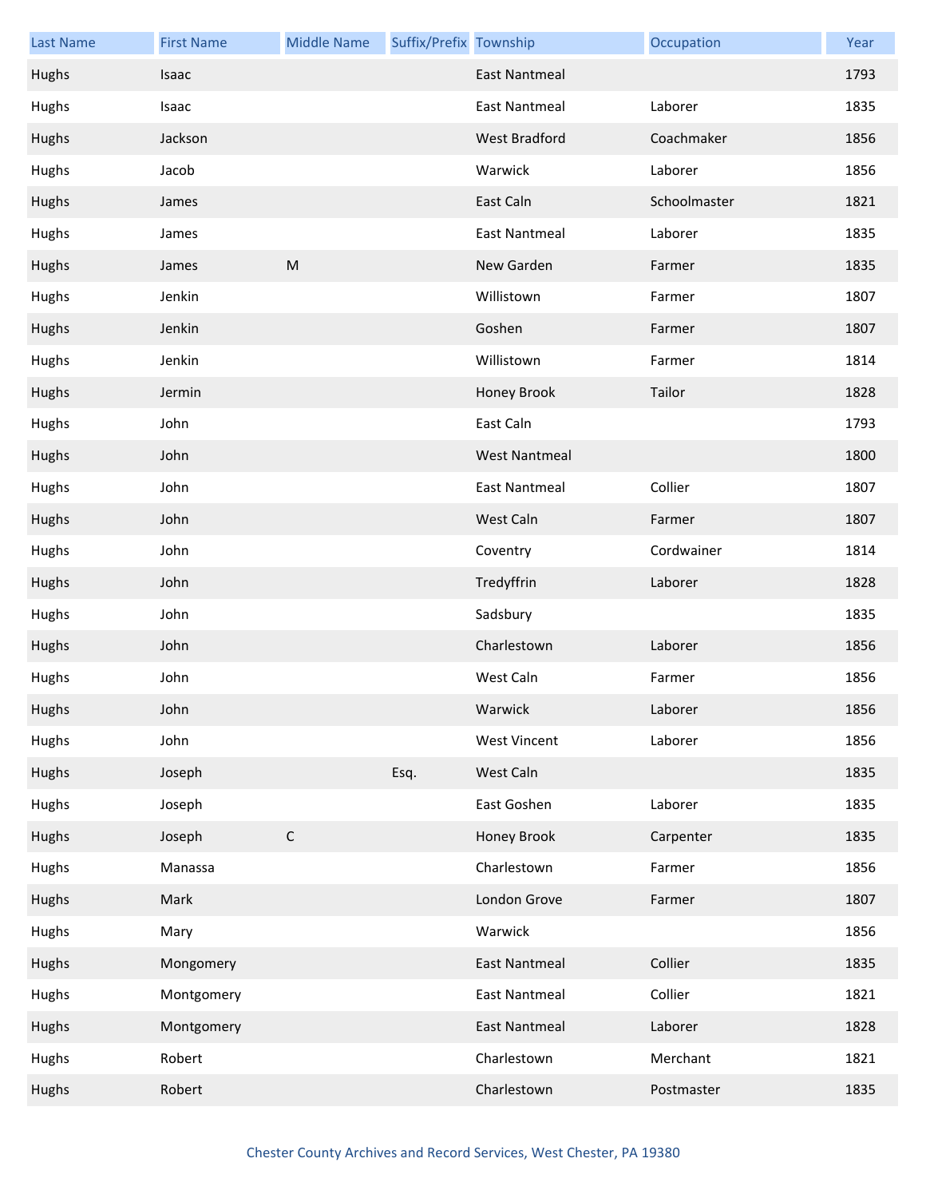| Last Name | First Name | Middle Name | Suffix/Prefix | Township | Occupation | Year |
| --- | --- | --- | --- | --- | --- | --- |
| Hughs | Isaac | | | East Nantmeal | | 1793 |
| Hughs | Isaac | | | East Nantmeal | Laborer | 1835 |
| Hughs | Jackson | | | West Bradford | Coachmaker | 1856 |
| Hughs | Jacob | | | Warwick | Laborer | 1856 |
| Hughs | James | | | East Caln | Schoolmaster | 1821 |
| Hughs | James | | | East Nantmeal | Laborer | 1835 |
| Hughs | James | M | | New Garden | Farmer | 1835 |
| Hughs | Jenkin | | | Willistown | Farmer | 1807 |
| Hughs | Jenkin | | | Goshen | Farmer | 1807 |
| Hughs | Jenkin | | | Willistown | Farmer | 1814 |
| Hughs | Jermin | | | Honey Brook | Tailor | 1828 |
| Hughs | John | | | East Caln | | 1793 |
| Hughs | John | | | West Nantmeal | | 1800 |
| Hughs | John | | | East Nantmeal | Collier | 1807 |
| Hughs | John | | | West Caln | Farmer | 1807 |
| Hughs | John | | | Coventry | Cordwainer | 1814 |
| Hughs | John | | | Tredyffrin | Laborer | 1828 |
| Hughs | John | | | Sadsbury | | 1835 |
| Hughs | John | | | Charlestown | Laborer | 1856 |
| Hughs | John | | | West Caln | Farmer | 1856 |
| Hughs | John | | | Warwick | Laborer | 1856 |
| Hughs | John | | | West Vincent | Laborer | 1856 |
| Hughs | Joseph | | Esq. | West Caln | | 1835 |
| Hughs | Joseph | | | East Goshen | Laborer | 1835 |
| Hughs | Joseph | C | | Honey Brook | Carpenter | 1835 |
| Hughs | Manassa | | | Charlestown | Farmer | 1856 |
| Hughs | Mark | | | London Grove | Farmer | 1807 |
| Hughs | Mary | | | Warwick | | 1856 |
| Hughs | Mongomery | | | East Nantmeal | Collier | 1835 |
| Hughs | Montgomery | | | East Nantmeal | Collier | 1821 |
| Hughs | Montgomery | | | East Nantmeal | Laborer | 1828 |
| Hughs | Robert | | | Charlestown | Merchant | 1821 |
| Hughs | Robert | | | Charlestown | Postmaster | 1835 |

Chester County Archives and Record Services, West Chester, PA 19380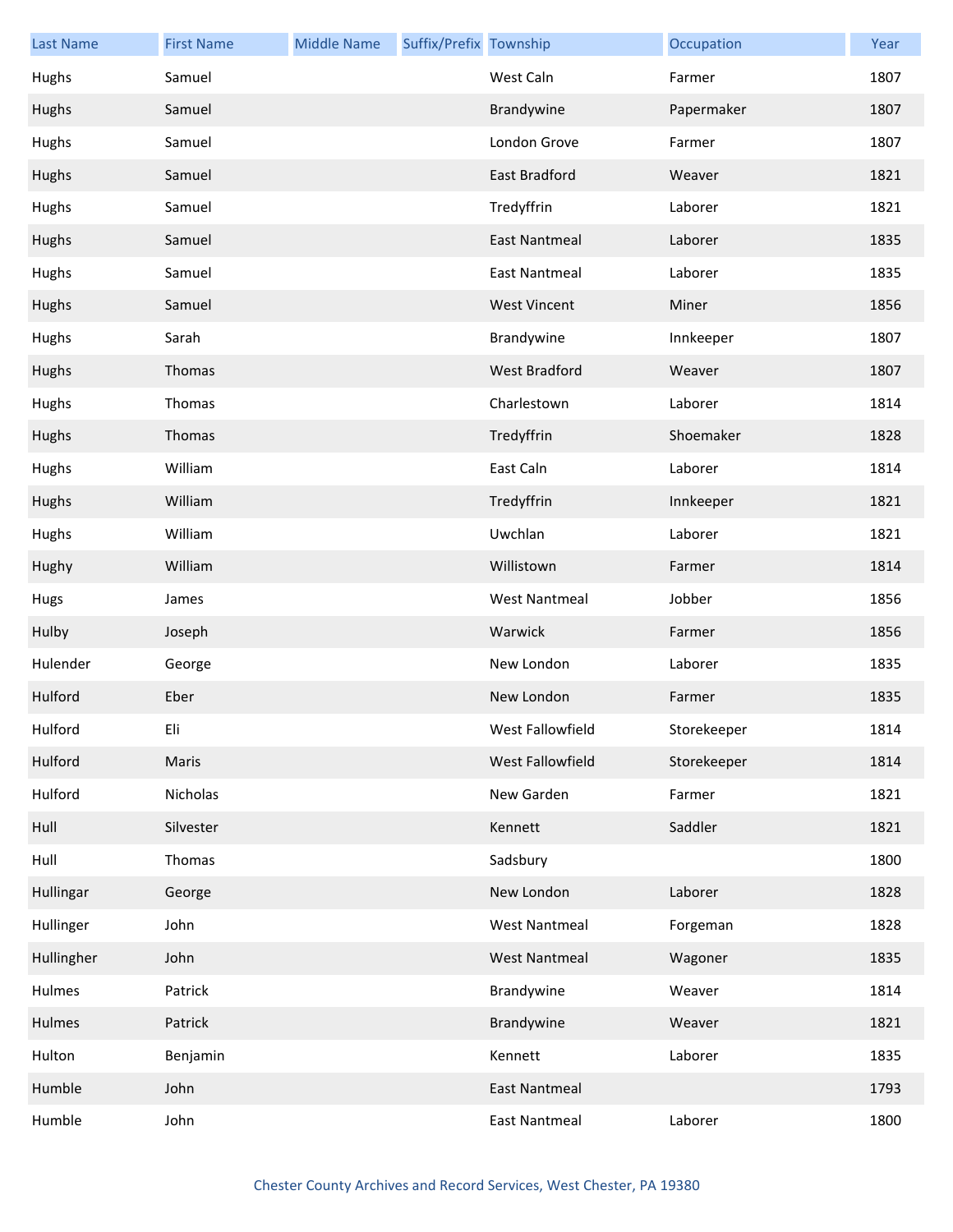| Last Name | First Name | Middle Name | Suffix/Prefix | Township | Occupation | Year |
|---|---|---|---|---|---|---|
| Hughs | Samuel | | | West Caln | Farmer | 1807 |
| Hughs | Samuel | | | Brandywine | Papermaker | 1807 |
| Hughs | Samuel | | | London Grove | Farmer | 1807 |
| Hughs | Samuel | | | East Bradford | Weaver | 1821 |
| Hughs | Samuel | | | Tredyffrin | Laborer | 1821 |
| Hughs | Samuel | | | East Nantmeal | Laborer | 1835 |
| Hughs | Samuel | | | East Nantmeal | Laborer | 1835 |
| Hughs | Samuel | | | West Vincent | Miner | 1856 |
| Hughs | Sarah | | | Brandywine | Innkeeper | 1807 |
| Hughs | Thomas | | | West Bradford | Weaver | 1807 |
| Hughs | Thomas | | | Charlestown | Laborer | 1814 |
| Hughs | Thomas | | | Tredyffrin | Shoemaker | 1828 |
| Hughs | William | | | East Caln | Laborer | 1814 |
| Hughs | William | | | Tredyffrin | Innkeeper | 1821 |
| Hughs | William | | | Uwchlan | Laborer | 1821 |
| Hughy | William | | | Willistown | Farmer | 1814 |
| Hugs | James | | | West Nantmeal | Jobber | 1856 |
| Hulby | Joseph | | | Warwick | Farmer | 1856 |
| Hulender | George | | | New London | Laborer | 1835 |
| Hulford | Eber | | | New London | Farmer | 1835 |
| Hulford | Eli | | | West Fallowfield | Storekeeper | 1814 |
| Hulford | Maris | | | West Fallowfield | Storekeeper | 1814 |
| Hulford | Nicholas | | | New Garden | Farmer | 1821 |
| Hull | Silvester | | | Kennett | Saddler | 1821 |
| Hull | Thomas | | | Sadsbury | | 1800 |
| Hullingar | George | | | New London | Laborer | 1828 |
| Hullinger | John | | | West Nantmeal | Forgeman | 1828 |
| Hullingher | John | | | West Nantmeal | Wagoner | 1835 |
| Hulmes | Patrick | | | Brandywine | Weaver | 1814 |
| Hulmes | Patrick | | | Brandywine | Weaver | 1821 |
| Hulton | Benjamin | | | Kennett | Laborer | 1835 |
| Humble | John | | | East Nantmeal | | 1793 |
| Humble | John | | | East Nantmeal | Laborer | 1800 |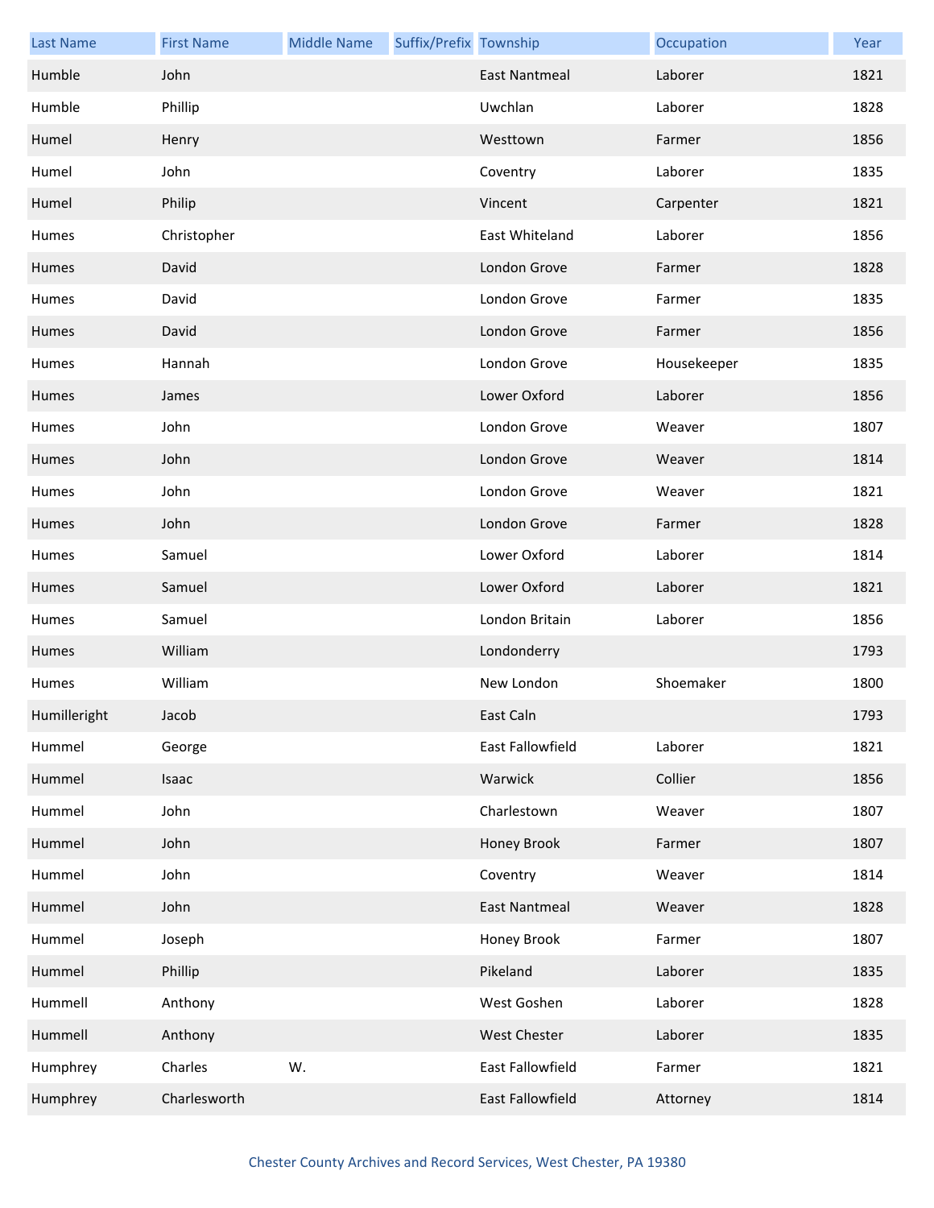| Last Name | First Name | Middle Name | Suffix/Prefix | Township | Occupation | Year |
|---|---|---|---|---|---|---|
| Humble | John | | | East Nantmeal | Laborer | 1821 |
| Humble | Phillip | | | Uwchlan | Laborer | 1828 |
| Humel | Henry | | | Westtown | Farmer | 1856 |
| Humel | John | | | Coventry | Laborer | 1835 |
| Humel | Philip | | | Vincent | Carpenter | 1821 |
| Humes | Christopher | | | East Whiteland | Laborer | 1856 |
| Humes | David | | | London Grove | Farmer | 1828 |
| Humes | David | | | London Grove | Farmer | 1835 |
| Humes | David | | | London Grove | Farmer | 1856 |
| Humes | Hannah | | | London Grove | Housekeeper | 1835 |
| Humes | James | | | Lower Oxford | Laborer | 1856 |
| Humes | John | | | London Grove | Weaver | 1807 |
| Humes | John | | | London Grove | Weaver | 1814 |
| Humes | John | | | London Grove | Weaver | 1821 |
| Humes | John | | | London Grove | Farmer | 1828 |
| Humes | Samuel | | | Lower Oxford | Laborer | 1814 |
| Humes | Samuel | | | Lower Oxford | Laborer | 1821 |
| Humes | Samuel | | | London Britain | Laborer | 1856 |
| Humes | William | | | Londonderry | | 1793 |
| Humes | William | | | New London | Shoemaker | 1800 |
| Humilleright | Jacob | | | East Caln | | 1793 |
| Hummel | George | | | East Fallowfield | Laborer | 1821 |
| Hummel | Isaac | | | Warwick | Collier | 1856 |
| Hummel | John | | | Charlestown | Weaver | 1807 |
| Hummel | John | | | Honey Brook | Farmer | 1807 |
| Hummel | John | | | Coventry | Weaver | 1814 |
| Hummel | John | | | East Nantmeal | Weaver | 1828 |
| Hummel | Joseph | | | Honey Brook | Farmer | 1807 |
| Hummel | Phillip | | | Pikeland | Laborer | 1835 |
| Hummell | Anthony | | | West Goshen | Laborer | 1828 |
| Hummell | Anthony | | | West Chester | Laborer | 1835 |
| Humphrey | Charles | W. | | East Fallowfield | Farmer | 1821 |
| Humphrey | Charlesworth | | | East Fallowfield | Attorney | 1814 |

Chester County Archives and Record Services, West Chester, PA 19380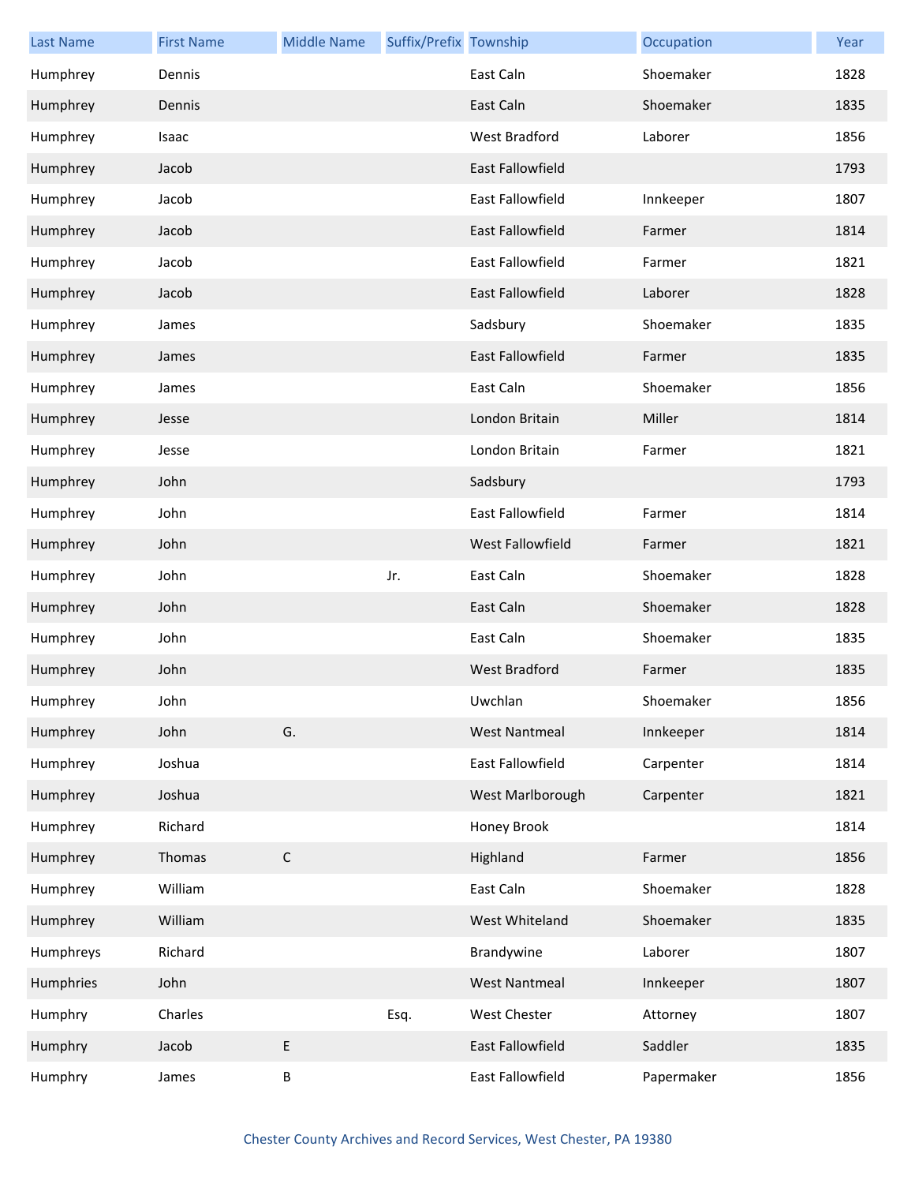| Last Name | First Name | Middle Name | Suffix/Prefix | Township | Occupation | Year |
|---|---|---|---|---|---|---|
| Humphrey | Dennis | | | East Caln | Shoemaker | 1828 |
| Humphrey | Dennis | | | East Caln | Shoemaker | 1835 |
| Humphrey | Isaac | | | West Bradford | Laborer | 1856 |
| Humphrey | Jacob | | | East Fallowfield | | 1793 |
| Humphrey | Jacob | | | East Fallowfield | Innkeeper | 1807 |
| Humphrey | Jacob | | | East Fallowfield | Farmer | 1814 |
| Humphrey | Jacob | | | East Fallowfield | Farmer | 1821 |
| Humphrey | Jacob | | | East Fallowfield | Laborer | 1828 |
| Humphrey | James | | | Sadsbury | Shoemaker | 1835 |
| Humphrey | James | | | East Fallowfield | Farmer | 1835 |
| Humphrey | James | | | East Caln | Shoemaker | 1856 |
| Humphrey | Jesse | | | London Britain | Miller | 1814 |
| Humphrey | Jesse | | | London Britain | Farmer | 1821 |
| Humphrey | John | | | Sadsbury | | 1793 |
| Humphrey | John | | | East Fallowfield | Farmer | 1814 |
| Humphrey | John | | | West Fallowfield | Farmer | 1821 |
| Humphrey | John | | Jr. | East Caln | Shoemaker | 1828 |
| Humphrey | John | | | East Caln | Shoemaker | 1828 |
| Humphrey | John | | | East Caln | Shoemaker | 1835 |
| Humphrey | John | | | West Bradford | Farmer | 1835 |
| Humphrey | John | | | Uwchlan | Shoemaker | 1856 |
| Humphrey | John | G. | | West Nantmeal | Innkeeper | 1814 |
| Humphrey | Joshua | | | East Fallowfield | Carpenter | 1814 |
| Humphrey | Joshua | | | West Marlborough | Carpenter | 1821 |
| Humphrey | Richard | | | Honey Brook | | 1814 |
| Humphrey | Thomas | C | | Highland | Farmer | 1856 |
| Humphrey | William | | | East Caln | Shoemaker | 1828 |
| Humphrey | William | | | West Whiteland | Shoemaker | 1835 |
| Humphreys | Richard | | | Brandywine | Laborer | 1807 |
| Humphries | John | | | West Nantmeal | Innkeeper | 1807 |
| Humphry | Charles | | Esq. | West Chester | Attorney | 1807 |
| Humphry | Jacob | E | | East Fallowfield | Saddler | 1835 |
| Humphry | James | B | | East Fallowfield | Papermaker | 1856 |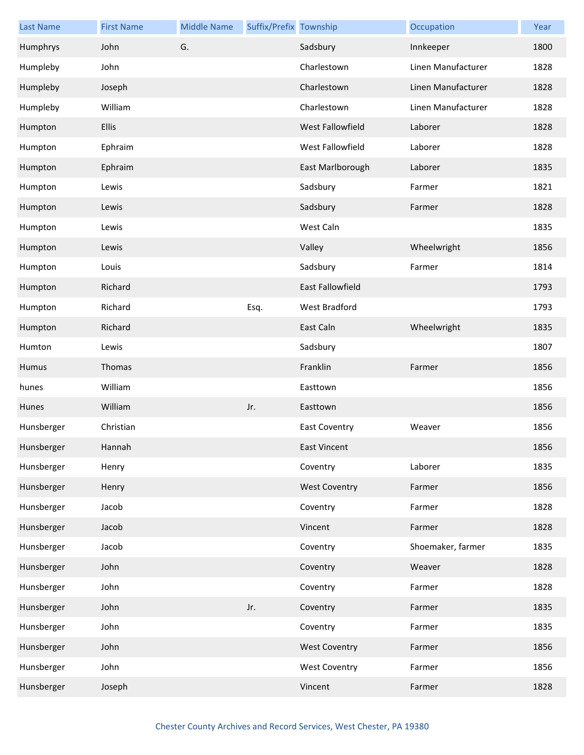| Last Name | First Name | Middle Name | Suffix/Prefix | Township | Occupation | Year |
|---|---|---|---|---|---|---|
| Humphrys | John | G. | | Sadsbury | Innkeeper | 1800 |
| Humpleby | John | | | Charlestown | Linen Manufacturer | 1828 |
| Humpleby | Joseph | | | Charlestown | Linen Manufacturer | 1828 |
| Humpleby | William | | | Charlestown | Linen Manufacturer | 1828 |
| Humpton | Ellis | | | West Fallowfield | Laborer | 1828 |
| Humpton | Ephraim | | | West Fallowfield | Laborer | 1828 |
| Humpton | Ephraim | | | East Marlborough | Laborer | 1835 |
| Humpton | Lewis | | | Sadsbury | Farmer | 1821 |
| Humpton | Lewis | | | Sadsbury | Farmer | 1828 |
| Humpton | Lewis | | | West Caln | | 1835 |
| Humpton | Lewis | | | Valley | Wheelwright | 1856 |
| Humpton | Louis | | | Sadsbury | Farmer | 1814 |
| Humpton | Richard | | | East Fallowfield | | 1793 |
| Humpton | Richard | | Esq. | West Bradford | | 1793 |
| Humpton | Richard | | | East Caln | Wheelwright | 1835 |
| Humton | Lewis | | | Sadsbury | | 1807 |
| Humus | Thomas | | | Franklin | Farmer | 1856 |
| hunes | William | | | Easttown | | 1856 |
| Hunes | William | | Jr. | Easttown | | 1856 |
| Hunsberger | Christian | | | East Coventry | Weaver | 1856 |
| Hunsberger | Hannah | | | East Vincent | | 1856 |
| Hunsberger | Henry | | | Coventry | Laborer | 1835 |
| Hunsberger | Henry | | | West Coventry | Farmer | 1856 |
| Hunsberger | Jacob | | | Coventry | Farmer | 1828 |
| Hunsberger | Jacob | | | Vincent | Farmer | 1828 |
| Hunsberger | Jacob | | | Coventry | Shoemaker, farmer | 1835 |
| Hunsberger | John | | | Coventry | Weaver | 1828 |
| Hunsberger | John | | | Coventry | Farmer | 1828 |
| Hunsberger | John | | Jr. | Coventry | Farmer | 1835 |
| Hunsberger | John | | | Coventry | Farmer | 1835 |
| Hunsberger | John | | | West Coventry | Farmer | 1856 |
| Hunsberger | John | | | West Coventry | Farmer | 1856 |
| Hunsberger | Joseph | | | Vincent | Farmer | 1828 |

Chester County Archives and Record Services, West Chester, PA 19380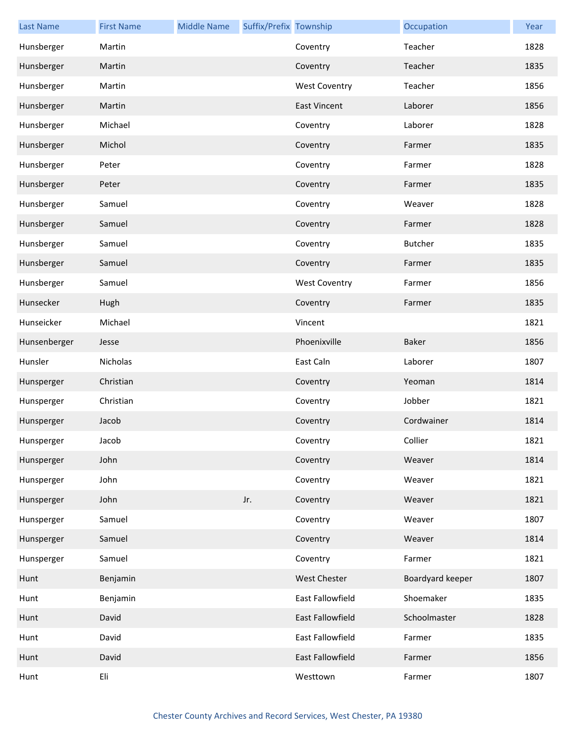| Last Name | First Name | Middle Name | Suffix/Prefix | Township | Occupation | Year |
|---|---|---|---|---|---|---|
| Hunsberger | Martin | | | Coventry | Teacher | 1828 |
| Hunsberger | Martin | | | Coventry | Teacher | 1835 |
| Hunsberger | Martin | | | West Coventry | Teacher | 1856 |
| Hunsberger | Martin | | | East Vincent | Laborer | 1856 |
| Hunsberger | Michael | | | Coventry | Laborer | 1828 |
| Hunsberger | Michol | | | Coventry | Farmer | 1835 |
| Hunsberger | Peter | | | Coventry | Farmer | 1828 |
| Hunsberger | Peter | | | Coventry | Farmer | 1835 |
| Hunsberger | Samuel | | | Coventry | Weaver | 1828 |
| Hunsberger | Samuel | | | Coventry | Farmer | 1828 |
| Hunsberger | Samuel | | | Coventry | Butcher | 1835 |
| Hunsberger | Samuel | | | Coventry | Farmer | 1835 |
| Hunsberger | Samuel | | | West Coventry | Farmer | 1856 |
| Hunsecker | Hugh | | | Coventry | Farmer | 1835 |
| Hunseicker | Michael | | | Vincent | | 1821 |
| Hunsenberger | Jesse | | | Phoenixville | Baker | 1856 |
| Hunsler | Nicholas | | | East Caln | Laborer | 1807 |
| Hunsperger | Christian | | | Coventry | Yeoman | 1814 |
| Hunsperger | Christian | | | Coventry | Jobber | 1821 |
| Hunsperger | Jacob | | | Coventry | Cordwainer | 1814 |
| Hunsperger | Jacob | | | Coventry | Collier | 1821 |
| Hunsperger | John | | | Coventry | Weaver | 1814 |
| Hunsperger | John | | | Coventry | Weaver | 1821 |
| Hunsperger | John | | Jr. | Coventry | Weaver | 1821 |
| Hunsperger | Samuel | | | Coventry | Weaver | 1807 |
| Hunsperger | Samuel | | | Coventry | Weaver | 1814 |
| Hunsperger | Samuel | | | Coventry | Farmer | 1821 |
| Hunt | Benjamin | | | West Chester | Boardyard keeper | 1807 |
| Hunt | Benjamin | | | East Fallowfield | Shoemaker | 1835 |
| Hunt | David | | | East Fallowfield | Schoolmaster | 1828 |
| Hunt | David | | | East Fallowfield | Farmer | 1835 |
| Hunt | David | | | East Fallowfield | Farmer | 1856 |
| Hunt | Eli | | | Westtown | Farmer | 1807 |

Chester County Archives and Record Services, West Chester, PA 19380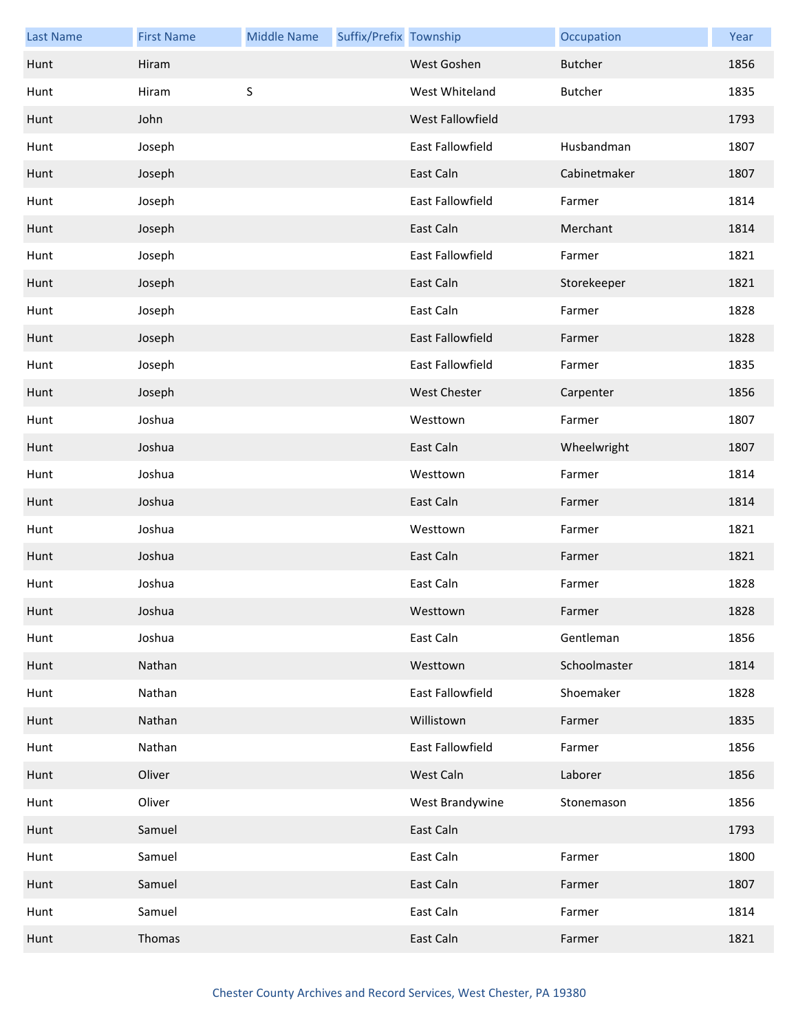| Last Name | First Name | Middle Name | Suffix/Prefix | Township | Occupation | Year |
|---|---|---|---|---|---|---|
| Hunt | Hiram | | | West Goshen | Butcher | 1856 |
| Hunt | Hiram | S | | West Whiteland | Butcher | 1835 |
| Hunt | John | | | West Fallowfield | | 1793 |
| Hunt | Joseph | | | East Fallowfield | Husbandman | 1807 |
| Hunt | Joseph | | | East Caln | Cabinetmaker | 1807 |
| Hunt | Joseph | | | East Fallowfield | Farmer | 1814 |
| Hunt | Joseph | | | East Caln | Merchant | 1814 |
| Hunt | Joseph | | | East Fallowfield | Farmer | 1821 |
| Hunt | Joseph | | | East Caln | Storekeeper | 1821 |
| Hunt | Joseph | | | East Caln | Farmer | 1828 |
| Hunt | Joseph | | | East Fallowfield | Farmer | 1828 |
| Hunt | Joseph | | | East Fallowfield | Farmer | 1835 |
| Hunt | Joseph | | | West Chester | Carpenter | 1856 |
| Hunt | Joshua | | | Westtown | Farmer | 1807 |
| Hunt | Joshua | | | East Caln | Wheelwright | 1807 |
| Hunt | Joshua | | | Westtown | Farmer | 1814 |
| Hunt | Joshua | | | East Caln | Farmer | 1814 |
| Hunt | Joshua | | | Westtown | Farmer | 1821 |
| Hunt | Joshua | | | East Caln | Farmer | 1821 |
| Hunt | Joshua | | | East Caln | Farmer | 1828 |
| Hunt | Joshua | | | Westtown | Farmer | 1828 |
| Hunt | Joshua | | | East Caln | Gentleman | 1856 |
| Hunt | Nathan | | | Westtown | Schoolmaster | 1814 |
| Hunt | Nathan | | | East Fallowfield | Shoemaker | 1828 |
| Hunt | Nathan | | | Willistown | Farmer | 1835 |
| Hunt | Nathan | | | East Fallowfield | Farmer | 1856 |
| Hunt | Oliver | | | West Caln | Laborer | 1856 |
| Hunt | Oliver | | | West Brandywine | Stonemason | 1856 |
| Hunt | Samuel | | | East Caln | | 1793 |
| Hunt | Samuel | | | East Caln | Farmer | 1800 |
| Hunt | Samuel | | | East Caln | Farmer | 1807 |
| Hunt | Samuel | | | East Caln | Farmer | 1814 |
| Hunt | Thomas | | | East Caln | Farmer | 1821 |

Chester County Archives and Record Services, West Chester, PA 19380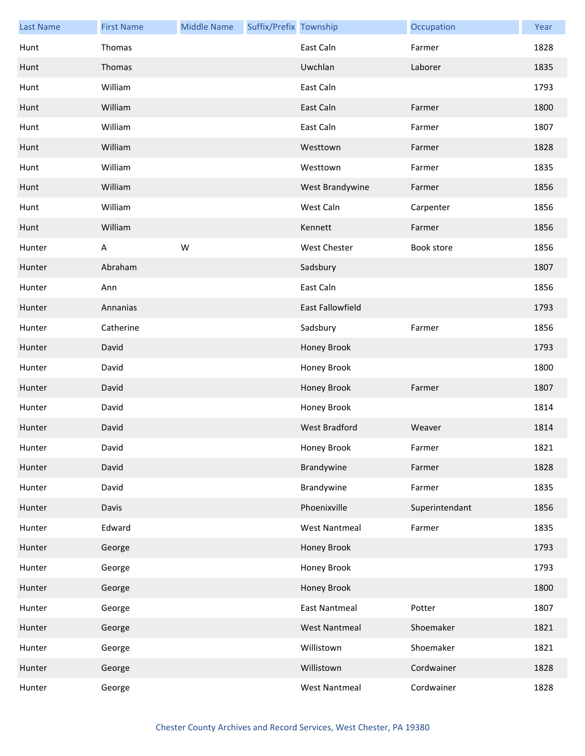| Last Name | First Name | Middle Name | Suffix/Prefix | Township | Occupation | Year |
|---|---|---|---|---|---|---|
| Hunt | Thomas | | | East Caln | Farmer | 1828 |
| Hunt | Thomas | | | Uwchlan | Laborer | 1835 |
| Hunt | William | | | East Caln | | 1793 |
| Hunt | William | | | East Caln | Farmer | 1800 |
| Hunt | William | | | East Caln | Farmer | 1807 |
| Hunt | William | | | Westtown | Farmer | 1828 |
| Hunt | William | | | Westtown | Farmer | 1835 |
| Hunt | William | | | West Brandywine | Farmer | 1856 |
| Hunt | William | | | West Caln | Carpenter | 1856 |
| Hunt | William | | | Kennett | Farmer | 1856 |
| Hunter | A | W | | West Chester | Book store | 1856 |
| Hunter | Abraham | | | Sadsbury | | 1807 |
| Hunter | Ann | | | East Caln | | 1856 |
| Hunter | Annanias | | | East Fallowfield | | 1793 |
| Hunter | Catherine | | | Sadsbury | Farmer | 1856 |
| Hunter | David | | | Honey Brook | | 1793 |
| Hunter | David | | | Honey Brook | | 1800 |
| Hunter | David | | | Honey Brook | Farmer | 1807 |
| Hunter | David | | | Honey Brook | | 1814 |
| Hunter | David | | | West Bradford | Weaver | 1814 |
| Hunter | David | | | Honey Brook | Farmer | 1821 |
| Hunter | David | | | Brandywine | Farmer | 1828 |
| Hunter | David | | | Brandywine | Farmer | 1835 |
| Hunter | Davis | | | Phoenixville | Superintendant | 1856 |
| Hunter | Edward | | | West Nantmeal | Farmer | 1835 |
| Hunter | George | | | Honey Brook | | 1793 |
| Hunter | George | | | Honey Brook | | 1793 |
| Hunter | George | | | Honey Brook | | 1800 |
| Hunter | George | | | East Nantmeal | Potter | 1807 |
| Hunter | George | | | West Nantmeal | Shoemaker | 1821 |
| Hunter | George | | | Willistown | Shoemaker | 1821 |
| Hunter | George | | | Willistown | Cordwainer | 1828 |
| Hunter | George | | | West Nantmeal | Cordwainer | 1828 |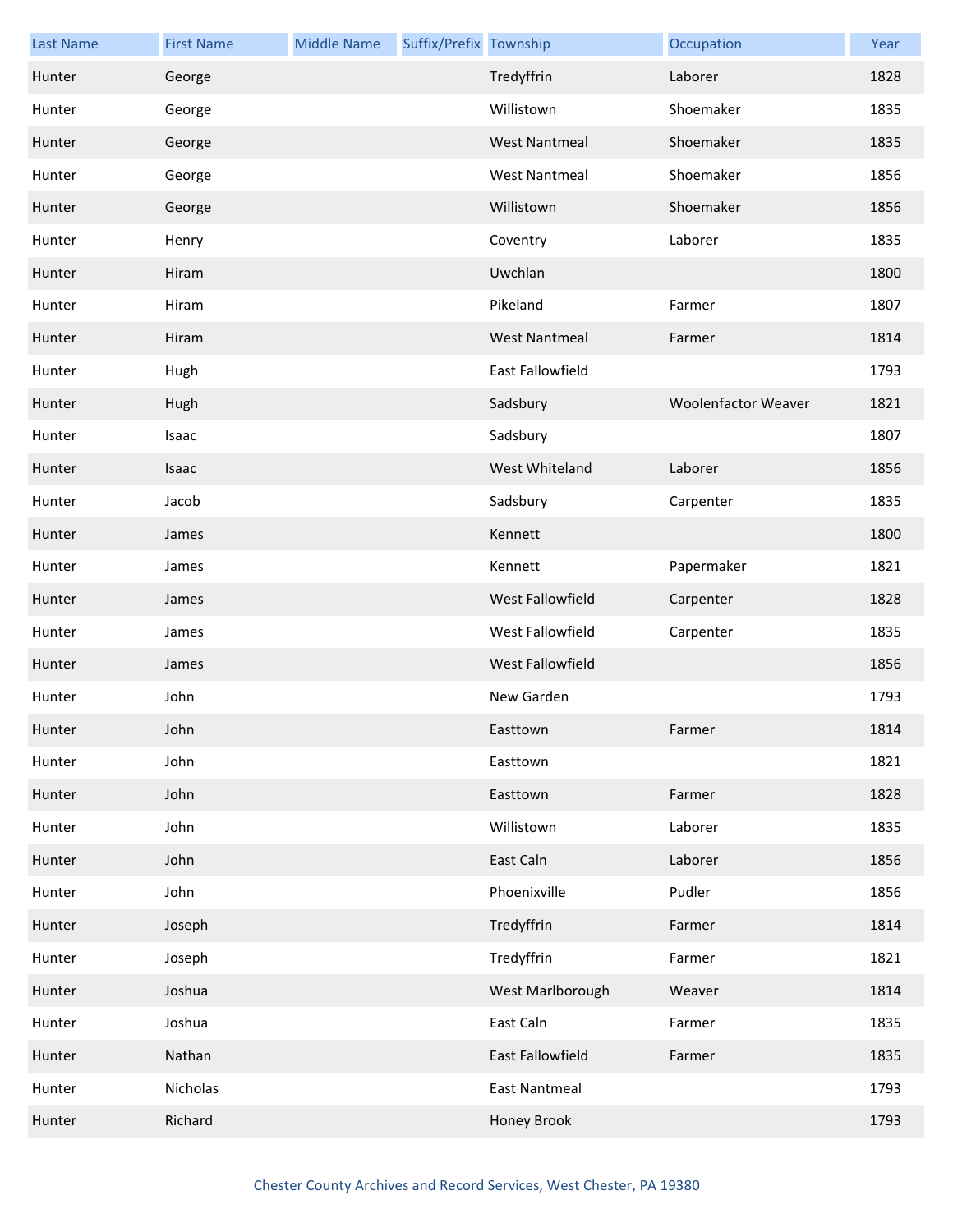| Last Name | First Name | Middle Name | Suffix/Prefix | Township | Occupation | Year |
| --- | --- | --- | --- | --- | --- | --- |
| Hunter | George | | | Tredyffrin | Laborer | 1828 |
| Hunter | George | | | Willistown | Shoemaker | 1835 |
| Hunter | George | | | West Nantmeal | Shoemaker | 1835 |
| Hunter | George | | | West Nantmeal | Shoemaker | 1856 |
| Hunter | George | | | Willistown | Shoemaker | 1856 |
| Hunter | Henry | | | Coventry | Laborer | 1835 |
| Hunter | Hiram | | | Uwchlan | | 1800 |
| Hunter | Hiram | | | Pikeland | Farmer | 1807 |
| Hunter | Hiram | | | West Nantmeal | Farmer | 1814 |
| Hunter | Hugh | | | East Fallowfield | | 1793 |
| Hunter | Hugh | | | Sadsbury | Woolenfactor Weaver | 1821 |
| Hunter | Isaac | | | Sadsbury | | 1807 |
| Hunter | Isaac | | | West Whiteland | Laborer | 1856 |
| Hunter | Jacob | | | Sadsbury | Carpenter | 1835 |
| Hunter | James | | | Kennett | | 1800 |
| Hunter | James | | | Kennett | Papermaker | 1821 |
| Hunter | James | | | West Fallowfield | Carpenter | 1828 |
| Hunter | James | | | West Fallowfield | Carpenter | 1835 |
| Hunter | James | | | West Fallowfield | | 1856 |
| Hunter | John | | | New Garden | | 1793 |
| Hunter | John | | | Easttown | Farmer | 1814 |
| Hunter | John | | | Easttown | | 1821 |
| Hunter | John | | | Easttown | Farmer | 1828 |
| Hunter | John | | | Willistown | Laborer | 1835 |
| Hunter | John | | | East Caln | Laborer | 1856 |
| Hunter | John | | | Phoenixville | Pudler | 1856 |
| Hunter | Joseph | | | Tredyffrin | Farmer | 1814 |
| Hunter | Joseph | | | Tredyffrin | Farmer | 1821 |
| Hunter | Joshua | | | West Marlborough | Weaver | 1814 |
| Hunter | Joshua | | | East Caln | Farmer | 1835 |
| Hunter | Nathan | | | East Fallowfield | Farmer | 1835 |
| Hunter | Nicholas | | | East Nantmeal | | 1793 |
| Hunter | Richard | | | Honey Brook | | 1793 |

Chester County Archives and Record Services, West Chester, PA 19380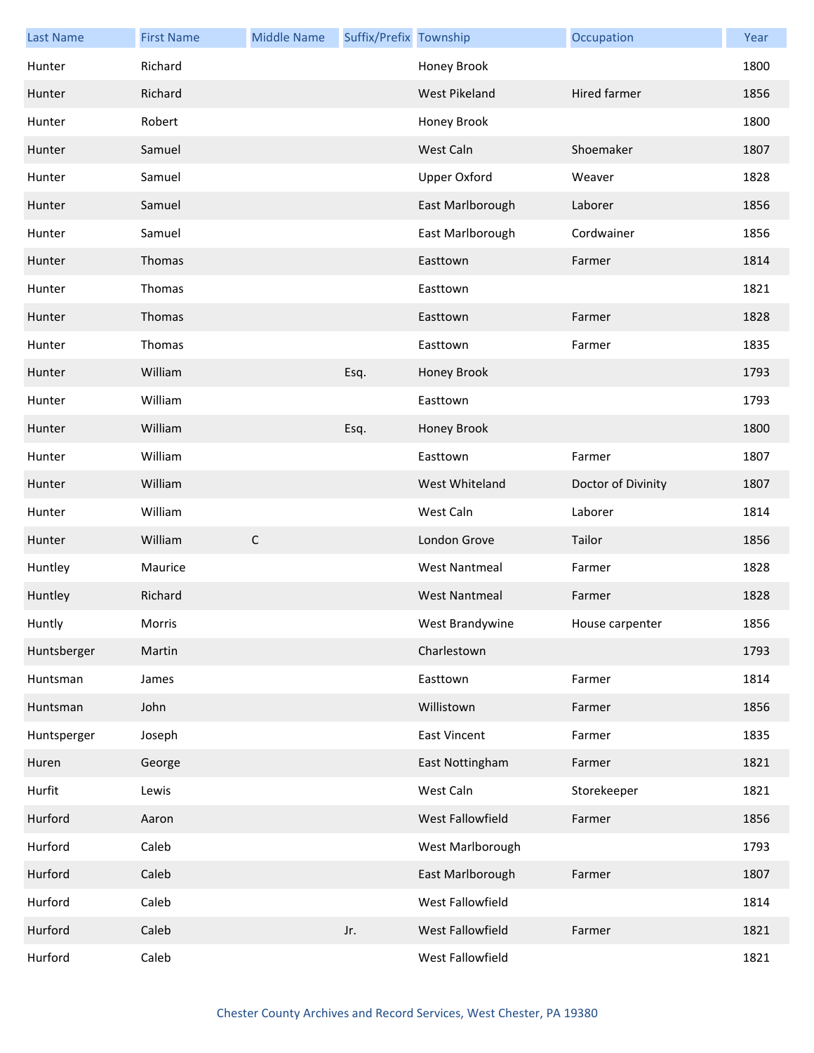| Last Name | First Name | Middle Name | Suffix/Prefix | Township | Occupation | Year |
|---|---|---|---|---|---|---|
| Hunter | Richard | | | Honey Brook | | 1800 |
| Hunter | Richard | | | West Pikeland | Hired farmer | 1856 |
| Hunter | Robert | | | Honey Brook | | 1800 |
| Hunter | Samuel | | | West Caln | Shoemaker | 1807 |
| Hunter | Samuel | | | Upper Oxford | Weaver | 1828 |
| Hunter | Samuel | | | East Marlborough | Laborer | 1856 |
| Hunter | Samuel | | | East Marlborough | Cordwainer | 1856 |
| Hunter | Thomas | | | Easttown | Farmer | 1814 |
| Hunter | Thomas | | | Easttown | | 1821 |
| Hunter | Thomas | | | Easttown | Farmer | 1828 |
| Hunter | Thomas | | | Easttown | Farmer | 1835 |
| Hunter | William | | Esq. | Honey Brook | | 1793 |
| Hunter | William | | | Easttown | | 1793 |
| Hunter | William | | Esq. | Honey Brook | | 1800 |
| Hunter | William | | | Easttown | Farmer | 1807 |
| Hunter | William | | | West Whiteland | Doctor of Divinity | 1807 |
| Hunter | William | | | West Caln | Laborer | 1814 |
| Hunter | William | C | | London Grove | Tailor | 1856 |
| Huntley | Maurice | | | West Nantmeal | Farmer | 1828 |
| Huntley | Richard | | | West Nantmeal | Farmer | 1828 |
| Huntly | Morris | | | West Brandywine | House carpenter | 1856 |
| Huntsberger | Martin | | | Charlestown | | 1793 |
| Huntsman | James | | | Easttown | Farmer | 1814 |
| Huntsman | John | | | Willistown | Farmer | 1856 |
| Huntsperger | Joseph | | | East Vincent | Farmer | 1835 |
| Huren | George | | | East Nottingham | Farmer | 1821 |
| Hurfit | Lewis | | | West Caln | Storekeeper | 1821 |
| Hurford | Aaron | | | West Fallowfield | Farmer | 1856 |
| Hurford | Caleb | | | West Marlborough | | 1793 |
| Hurford | Caleb | | | East Marlborough | Farmer | 1807 |
| Hurford | Caleb | | | West Fallowfield | | 1814 |
| Hurford | Caleb | | Jr. | West Fallowfield | Farmer | 1821 |
| Hurford | Caleb | | | West Fallowfield | | 1821 |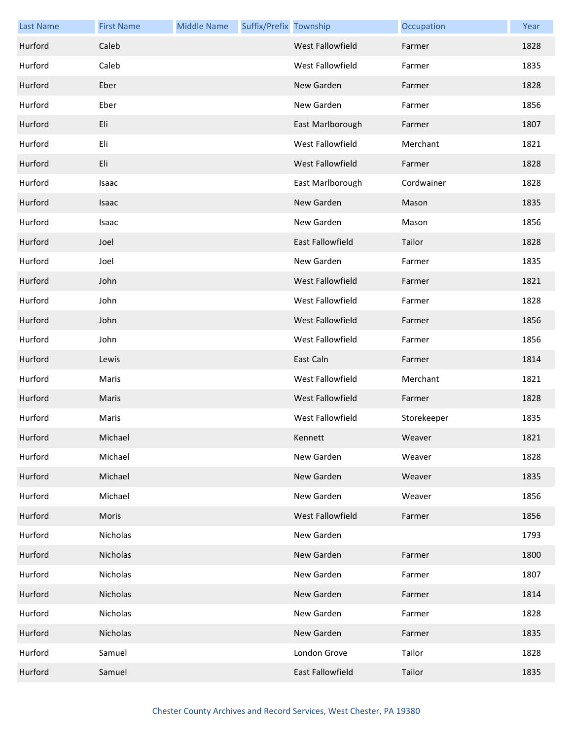| Last Name | First Name | Middle Name | Suffix/Prefix | Township | Occupation | Year |
| --- | --- | --- | --- | --- | --- | --- |
| Hurford | Caleb | | | West Fallowfield | Farmer | 1828 |
| Hurford | Caleb | | | West Fallowfield | Farmer | 1835 |
| Hurford | Eber | | | New Garden | Farmer | 1828 |
| Hurford | Eber | | | New Garden | Farmer | 1856 |
| Hurford | Eli | | | East Marlborough | Farmer | 1807 |
| Hurford | Eli | | | West Fallowfield | Merchant | 1821 |
| Hurford | Eli | | | West Fallowfield | Farmer | 1828 |
| Hurford | Isaac | | | East Marlborough | Cordwainer | 1828 |
| Hurford | Isaac | | | New Garden | Mason | 1835 |
| Hurford | Isaac | | | New Garden | Mason | 1856 |
| Hurford | Joel | | | East Fallowfield | Tailor | 1828 |
| Hurford | Joel | | | New Garden | Farmer | 1835 |
| Hurford | John | | | West Fallowfield | Farmer | 1821 |
| Hurford | John | | | West Fallowfield | Farmer | 1828 |
| Hurford | John | | | West Fallowfield | Farmer | 1856 |
| Hurford | John | | | West Fallowfield | Farmer | 1856 |
| Hurford | Lewis | | | East Caln | Farmer | 1814 |
| Hurford | Maris | | | West Fallowfield | Merchant | 1821 |
| Hurford | Maris | | | West Fallowfield | Farmer | 1828 |
| Hurford | Maris | | | West Fallowfield | Storekeeper | 1835 |
| Hurford | Michael | | | Kennett | Weaver | 1821 |
| Hurford | Michael | | | New Garden | Weaver | 1828 |
| Hurford | Michael | | | New Garden | Weaver | 1835 |
| Hurford | Michael | | | New Garden | Weaver | 1856 |
| Hurford | Moris | | | West Fallowfield | Farmer | 1856 |
| Hurford | Nicholas | | | New Garden | | 1793 |
| Hurford | Nicholas | | | New Garden | Farmer | 1800 |
| Hurford | Nicholas | | | New Garden | Farmer | 1807 |
| Hurford | Nicholas | | | New Garden | Farmer | 1814 |
| Hurford | Nicholas | | | New Garden | Farmer | 1828 |
| Hurford | Nicholas | | | New Garden | Farmer | 1835 |
| Hurford | Samuel | | | London Grove | Tailor | 1828 |
| Hurford | Samuel | | | East Fallowfield | Tailor | 1835 |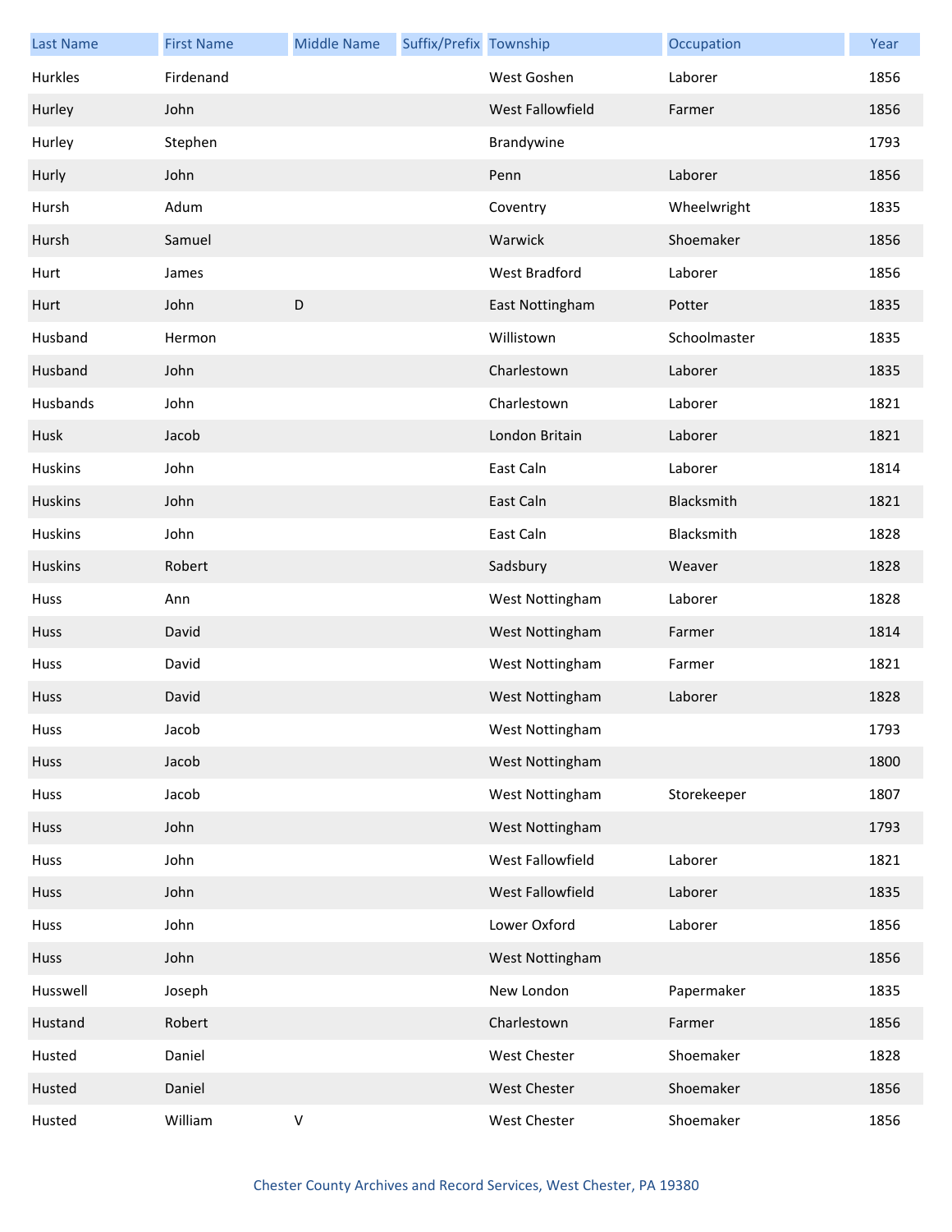| Last Name | First Name | Middle Name | Suffix/Prefix | Township | Occupation | Year |
| --- | --- | --- | --- | --- | --- | --- |
| Hurkles | Firdenand | | | West Goshen | Laborer | 1856 |
| Hurley | John | | | West Fallowfield | Farmer | 1856 |
| Hurley | Stephen | | | Brandywine | | 1793 |
| Hurly | John | | | Penn | Laborer | 1856 |
| Hursh | Adum | | | Coventry | Wheelwright | 1835 |
| Hursh | Samuel | | | Warwick | Shoemaker | 1856 |
| Hurt | James | | | West Bradford | Laborer | 1856 |
| Hurt | John | D | | East Nottingham | Potter | 1835 |
| Husband | Hermon | | | Willistown | Schoolmaster | 1835 |
| Husband | John | | | Charlestown | Laborer | 1835 |
| Husbands | John | | | Charlestown | Laborer | 1821 |
| Husk | Jacob | | | London Britain | Laborer | 1821 |
| Huskins | John | | | East Caln | Laborer | 1814 |
| Huskins | John | | | East Caln | Blacksmith | 1821 |
| Huskins | John | | | East Caln | Blacksmith | 1828 |
| Huskins | Robert | | | Sadsbury | Weaver | 1828 |
| Huss | Ann | | | West Nottingham | Laborer | 1828 |
| Huss | David | | | West Nottingham | Farmer | 1814 |
| Huss | David | | | West Nottingham | Farmer | 1821 |
| Huss | David | | | West Nottingham | Laborer | 1828 |
| Huss | Jacob | | | West Nottingham | | 1793 |
| Huss | Jacob | | | West Nottingham | | 1800 |
| Huss | Jacob | | | West Nottingham | Storekeeper | 1807 |
| Huss | John | | | West Nottingham | | 1793 |
| Huss | John | | | West Fallowfield | Laborer | 1821 |
| Huss | John | | | West Fallowfield | Laborer | 1835 |
| Huss | John | | | Lower Oxford | Laborer | 1856 |
| Huss | John | | | West Nottingham | | 1856 |
| Husswell | Joseph | | | New London | Papermaker | 1835 |
| Hustand | Robert | | | Charlestown | Farmer | 1856 |
| Husted | Daniel | | | West Chester | Shoemaker | 1828 |
| Husted | Daniel | | | West Chester | Shoemaker | 1856 |
| Husted | William | V | | West Chester | Shoemaker | 1856 |

Chester County Archives and Record Services, West Chester, PA 19380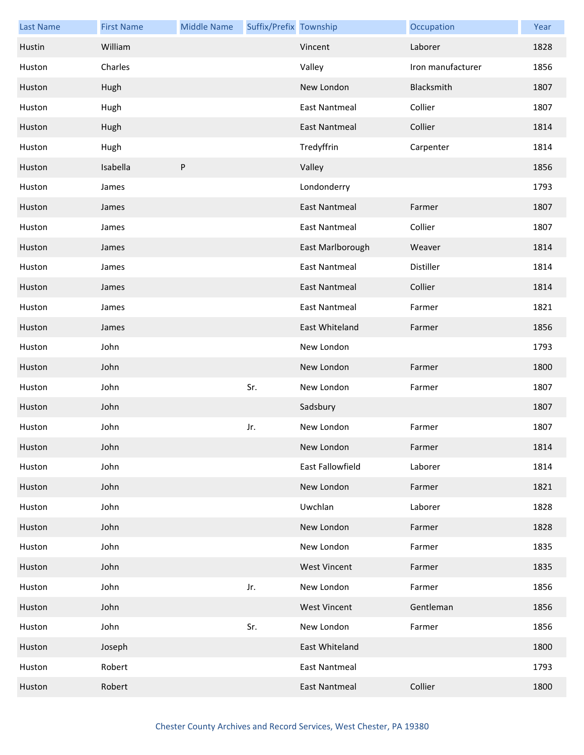| Last Name | First Name | Middle Name | Suffix/Prefix | Township | Occupation | Year |
|---|---|---|---|---|---|---|
| Hustin | William | | | Vincent | Laborer | 1828 |
| Huston | Charles | | | Valley | Iron manufacturer | 1856 |
| Huston | Hugh | | | New London | Blacksmith | 1807 |
| Huston | Hugh | | | East Nantmeal | Collier | 1807 |
| Huston | Hugh | | | East Nantmeal | Collier | 1814 |
| Huston | Hugh | | | Tredyffrin | Carpenter | 1814 |
| Huston | Isabella | P | | Valley | | 1856 |
| Huston | James | | | Londonderry | | 1793 |
| Huston | James | | | East Nantmeal | Farmer | 1807 |
| Huston | James | | | East Nantmeal | Collier | 1807 |
| Huston | James | | | East Marlborough | Weaver | 1814 |
| Huston | James | | | East Nantmeal | Distiller | 1814 |
| Huston | James | | | East Nantmeal | Collier | 1814 |
| Huston | James | | | East Nantmeal | Farmer | 1821 |
| Huston | James | | | East Whiteland | Farmer | 1856 |
| Huston | John | | | New London | | 1793 |
| Huston | John | | | New London | Farmer | 1800 |
| Huston | John | | Sr. | New London | Farmer | 1807 |
| Huston | John | | | Sadsbury | | 1807 |
| Huston | John | | Jr. | New London | Farmer | 1807 |
| Huston | John | | | New London | Farmer | 1814 |
| Huston | John | | | East Fallowfield | Laborer | 1814 |
| Huston | John | | | New London | Farmer | 1821 |
| Huston | John | | | Uwchlan | Laborer | 1828 |
| Huston | John | | | New London | Farmer | 1828 |
| Huston | John | | | New London | Farmer | 1835 |
| Huston | John | | | West Vincent | Farmer | 1835 |
| Huston | John | | Jr. | New London | Farmer | 1856 |
| Huston | John | | | West Vincent | Gentleman | 1856 |
| Huston | John | | Sr. | New London | Farmer | 1856 |
| Huston | Joseph | | | East Whiteland | | 1800 |
| Huston | Robert | | | East Nantmeal | | 1793 |
| Huston | Robert | | | East Nantmeal | Collier | 1800 |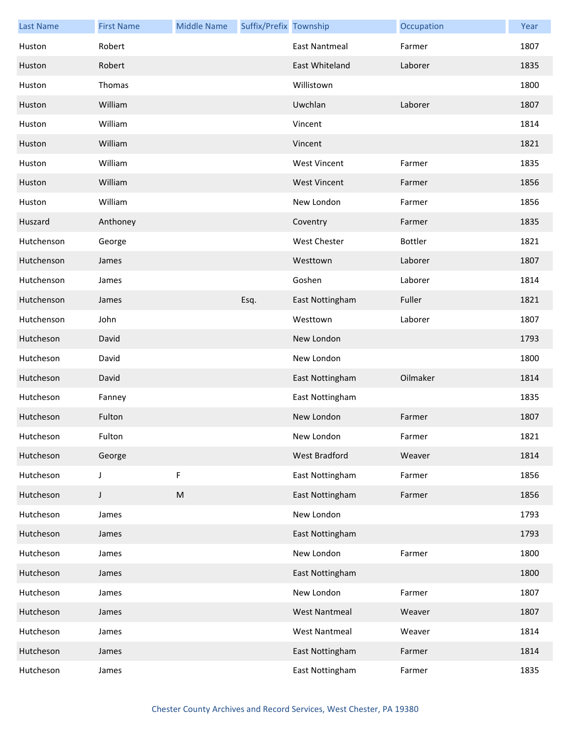| Last Name | First Name | Middle Name | Suffix/Prefix | Township | Occupation | Year |
|---|---|---|---|---|---|---|
| Huston | Robert | | | East Nantmeal | Farmer | 1807 |
| Huston | Robert | | | East Whiteland | Laborer | 1835 |
| Huston | Thomas | | | Willistown | | 1800 |
| Huston | William | | | Uwchlan | Laborer | 1807 |
| Huston | William | | | Vincent | | 1814 |
| Huston | William | | | Vincent | | 1821 |
| Huston | William | | | West Vincent | Farmer | 1835 |
| Huston | William | | | West Vincent | Farmer | 1856 |
| Huston | William | | | New London | Farmer | 1856 |
| Huszard | Anthoney | | | Coventry | Farmer | 1835 |
| Hutchenson | George | | | West Chester | Bottler | 1821 |
| Hutchenson | James | | | Westtown | Laborer | 1807 |
| Hutchenson | James | | | Goshen | Laborer | 1814 |
| Hutchenson | James | | Esq. | East Nottingham | Fuller | 1821 |
| Hutchenson | John | | | Westtown | Laborer | 1807 |
| Hutcheson | David | | | New London | | 1793 |
| Hutcheson | David | | | New London | | 1800 |
| Hutcheson | David | | | East Nottingham | Oilmaker | 1814 |
| Hutcheson | Fanney | | | East Nottingham | | 1835 |
| Hutcheson | Fulton | | | New London | Farmer | 1807 |
| Hutcheson | Fulton | | | New London | Farmer | 1821 |
| Hutcheson | George | | | West Bradford | Weaver | 1814 |
| Hutcheson | J | F | | East Nottingham | Farmer | 1856 |
| Hutcheson | J | M | | East Nottingham | Farmer | 1856 |
| Hutcheson | James | | | New London | | 1793 |
| Hutcheson | James | | | East Nottingham | | 1793 |
| Hutcheson | James | | | New London | Farmer | 1800 |
| Hutcheson | James | | | East Nottingham | | 1800 |
| Hutcheson | James | | | New London | Farmer | 1807 |
| Hutcheson | James | | | West Nantmeal | Weaver | 1807 |
| Hutcheson | James | | | West Nantmeal | Weaver | 1814 |
| Hutcheson | James | | | East Nottingham | Farmer | 1814 |
| Hutcheson | James | | | East Nottingham | Farmer | 1835 |

Chester County Archives and Record Services, West Chester, PA 19380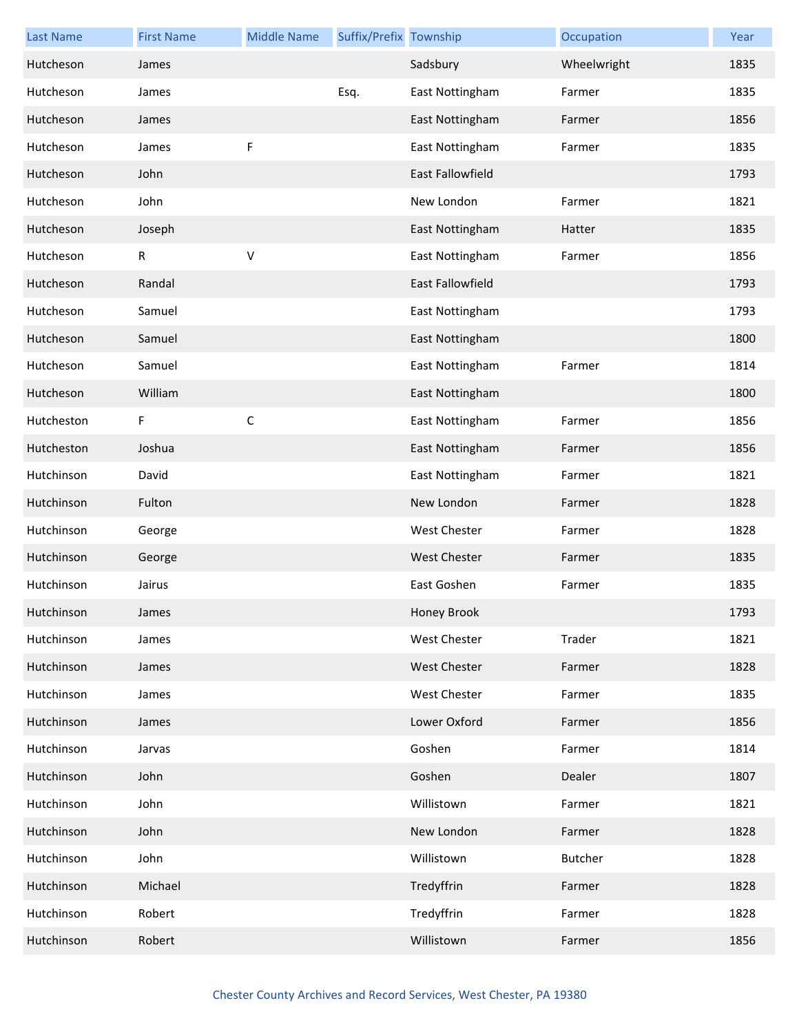| Last Name | First Name | Middle Name | Suffix/Prefix | Township | Occupation | Year |
| --- | --- | --- | --- | --- | --- | --- |
| Hutcheson | James | | | Sadsbury | Wheelwright | 1835 |
| Hutcheson | James | | Esq. | East Nottingham | Farmer | 1835 |
| Hutcheson | James | | | East Nottingham | Farmer | 1856 |
| Hutcheson | James | F | | East Nottingham | Farmer | 1835 |
| Hutcheson | John | | | East Fallowfield | | 1793 |
| Hutcheson | John | | | New London | Farmer | 1821 |
| Hutcheson | Joseph | | | East Nottingham | Hatter | 1835 |
| Hutcheson | R | V | | East Nottingham | Farmer | 1856 |
| Hutcheson | Randal | | | East Fallowfield | | 1793 |
| Hutcheson | Samuel | | | East Nottingham | | 1793 |
| Hutcheson | Samuel | | | East Nottingham | | 1800 |
| Hutcheson | Samuel | | | East Nottingham | Farmer | 1814 |
| Hutcheson | William | | | East Nottingham | | 1800 |
| Hutcheston | F | C | | East Nottingham | Farmer | 1856 |
| Hutcheston | Joshua | | | East Nottingham | Farmer | 1856 |
| Hutchinson | David | | | East Nottingham | Farmer | 1821 |
| Hutchinson | Fulton | | | New London | Farmer | 1828 |
| Hutchinson | George | | | West Chester | Farmer | 1828 |
| Hutchinson | George | | | West Chester | Farmer | 1835 |
| Hutchinson | Jairus | | | East Goshen | Farmer | 1835 |
| Hutchinson | James | | | Honey Brook | | 1793 |
| Hutchinson | James | | | West Chester | Trader | 1821 |
| Hutchinson | James | | | West Chester | Farmer | 1828 |
| Hutchinson | James | | | West Chester | Farmer | 1835 |
| Hutchinson | James | | | Lower Oxford | Farmer | 1856 |
| Hutchinson | Jarvas | | | Goshen | Farmer | 1814 |
| Hutchinson | John | | | Goshen | Dealer | 1807 |
| Hutchinson | John | | | Willistown | Farmer | 1821 |
| Hutchinson | John | | | New London | Farmer | 1828 |
| Hutchinson | John | | | Willistown | Butcher | 1828 |
| Hutchinson | Michael | | | Tredyffrin | Farmer | 1828 |
| Hutchinson | Robert | | | Tredyffrin | Farmer | 1828 |
| Hutchinson | Robert | | | Willistown | Farmer | 1856 |

Chester County Archives and Record Services, West Chester, PA 19380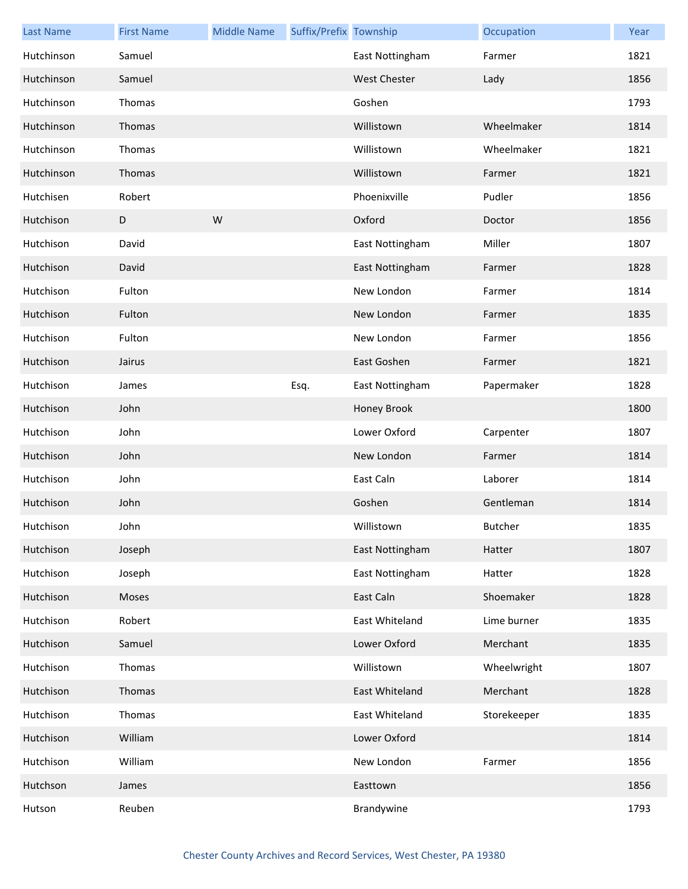| Last Name | First Name | Middle Name | Suffix/Prefix | Township | Occupation | Year |
|---|---|---|---|---|---|---|
| Hutchinson | Samuel | | | East Nottingham | Farmer | 1821 |
| Hutchinson | Samuel | | | West Chester | Lady | 1856 |
| Hutchinson | Thomas | | | Goshen | | 1793 |
| Hutchinson | Thomas | | | Willistown | Wheelmaker | 1814 |
| Hutchinson | Thomas | | | Willistown | Wheelmaker | 1821 |
| Hutchinson | Thomas | | | Willistown | Farmer | 1821 |
| Hutchisen | Robert | | | Phoenixville | Pudler | 1856 |
| Hutchison | D | W | | Oxford | Doctor | 1856 |
| Hutchison | David | | | East Nottingham | Miller | 1807 |
| Hutchison | David | | | East Nottingham | Farmer | 1828 |
| Hutchison | Fulton | | | New London | Farmer | 1814 |
| Hutchison | Fulton | | | New London | Farmer | 1835 |
| Hutchison | Fulton | | | New London | Farmer | 1856 |
| Hutchison | Jairus | | | East Goshen | Farmer | 1821 |
| Hutchison | James | | Esq. | East Nottingham | Papermaker | 1828 |
| Hutchison | John | | | Honey Brook | | 1800 |
| Hutchison | John | | | Lower Oxford | Carpenter | 1807 |
| Hutchison | John | | | New London | Farmer | 1814 |
| Hutchison | John | | | East Caln | Laborer | 1814 |
| Hutchison | John | | | Goshen | Gentleman | 1814 |
| Hutchison | John | | | Willistown | Butcher | 1835 |
| Hutchison | Joseph | | | East Nottingham | Hatter | 1807 |
| Hutchison | Joseph | | | East Nottingham | Hatter | 1828 |
| Hutchison | Moses | | | East Caln | Shoemaker | 1828 |
| Hutchison | Robert | | | East Whiteland | Lime burner | 1835 |
| Hutchison | Samuel | | | Lower Oxford | Merchant | 1835 |
| Hutchison | Thomas | | | Willistown | Wheelwright | 1807 |
| Hutchison | Thomas | | | East Whiteland | Merchant | 1828 |
| Hutchison | Thomas | | | East Whiteland | Storekeeper | 1835 |
| Hutchison | William | | | Lower Oxford | | 1814 |
| Hutchison | William | | | New London | Farmer | 1856 |
| Hutchson | James | | | Easttown | | 1856 |
| Hutson | Reuben | | | Brandywine | | 1793 |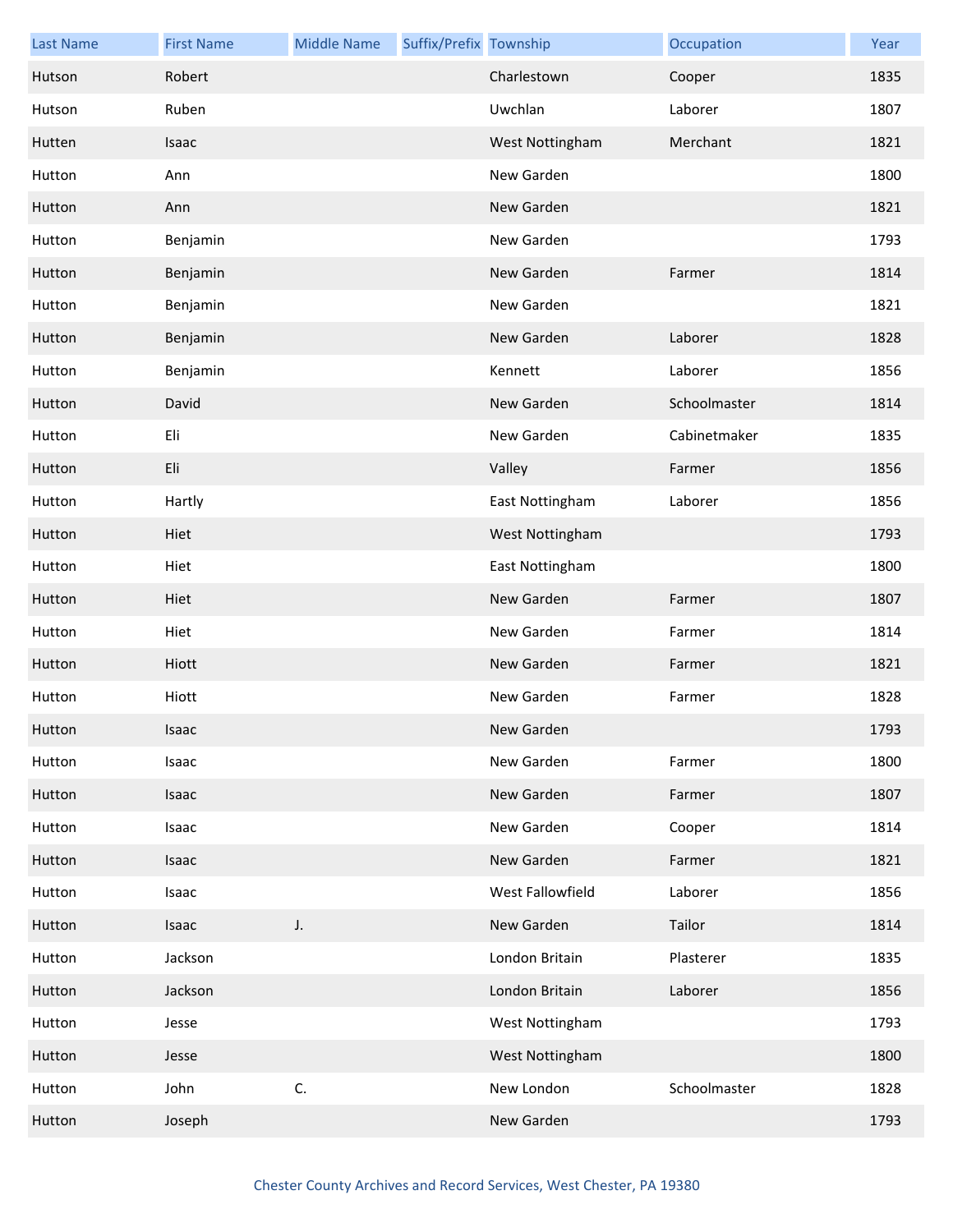| Last Name | First Name | Middle Name | Suffix/Prefix | Township | Occupation | Year |
|---|---|---|---|---|---|---|
| Hutson | Robert | | | Charlestown | Cooper | 1835 |
| Hutson | Ruben | | | Uwchlan | Laborer | 1807 |
| Hutten | Isaac | | | West Nottingham | Merchant | 1821 |
| Hutton | Ann | | | New Garden | | 1800 |
| Hutton | Ann | | | New Garden | | 1821 |
| Hutton | Benjamin | | | New Garden | | 1793 |
| Hutton | Benjamin | | | New Garden | Farmer | 1814 |
| Hutton | Benjamin | | | New Garden | | 1821 |
| Hutton | Benjamin | | | New Garden | Laborer | 1828 |
| Hutton | Benjamin | | | Kennett | Laborer | 1856 |
| Hutton | David | | | New Garden | Schoolmaster | 1814 |
| Hutton | Eli | | | New Garden | Cabinetmaker | 1835 |
| Hutton | Eli | | | Valley | Farmer | 1856 |
| Hutton | Hartly | | | East Nottingham | Laborer | 1856 |
| Hutton | Hiet | | | West Nottingham | | 1793 |
| Hutton | Hiet | | | East Nottingham | | 1800 |
| Hutton | Hiet | | | New Garden | Farmer | 1807 |
| Hutton | Hiet | | | New Garden | Farmer | 1814 |
| Hutton | Hiott | | | New Garden | Farmer | 1821 |
| Hutton | Hiott | | | New Garden | Farmer | 1828 |
| Hutton | Isaac | | | New Garden | | 1793 |
| Hutton | Isaac | | | New Garden | Farmer | 1800 |
| Hutton | Isaac | | | New Garden | Farmer | 1807 |
| Hutton | Isaac | | | New Garden | Cooper | 1814 |
| Hutton | Isaac | | | New Garden | Farmer | 1821 |
| Hutton | Isaac | | | West Fallowfield | Laborer | 1856 |
| Hutton | Isaac | J. | | New Garden | Tailor | 1814 |
| Hutton | Jackson | | | London Britain | Plasterer | 1835 |
| Hutton | Jackson | | | London Britain | Laborer | 1856 |
| Hutton | Jesse | | | West Nottingham | | 1793 |
| Hutton | Jesse | | | West Nottingham | | 1800 |
| Hutton | John | C. | | New London | Schoolmaster | 1828 |
| Hutton | Joseph | | | New Garden | | 1793 |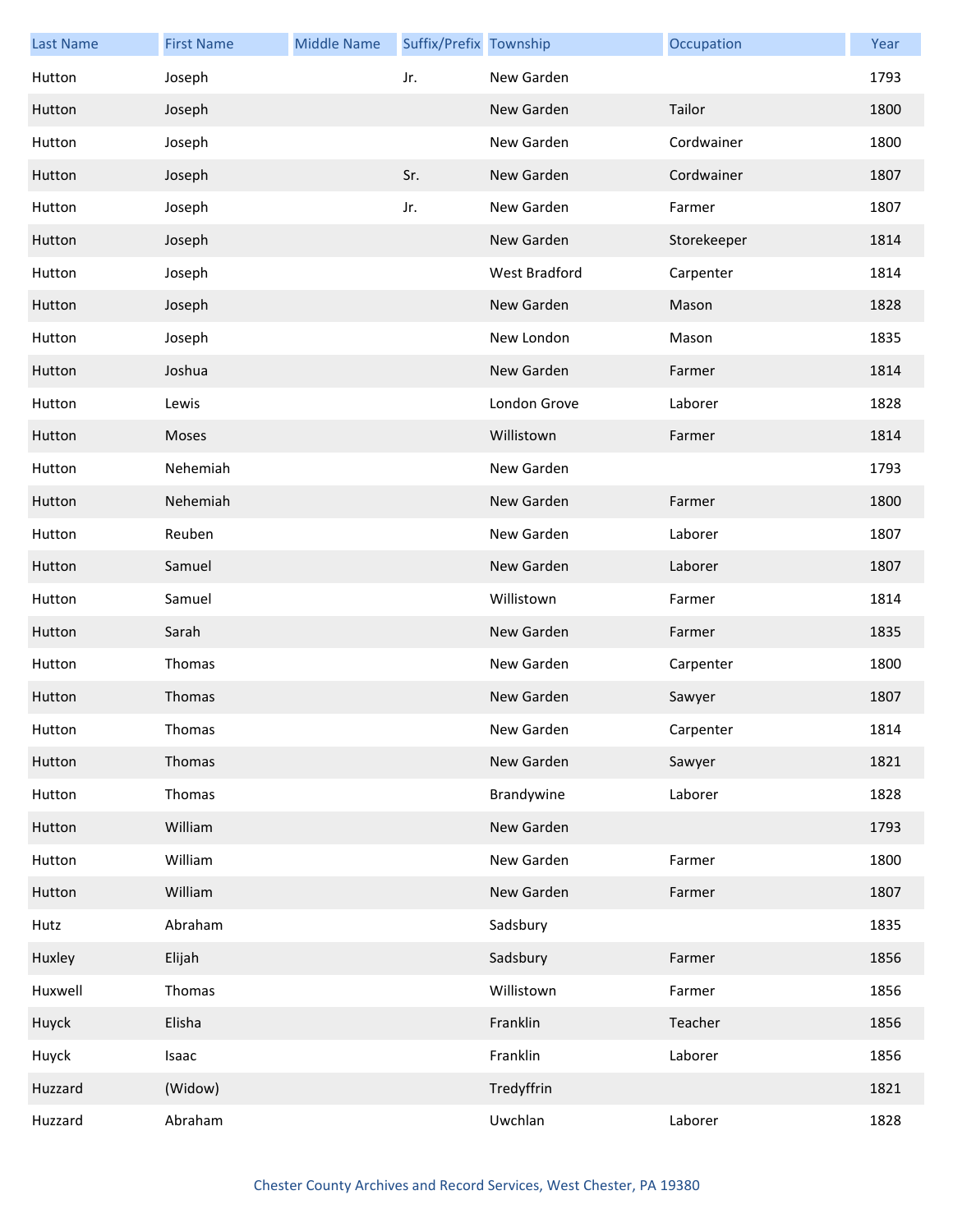| Last Name | First Name | Middle Name | Suffix/Prefix | Township | Occupation | Year |
|---|---|---|---|---|---|---|
| Hutton | Joseph | | Jr. | New Garden | | 1793 |
| Hutton | Joseph | | | New Garden | Tailor | 1800 |
| Hutton | Joseph | | | New Garden | Cordwainer | 1800 |
| Hutton | Joseph | | Sr. | New Garden | Cordwainer | 1807 |
| Hutton | Joseph | | Jr. | New Garden | Farmer | 1807 |
| Hutton | Joseph | | | New Garden | Storekeeper | 1814 |
| Hutton | Joseph | | | West Bradford | Carpenter | 1814 |
| Hutton | Joseph | | | New Garden | Mason | 1828 |
| Hutton | Joseph | | | New London | Mason | 1835 |
| Hutton | Joshua | | | New Garden | Farmer | 1814 |
| Hutton | Lewis | | | London Grove | Laborer | 1828 |
| Hutton | Moses | | | Willistown | Farmer | 1814 |
| Hutton | Nehemiah | | | New Garden | | 1793 |
| Hutton | Nehemiah | | | New Garden | Farmer | 1800 |
| Hutton | Reuben | | | New Garden | Laborer | 1807 |
| Hutton | Samuel | | | New Garden | Laborer | 1807 |
| Hutton | Samuel | | | Willistown | Farmer | 1814 |
| Hutton | Sarah | | | New Garden | Farmer | 1835 |
| Hutton | Thomas | | | New Garden | Carpenter | 1800 |
| Hutton | Thomas | | | New Garden | Sawyer | 1807 |
| Hutton | Thomas | | | New Garden | Carpenter | 1814 |
| Hutton | Thomas | | | New Garden | Sawyer | 1821 |
| Hutton | Thomas | | | Brandywine | Laborer | 1828 |
| Hutton | William | | | New Garden | | 1793 |
| Hutton | William | | | New Garden | Farmer | 1800 |
| Hutton | William | | | New Garden | Farmer | 1807 |
| Hutz | Abraham | | | Sadsbury | | 1835 |
| Huxley | Elijah | | | Sadsbury | Farmer | 1856 |
| Huxwell | Thomas | | | Willistown | Farmer | 1856 |
| Huyck | Elisha | | | Franklin | Teacher | 1856 |
| Huyck | Isaac | | | Franklin | Laborer | 1856 |
| Huzzard | (Widow) | | | Tredyffrin | | 1821 |
| Huzzard | Abraham | | | Uwchlan | Laborer | 1828 |

Chester County Archives and Record Services, West Chester, PA 19380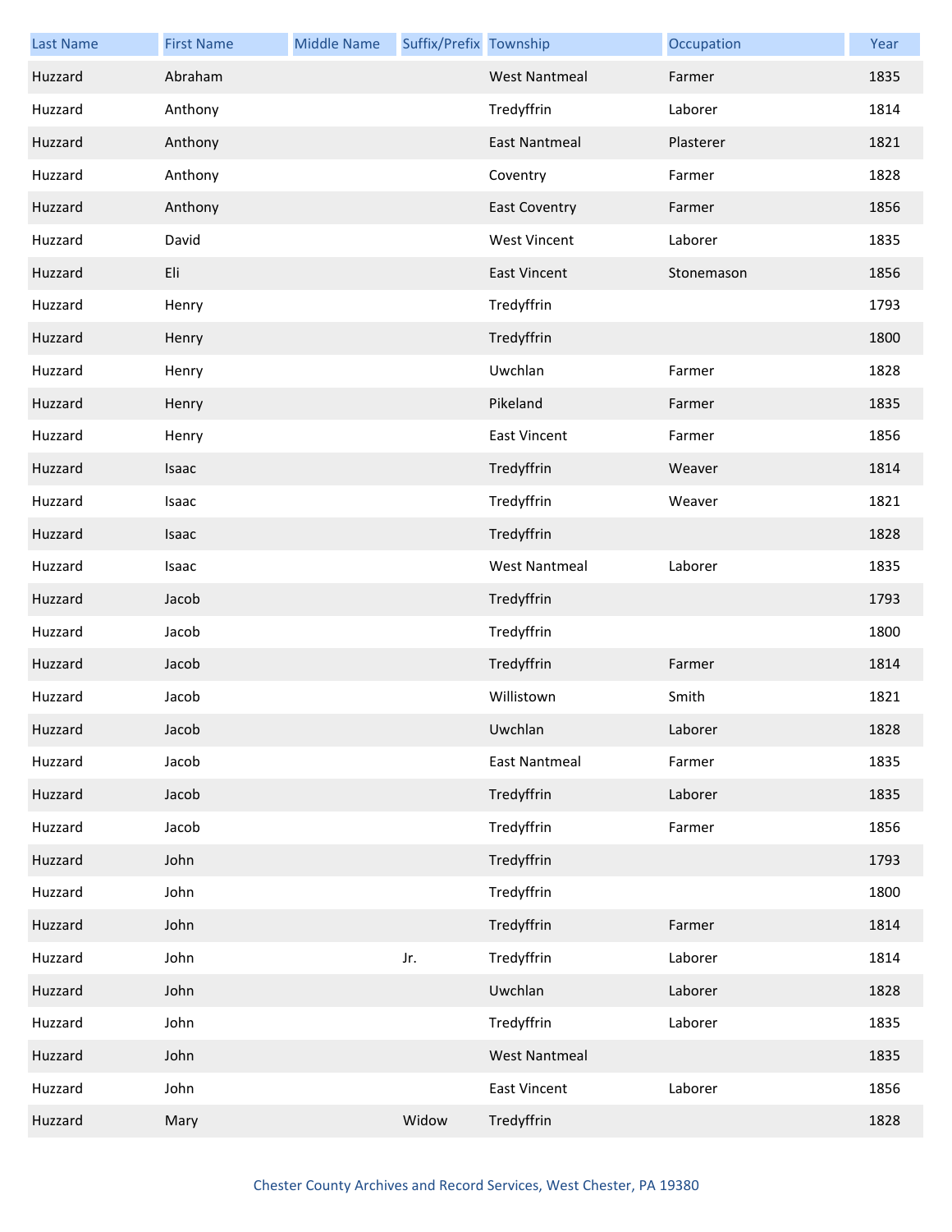| Last Name | First Name | Middle Name | Suffix/Prefix | Township | Occupation | Year |
|---|---|---|---|---|---|---|
| Huzzard | Abraham | | | West Nantmeal | Farmer | 1835 |
| Huzzard | Anthony | | | Tredyffrin | Laborer | 1814 |
| Huzzard | Anthony | | | East Nantmeal | Plasterer | 1821 |
| Huzzard | Anthony | | | Coventry | Farmer | 1828 |
| Huzzard | Anthony | | | East Coventry | Farmer | 1856 |
| Huzzard | David | | | West Vincent | Laborer | 1835 |
| Huzzard | Eli | | | East Vincent | Stonemason | 1856 |
| Huzzard | Henry | | | Tredyffrin | | 1793 |
| Huzzard | Henry | | | Tredyffrin | | 1800 |
| Huzzard | Henry | | | Uwchlan | Farmer | 1828 |
| Huzzard | Henry | | | Pikeland | Farmer | 1835 |
| Huzzard | Henry | | | East Vincent | Farmer | 1856 |
| Huzzard | Isaac | | | Tredyffrin | Weaver | 1814 |
| Huzzard | Isaac | | | Tredyffrin | Weaver | 1821 |
| Huzzard | Isaac | | | Tredyffrin | | 1828 |
| Huzzard | Isaac | | | West Nantmeal | Laborer | 1835 |
| Huzzard | Jacob | | | Tredyffrin | | 1793 |
| Huzzard | Jacob | | | Tredyffrin | | 1800 |
| Huzzard | Jacob | | | Tredyffrin | Farmer | 1814 |
| Huzzard | Jacob | | | Willistown | Smith | 1821 |
| Huzzard | Jacob | | | Uwchlan | Laborer | 1828 |
| Huzzard | Jacob | | | East Nantmeal | Farmer | 1835 |
| Huzzard | Jacob | | | Tredyffrin | Laborer | 1835 |
| Huzzard | Jacob | | | Tredyffrin | Farmer | 1856 |
| Huzzard | John | | | Tredyffrin | | 1793 |
| Huzzard | John | | | Tredyffrin | | 1800 |
| Huzzard | John | | | Tredyffrin | Farmer | 1814 |
| Huzzard | John | | Jr. | Tredyffrin | Laborer | 1814 |
| Huzzard | John | | | Uwchlan | Laborer | 1828 |
| Huzzard | John | | | Tredyffrin | Laborer | 1835 |
| Huzzard | John | | | West Nantmeal | | 1835 |
| Huzzard | John | | | East Vincent | Laborer | 1856 |
| Huzzard | Mary | | Widow | Tredyffrin | | 1828 |

Chester County Archives and Record Services, West Chester, PA 19380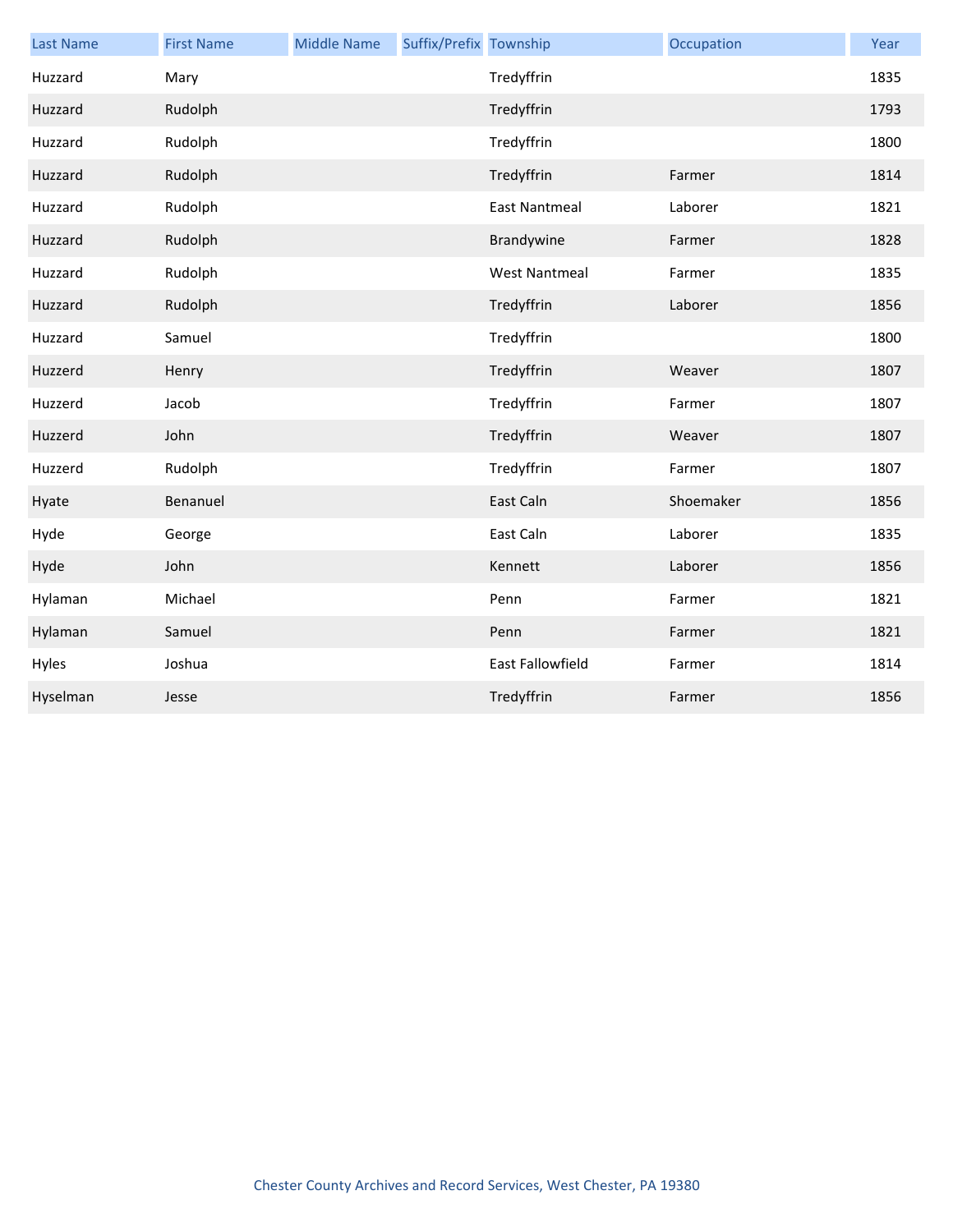| Last Name | First Name | Middle Name | Suffix/Prefix | Township | Occupation | Year |
|---|---|---|---|---|---|---|
| Huzzard | Mary | | | Tredyffrin | | 1835 |
| Huzzard | Rudolph | | | Tredyffrin | | 1793 |
| Huzzard | Rudolph | | | Tredyffrin | | 1800 |
| Huzzard | Rudolph | | | Tredyffrin | Farmer | 1814 |
| Huzzard | Rudolph | | | East Nantmeal | Laborer | 1821 |
| Huzzard | Rudolph | | | Brandywine | Farmer | 1828 |
| Huzzard | Rudolph | | | West Nantmeal | Farmer | 1835 |
| Huzzard | Rudolph | | | Tredyffrin | Laborer | 1856 |
| Huzzard | Samuel | | | Tredyffrin | | 1800 |
| Huzzerd | Henry | | | Tredyffrin | Weaver | 1807 |
| Huzzerd | Jacob | | | Tredyffrin | Farmer | 1807 |
| Huzzerd | John | | | Tredyffrin | Weaver | 1807 |
| Huzzerd | Rudolph | | | Tredyffrin | Farmer | 1807 |
| Hyate | Benanuel | | | East Caln | Shoemaker | 1856 |
| Hyde | George | | | East Caln | Laborer | 1835 |
| Hyde | John | | | Kennett | Laborer | 1856 |
| Hylaman | Michael | | | Penn | Farmer | 1821 |
| Hylaman | Samuel | | | Penn | Farmer | 1821 |
| Hyles | Joshua | | | East Fallowfield | Farmer | 1814 |
| Hyselman | Jesse | | | Tredyffrin | Farmer | 1856 |

Chester County Archives and Record Services, West Chester, PA 19380